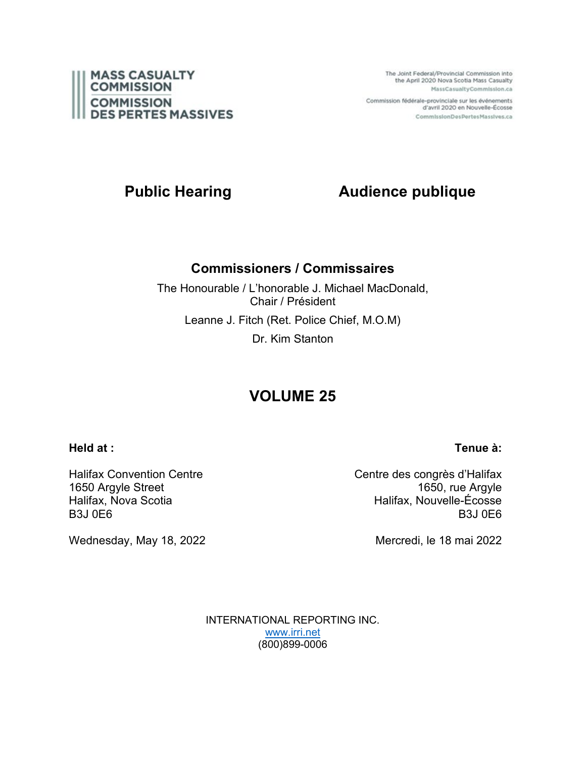**MASS CASUALTY COMMISSION**
**COMMISSION DES PERTES MASSIVES**

The Joint Federal/Provincial Commission into the April 2020 Nova Scotia Mass Casualty
MassCasualtyCommission.ca

Commission fédérale-provinciale sur les événements d'avril 2020 en Nouvelle-Écosse
CommissionDesPertesMassives.ca

# Public Hearing | Audience publique

## Commissioners / Commissaires

The Honourable / L'honorable J. Michael MacDonald,
Chair / Président

Leanne J. Fitch (Ret. Police Chief, M.O.M)

Dr. Kim Stanton

# VOLUME 25

**Held at :**

Halifax Convention Centre
1650 Argyle Street
Halifax, Nova Scotia
B3J 0E6

Wednesday, May 18, 2022

**Tenue à:**

Centre des congrès d'Halifax
1650, rue Argyle
Halifax, Nouvelle-Écosse
B3J 0E6

Mercredi, le 18 mai 2022

INTERNATIONAL REPORTING INC.
www.irri.net
(800)899-0006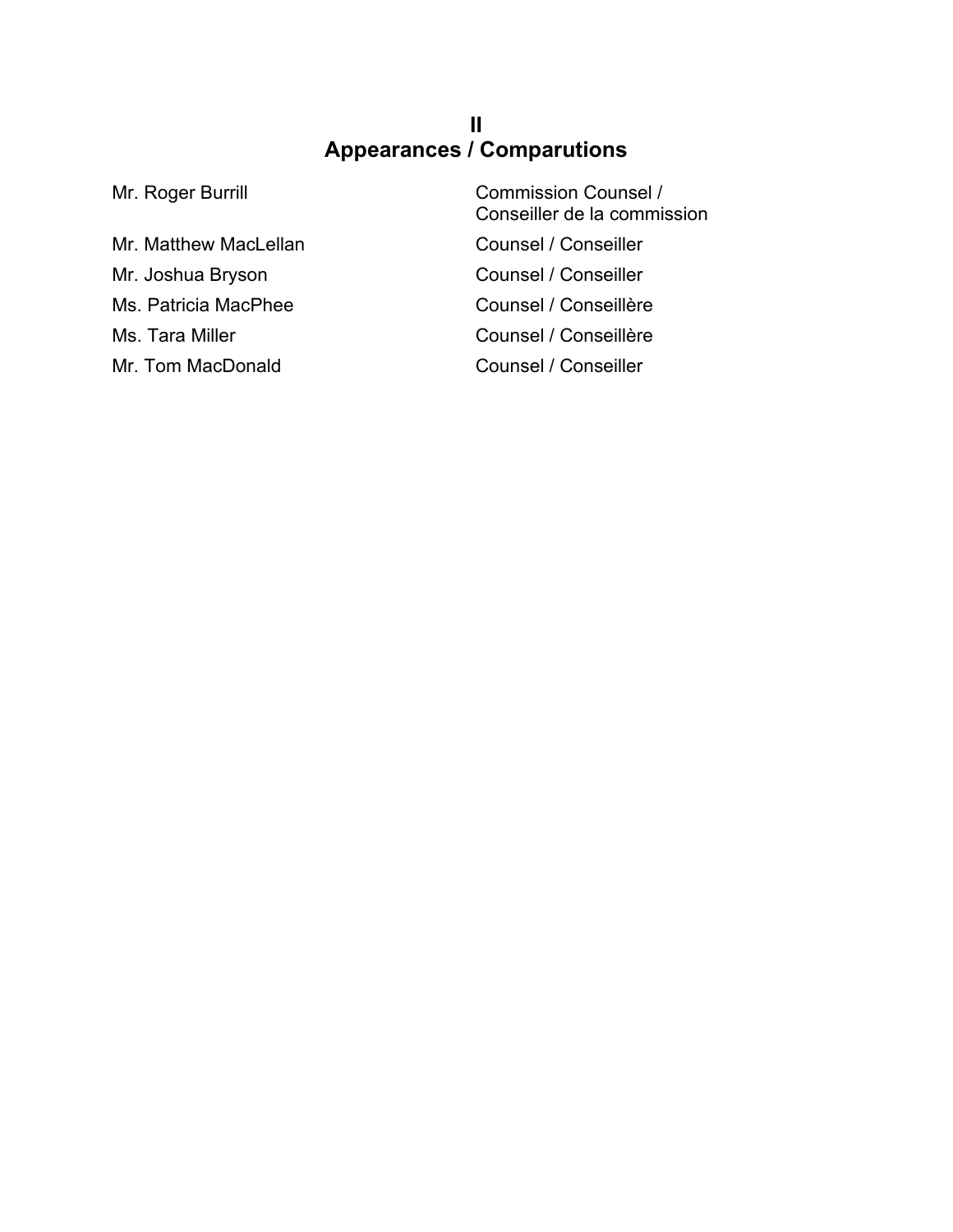## II
## Appearances / Comparutions

| | |
|---|---|
| Mr. Roger Burrill | Commission Counsel / Conseiller de la commission |
| Mr. Matthew MacLellan | Counsel / Conseiller |
| Mr. Joshua Bryson | Counsel / Conseiller |
| Ms. Patricia MacPhee | Counsel / Conseillère |
| Ms. Tara Miller | Counsel / Conseillère |
| Mr. Tom MacDonald | Counsel / Conseiller |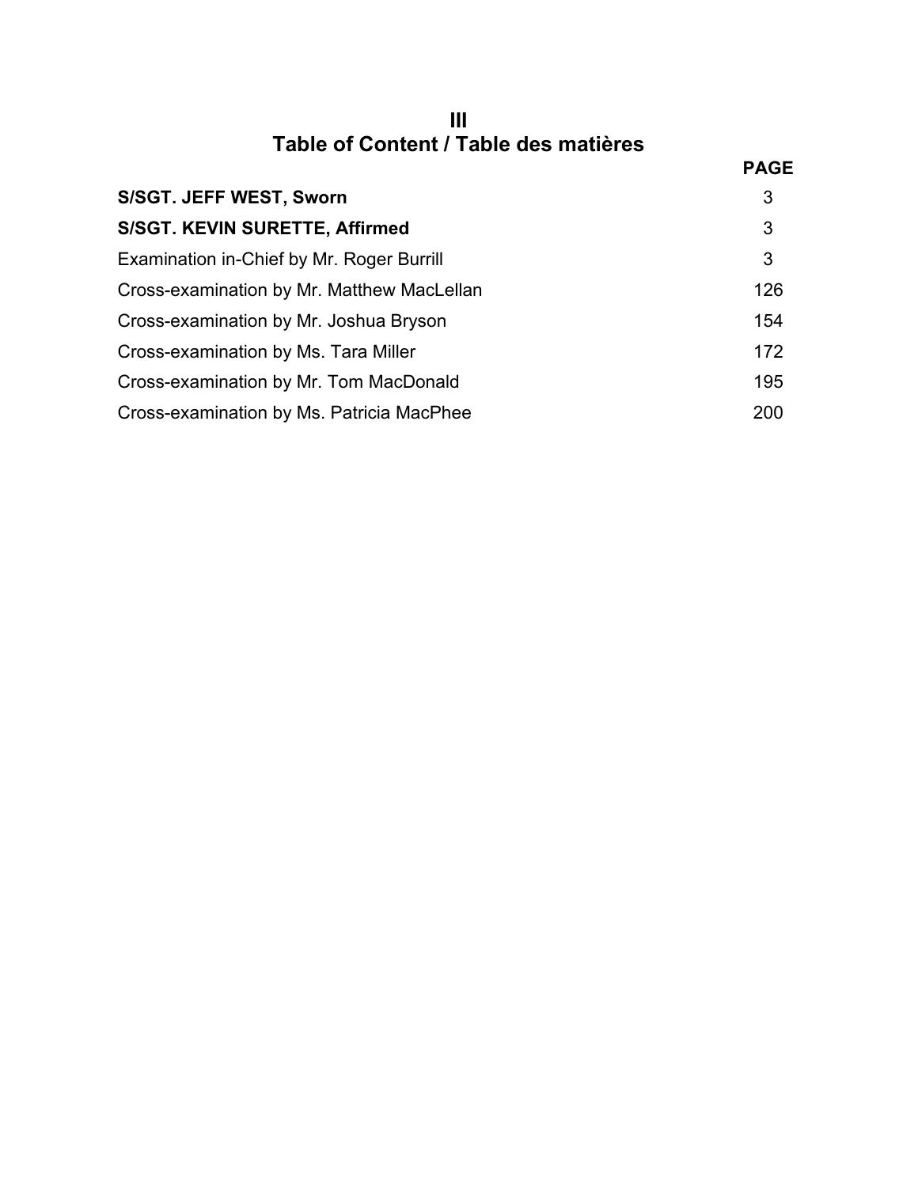# III
# Table of Content / Table des matières

| | PAGE |
|---|---|
| **S/SGT. JEFF WEST, Sworn** | 3 |
| **S/SGT. KEVIN SURETTE, Affirmed** | 3 |
| Examination in-Chief by Mr. Roger Burrill | 3 |
| Cross-examination by Mr. Matthew MacLellan | 126 |
| Cross-examination by Mr. Joshua Bryson | 154 |
| Cross-examination by Ms. Tara Miller | 172 |
| Cross-examination by Mr. Tom MacDonald | 195 |
| Cross-examination by Ms. Patricia MacPhee | 200 |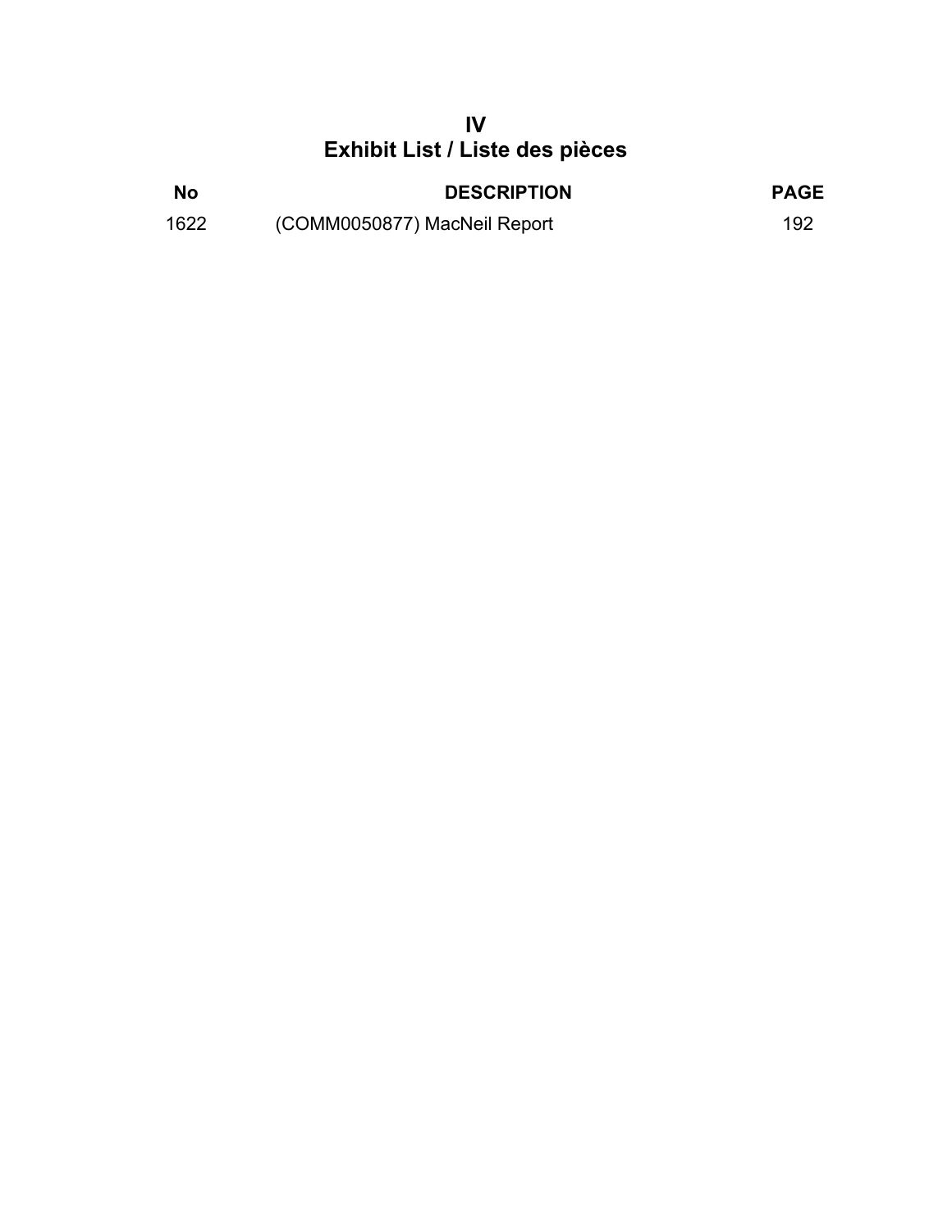# IV
# Exhibit List / Liste des pièces

| No | DESCRIPTION | PAGE |
|---|---|---|
| 1622 | (COMM0050877) MacNeil Report | 192 |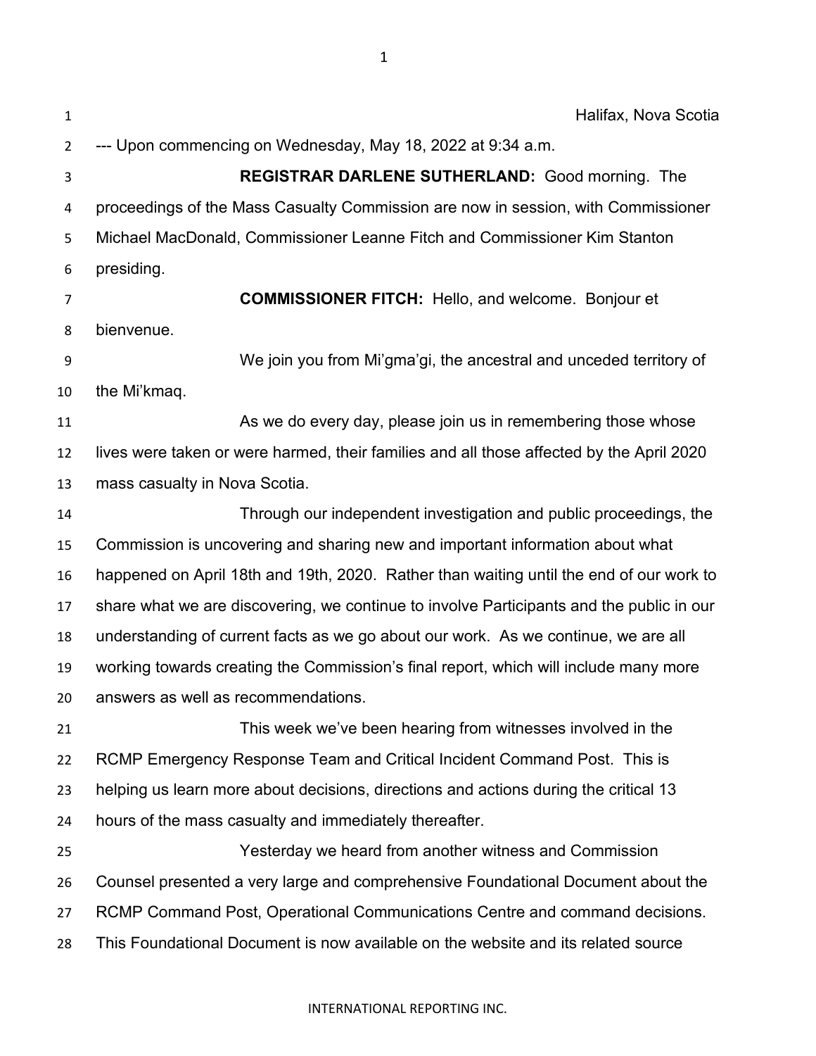Halifax, Nova Scotia

--- Upon commencing on Wednesday, May 18, 2022 at 9:34 a.m.

**REGISTRAR DARLENE SUTHERLAND:** Good morning. The proceedings of the Mass Casualty Commission are now in session, with Commissioner Michael MacDonald, Commissioner Leanne Fitch and Commissioner Kim Stanton presiding.

**COMMISSIONER FITCH:** Hello, and welcome. Bonjour et bienvenue.

We join you from Mi'gma'gi, the ancestral and unceded territory of the Mi'kmaq.

As we do every day, please join us in remembering those whose lives were taken or were harmed, their families and all those affected by the April 2020 mass casualty in Nova Scotia.

Through our independent investigation and public proceedings, the Commission is uncovering and sharing new and important information about what happened on April 18th and 19th, 2020. Rather than waiting until the end of our work to share what we are discovering, we continue to involve Participants and the public in our understanding of current facts as we go about our work. As we continue, we are all working towards creating the Commission's final report, which will include many more answers as well as recommendations.

This week we've been hearing from witnesses involved in the RCMP Emergency Response Team and Critical Incident Command Post. This is helping us learn more about decisions, directions and actions during the critical 13 hours of the mass casualty and immediately thereafter.

Yesterday we heard from another witness and Commission Counsel presented a very large and comprehensive Foundational Document about the RCMP Command Post, Operational Communications Centre and command decisions. This Foundational Document is now available on the website and its related source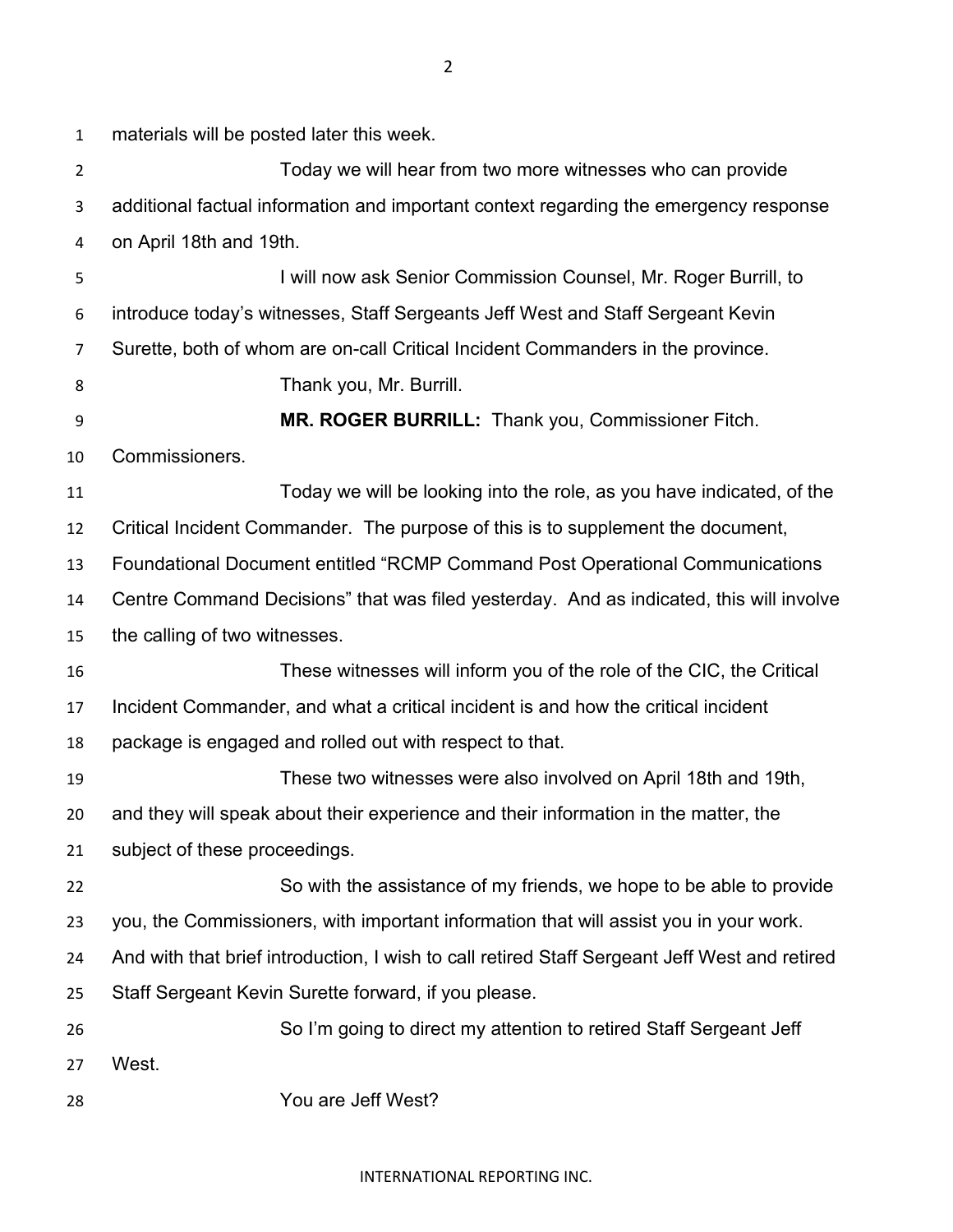materials will be posted later this week.

Today we will hear from two more witnesses who can provide additional factual information and important context regarding the emergency response on April 18th and 19th.

I will now ask Senior Commission Counsel, Mr. Roger Burrill, to introduce today's witnesses, Staff Sergeants Jeff West and Staff Sergeant Kevin Surette, both of whom are on-call Critical Incident Commanders in the province.

Thank you, Mr. Burrill.

**MR. ROGER BURRILL:** Thank you, Commissioner Fitch. Commissioners.

Today we will be looking into the role, as you have indicated, of the Critical Incident Commander. The purpose of this is to supplement the document, Foundational Document entitled "RCMP Command Post Operational Communications Centre Command Decisions" that was filed yesterday. And as indicated, this will involve the calling of two witnesses.

These witnesses will inform you of the role of the CIC, the Critical Incident Commander, and what a critical incident is and how the critical incident package is engaged and rolled out with respect to that.

These two witnesses were also involved on April 18th and 19th, and they will speak about their experience and their information in the matter, the subject of these proceedings.

So with the assistance of my friends, we hope to be able to provide you, the Commissioners, with important information that will assist you in your work. And with that brief introduction, I wish to call retired Staff Sergeant Jeff West and retired Staff Sergeant Kevin Surette forward, if you please.

So I'm going to direct my attention to retired Staff Sergeant Jeff West.

You are Jeff West?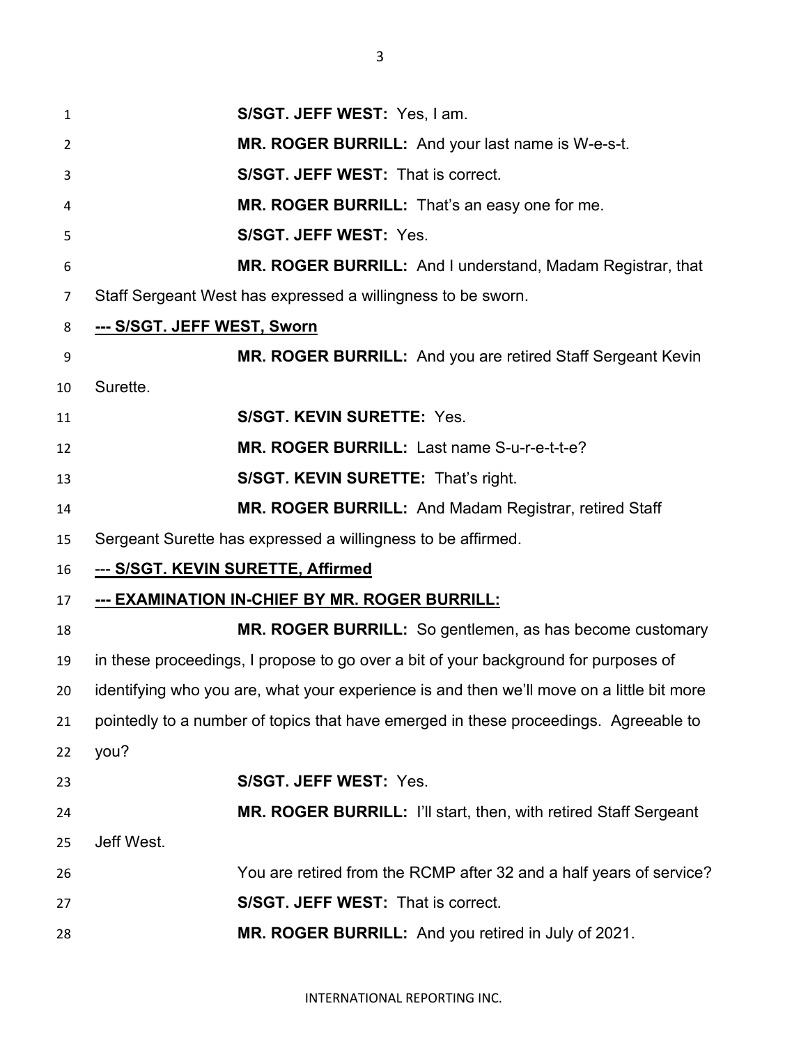**S/SGT. JEFF WEST:** Yes, I am.

**MR. ROGER BURRILL:** And your last name is W-e-s-t.

**S/SGT. JEFF WEST:** That is correct.

**MR. ROGER BURRILL:** That's an easy one for me.

**S/SGT. JEFF WEST:** Yes.

**MR. ROGER BURRILL:** And I understand, Madam Registrar, that Staff Sergeant West has expressed a willingness to be sworn.

**<u>--- S/SGT. JEFF WEST, Sworn</u>**

**MR. ROGER BURRILL:** And you are retired Staff Sergeant Kevin Surette.

**S/SGT. KEVIN SURETTE:** Yes.

**MR. ROGER BURRILL:** Last name S-u-r-e-t-t-e?

**S/SGT. KEVIN SURETTE:** That's right.

**MR. ROGER BURRILL:** And Madam Registrar, retired Staff Sergeant Surette has expressed a willingness to be affirmed.

<u>--- **S/SGT. KEVIN SURETTE, Affirmed**</u>

**<u>--- EXAMINATION IN-CHIEF BY MR. ROGER BURRILL:</u>**

**MR. ROGER BURRILL:** So gentlemen, as has become customary in these proceedings, I propose to go over a bit of your background for purposes of identifying who you are, what your experience is and then we'll move on a little bit more pointedly to a number of topics that have emerged in these proceedings. Agreeable to you?

**S/SGT. JEFF WEST:** Yes.

**MR. ROGER BURRILL:** I'll start, then, with retired Staff Sergeant Jeff West.

You are retired from the RCMP after 32 and a half years of service?

**S/SGT. JEFF WEST:** That is correct.

**MR. ROGER BURRILL:** And you retired in July of 2021.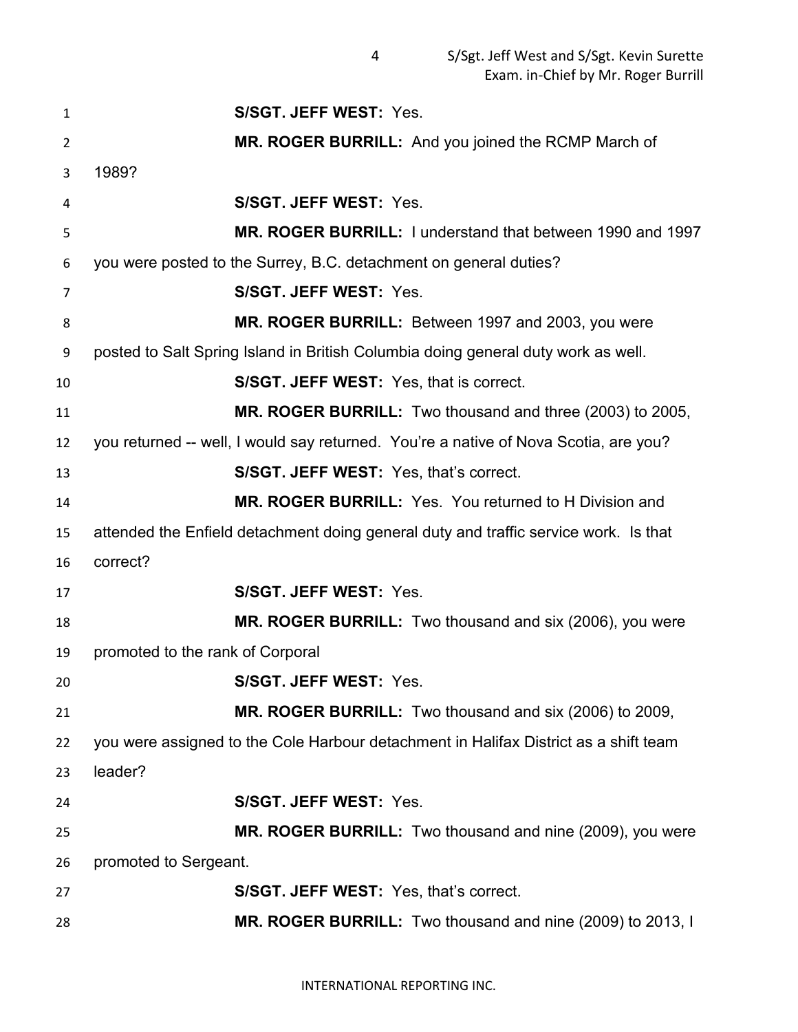**S/SGT. JEFF WEST:** Yes.

**MR. ROGER BURRILL:** And you joined the RCMP March of 1989?

**S/SGT. JEFF WEST:** Yes.

**MR. ROGER BURRILL:** I understand that between 1990 and 1997 you were posted to the Surrey, B.C. detachment on general duties?

**S/SGT. JEFF WEST:** Yes.

**MR. ROGER BURRILL:** Between 1997 and 2003, you were posted to Salt Spring Island in British Columbia doing general duty work as well.

**S/SGT. JEFF WEST:** Yes, that is correct.

**MR. ROGER BURRILL:** Two thousand and three (2003) to 2005, you returned -- well, I would say returned. You're a native of Nova Scotia, are you?

**S/SGT. JEFF WEST:** Yes, that's correct.

**MR. ROGER BURRILL:** Yes. You returned to H Division and attended the Enfield detachment doing general duty and traffic service work. Is that correct?

**S/SGT. JEFF WEST:** Yes.

**MR. ROGER BURRILL:** Two thousand and six (2006), you were promoted to the rank of Corporal

**S/SGT. JEFF WEST:** Yes.

**MR. ROGER BURRILL:** Two thousand and six (2006) to 2009, you were assigned to the Cole Harbour detachment in Halifax District as a shift team leader?

**S/SGT. JEFF WEST:** Yes.

**MR. ROGER BURRILL:** Two thousand and nine (2009), you were promoted to Sergeant.

**S/SGT. JEFF WEST:** Yes, that's correct.

**MR. ROGER BURRILL:** Two thousand and nine (2009) to 2013, I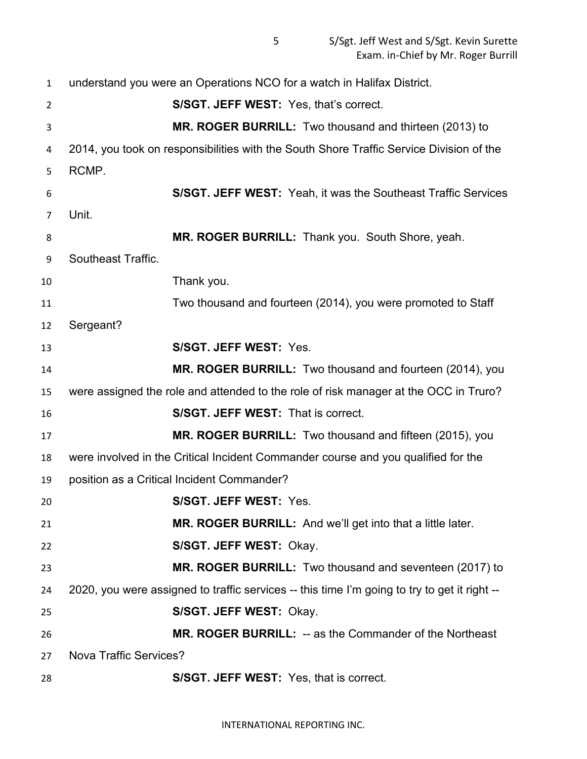understand you were an Operations NCO for a watch in Halifax District.

**S/SGT. JEFF WEST:** Yes, that's correct.

**MR. ROGER BURRILL:** Two thousand and thirteen (2013) to 2014, you took on responsibilities with the South Shore Traffic Service Division of the RCMP.

**S/SGT. JEFF WEST:** Yeah, it was the Southeast Traffic Services Unit.

**MR. ROGER BURRILL:** Thank you. South Shore, yeah. Southeast Traffic.

Thank you.

Two thousand and fourteen (2014), you were promoted to Staff Sergeant?

**S/SGT. JEFF WEST:** Yes.

**MR. ROGER BURRILL:** Two thousand and fourteen (2014), you were assigned the role and attended to the role of risk manager at the OCC in Truro?

**S/SGT. JEFF WEST:** That is correct.

**MR. ROGER BURRILL:** Two thousand and fifteen (2015), you were involved in the Critical Incident Commander course and you qualified for the position as a Critical Incident Commander?

**S/SGT. JEFF WEST:** Yes.

**MR. ROGER BURRILL:** And we'll get into that a little later.

**S/SGT. JEFF WEST:** Okay.

**MR. ROGER BURRILL:** Two thousand and seventeen (2017) to 2020, you were assigned to traffic services -- this time I'm going to try to get it right --

**S/SGT. JEFF WEST:** Okay.

**MR. ROGER BURRILL:** -- as the Commander of the Northeast Nova Traffic Services?

**S/SGT. JEFF WEST:** Yes, that is correct.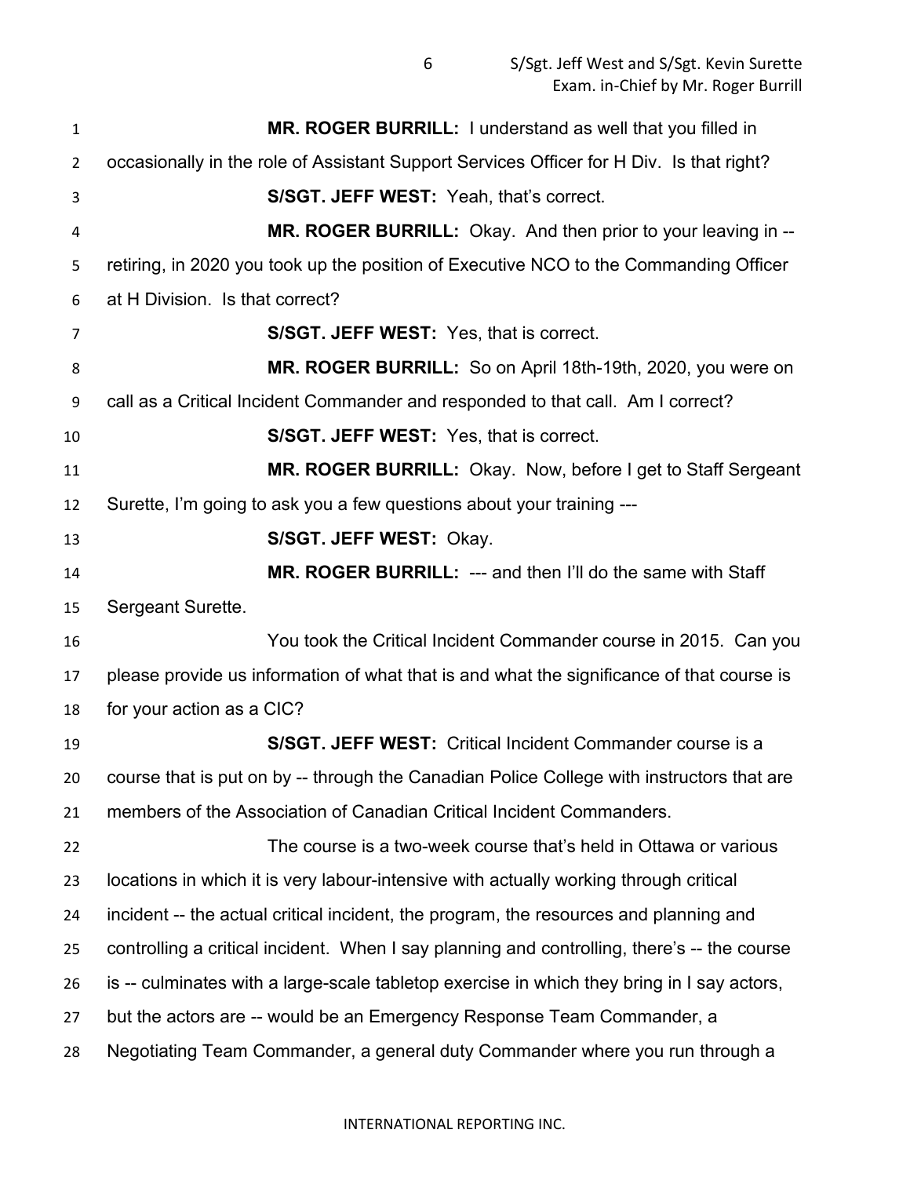**MR. ROGER BURRILL:** I understand as well that you filled in occasionally in the role of Assistant Support Services Officer for H Div. Is that right?

**S/SGT. JEFF WEST:** Yeah, that's correct.

**MR. ROGER BURRILL:** Okay. And then prior to your leaving in -- retiring, in 2020 you took up the position of Executive NCO to the Commanding Officer at H Division. Is that correct?

**S/SGT. JEFF WEST:** Yes, that is correct.

**MR. ROGER BURRILL:** So on April 18th-19th, 2020, you were on call as a Critical Incident Commander and responded to that call. Am I correct?

**S/SGT. JEFF WEST:** Yes, that is correct.

**MR. ROGER BURRILL:** Okay. Now, before I get to Staff Sergeant Surette, I'm going to ask you a few questions about your training ---

**S/SGT. JEFF WEST:** Okay.

**MR. ROGER BURRILL:** --- and then I'll do the same with Staff Sergeant Surette.

You took the Critical Incident Commander course in 2015. Can you please provide us information of what that is and what the significance of that course is for your action as a CIC?

**S/SGT. JEFF WEST:** Critical Incident Commander course is a course that is put on by -- through the Canadian Police College with instructors that are members of the Association of Canadian Critical Incident Commanders.

The course is a two-week course that's held in Ottawa or various locations in which it is very labour-intensive with actually working through critical incident -- the actual critical incident, the program, the resources and planning and controlling a critical incident. When I say planning and controlling, there's -- the course is -- culminates with a large-scale tabletop exercise in which they bring in I say actors, but the actors are -- would be an Emergency Response Team Commander, a Negotiating Team Commander, a general duty Commander where you run through a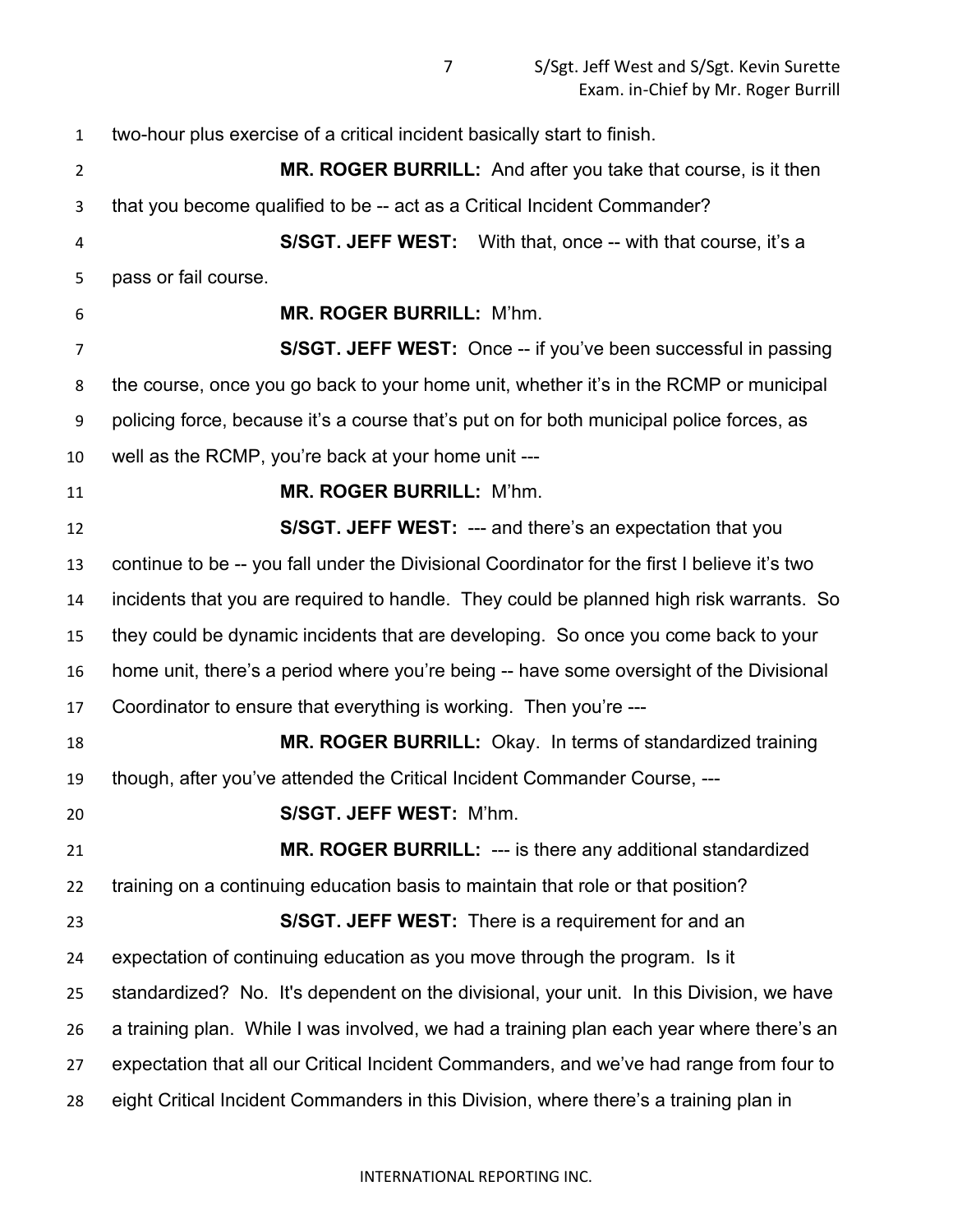two-hour plus exercise of a critical incident basically start to finish.

**MR. ROGER BURRILL:** And after you take that course, is it then that you become qualified to be -- act as a Critical Incident Commander?

**S/SGT. JEFF WEST:** With that, once -- with that course, it's a pass or fail course.

**MR. ROGER BURRILL:** M'hm.

**S/SGT. JEFF WEST:** Once -- if you've been successful in passing the course, once you go back to your home unit, whether it's in the RCMP or municipal policing force, because it's a course that's put on for both municipal police forces, as well as the RCMP, you're back at your home unit ---

**MR. ROGER BURRILL:** M'hm.

**S/SGT. JEFF WEST:** --- and there's an expectation that you continue to be -- you fall under the Divisional Coordinator for the first I believe it's two incidents that you are required to handle. They could be planned high risk warrants. So they could be dynamic incidents that are developing. So once you come back to your home unit, there's a period where you're being -- have some oversight of the Divisional Coordinator to ensure that everything is working. Then you're ---

**MR. ROGER BURRILL:** Okay. In terms of standardized training though, after you've attended the Critical Incident Commander Course, ---

**S/SGT. JEFF WEST:** M'hm.

**MR. ROGER BURRILL:** --- is there any additional standardized training on a continuing education basis to maintain that role or that position?

**S/SGT. JEFF WEST:** There is a requirement for and an expectation of continuing education as you move through the program. Is it standardized? No. It's dependent on the divisional, your unit. In this Division, we have a training plan. While I was involved, we had a training plan each year where there's an expectation that all our Critical Incident Commanders, and we've had range from four to eight Critical Incident Commanders in this Division, where there's a training plan in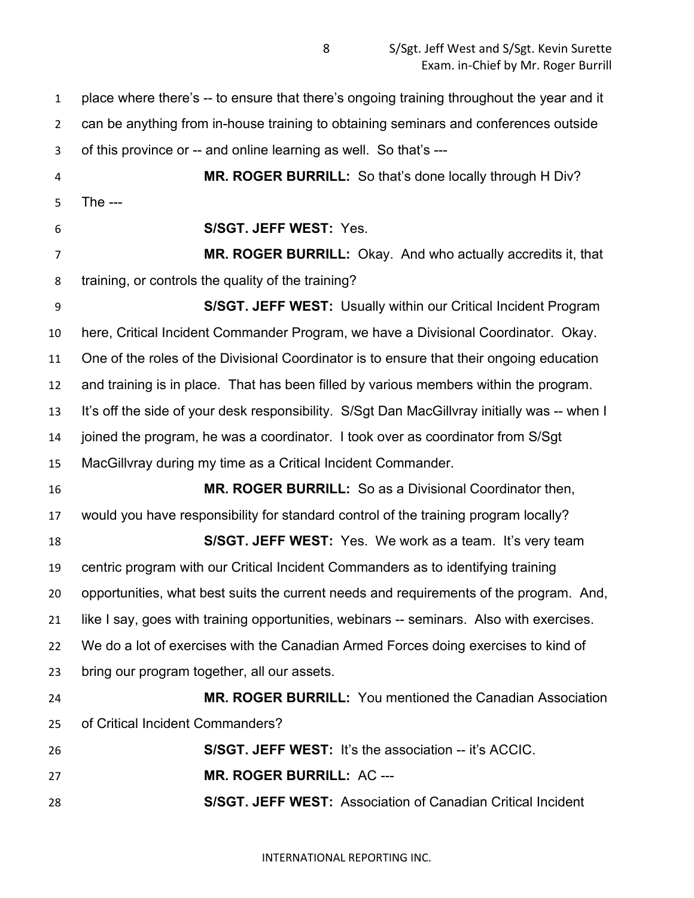place where there's -- to ensure that there's ongoing training throughout the year and it can be anything from in-house training to obtaining seminars and conferences outside of this province or -- and online learning as well. So that's ---

**MR. ROGER BURRILL:** So that's done locally through H Div? The ---

**S/SGT. JEFF WEST:** Yes.

**MR. ROGER BURRILL:** Okay. And who actually accredits it, that training, or controls the quality of the training?

**S/SGT. JEFF WEST:** Usually within our Critical Incident Program here, Critical Incident Commander Program, we have a Divisional Coordinator. Okay. One of the roles of the Divisional Coordinator is to ensure that their ongoing education and training is in place. That has been filled by various members within the program. It's off the side of your desk responsibility. S/Sgt Dan MacGillvray initially was -- when I joined the program, he was a coordinator. I took over as coordinator from S/Sgt MacGillvray during my time as a Critical Incident Commander.

**MR. ROGER BURRILL:** So as a Divisional Coordinator then, would you have responsibility for standard control of the training program locally?

**S/SGT. JEFF WEST:** Yes. We work as a team. It's very team centric program with our Critical Incident Commanders as to identifying training opportunities, what best suits the current needs and requirements of the program. And, like I say, goes with training opportunities, webinars -- seminars. Also with exercises. We do a lot of exercises with the Canadian Armed Forces doing exercises to kind of bring our program together, all our assets.

**MR. ROGER BURRILL:** You mentioned the Canadian Association of Critical Incident Commanders?

**S/SGT. JEFF WEST:** It's the association -- it's ACCIC.

**MR. ROGER BURRILL:** AC ---

**S/SGT. JEFF WEST:** Association of Canadian Critical Incident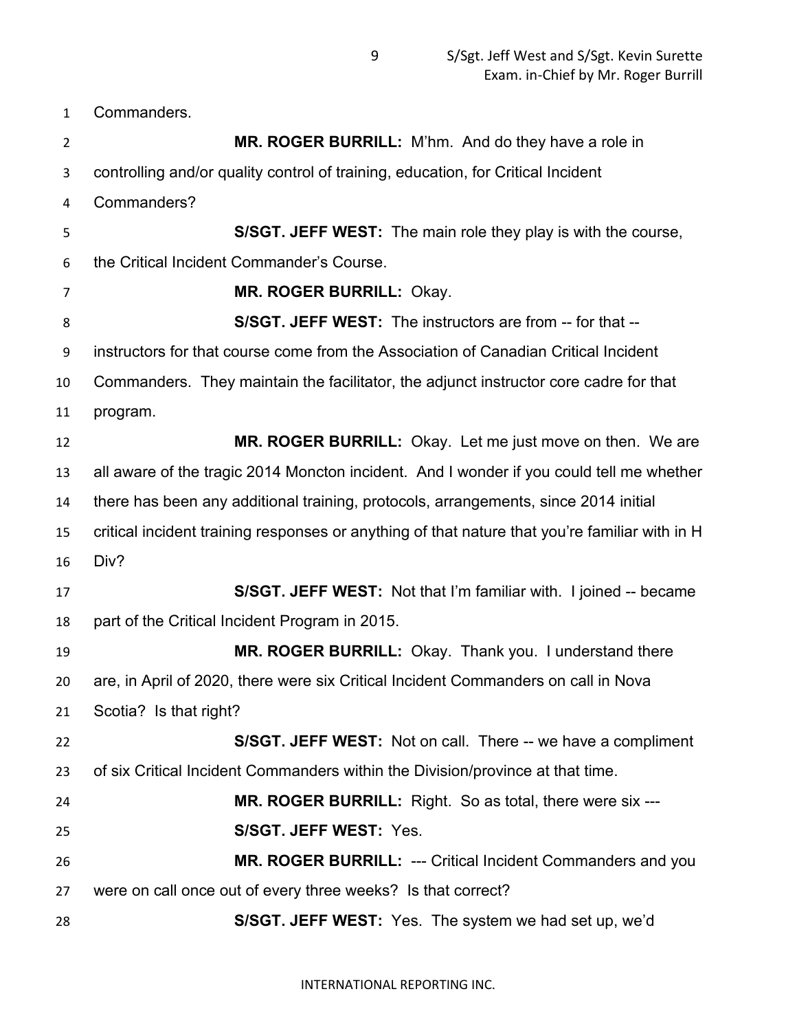Commanders.

**MR. ROGER BURRILL:** M'hm. And do they have a role in controlling and/or quality control of training, education, for Critical Incident Commanders?

**S/SGT. JEFF WEST:** The main role they play is with the course, the Critical Incident Commander's Course.

**MR. ROGER BURRILL:** Okay.

**S/SGT. JEFF WEST:** The instructors are from -- for that -- instructors for that course come from the Association of Canadian Critical Incident Commanders. They maintain the facilitator, the adjunct instructor core cadre for that program.

**MR. ROGER BURRILL:** Okay. Let me just move on then. We are all aware of the tragic 2014 Moncton incident. And I wonder if you could tell me whether there has been any additional training, protocols, arrangements, since 2014 initial critical incident training responses or anything of that nature that you're familiar with in H Div?

**S/SGT. JEFF WEST:** Not that I'm familiar with. I joined -- became part of the Critical Incident Program in 2015.

**MR. ROGER BURRILL:** Okay. Thank you. I understand there are, in April of 2020, there were six Critical Incident Commanders on call in Nova Scotia? Is that right?

**S/SGT. JEFF WEST:** Not on call. There -- we have a compliment of six Critical Incident Commanders within the Division/province at that time.

**MR. ROGER BURRILL:** Right. So as total, there were six ---

**S/SGT. JEFF WEST:** Yes.

**MR. ROGER BURRILL:** --- Critical Incident Commanders and you were on call once out of every three weeks? Is that correct?

**S/SGT. JEFF WEST:** Yes. The system we had set up, we'd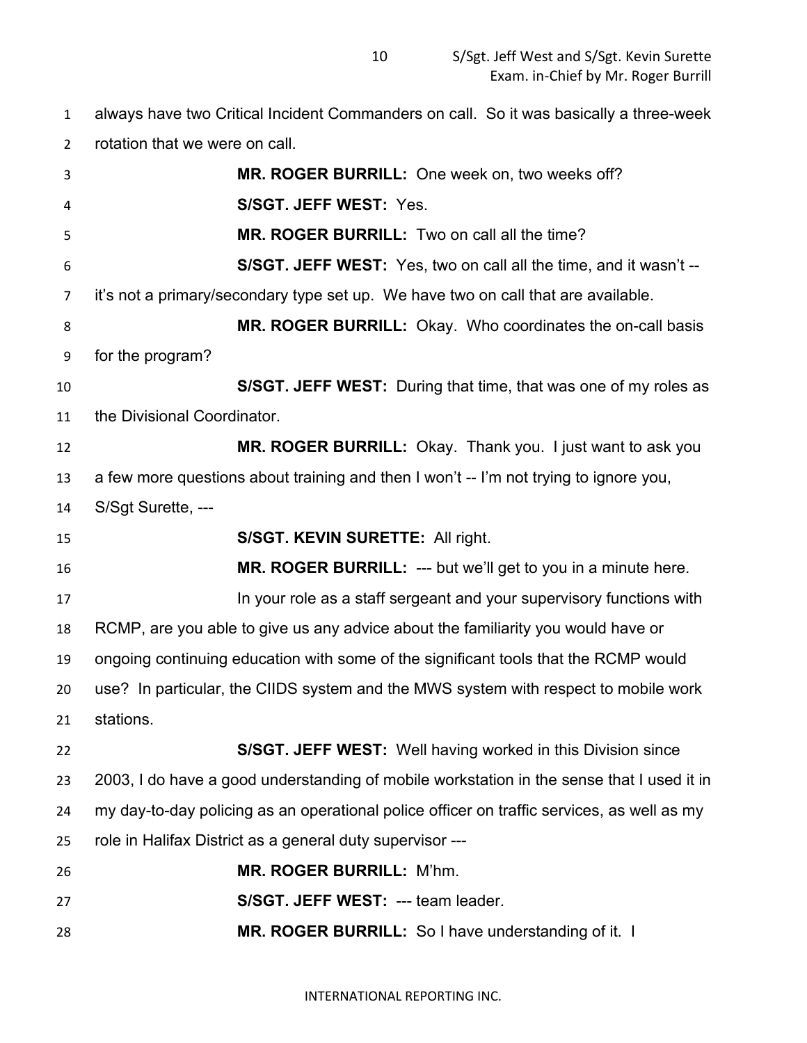always have two Critical Incident Commanders on call. So it was basically a three-week rotation that we were on call.

**MR. ROGER BURRILL:** One week on, two weeks off?

**S/SGT. JEFF WEST:** Yes.

**MR. ROGER BURRILL:** Two on call all the time?

**S/SGT. JEFF WEST:** Yes, two on call all the time, and it wasn't -- it's not a primary/secondary type set up. We have two on call that are available.

**MR. ROGER BURRILL:** Okay. Who coordinates the on-call basis for the program?

**S/SGT. JEFF WEST:** During that time, that was one of my roles as the Divisional Coordinator.

**MR. ROGER BURRILL:** Okay. Thank you. I just want to ask you a few more questions about training and then I won't -- I'm not trying to ignore you, S/Sgt Surette, ---

**S/SGT. KEVIN SURETTE:** All right.

**MR. ROGER BURRILL:** --- but we'll get to you in a minute here.

In your role as a staff sergeant and your supervisory functions with RCMP, are you able to give us any advice about the familiarity you would have or ongoing continuing education with some of the significant tools that the RCMP would use? In particular, the CIIDS system and the MWS system with respect to mobile work stations.

**S/SGT. JEFF WEST:** Well having worked in this Division since 2003, I do have a good understanding of mobile workstation in the sense that I used it in my day-to-day policing as an operational police officer on traffic services, as well as my role in Halifax District as a general duty supervisor ---

**MR. ROGER BURRILL:** M'hm.

**S/SGT. JEFF WEST:** --- team leader.

**MR. ROGER BURRILL:** So I have understanding of it. I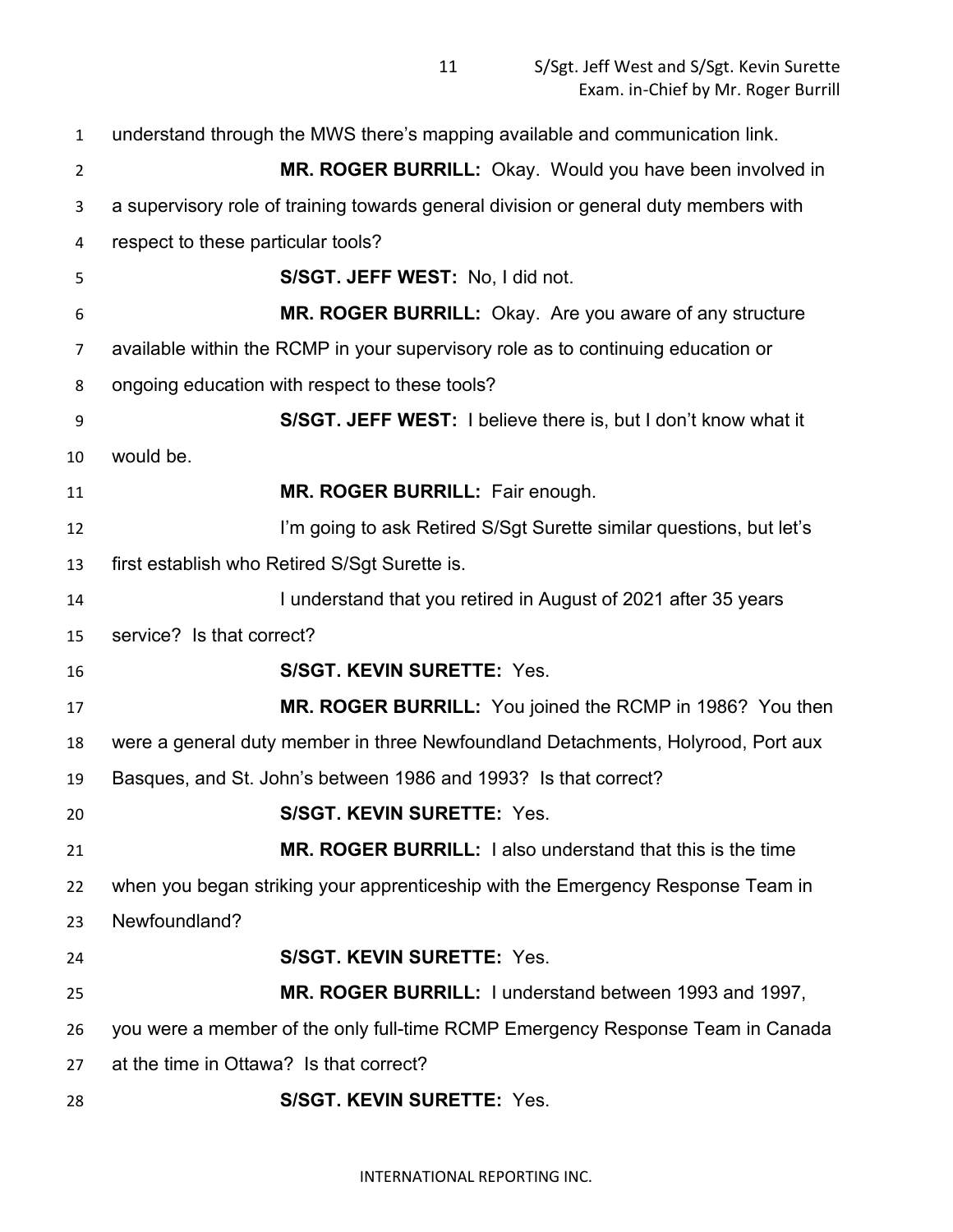understand through the MWS there's mapping available and communication link.

**MR. ROGER BURRILL:** Okay. Would you have been involved in a supervisory role of training towards general division or general duty members with respect to these particular tools?

**S/SGT. JEFF WEST:** No, I did not.

**MR. ROGER BURRILL:** Okay. Are you aware of any structure available within the RCMP in your supervisory role as to continuing education or ongoing education with respect to these tools?

**S/SGT. JEFF WEST:** I believe there is, but I don't know what it would be.

**MR. ROGER BURRILL:** Fair enough.

I'm going to ask Retired S/Sgt Surette similar questions, but let's first establish who Retired S/Sgt Surette is.

I understand that you retired in August of 2021 after 35 years service? Is that correct?

**S/SGT. KEVIN SURETTE:** Yes.

**MR. ROGER BURRILL:** You joined the RCMP in 1986? You then were a general duty member in three Newfoundland Detachments, Holyrood, Port aux Basques, and St. John's between 1986 and 1993? Is that correct?

**S/SGT. KEVIN SURETTE:** Yes.

**MR. ROGER BURRILL:** I also understand that this is the time when you began striking your apprenticeship with the Emergency Response Team in Newfoundland?

**S/SGT. KEVIN SURETTE:** Yes.

**MR. ROGER BURRILL:** I understand between 1993 and 1997, you were a member of the only full-time RCMP Emergency Response Team in Canada at the time in Ottawa? Is that correct?

**S/SGT. KEVIN SURETTE:** Yes.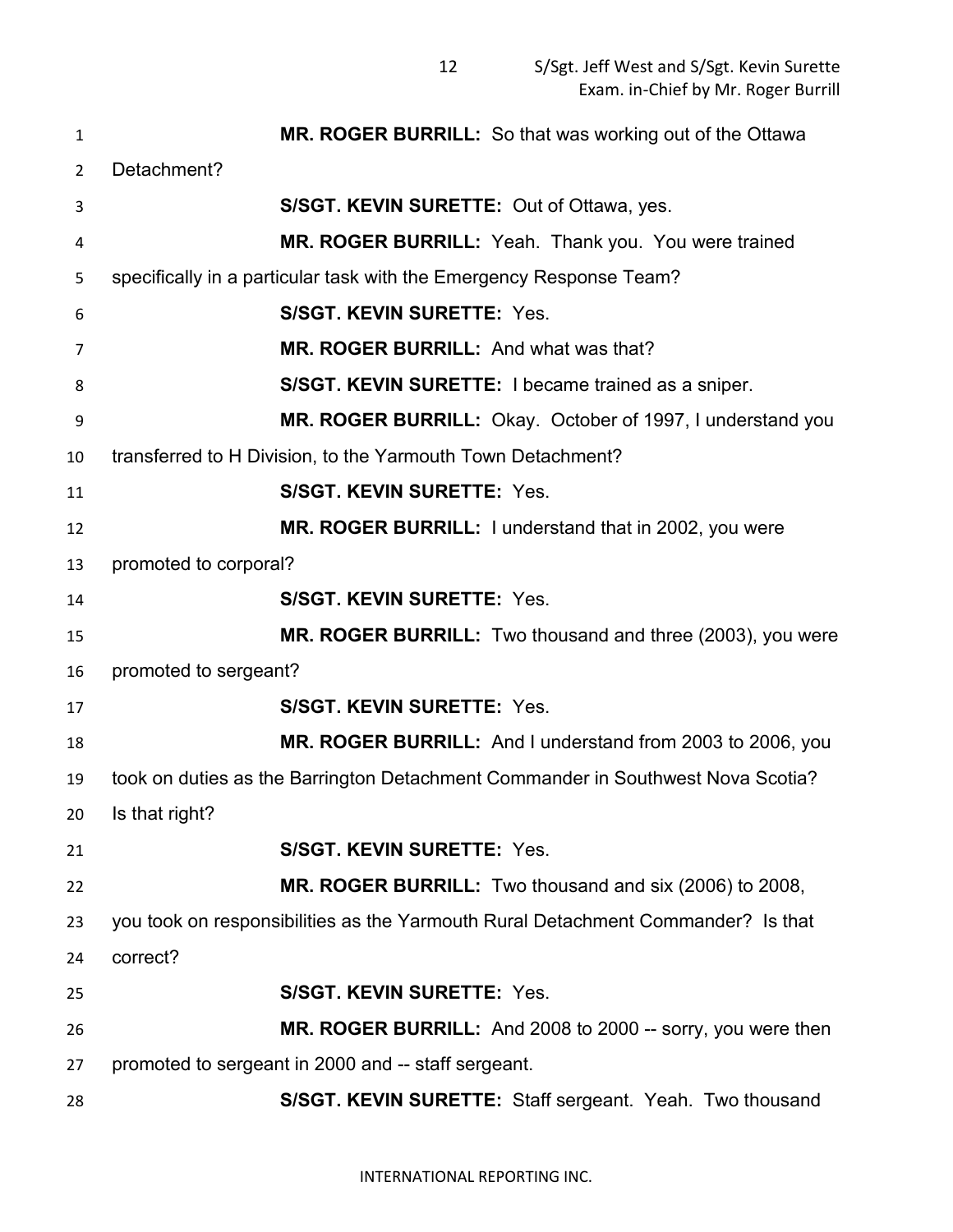**MR. ROGER BURRILL:** So that was working out of the Ottawa Detachment?

**S/SGT. KEVIN SURETTE:** Out of Ottawa, yes.

**MR. ROGER BURRILL:** Yeah. Thank you. You were trained specifically in a particular task with the Emergency Response Team?

**S/SGT. KEVIN SURETTE:** Yes.

**MR. ROGER BURRILL:** And what was that?

**S/SGT. KEVIN SURETTE:** I became trained as a sniper.

**MR. ROGER BURRILL:** Okay. October of 1997, I understand you transferred to H Division, to the Yarmouth Town Detachment?

**S/SGT. KEVIN SURETTE:** Yes.

**MR. ROGER BURRILL:** I understand that in 2002, you were promoted to corporal?

**S/SGT. KEVIN SURETTE:** Yes.

**MR. ROGER BURRILL:** Two thousand and three (2003), you were promoted to sergeant?

**S/SGT. KEVIN SURETTE:** Yes.

**MR. ROGER BURRILL:** And I understand from 2003 to 2006, you took on duties as the Barrington Detachment Commander in Southwest Nova Scotia? Is that right?

**S/SGT. KEVIN SURETTE:** Yes.

**MR. ROGER BURRILL:** Two thousand and six (2006) to 2008, you took on responsibilities as the Yarmouth Rural Detachment Commander? Is that correct?

**S/SGT. KEVIN SURETTE:** Yes.

**MR. ROGER BURRILL:** And 2008 to 2000 -- sorry, you were then promoted to sergeant in 2000 and -- staff sergeant.

**S/SGT. KEVIN SURETTE:** Staff sergeant. Yeah. Two thousand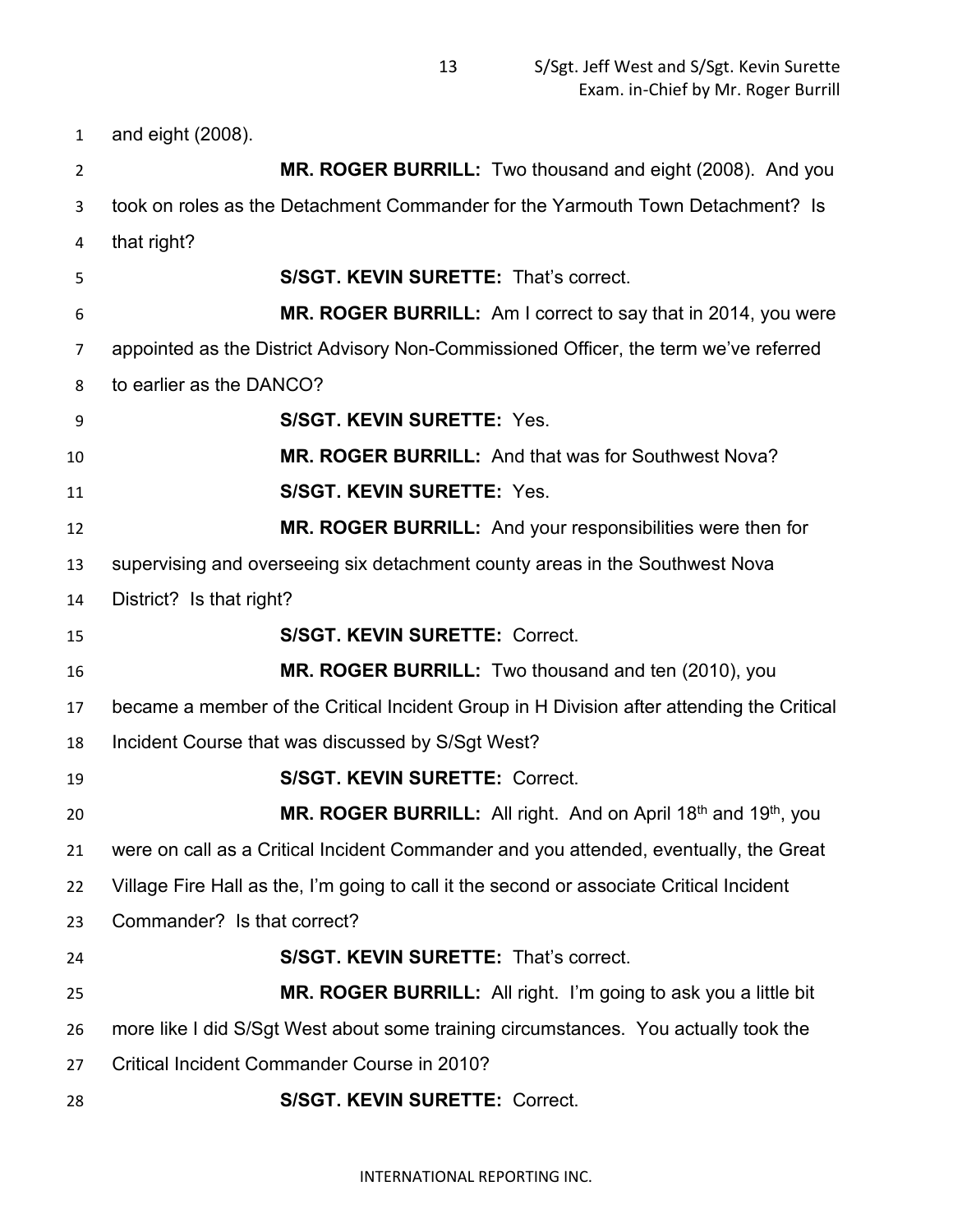and eight (2008).

**MR. ROGER BURRILL:** Two thousand and eight (2008). And you took on roles as the Detachment Commander for the Yarmouth Town Detachment? Is that right?

**S/SGT. KEVIN SURETTE:** That's correct.

**MR. ROGER BURRILL:** Am I correct to say that in 2014, you were appointed as the District Advisory Non-Commissioned Officer, the term we've referred to earlier as the DANCO?

**S/SGT. KEVIN SURETTE:** Yes.

**MR. ROGER BURRILL:** And that was for Southwest Nova?

**S/SGT. KEVIN SURETTE:** Yes.

**MR. ROGER BURRILL:** And your responsibilities were then for supervising and overseeing six detachment county areas in the Southwest Nova District? Is that right?

**S/SGT. KEVIN SURETTE:** Correct.

**MR. ROGER BURRILL:** Two thousand and ten (2010), you became a member of the Critical Incident Group in H Division after attending the Critical Incident Course that was discussed by S/Sgt West?

**S/SGT. KEVIN SURETTE:** Correct.

**MR. ROGER BURRILL:** All right. And on April 18th and 19th, you were on call as a Critical Incident Commander and you attended, eventually, the Great Village Fire Hall as the, I'm going to call it the second or associate Critical Incident Commander? Is that correct?

**S/SGT. KEVIN SURETTE:** That's correct.

**MR. ROGER BURRILL:** All right. I'm going to ask you a little bit more like I did S/Sgt West about some training circumstances. You actually took the Critical Incident Commander Course in 2010?

**S/SGT. KEVIN SURETTE:** Correct.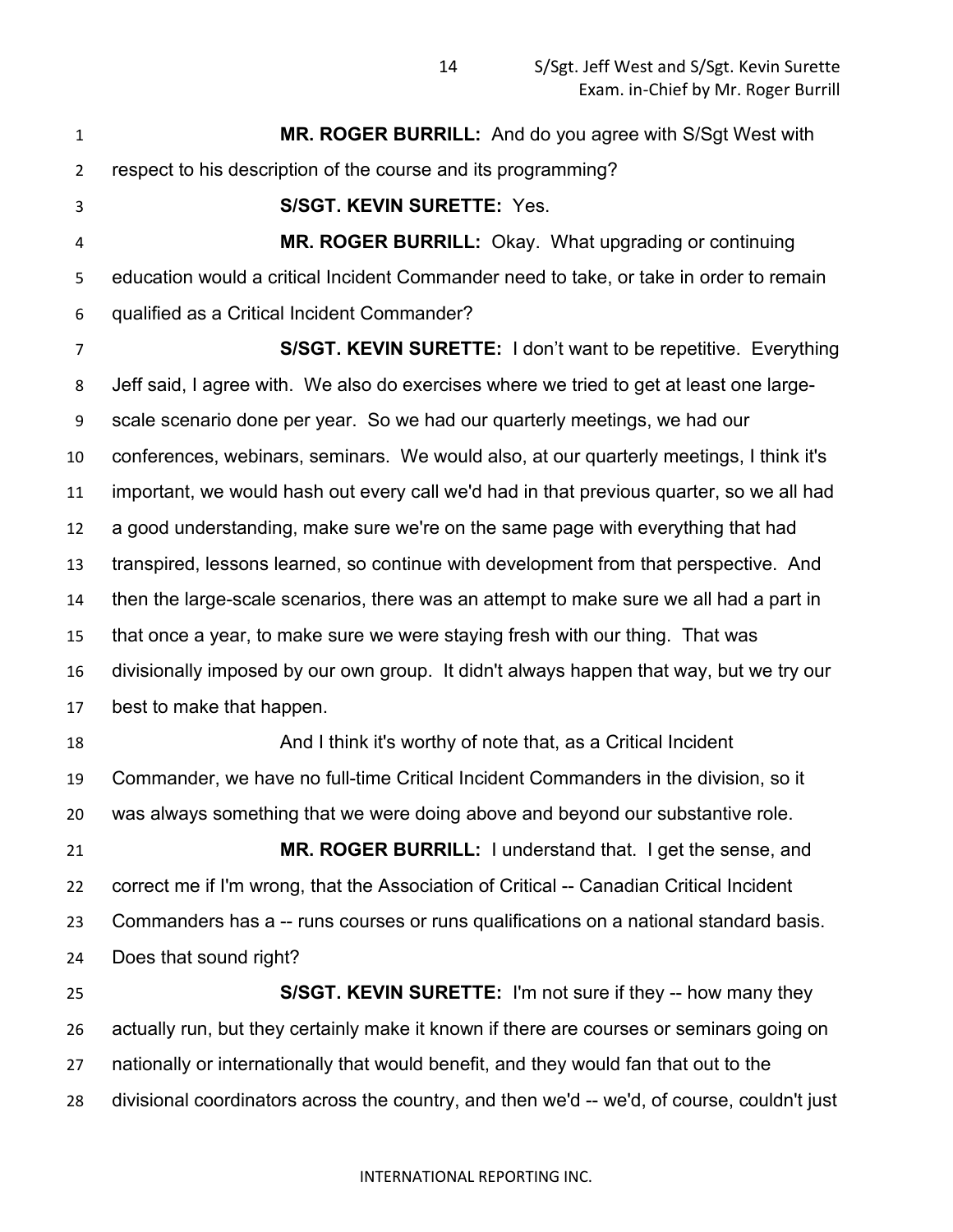**MR. ROGER BURRILL:** And do you agree with S/Sgt West with respect to his description of the course and its programming?

**S/SGT. KEVIN SURETTE:** Yes.

**MR. ROGER BURRILL:** Okay. What upgrading or continuing education would a critical Incident Commander need to take, or take in order to remain qualified as a Critical Incident Commander?

**S/SGT. KEVIN SURETTE:** I don't want to be repetitive. Everything Jeff said, I agree with. We also do exercises where we tried to get at least one large-scale scenario done per year. So we had our quarterly meetings, we had our conferences, webinars, seminars. We would also, at our quarterly meetings, I think it's important, we would hash out every call we'd had in that previous quarter, so we all had a good understanding, make sure we're on the same page with everything that had transpired, lessons learned, so continue with development from that perspective. And then the large-scale scenarios, there was an attempt to make sure we all had a part in that once a year, to make sure we were staying fresh with our thing. That was divisionally imposed by our own group. It didn't always happen that way, but we try our best to make that happen.

And I think it's worthy of note that, as a Critical Incident Commander, we have no full-time Critical Incident Commanders in the division, so it was always something that we were doing above and beyond our substantive role.

**MR. ROGER BURRILL:** I understand that. I get the sense, and correct me if I'm wrong, that the Association of Critical -- Canadian Critical Incident Commanders has a -- runs courses or runs qualifications on a national standard basis. Does that sound right?

**S/SGT. KEVIN SURETTE:** I'm not sure if they -- how many they actually run, but they certainly make it known if there are courses or seminars going on nationally or internationally that would benefit, and they would fan that out to the divisional coordinators across the country, and then we'd -- we'd, of course, couldn't just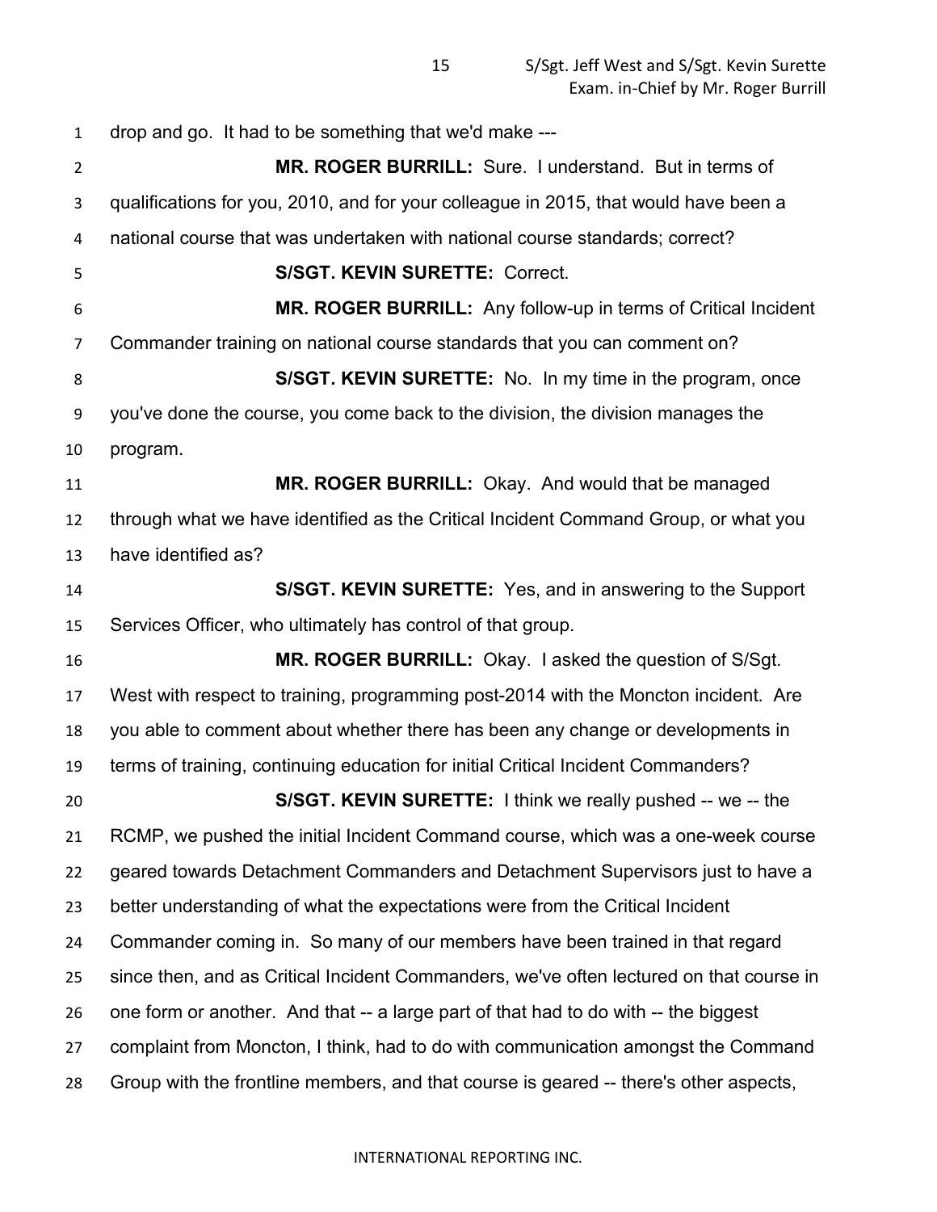drop and go. It had to be something that we'd make ---

**MR. ROGER BURRILL:** Sure. I understand. But in terms of qualifications for you, 2010, and for your colleague in 2015, that would have been a national course that was undertaken with national course standards; correct?

**S/SGT. KEVIN SURETTE:** Correct.

**MR. ROGER BURRILL:** Any follow-up in terms of Critical Incident Commander training on national course standards that you can comment on?

**S/SGT. KEVIN SURETTE:** No. In my time in the program, once you've done the course, you come back to the division, the division manages the program.

**MR. ROGER BURRILL:** Okay. And would that be managed through what we have identified as the Critical Incident Command Group, or what you have identified as?

**S/SGT. KEVIN SURETTE:** Yes, and in answering to the Support Services Officer, who ultimately has control of that group.

**MR. ROGER BURRILL:** Okay. I asked the question of S/Sgt. West with respect to training, programming post-2014 with the Moncton incident. Are you able to comment about whether there has been any change or developments in terms of training, continuing education for initial Critical Incident Commanders?

**S/SGT. KEVIN SURETTE:** I think we really pushed -- we -- the RCMP, we pushed the initial Incident Command course, which was a one-week course geared towards Detachment Commanders and Detachment Supervisors just to have a better understanding of what the expectations were from the Critical Incident Commander coming in. So many of our members have been trained in that regard since then, and as Critical Incident Commanders, we've often lectured on that course in one form or another. And that -- a large part of that had to do with -- the biggest complaint from Moncton, I think, had to do with communication amongst the Command Group with the frontline members, and that course is geared -- there's other aspects,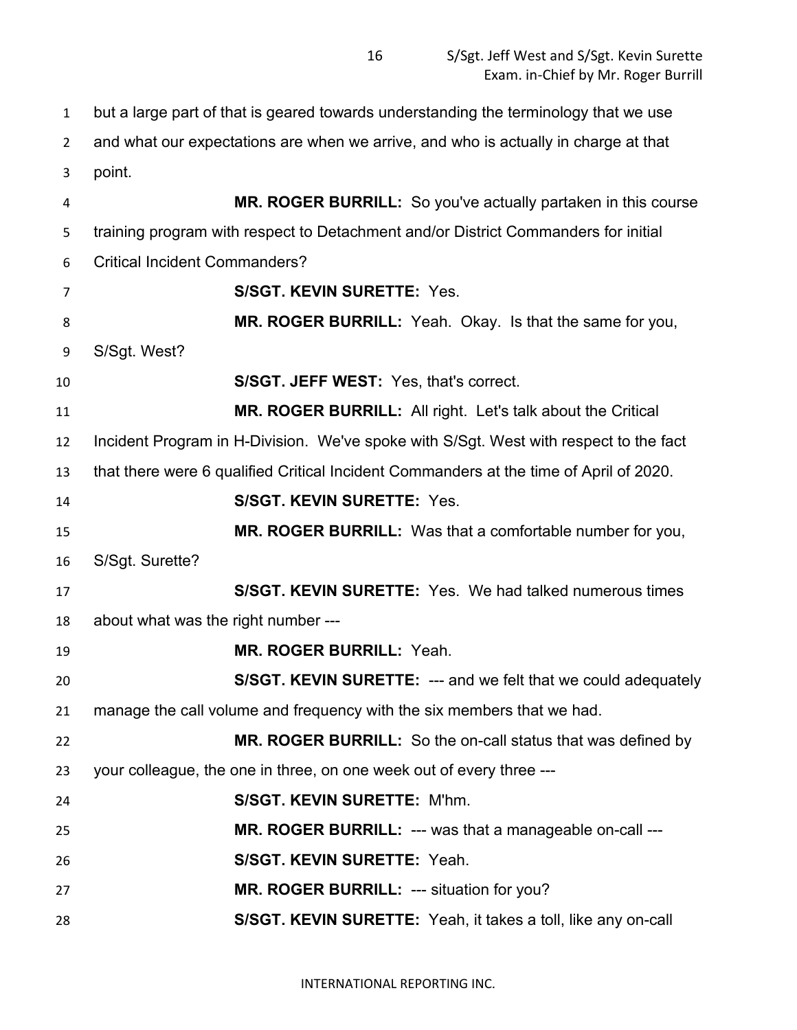but a large part of that is geared towards understanding the terminology that we use and what our expectations are when we arrive, and who is actually in charge at that point.

**MR. ROGER BURRILL:** So you've actually partaken in this course training program with respect to Detachment and/or District Commanders for initial Critical Incident Commanders?

**S/SGT. KEVIN SURETTE:** Yes.

**MR. ROGER BURRILL:** Yeah. Okay. Is that the same for you, S/Sgt. West?

**S/SGT. JEFF WEST:** Yes, that's correct.

**MR. ROGER BURRILL:** All right. Let's talk about the Critical Incident Program in H-Division. We've spoke with S/Sgt. West with respect to the fact that there were 6 qualified Critical Incident Commanders at the time of April of 2020.

**S/SGT. KEVIN SURETTE:** Yes.

**MR. ROGER BURRILL:** Was that a comfortable number for you, S/Sgt. Surette?

**S/SGT. KEVIN SURETTE:** Yes. We had talked numerous times about what was the right number ---

**MR. ROGER BURRILL:** Yeah.

**S/SGT. KEVIN SURETTE:** --- and we felt that we could adequately manage the call volume and frequency with the six members that we had.

**MR. ROGER BURRILL:** So the on-call status that was defined by your colleague, the one in three, on one week out of every three ---

**S/SGT. KEVIN SURETTE:** M'hm.

**MR. ROGER BURRILL:** --- was that a manageable on-call ---

**S/SGT. KEVIN SURETTE:** Yeah.

**MR. ROGER BURRILL:** --- situation for you?

**S/SGT. KEVIN SURETTE:** Yeah, it takes a toll, like any on-call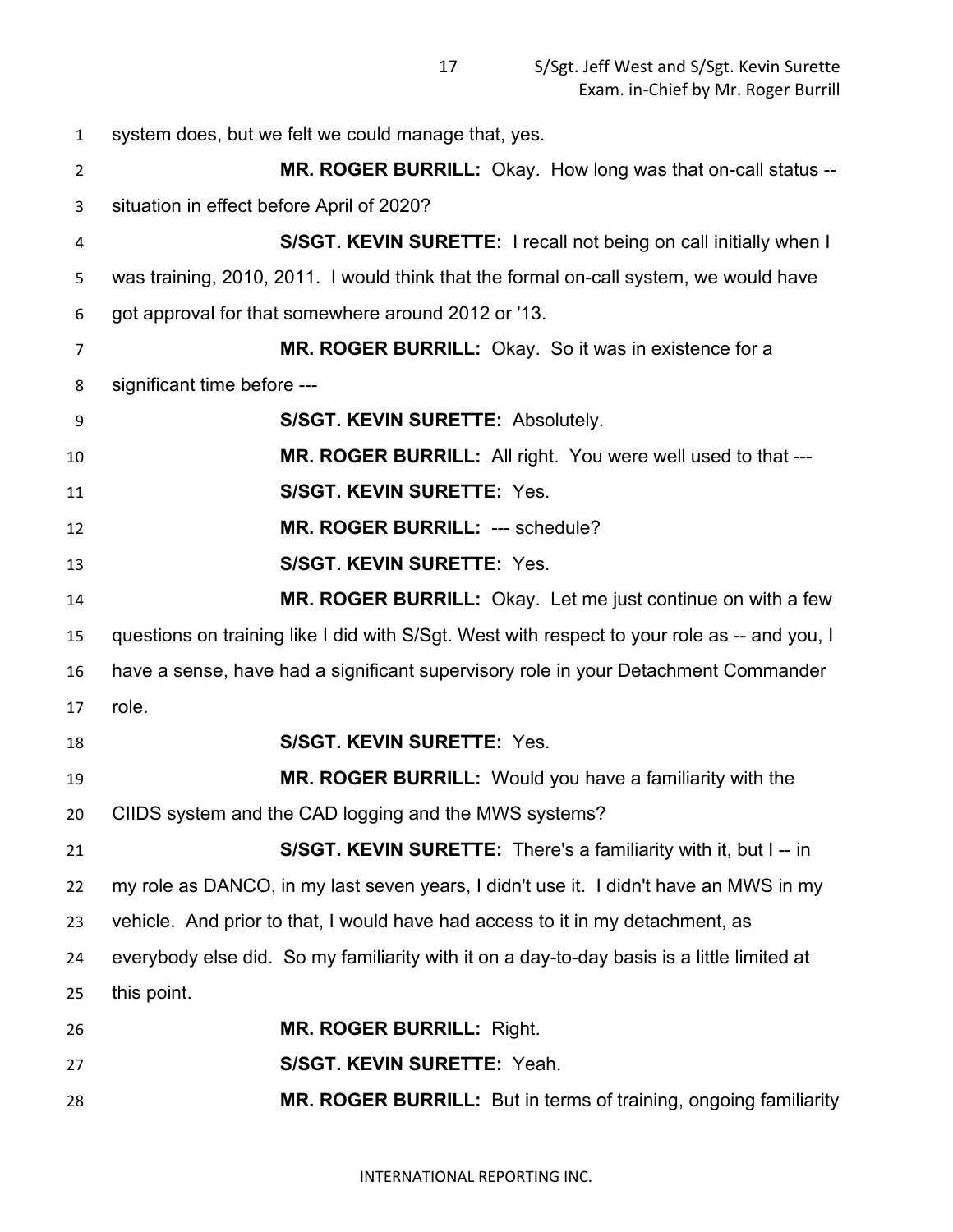system does, but we felt we could manage that, yes.

**MR. ROGER BURRILL:** Okay. How long was that on-call status -- situation in effect before April of 2020?

**S/SGT. KEVIN SURETTE:** I recall not being on call initially when I was training, 2010, 2011. I would think that the formal on-call system, we would have got approval for that somewhere around 2012 or '13.

**MR. ROGER BURRILL:** Okay. So it was in existence for a significant time before ---

**S/SGT. KEVIN SURETTE:** Absolutely.

**MR. ROGER BURRILL:** All right. You were well used to that ---

**S/SGT. KEVIN SURETTE:** Yes.

**MR. ROGER BURRILL:** --- schedule?

**S/SGT. KEVIN SURETTE:** Yes.

**MR. ROGER BURRILL:** Okay. Let me just continue on with a few questions on training like I did with S/Sgt. West with respect to your role as -- and you, I have a sense, have had a significant supervisory role in your Detachment Commander role.

**S/SGT. KEVIN SURETTE:** Yes.

**MR. ROGER BURRILL:** Would you have a familiarity with the CIIDS system and the CAD logging and the MWS systems?

**S/SGT. KEVIN SURETTE:** There's a familiarity with it, but I -- in my role as DANCO, in my last seven years, I didn't use it. I didn't have an MWS in my vehicle. And prior to that, I would have had access to it in my detachment, as everybody else did. So my familiarity with it on a day-to-day basis is a little limited at this point.

**MR. ROGER BURRILL:** Right.

**S/SGT. KEVIN SURETTE:** Yeah.

**MR. ROGER BURRILL:** But in terms of training, ongoing familiarity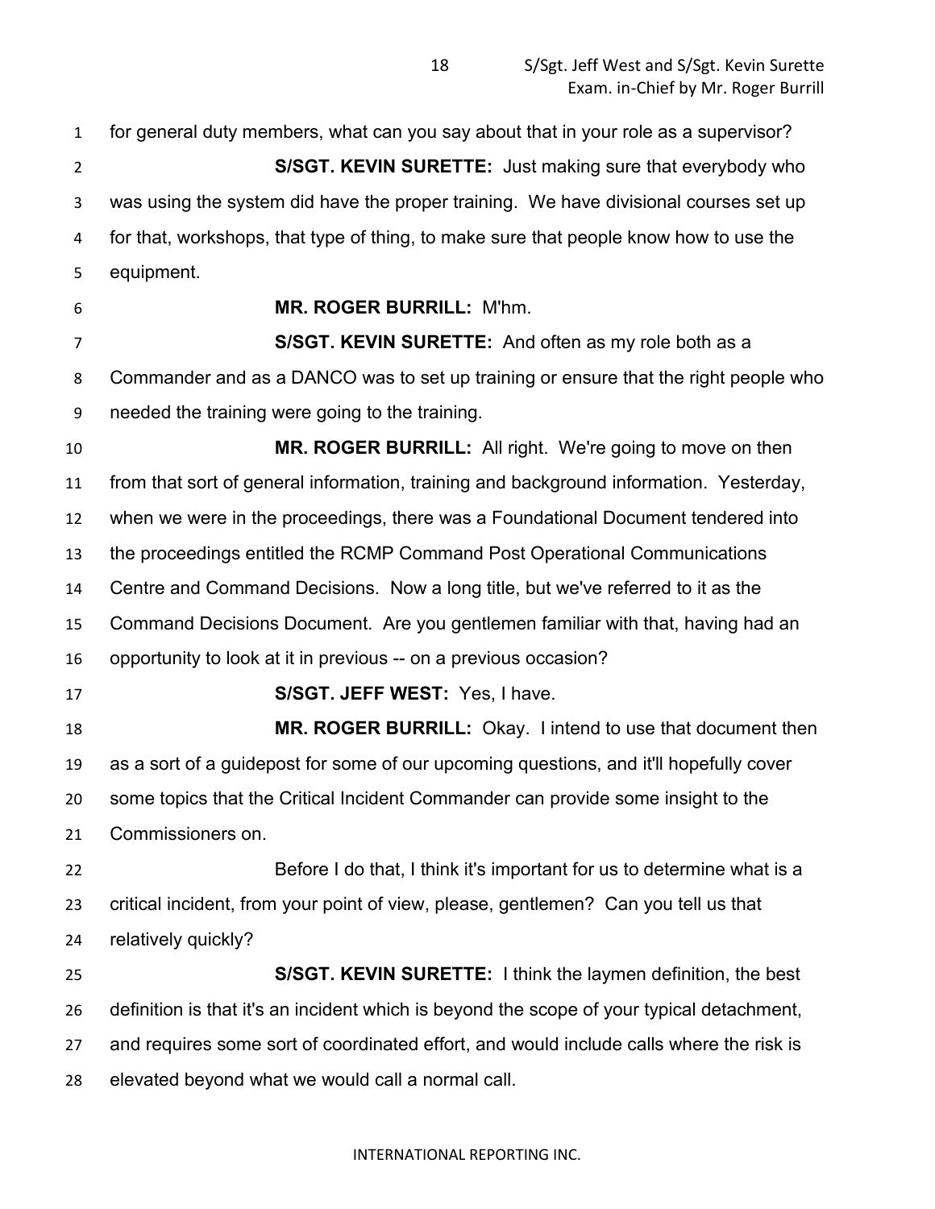for general duty members, what can you say about that in your role as a supervisor?

**S/SGT. KEVIN SURETTE:** Just making sure that everybody who was using the system did have the proper training. We have divisional courses set up for that, workshops, that type of thing, to make sure that people know how to use the equipment.

**MR. ROGER BURRILL:** M'hm.

**S/SGT. KEVIN SURETTE:** And often as my role both as a Commander and as a DANCO was to set up training or ensure that the right people who needed the training were going to the training.

**MR. ROGER BURRILL:** All right. We're going to move on then from that sort of general information, training and background information. Yesterday, when we were in the proceedings, there was a Foundational Document tendered into the proceedings entitled the RCMP Command Post Operational Communications Centre and Command Decisions. Now a long title, but we've referred to it as the Command Decisions Document. Are you gentlemen familiar with that, having had an opportunity to look at it in previous -- on a previous occasion?

**S/SGT. JEFF WEST:** Yes, I have.

**MR. ROGER BURRILL:** Okay. I intend to use that document then as a sort of a guidepost for some of our upcoming questions, and it'll hopefully cover some topics that the Critical Incident Commander can provide some insight to the Commissioners on.

Before I do that, I think it's important for us to determine what is a critical incident, from your point of view, please, gentlemen? Can you tell us that relatively quickly?

**S/SGT. KEVIN SURETTE:** I think the laymen definition, the best definition is that it's an incident which is beyond the scope of your typical detachment, and requires some sort of coordinated effort, and would include calls where the risk is elevated beyond what we would call a normal call.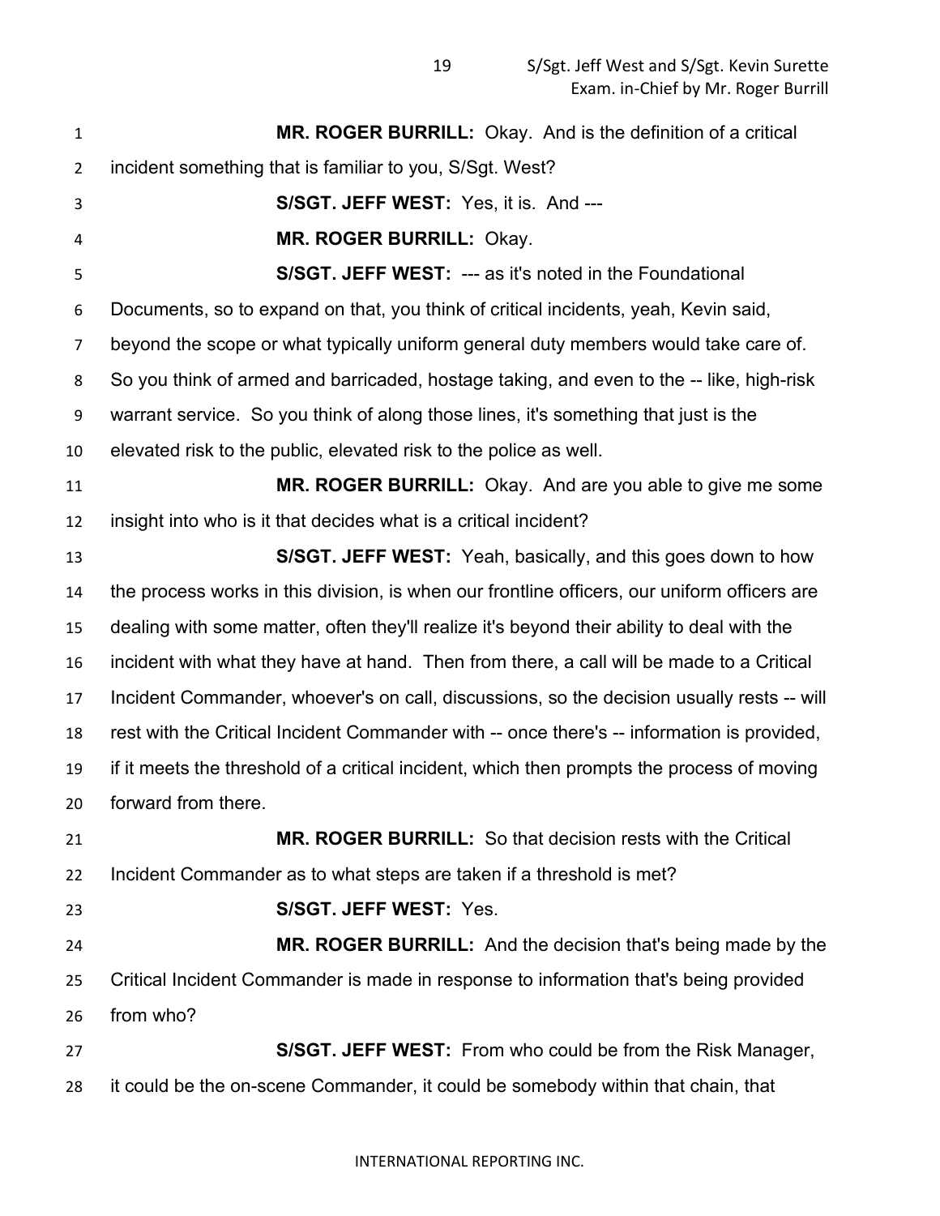**MR. ROGER BURRILL:** Okay. And is the definition of a critical incident something that is familiar to you, S/Sgt. West?

**S/SGT. JEFF WEST:** Yes, it is. And ---

**MR. ROGER BURRILL:** Okay.

**S/SGT. JEFF WEST:** --- as it's noted in the Foundational Documents, so to expand on that, you think of critical incidents, yeah, Kevin said, beyond the scope or what typically uniform general duty members would take care of. So you think of armed and barricaded, hostage taking, and even to the -- like, high-risk warrant service. So you think of along those lines, it's something that just is the elevated risk to the public, elevated risk to the police as well.

**MR. ROGER BURRILL:** Okay. And are you able to give me some insight into who is it that decides what is a critical incident?

**S/SGT. JEFF WEST:** Yeah, basically, and this goes down to how the process works in this division, is when our frontline officers, our uniform officers are dealing with some matter, often they'll realize it's beyond their ability to deal with the incident with what they have at hand. Then from there, a call will be made to a Critical Incident Commander, whoever's on call, discussions, so the decision usually rests -- will rest with the Critical Incident Commander with -- once there's -- information is provided, if it meets the threshold of a critical incident, which then prompts the process of moving forward from there.

**MR. ROGER BURRILL:** So that decision rests with the Critical Incident Commander as to what steps are taken if a threshold is met?

**S/SGT. JEFF WEST:** Yes.

**MR. ROGER BURRILL:** And the decision that's being made by the Critical Incident Commander is made in response to information that's being provided from who?

**S/SGT. JEFF WEST:** From who could be from the Risk Manager, it could be the on-scene Commander, it could be somebody within that chain, that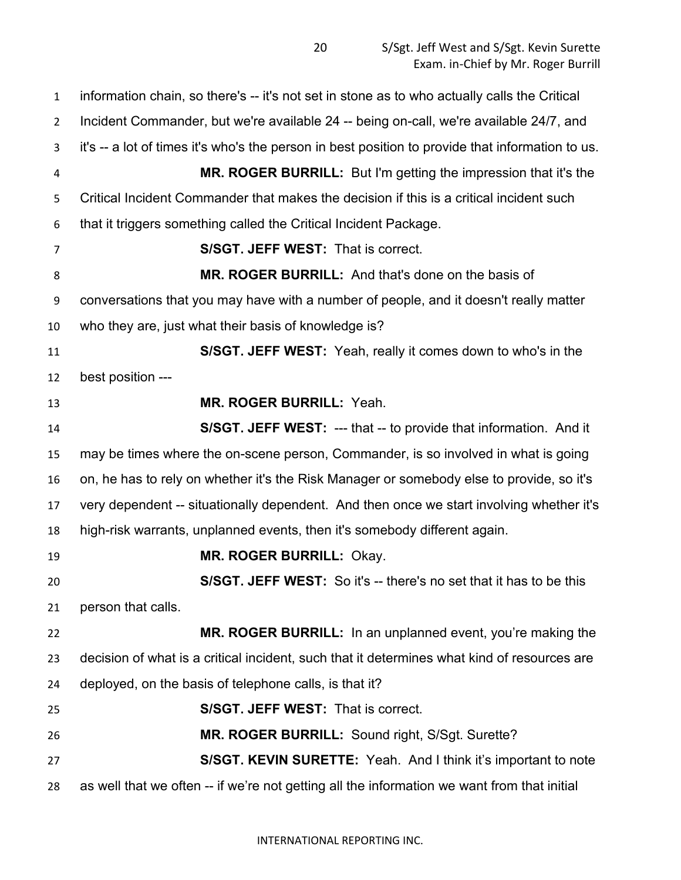information chain, so there's -- it's not set in stone as to who actually calls the Critical Incident Commander, but we're available 24 -- being on-call, we're available 24/7, and it's -- a lot of times it's who's the person in best position to provide that information to us.

**MR. ROGER BURRILL:** But I'm getting the impression that it's the Critical Incident Commander that makes the decision if this is a critical incident such that it triggers something called the Critical Incident Package.

**S/SGT. JEFF WEST:** That is correct.

**MR. ROGER BURRILL:** And that's done on the basis of conversations that you may have with a number of people, and it doesn't really matter who they are, just what their basis of knowledge is?

**S/SGT. JEFF WEST:** Yeah, really it comes down to who's in the best position ---

**MR. ROGER BURRILL:** Yeah.

**S/SGT. JEFF WEST:** --- that -- to provide that information. And it may be times where the on-scene person, Commander, is so involved in what is going on, he has to rely on whether it's the Risk Manager or somebody else to provide, so it's very dependent -- situationally dependent. And then once we start involving whether it's high-risk warrants, unplanned events, then it's somebody different again.

**MR. ROGER BURRILL:** Okay.

**S/SGT. JEFF WEST:** So it's -- there's no set that it has to be this person that calls.

**MR. ROGER BURRILL:** In an unplanned event, you're making the decision of what is a critical incident, such that it determines what kind of resources are deployed, on the basis of telephone calls, is that it?

**S/SGT. JEFF WEST:** That is correct.

**MR. ROGER BURRILL:** Sound right, S/Sgt. Surette?

**S/SGT. KEVIN SURETTE:** Yeah. And I think it's important to note as well that we often -- if we're not getting all the information we want from that initial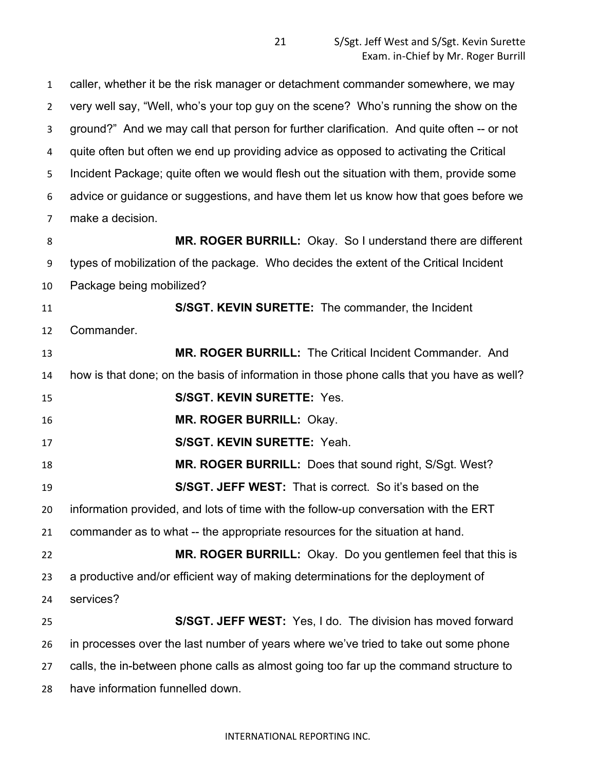caller, whether it be the risk manager or detachment commander somewhere, we may very well say, "Well, who's your top guy on the scene? Who's running the show on the ground?" And we may call that person for further clarification. And quite often -- or not quite often but often we end up providing advice as opposed to activating the Critical Incident Package; quite often we would flesh out the situation with them, provide some advice or guidance or suggestions, and have them let us know how that goes before we make a decision.

**MR. ROGER BURRILL:** Okay. So I understand there are different types of mobilization of the package. Who decides the extent of the Critical Incident Package being mobilized?

**S/SGT. KEVIN SURETTE:** The commander, the Incident Commander.

**MR. ROGER BURRILL:** The Critical Incident Commander. And how is that done; on the basis of information in those phone calls that you have as well?

**S/SGT. KEVIN SURETTE:** Yes.

**MR. ROGER BURRILL:** Okay.

**S/SGT. KEVIN SURETTE:** Yeah.

**MR. ROGER BURRILL:** Does that sound right, S/Sgt. West?

**S/SGT. JEFF WEST:** That is correct. So it's based on the information provided, and lots of time with the follow-up conversation with the ERT commander as to what -- the appropriate resources for the situation at hand.

**MR. ROGER BURRILL:** Okay. Do you gentlemen feel that this is a productive and/or efficient way of making determinations for the deployment of services?

**S/SGT. JEFF WEST:** Yes, I do. The division has moved forward in processes over the last number of years where we've tried to take out some phone calls, the in-between phone calls as almost going too far up the command structure to have information funnelled down.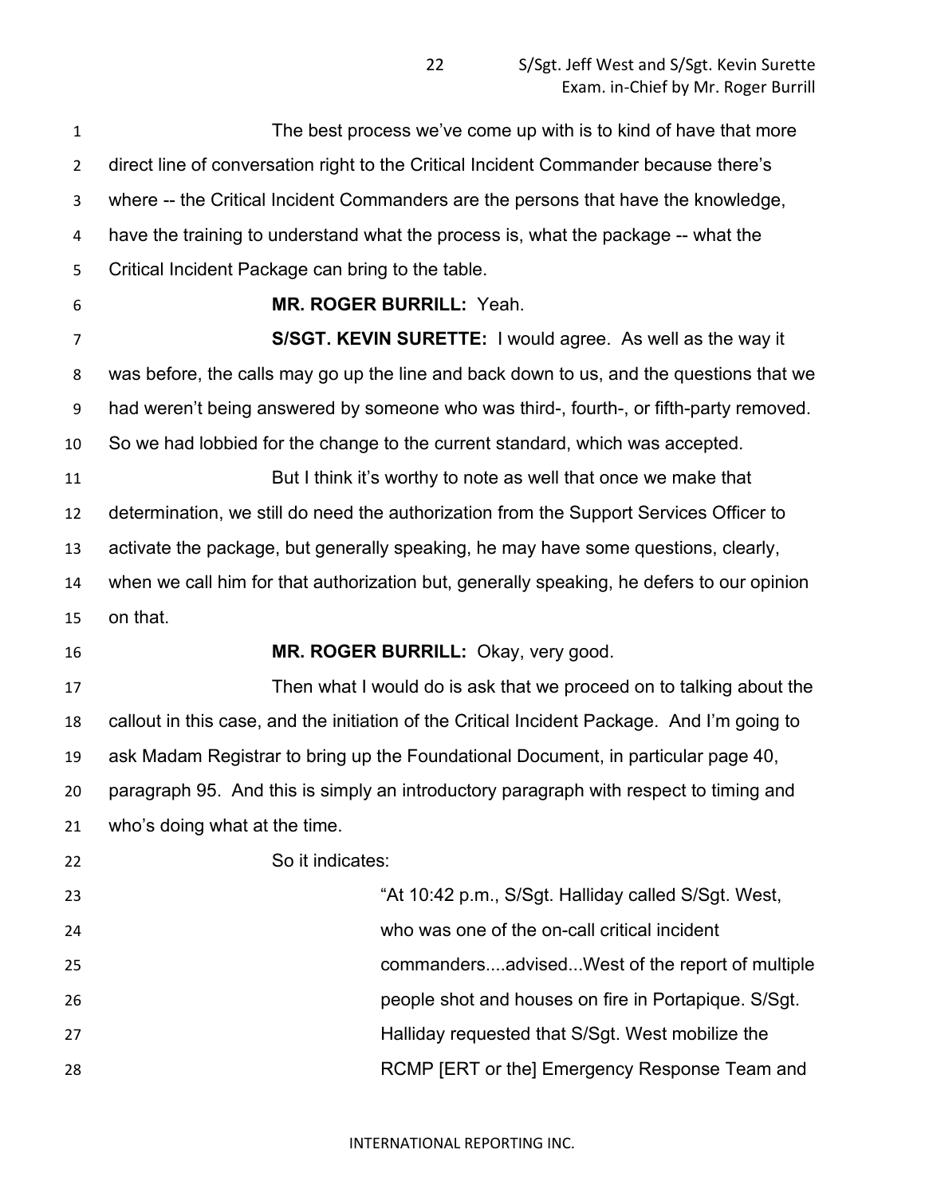The best process we've come up with is to kind of have that more direct line of conversation right to the Critical Incident Commander because there's where -- the Critical Incident Commanders are the persons that have the knowledge, have the training to understand what the process is, what the package -- what the Critical Incident Package can bring to the table.

**MR. ROGER BURRILL:** Yeah.

**S/SGT. KEVIN SURETTE:** I would agree. As well as the way it was before, the calls may go up the line and back down to us, and the questions that we had weren't being answered by someone who was third-, fourth-, or fifth-party removed. So we had lobbied for the change to the current standard, which was accepted.

But I think it's worthy to note as well that once we make that determination, we still do need the authorization from the Support Services Officer to activate the package, but generally speaking, he may have some questions, clearly, when we call him for that authorization but, generally speaking, he defers to our opinion on that.

**MR. ROGER BURRILL:** Okay, very good.

Then what I would do is ask that we proceed on to talking about the callout in this case, and the initiation of the Critical Incident Package. And I'm going to ask Madam Registrar to bring up the Foundational Document, in particular page 40, paragraph 95. And this is simply an introductory paragraph with respect to timing and who's doing what at the time.

So it indicates:

> "At 10:42 p.m., S/Sgt. Halliday called S/Sgt. West, who was one of the on-call critical incident commanders....advised...West of the report of multiple people shot and houses on fire in Portapique. S/Sgt. Halliday requested that S/Sgt. West mobilize the RCMP [ERT or the] Emergency Response Team and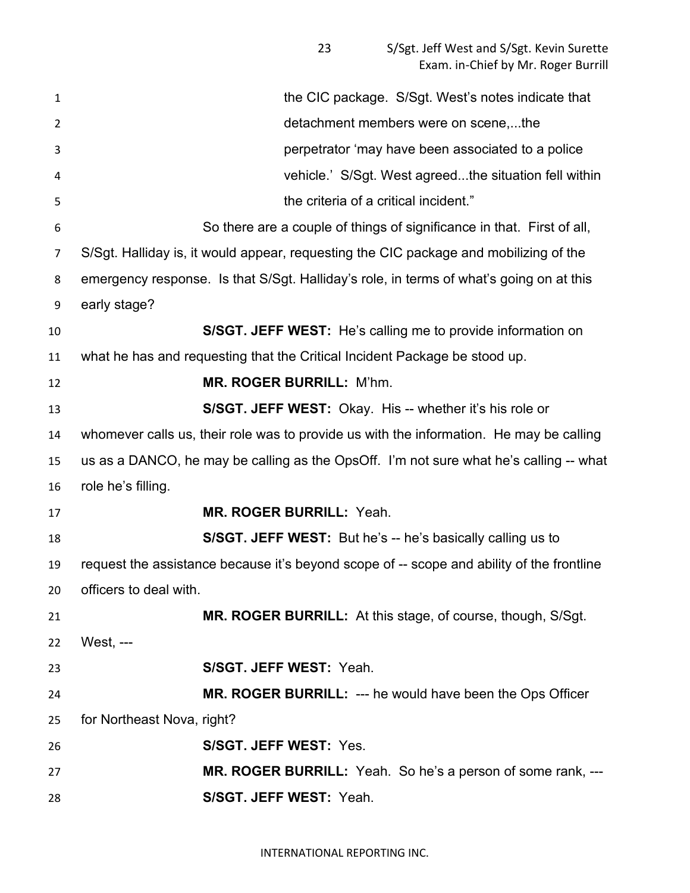the CIC package. S/Sgt. West's notes indicate that detachment members were on scene,...the perpetrator 'may have been associated to a police vehicle.' S/Sgt. West agreed...the situation fell within the criteria of a critical incident."

So there are a couple of things of significance in that. First of all, S/Sgt. Halliday is, it would appear, requesting the CIC package and mobilizing of the emergency response. Is that S/Sgt. Halliday's role, in terms of what's going on at this early stage?

**S/SGT. JEFF WEST:** He's calling me to provide information on what he has and requesting that the Critical Incident Package be stood up.

**MR. ROGER BURRILL:** M'hm.

**S/SGT. JEFF WEST:** Okay. His -- whether it's his role or whomever calls us, their role was to provide us with the information. He may be calling us as a DANCO, he may be calling as the OpsOff. I'm not sure what he's calling -- what role he's filling.

**MR. ROGER BURRILL:** Yeah.

**S/SGT. JEFF WEST:** But he's -- he's basically calling us to request the assistance because it's beyond scope of -- scope and ability of the frontline officers to deal with.

**MR. ROGER BURRILL:** At this stage, of course, though, S/Sgt. West, ---

**S/SGT. JEFF WEST:** Yeah.

**MR. ROGER BURRILL:** --- he would have been the Ops Officer for Northeast Nova, right?

**S/SGT. JEFF WEST:** Yes.

**MR. ROGER BURRILL:** Yeah. So he's a person of some rank, ---

**S/SGT. JEFF WEST:** Yeah.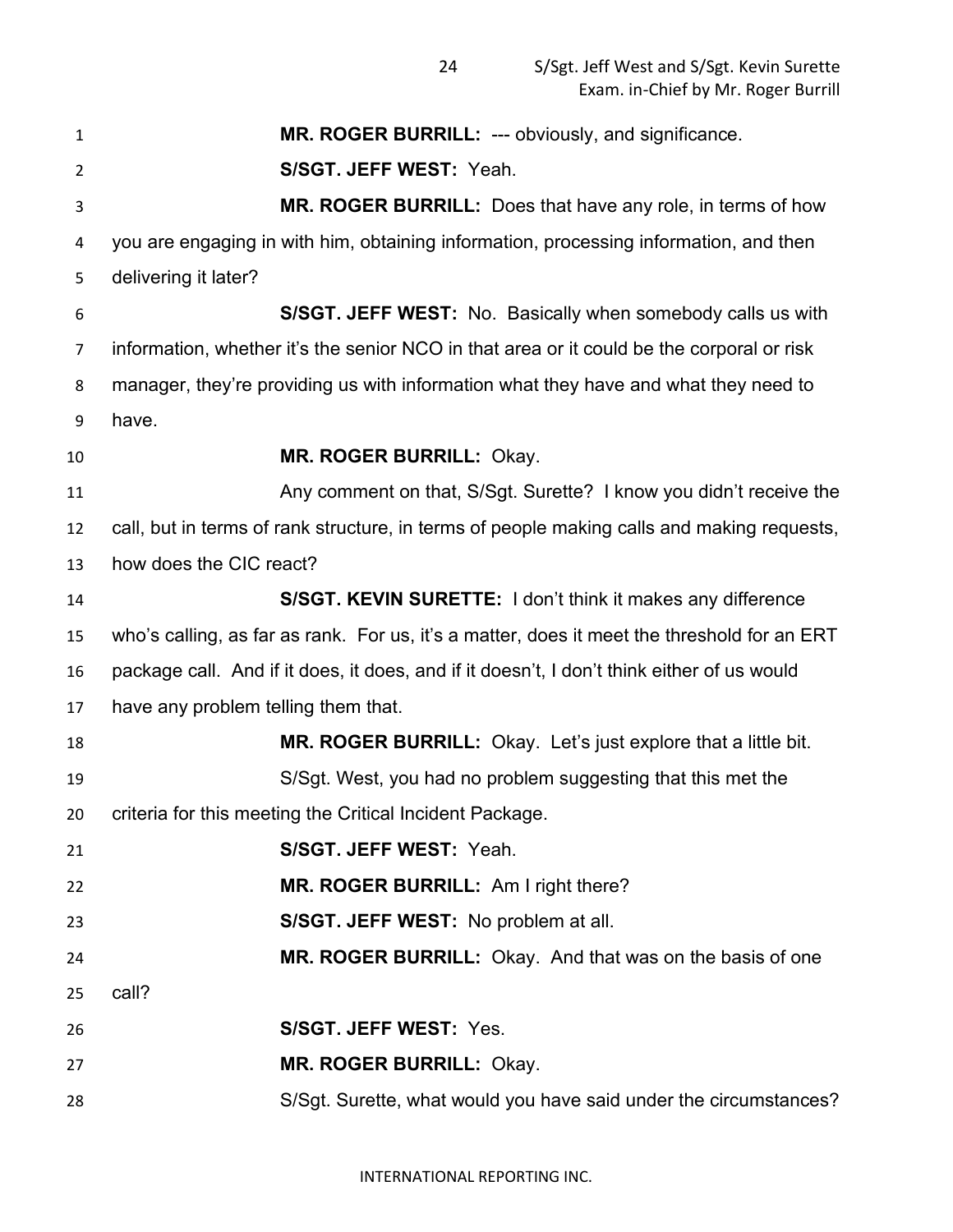**MR. ROGER BURRILL:** --- obviously, and significance.

**S/SGT. JEFF WEST:** Yeah.

**MR. ROGER BURRILL:** Does that have any role, in terms of how you are engaging in with him, obtaining information, processing information, and then delivering it later?

**S/SGT. JEFF WEST:** No. Basically when somebody calls us with information, whether it's the senior NCO in that area or it could be the corporal or risk manager, they're providing us with information what they have and what they need to have.

**MR. ROGER BURRILL:** Okay.

Any comment on that, S/Sgt. Surette? I know you didn't receive the call, but in terms of rank structure, in terms of people making calls and making requests, how does the CIC react?

**S/SGT. KEVIN SURETTE:** I don't think it makes any difference who's calling, as far as rank. For us, it's a matter, does it meet the threshold for an ERT package call. And if it does, it does, and if it doesn't, I don't think either of us would have any problem telling them that.

**MR. ROGER BURRILL:** Okay. Let's just explore that a little bit.

S/Sgt. West, you had no problem suggesting that this met the criteria for this meeting the Critical Incident Package.

**S/SGT. JEFF WEST:** Yeah.

**MR. ROGER BURRILL:** Am I right there?

**S/SGT. JEFF WEST:** No problem at all.

**MR. ROGER BURRILL:** Okay. And that was on the basis of one call?

**S/SGT. JEFF WEST:** Yes.

**MR. ROGER BURRILL:** Okay.

S/Sgt. Surette, what would you have said under the circumstances?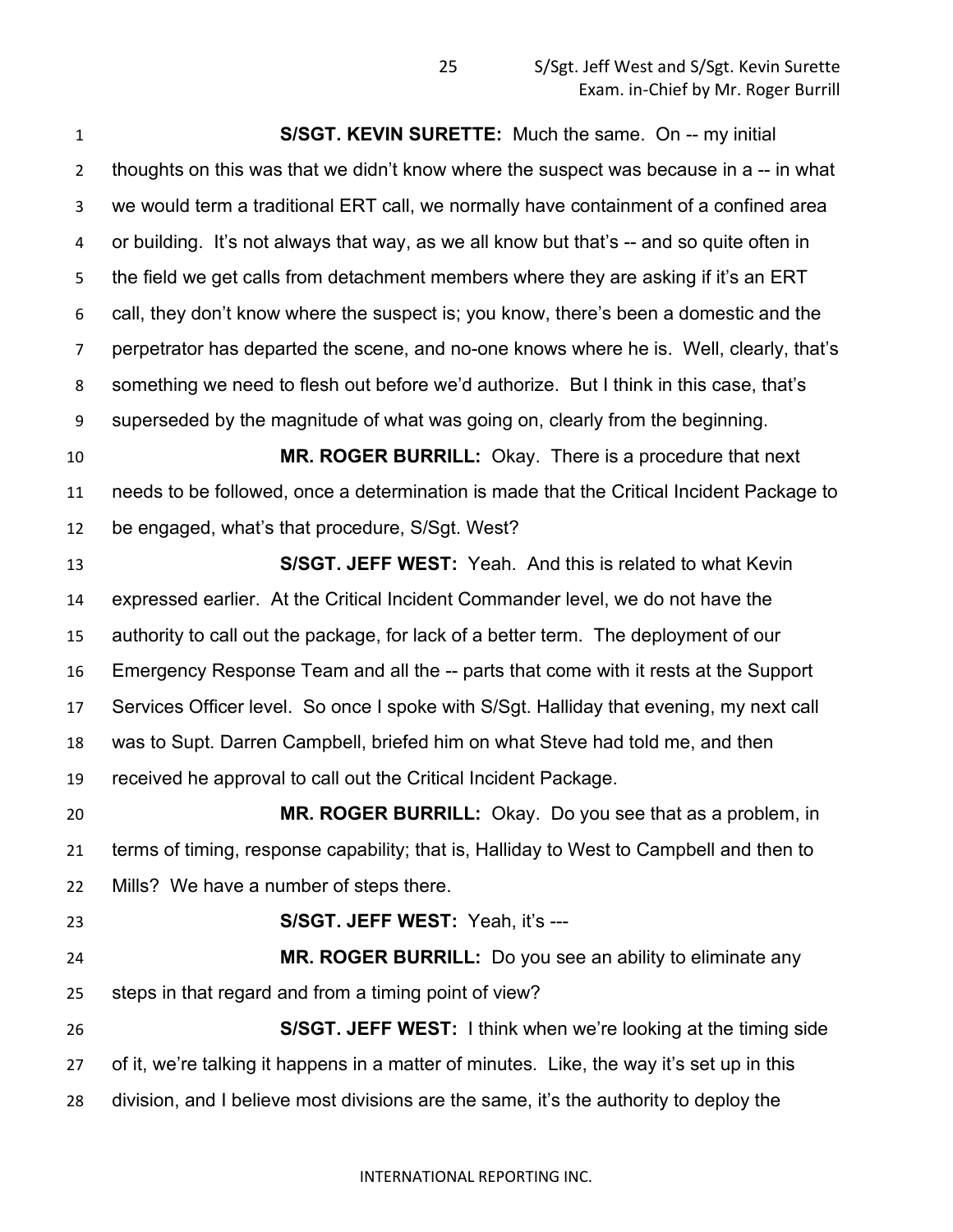**S/SGT. KEVIN SURETTE:** Much the same. On -- my initial thoughts on this was that we didn't know where the suspect was because in a -- in what we would term a traditional ERT call, we normally have containment of a confined area or building. It's not always that way, as we all know but that's -- and so quite often in the field we get calls from detachment members where they are asking if it's an ERT call, they don't know where the suspect is; you know, there's been a domestic and the perpetrator has departed the scene, and no-one knows where he is. Well, clearly, that's something we need to flesh out before we'd authorize. But I think in this case, that's superseded by the magnitude of what was going on, clearly from the beginning.

**MR. ROGER BURRILL:** Okay. There is a procedure that next needs to be followed, once a determination is made that the Critical Incident Package to be engaged, what's that procedure, S/Sgt. West?

**S/SGT. JEFF WEST:** Yeah. And this is related to what Kevin expressed earlier. At the Critical Incident Commander level, we do not have the authority to call out the package, for lack of a better term. The deployment of our Emergency Response Team and all the -- parts that come with it rests at the Support Services Officer level. So once I spoke with S/Sgt. Halliday that evening, my next call was to Supt. Darren Campbell, briefed him on what Steve had told me, and then received he approval to call out the Critical Incident Package.

**MR. ROGER BURRILL:** Okay. Do you see that as a problem, in terms of timing, response capability; that is, Halliday to West to Campbell and then to Mills? We have a number of steps there.

**S/SGT. JEFF WEST:** Yeah, it's ---

**MR. ROGER BURRILL:** Do you see an ability to eliminate any steps in that regard and from a timing point of view?

**S/SGT. JEFF WEST:** I think when we're looking at the timing side of it, we're talking it happens in a matter of minutes. Like, the way it's set up in this division, and I believe most divisions are the same, it's the authority to deploy the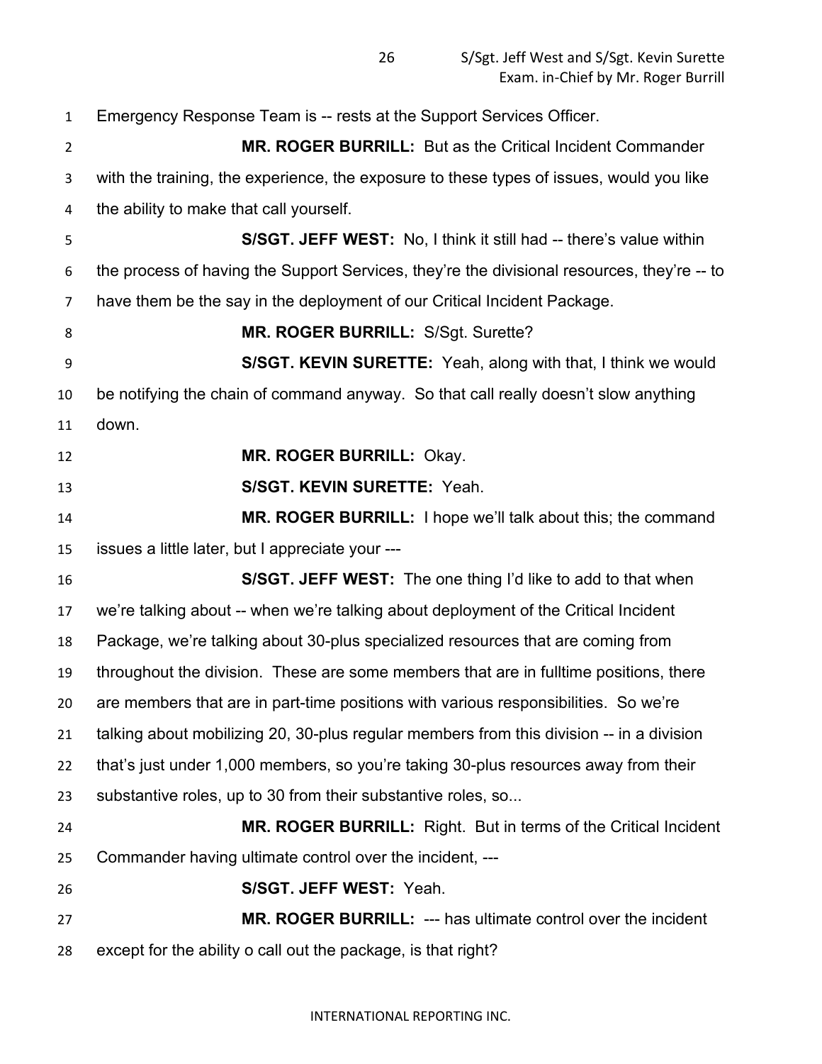Emergency Response Team is -- rests at the Support Services Officer.

**MR. ROGER BURRILL:** But as the Critical Incident Commander with the training, the experience, the exposure to these types of issues, would you like the ability to make that call yourself.

**S/SGT. JEFF WEST:** No, I think it still had -- there's value within the process of having the Support Services, they're the divisional resources, they're -- to have them be the say in the deployment of our Critical Incident Package.

**MR. ROGER BURRILL:** S/Sgt. Surette?

**S/SGT. KEVIN SURETTE:** Yeah, along with that, I think we would be notifying the chain of command anyway. So that call really doesn't slow anything down.

**MR. ROGER BURRILL:** Okay.

**S/SGT. KEVIN SURETTE:** Yeah.

**MR. ROGER BURRILL:** I hope we'll talk about this; the command issues a little later, but I appreciate your ---

**S/SGT. JEFF WEST:** The one thing I'd like to add to that when we're talking about -- when we're talking about deployment of the Critical Incident Package, we're talking about 30-plus specialized resources that are coming from throughout the division. These are some members that are in fulltime positions, there are members that are in part-time positions with various responsibilities. So we're talking about mobilizing 20, 30-plus regular members from this division -- in a division that's just under 1,000 members, so you're taking 30-plus resources away from their substantive roles, up to 30 from their substantive roles, so...

**MR. ROGER BURRILL:** Right. But in terms of the Critical Incident Commander having ultimate control over the incident, ---

**S/SGT. JEFF WEST:** Yeah.

**MR. ROGER BURRILL:** --- has ultimate control over the incident except for the ability o call out the package, is that right?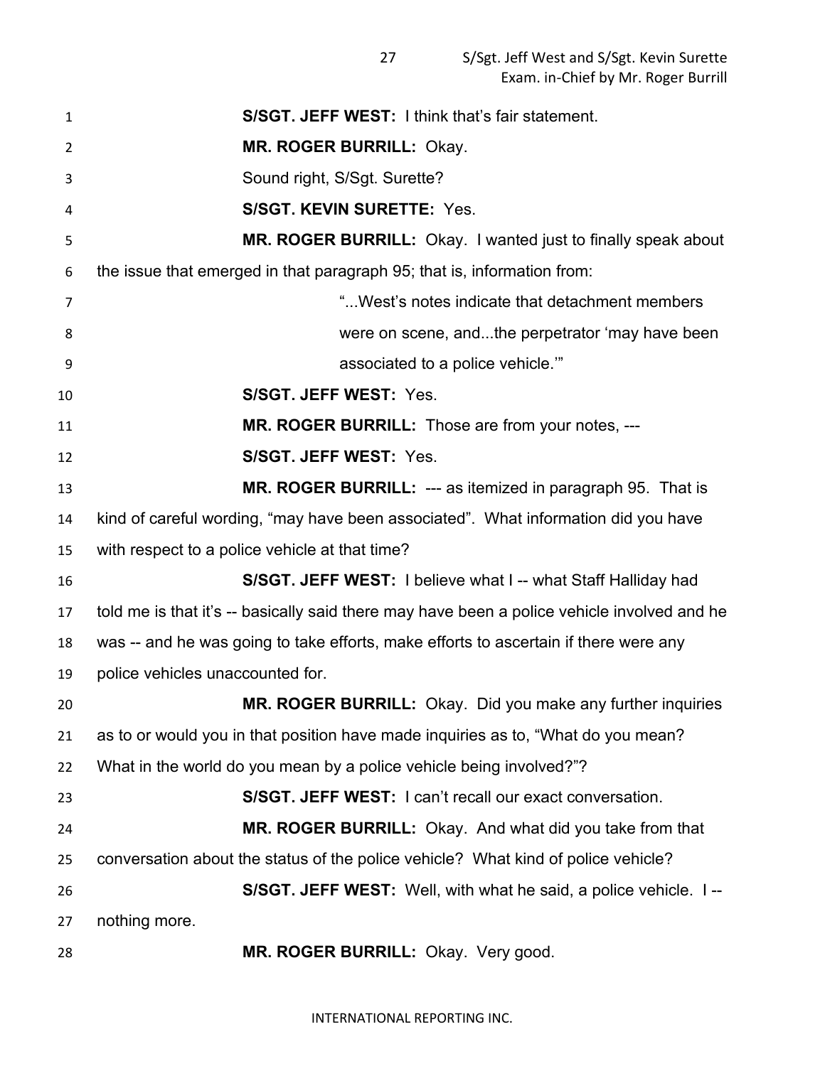**S/SGT. JEFF WEST:** I think that's fair statement.

**MR. ROGER BURRILL:** Okay.

Sound right, S/Sgt. Surette?

**S/SGT. KEVIN SURETTE:** Yes.

**MR. ROGER BURRILL:** Okay. I wanted just to finally speak about the issue that emerged in that paragraph 95; that is, information from:

> "...West's notes indicate that detachment members were on scene, and...the perpetrator 'may have been associated to a police vehicle.'"

**S/SGT. JEFF WEST:** Yes.

**MR. ROGER BURRILL:** Those are from your notes, ---

**S/SGT. JEFF WEST:** Yes.

**MR. ROGER BURRILL:** --- as itemized in paragraph 95. That is kind of careful wording, "may have been associated". What information did you have with respect to a police vehicle at that time?

**S/SGT. JEFF WEST:** I believe what I -- what Staff Halliday had told me is that it's -- basically said there may have been a police vehicle involved and he was -- and he was going to take efforts, make efforts to ascertain if there were any police vehicles unaccounted for.

**MR. ROGER BURRILL:** Okay. Did you make any further inquiries as to or would you in that position have made inquiries as to, "What do you mean? What in the world do you mean by a police vehicle being involved?"?

**S/SGT. JEFF WEST:** I can't recall our exact conversation.

**MR. ROGER BURRILL:** Okay. And what did you take from that conversation about the status of the police vehicle? What kind of police vehicle?

**S/SGT. JEFF WEST:** Well, with what he said, a police vehicle. I -- nothing more.

**MR. ROGER BURRILL:** Okay. Very good.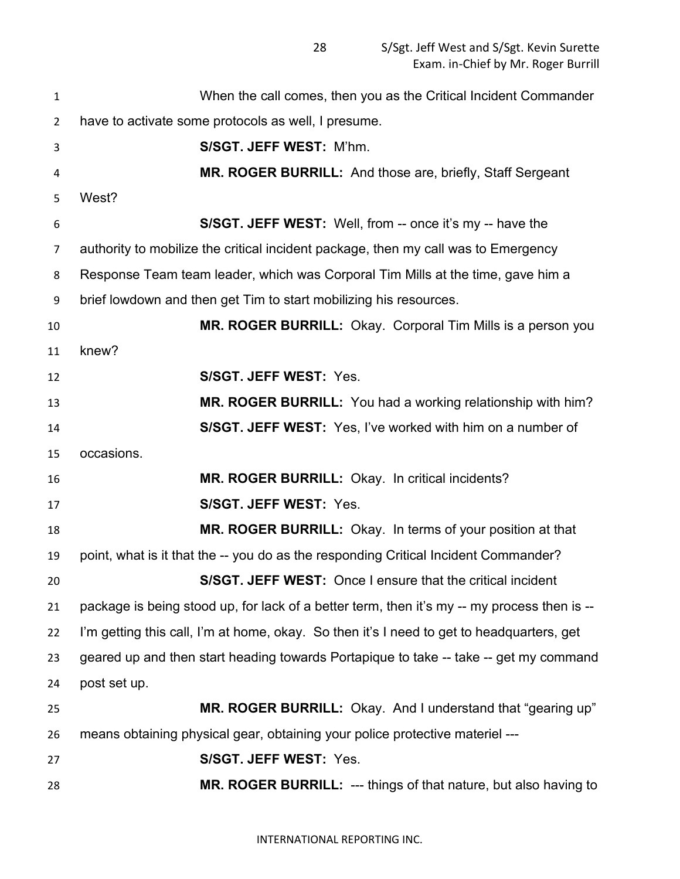When the call comes, then you as the Critical Incident Commander have to activate some protocols as well, I presume.

**S/SGT. JEFF WEST:** M'hm.

**MR. ROGER BURRILL:** And those are, briefly, Staff Sergeant West?

**S/SGT. JEFF WEST:** Well, from -- once it's my -- have the authority to mobilize the critical incident package, then my call was to Emergency Response Team team leader, which was Corporal Tim Mills at the time, gave him a brief lowdown and then get Tim to start mobilizing his resources.

**MR. ROGER BURRILL:** Okay. Corporal Tim Mills is a person you knew?

**S/SGT. JEFF WEST:** Yes.

**MR. ROGER BURRILL:** You had a working relationship with him?

**S/SGT. JEFF WEST:** Yes, I've worked with him on a number of occasions.

**MR. ROGER BURRILL:** Okay. In critical incidents?

**S/SGT. JEFF WEST:** Yes.

**MR. ROGER BURRILL:** Okay. In terms of your position at that point, what is it that the -- you do as the responding Critical Incident Commander?

**S/SGT. JEFF WEST:** Once I ensure that the critical incident package is being stood up, for lack of a better term, then it's my -- my process then is -- I'm getting this call, I'm at home, okay. So then it's I need to get to headquarters, get geared up and then start heading towards Portapique to take -- take -- get my command post set up.

**MR. ROGER BURRILL:** Okay. And I understand that "gearing up" means obtaining physical gear, obtaining your police protective materiel ---

**S/SGT. JEFF WEST:** Yes.

**MR. ROGER BURRILL:** --- things of that nature, but also having to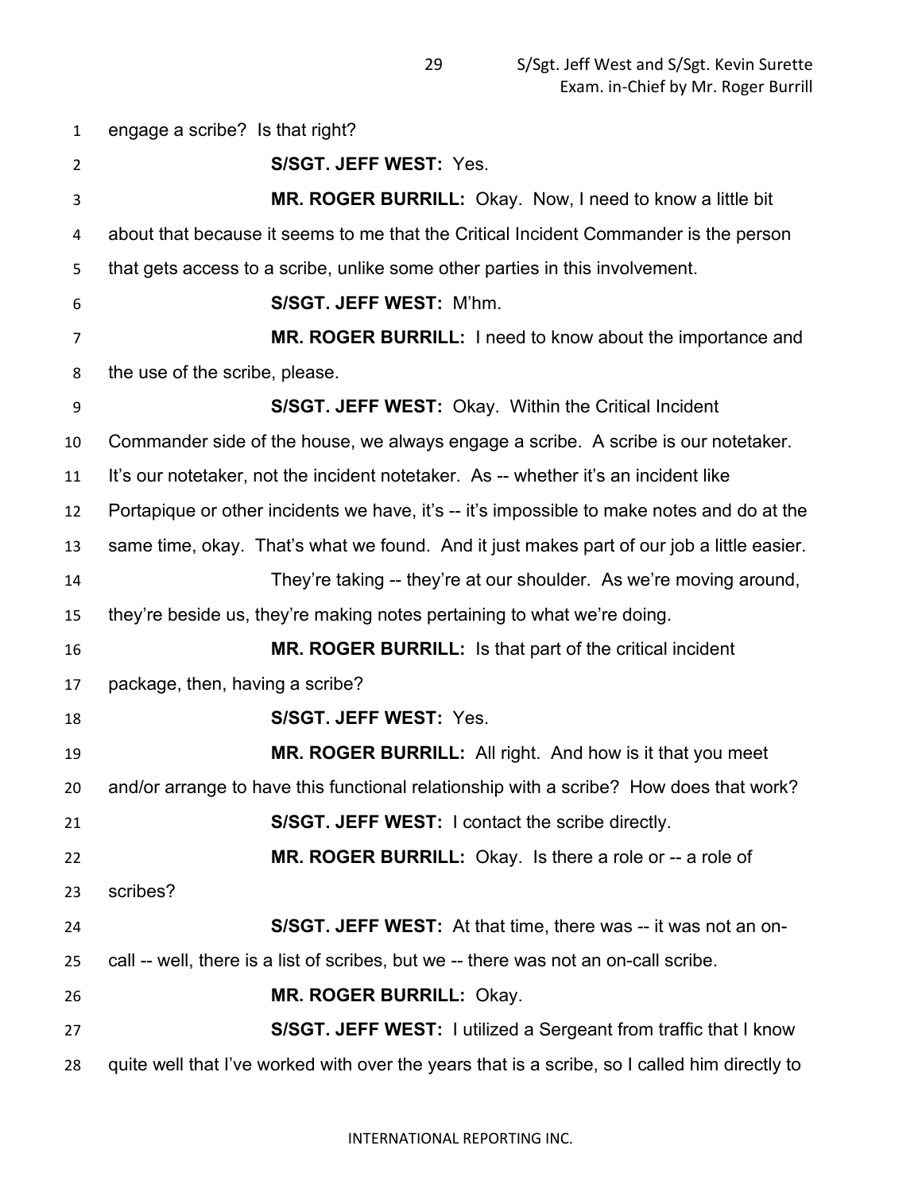engage a scribe? Is that right?

**S/SGT. JEFF WEST:** Yes.

**MR. ROGER BURRILL:** Okay. Now, I need to know a little bit about that because it seems to me that the Critical Incident Commander is the person that gets access to a scribe, unlike some other parties in this involvement.

**S/SGT. JEFF WEST:** M'hm.

**MR. ROGER BURRILL:** I need to know about the importance and the use of the scribe, please.

**S/SGT. JEFF WEST:** Okay. Within the Critical Incident Commander side of the house, we always engage a scribe. A scribe is our notetaker. It's our notetaker, not the incident notetaker. As -- whether it's an incident like Portapique or other incidents we have, it's -- it's impossible to make notes and do at the same time, okay. That's what we found. And it just makes part of our job a little easier.

They're taking -- they're at our shoulder. As we're moving around, they're beside us, they're making notes pertaining to what we're doing.

**MR. ROGER BURRILL:** Is that part of the critical incident package, then, having a scribe?

**S/SGT. JEFF WEST:** Yes.

**MR. ROGER BURRILL:** All right. And how is it that you meet and/or arrange to have this functional relationship with a scribe? How does that work?

**S/SGT. JEFF WEST:** I contact the scribe directly.

**MR. ROGER BURRILL:** Okay. Is there a role or -- a role of scribes?

**S/SGT. JEFF WEST:** At that time, there was -- it was not an on-call -- well, there is a list of scribes, but we -- there was not an on-call scribe.

**MR. ROGER BURRILL:** Okay.

**S/SGT. JEFF WEST:** I utilized a Sergeant from traffic that I know quite well that I've worked with over the years that is a scribe, so I called him directly to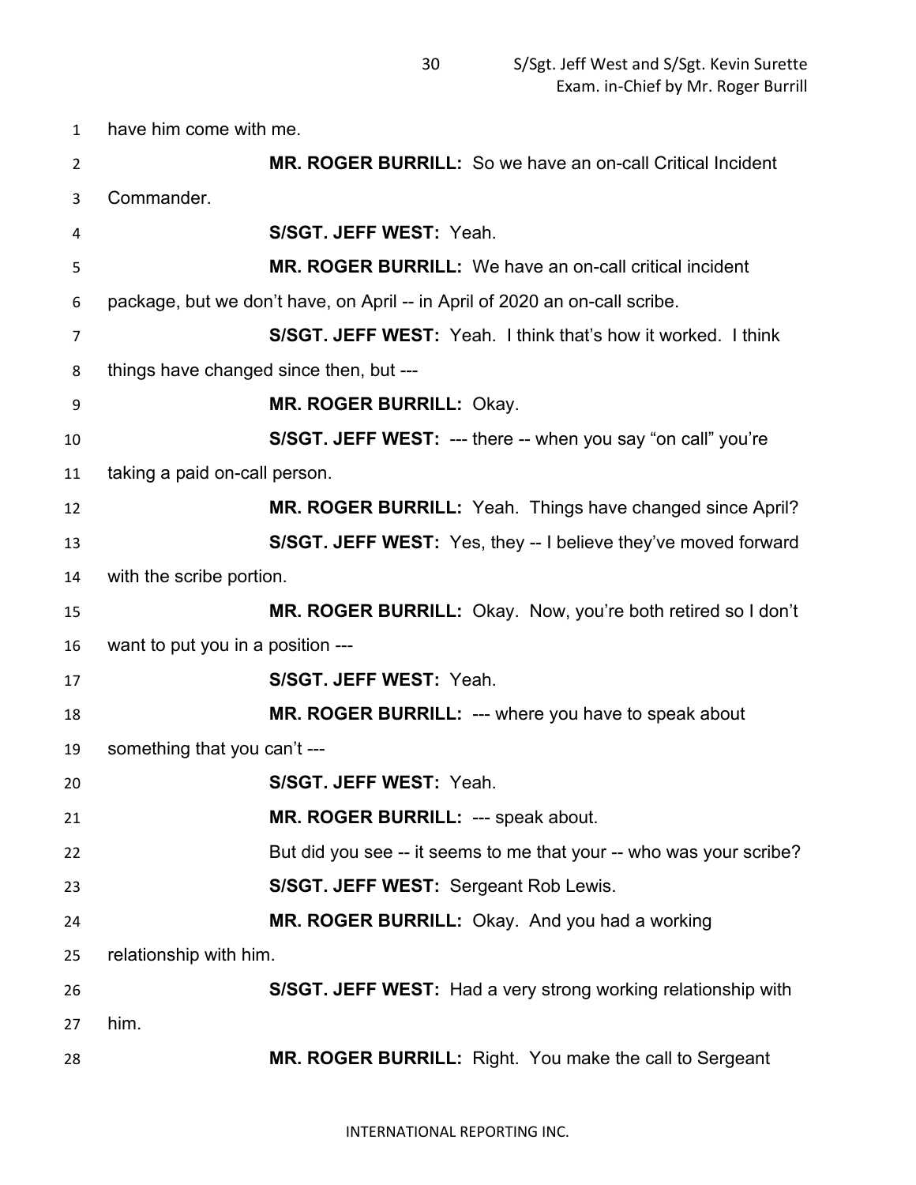have him come with me.

**MR. ROGER BURRILL:** So we have an on-call Critical Incident Commander.

**S/SGT. JEFF WEST:** Yeah.

**MR. ROGER BURRILL:** We have an on-call critical incident package, but we don't have, on April -- in April of 2020 an on-call scribe.

**S/SGT. JEFF WEST:** Yeah. I think that's how it worked. I think things have changed since then, but ---

**MR. ROGER BURRILL:** Okay.

**S/SGT. JEFF WEST:** --- there -- when you say "on call" you're taking a paid on-call person.

**MR. ROGER BURRILL:** Yeah. Things have changed since April?

**S/SGT. JEFF WEST:** Yes, they -- I believe they've moved forward with the scribe portion.

**MR. ROGER BURRILL:** Okay. Now, you're both retired so I don't want to put you in a position ---

**S/SGT. JEFF WEST:** Yeah.

**MR. ROGER BURRILL:** --- where you have to speak about something that you can't ---

**S/SGT. JEFF WEST:** Yeah.

**MR. ROGER BURRILL:** --- speak about.

But did you see -- it seems to me that your -- who was your scribe?

**S/SGT. JEFF WEST:** Sergeant Rob Lewis.

**MR. ROGER BURRILL:** Okay. And you had a working relationship with him.

**S/SGT. JEFF WEST:** Had a very strong working relationship with him.

**MR. ROGER BURRILL:** Right. You make the call to Sergeant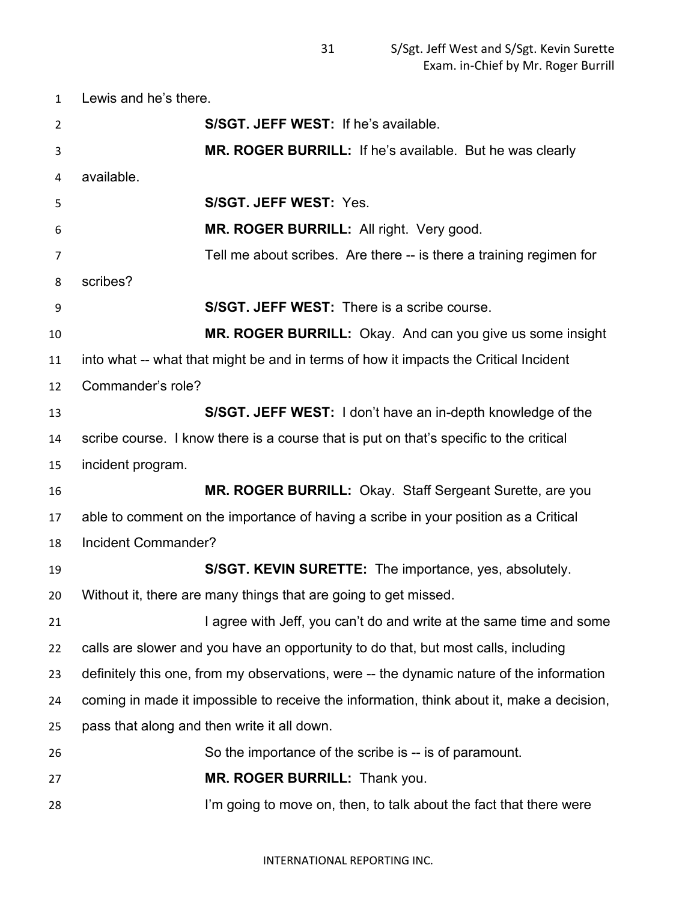Lewis and he's there.

**S/SGT. JEFF WEST:** If he's available.

**MR. ROGER BURRILL:** If he's available. But he was clearly available.

**S/SGT. JEFF WEST:** Yes.

**MR. ROGER BURRILL:** All right. Very good.

Tell me about scribes. Are there -- is there a training regimen for scribes?

**S/SGT. JEFF WEST:** There is a scribe course.

**MR. ROGER BURRILL:** Okay. And can you give us some insight into what -- what that might be and in terms of how it impacts the Critical Incident Commander's role?

**S/SGT. JEFF WEST:** I don't have an in-depth knowledge of the scribe course. I know there is a course that is put on that's specific to the critical incident program.

**MR. ROGER BURRILL:** Okay. Staff Sergeant Surette, are you able to comment on the importance of having a scribe in your position as a Critical Incident Commander?

**S/SGT. KEVIN SURETTE:** The importance, yes, absolutely. Without it, there are many things that are going to get missed.

I agree with Jeff, you can't do and write at the same time and some calls are slower and you have an opportunity to do that, but most calls, including definitely this one, from my observations, were -- the dynamic nature of the information coming in made it impossible to receive the information, think about it, make a decision, pass that along and then write it all down.

So the importance of the scribe is -- is of paramount.

**MR. ROGER BURRILL:** Thank you.

I'm going to move on, then, to talk about the fact that there were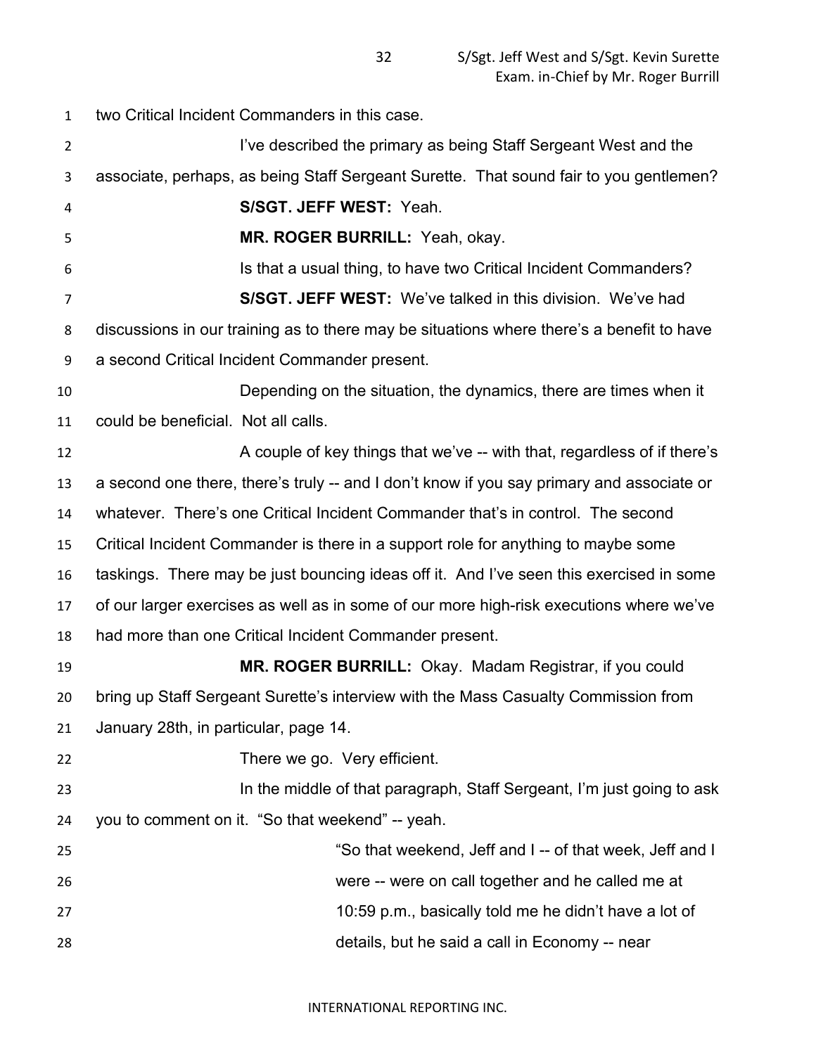two Critical Incident Commanders in this case.

I've described the primary as being Staff Sergeant West and the associate, perhaps, as being Staff Sergeant Surette. That sound fair to you gentlemen?

**S/SGT. JEFF WEST:** Yeah.

**MR. ROGER BURRILL:** Yeah, okay.

Is that a usual thing, to have two Critical Incident Commanders?

**S/SGT. JEFF WEST:** We've talked in this division. We've had discussions in our training as to there may be situations where there's a benefit to have a second Critical Incident Commander present.

Depending on the situation, the dynamics, there are times when it could be beneficial. Not all calls.

A couple of key things that we've -- with that, regardless of if there's a second one there, there's truly -- and I don't know if you say primary and associate or whatever. There's one Critical Incident Commander that's in control. The second Critical Incident Commander is there in a support role for anything to maybe some taskings. There may be just bouncing ideas off it. And I've seen this exercised in some of our larger exercises as well as in some of our more high-risk executions where we've had more than one Critical Incident Commander present.

**MR. ROGER BURRILL:** Okay. Madam Registrar, if you could bring up Staff Sergeant Surette's interview with the Mass Casualty Commission from January 28th, in particular, page 14.

There we go. Very efficient.

In the middle of that paragraph, Staff Sergeant, I'm just going to ask you to comment on it. "So that weekend" -- yeah.

> "So that weekend, Jeff and I -- of that week, Jeff and I were -- were on call together and he called me at 10:59 p.m., basically told me he didn't have a lot of details, but he said a call in Economy -- near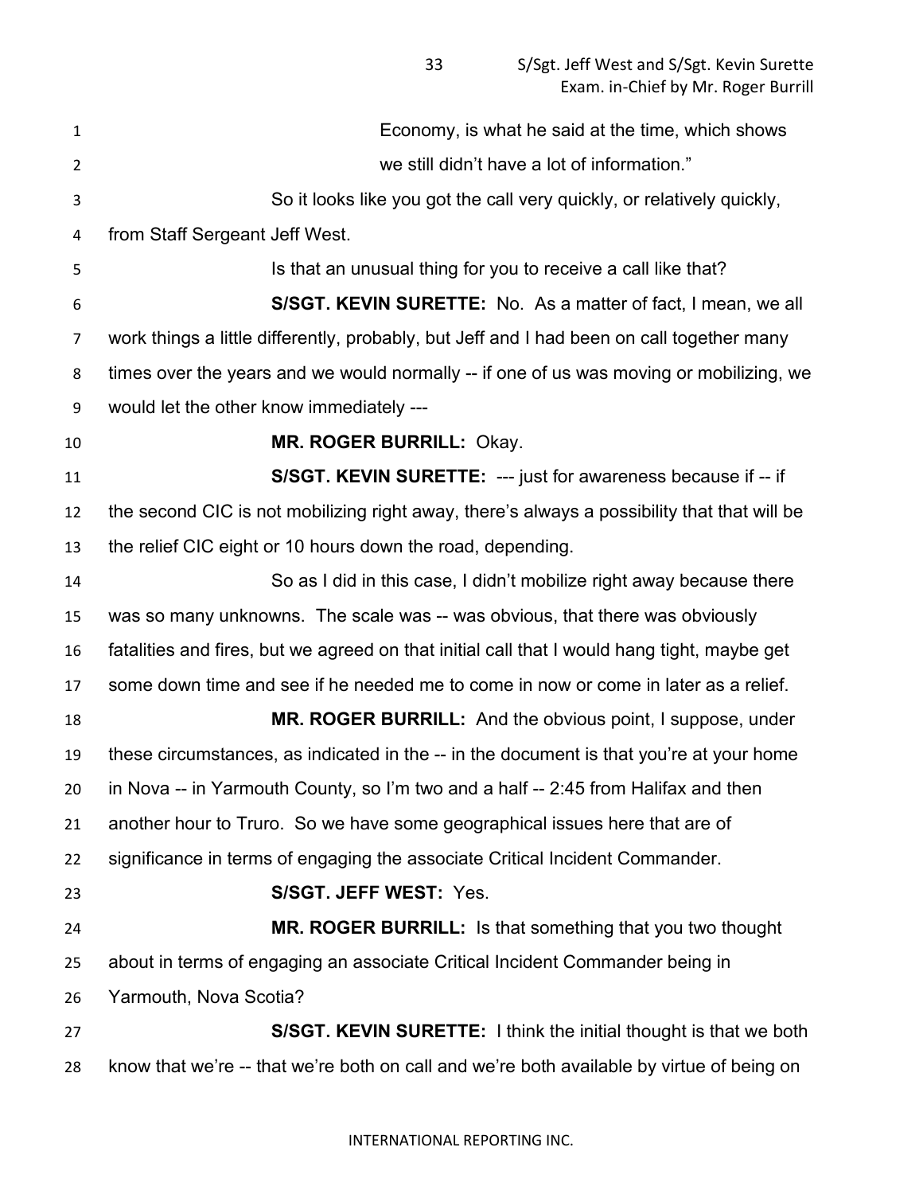Economy, is what he said at the time, which shows we still didn't have a lot of information."

So it looks like you got the call very quickly, or relatively quickly, from Staff Sergeant Jeff West.

Is that an unusual thing for you to receive a call like that?

**S/SGT. KEVIN SURETTE:** No. As a matter of fact, I mean, we all work things a little differently, probably, but Jeff and I had been on call together many times over the years and we would normally -- if one of us was moving or mobilizing, we would let the other know immediately ---

**MR. ROGER BURRILL:** Okay.

**S/SGT. KEVIN SURETTE:** --- just for awareness because if -- if the second CIC is not mobilizing right away, there's always a possibility that that will be the relief CIC eight or 10 hours down the road, depending.

So as I did in this case, I didn't mobilize right away because there was so many unknowns. The scale was -- was obvious, that there was obviously fatalities and fires, but we agreed on that initial call that I would hang tight, maybe get some down time and see if he needed me to come in now or come in later as a relief.

**MR. ROGER BURRILL:** And the obvious point, I suppose, under these circumstances, as indicated in the -- in the document is that you're at your home in Nova -- in Yarmouth County, so I'm two and a half -- 2:45 from Halifax and then another hour to Truro. So we have some geographical issues here that are of significance in terms of engaging the associate Critical Incident Commander.

**S/SGT. JEFF WEST:** Yes.

**MR. ROGER BURRILL:** Is that something that you two thought about in terms of engaging an associate Critical Incident Commander being in Yarmouth, Nova Scotia?

**S/SGT. KEVIN SURETTE:** I think the initial thought is that we both know that we're -- that we're both on call and we're both available by virtue of being on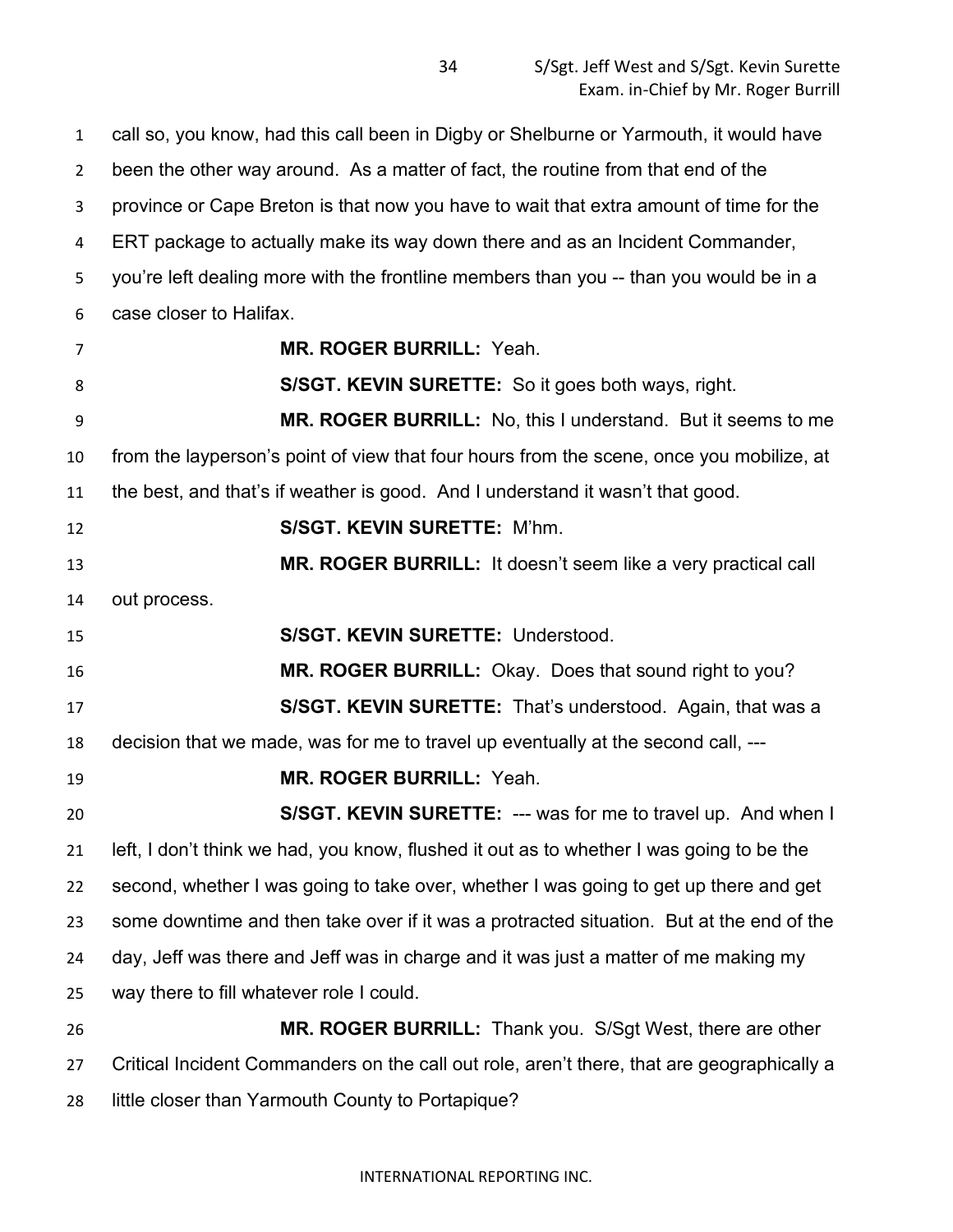call so, you know, had this call been in Digby or Shelburne or Yarmouth, it would have been the other way around. As a matter of fact, the routine from that end of the province or Cape Breton is that now you have to wait that extra amount of time for the ERT package to actually make its way down there and as an Incident Commander, you're left dealing more with the frontline members than you -- than you would be in a case closer to Halifax.

**MR. ROGER BURRILL:** Yeah.

**S/SGT. KEVIN SURETTE:** So it goes both ways, right.

**MR. ROGER BURRILL:** No, this I understand. But it seems to me from the layperson's point of view that four hours from the scene, once you mobilize, at the best, and that's if weather is good. And I understand it wasn't that good.

**S/SGT. KEVIN SURETTE:** M'hm.

**MR. ROGER BURRILL:** It doesn't seem like a very practical call out process.

**S/SGT. KEVIN SURETTE:** Understood.

**MR. ROGER BURRILL:** Okay. Does that sound right to you?

**S/SGT. KEVIN SURETTE:** That's understood. Again, that was a decision that we made, was for me to travel up eventually at the second call, ---

**MR. ROGER BURRILL:** Yeah.

**S/SGT. KEVIN SURETTE:** --- was for me to travel up. And when I left, I don't think we had, you know, flushed it out as to whether I was going to be the second, whether I was going to take over, whether I was going to get up there and get some downtime and then take over if it was a protracted situation. But at the end of the day, Jeff was there and Jeff was in charge and it was just a matter of me making my way there to fill whatever role I could.

**MR. ROGER BURRILL:** Thank you. S/Sgt West, there are other Critical Incident Commanders on the call out role, aren't there, that are geographically a little closer than Yarmouth County to Portapique?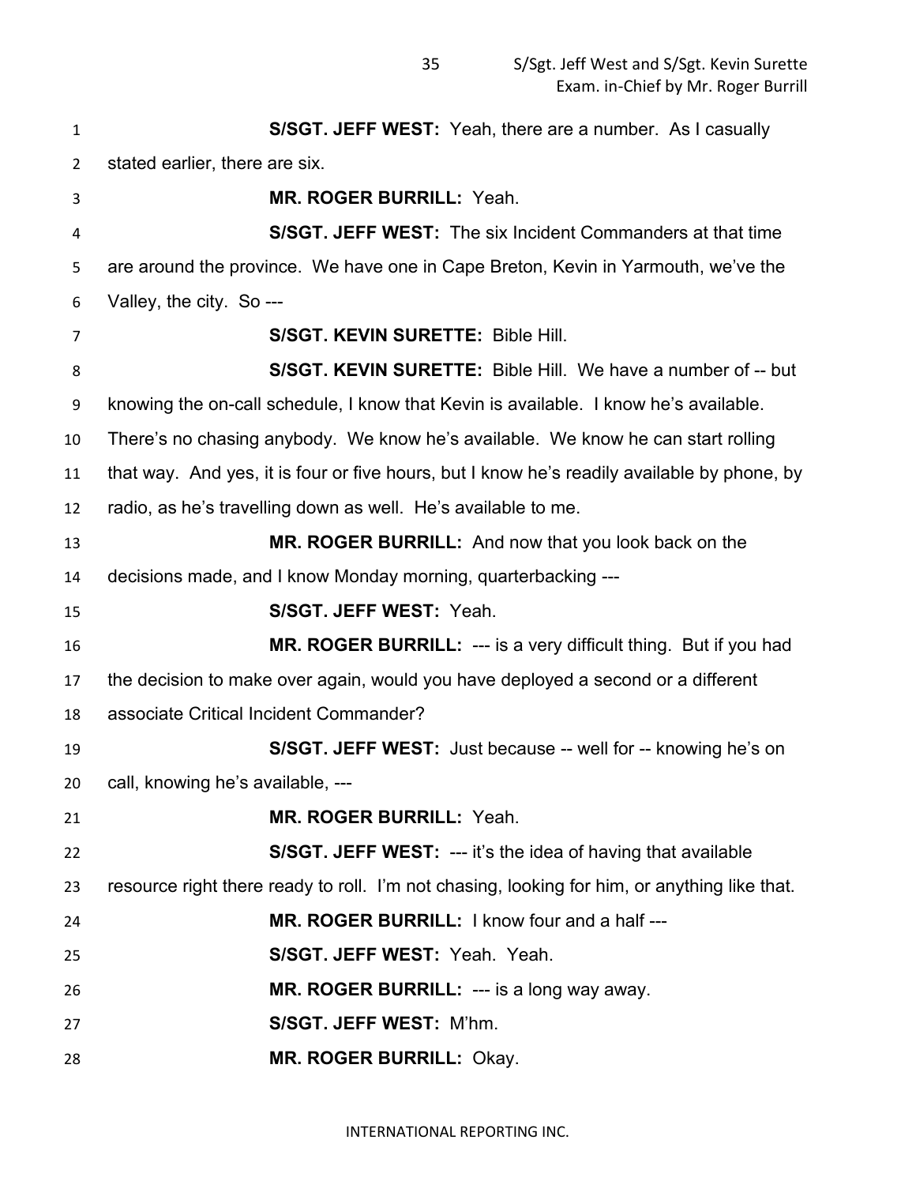**S/SGT. JEFF WEST:** Yeah, there are a number. As I casually stated earlier, there are six.

**MR. ROGER BURRILL:** Yeah.

**S/SGT. JEFF WEST:** The six Incident Commanders at that time are around the province. We have one in Cape Breton, Kevin in Yarmouth, we've the Valley, the city. So ---

**S/SGT. KEVIN SURETTE:** Bible Hill.

**S/SGT. KEVIN SURETTE:** Bible Hill. We have a number of -- but knowing the on-call schedule, I know that Kevin is available. I know he's available. There's no chasing anybody. We know he's available. We know he can start rolling that way. And yes, it is four or five hours, but I know he's readily available by phone, by radio, as he's travelling down as well. He's available to me.

**MR. ROGER BURRILL:** And now that you look back on the decisions made, and I know Monday morning, quarterbacking ---

**S/SGT. JEFF WEST:** Yeah.

**MR. ROGER BURRILL:** --- is a very difficult thing. But if you had the decision to make over again, would you have deployed a second or a different associate Critical Incident Commander?

**S/SGT. JEFF WEST:** Just because -- well for -- knowing he's on call, knowing he's available, ---

**MR. ROGER BURRILL:** Yeah.

**S/SGT. JEFF WEST:** --- it's the idea of having that available resource right there ready to roll. I'm not chasing, looking for him, or anything like that.

**MR. ROGER BURRILL:** I know four and a half ---

**S/SGT. JEFF WEST:** Yeah. Yeah.

**MR. ROGER BURRILL:** --- is a long way away.

**S/SGT. JEFF WEST:** M'hm.

**MR. ROGER BURRILL:** Okay.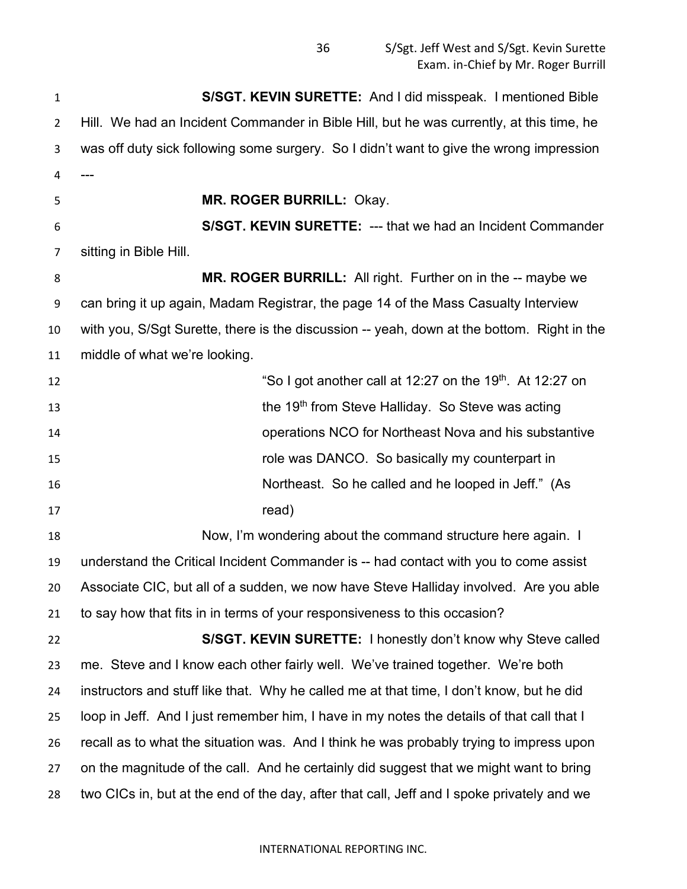**S/SGT. KEVIN SURETTE:** And I did misspeak. I mentioned Bible Hill. We had an Incident Commander in Bible Hill, but he was currently, at this time, he was off duty sick following some surgery. So I didn't want to give the wrong impression ---

**MR. ROGER BURRILL:** Okay.

**S/SGT. KEVIN SURETTE:** --- that we had an Incident Commander sitting in Bible Hill.

**MR. ROGER BURRILL:** All right. Further on in the -- maybe we can bring it up again, Madam Registrar, the page 14 of the Mass Casualty Interview with you, S/Sgt Surette, there is the discussion -- yeah, down at the bottom. Right in the middle of what we're looking.

> "So I got another call at 12:27 on the 19th. At 12:27 on the 19th from Steve Halliday. So Steve was acting operations NCO for Northeast Nova and his substantive role was DANCO. So basically my counterpart in Northeast. So he called and he looped in Jeff." (As read)

Now, I'm wondering about the command structure here again. I understand the Critical Incident Commander is -- had contact with you to come assist Associate CIC, but all of a sudden, we now have Steve Halliday involved. Are you able to say how that fits in in terms of your responsiveness to this occasion?

**S/SGT. KEVIN SURETTE:** I honestly don't know why Steve called me. Steve and I know each other fairly well. We've trained together. We're both instructors and stuff like that. Why he called me at that time, I don't know, but he did loop in Jeff. And I just remember him, I have in my notes the details of that call that I recall as to what the situation was. And I think he was probably trying to impress upon on the magnitude of the call. And he certainly did suggest that we might want to bring two CICs in, but at the end of the day, after that call, Jeff and I spoke privately and we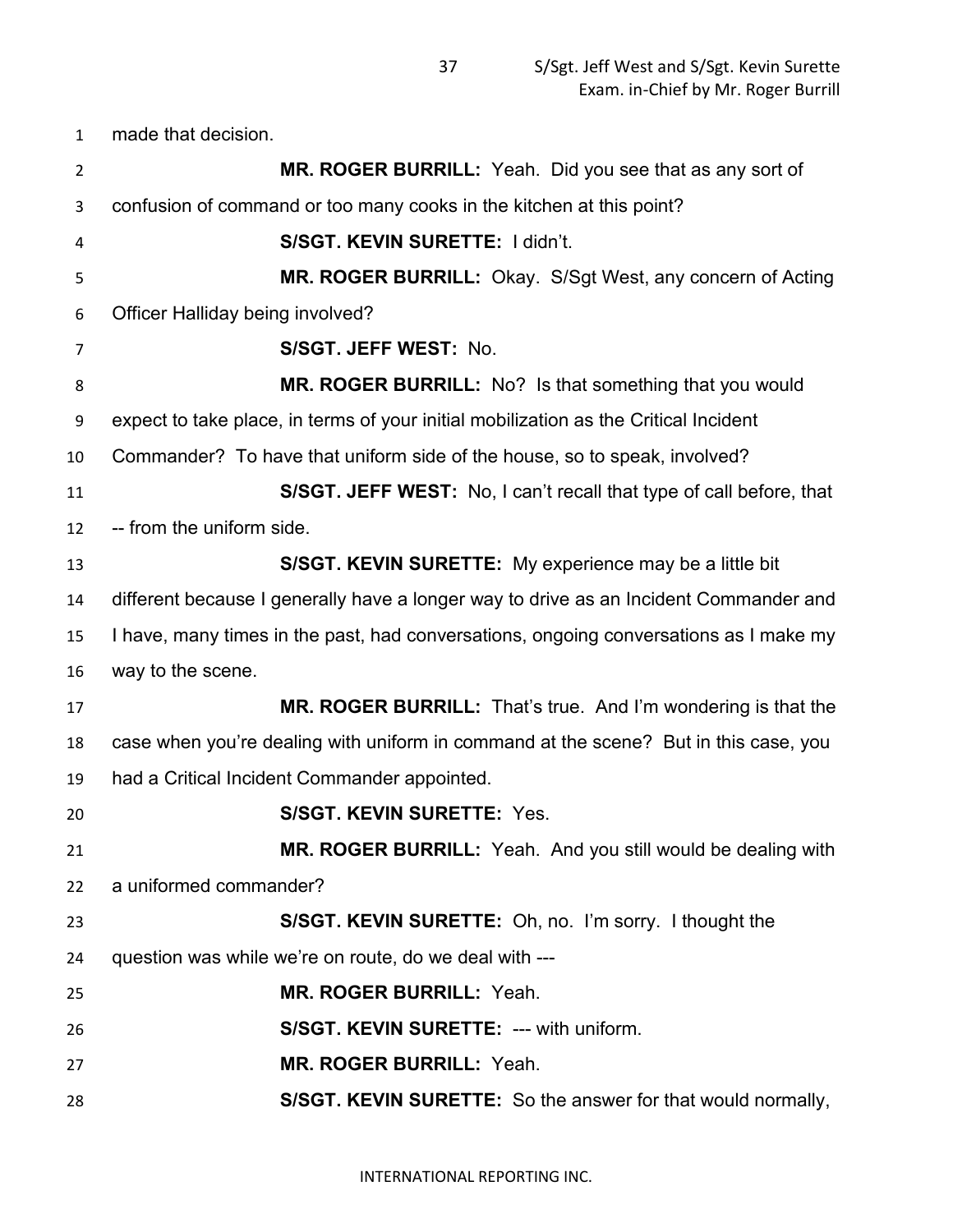made that decision.

**MR. ROGER BURRILL:** Yeah. Did you see that as any sort of confusion of command or too many cooks in the kitchen at this point?

**S/SGT. KEVIN SURETTE:** I didn't.

**MR. ROGER BURRILL:** Okay. S/Sgt West, any concern of Acting Officer Halliday being involved?

**S/SGT. JEFF WEST:** No.

**MR. ROGER BURRILL:** No? Is that something that you would expect to take place, in terms of your initial mobilization as the Critical Incident Commander? To have that uniform side of the house, so to speak, involved?

**S/SGT. JEFF WEST:** No, I can't recall that type of call before, that -- from the uniform side.

**S/SGT. KEVIN SURETTE:** My experience may be a little bit different because I generally have a longer way to drive as an Incident Commander and I have, many times in the past, had conversations, ongoing conversations as I make my way to the scene.

**MR. ROGER BURRILL:** That's true. And I'm wondering is that the case when you're dealing with uniform in command at the scene? But in this case, you had a Critical Incident Commander appointed.

**S/SGT. KEVIN SURETTE:** Yes.

**MR. ROGER BURRILL:** Yeah. And you still would be dealing with a uniformed commander?

**S/SGT. KEVIN SURETTE:** Oh, no. I'm sorry. I thought the question was while we're on route, do we deal with ---

**MR. ROGER BURRILL:** Yeah.

**S/SGT. KEVIN SURETTE:** --- with uniform.

**MR. ROGER BURRILL:** Yeah.

**S/SGT. KEVIN SURETTE:** So the answer for that would normally,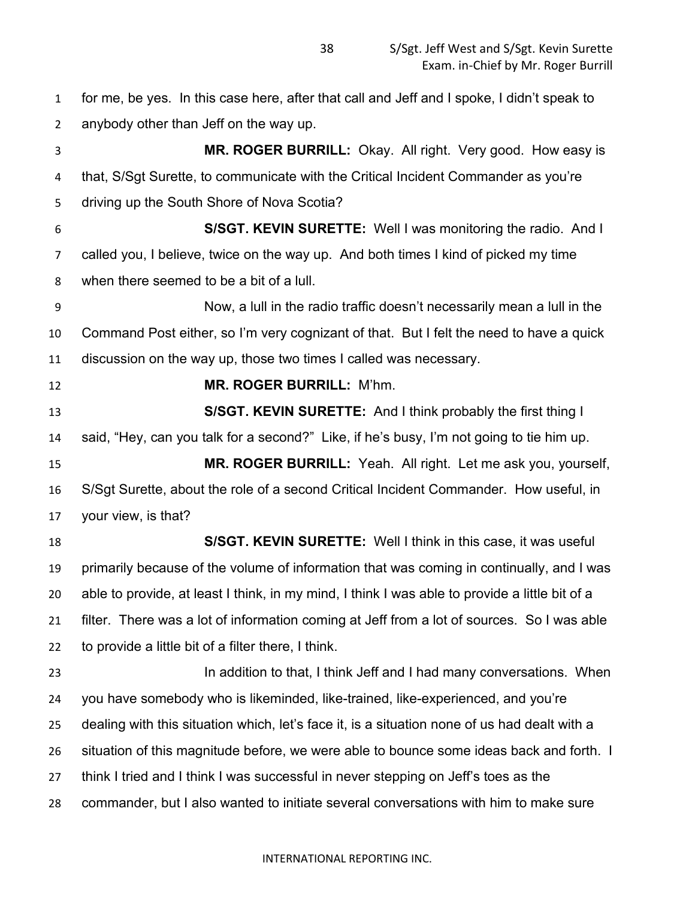for me, be yes. In this case here, after that call and Jeff and I spoke, I didn't speak to anybody other than Jeff on the way up.

**MR. ROGER BURRILL:** Okay. All right. Very good. How easy is that, S/Sgt Surette, to communicate with the Critical Incident Commander as you're driving up the South Shore of Nova Scotia?

**S/SGT. KEVIN SURETTE:** Well I was monitoring the radio. And I called you, I believe, twice on the way up. And both times I kind of picked my time when there seemed to be a bit of a lull.

Now, a lull in the radio traffic doesn't necessarily mean a lull in the Command Post either, so I'm very cognizant of that. But I felt the need to have a quick discussion on the way up, those two times I called was necessary.

**MR. ROGER BURRILL:** M'hm.

**S/SGT. KEVIN SURETTE:** And I think probably the first thing I said, "Hey, can you talk for a second?" Like, if he's busy, I'm not going to tie him up.

**MR. ROGER BURRILL:** Yeah. All right. Let me ask you, yourself, S/Sgt Surette, about the role of a second Critical Incident Commander. How useful, in your view, is that?

**S/SGT. KEVIN SURETTE:** Well I think in this case, it was useful primarily because of the volume of information that was coming in continually, and I was able to provide, at least I think, in my mind, I think I was able to provide a little bit of a filter. There was a lot of information coming at Jeff from a lot of sources. So I was able to provide a little bit of a filter there, I think.

In addition to that, I think Jeff and I had many conversations. When you have somebody who is likeminded, like-trained, like-experienced, and you're dealing with this situation which, let's face it, is a situation none of us had dealt with a situation of this magnitude before, we were able to bounce some ideas back and forth. I think I tried and I think I was successful in never stepping on Jeff's toes as the commander, but I also wanted to initiate several conversations with him to make sure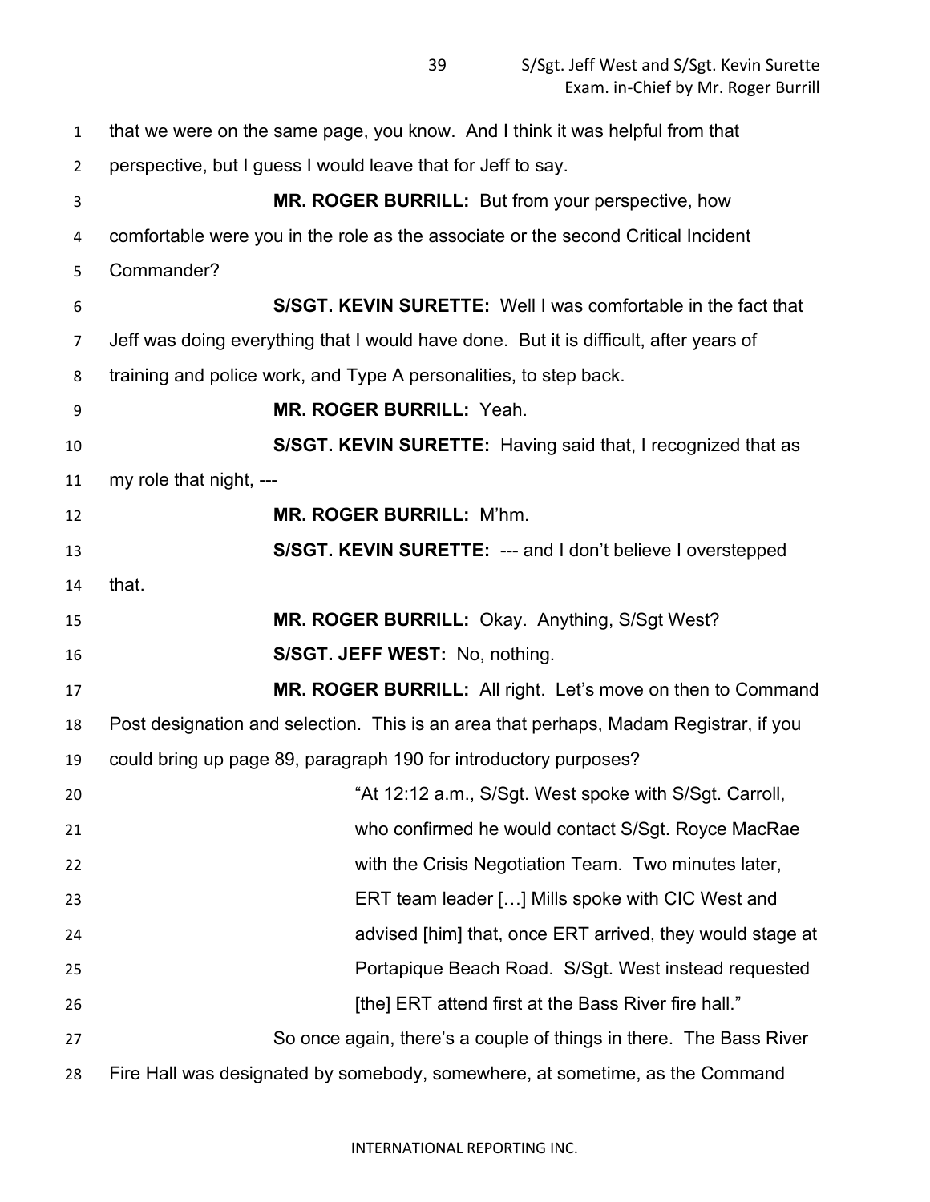that we were on the same page, you know. And I think it was helpful from that perspective, but I guess I would leave that for Jeff to say.

**MR. ROGER BURRILL:** But from your perspective, how comfortable were you in the role as the associate or the second Critical Incident Commander?

**S/SGT. KEVIN SURETTE:** Well I was comfortable in the fact that Jeff was doing everything that I would have done. But it is difficult, after years of training and police work, and Type A personalities, to step back.

**MR. ROGER BURRILL:** Yeah.

**S/SGT. KEVIN SURETTE:** Having said that, I recognized that as my role that night, ---

**MR. ROGER BURRILL:** M'hm.

**S/SGT. KEVIN SURETTE:** --- and I don't believe I overstepped that.

**MR. ROGER BURRILL:** Okay. Anything, S/Sgt West?

**S/SGT. JEFF WEST:** No, nothing.

**MR. ROGER BURRILL:** All right. Let's move on then to Command Post designation and selection. This is an area that perhaps, Madam Registrar, if you could bring up page 89, paragraph 190 for introductory purposes?

> "At 12:12 a.m., S/Sgt. West spoke with S/Sgt. Carroll, who confirmed he would contact S/Sgt. Royce MacRae with the Crisis Negotiation Team. Two minutes later, ERT team leader […] Mills spoke with CIC West and advised [him] that, once ERT arrived, they would stage at Portapique Beach Road. S/Sgt. West instead requested [the] ERT attend first at the Bass River fire hall."

So once again, there's a couple of things in there. The Bass River Fire Hall was designated by somebody, somewhere, at sometime, as the Command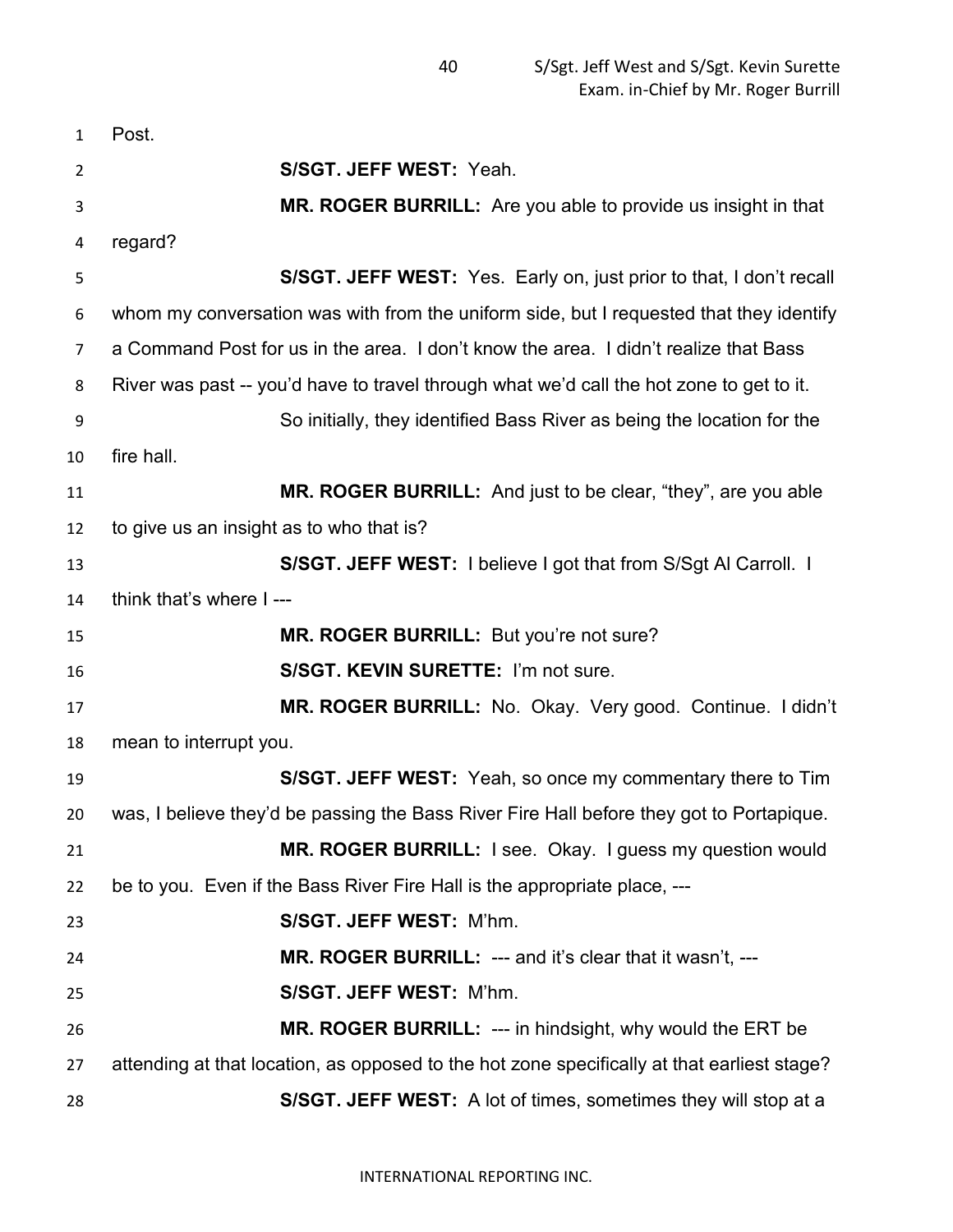Post.

**S/SGT. JEFF WEST:** Yeah.

**MR. ROGER BURRILL:** Are you able to provide us insight in that regard?

**S/SGT. JEFF WEST:** Yes. Early on, just prior to that, I don't recall whom my conversation was with from the uniform side, but I requested that they identify a Command Post for us in the area. I don't know the area. I didn't realize that Bass River was past -- you'd have to travel through what we'd call the hot zone to get to it.

So initially, they identified Bass River as being the location for the fire hall.

**MR. ROGER BURRILL:** And just to be clear, "they", are you able to give us an insight as to who that is?

**S/SGT. JEFF WEST:** I believe I got that from S/Sgt Al Carroll. I think that's where I ---

**MR. ROGER BURRILL:** But you're not sure?

**S/SGT. KEVIN SURETTE:** I'm not sure.

**MR. ROGER BURRILL:** No. Okay. Very good. Continue. I didn't mean to interrupt you.

**S/SGT. JEFF WEST:** Yeah, so once my commentary there to Tim was, I believe they'd be passing the Bass River Fire Hall before they got to Portapique.

**MR. ROGER BURRILL:** I see. Okay. I guess my question would be to you. Even if the Bass River Fire Hall is the appropriate place, ---

**S/SGT. JEFF WEST:** M'hm.

**MR. ROGER BURRILL:** --- and it's clear that it wasn't, ---

**S/SGT. JEFF WEST:** M'hm.

**MR. ROGER BURRILL:** --- in hindsight, why would the ERT be attending at that location, as opposed to the hot zone specifically at that earliest stage?

**S/SGT. JEFF WEST:** A lot of times, sometimes they will stop at a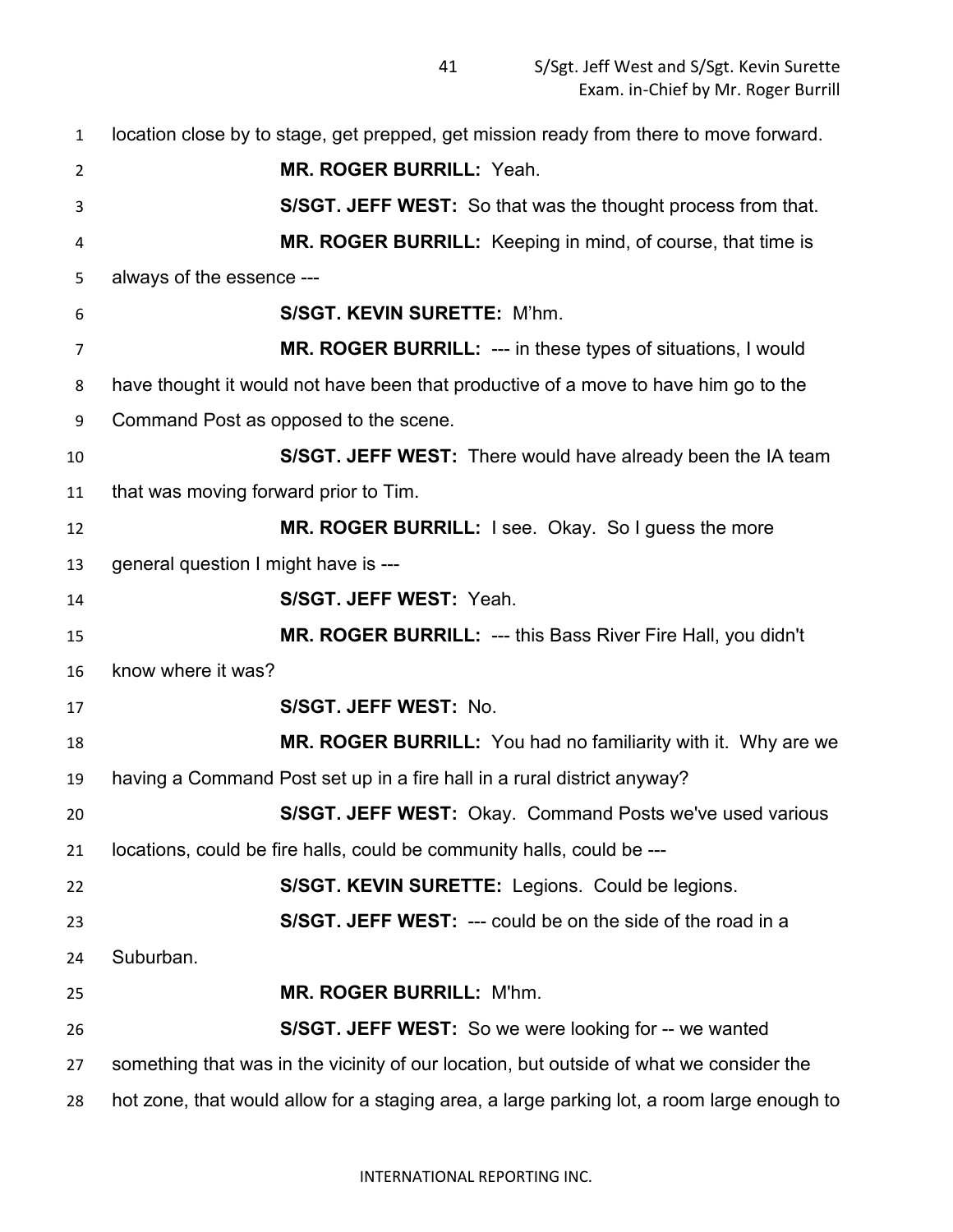location close by to stage, get prepped, get mission ready from there to move forward.

**MR. ROGER BURRILL:** Yeah.

**S/SGT. JEFF WEST:** So that was the thought process from that.

**MR. ROGER BURRILL:** Keeping in mind, of course, that time is always of the essence ---

**S/SGT. KEVIN SURETTE:** M'hm.

**MR. ROGER BURRILL:** --- in these types of situations, I would have thought it would not have been that productive of a move to have him go to the Command Post as opposed to the scene.

**S/SGT. JEFF WEST:** There would have already been the IA team that was moving forward prior to Tim.

**MR. ROGER BURRILL:** I see. Okay. So I guess the more general question I might have is ---

**S/SGT. JEFF WEST:** Yeah.

**MR. ROGER BURRILL:** --- this Bass River Fire Hall, you didn't know where it was?

**S/SGT. JEFF WEST:** No.

**MR. ROGER BURRILL:** You had no familiarity with it. Why are we having a Command Post set up in a fire hall in a rural district anyway?

**S/SGT. JEFF WEST:** Okay. Command Posts we've used various locations, could be fire halls, could be community halls, could be ---

**S/SGT. KEVIN SURETTE:** Legions. Could be legions.

**S/SGT. JEFF WEST:** --- could be on the side of the road in a Suburban.

**MR. ROGER BURRILL:** M'hm.

**S/SGT. JEFF WEST:** So we were looking for -- we wanted something that was in the vicinity of our location, but outside of what we consider the hot zone, that would allow for a staging area, a large parking lot, a room large enough to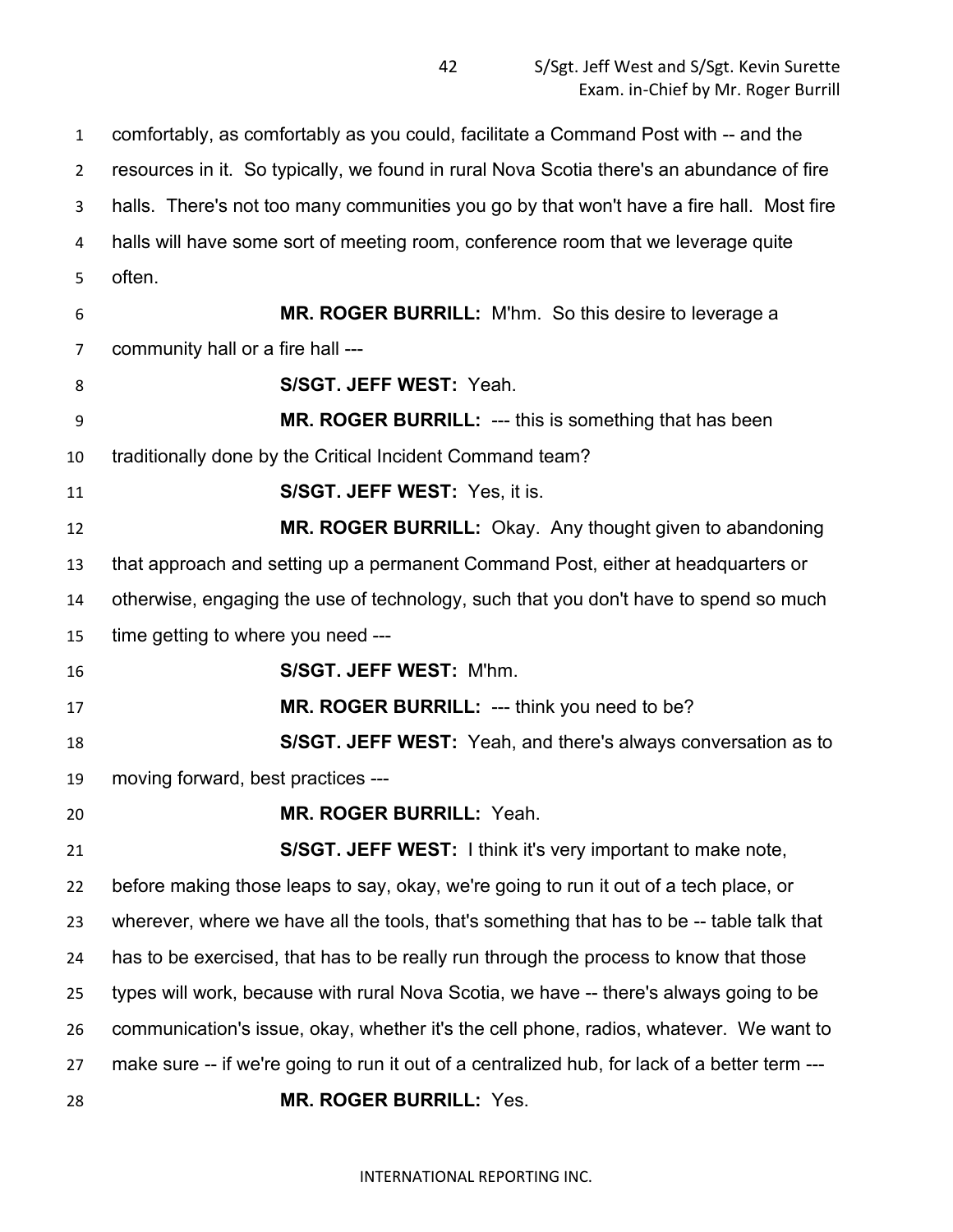comfortably, as comfortably as you could, facilitate a Command Post with -- and the resources in it. So typically, we found in rural Nova Scotia there's an abundance of fire halls. There's not too many communities you go by that won't have a fire hall. Most fire halls will have some sort of meeting room, conference room that we leverage quite often.

**MR. ROGER BURRILL:** M'hm. So this desire to leverage a community hall or a fire hall ---

**S/SGT. JEFF WEST:** Yeah.

**MR. ROGER BURRILL:** --- this is something that has been traditionally done by the Critical Incident Command team?

**S/SGT. JEFF WEST:** Yes, it is.

**MR. ROGER BURRILL:** Okay. Any thought given to abandoning that approach and setting up a permanent Command Post, either at headquarters or otherwise, engaging the use of technology, such that you don't have to spend so much time getting to where you need ---

**S/SGT. JEFF WEST:** M'hm.

**MR. ROGER BURRILL:** --- think you need to be?

**S/SGT. JEFF WEST:** Yeah, and there's always conversation as to moving forward, best practices ---

**MR. ROGER BURRILL:** Yeah.

**S/SGT. JEFF WEST:** I think it's very important to make note, before making those leaps to say, okay, we're going to run it out of a tech place, or wherever, where we have all the tools, that's something that has to be -- table talk that has to be exercised, that has to be really run through the process to know that those types will work, because with rural Nova Scotia, we have -- there's always going to be communication's issue, okay, whether it's the cell phone, radios, whatever. We want to make sure -- if we're going to run it out of a centralized hub, for lack of a better term ---

**MR. ROGER BURRILL:** Yes.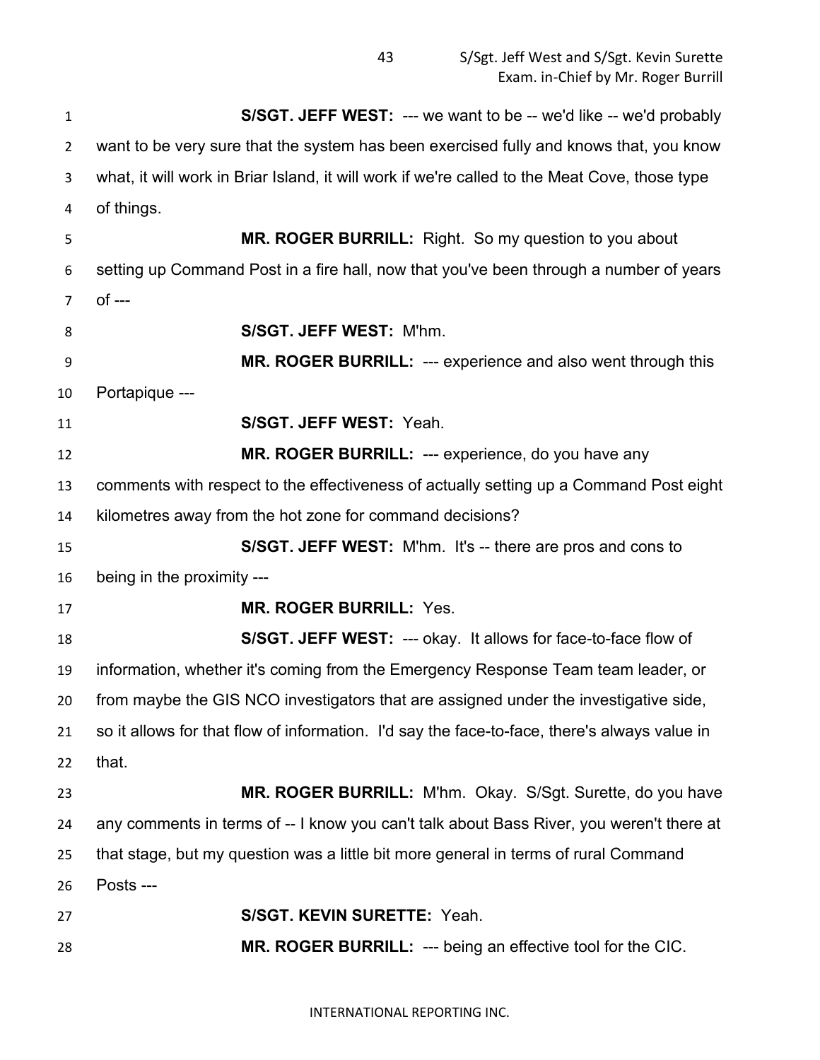**S/SGT. JEFF WEST:** --- we want to be -- we'd like -- we'd probably want to be very sure that the system has been exercised fully and knows that, you know what, it will work in Briar Island, it will work if we're called to the Meat Cove, those type of things.

**MR. ROGER BURRILL:** Right. So my question to you about setting up Command Post in a fire hall, now that you've been through a number of years of ---

**S/SGT. JEFF WEST:** M'hm.

**MR. ROGER BURRILL:** --- experience and also went through this Portapique ---

**S/SGT. JEFF WEST:** Yeah.

**MR. ROGER BURRILL:** --- experience, do you have any comments with respect to the effectiveness of actually setting up a Command Post eight kilometres away from the hot zone for command decisions?

**S/SGT. JEFF WEST:** M'hm. It's -- there are pros and cons to being in the proximity ---

**MR. ROGER BURRILL:** Yes.

**S/SGT. JEFF WEST:** --- okay. It allows for face-to-face flow of information, whether it's coming from the Emergency Response Team team leader, or from maybe the GIS NCO investigators that are assigned under the investigative side, so it allows for that flow of information. I'd say the face-to-face, there's always value in that.

**MR. ROGER BURRILL:** M'hm. Okay. S/Sgt. Surette, do you have any comments in terms of -- I know you can't talk about Bass River, you weren't there at that stage, but my question was a little bit more general in terms of rural Command Posts ---

**S/SGT. KEVIN SURETTE:** Yeah.

**MR. ROGER BURRILL:** --- being an effective tool for the CIC.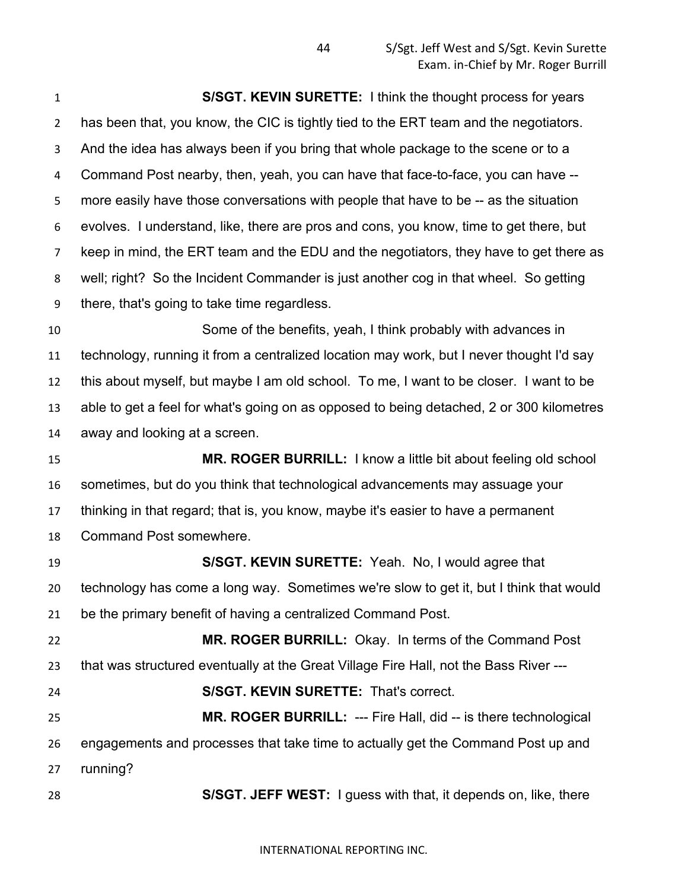**S/SGT. KEVIN SURETTE:** I think the thought process for years has been that, you know, the CIC is tightly tied to the ERT team and the negotiators. And the idea has always been if you bring that whole package to the scene or to a Command Post nearby, then, yeah, you can have that face-to-face, you can have -- more easily have those conversations with people that have to be -- as the situation evolves. I understand, like, there are pros and cons, you know, time to get there, but keep in mind, the ERT team and the EDU and the negotiators, they have to get there as well; right? So the Incident Commander is just another cog in that wheel. So getting there, that's going to take time regardless.

Some of the benefits, yeah, I think probably with advances in technology, running it from a centralized location may work, but I never thought I'd say this about myself, but maybe I am old school. To me, I want to be closer. I want to be able to get a feel for what's going on as opposed to being detached, 2 or 300 kilometres away and looking at a screen.

**MR. ROGER BURRILL:** I know a little bit about feeling old school sometimes, but do you think that technological advancements may assuage your thinking in that regard; that is, you know, maybe it's easier to have a permanent Command Post somewhere.

**S/SGT. KEVIN SURETTE:** Yeah. No, I would agree that technology has come a long way. Sometimes we're slow to get it, but I think that would be the primary benefit of having a centralized Command Post.

**MR. ROGER BURRILL:** Okay. In terms of the Command Post that was structured eventually at the Great Village Fire Hall, not the Bass River ---

**S/SGT. KEVIN SURETTE:** That's correct.

**MR. ROGER BURRILL:** --- Fire Hall, did -- is there technological engagements and processes that take time to actually get the Command Post up and running?

**S/SGT. JEFF WEST:** I guess with that, it depends on, like, there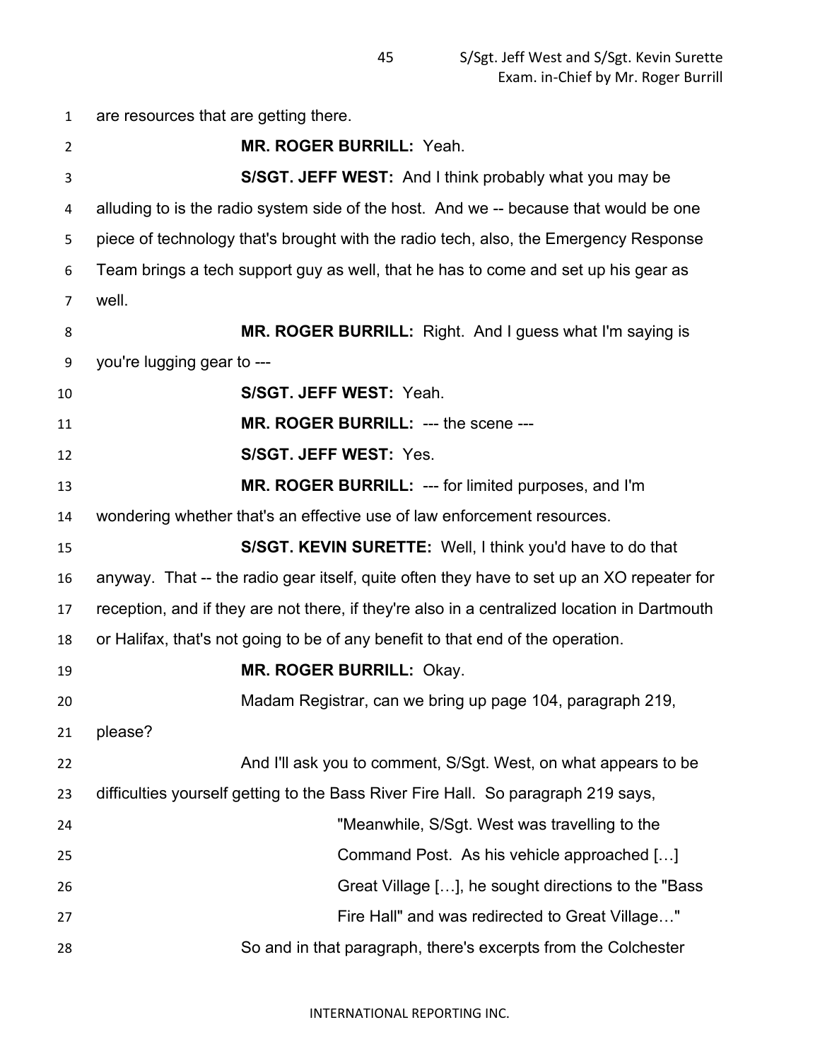are resources that are getting there.

**MR. ROGER BURRILL:** Yeah.

**S/SGT. JEFF WEST:** And I think probably what you may be alluding to is the radio system side of the host. And we -- because that would be one piece of technology that's brought with the radio tech, also, the Emergency Response Team brings a tech support guy as well, that he has to come and set up his gear as well.

**MR. ROGER BURRILL:** Right. And I guess what I'm saying is you're lugging gear to ---

**S/SGT. JEFF WEST:** Yeah.

**MR. ROGER BURRILL:** --- the scene ---

**S/SGT. JEFF WEST:** Yes.

**MR. ROGER BURRILL:** --- for limited purposes, and I'm wondering whether that's an effective use of law enforcement resources.

**S/SGT. KEVIN SURETTE:** Well, I think you'd have to do that anyway. That -- the radio gear itself, quite often they have to set up an XO repeater for reception, and if they are not there, if they're also in a centralized location in Dartmouth or Halifax, that's not going to be of any benefit to that end of the operation.

**MR. ROGER BURRILL:** Okay.

Madam Registrar, can we bring up page 104, paragraph 219, please?

And I'll ask you to comment, S/Sgt. West, on what appears to be difficulties yourself getting to the Bass River Fire Hall. So paragraph 219 says,

> "Meanwhile, S/Sgt. West was travelling to the Command Post. As his vehicle approached […] Great Village […], he sought directions to the "Bass Fire Hall" and was redirected to Great Village…"

So and in that paragraph, there's excerpts from the Colchester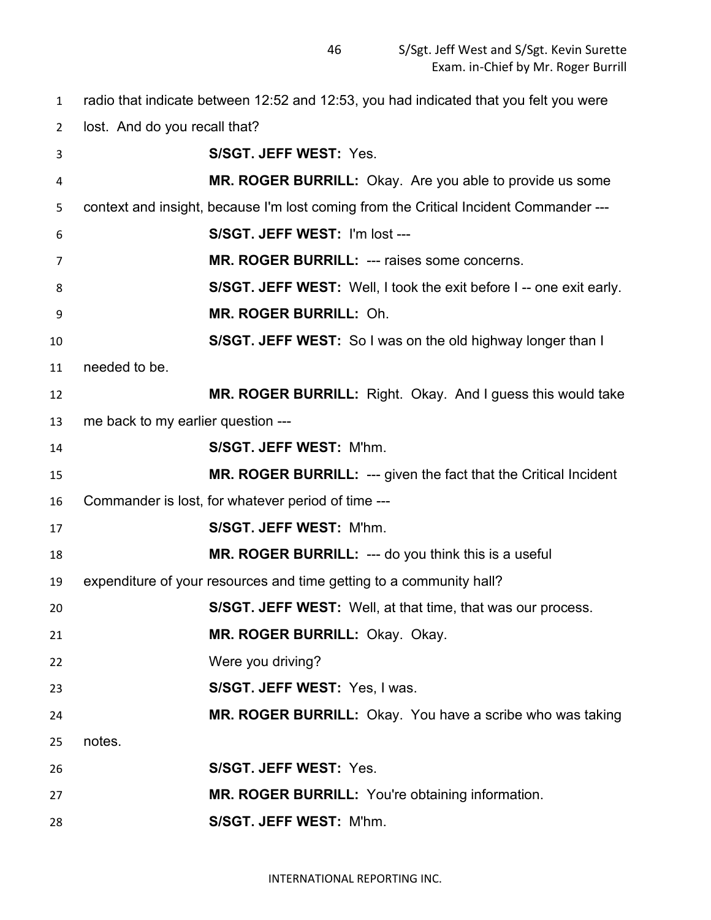radio that indicate between 12:52 and 12:53, you had indicated that you felt you were lost. And do you recall that?

**S/SGT. JEFF WEST:** Yes.

**MR. ROGER BURRILL:** Okay. Are you able to provide us some context and insight, because I'm lost coming from the Critical Incident Commander ---

**S/SGT. JEFF WEST:** I'm lost ---

**MR. ROGER BURRILL:** --- raises some concerns.

**S/SGT. JEFF WEST:** Well, I took the exit before I -- one exit early.

**MR. ROGER BURRILL:** Oh.

**S/SGT. JEFF WEST:** So I was on the old highway longer than I needed to be.

**MR. ROGER BURRILL:** Right. Okay. And I guess this would take me back to my earlier question ---

**S/SGT. JEFF WEST:** M'hm.

**MR. ROGER BURRILL:** --- given the fact that the Critical Incident Commander is lost, for whatever period of time ---

**S/SGT. JEFF WEST:** M'hm.

**MR. ROGER BURRILL:** --- do you think this is a useful expenditure of your resources and time getting to a community hall?

**S/SGT. JEFF WEST:** Well, at that time, that was our process.

**MR. ROGER BURRILL:** Okay. Okay.

Were you driving?

**S/SGT. JEFF WEST:** Yes, I was.

**MR. ROGER BURRILL:** Okay. You have a scribe who was taking notes.

**S/SGT. JEFF WEST:** Yes.

**MR. ROGER BURRILL:** You're obtaining information.

**S/SGT. JEFF WEST:** M'hm.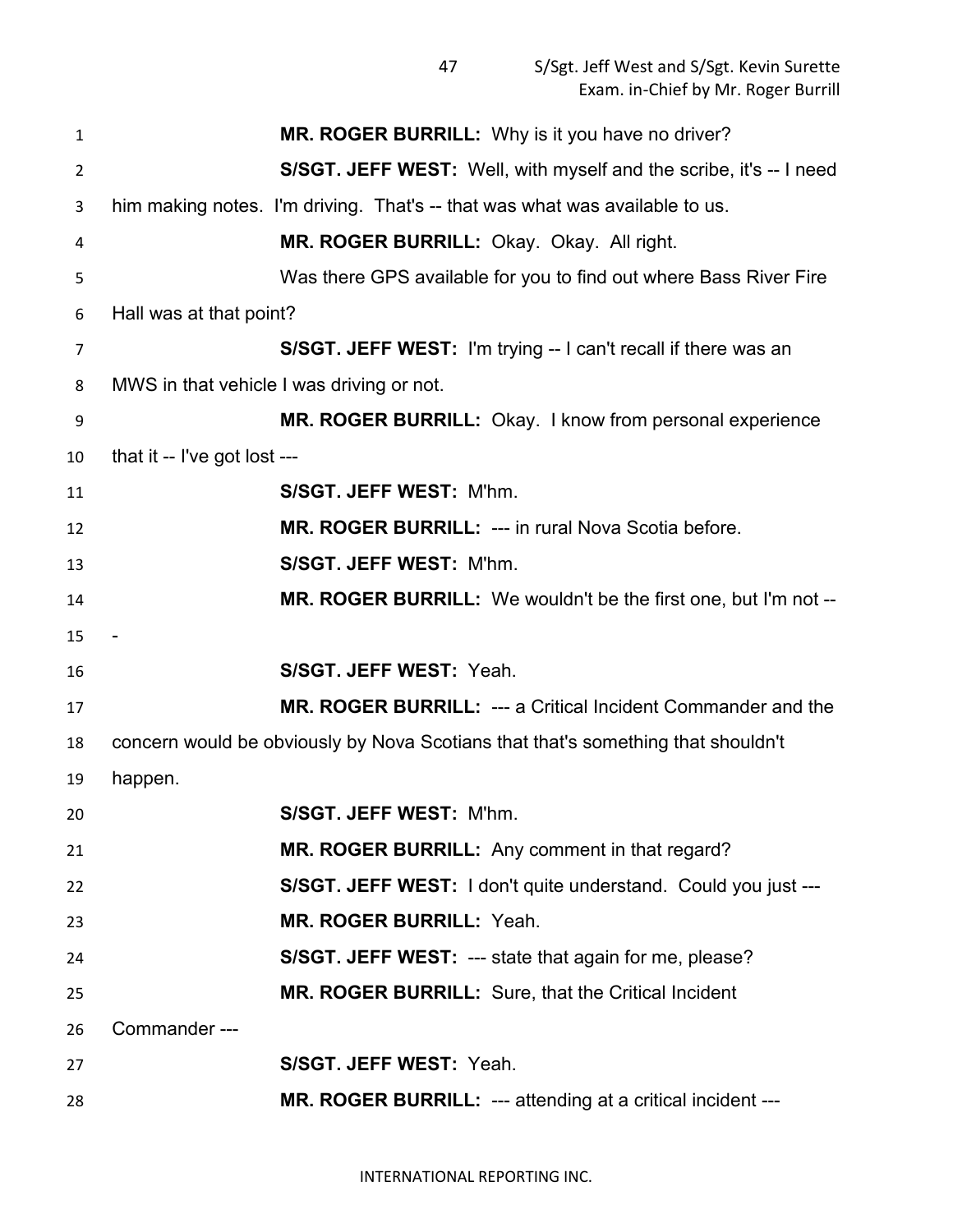**MR. ROGER BURRILL:** Why is it you have no driver?

**S/SGT. JEFF WEST:** Well, with myself and the scribe, it's -- I need him making notes. I'm driving. That's -- that was what was available to us.

**MR. ROGER BURRILL:** Okay. Okay. All right.

Was there GPS available for you to find out where Bass River Fire Hall was at that point?

**S/SGT. JEFF WEST:** I'm trying -- I can't recall if there was an MWS in that vehicle I was driving or not.

**MR. ROGER BURRILL:** Okay. I know from personal experience that it -- I've got lost ---

**S/SGT. JEFF WEST:** M'hm.

**MR. ROGER BURRILL:** --- in rural Nova Scotia before.

**S/SGT. JEFF WEST:** M'hm.

**MR. ROGER BURRILL:** We wouldn't be the first one, but I'm not ---

**S/SGT. JEFF WEST:** Yeah.

**MR. ROGER BURRILL:** --- a Critical Incident Commander and the concern would be obviously by Nova Scotians that that's something that shouldn't happen.

**S/SGT. JEFF WEST:** M'hm.

**MR. ROGER BURRILL:** Any comment in that regard?

**S/SGT. JEFF WEST:** I don't quite understand. Could you just ---

**MR. ROGER BURRILL:** Yeah.

**S/SGT. JEFF WEST:** --- state that again for me, please?

**MR. ROGER BURRILL:** Sure, that the Critical Incident Commander ---

**S/SGT. JEFF WEST:** Yeah.

**MR. ROGER BURRILL:** --- attending at a critical incident ---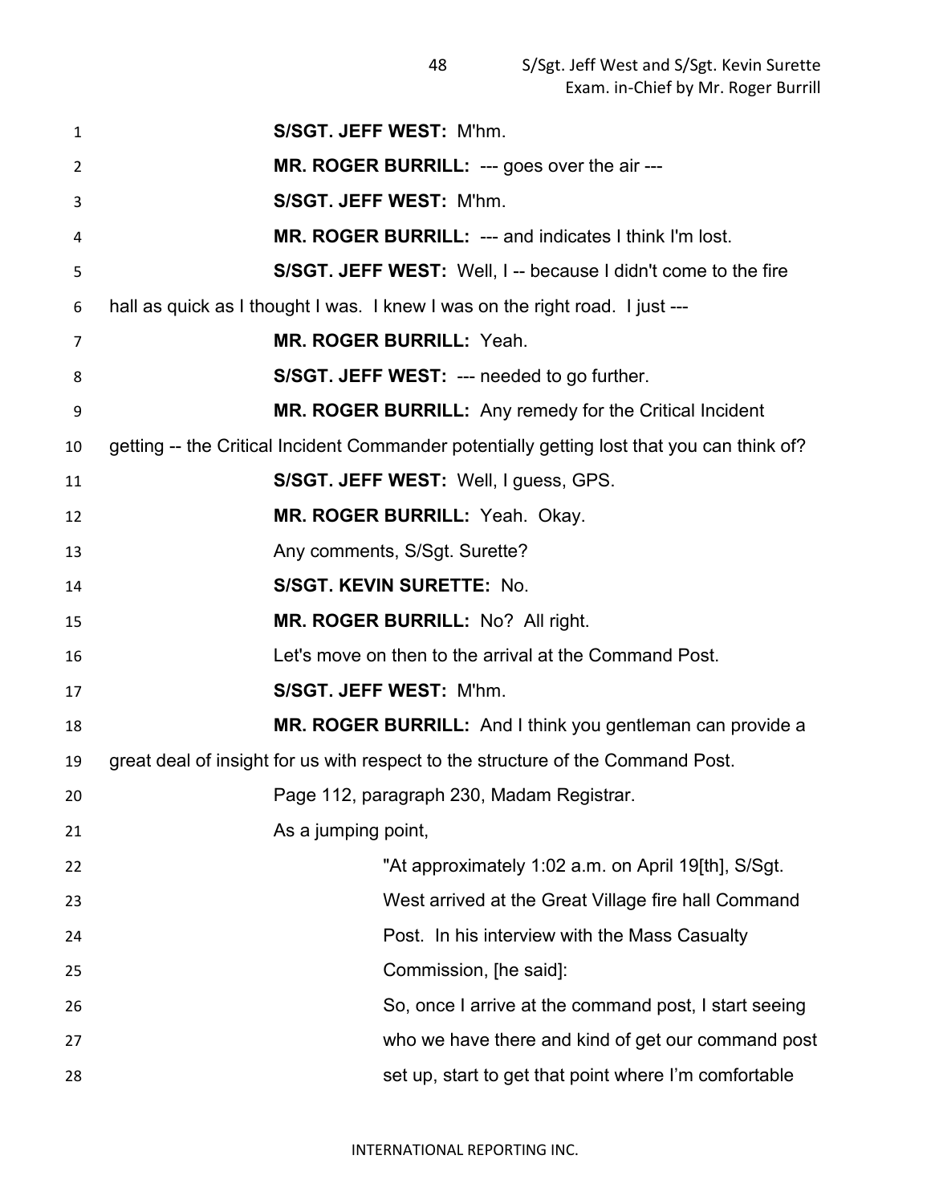**S/SGT. JEFF WEST:** M'hm.

**MR. ROGER BURRILL:** --- goes over the air ---

**S/SGT. JEFF WEST:** M'hm.

**MR. ROGER BURRILL:** --- and indicates I think I'm lost.

**S/SGT. JEFF WEST:** Well, I -- because I didn't come to the fire hall as quick as I thought I was. I knew I was on the right road. I just ---

**MR. ROGER BURRILL:** Yeah.

**S/SGT. JEFF WEST:** --- needed to go further.

**MR. ROGER BURRILL:** Any remedy for the Critical Incident getting -- the Critical Incident Commander potentially getting lost that you can think of?

**S/SGT. JEFF WEST:** Well, I guess, GPS.

**MR. ROGER BURRILL:** Yeah. Okay.

Any comments, S/Sgt. Surette?

**S/SGT. KEVIN SURETTE:** No.

**MR. ROGER BURRILL:** No? All right.

Let's move on then to the arrival at the Command Post.

**S/SGT. JEFF WEST:** M'hm.

**MR. ROGER BURRILL:** And I think you gentleman can provide a great deal of insight for us with respect to the structure of the Command Post.

Page 112, paragraph 230, Madam Registrar.

As a jumping point,

> "At approximately 1:02 a.m. on April 19[th], S/Sgt. West arrived at the Great Village fire hall Command Post. In his interview with the Mass Casualty Commission, [he said]:
>
> So, once I arrive at the command post, I start seeing who we have there and kind of get our command post set up, start to get that point where I'm comfortable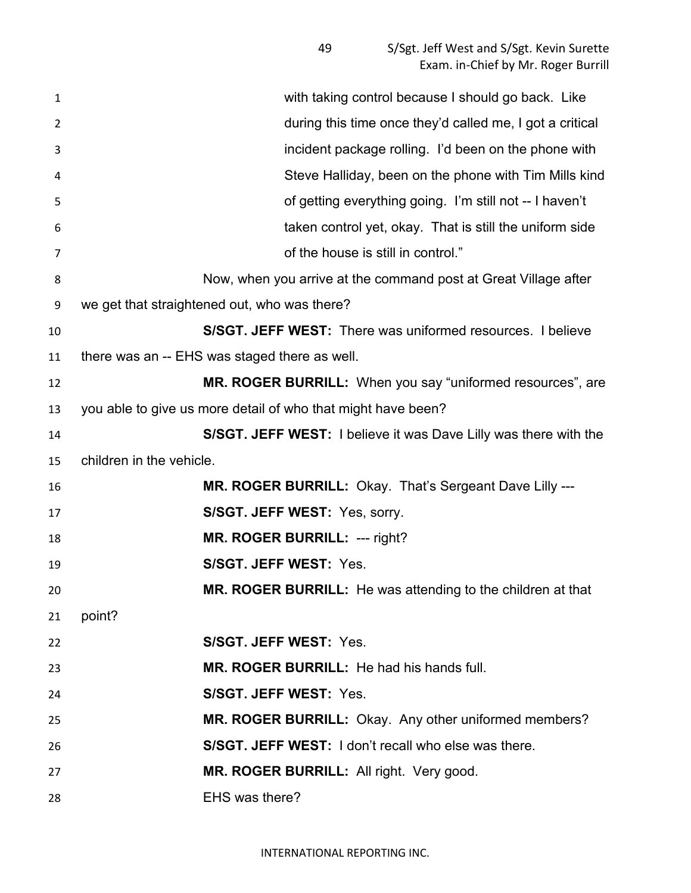with taking control because I should go back. Like during this time once they'd called me, I got a critical incident package rolling. I'd been on the phone with Steve Halliday, been on the phone with Tim Mills kind of getting everything going. I'm still not -- I haven't taken control yet, okay. That is still the uniform side of the house is still in control."

Now, when you arrive at the command post at Great Village after we get that straightened out, who was there?

**S/SGT. JEFF WEST:** There was uniformed resources. I believe there was an -- EHS was staged there as well.

**MR. ROGER BURRILL:** When you say "uniformed resources", are you able to give us more detail of who that might have been?

**S/SGT. JEFF WEST:** I believe it was Dave Lilly was there with the children in the vehicle.

**MR. ROGER BURRILL:** Okay. That's Sergeant Dave Lilly ---

**S/SGT. JEFF WEST:** Yes, sorry.

**MR. ROGER BURRILL:** --- right?

**S/SGT. JEFF WEST:** Yes.

**MR. ROGER BURRILL:** He was attending to the children at that point?

**S/SGT. JEFF WEST:** Yes.

**MR. ROGER BURRILL:** He had his hands full.

**S/SGT. JEFF WEST:** Yes.

**MR. ROGER BURRILL:** Okay. Any other uniformed members?

**S/SGT. JEFF WEST:** I don't recall who else was there.

**MR. ROGER BURRILL:** All right. Very good.

EHS was there?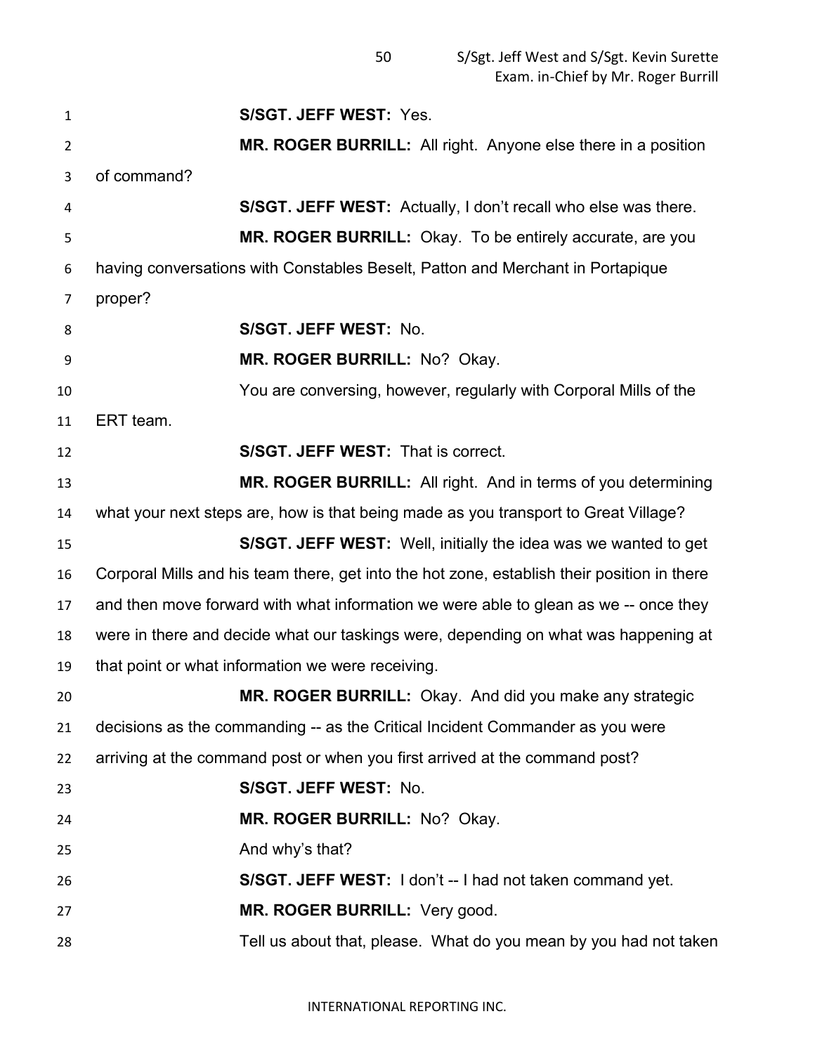**S/SGT. JEFF WEST:** Yes.

**MR. ROGER BURRILL:** All right. Anyone else there in a position of command?

**S/SGT. JEFF WEST:** Actually, I don't recall who else was there.

**MR. ROGER BURRILL:** Okay. To be entirely accurate, are you having conversations with Constables Beselt, Patton and Merchant in Portapique proper?

**S/SGT. JEFF WEST:** No.

**MR. ROGER BURRILL:** No? Okay.

You are conversing, however, regularly with Corporal Mills of the ERT team.

**S/SGT. JEFF WEST:** That is correct.

**MR. ROGER BURRILL:** All right. And in terms of you determining what your next steps are, how is that being made as you transport to Great Village?

**S/SGT. JEFF WEST:** Well, initially the idea was we wanted to get Corporal Mills and his team there, get into the hot zone, establish their position in there and then move forward with what information we were able to glean as we -- once they were in there and decide what our taskings were, depending on what was happening at that point or what information we were receiving.

**MR. ROGER BURRILL:** Okay. And did you make any strategic decisions as the commanding -- as the Critical Incident Commander as you were arriving at the command post or when you first arrived at the command post?

**S/SGT. JEFF WEST:** No.

**MR. ROGER BURRILL:** No? Okay.

And why's that?

**S/SGT. JEFF WEST:** I don't -- I had not taken command yet.

**MR. ROGER BURRILL:** Very good.

Tell us about that, please. What do you mean by you had not taken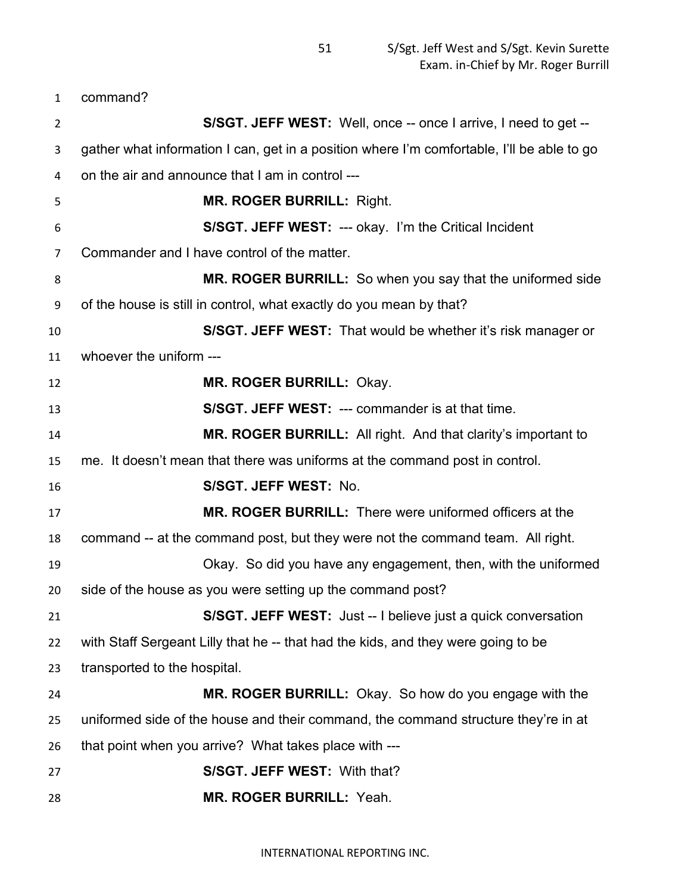command?

**S/SGT. JEFF WEST:** Well, once -- once I arrive, I need to get -- gather what information I can, get in a position where I'm comfortable, I'll be able to go on the air and announce that I am in control ---

**MR. ROGER BURRILL:** Right.

**S/SGT. JEFF WEST:** --- okay. I'm the Critical Incident Commander and I have control of the matter.

**MR. ROGER BURRILL:** So when you say that the uniformed side of the house is still in control, what exactly do you mean by that?

**S/SGT. JEFF WEST:** That would be whether it's risk manager or whoever the uniform ---

**MR. ROGER BURRILL:** Okay.

**S/SGT. JEFF WEST:** --- commander is at that time.

**MR. ROGER BURRILL:** All right. And that clarity's important to me. It doesn't mean that there was uniforms at the command post in control.

**S/SGT. JEFF WEST:** No.

**MR. ROGER BURRILL:** There were uniformed officers at the command -- at the command post, but they were not the command team. All right.

Okay. So did you have any engagement, then, with the uniformed side of the house as you were setting up the command post?

**S/SGT. JEFF WEST:** Just -- I believe just a quick conversation with Staff Sergeant Lilly that he -- that had the kids, and they were going to be transported to the hospital.

**MR. ROGER BURRILL:** Okay. So how do you engage with the uniformed side of the house and their command, the command structure they're in at that point when you arrive? What takes place with ---

**S/SGT. JEFF WEST:** With that?

**MR. ROGER BURRILL:** Yeah.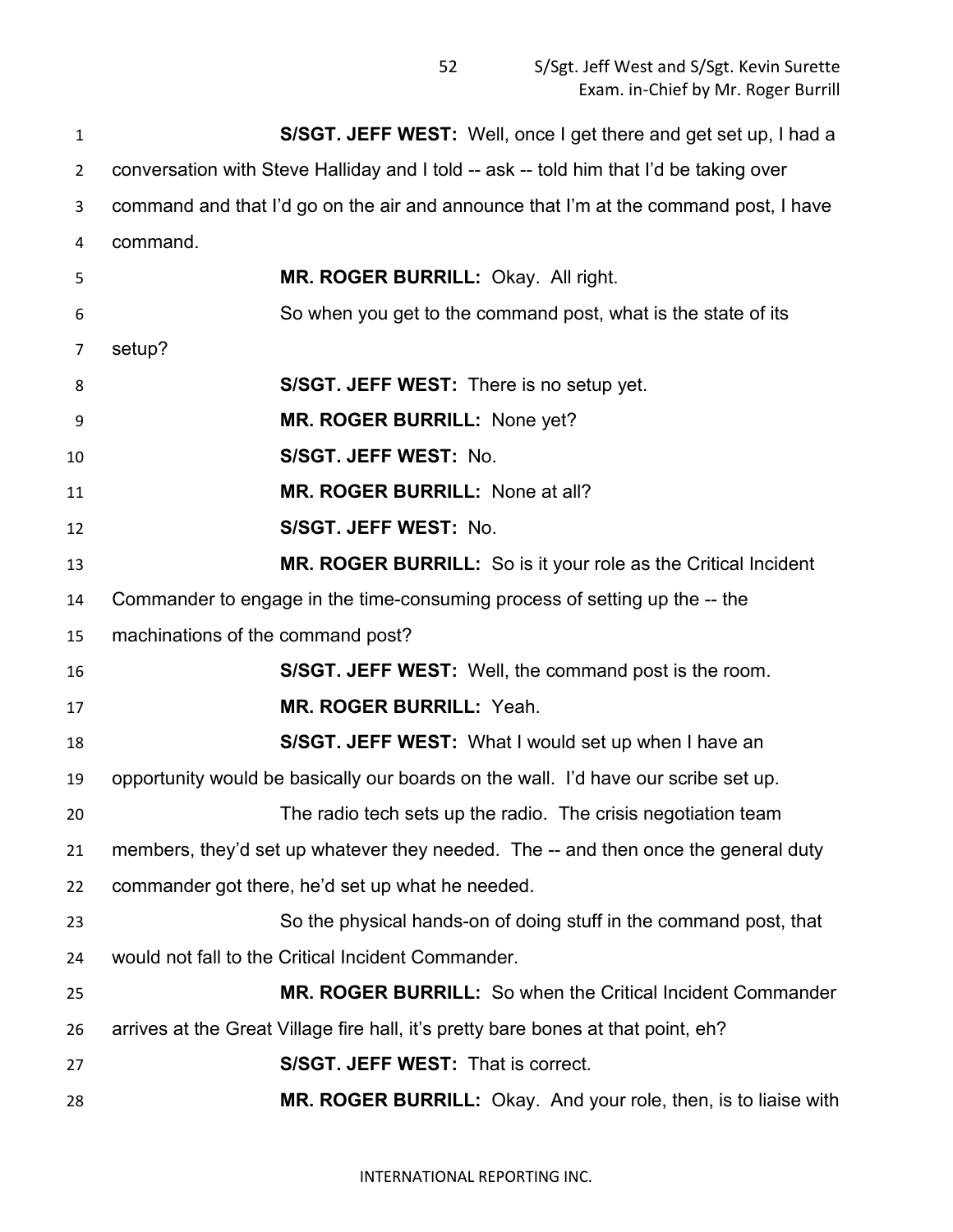**S/SGT. JEFF WEST:** Well, once I get there and get set up, I had a conversation with Steve Halliday and I told -- ask -- told him that I'd be taking over command and that I'd go on the air and announce that I'm at the command post, I have command.

**MR. ROGER BURRILL:** Okay. All right.

So when you get to the command post, what is the state of its setup?

**S/SGT. JEFF WEST:** There is no setup yet.

**MR. ROGER BURRILL:** None yet?

**S/SGT. JEFF WEST:** No.

**MR. ROGER BURRILL:** None at all?

**S/SGT. JEFF WEST:** No.

**MR. ROGER BURRILL:** So is it your role as the Critical Incident Commander to engage in the time-consuming process of setting up the -- the machinations of the command post?

**S/SGT. JEFF WEST:** Well, the command post is the room.

**MR. ROGER BURRILL:** Yeah.

**S/SGT. JEFF WEST:** What I would set up when I have an opportunity would be basically our boards on the wall. I'd have our scribe set up.

The radio tech sets up the radio. The crisis negotiation team members, they'd set up whatever they needed. The -- and then once the general duty commander got there, he'd set up what he needed.

So the physical hands-on of doing stuff in the command post, that would not fall to the Critical Incident Commander.

**MR. ROGER BURRILL:** So when the Critical Incident Commander arrives at the Great Village fire hall, it's pretty bare bones at that point, eh?

**S/SGT. JEFF WEST:** That is correct.

**MR. ROGER BURRILL:** Okay. And your role, then, is to liaise with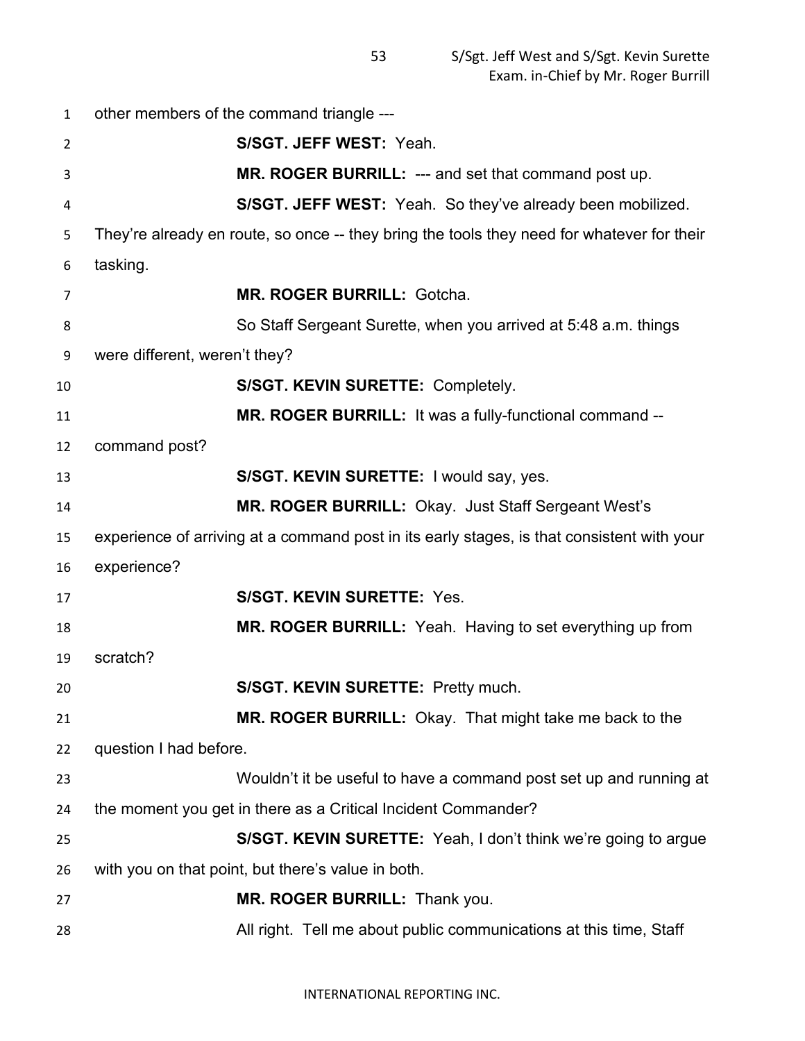other members of the command triangle ---

**S/SGT. JEFF WEST:** Yeah.

**MR. ROGER BURRILL:** --- and set that command post up.

**S/SGT. JEFF WEST:** Yeah. So they've already been mobilized. They're already en route, so once -- they bring the tools they need for whatever for their tasking.

**MR. ROGER BURRILL:** Gotcha.

So Staff Sergeant Surette, when you arrived at 5:48 a.m. things were different, weren't they?

**S/SGT. KEVIN SURETTE:** Completely.

**MR. ROGER BURRILL:** It was a fully-functional command -- command post?

**S/SGT. KEVIN SURETTE:** I would say, yes.

**MR. ROGER BURRILL:** Okay. Just Staff Sergeant West's experience of arriving at a command post in its early stages, is that consistent with your experience?

**S/SGT. KEVIN SURETTE:** Yes.

**MR. ROGER BURRILL:** Yeah. Having to set everything up from scratch?

**S/SGT. KEVIN SURETTE:** Pretty much.

**MR. ROGER BURRILL:** Okay. That might take me back to the question I had before.

Wouldn't it be useful to have a command post set up and running at the moment you get in there as a Critical Incident Commander?

**S/SGT. KEVIN SURETTE:** Yeah, I don't think we're going to argue with you on that point, but there's value in both.

**MR. ROGER BURRILL:** Thank you.

All right. Tell me about public communications at this time, Staff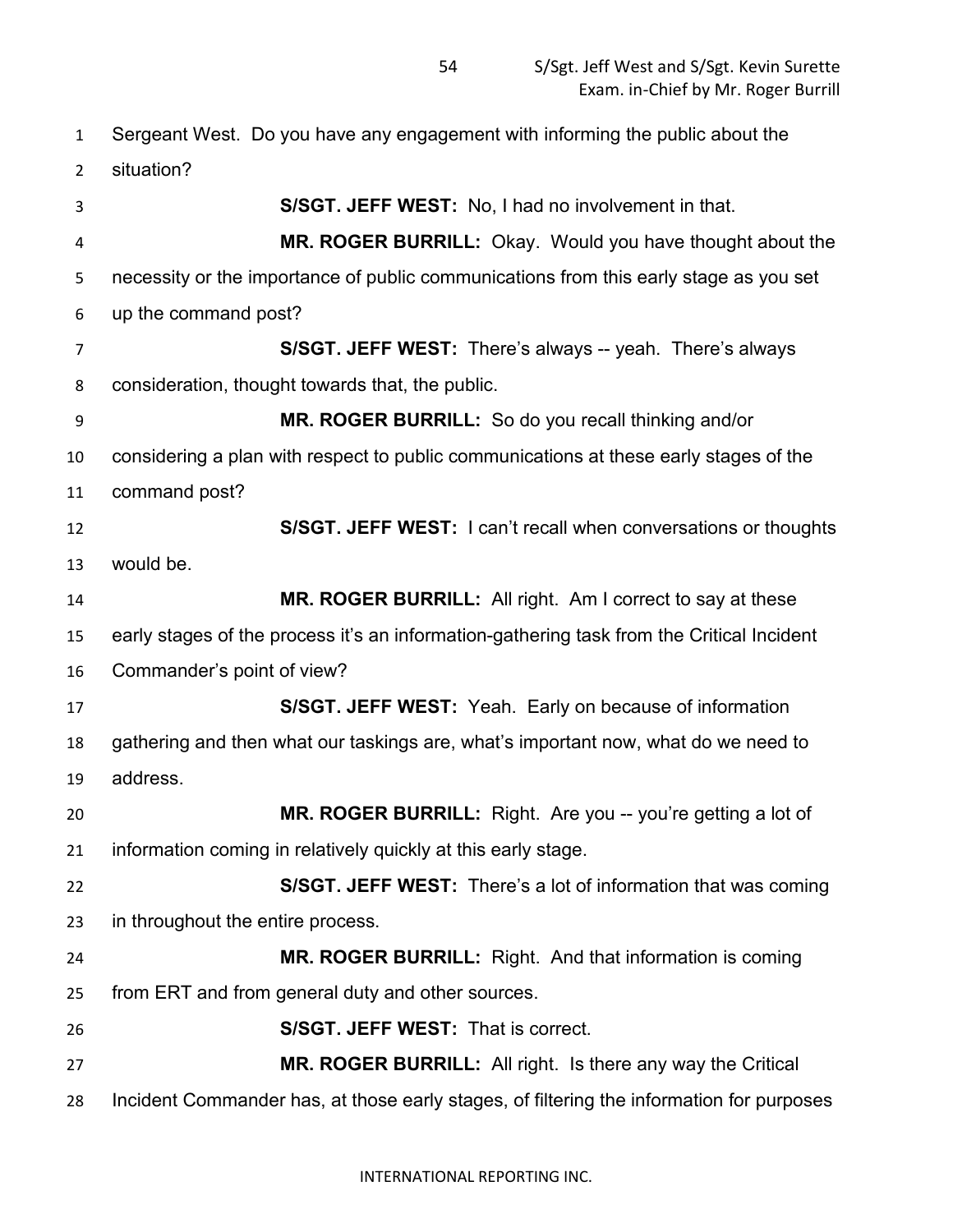Sergeant West. Do you have any engagement with informing the public about the situation?

**S/SGT. JEFF WEST:** No, I had no involvement in that.

**MR. ROGER BURRILL:** Okay. Would you have thought about the necessity or the importance of public communications from this early stage as you set up the command post?

**S/SGT. JEFF WEST:** There's always -- yeah. There's always consideration, thought towards that, the public.

**MR. ROGER BURRILL:** So do you recall thinking and/or considering a plan with respect to public communications at these early stages of the command post?

**S/SGT. JEFF WEST:** I can't recall when conversations or thoughts would be.

**MR. ROGER BURRILL:** All right. Am I correct to say at these early stages of the process it's an information-gathering task from the Critical Incident Commander's point of view?

**S/SGT. JEFF WEST:** Yeah. Early on because of information gathering and then what our taskings are, what's important now, what do we need to address.

**MR. ROGER BURRILL:** Right. Are you -- you're getting a lot of information coming in relatively quickly at this early stage.

**S/SGT. JEFF WEST:** There's a lot of information that was coming in throughout the entire process.

**MR. ROGER BURRILL:** Right. And that information is coming from ERT and from general duty and other sources.

**S/SGT. JEFF WEST:** That is correct.

**MR. ROGER BURRILL:** All right. Is there any way the Critical Incident Commander has, at those early stages, of filtering the information for purposes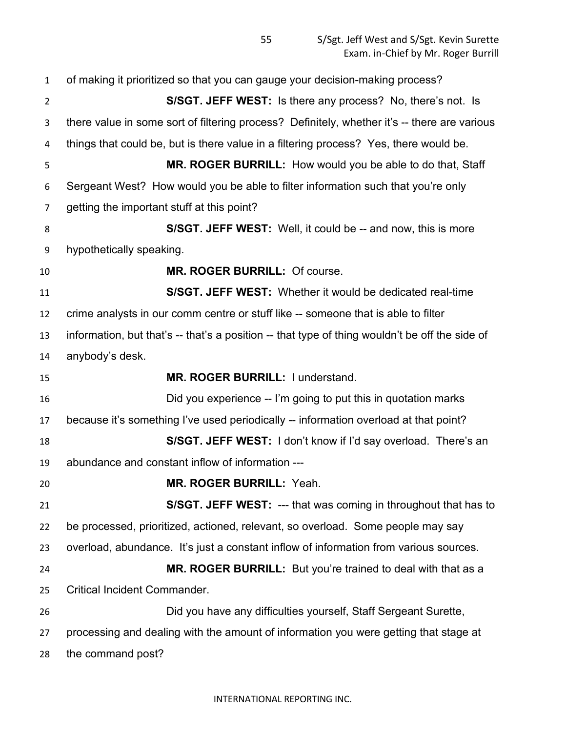of making it prioritized so that you can gauge your decision-making process?

**S/SGT. JEFF WEST:** Is there any process? No, there's not. Is there value in some sort of filtering process? Definitely, whether it's -- there are various things that could be, but is there value in a filtering process? Yes, there would be.

**MR. ROGER BURRILL:** How would you be able to do that, Staff Sergeant West? How would you be able to filter information such that you're only getting the important stuff at this point?

**S/SGT. JEFF WEST:** Well, it could be -- and now, this is more hypothetically speaking.

**MR. ROGER BURRILL:** Of course.

**S/SGT. JEFF WEST:** Whether it would be dedicated real-time crime analysts in our comm centre or stuff like -- someone that is able to filter information, but that's -- that's a position -- that type of thing wouldn't be off the side of anybody's desk.

**MR. ROGER BURRILL:** I understand.

Did you experience -- I'm going to put this in quotation marks because it's something I've used periodically -- information overload at that point?

**S/SGT. JEFF WEST:** I don't know if I'd say overload. There's an abundance and constant inflow of information ---

**MR. ROGER BURRILL:** Yeah.

**S/SGT. JEFF WEST:** --- that was coming in throughout that has to be processed, prioritized, actioned, relevant, so overload. Some people may say overload, abundance. It's just a constant inflow of information from various sources.

**MR. ROGER BURRILL:** But you're trained to deal with that as a Critical Incident Commander.

Did you have any difficulties yourself, Staff Sergeant Surette, processing and dealing with the amount of information you were getting that stage at the command post?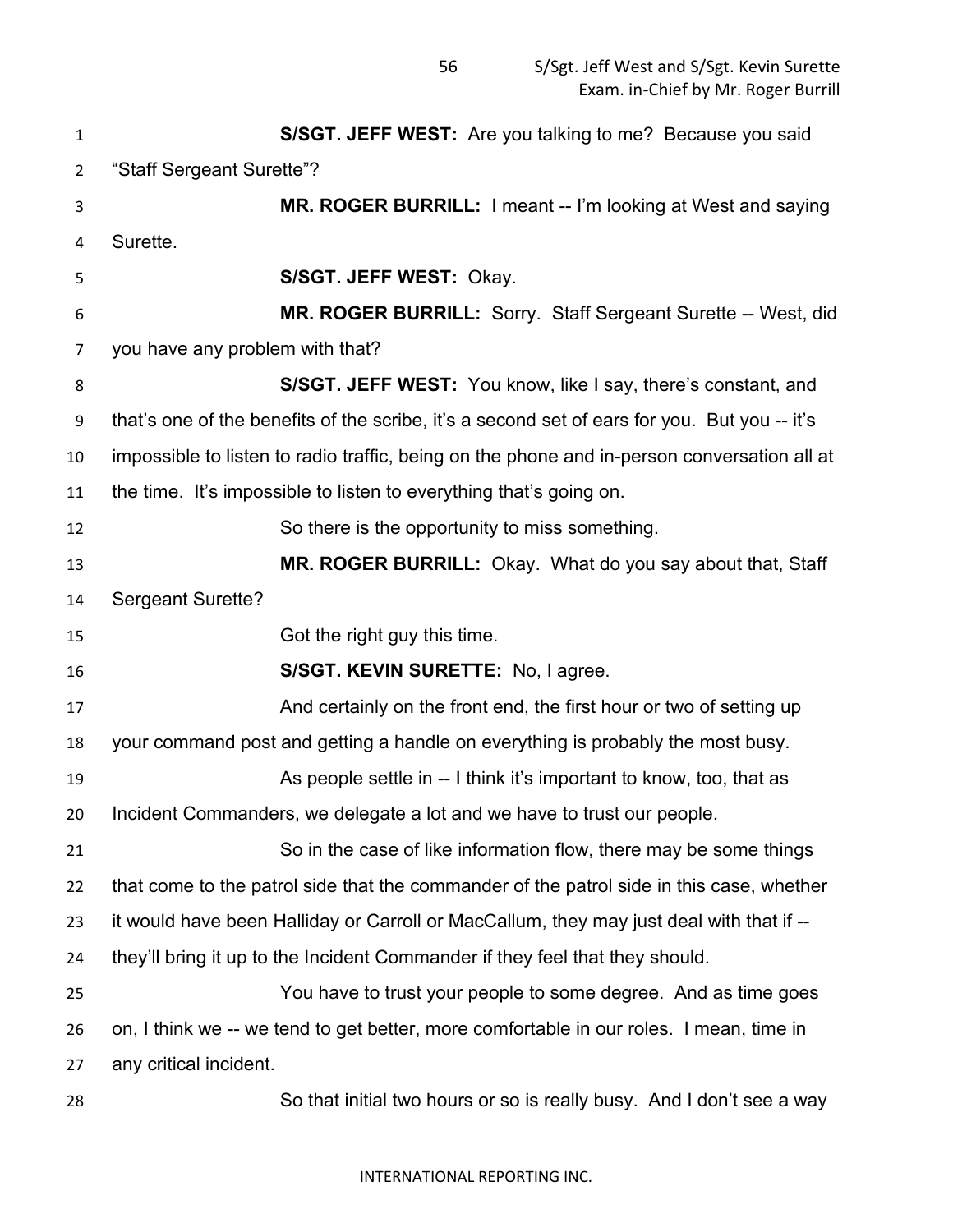**S/SGT. JEFF WEST:** Are you talking to me? Because you said "Staff Sergeant Surette"?

**MR. ROGER BURRILL:** I meant -- I'm looking at West and saying Surette.

**S/SGT. JEFF WEST:** Okay.

**MR. ROGER BURRILL:** Sorry. Staff Sergeant Surette -- West, did you have any problem with that?

**S/SGT. JEFF WEST:** You know, like I say, there's constant, and that's one of the benefits of the scribe, it's a second set of ears for you. But you -- it's impossible to listen to radio traffic, being on the phone and in-person conversation all at the time. It's impossible to listen to everything that's going on.

So there is the opportunity to miss something.

**MR. ROGER BURRILL:** Okay. What do you say about that, Staff Sergeant Surette?

Got the right guy this time.

**S/SGT. KEVIN SURETTE:** No, I agree.

And certainly on the front end, the first hour or two of setting up your command post and getting a handle on everything is probably the most busy.

As people settle in -- I think it's important to know, too, that as Incident Commanders, we delegate a lot and we have to trust our people.

So in the case of like information flow, there may be some things that come to the patrol side that the commander of the patrol side in this case, whether it would have been Halliday or Carroll or MacCallum, they may just deal with that if -- they'll bring it up to the Incident Commander if they feel that they should.

You have to trust your people to some degree. And as time goes on, I think we -- we tend to get better, more comfortable in our roles. I mean, time in any critical incident.

So that initial two hours or so is really busy. And I don't see a way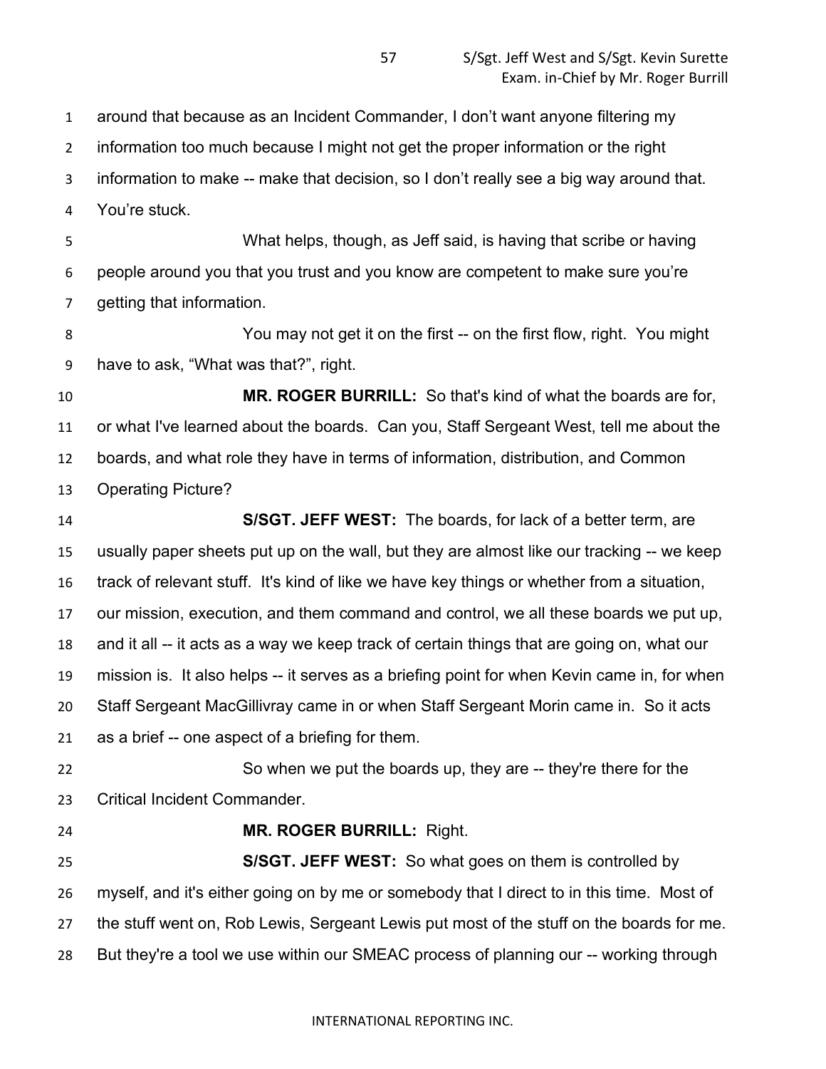around that because as an Incident Commander, I don't want anyone filtering my information too much because I might not get the proper information or the right information to make -- make that decision, so I don't really see a big way around that. You're stuck.

What helps, though, as Jeff said, is having that scribe or having people around you that you trust and you know are competent to make sure you're getting that information.

You may not get it on the first -- on the first flow, right. You might have to ask, "What was that?", right.

**MR. ROGER BURRILL:** So that's kind of what the boards are for, or what I've learned about the boards. Can you, Staff Sergeant West, tell me about the boards, and what role they have in terms of information, distribution, and Common Operating Picture?

**S/SGT. JEFF WEST:** The boards, for lack of a better term, are usually paper sheets put up on the wall, but they are almost like our tracking -- we keep track of relevant stuff. It's kind of like we have key things or whether from a situation, our mission, execution, and them command and control, we all these boards we put up, and it all -- it acts as a way we keep track of certain things that are going on, what our mission is. It also helps -- it serves as a briefing point for when Kevin came in, for when Staff Sergeant MacGillivray came in or when Staff Sergeant Morin came in. So it acts as a brief -- one aspect of a briefing for them.

So when we put the boards up, they are -- they're there for the Critical Incident Commander.

**MR. ROGER BURRILL:** Right.

**S/SGT. JEFF WEST:** So what goes on them is controlled by myself, and it's either going on by me or somebody that I direct to in this time. Most of the stuff went on, Rob Lewis, Sergeant Lewis put most of the stuff on the boards for me. But they're a tool we use within our SMEAC process of planning our -- working through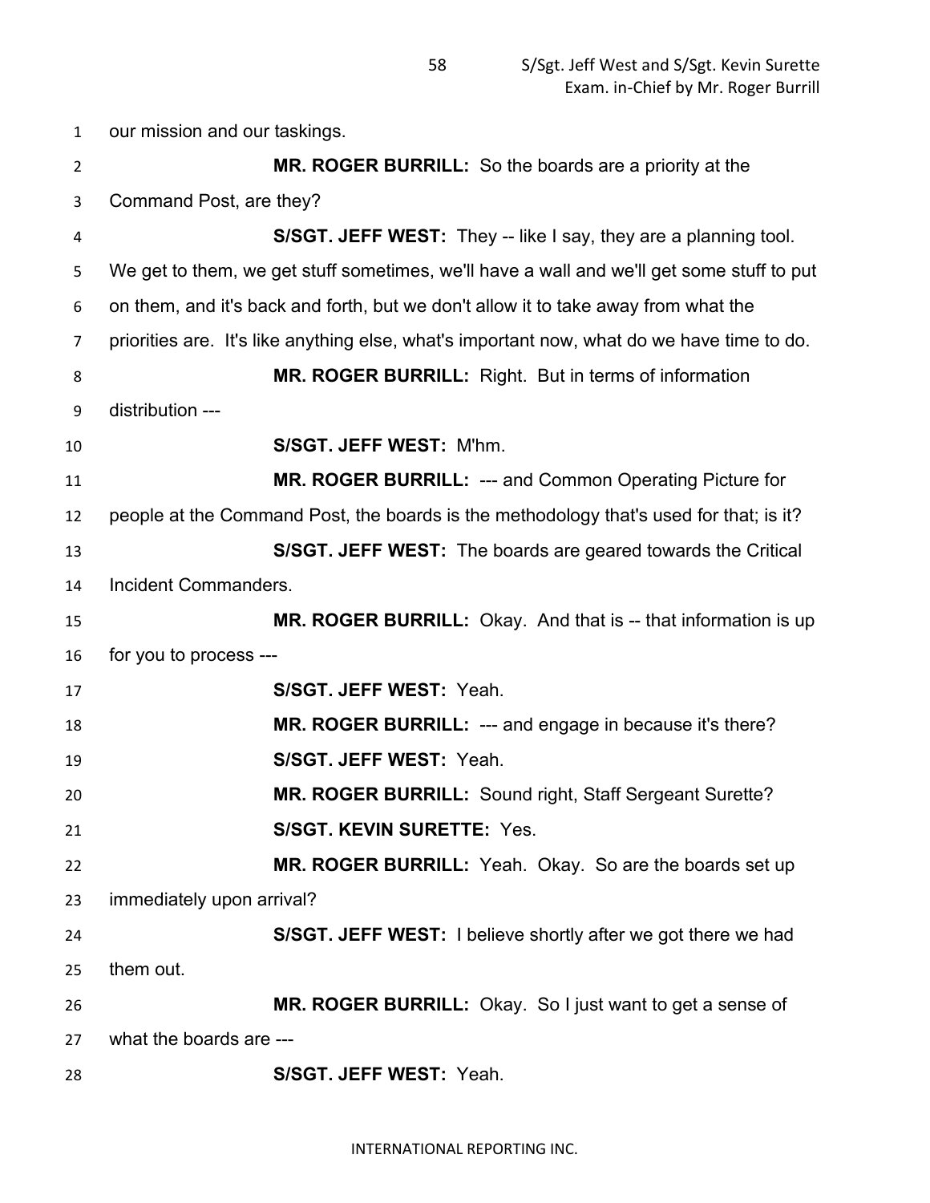our mission and our taskings.

**MR. ROGER BURRILL:** So the boards are a priority at the Command Post, are they?

**S/SGT. JEFF WEST:** They -- like I say, they are a planning tool. We get to them, we get stuff sometimes, we'll have a wall and we'll get some stuff to put on them, and it's back and forth, but we don't allow it to take away from what the priorities are. It's like anything else, what's important now, what do we have time to do.

**MR. ROGER BURRILL:** Right. But in terms of information distribution ---

**S/SGT. JEFF WEST:** M'hm.

**MR. ROGER BURRILL:** --- and Common Operating Picture for people at the Command Post, the boards is the methodology that's used for that; is it?

**S/SGT. JEFF WEST:** The boards are geared towards the Critical Incident Commanders.

**MR. ROGER BURRILL:** Okay. And that is -- that information is up for you to process ---

**S/SGT. JEFF WEST:** Yeah.

**MR. ROGER BURRILL:** --- and engage in because it's there?

**S/SGT. JEFF WEST:** Yeah.

**MR. ROGER BURRILL:** Sound right, Staff Sergeant Surette?

**S/SGT. KEVIN SURETTE:** Yes.

**MR. ROGER BURRILL:** Yeah. Okay. So are the boards set up immediately upon arrival?

**S/SGT. JEFF WEST:** I believe shortly after we got there we had them out.

**MR. ROGER BURRILL:** Okay. So I just want to get a sense of what the boards are ---

**S/SGT. JEFF WEST:** Yeah.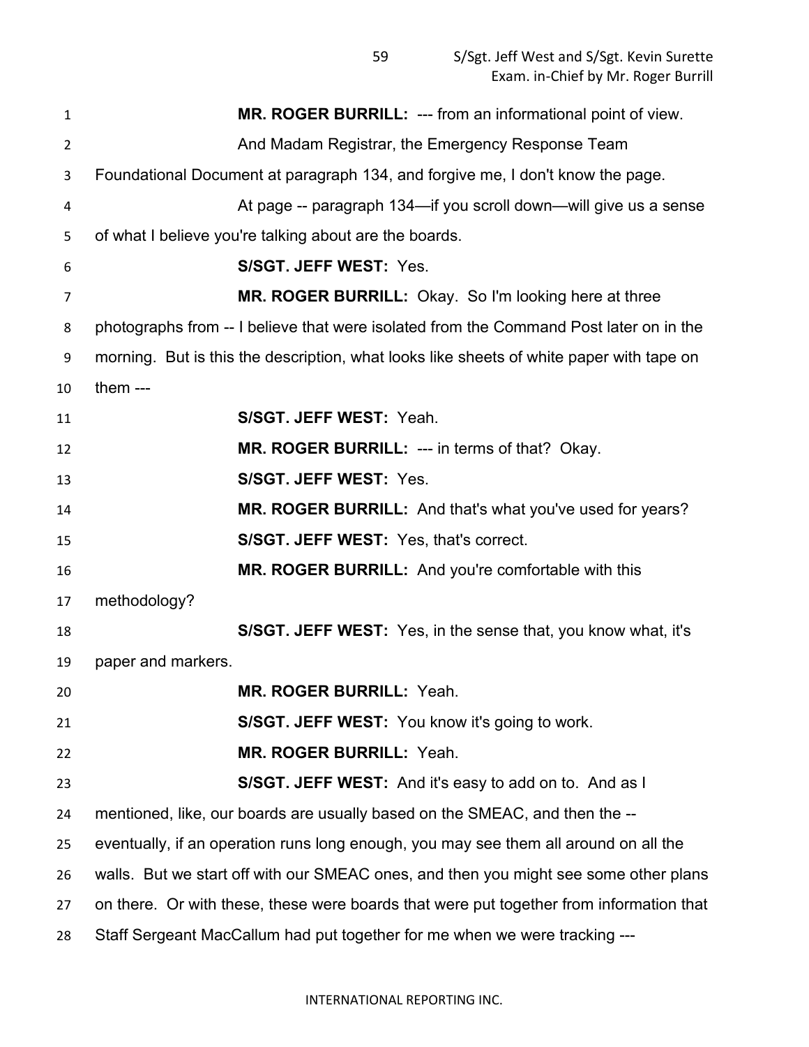**MR. ROGER BURRILL:** --- from an informational point of view.

And Madam Registrar, the Emergency Response Team Foundational Document at paragraph 134, and forgive me, I don't know the page.

At page -- paragraph 134—if you scroll down—will give us a sense of what I believe you're talking about are the boards.

**S/SGT. JEFF WEST:** Yes.

**MR. ROGER BURRILL:** Okay. So I'm looking here at three photographs from -- I believe that were isolated from the Command Post later on in the morning. But is this the description, what looks like sheets of white paper with tape on them ---

**S/SGT. JEFF WEST:** Yeah.

**MR. ROGER BURRILL:** --- in terms of that? Okay.

**S/SGT. JEFF WEST:** Yes.

**MR. ROGER BURRILL:** And that's what you've used for years?

**S/SGT. JEFF WEST:** Yes, that's correct.

**MR. ROGER BURRILL:** And you're comfortable with this methodology?

**S/SGT. JEFF WEST:** Yes, in the sense that, you know what, it's paper and markers.

**MR. ROGER BURRILL:** Yeah.

**S/SGT. JEFF WEST:** You know it's going to work.

**MR. ROGER BURRILL:** Yeah.

**S/SGT. JEFF WEST:** And it's easy to add on to. And as I mentioned, like, our boards are usually based on the SMEAC, and then the -- eventually, if an operation runs long enough, you may see them all around on all the walls. But we start off with our SMEAC ones, and then you might see some other plans on there. Or with these, these were boards that were put together from information that Staff Sergeant MacCallum had put together for me when we were tracking ---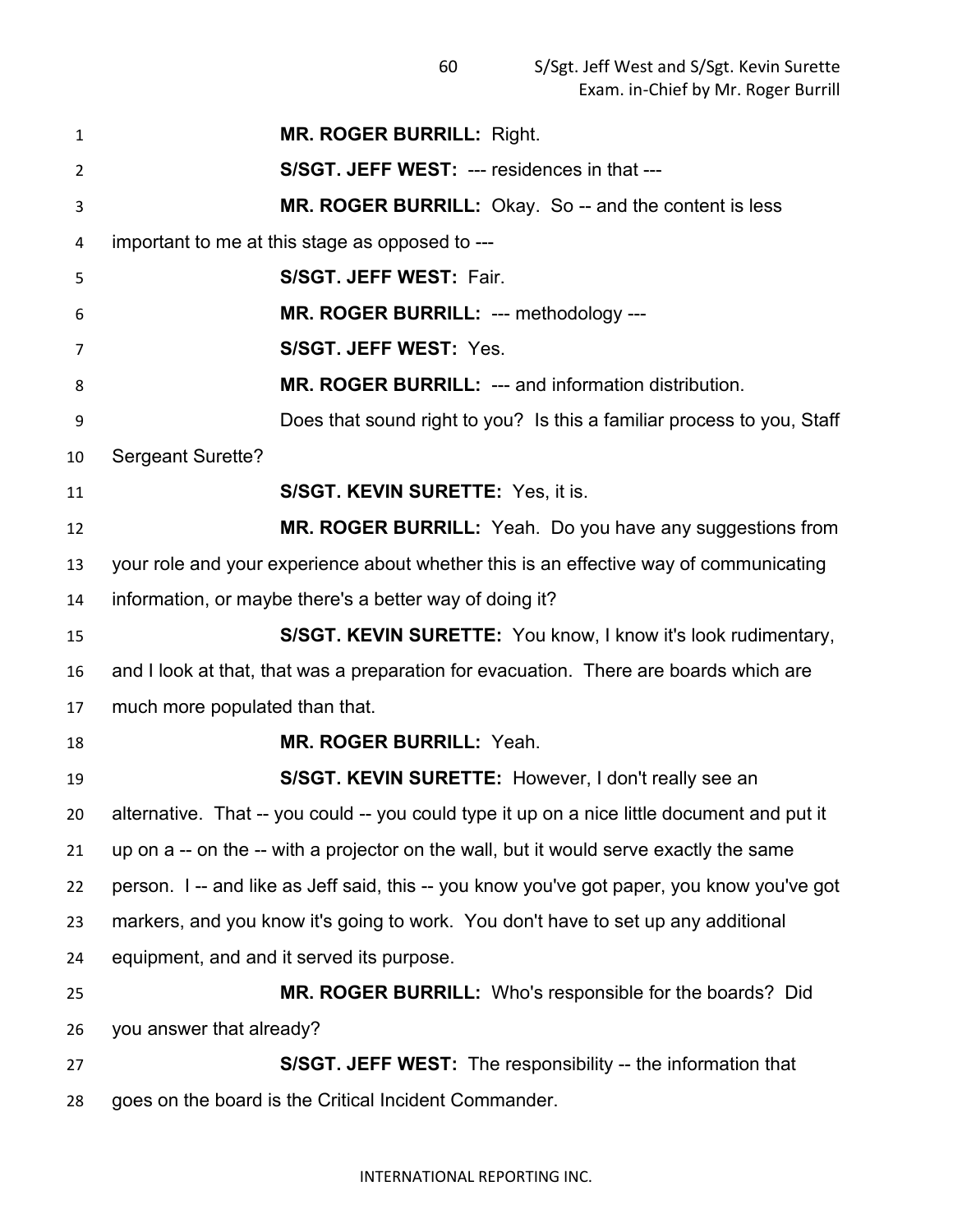**MR. ROGER BURRILL:** Right.

**S/SGT. JEFF WEST:** --- residences in that ---

**MR. ROGER BURRILL:** Okay. So -- and the content is less important to me at this stage as opposed to ---

**S/SGT. JEFF WEST:** Fair.

**MR. ROGER BURRILL:** --- methodology ---

**S/SGT. JEFF WEST:** Yes.

**MR. ROGER BURRILL:** --- and information distribution.

Does that sound right to you? Is this a familiar process to you, Staff Sergeant Surette?

**S/SGT. KEVIN SURETTE:** Yes, it is.

**MR. ROGER BURRILL:** Yeah. Do you have any suggestions from your role and your experience about whether this is an effective way of communicating information, or maybe there's a better way of doing it?

**S/SGT. KEVIN SURETTE:** You know, I know it's look rudimentary, and I look at that, that was a preparation for evacuation. There are boards which are much more populated than that.

**MR. ROGER BURRILL:** Yeah.

**S/SGT. KEVIN SURETTE:** However, I don't really see an alternative. That -- you could -- you could type it up on a nice little document and put it up on a -- on the -- with a projector on the wall, but it would serve exactly the same person. I -- and like as Jeff said, this -- you know you've got paper, you know you've got markers, and you know it's going to work. You don't have to set up any additional equipment, and and it served its purpose.

**MR. ROGER BURRILL:** Who's responsible for the boards? Did you answer that already?

**S/SGT. JEFF WEST:** The responsibility -- the information that goes on the board is the Critical Incident Commander.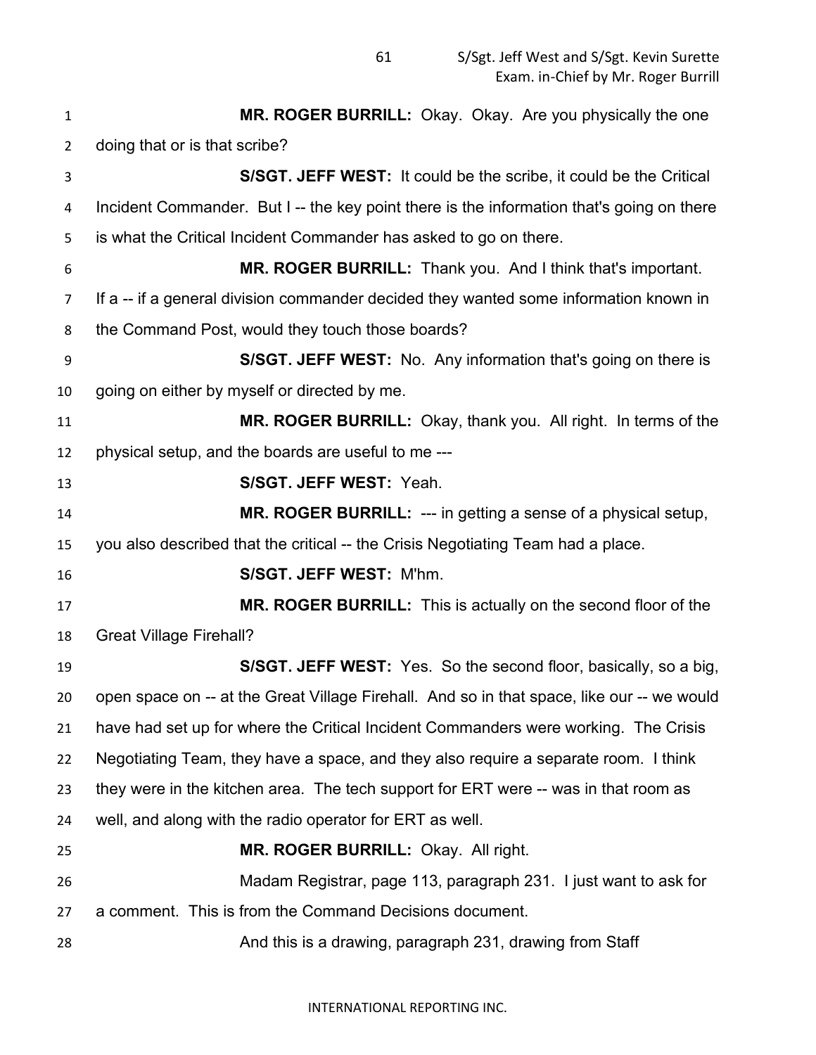**MR. ROGER BURRILL:** Okay. Okay. Are you physically the one doing that or is that scribe?

**S/SGT. JEFF WEST:** It could be the scribe, it could be the Critical Incident Commander. But I -- the key point there is the information that's going on there is what the Critical Incident Commander has asked to go on there.

**MR. ROGER BURRILL:** Thank you. And I think that's important. If a -- if a general division commander decided they wanted some information known in the Command Post, would they touch those boards?

**S/SGT. JEFF WEST:** No. Any information that's going on there is going on either by myself or directed by me.

**MR. ROGER BURRILL:** Okay, thank you. All right. In terms of the physical setup, and the boards are useful to me ---

**S/SGT. JEFF WEST:** Yeah.

**MR. ROGER BURRILL:** --- in getting a sense of a physical setup, you also described that the critical -- the Crisis Negotiating Team had a place.

**S/SGT. JEFF WEST:** M'hm.

**MR. ROGER BURRILL:** This is actually on the second floor of the Great Village Firehall?

**S/SGT. JEFF WEST:** Yes. So the second floor, basically, so a big, open space on -- at the Great Village Firehall. And so in that space, like our -- we would have had set up for where the Critical Incident Commanders were working. The Crisis Negotiating Team, they have a space, and they also require a separate room. I think they were in the kitchen area. The tech support for ERT were -- was in that room as well, and along with the radio operator for ERT as well.

**MR. ROGER BURRILL:** Okay. All right.

Madam Registrar, page 113, paragraph 231. I just want to ask for a comment. This is from the Command Decisions document.

And this is a drawing, paragraph 231, drawing from Staff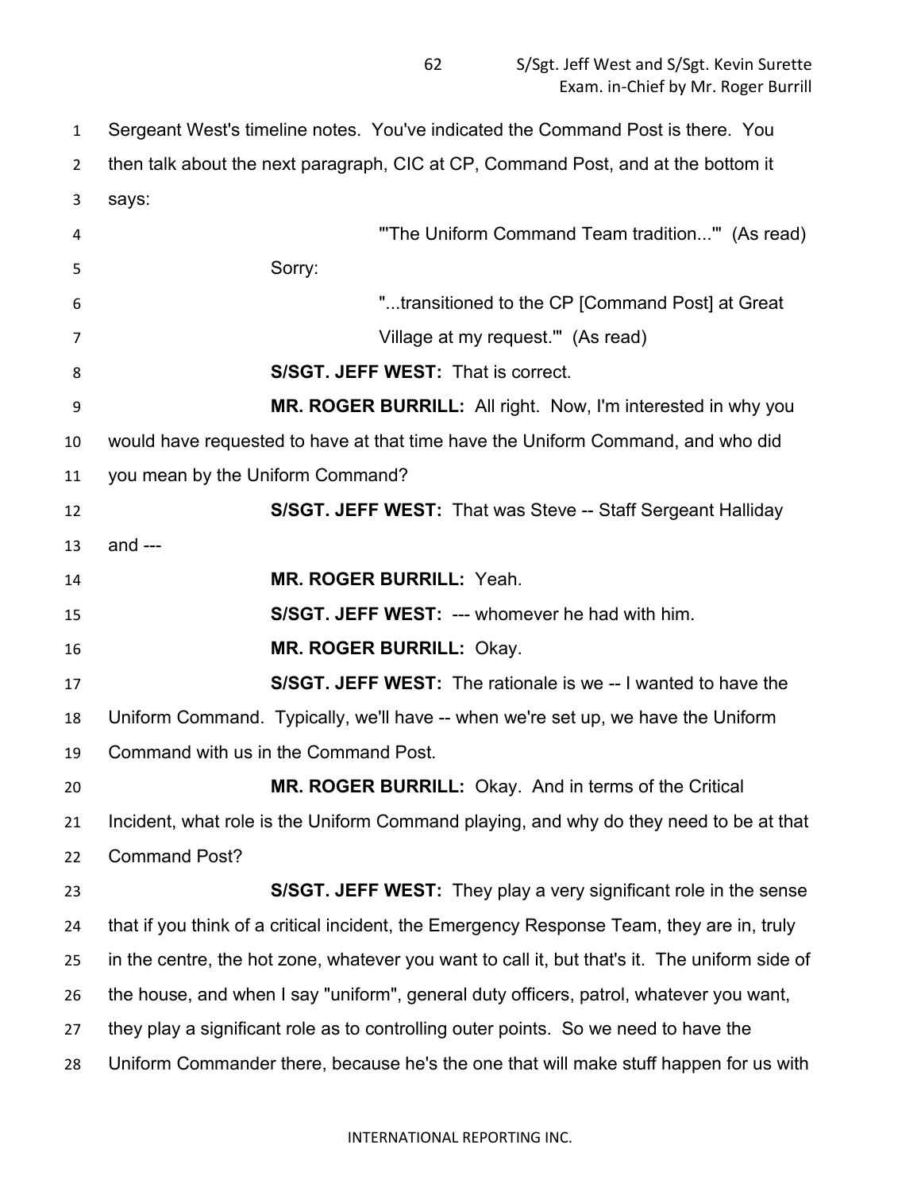Sergeant West's timeline notes. You've indicated the Command Post is there. You then talk about the next paragraph, CIC at CP, Command Post, and at the bottom it says:

> "'The Uniform Command Team tradition...'" (As read)

Sorry:

> "...transitioned to the CP [Command Post] at Great Village at my request.'" (As read)

**S/SGT. JEFF WEST:** That is correct.

**MR. ROGER BURRILL:** All right. Now, I'm interested in why you would have requested to have at that time have the Uniform Command, and who did you mean by the Uniform Command?

**S/SGT. JEFF WEST:** That was Steve -- Staff Sergeant Halliday and ---

**MR. ROGER BURRILL:** Yeah.

**S/SGT. JEFF WEST:** --- whomever he had with him.

**MR. ROGER BURRILL:** Okay.

**S/SGT. JEFF WEST:** The rationale is we -- I wanted to have the Uniform Command. Typically, we'll have -- when we're set up, we have the Uniform Command with us in the Command Post.

**MR. ROGER BURRILL:** Okay. And in terms of the Critical Incident, what role is the Uniform Command playing, and why do they need to be at that Command Post?

**S/SGT. JEFF WEST:** They play a very significant role in the sense that if you think of a critical incident, the Emergency Response Team, they are in, truly in the centre, the hot zone, whatever you want to call it, but that's it. The uniform side of the house, and when I say "uniform", general duty officers, patrol, whatever you want, they play a significant role as to controlling outer points. So we need to have the Uniform Commander there, because he's the one that will make stuff happen for us with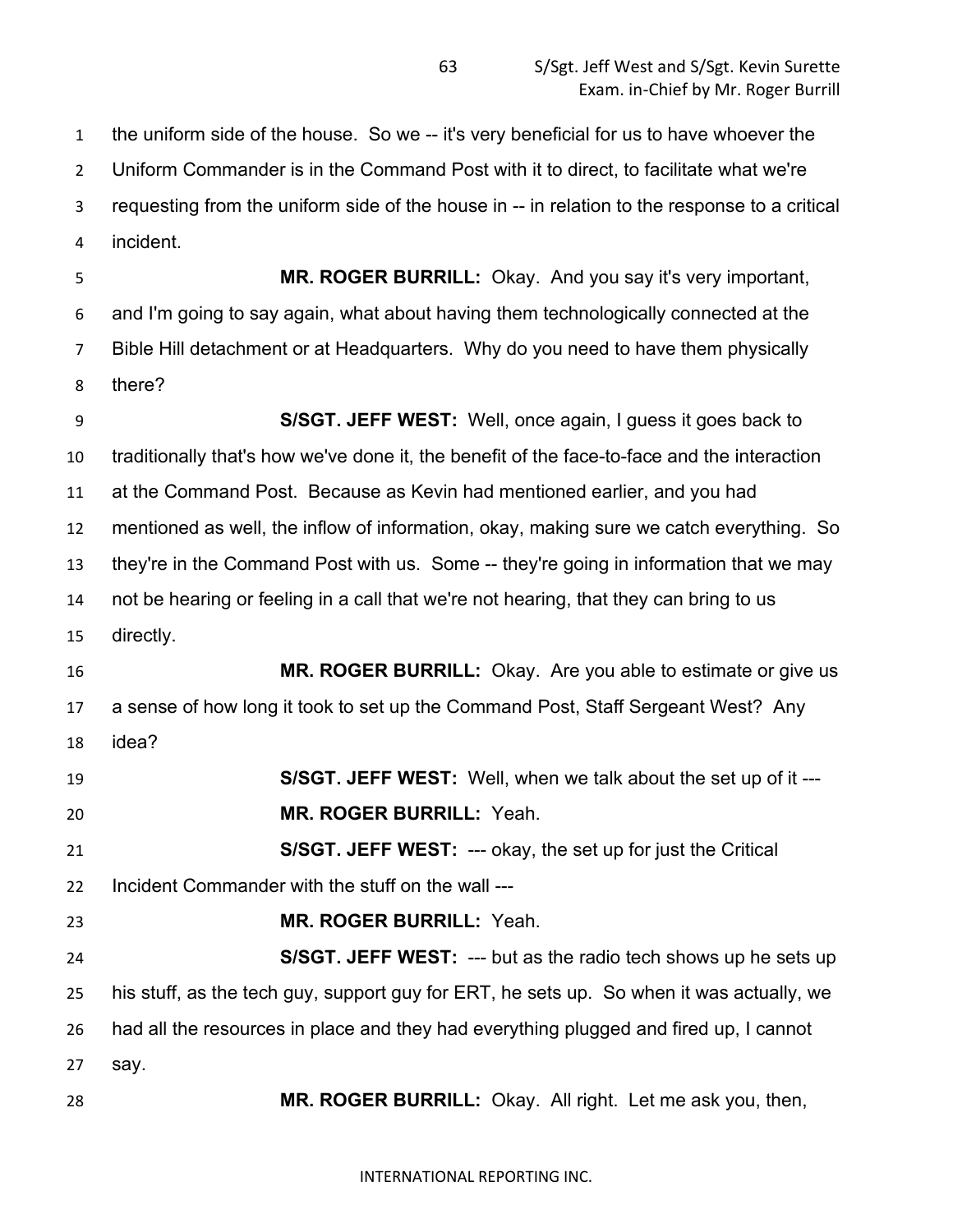the uniform side of the house. So we -- it's very beneficial for us to have whoever the Uniform Commander is in the Command Post with it to direct, to facilitate what we're requesting from the uniform side of the house in -- in relation to the response to a critical incident.

**MR. ROGER BURRILL:** Okay. And you say it's very important, and I'm going to say again, what about having them technologically connected at the Bible Hill detachment or at Headquarters. Why do you need to have them physically there?

**S/SGT. JEFF WEST:** Well, once again, I guess it goes back to traditionally that's how we've done it, the benefit of the face-to-face and the interaction at the Command Post. Because as Kevin had mentioned earlier, and you had mentioned as well, the inflow of information, okay, making sure we catch everything. So they're in the Command Post with us. Some -- they're going in information that we may not be hearing or feeling in a call that we're not hearing, that they can bring to us directly.

**MR. ROGER BURRILL:** Okay. Are you able to estimate or give us a sense of how long it took to set up the Command Post, Staff Sergeant West? Any idea?

**S/SGT. JEFF WEST:** Well, when we talk about the set up of it ---

**MR. ROGER BURRILL:** Yeah.

**S/SGT. JEFF WEST:** --- okay, the set up for just the Critical Incident Commander with the stuff on the wall ---

**MR. ROGER BURRILL:** Yeah.

**S/SGT. JEFF WEST:** --- but as the radio tech shows up he sets up his stuff, as the tech guy, support guy for ERT, he sets up. So when it was actually, we had all the resources in place and they had everything plugged and fired up, I cannot say.

**MR. ROGER BURRILL:** Okay. All right. Let me ask you, then,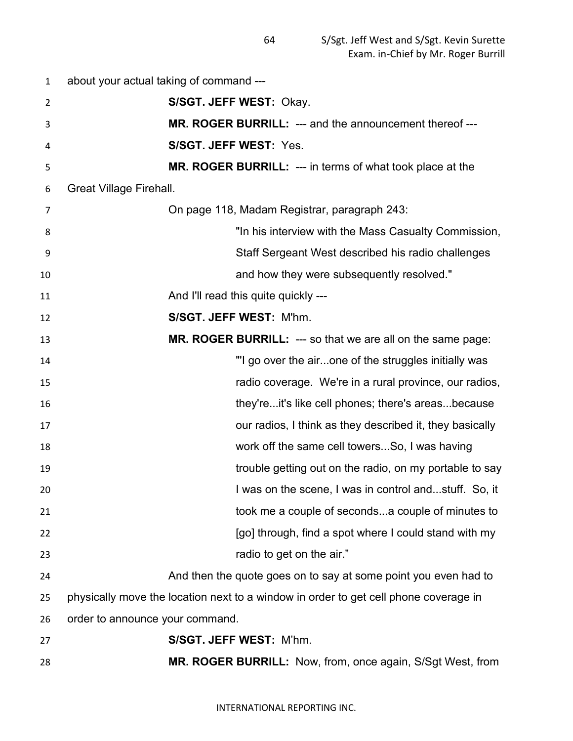about your actual taking of command ---

**S/SGT. JEFF WEST:** Okay.

**MR. ROGER BURRILL:** --- and the announcement thereof ---

**S/SGT. JEFF WEST:** Yes.

**MR. ROGER BURRILL:** --- in terms of what took place at the Great Village Firehall.

On page 118, Madam Registrar, paragraph 243:

> "In his interview with the Mass Casualty Commission, Staff Sergeant West described his radio challenges and how they were subsequently resolved."

And I'll read this quite quickly ---

**S/SGT. JEFF WEST:** M'hm.

**MR. ROGER BURRILL:** --- so that we are all on the same page:

> "'I go over the air...one of the struggles initially was radio coverage. We're in a rural province, our radios, they're...it's like cell phones; there's areas...because our radios, I think as they described it, they basically work off the same cell towers...So, I was having trouble getting out on the radio, on my portable to say I was on the scene, I was in control and...stuff. So, it took me a couple of seconds...a couple of minutes to [go] through, find a spot where I could stand with my radio to get on the air."

And then the quote goes on to say at some point you even had to physically move the location next to a window in order to get cell phone coverage in order to announce your command.

**S/SGT. JEFF WEST:** M'hm.

**MR. ROGER BURRILL:** Now, from, once again, S/Sgt West, from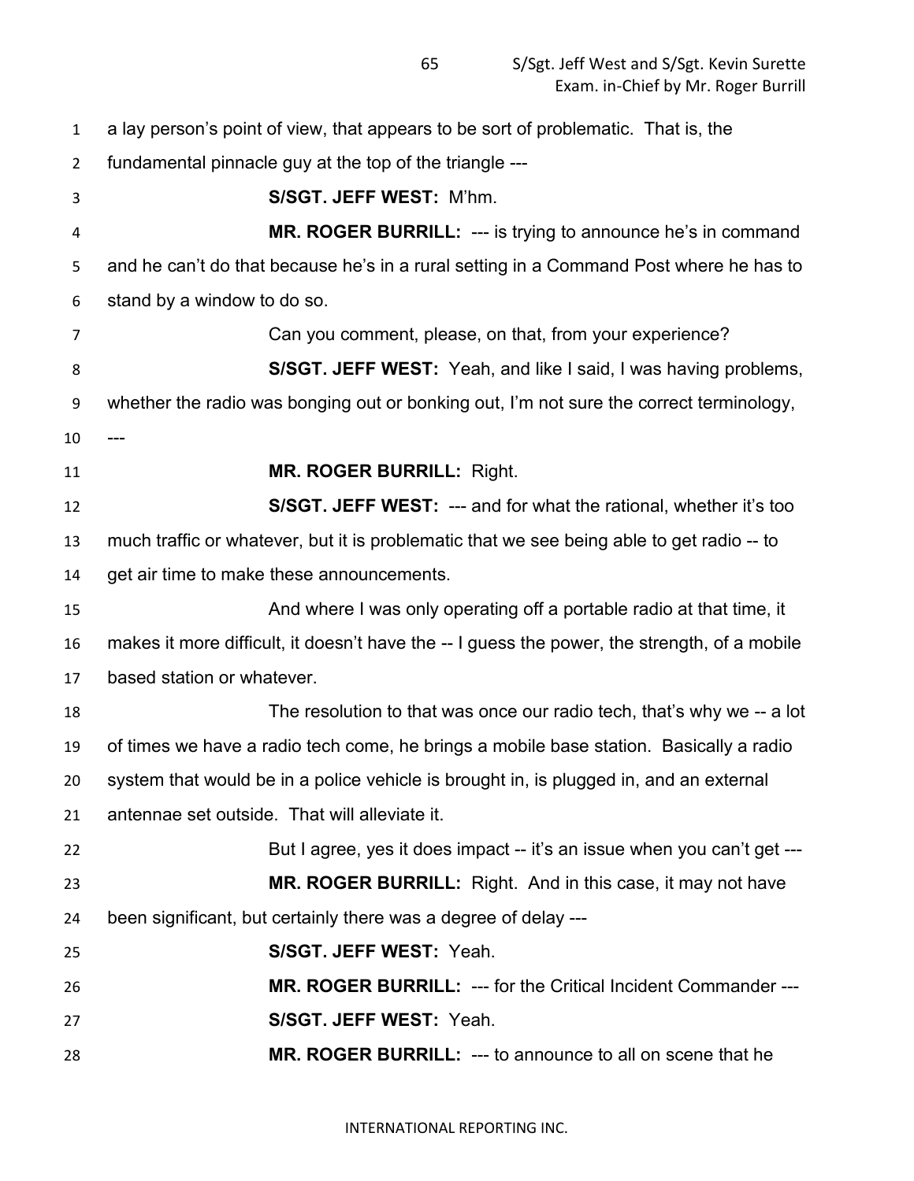a lay person's point of view, that appears to be sort of problematic. That is, the fundamental pinnacle guy at the top of the triangle ---

**S/SGT. JEFF WEST:** M'hm.

**MR. ROGER BURRILL:** --- is trying to announce he's in command and he can't do that because he's in a rural setting in a Command Post where he has to stand by a window to do so.

Can you comment, please, on that, from your experience?

**S/SGT. JEFF WEST:** Yeah, and like I said, I was having problems, whether the radio was bonging out or bonking out, I'm not sure the correct terminology, ---

**MR. ROGER BURRILL:** Right.

**S/SGT. JEFF WEST:** --- and for what the rational, whether it's too much traffic or whatever, but it is problematic that we see being able to get radio -- to get air time to make these announcements.

And where I was only operating off a portable radio at that time, it makes it more difficult, it doesn't have the -- I guess the power, the strength, of a mobile based station or whatever.

The resolution to that was once our radio tech, that's why we -- a lot of times we have a radio tech come, he brings a mobile base station. Basically a radio system that would be in a police vehicle is brought in, is plugged in, and an external antennae set outside. That will alleviate it.

But I agree, yes it does impact -- it's an issue when you can't get ---

**MR. ROGER BURRILL:** Right. And in this case, it may not have been significant, but certainly there was a degree of delay ---

**S/SGT. JEFF WEST:** Yeah.

**MR. ROGER BURRILL:** --- for the Critical Incident Commander ---

**S/SGT. JEFF WEST:** Yeah.

**MR. ROGER BURRILL:** --- to announce to all on scene that he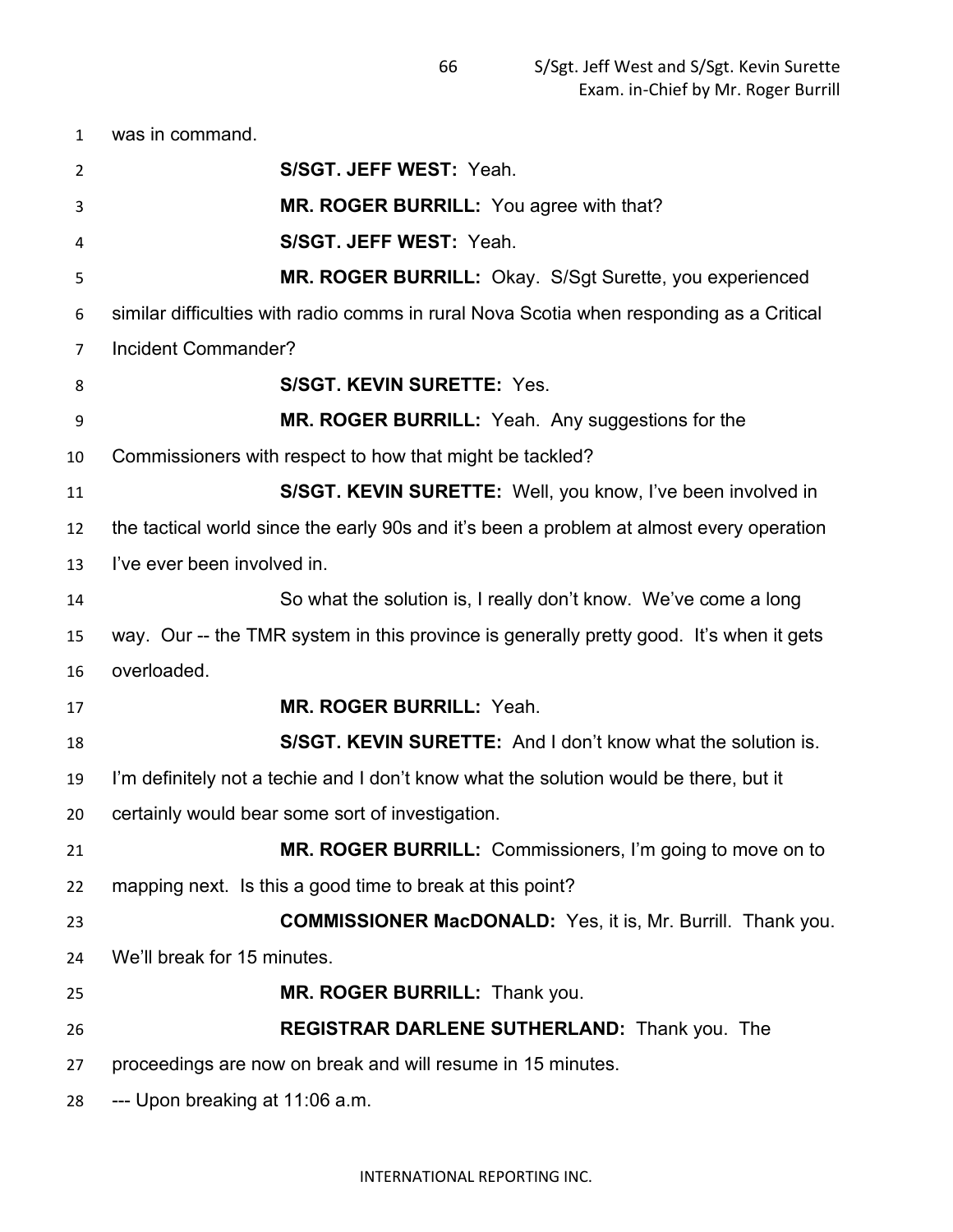was in command.

**S/SGT. JEFF WEST:** Yeah.

**MR. ROGER BURRILL:** You agree with that?

**S/SGT. JEFF WEST:** Yeah.

**MR. ROGER BURRILL:** Okay. S/Sgt Surette, you experienced similar difficulties with radio comms in rural Nova Scotia when responding as a Critical Incident Commander?

**S/SGT. KEVIN SURETTE:** Yes.

**MR. ROGER BURRILL:** Yeah. Any suggestions for the Commissioners with respect to how that might be tackled?

**S/SGT. KEVIN SURETTE:** Well, you know, I've been involved in the tactical world since the early 90s and it's been a problem at almost every operation I've ever been involved in.

So what the solution is, I really don't know. We've come a long way. Our -- the TMR system in this province is generally pretty good. It's when it gets overloaded.

**MR. ROGER BURRILL:** Yeah.

**S/SGT. KEVIN SURETTE:** And I don't know what the solution is. I'm definitely not a techie and I don't know what the solution would be there, but it certainly would bear some sort of investigation.

**MR. ROGER BURRILL:** Commissioners, I'm going to move on to mapping next. Is this a good time to break at this point?

**COMMISSIONER MacDONALD:** Yes, it is, Mr. Burrill. Thank you. We'll break for 15 minutes.

**MR. ROGER BURRILL:** Thank you.

**REGISTRAR DARLENE SUTHERLAND:** Thank you. The proceedings are now on break and will resume in 15 minutes.

--- Upon breaking at 11:06 a.m.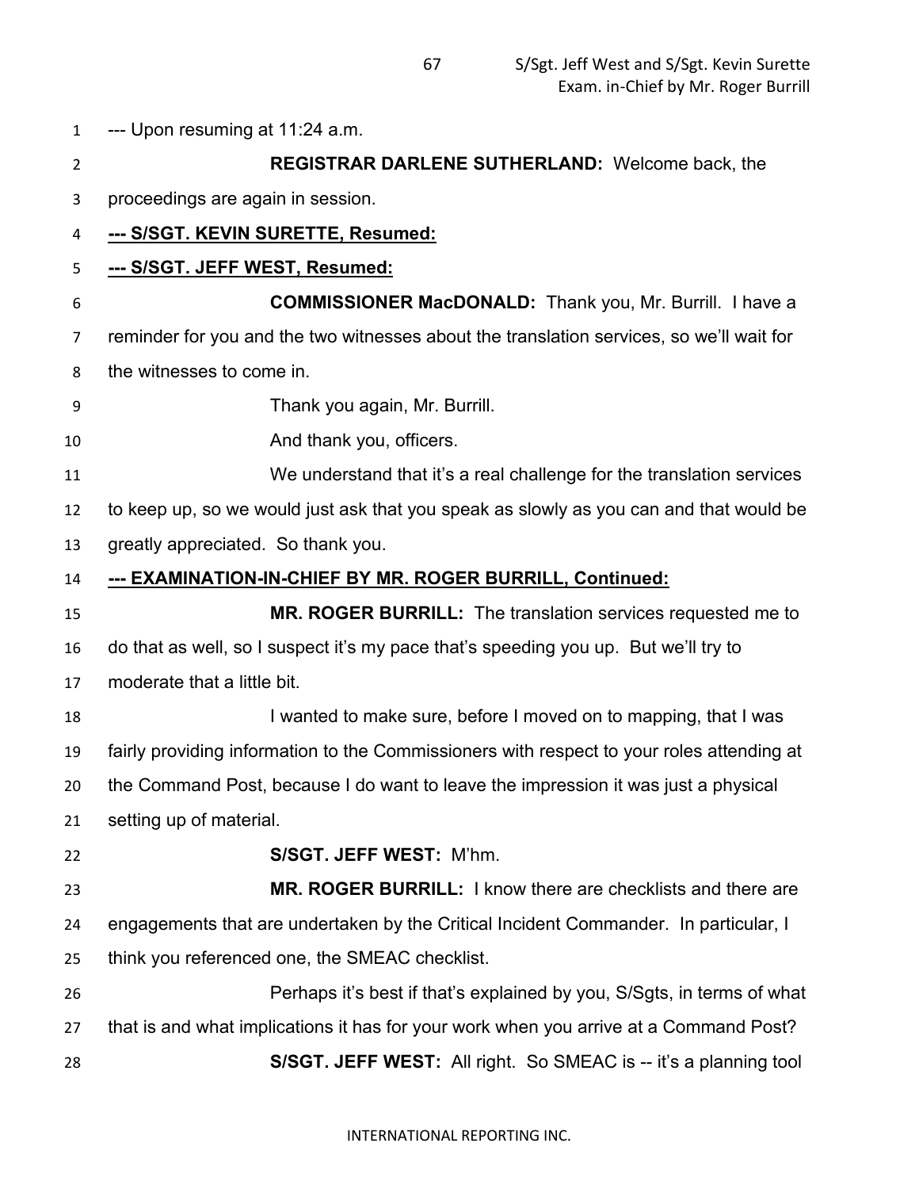--- Upon resuming at 11:24 a.m.

**REGISTRAR DARLENE SUTHERLAND:** Welcome back, the proceedings are again in session.

**--- S/SGT. KEVIN SURETTE, Resumed:**

**--- S/SGT. JEFF WEST, Resumed:**

**COMMISSIONER MacDONALD:** Thank you, Mr. Burrill. I have a reminder for you and the two witnesses about the translation services, so we'll wait for the witnesses to come in.

Thank you again, Mr. Burrill.

And thank you, officers.

We understand that it's a real challenge for the translation services to keep up, so we would just ask that you speak as slowly as you can and that would be greatly appreciated. So thank you.

**--- EXAMINATION-IN-CHIEF BY MR. ROGER BURRILL, Continued:**

**MR. ROGER BURRILL:** The translation services requested me to do that as well, so I suspect it's my pace that's speeding you up. But we'll try to moderate that a little bit.

I wanted to make sure, before I moved on to mapping, that I was fairly providing information to the Commissioners with respect to your roles attending at the Command Post, because I do want to leave the impression it was just a physical setting up of material.

**S/SGT. JEFF WEST:** M'hm.

**MR. ROGER BURRILL:** I know there are checklists and there are engagements that are undertaken by the Critical Incident Commander. In particular, I think you referenced one, the SMEAC checklist.

Perhaps it's best if that's explained by you, S/Sgts, in terms of what that is and what implications it has for your work when you arrive at a Command Post?

**S/SGT. JEFF WEST:** All right. So SMEAC is -- it's a planning tool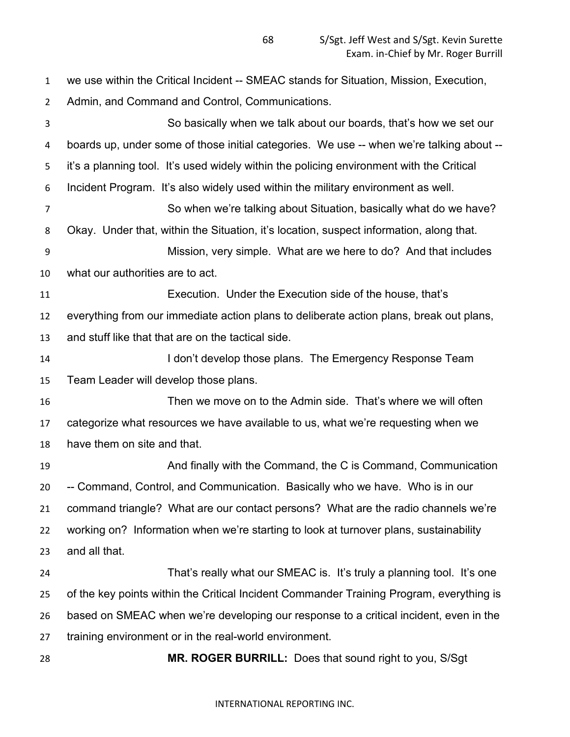we use within the Critical Incident -- SMEAC stands for Situation, Mission, Execution, Admin, and Command and Control, Communications.

So basically when we talk about our boards, that's how we set our boards up, under some of those initial categories. We use -- when we're talking about -- it's a planning tool. It's used widely within the policing environment with the Critical Incident Program. It's also widely used within the military environment as well.

So when we're talking about Situation, basically what do we have? Okay. Under that, within the Situation, it's location, suspect information, along that.

Mission, very simple. What are we here to do? And that includes what our authorities are to act.

Execution. Under the Execution side of the house, that's everything from our immediate action plans to deliberate action plans, break out plans, and stuff like that that are on the tactical side.

I don't develop those plans. The Emergency Response Team Team Leader will develop those plans.

Then we move on to the Admin side. That's where we will often categorize what resources we have available to us, what we're requesting when we have them on site and that.

And finally with the Command, the C is Command, Communication -- Command, Control, and Communication. Basically who we have. Who is in our command triangle? What are our contact persons? What are the radio channels we're working on? Information when we're starting to look at turnover plans, sustainability and all that.

That's really what our SMEAC is. It's truly a planning tool. It's one of the key points within the Critical Incident Commander Training Program, everything is based on SMEAC when we're developing our response to a critical incident, even in the training environment or in the real-world environment.

**MR. ROGER BURRILL:** Does that sound right to you, S/Sgt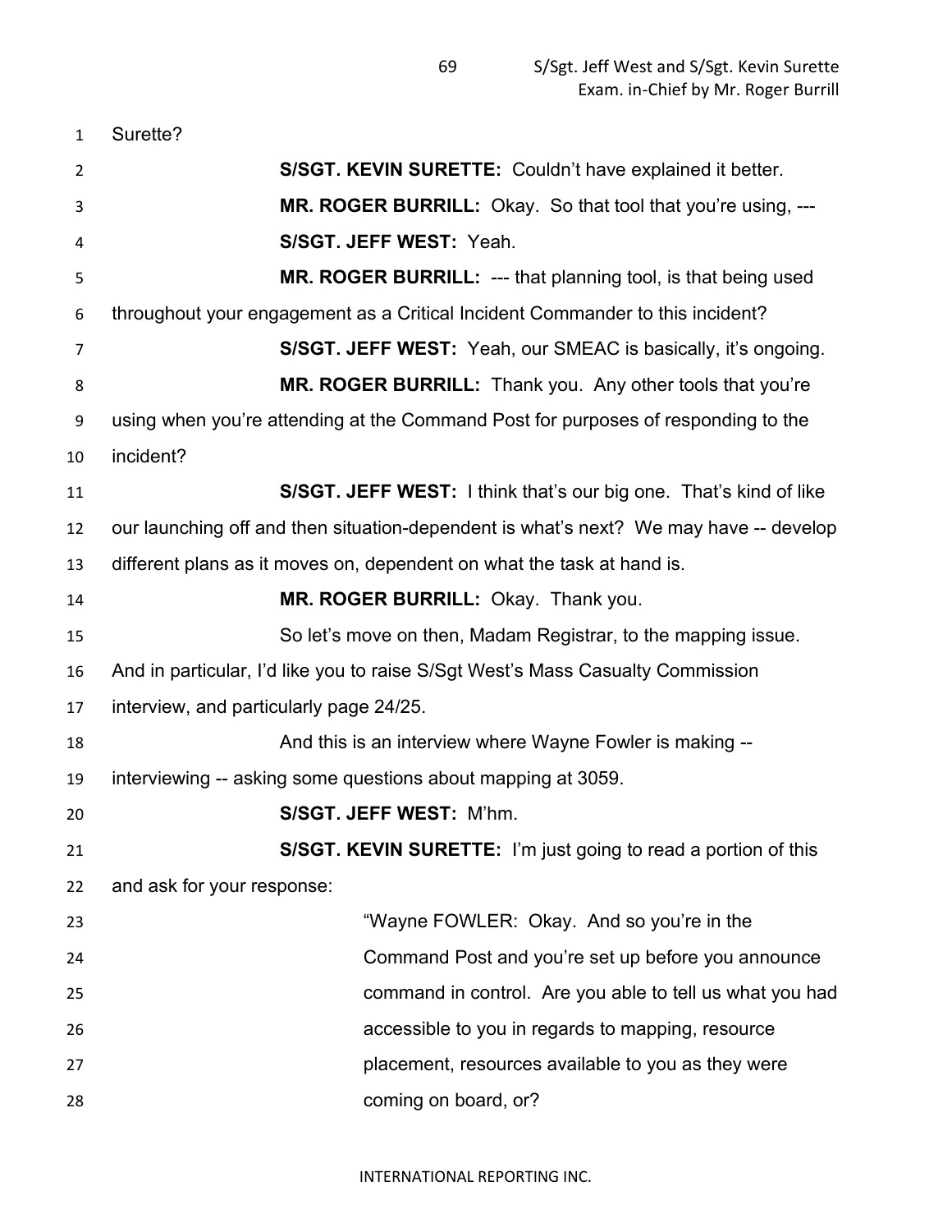Surette?

**S/SGT. KEVIN SURETTE:** Couldn't have explained it better.

**MR. ROGER BURRILL:** Okay. So that tool that you're using, ---

**S/SGT. JEFF WEST:** Yeah.

**MR. ROGER BURRILL:** --- that planning tool, is that being used throughout your engagement as a Critical Incident Commander to this incident?

**S/SGT. JEFF WEST:** Yeah, our SMEAC is basically, it's ongoing.

**MR. ROGER BURRILL:** Thank you. Any other tools that you're using when you're attending at the Command Post for purposes of responding to the incident?

**S/SGT. JEFF WEST:** I think that's our big one. That's kind of like our launching off and then situation-dependent is what's next? We may have -- develop different plans as it moves on, dependent on what the task at hand is.

**MR. ROGER BURRILL:** Okay. Thank you.

So let's move on then, Madam Registrar, to the mapping issue. And in particular, I'd like you to raise S/Sgt West's Mass Casualty Commission interview, and particularly page 24/25.

And this is an interview where Wayne Fowler is making -- interviewing -- asking some questions about mapping at 3059.

**S/SGT. JEFF WEST:** M'hm.

**S/SGT. KEVIN SURETTE:** I'm just going to read a portion of this and ask for your response:

> "Wayne FOWLER: Okay. And so you're in the Command Post and you're set up before you announce command in control. Are you able to tell us what you had accessible to you in regards to mapping, resource placement, resources available to you as they were coming on board, or?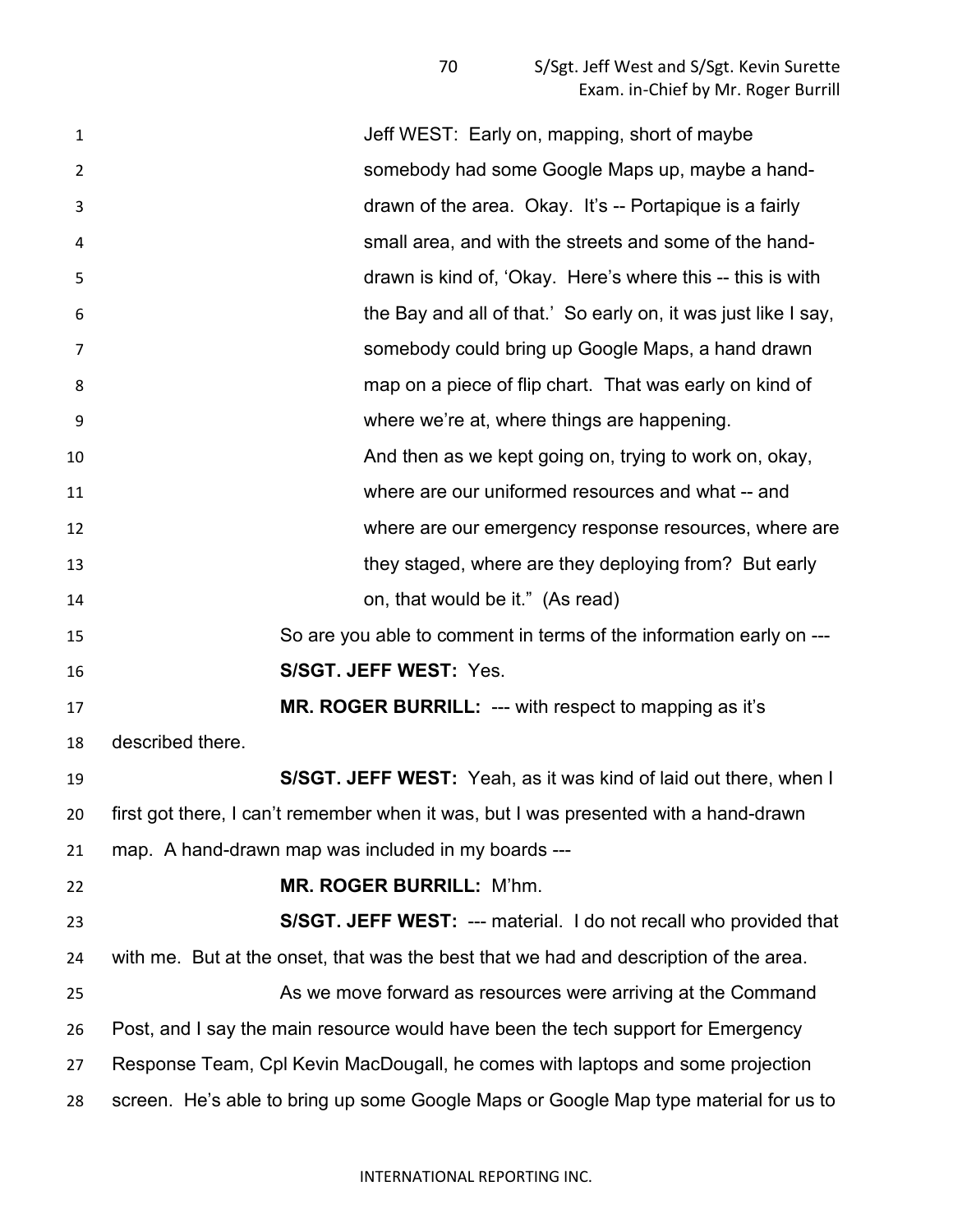Jeff WEST: Early on, mapping, short of maybe somebody had some Google Maps up, maybe a hand-drawn of the area. Okay. It's -- Portapique is a fairly small area, and with the streets and some of the hand-drawn is kind of, 'Okay. Here's where this -- this is with the Bay and all of that.' So early on, it was just like I say, somebody could bring up Google Maps, a hand drawn map on a piece of flip chart. That was early on kind of where we're at, where things are happening.

And then as we kept going on, trying to work on, okay, where are our uniformed resources and what -- and where are our emergency response resources, where are they staged, where are they deploying from? But early on, that would be it." (As read)

So are you able to comment in terms of the information early on ---

**S/SGT. JEFF WEST:** Yes.

**MR. ROGER BURRILL:** --- with respect to mapping as it's described there.

**S/SGT. JEFF WEST:** Yeah, as it was kind of laid out there, when I first got there, I can't remember when it was, but I was presented with a hand-drawn map. A hand-drawn map was included in my boards ---

**MR. ROGER BURRILL:** M'hm.

**S/SGT. JEFF WEST:** --- material. I do not recall who provided that with me. But at the onset, that was the best that we had and description of the area.

As we move forward as resources were arriving at the Command Post, and I say the main resource would have been the tech support for Emergency Response Team, Cpl Kevin MacDougall, he comes with laptops and some projection screen. He's able to bring up some Google Maps or Google Map type material for us to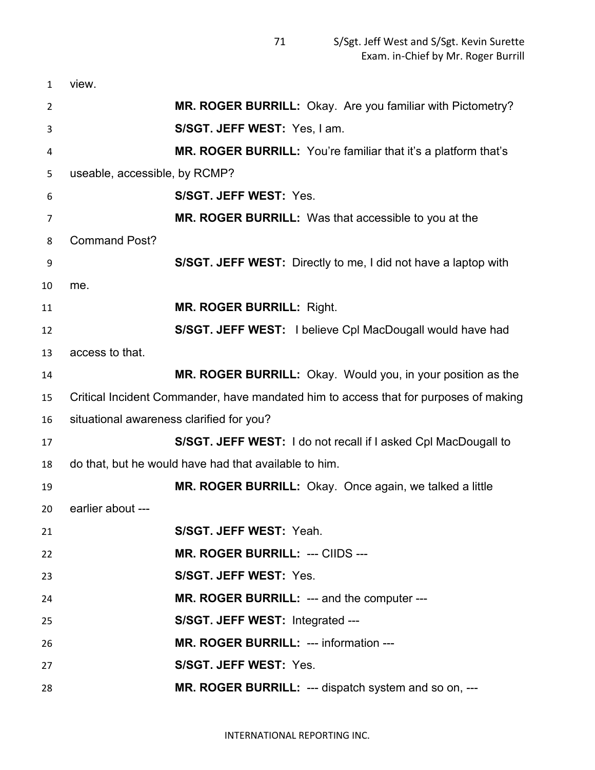view.

**MR. ROGER BURRILL:** Okay. Are you familiar with Pictometry?

**S/SGT. JEFF WEST:** Yes, I am.

**MR. ROGER BURRILL:** You're familiar that it's a platform that's useable, accessible, by RCMP?

**S/SGT. JEFF WEST:** Yes.

**MR. ROGER BURRILL:** Was that accessible to you at the Command Post?

**S/SGT. JEFF WEST:** Directly to me, I did not have a laptop with me.

**MR. ROGER BURRILL:** Right.

**S/SGT. JEFF WEST:** I believe Cpl MacDougall would have had access to that.

**MR. ROGER BURRILL:** Okay. Would you, in your position as the Critical Incident Commander, have mandated him to access that for purposes of making situational awareness clarified for you?

**S/SGT. JEFF WEST:** I do not recall if I asked Cpl MacDougall to do that, but he would have had that available to him.

**MR. ROGER BURRILL:** Okay. Once again, we talked a little earlier about ---

**S/SGT. JEFF WEST:** Yeah.

**MR. ROGER BURRILL:** --- CIIDS ---

**S/SGT. JEFF WEST:** Yes.

**MR. ROGER BURRILL:** --- and the computer ---

**S/SGT. JEFF WEST:** Integrated ---

**MR. ROGER BURRILL:** --- information ---

**S/SGT. JEFF WEST:** Yes.

**MR. ROGER BURRILL:** --- dispatch system and so on, ---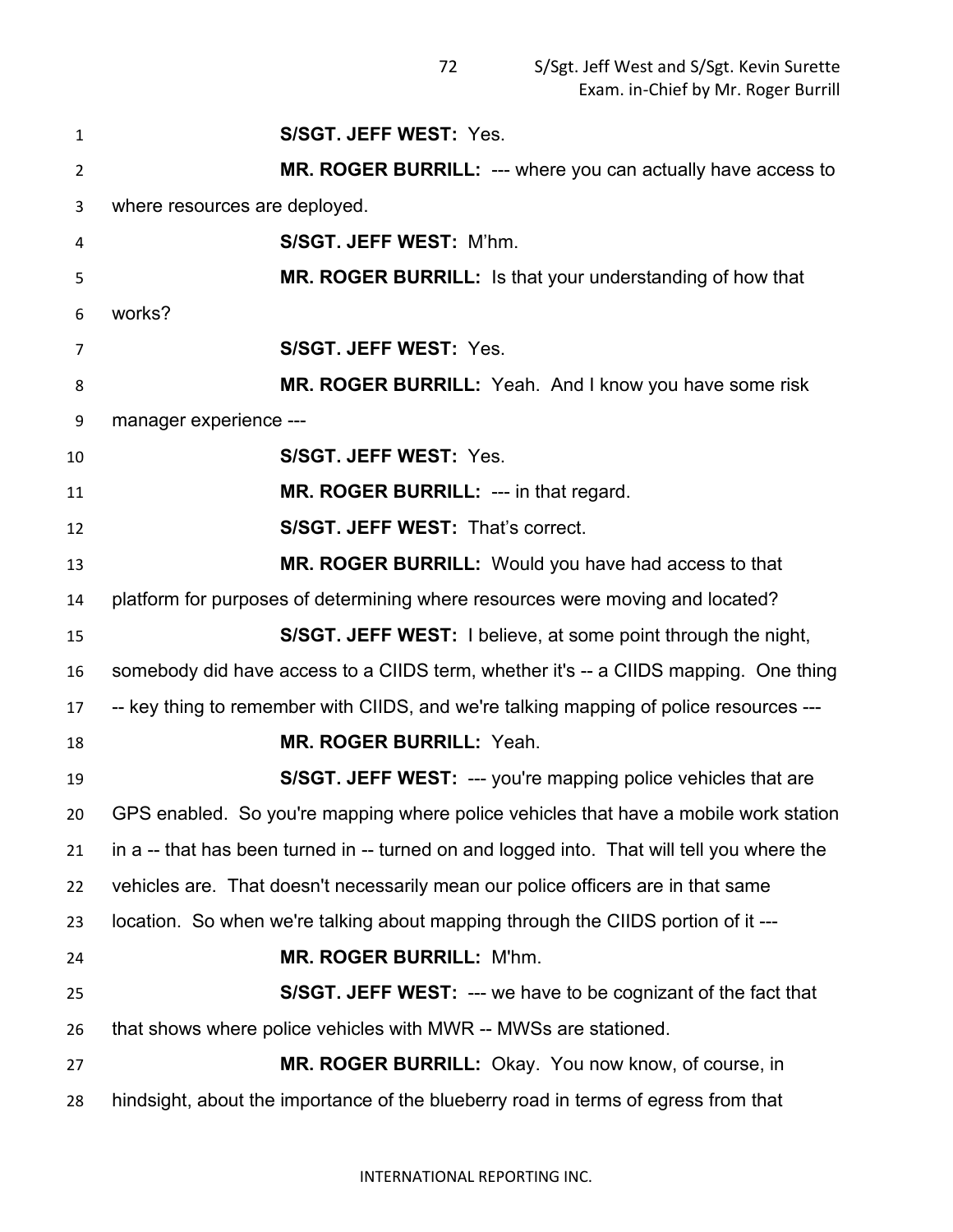**S/SGT. JEFF WEST:** Yes.

**MR. ROGER BURRILL:** --- where you can actually have access to where resources are deployed.

**S/SGT. JEFF WEST:** M'hm.

**MR. ROGER BURRILL:** Is that your understanding of how that works?

**S/SGT. JEFF WEST:** Yes.

**MR. ROGER BURRILL:** Yeah. And I know you have some risk manager experience ---

**S/SGT. JEFF WEST:** Yes.

**MR. ROGER BURRILL:** --- in that regard.

**S/SGT. JEFF WEST:** That's correct.

**MR. ROGER BURRILL:** Would you have had access to that platform for purposes of determining where resources were moving and located?

**S/SGT. JEFF WEST:** I believe, at some point through the night, somebody did have access to a CIIDS term, whether it's -- a CIIDS mapping. One thing -- key thing to remember with CIIDS, and we're talking mapping of police resources ---

**MR. ROGER BURRILL:** Yeah.

**S/SGT. JEFF WEST:** --- you're mapping police vehicles that are GPS enabled. So you're mapping where police vehicles that have a mobile work station in a -- that has been turned in -- turned on and logged into. That will tell you where the vehicles are. That doesn't necessarily mean our police officers are in that same location. So when we're talking about mapping through the CIIDS portion of it ---

**MR. ROGER BURRILL:** M'hm.

**S/SGT. JEFF WEST:** --- we have to be cognizant of the fact that that shows where police vehicles with MWR -- MWSs are stationed.

**MR. ROGER BURRILL:** Okay. You now know, of course, in hindsight, about the importance of the blueberry road in terms of egress from that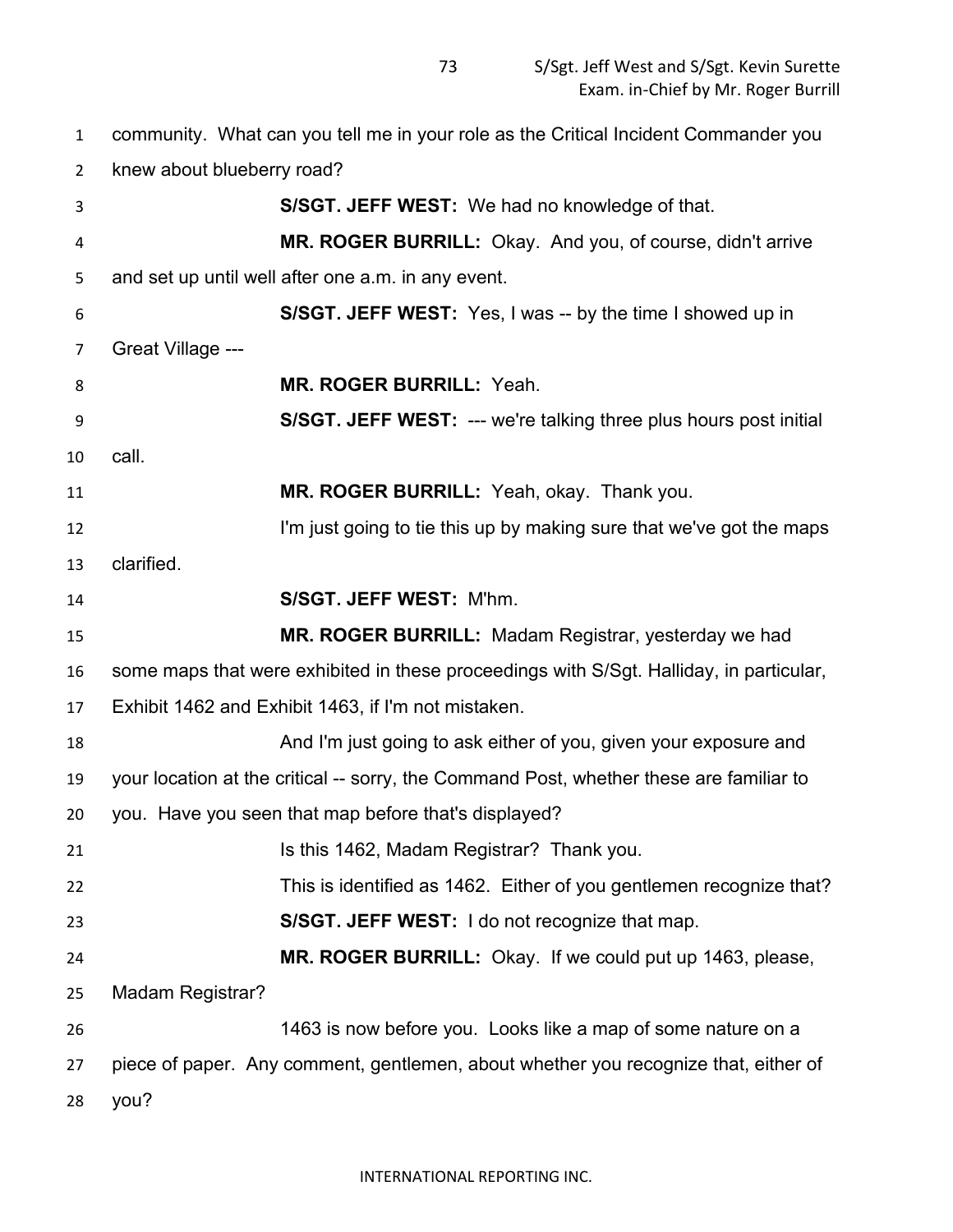community. What can you tell me in your role as the Critical Incident Commander you knew about blueberry road?

**S/SGT. JEFF WEST:** We had no knowledge of that.

**MR. ROGER BURRILL:** Okay. And you, of course, didn't arrive and set up until well after one a.m. in any event.

**S/SGT. JEFF WEST:** Yes, I was -- by the time I showed up in Great Village ---

**MR. ROGER BURRILL:** Yeah.

**S/SGT. JEFF WEST:** --- we're talking three plus hours post initial call.

**MR. ROGER BURRILL:** Yeah, okay. Thank you.

I'm just going to tie this up by making sure that we've got the maps clarified.

**S/SGT. JEFF WEST:** M'hm.

**MR. ROGER BURRILL:** Madam Registrar, yesterday we had some maps that were exhibited in these proceedings with S/Sgt. Halliday, in particular, Exhibit 1462 and Exhibit 1463, if I'm not mistaken.

And I'm just going to ask either of you, given your exposure and your location at the critical -- sorry, the Command Post, whether these are familiar to you. Have you seen that map before that's displayed?

Is this 1462, Madam Registrar? Thank you.

This is identified as 1462. Either of you gentlemen recognize that?

**S/SGT. JEFF WEST:** I do not recognize that map.

**MR. ROGER BURRILL:** Okay. If we could put up 1463, please, Madam Registrar?

1463 is now before you. Looks like a map of some nature on a piece of paper. Any comment, gentlemen, about whether you recognize that, either of you?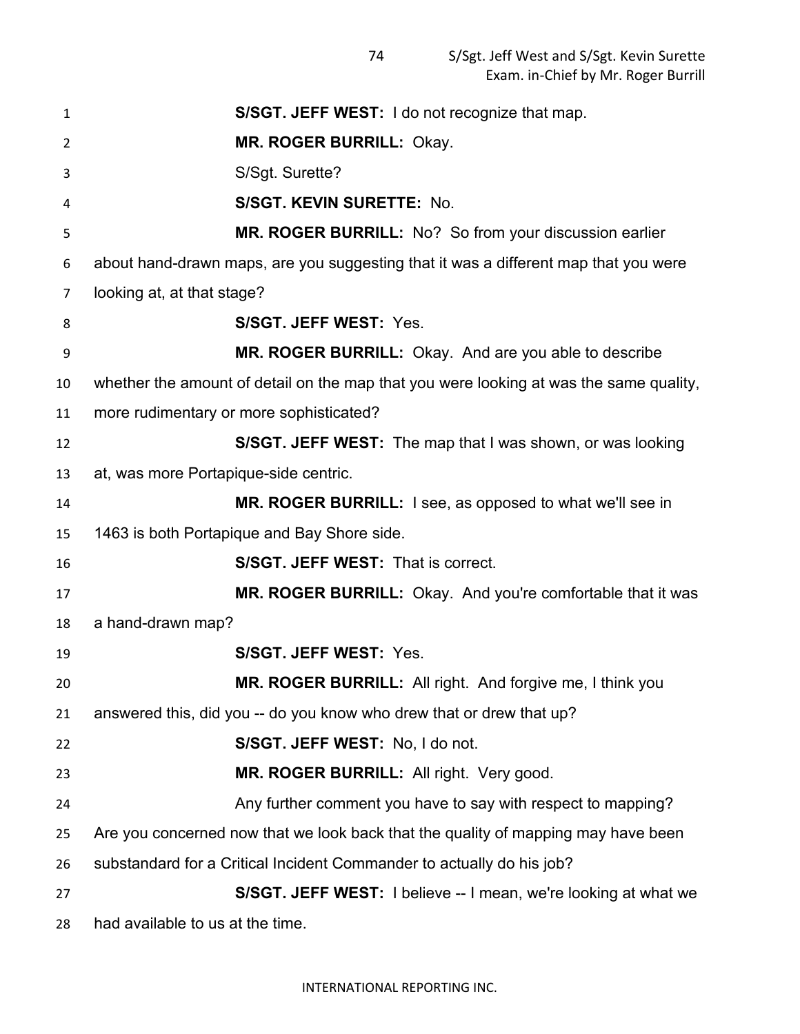**S/SGT. JEFF WEST:** I do not recognize that map.

**MR. ROGER BURRILL:** Okay.

S/Sgt. Surette?

**S/SGT. KEVIN SURETTE:** No.

**MR. ROGER BURRILL:** No? So from your discussion earlier about hand-drawn maps, are you suggesting that it was a different map that you were looking at, at that stage?

**S/SGT. JEFF WEST:** Yes.

**MR. ROGER BURRILL:** Okay. And are you able to describe whether the amount of detail on the map that you were looking at was the same quality, more rudimentary or more sophisticated?

**S/SGT. JEFF WEST:** The map that I was shown, or was looking at, was more Portapique-side centric.

**MR. ROGER BURRILL:** I see, as opposed to what we'll see in 1463 is both Portapique and Bay Shore side.

**S/SGT. JEFF WEST:** That is correct.

**MR. ROGER BURRILL:** Okay. And you're comfortable that it was a hand-drawn map?

**S/SGT. JEFF WEST:** Yes.

**MR. ROGER BURRILL:** All right. And forgive me, I think you answered this, did you -- do you know who drew that or drew that up?

**S/SGT. JEFF WEST:** No, I do not.

**MR. ROGER BURRILL:** All right. Very good.

Any further comment you have to say with respect to mapping? Are you concerned now that we look back that the quality of mapping may have been substandard for a Critical Incident Commander to actually do his job?

**S/SGT. JEFF WEST:** I believe -- I mean, we're looking at what we had available to us at the time.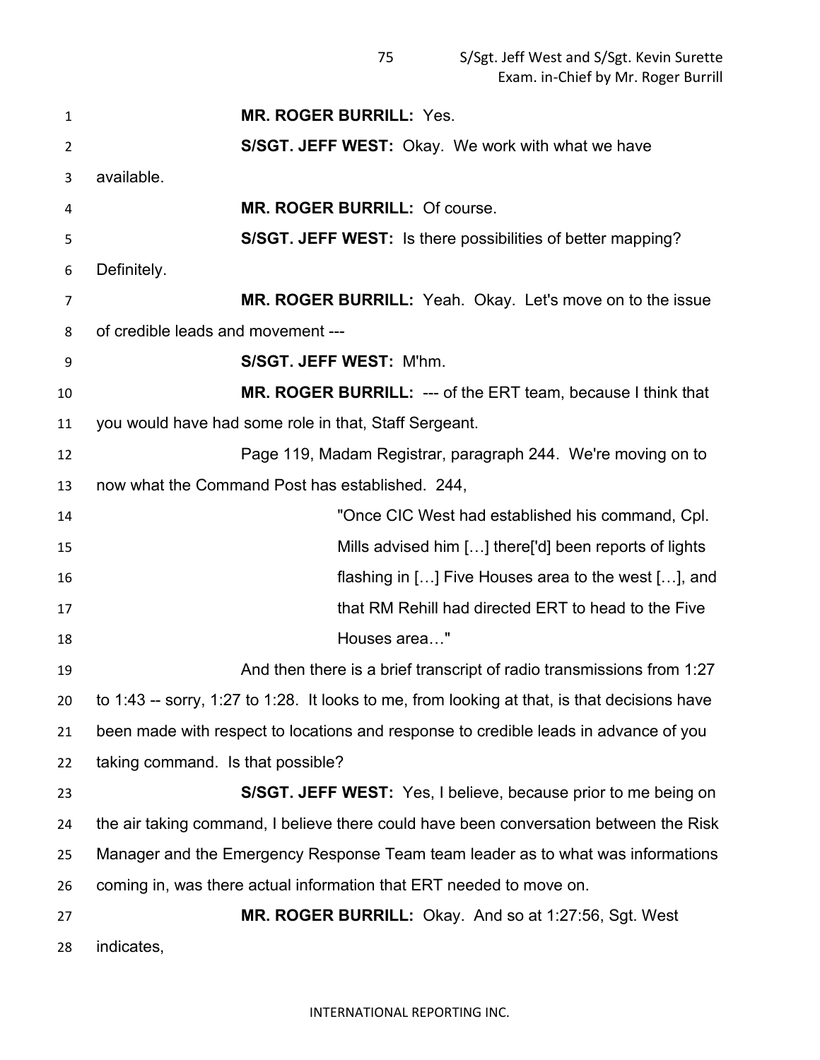**MR. ROGER BURRILL:** Yes.

**S/SGT. JEFF WEST:** Okay. We work with what we have available.

**MR. ROGER BURRILL:** Of course.

**S/SGT. JEFF WEST:** Is there possibilities of better mapping? Definitely.

**MR. ROGER BURRILL:** Yeah. Okay. Let's move on to the issue of credible leads and movement ---

**S/SGT. JEFF WEST:** M'hm.

**MR. ROGER BURRILL:** --- of the ERT team, because I think that you would have had some role in that, Staff Sergeant.

Page 119, Madam Registrar, paragraph 244. We're moving on to now what the Command Post has established. 244,

> "Once CIC West had established his command, Cpl. Mills advised him […] there['d] been reports of lights flashing in […] Five Houses area to the west […], and that RM Rehill had directed ERT to head to the Five Houses area…"

And then there is a brief transcript of radio transmissions from 1:27 to 1:43 -- sorry, 1:27 to 1:28. It looks to me, from looking at that, is that decisions have been made with respect to locations and response to credible leads in advance of you taking command. Is that possible?

**S/SGT. JEFF WEST:** Yes, I believe, because prior to me being on the air taking command, I believe there could have been conversation between the Risk Manager and the Emergency Response Team team leader as to what was informations coming in, was there actual information that ERT needed to move on.

**MR. ROGER BURRILL:** Okay. And so at 1:27:56, Sgt. West indicates,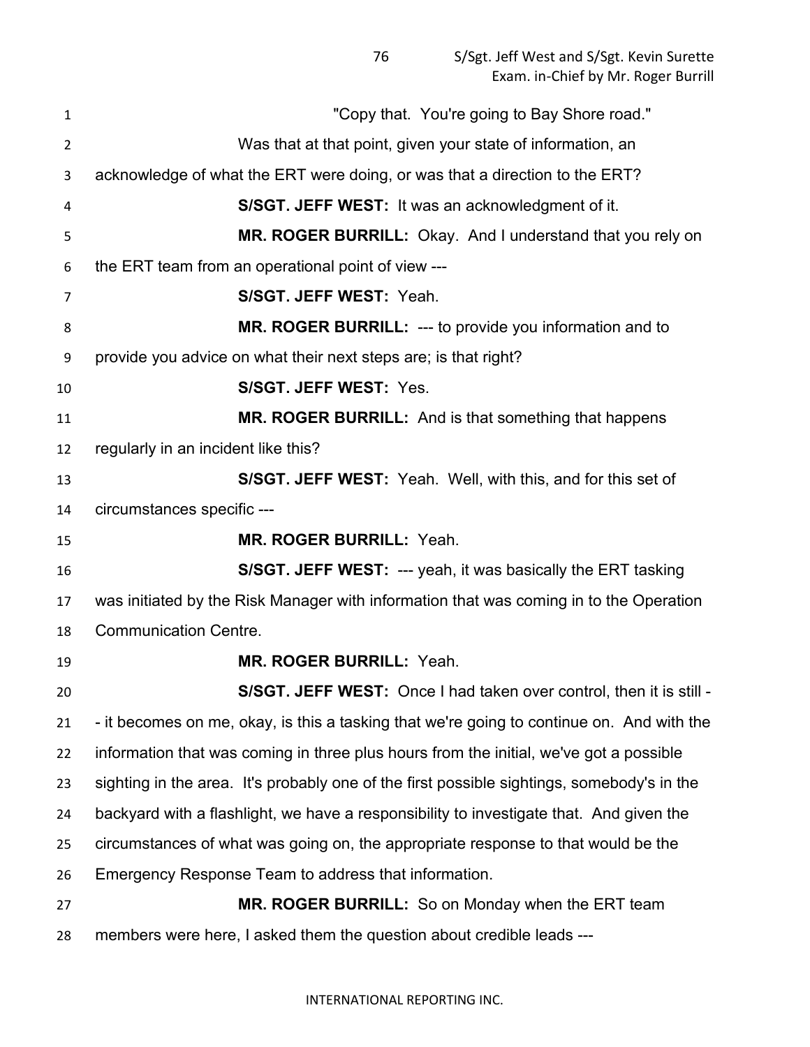"Copy that. You're going to Bay Shore road."

Was that at that point, given your state of information, an acknowledge of what the ERT were doing, or was that a direction to the ERT?

**S/SGT. JEFF WEST:** It was an acknowledgment of it.

**MR. ROGER BURRILL:** Okay. And I understand that you rely on the ERT team from an operational point of view ---

**S/SGT. JEFF WEST:** Yeah.

**MR. ROGER BURRILL:** --- to provide you information and to provide you advice on what their next steps are; is that right?

**S/SGT. JEFF WEST:** Yes.

**MR. ROGER BURRILL:** And is that something that happens regularly in an incident like this?

**S/SGT. JEFF WEST:** Yeah. Well, with this, and for this set of circumstances specific ---

**MR. ROGER BURRILL:** Yeah.

**S/SGT. JEFF WEST:** --- yeah, it was basically the ERT tasking was initiated by the Risk Manager with information that was coming in to the Operation Communication Centre.

**MR. ROGER BURRILL:** Yeah.

**S/SGT. JEFF WEST:** Once I had taken over control, then it is still -- it becomes on me, okay, is this a tasking that we're going to continue on. And with the information that was coming in three plus hours from the initial, we've got a possible sighting in the area. It's probably one of the first possible sightings, somebody's in the backyard with a flashlight, we have a responsibility to investigate that. And given the circumstances of what was going on, the appropriate response to that would be the Emergency Response Team to address that information.

**MR. ROGER BURRILL:** So on Monday when the ERT team members were here, I asked them the question about credible leads ---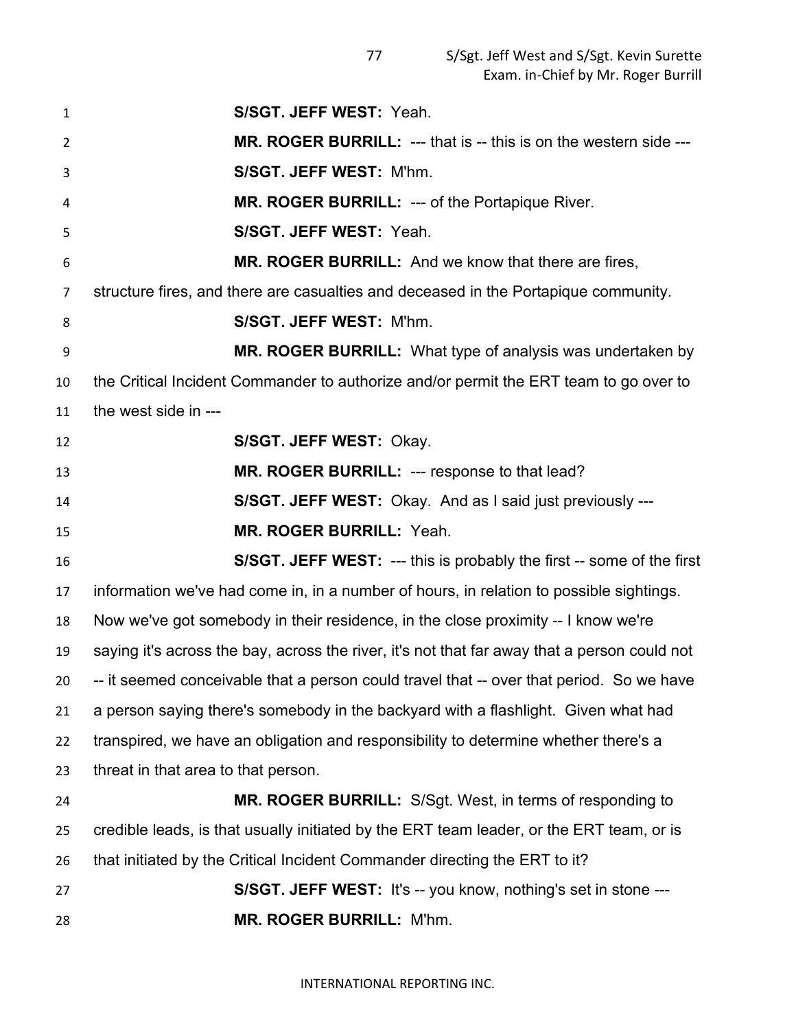**S/SGT. JEFF WEST:** Yeah.

**MR. ROGER BURRILL:** --- that is -- this is on the western side ---

**S/SGT. JEFF WEST:** M'hm.

**MR. ROGER BURRILL:** --- of the Portapique River.

**S/SGT. JEFF WEST:** Yeah.

**MR. ROGER BURRILL:** And we know that there are fires, structure fires, and there are casualties and deceased in the Portapique community.

**S/SGT. JEFF WEST:** M'hm.

**MR. ROGER BURRILL:** What type of analysis was undertaken by the Critical Incident Commander to authorize and/or permit the ERT team to go over to the west side in ---

**S/SGT. JEFF WEST:** Okay.

**MR. ROGER BURRILL:** --- response to that lead?

**S/SGT. JEFF WEST:** Okay. And as I said just previously ---

**MR. ROGER BURRILL:** Yeah.

**S/SGT. JEFF WEST:** --- this is probably the first -- some of the first information we've had come in, in a number of hours, in relation to possible sightings. Now we've got somebody in their residence, in the close proximity -- I know we're saying it's across the bay, across the river, it's not that far away that a person could not -- it seemed conceivable that a person could travel that -- over that period. So we have a person saying there's somebody in the backyard with a flashlight. Given what had transpired, we have an obligation and responsibility to determine whether there's a threat in that area to that person.

**MR. ROGER BURRILL:** S/Sgt. West, in terms of responding to credible leads, is that usually initiated by the ERT team leader, or the ERT team, or is that initiated by the Critical Incident Commander directing the ERT to it?

**S/SGT. JEFF WEST:** It's -- you know, nothing's set in stone ---

**MR. ROGER BURRILL:** M'hm.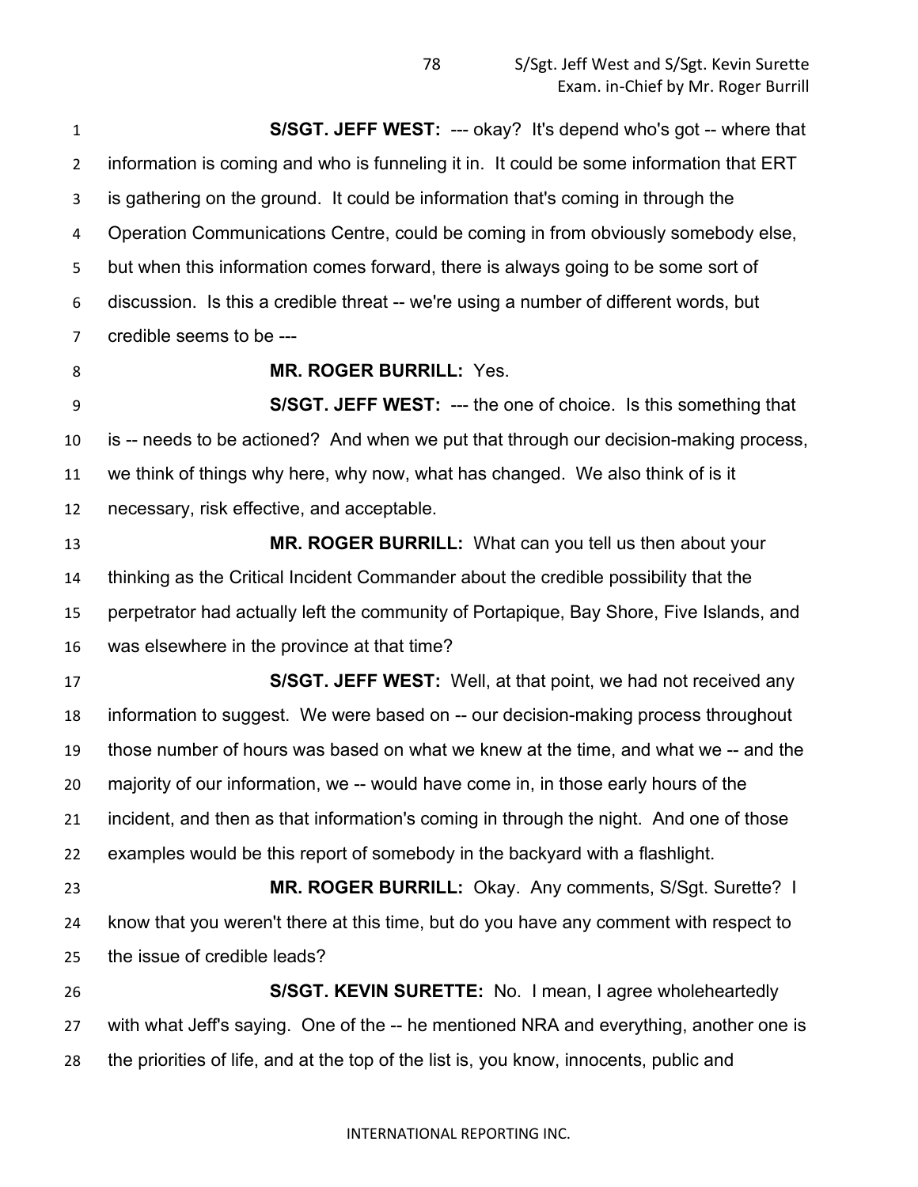**S/SGT. JEFF WEST:** --- okay? It's depend who's got -- where that information is coming and who is funneling it in. It could be some information that ERT is gathering on the ground. It could be information that's coming in through the Operation Communications Centre, could be coming in from obviously somebody else, but when this information comes forward, there is always going to be some sort of discussion. Is this a credible threat -- we're using a number of different words, but credible seems to be ---

**MR. ROGER BURRILL:** Yes.

**S/SGT. JEFF WEST:** --- the one of choice. Is this something that is -- needs to be actioned? And when we put that through our decision-making process, we think of things why here, why now, what has changed. We also think of is it necessary, risk effective, and acceptable.

**MR. ROGER BURRILL:** What can you tell us then about your thinking as the Critical Incident Commander about the credible possibility that the perpetrator had actually left the community of Portapique, Bay Shore, Five Islands, and was elsewhere in the province at that time?

**S/SGT. JEFF WEST:** Well, at that point, we had not received any information to suggest. We were based on -- our decision-making process throughout those number of hours was based on what we knew at the time, and what we -- and the majority of our information, we -- would have come in, in those early hours of the incident, and then as that information's coming in through the night. And one of those examples would be this report of somebody in the backyard with a flashlight.

**MR. ROGER BURRILL:** Okay. Any comments, S/Sgt. Surette? I know that you weren't there at this time, but do you have any comment with respect to the issue of credible leads?

**S/SGT. KEVIN SURETTE:** No. I mean, I agree wholeheartedly with what Jeff's saying. One of the -- he mentioned NRA and everything, another one is the priorities of life, and at the top of the list is, you know, innocents, public and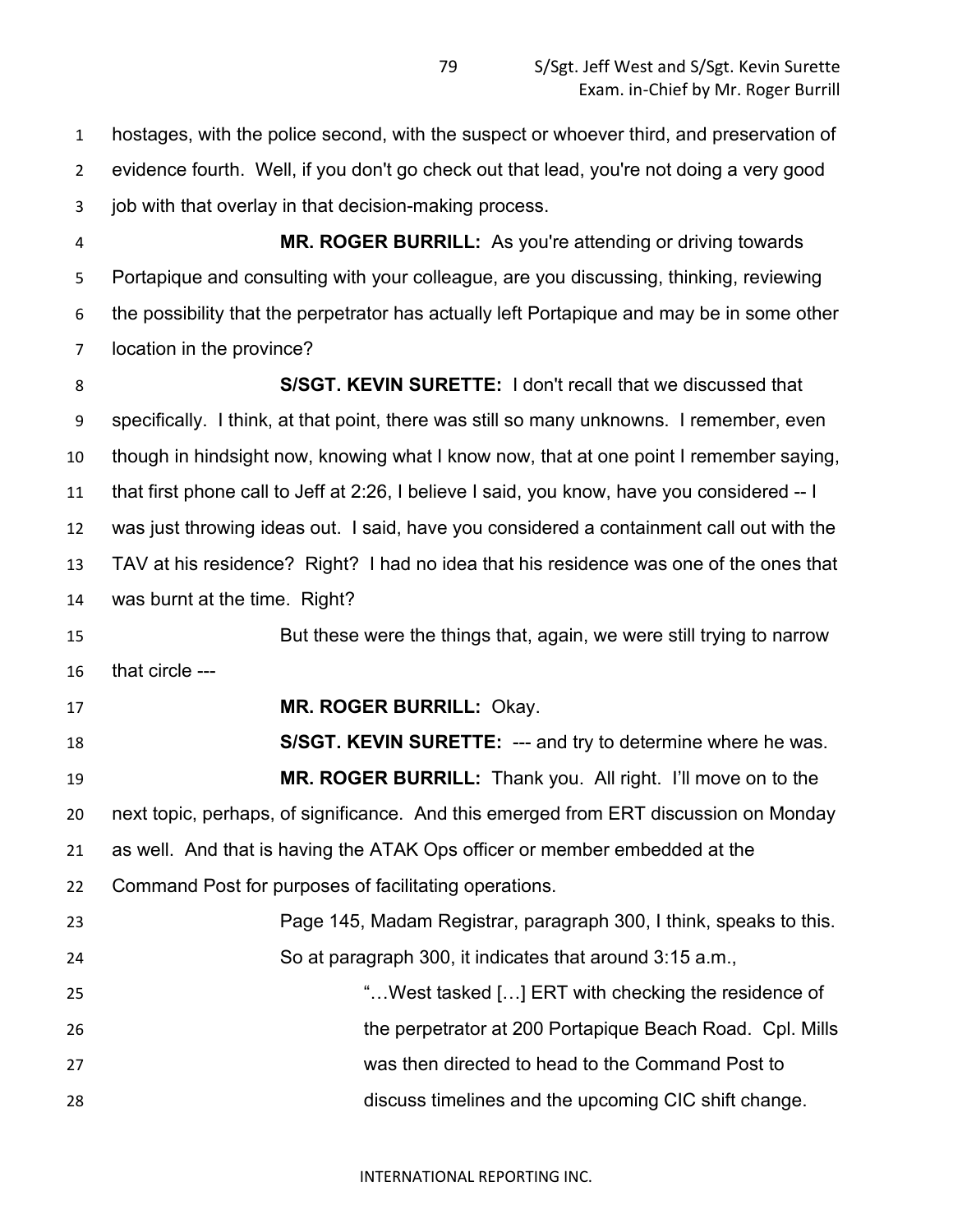hostages, with the police second, with the suspect or whoever third, and preservation of evidence fourth. Well, if you don't go check out that lead, you're not doing a very good job with that overlay in that decision-making process.

**MR. ROGER BURRILL:** As you're attending or driving towards Portapique and consulting with your colleague, are you discussing, thinking, reviewing the possibility that the perpetrator has actually left Portapique and may be in some other location in the province?

**S/SGT. KEVIN SURETTE:** I don't recall that we discussed that specifically. I think, at that point, there was still so many unknowns. I remember, even though in hindsight now, knowing what I know now, that at one point I remember saying, that first phone call to Jeff at 2:26, I believe I said, you know, have you considered -- I was just throwing ideas out. I said, have you considered a containment call out with the TAV at his residence? Right? I had no idea that his residence was one of the ones that was burnt at the time. Right?

But these were the things that, again, we were still trying to narrow that circle ---

**MR. ROGER BURRILL:** Okay.

**S/SGT. KEVIN SURETTE:** --- and try to determine where he was.

**MR. ROGER BURRILL:** Thank you. All right. I'll move on to the next topic, perhaps, of significance. And this emerged from ERT discussion on Monday as well. And that is having the ATAK Ops officer or member embedded at the Command Post for purposes of facilitating operations.

Page 145, Madam Registrar, paragraph 300, I think, speaks to this.

So at paragraph 300, it indicates that around 3:15 a.m.,

> "…West tasked […] ERT with checking the residence of the perpetrator at 200 Portapique Beach Road. Cpl. Mills was then directed to head to the Command Post to discuss timelines and the upcoming CIC shift change.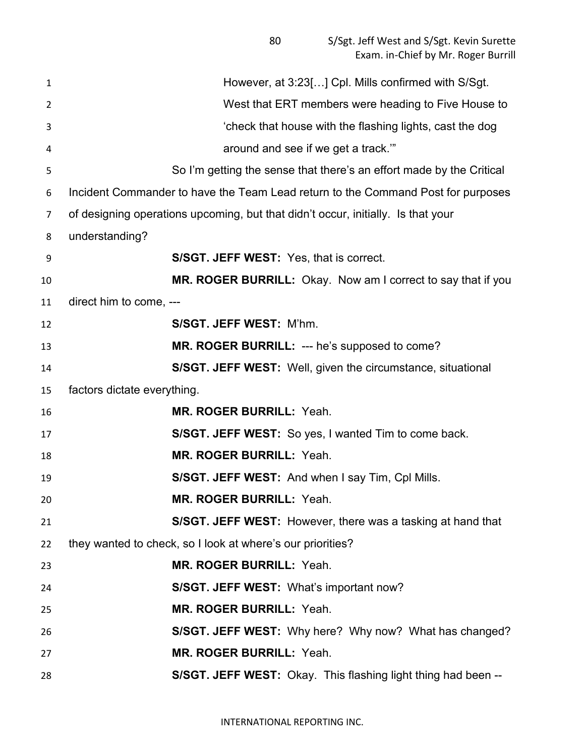However, at 3:23[…] Cpl. Mills confirmed with S/Sgt. West that ERT members were heading to Five House to 'check that house with the flashing lights, cast the dog around and see if we get a track.'"

So I'm getting the sense that there's an effort made by the Critical Incident Commander to have the Team Lead return to the Command Post for purposes of designing operations upcoming, but that didn't occur, initially. Is that your understanding?

**S/SGT. JEFF WEST:** Yes, that is correct.

**MR. ROGER BURRILL:** Okay. Now am I correct to say that if you direct him to come, ---

**S/SGT. JEFF WEST:** M'hm.

**MR. ROGER BURRILL:** --- he's supposed to come?

**S/SGT. JEFF WEST:** Well, given the circumstance, situational factors dictate everything.

**MR. ROGER BURRILL:** Yeah.

**S/SGT. JEFF WEST:** So yes, I wanted Tim to come back.

**MR. ROGER BURRILL:** Yeah.

**S/SGT. JEFF WEST:** And when I say Tim, Cpl Mills.

**MR. ROGER BURRILL:** Yeah.

**S/SGT. JEFF WEST:** However, there was a tasking at hand that they wanted to check, so I look at where's our priorities?

**MR. ROGER BURRILL:** Yeah.

**S/SGT. JEFF WEST:** What's important now?

**MR. ROGER BURRILL:** Yeah.

**S/SGT. JEFF WEST:** Why here? Why now? What has changed?

**MR. ROGER BURRILL:** Yeah.

**S/SGT. JEFF WEST:** Okay. This flashing light thing had been --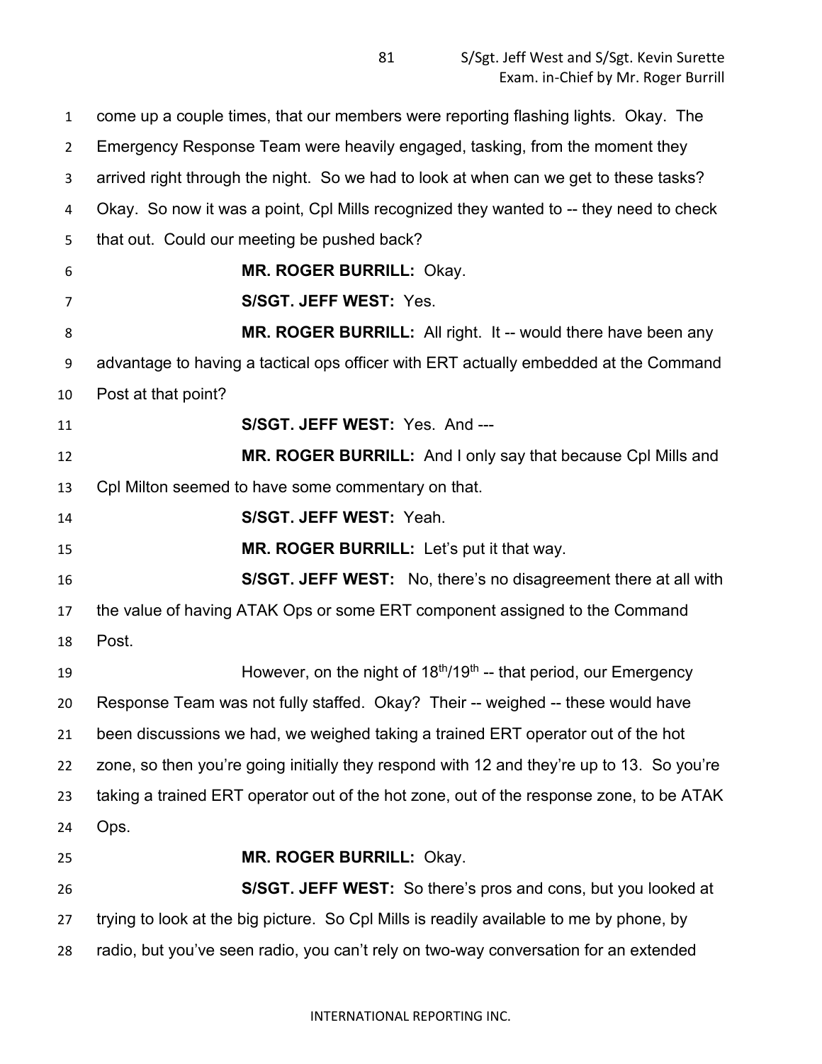come up a couple times, that our members were reporting flashing lights. Okay. The Emergency Response Team were heavily engaged, tasking, from the moment they arrived right through the night. So we had to look at when can we get to these tasks? Okay. So now it was a point, Cpl Mills recognized they wanted to -- they need to check that out. Could our meeting be pushed back?

**MR. ROGER BURRILL:** Okay.

**S/SGT. JEFF WEST:** Yes.

**MR. ROGER BURRILL:** All right. It -- would there have been any advantage to having a tactical ops officer with ERT actually embedded at the Command Post at that point?

**S/SGT. JEFF WEST:** Yes. And ---

**MR. ROGER BURRILL:** And I only say that because Cpl Mills and Cpl Milton seemed to have some commentary on that.

**S/SGT. JEFF WEST:** Yeah.

**MR. ROGER BURRILL:** Let's put it that way.

**S/SGT. JEFF WEST:** No, there's no disagreement there at all with the value of having ATAK Ops or some ERT component assigned to the Command Post.

However, on the night of 18th/19th -- that period, our Emergency Response Team was not fully staffed. Okay? Their -- weighed -- these would have been discussions we had, we weighed taking a trained ERT operator out of the hot zone, so then you're going initially they respond with 12 and they're up to 13. So you're taking a trained ERT operator out of the hot zone, out of the response zone, to be ATAK Ops.

**MR. ROGER BURRILL:** Okay.

**S/SGT. JEFF WEST:** So there's pros and cons, but you looked at trying to look at the big picture. So Cpl Mills is readily available to me by phone, by radio, but you've seen radio, you can't rely on two-way conversation for an extended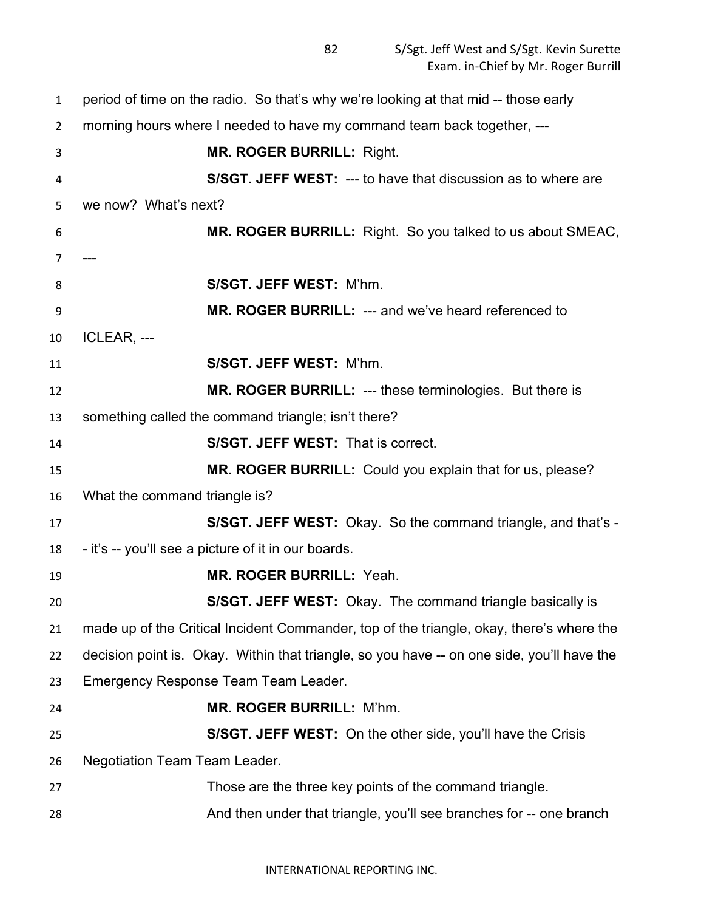period of time on the radio. So that's why we're looking at that mid -- those early morning hours where I needed to have my command team back together, ---

**MR. ROGER BURRILL:** Right.

**S/SGT. JEFF WEST:** --- to have that discussion as to where are we now? What's next?

**MR. ROGER BURRILL:** Right. So you talked to us about SMEAC, ---

**S/SGT. JEFF WEST:** M'hm.

**MR. ROGER BURRILL:** --- and we've heard referenced to ICLEAR, ---

**S/SGT. JEFF WEST:** M'hm.

**MR. ROGER BURRILL:** --- these terminologies. But there is something called the command triangle; isn't there?

**S/SGT. JEFF WEST:** That is correct.

**MR. ROGER BURRILL:** Could you explain that for us, please? What the command triangle is?

**S/SGT. JEFF WEST:** Okay. So the command triangle, and that's -- it's -- you'll see a picture of it in our boards.

**MR. ROGER BURRILL:** Yeah.

**S/SGT. JEFF WEST:** Okay. The command triangle basically is made up of the Critical Incident Commander, top of the triangle, okay, there's where the decision point is. Okay. Within that triangle, so you have -- on one side, you'll have the Emergency Response Team Team Leader.

**MR. ROGER BURRILL:** M'hm.

**S/SGT. JEFF WEST:** On the other side, you'll have the Crisis Negotiation Team Team Leader.

Those are the three key points of the command triangle.

And then under that triangle, you'll see branches for -- one branch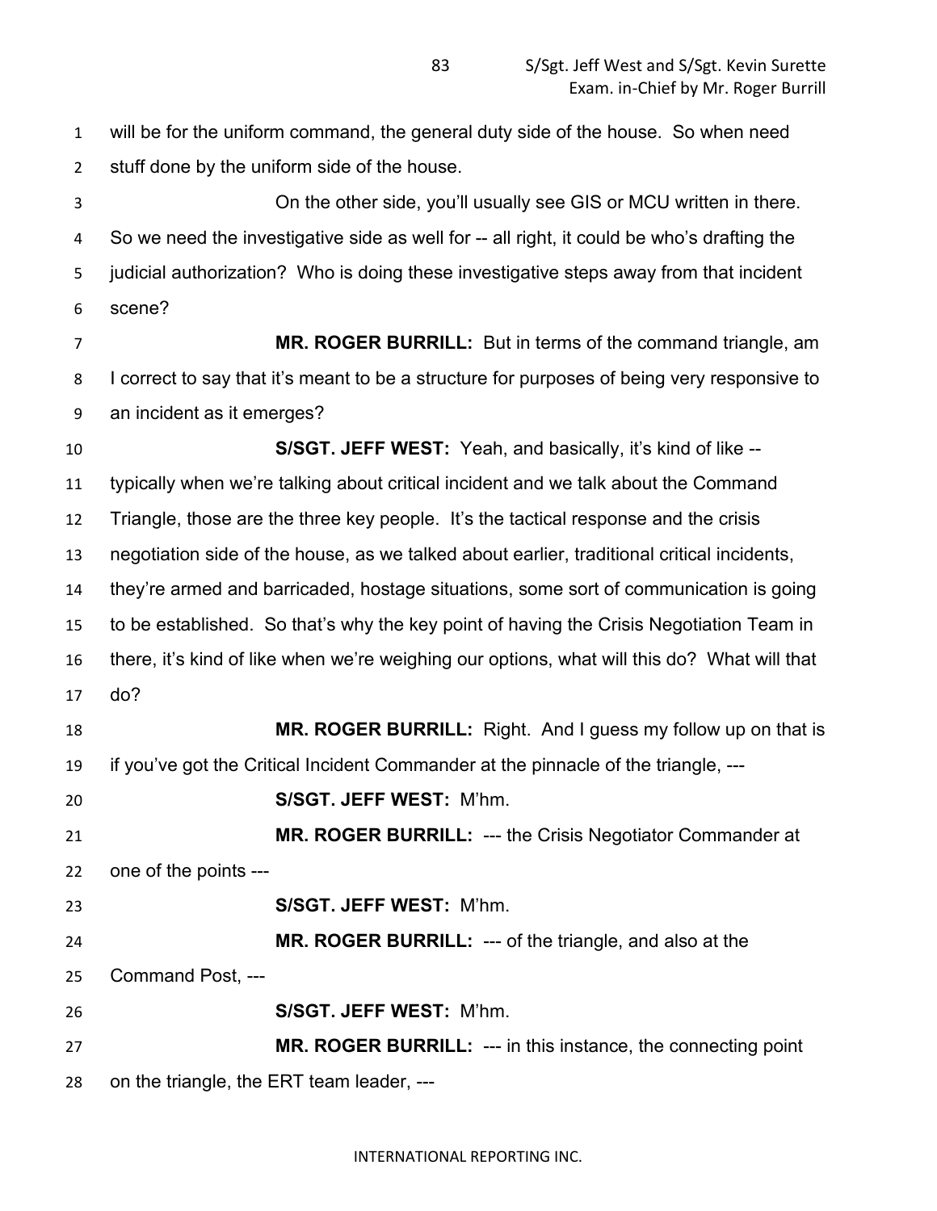will be for the uniform command, the general duty side of the house. So when need stuff done by the uniform side of the house.

On the other side, you'll usually see GIS or MCU written in there. So we need the investigative side as well for -- all right, it could be who's drafting the judicial authorization? Who is doing these investigative steps away from that incident scene?

**MR. ROGER BURRILL:** But in terms of the command triangle, am I correct to say that it's meant to be a structure for purposes of being very responsive to an incident as it emerges?

**S/SGT. JEFF WEST:** Yeah, and basically, it's kind of like -- typically when we're talking about critical incident and we talk about the Command Triangle, those are the three key people. It's the tactical response and the crisis negotiation side of the house, as we talked about earlier, traditional critical incidents, they're armed and barricaded, hostage situations, some sort of communication is going to be established. So that's why the key point of having the Crisis Negotiation Team in there, it's kind of like when we're weighing our options, what will this do? What will that do?

**MR. ROGER BURRILL:** Right. And I guess my follow up on that is if you've got the Critical Incident Commander at the pinnacle of the triangle, ---

**S/SGT. JEFF WEST:** M'hm.

**MR. ROGER BURRILL:** --- the Crisis Negotiator Commander at one of the points ---

**S/SGT. JEFF WEST:** M'hm.

**MR. ROGER BURRILL:** --- of the triangle, and also at the Command Post, ---

**S/SGT. JEFF WEST:** M'hm.

**MR. ROGER BURRILL:** --- in this instance, the connecting point on the triangle, the ERT team leader, ---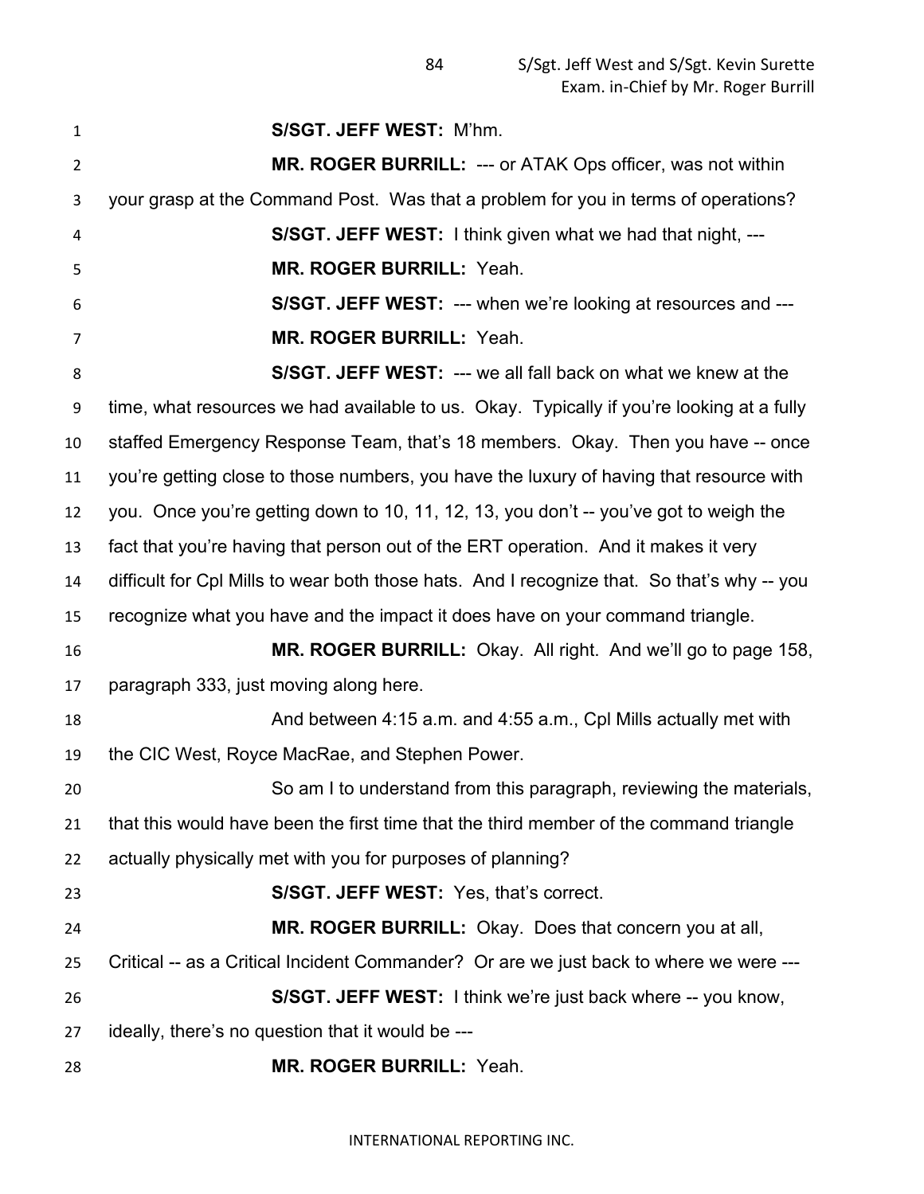**S/SGT. JEFF WEST:** M'hm.

**MR. ROGER BURRILL:** --- or ATAK Ops officer, was not within your grasp at the Command Post. Was that a problem for you in terms of operations?

**S/SGT. JEFF WEST:** I think given what we had that night, ---

**MR. ROGER BURRILL:** Yeah.

**S/SGT. JEFF WEST:** --- when we're looking at resources and ---

**MR. ROGER BURRILL:** Yeah.

**S/SGT. JEFF WEST:** --- we all fall back on what we knew at the time, what resources we had available to us. Okay. Typically if you're looking at a fully staffed Emergency Response Team, that's 18 members. Okay. Then you have -- once you're getting close to those numbers, you have the luxury of having that resource with you. Once you're getting down to 10, 11, 12, 13, you don't -- you've got to weigh the fact that you're having that person out of the ERT operation. And it makes it very difficult for Cpl Mills to wear both those hats. And I recognize that. So that's why -- you recognize what you have and the impact it does have on your command triangle.

**MR. ROGER BURRILL:** Okay. All right. And we'll go to page 158, paragraph 333, just moving along here.

And between 4:15 a.m. and 4:55 a.m., Cpl Mills actually met with the CIC West, Royce MacRae, and Stephen Power.

So am I to understand from this paragraph, reviewing the materials, that this would have been the first time that the third member of the command triangle actually physically met with you for purposes of planning?

**S/SGT. JEFF WEST:** Yes, that's correct.

**MR. ROGER BURRILL:** Okay. Does that concern you at all, Critical -- as a Critical Incident Commander? Or are we just back to where we were ---

**S/SGT. JEFF WEST:** I think we're just back where -- you know, ideally, there's no question that it would be ---

**MR. ROGER BURRILL:** Yeah.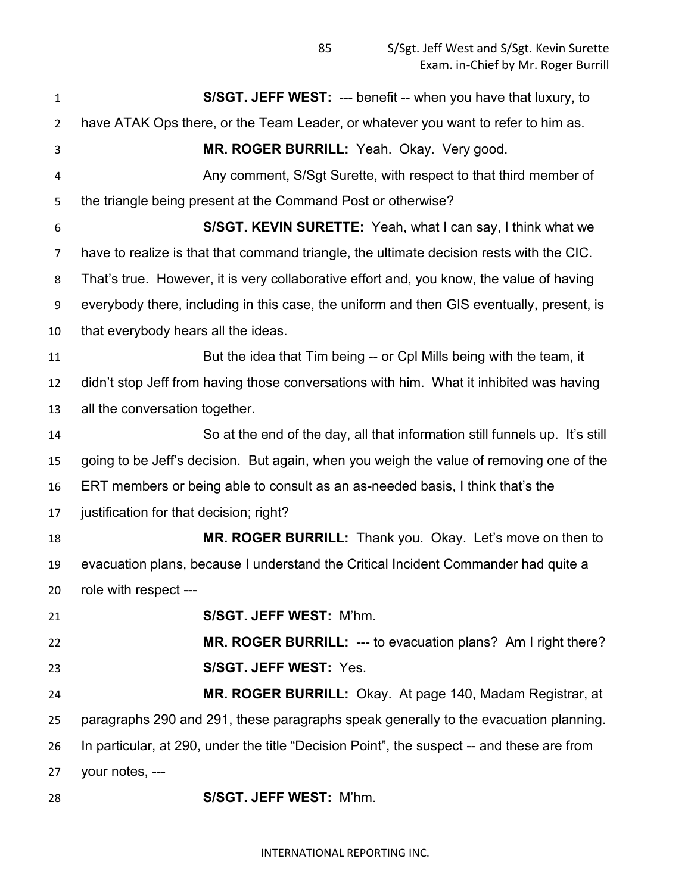**S/SGT. JEFF WEST:** --- benefit -- when you have that luxury, to have ATAK Ops there, or the Team Leader, or whatever you want to refer to him as.

**MR. ROGER BURRILL:** Yeah. Okay. Very good.

Any comment, S/Sgt Surette, with respect to that third member of the triangle being present at the Command Post or otherwise?

**S/SGT. KEVIN SURETTE:** Yeah, what I can say, I think what we have to realize is that that command triangle, the ultimate decision rests with the CIC. That's true. However, it is very collaborative effort and, you know, the value of having everybody there, including in this case, the uniform and then GIS eventually, present, is that everybody hears all the ideas.

But the idea that Tim being -- or Cpl Mills being with the team, it didn't stop Jeff from having those conversations with him. What it inhibited was having all the conversation together.

So at the end of the day, all that information still funnels up. It's still going to be Jeff's decision. But again, when you weigh the value of removing one of the ERT members or being able to consult as an as-needed basis, I think that's the justification for that decision; right?

**MR. ROGER BURRILL:** Thank you. Okay. Let's move on then to evacuation plans, because I understand the Critical Incident Commander had quite a role with respect ---

**S/SGT. JEFF WEST:** M'hm.

**MR. ROGER BURRILL:** --- to evacuation plans? Am I right there?

**S/SGT. JEFF WEST:** Yes.

**MR. ROGER BURRILL:** Okay. At page 140, Madam Registrar, at paragraphs 290 and 291, these paragraphs speak generally to the evacuation planning. In particular, at 290, under the title "Decision Point", the suspect -- and these are from your notes, ---

**S/SGT. JEFF WEST:** M'hm.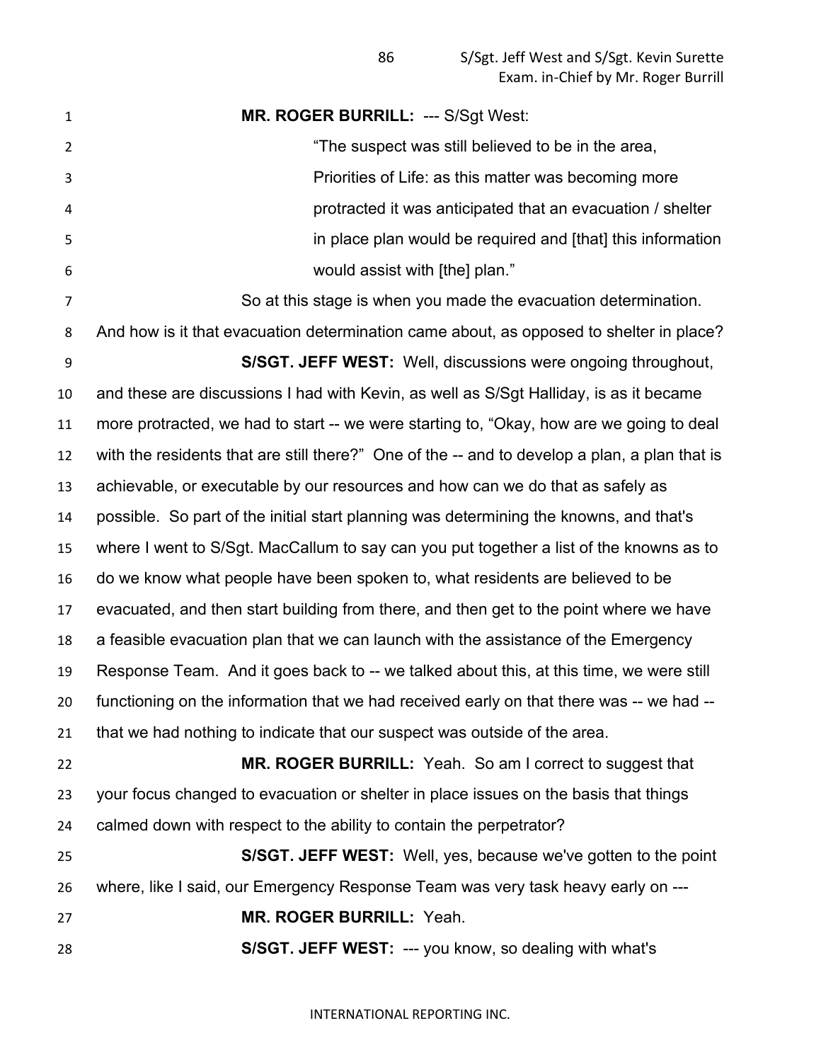**MR. ROGER BURRILL:** --- S/Sgt West:

> "The suspect was still believed to be in the area, Priorities of Life: as this matter was becoming more protracted it was anticipated that an evacuation / shelter in place plan would be required and [that] this information would assist with [the] plan."

So at this stage is when you made the evacuation determination. And how is it that evacuation determination came about, as opposed to shelter in place?

**S/SGT. JEFF WEST:** Well, discussions were ongoing throughout, and these are discussions I had with Kevin, as well as S/Sgt Halliday, is as it became more protracted, we had to start -- we were starting to, "Okay, how are we going to deal with the residents that are still there?" One of the -- and to develop a plan, a plan that is achievable, or executable by our resources and how can we do that as safely as possible. So part of the initial start planning was determining the knowns, and that's where I went to S/Sgt. MacCallum to say can you put together a list of the knowns as to do we know what people have been spoken to, what residents are believed to be evacuated, and then start building from there, and then get to the point where we have a feasible evacuation plan that we can launch with the assistance of the Emergency Response Team. And it goes back to -- we talked about this, at this time, we were still functioning on the information that we had received early on that there was -- we had -- that we had nothing to indicate that our suspect was outside of the area.

**MR. ROGER BURRILL:** Yeah. So am I correct to suggest that your focus changed to evacuation or shelter in place issues on the basis that things calmed down with respect to the ability to contain the perpetrator?

**S/SGT. JEFF WEST:** Well, yes, because we've gotten to the point where, like I said, our Emergency Response Team was very task heavy early on ---

**MR. ROGER BURRILL:** Yeah.

**S/SGT. JEFF WEST:** --- you know, so dealing with what's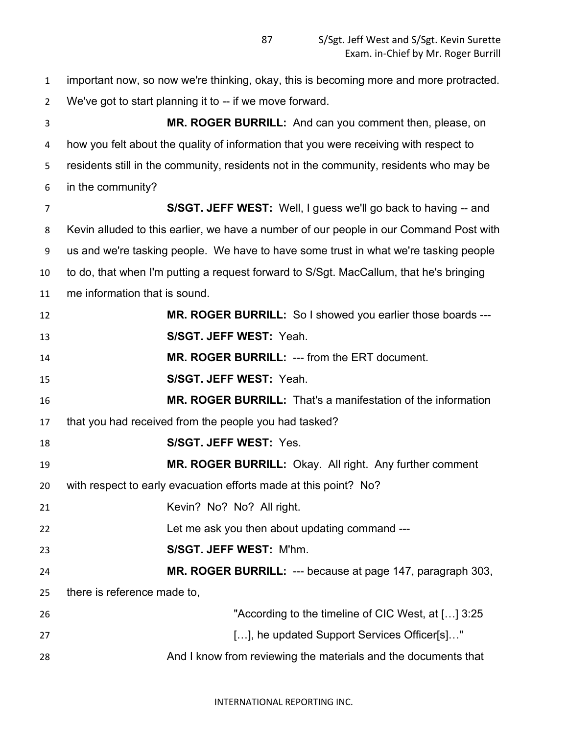important now, so now we're thinking, okay, this is becoming more and more protracted. We've got to start planning it to -- if we move forward.

**MR. ROGER BURRILL:** And can you comment then, please, on how you felt about the quality of information that you were receiving with respect to residents still in the community, residents not in the community, residents who may be in the community?

**S/SGT. JEFF WEST:** Well, I guess we'll go back to having -- and Kevin alluded to this earlier, we have a number of our people in our Command Post with us and we're tasking people. We have to have some trust in what we're tasking people to do, that when I'm putting a request forward to S/Sgt. MacCallum, that he's bringing me information that is sound.

**MR. ROGER BURRILL:** So I showed you earlier those boards ---

**S/SGT. JEFF WEST:** Yeah.

**MR. ROGER BURRILL:** --- from the ERT document.

**S/SGT. JEFF WEST:** Yeah.

**MR. ROGER BURRILL:** That's a manifestation of the information that you had received from the people you had tasked?

**S/SGT. JEFF WEST:** Yes.

**MR. ROGER BURRILL:** Okay. All right. Any further comment with respect to early evacuation efforts made at this point? No?

Kevin? No? No? All right.

Let me ask you then about updating command ---

**S/SGT. JEFF WEST:** M'hm.

**MR. ROGER BURRILL:** --- because at page 147, paragraph 303, there is reference made to,

> "According to the timeline of CIC West, at […] 3:25 […], he updated Support Services Officer[s]…"

And I know from reviewing the materials and the documents that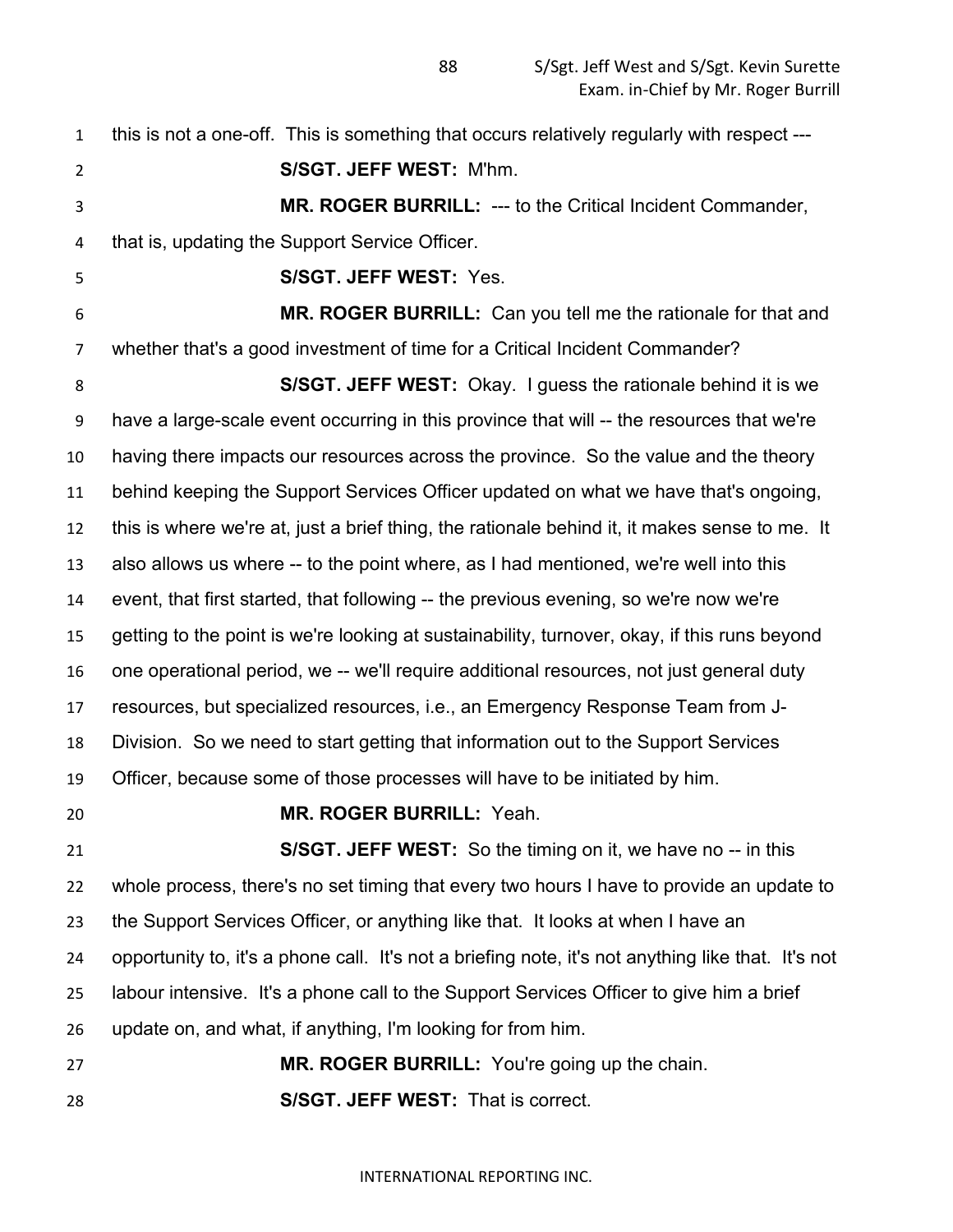this is not a one-off. This is something that occurs relatively regularly with respect ---

**S/SGT. JEFF WEST:** M'hm.

**MR. ROGER BURRILL:** --- to the Critical Incident Commander, that is, updating the Support Service Officer.

**S/SGT. JEFF WEST:** Yes.

**MR. ROGER BURRILL:** Can you tell me the rationale for that and whether that's a good investment of time for a Critical Incident Commander?

**S/SGT. JEFF WEST:** Okay. I guess the rationale behind it is we have a large-scale event occurring in this province that will -- the resources that we're having there impacts our resources across the province. So the value and the theory behind keeping the Support Services Officer updated on what we have that's ongoing, this is where we're at, just a brief thing, the rationale behind it, it makes sense to me. It also allows us where -- to the point where, as I had mentioned, we're well into this event, that first started, that following -- the previous evening, so we're now we're getting to the point is we're looking at sustainability, turnover, okay, if this runs beyond one operational period, we -- we'll require additional resources, not just general duty resources, but specialized resources, i.e., an Emergency Response Team from J-Division. So we need to start getting that information out to the Support Services Officer, because some of those processes will have to be initiated by him.

**MR. ROGER BURRILL:** Yeah.

**S/SGT. JEFF WEST:** So the timing on it, we have no -- in this whole process, there's no set timing that every two hours I have to provide an update to the Support Services Officer, or anything like that. It looks at when I have an opportunity to, it's a phone call. It's not a briefing note, it's not anything like that. It's not labour intensive. It's a phone call to the Support Services Officer to give him a brief update on, and what, if anything, I'm looking for from him.

**MR. ROGER BURRILL:** You're going up the chain.

**S/SGT. JEFF WEST:** That is correct.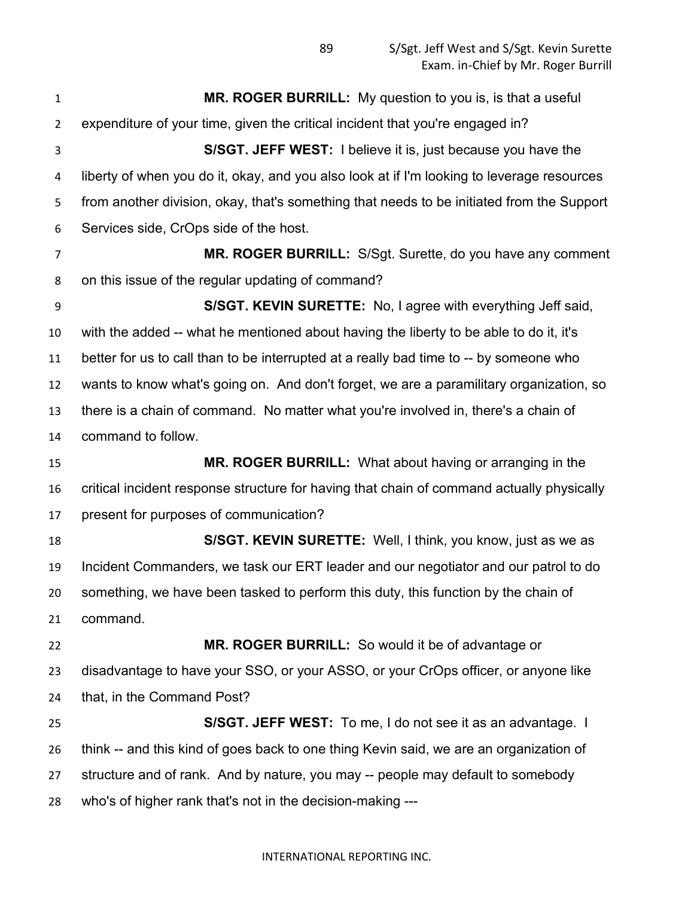**MR. ROGER BURRILL:** My question to you is, is that a useful expenditure of your time, given the critical incident that you're engaged in?

**S/SGT. JEFF WEST:** I believe it is, just because you have the liberty of when you do it, okay, and you also look at if I'm looking to leverage resources from another division, okay, that's something that needs to be initiated from the Support Services side, CrOps side of the host.

**MR. ROGER BURRILL:** S/Sgt. Surette, do you have any comment on this issue of the regular updating of command?

**S/SGT. KEVIN SURETTE:** No, I agree with everything Jeff said, with the added -- what he mentioned about having the liberty to be able to do it, it's better for us to call than to be interrupted at a really bad time to -- by someone who wants to know what's going on. And don't forget, we are a paramilitary organization, so there is a chain of command. No matter what you're involved in, there's a chain of command to follow.

**MR. ROGER BURRILL:** What about having or arranging in the critical incident response structure for having that chain of command actually physically present for purposes of communication?

**S/SGT. KEVIN SURETTE:** Well, I think, you know, just as we as Incident Commanders, we task our ERT leader and our negotiator and our patrol to do something, we have been tasked to perform this duty, this function by the chain of command.

**MR. ROGER BURRILL:** So would it be of advantage or disadvantage to have your SSO, or your ASSO, or your CrOps officer, or anyone like that, in the Command Post?

**S/SGT. JEFF WEST:** To me, I do not see it as an advantage. I think -- and this kind of goes back to one thing Kevin said, we are an organization of structure and of rank. And by nature, you may -- people may default to somebody who's of higher rank that's not in the decision-making ---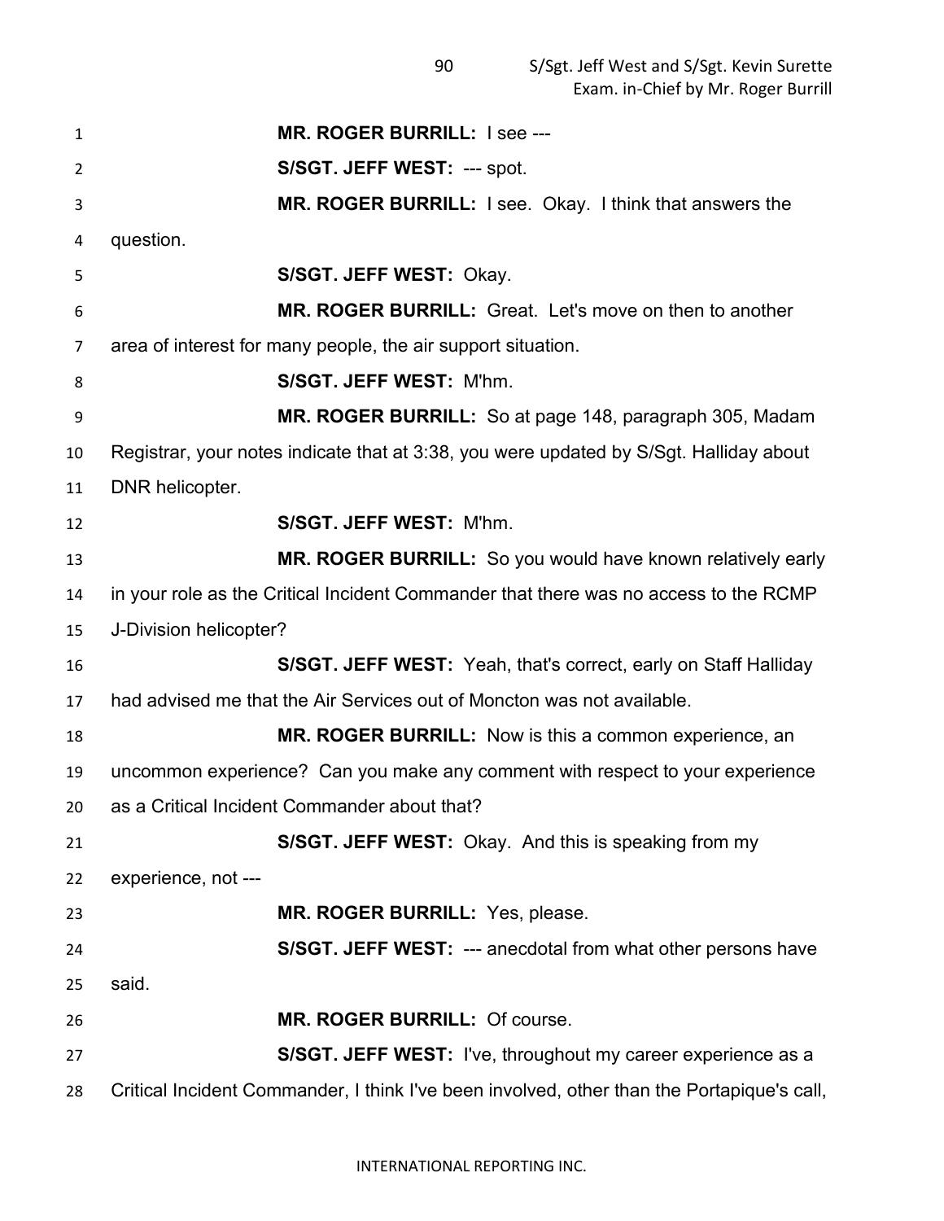**MR. ROGER BURRILL:** I see ---

**S/SGT. JEFF WEST:** --- spot.

**MR. ROGER BURRILL:** I see. Okay. I think that answers the question.

**S/SGT. JEFF WEST:** Okay.

**MR. ROGER BURRILL:** Great. Let's move on then to another area of interest for many people, the air support situation.

**S/SGT. JEFF WEST:** M'hm.

**MR. ROGER BURRILL:** So at page 148, paragraph 305, Madam Registrar, your notes indicate that at 3:38, you were updated by S/Sgt. Halliday about DNR helicopter.

**S/SGT. JEFF WEST:** M'hm.

**MR. ROGER BURRILL:** So you would have known relatively early in your role as the Critical Incident Commander that there was no access to the RCMP J-Division helicopter?

**S/SGT. JEFF WEST:** Yeah, that's correct, early on Staff Halliday had advised me that the Air Services out of Moncton was not available.

**MR. ROGER BURRILL:** Now is this a common experience, an uncommon experience? Can you make any comment with respect to your experience as a Critical Incident Commander about that?

**S/SGT. JEFF WEST:** Okay. And this is speaking from my experience, not ---

**MR. ROGER BURRILL:** Yes, please.

**S/SGT. JEFF WEST:** --- anecdotal from what other persons have said.

**MR. ROGER BURRILL:** Of course.

**S/SGT. JEFF WEST:** I've, throughout my career experience as a Critical Incident Commander, I think I've been involved, other than the Portapique's call,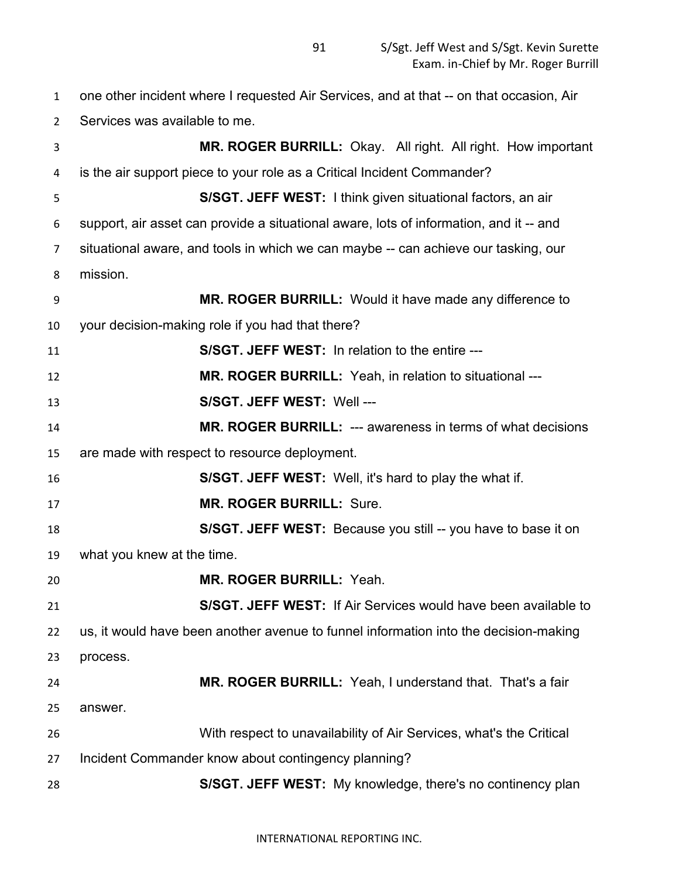one other incident where I requested Air Services, and at that -- on that occasion, Air Services was available to me.

**MR. ROGER BURRILL:** Okay. All right. All right. How important is the air support piece to your role as a Critical Incident Commander?

**S/SGT. JEFF WEST:** I think given situational factors, an air support, air asset can provide a situational aware, lots of information, and it -- and situational aware, and tools in which we can maybe -- can achieve our tasking, our mission.

**MR. ROGER BURRILL:** Would it have made any difference to your decision-making role if you had that there?

**S/SGT. JEFF WEST:** In relation to the entire ---

**MR. ROGER BURRILL:** Yeah, in relation to situational ---

**S/SGT. JEFF WEST:** Well ---

**MR. ROGER BURRILL:** --- awareness in terms of what decisions are made with respect to resource deployment.

**S/SGT. JEFF WEST:** Well, it's hard to play the what if.

**MR. ROGER BURRILL:** Sure.

**S/SGT. JEFF WEST:** Because you still -- you have to base it on what you knew at the time.

**MR. ROGER BURRILL:** Yeah.

**S/SGT. JEFF WEST:** If Air Services would have been available to us, it would have been another avenue to funnel information into the decision-making process.

**MR. ROGER BURRILL:** Yeah, I understand that. That's a fair answer.

With respect to unavailability of Air Services, what's the Critical Incident Commander know about contingency planning?

**S/SGT. JEFF WEST:** My knowledge, there's no continency plan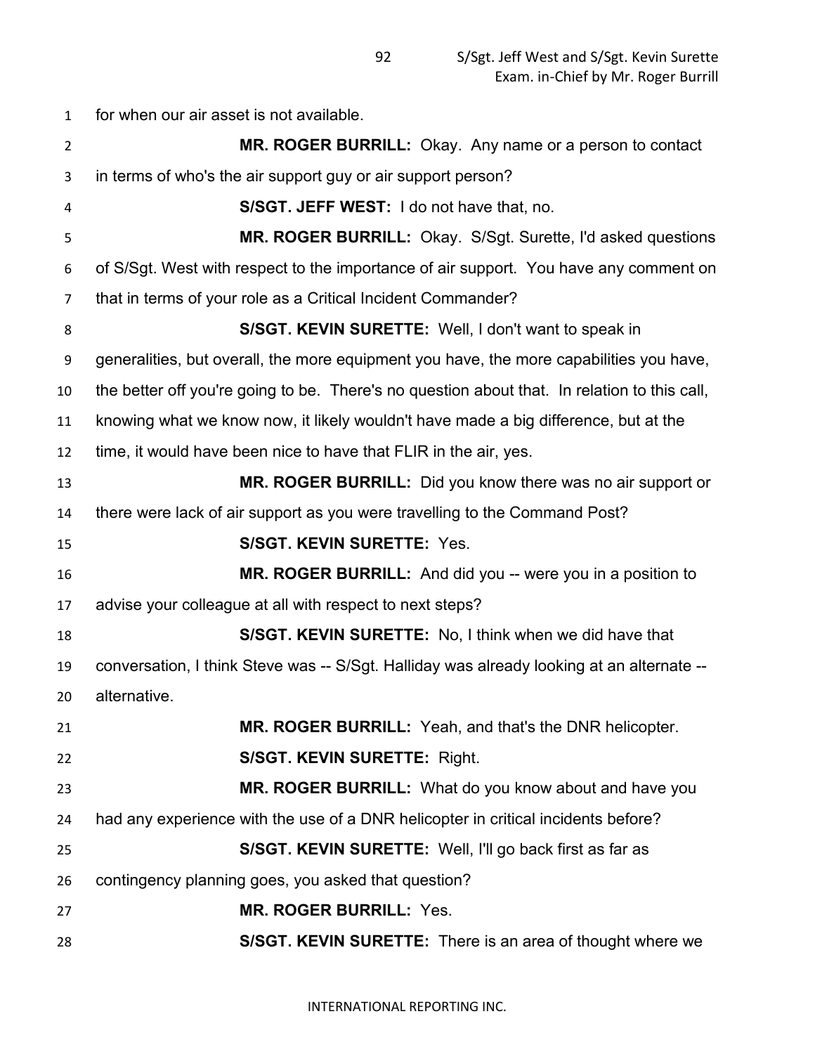for when our air asset is not available.

**MR. ROGER BURRILL:** Okay. Any name or a person to contact in terms of who's the air support guy or air support person?

**S/SGT. JEFF WEST:** I do not have that, no.

**MR. ROGER BURRILL:** Okay. S/Sgt. Surette, I'd asked questions of S/Sgt. West with respect to the importance of air support. You have any comment on that in terms of your role as a Critical Incident Commander?

**S/SGT. KEVIN SURETTE:** Well, I don't want to speak in generalities, but overall, the more equipment you have, the more capabilities you have, the better off you're going to be. There's no question about that. In relation to this call, knowing what we know now, it likely wouldn't have made a big difference, but at the time, it would have been nice to have that FLIR in the air, yes.

**MR. ROGER BURRILL:** Did you know there was no air support or there were lack of air support as you were travelling to the Command Post?

**S/SGT. KEVIN SURETTE:** Yes.

**MR. ROGER BURRILL:** And did you -- were you in a position to advise your colleague at all with respect to next steps?

**S/SGT. KEVIN SURETTE:** No, I think when we did have that conversation, I think Steve was -- S/Sgt. Halliday was already looking at an alternate -- alternative.

**MR. ROGER BURRILL:** Yeah, and that's the DNR helicopter.

**S/SGT. KEVIN SURETTE:** Right.

**MR. ROGER BURRILL:** What do you know about and have you had any experience with the use of a DNR helicopter in critical incidents before?

**S/SGT. KEVIN SURETTE:** Well, I'll go back first as far as contingency planning goes, you asked that question?

**MR. ROGER BURRILL:** Yes.

**S/SGT. KEVIN SURETTE:** There is an area of thought where we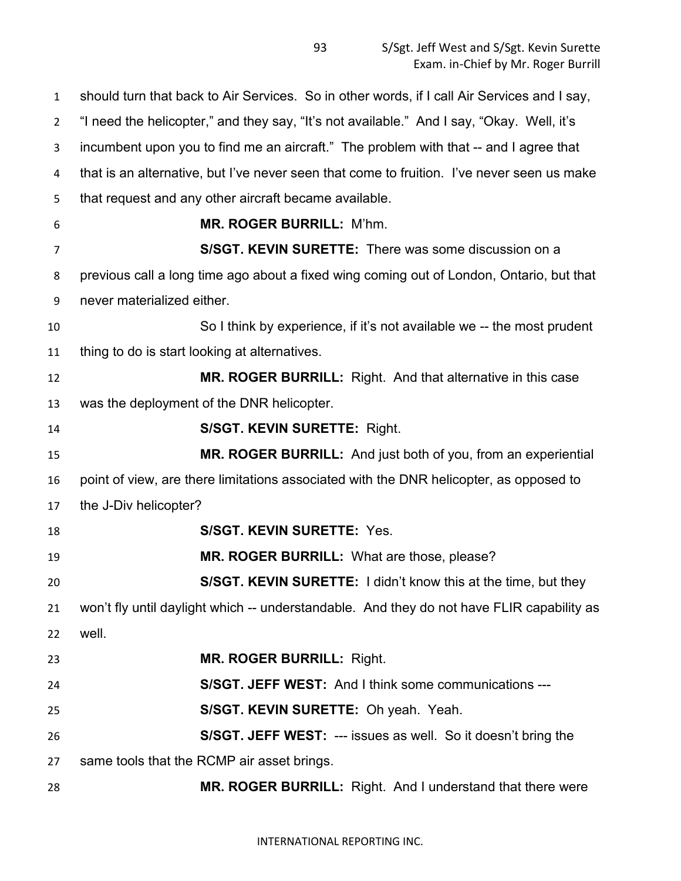should turn that back to Air Services. So in other words, if I call Air Services and I say, "I need the helicopter," and they say, "It's not available." And I say, "Okay. Well, it's incumbent upon you to find me an aircraft." The problem with that -- and I agree that that is an alternative, but I've never seen that come to fruition. I've never seen us make that request and any other aircraft became available.

**MR. ROGER BURRILL:** M'hm.

**S/SGT. KEVIN SURETTE:** There was some discussion on a previous call a long time ago about a fixed wing coming out of London, Ontario, but that never materialized either.

So I think by experience, if it's not available we -- the most prudent thing to do is start looking at alternatives.

**MR. ROGER BURRILL:** Right. And that alternative in this case was the deployment of the DNR helicopter.

**S/SGT. KEVIN SURETTE:** Right.

**MR. ROGER BURRILL:** And just both of you, from an experiential point of view, are there limitations associated with the DNR helicopter, as opposed to the J-Div helicopter?

**S/SGT. KEVIN SURETTE:** Yes.

**MR. ROGER BURRILL:** What are those, please?

**S/SGT. KEVIN SURETTE:** I didn't know this at the time, but they won't fly until daylight which -- understandable. And they do not have FLIR capability as well.

**MR. ROGER BURRILL:** Right.

**S/SGT. JEFF WEST:** And I think some communications ---

**S/SGT. KEVIN SURETTE:** Oh yeah. Yeah.

**S/SGT. JEFF WEST:** --- issues as well. So it doesn't bring the same tools that the RCMP air asset brings.

**MR. ROGER BURRILL:** Right. And I understand that there were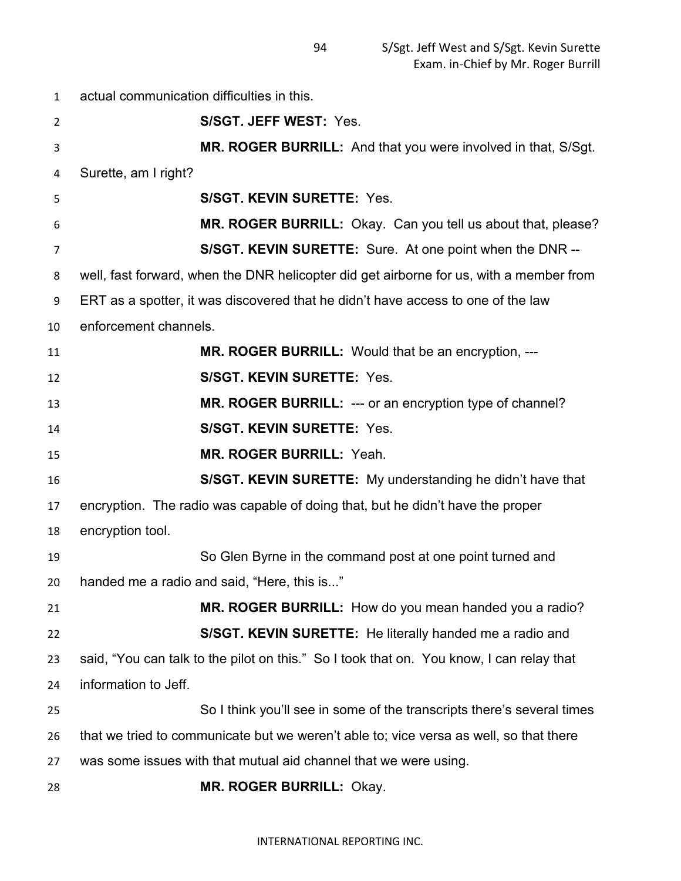actual communication difficulties in this.

**S/SGT. JEFF WEST:** Yes.

**MR. ROGER BURRILL:** And that you were involved in that, S/Sgt. Surette, am I right?

**S/SGT. KEVIN SURETTE:** Yes.

**MR. ROGER BURRILL:** Okay. Can you tell us about that, please?

**S/SGT. KEVIN SURETTE:** Sure. At one point when the DNR -- well, fast forward, when the DNR helicopter did get airborne for us, with a member from ERT as a spotter, it was discovered that he didn't have access to one of the law enforcement channels.

**MR. ROGER BURRILL:** Would that be an encryption, ---

**S/SGT. KEVIN SURETTE:** Yes.

**MR. ROGER BURRILL:** --- or an encryption type of channel?

**S/SGT. KEVIN SURETTE:** Yes.

**MR. ROGER BURRILL:** Yeah.

**S/SGT. KEVIN SURETTE:** My understanding he didn't have that encryption. The radio was capable of doing that, but he didn't have the proper encryption tool.

So Glen Byrne in the command post at one point turned and handed me a radio and said, "Here, this is..."

**MR. ROGER BURRILL:** How do you mean handed you a radio?

**S/SGT. KEVIN SURETTE:** He literally handed me a radio and said, "You can talk to the pilot on this." So I took that on. You know, I can relay that information to Jeff.

So I think you'll see in some of the transcripts there's several times that we tried to communicate but we weren't able to; vice versa as well, so that there was some issues with that mutual aid channel that we were using.

**MR. ROGER BURRILL:** Okay.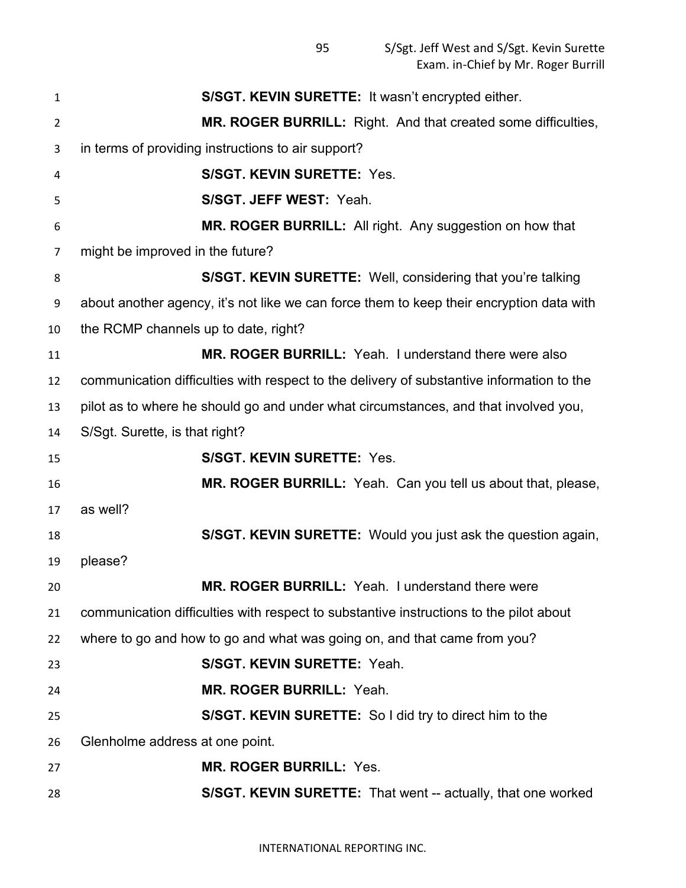**S/SGT. KEVIN SURETTE:** It wasn't encrypted either.

**MR. ROGER BURRILL:** Right. And that created some difficulties, in terms of providing instructions to air support?

**S/SGT. KEVIN SURETTE:** Yes.

**S/SGT. JEFF WEST:** Yeah.

**MR. ROGER BURRILL:** All right. Any suggestion on how that might be improved in the future?

**S/SGT. KEVIN SURETTE:** Well, considering that you're talking about another agency, it's not like we can force them to keep their encryption data with the RCMP channels up to date, right?

**MR. ROGER BURRILL:** Yeah. I understand there were also communication difficulties with respect to the delivery of substantive information to the pilot as to where he should go and under what circumstances, and that involved you, S/Sgt. Surette, is that right?

**S/SGT. KEVIN SURETTE:** Yes.

**MR. ROGER BURRILL:** Yeah. Can you tell us about that, please, as well?

**S/SGT. KEVIN SURETTE:** Would you just ask the question again, please?

**MR. ROGER BURRILL:** Yeah. I understand there were communication difficulties with respect to substantive instructions to the pilot about where to go and how to go and what was going on, and that came from you?

**S/SGT. KEVIN SURETTE:** Yeah.

**MR. ROGER BURRILL:** Yeah.

**S/SGT. KEVIN SURETTE:** So I did try to direct him to the Glenholme address at one point.

**MR. ROGER BURRILL:** Yes.

**S/SGT. KEVIN SURETTE:** That went -- actually, that one worked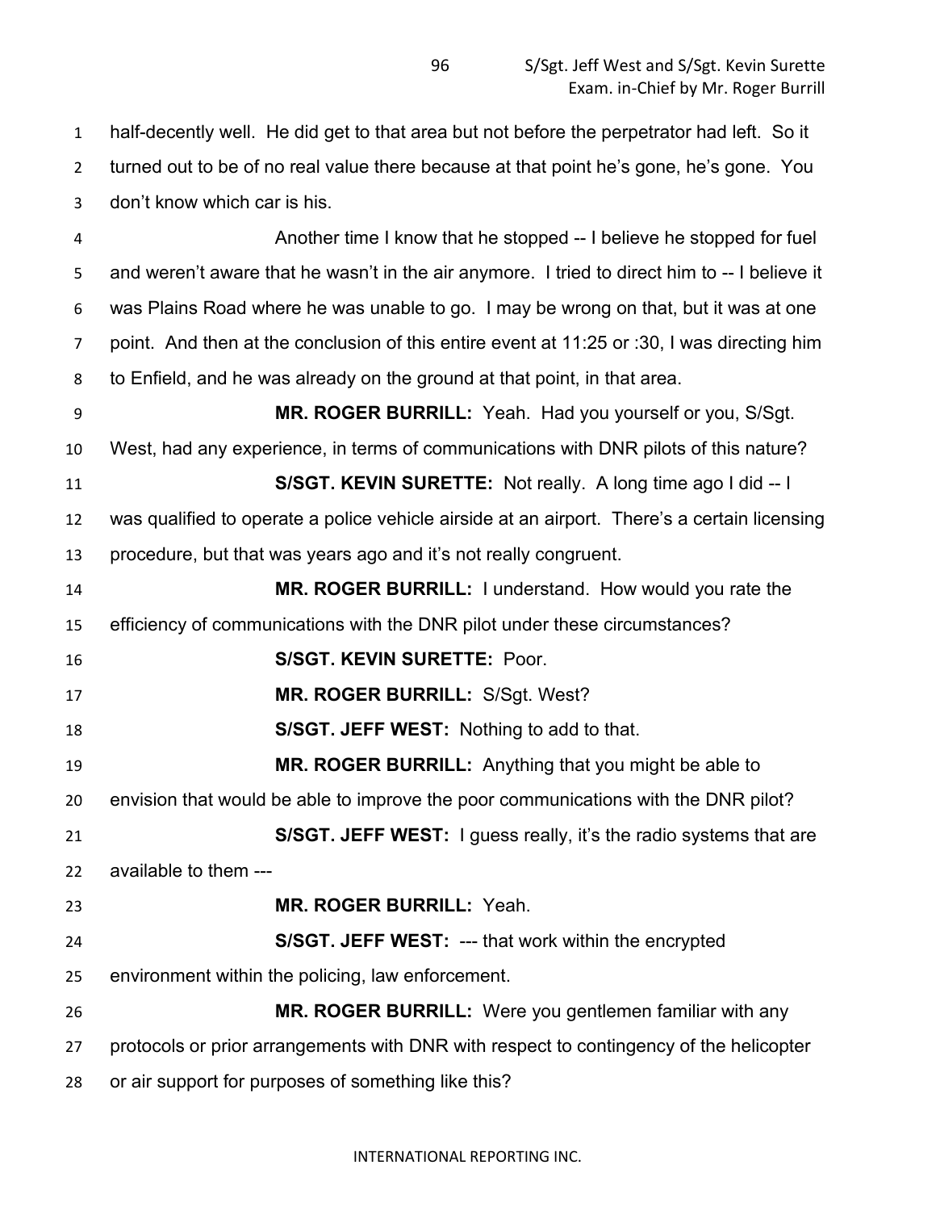half-decently well. He did get to that area but not before the perpetrator had left. So it turned out to be of no real value there because at that point he's gone, he's gone. You don't know which car is his.

Another time I know that he stopped -- I believe he stopped for fuel and weren't aware that he wasn't in the air anymore. I tried to direct him to -- I believe it was Plains Road where he was unable to go. I may be wrong on that, but it was at one point. And then at the conclusion of this entire event at 11:25 or :30, I was directing him to Enfield, and he was already on the ground at that point, in that area.

**MR. ROGER BURRILL:** Yeah. Had you yourself or you, S/Sgt. West, had any experience, in terms of communications with DNR pilots of this nature?

**S/SGT. KEVIN SURETTE:** Not really. A long time ago I did -- I was qualified to operate a police vehicle airside at an airport. There's a certain licensing procedure, but that was years ago and it's not really congruent.

**MR. ROGER BURRILL:** I understand. How would you rate the efficiency of communications with the DNR pilot under these circumstances?

**S/SGT. KEVIN SURETTE:** Poor.

**MR. ROGER BURRILL:** S/Sgt. West?

**S/SGT. JEFF WEST:** Nothing to add to that.

**MR. ROGER BURRILL:** Anything that you might be able to envision that would be able to improve the poor communications with the DNR pilot?

**S/SGT. JEFF WEST:** I guess really, it's the radio systems that are available to them ---

**MR. ROGER BURRILL:** Yeah.

**S/SGT. JEFF WEST:** --- that work within the encrypted environment within the policing, law enforcement.

**MR. ROGER BURRILL:** Were you gentlemen familiar with any protocols or prior arrangements with DNR with respect to contingency of the helicopter or air support for purposes of something like this?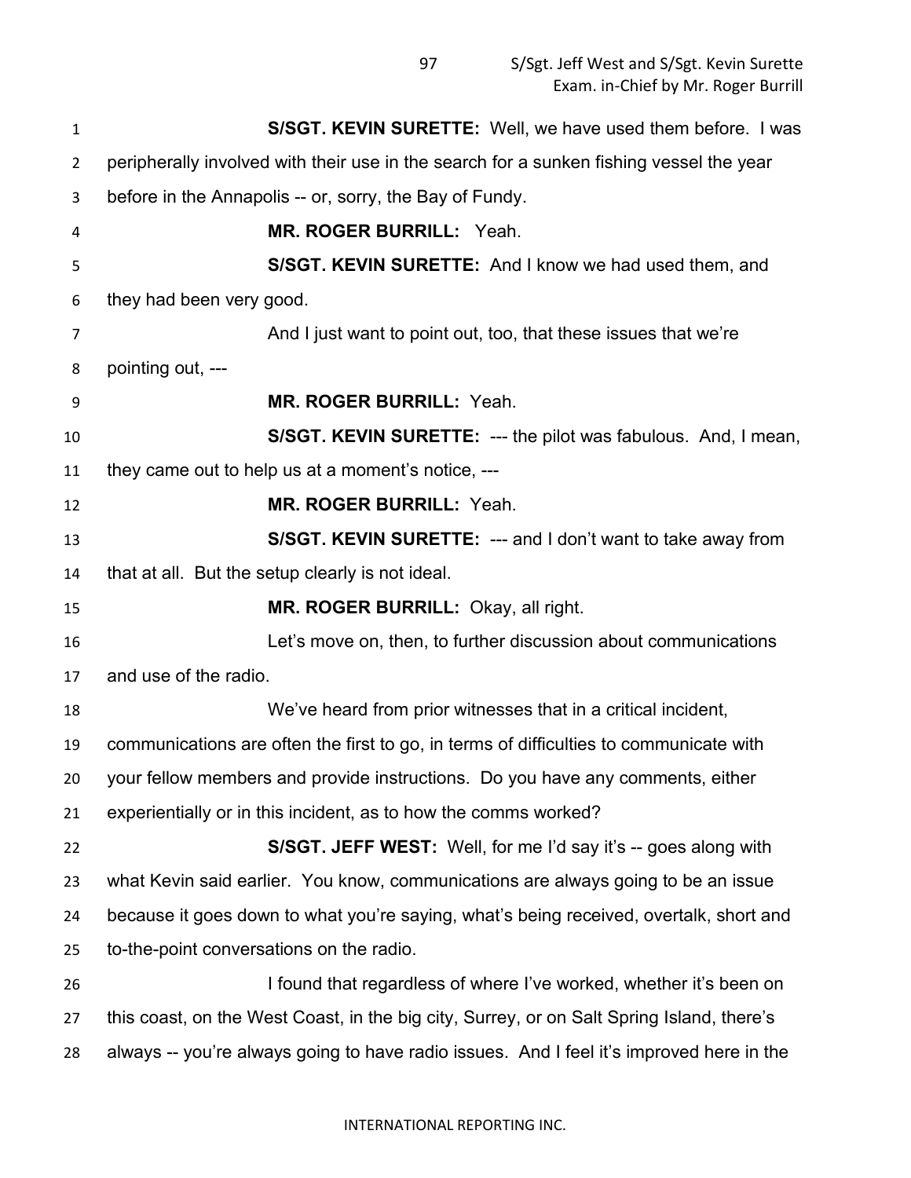**S/SGT. KEVIN SURETTE:** Well, we have used them before. I was peripherally involved with their use in the search for a sunken fishing vessel the year before in the Annapolis -- or, sorry, the Bay of Fundy.

**MR. ROGER BURRILL:** Yeah.

**S/SGT. KEVIN SURETTE:** And I know we had used them, and they had been very good.

And I just want to point out, too, that these issues that we're pointing out, ---

**MR. ROGER BURRILL:** Yeah.

**S/SGT. KEVIN SURETTE:** --- the pilot was fabulous. And, I mean, they came out to help us at a moment's notice, ---

**MR. ROGER BURRILL:** Yeah.

**S/SGT. KEVIN SURETTE:** --- and I don't want to take away from that at all. But the setup clearly is not ideal.

**MR. ROGER BURRILL:** Okay, all right.

Let's move on, then, to further discussion about communications and use of the radio.

We've heard from prior witnesses that in a critical incident, communications are often the first to go, in terms of difficulties to communicate with your fellow members and provide instructions. Do you have any comments, either experientially or in this incident, as to how the comms worked?

**S/SGT. JEFF WEST:** Well, for me I'd say it's -- goes along with what Kevin said earlier. You know, communications are always going to be an issue because it goes down to what you're saying, what's being received, overtalk, short and to-the-point conversations on the radio.

I found that regardless of where I've worked, whether it's been on this coast, on the West Coast, in the big city, Surrey, or on Salt Spring Island, there's always -- you're always going to have radio issues. And I feel it's improved here in the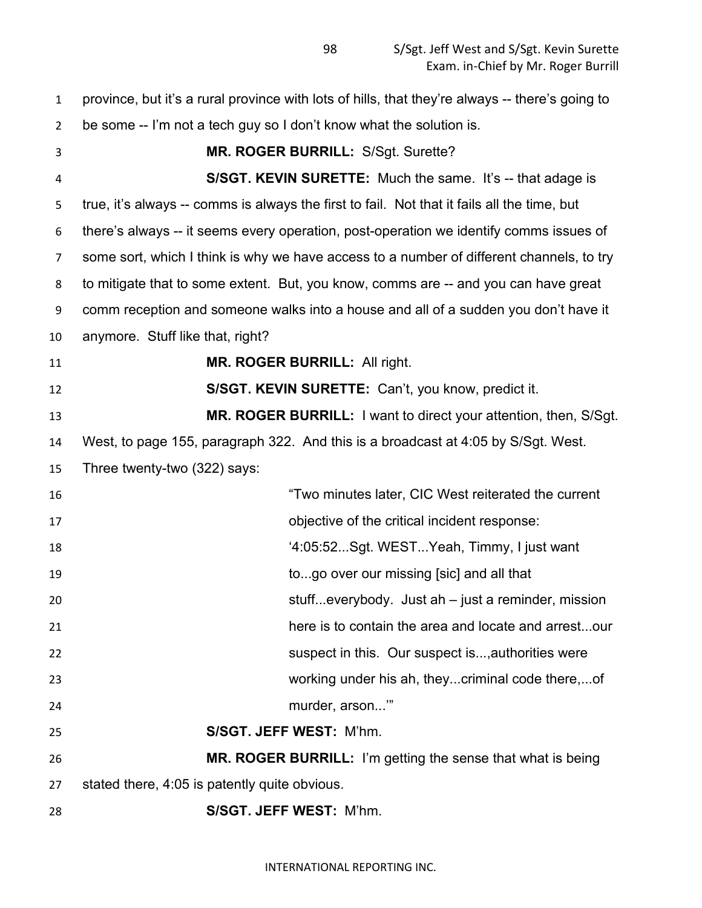province, but it's a rural province with lots of hills, that they're always -- there's going to be some -- I'm not a tech guy so I don't know what the solution is.

**MR. ROGER BURRILL:** S/Sgt. Surette?

**S/SGT. KEVIN SURETTE:** Much the same. It's -- that adage is true, it's always -- comms is always the first to fail. Not that it fails all the time, but there's always -- it seems every operation, post-operation we identify comms issues of some sort, which I think is why we have access to a number of different channels, to try to mitigate that to some extent. But, you know, comms are -- and you can have great comm reception and someone walks into a house and all of a sudden you don't have it anymore. Stuff like that, right?

**MR. ROGER BURRILL:** All right.

**S/SGT. KEVIN SURETTE:** Can't, you know, predict it.

**MR. ROGER BURRILL:** I want to direct your attention, then, S/Sgt. West, to page 155, paragraph 322. And this is a broadcast at 4:05 by S/Sgt. West. Three twenty-two (322) says:

> "Two minutes later, CIC West reiterated the current objective of the critical incident response:
> '4:05:52...Sgt. WEST...Yeah, Timmy, I just want to...go over our missing [sic] and all that stuff...everybody. Just ah – just a reminder, mission here is to contain the area and locate and arrest...our suspect in this. Our suspect is...,authorities were working under his ah, they...criminal code there,...of murder, arson...'"

**S/SGT. JEFF WEST:** M'hm.

**MR. ROGER BURRILL:** I'm getting the sense that what is being stated there, 4:05 is patently quite obvious.

**S/SGT. JEFF WEST:** M'hm.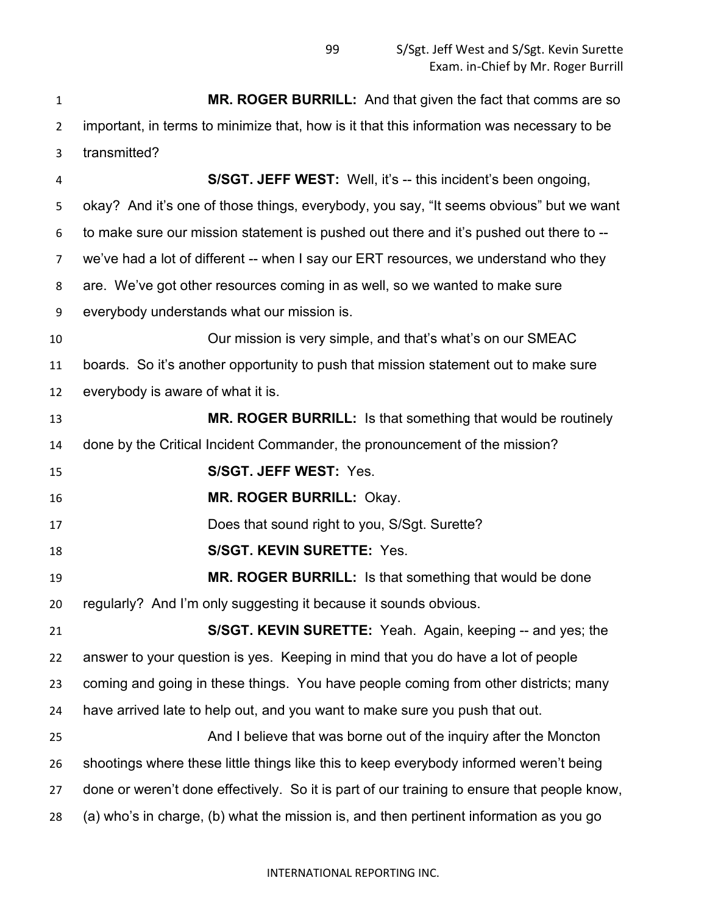**MR. ROGER BURRILL:** And that given the fact that comms are so important, in terms to minimize that, how is it that this information was necessary to be transmitted?

**S/SGT. JEFF WEST:** Well, it's -- this incident's been ongoing, okay? And it's one of those things, everybody, you say, "It seems obvious" but we want to make sure our mission statement is pushed out there and it's pushed out there to -- we've had a lot of different -- when I say our ERT resources, we understand who they are. We've got other resources coming in as well, so we wanted to make sure everybody understands what our mission is.

Our mission is very simple, and that's what's on our SMEAC boards. So it's another opportunity to push that mission statement out to make sure everybody is aware of what it is.

**MR. ROGER BURRILL:** Is that something that would be routinely done by the Critical Incident Commander, the pronouncement of the mission?

**S/SGT. JEFF WEST:** Yes.

**MR. ROGER BURRILL:** Okay.

Does that sound right to you, S/Sgt. Surette?

**S/SGT. KEVIN SURETTE:** Yes.

**MR. ROGER BURRILL:** Is that something that would be done regularly? And I'm only suggesting it because it sounds obvious.

**S/SGT. KEVIN SURETTE:** Yeah. Again, keeping -- and yes; the answer to your question is yes. Keeping in mind that you do have a lot of people coming and going in these things. You have people coming from other districts; many have arrived late to help out, and you want to make sure you push that out.

And I believe that was borne out of the inquiry after the Moncton shootings where these little things like this to keep everybody informed weren't being done or weren't done effectively. So it is part of our training to ensure that people know, (a) who's in charge, (b) what the mission is, and then pertinent information as you go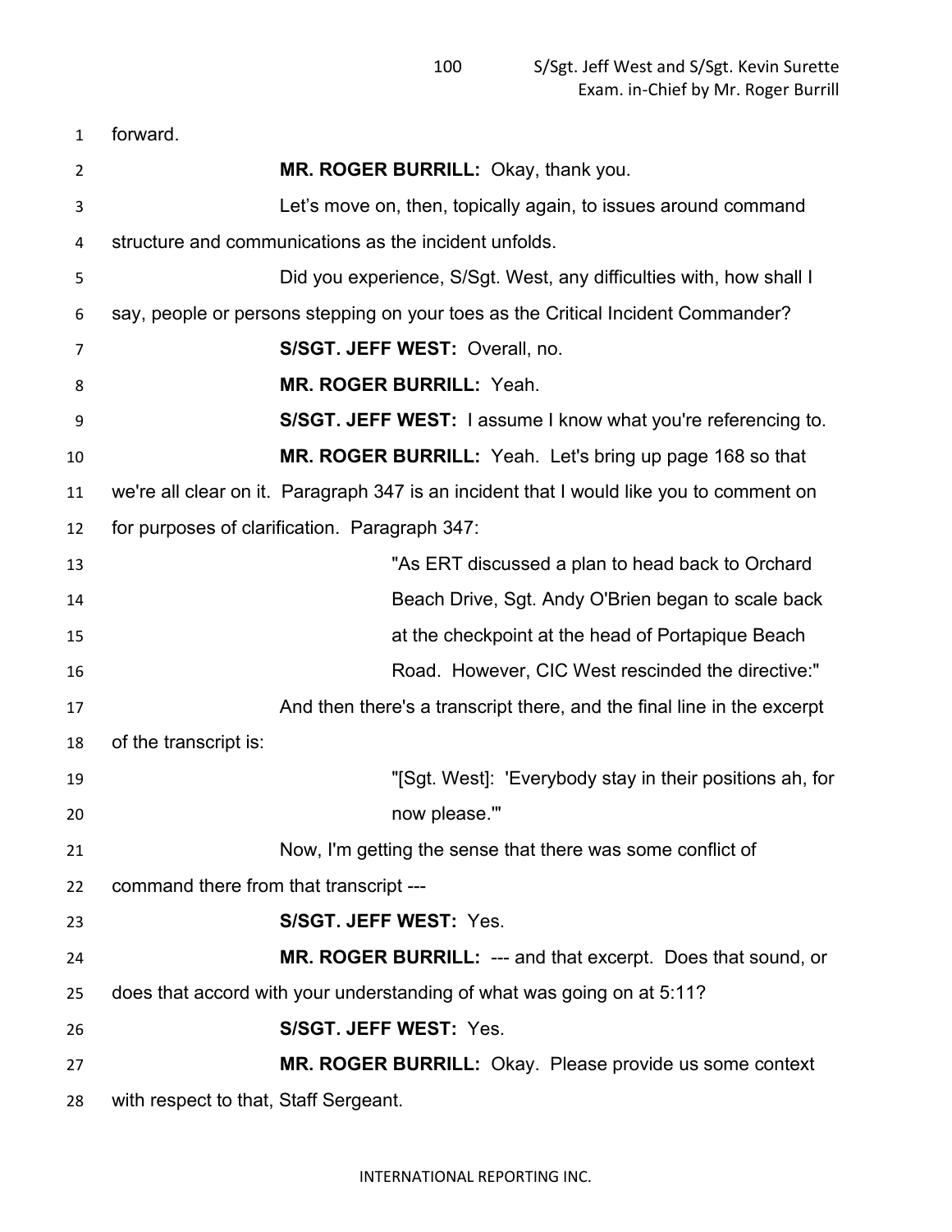forward.

**MR. ROGER BURRILL:** Okay, thank you.

Let's move on, then, topically again, to issues around command structure and communications as the incident unfolds.

Did you experience, S/Sgt. West, any difficulties with, how shall I say, people or persons stepping on your toes as the Critical Incident Commander?

**S/SGT. JEFF WEST:** Overall, no.

**MR. ROGER BURRILL:** Yeah.

**S/SGT. JEFF WEST:** I assume I know what you're referencing to.

**MR. ROGER BURRILL:** Yeah. Let's bring up page 168 so that we're all clear on it. Paragraph 347 is an incident that I would like you to comment on for purposes of clarification. Paragraph 347:

> "As ERT discussed a plan to head back to Orchard Beach Drive, Sgt. Andy O'Brien began to scale back at the checkpoint at the head of Portapique Beach Road. However, CIC West rescinded the directive:"

And then there's a transcript there, and the final line in the excerpt of the transcript is:

> "[Sgt. West]: 'Everybody stay in their positions ah, for now please.'"

Now, I'm getting the sense that there was some conflict of command there from that transcript ---

**S/SGT. JEFF WEST:** Yes.

**MR. ROGER BURRILL:** --- and that excerpt. Does that sound, or does that accord with your understanding of what was going on at 5:11?

**S/SGT. JEFF WEST:** Yes.

**MR. ROGER BURRILL:** Okay. Please provide us some context with respect to that, Staff Sergeant.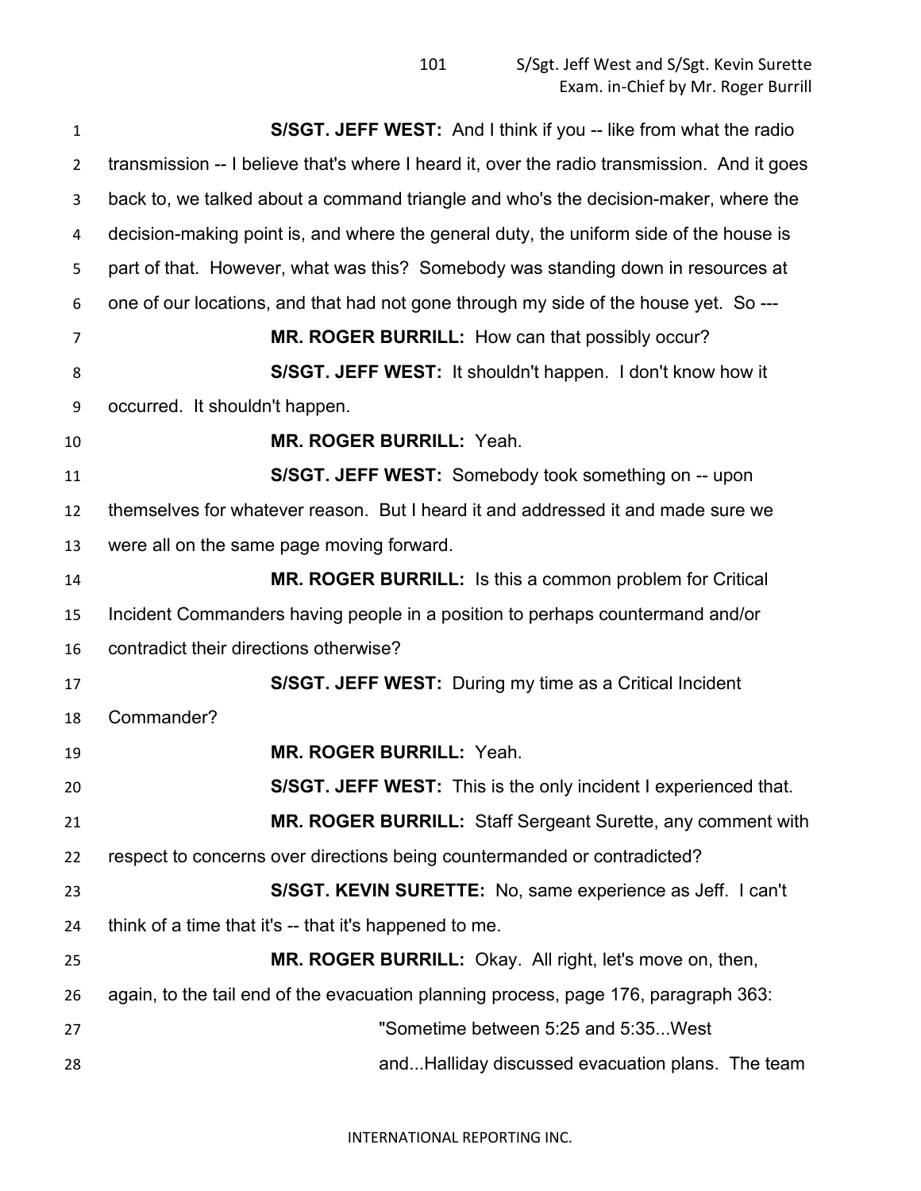**S/SGT. JEFF WEST:** And I think if you -- like from what the radio transmission -- I believe that's where I heard it, over the radio transmission. And it goes back to, we talked about a command triangle and who's the decision-maker, where the decision-making point is, and where the general duty, the uniform side of the house is part of that. However, what was this? Somebody was standing down in resources at one of our locations, and that had not gone through my side of the house yet. So ---

**MR. ROGER BURRILL:** How can that possibly occur?

**S/SGT. JEFF WEST:** It shouldn't happen. I don't know how it occurred. It shouldn't happen.

**MR. ROGER BURRILL:** Yeah.

**S/SGT. JEFF WEST:** Somebody took something on -- upon themselves for whatever reason. But I heard it and addressed it and made sure we were all on the same page moving forward.

**MR. ROGER BURRILL:** Is this a common problem for Critical Incident Commanders having people in a position to perhaps countermand and/or contradict their directions otherwise?

**S/SGT. JEFF WEST:** During my time as a Critical Incident Commander?

**MR. ROGER BURRILL:** Yeah.

**S/SGT. JEFF WEST:** This is the only incident I experienced that.

**MR. ROGER BURRILL:** Staff Sergeant Surette, any comment with respect to concerns over directions being countermanded or contradicted?

**S/SGT. KEVIN SURETTE:** No, same experience as Jeff. I can't think of a time that it's -- that it's happened to me.

**MR. ROGER BURRILL:** Okay. All right, let's move on, then, again, to the tail end of the evacuation planning process, page 176, paragraph 363:

> "Sometime between 5:25 and 5:35...West and...Halliday discussed evacuation plans. The team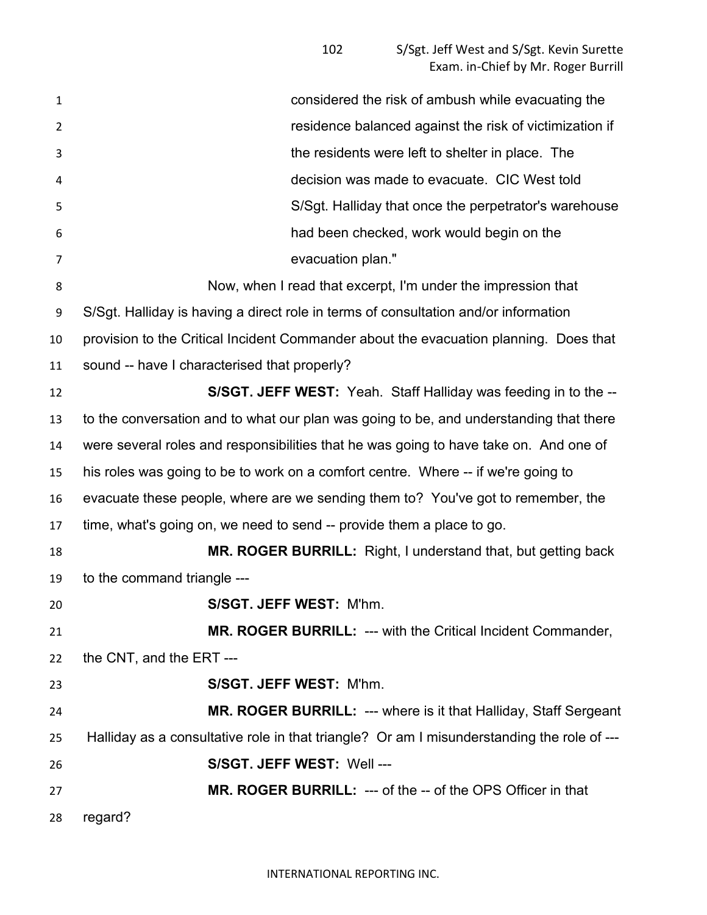considered the risk of ambush while evacuating the residence balanced against the risk of victimization if the residents were left to shelter in place. The decision was made to evacuate. CIC West told S/Sgt. Halliday that once the perpetrator's warehouse had been checked, work would begin on the evacuation plan."

Now, when I read that excerpt, I'm under the impression that S/Sgt. Halliday is having a direct role in terms of consultation and/or information provision to the Critical Incident Commander about the evacuation planning. Does that sound -- have I characterised that properly?

**S/SGT. JEFF WEST:** Yeah. Staff Halliday was feeding in to the -- to the conversation and to what our plan was going to be, and understanding that there were several roles and responsibilities that he was going to have take on. And one of his roles was going to be to work on a comfort centre. Where -- if we're going to evacuate these people, where are we sending them to? You've got to remember, the time, what's going on, we need to send -- provide them a place to go.

**MR. ROGER BURRILL:** Right, I understand that, but getting back to the command triangle ---

**S/SGT. JEFF WEST:** M'hm.

**MR. ROGER BURRILL:** --- with the Critical Incident Commander, the CNT, and the ERT ---

**S/SGT. JEFF WEST:** M'hm.

**MR. ROGER BURRILL:** --- where is it that Halliday, Staff Sergeant Halliday as a consultative role in that triangle? Or am I misunderstanding the role of ---

**S/SGT. JEFF WEST:** Well ---

**MR. ROGER BURRILL:** --- of the -- of the OPS Officer in that regard?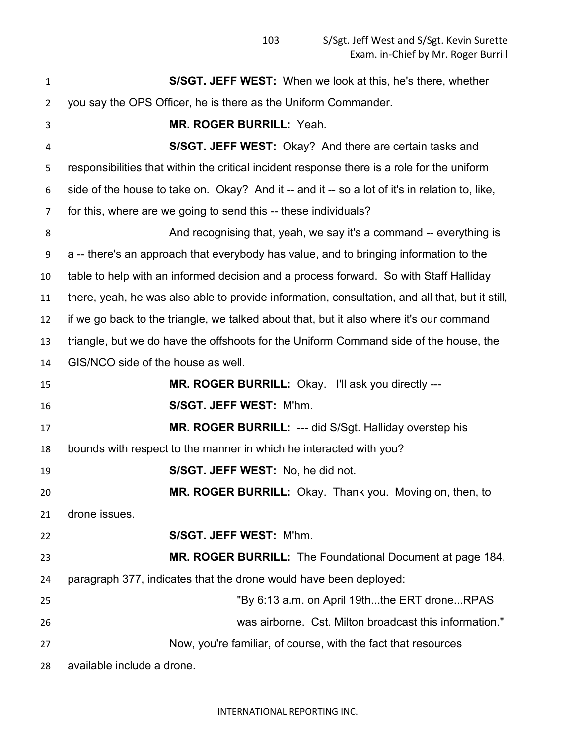**S/SGT. JEFF WEST:** When we look at this, he's there, whether you say the OPS Officer, he is there as the Uniform Commander.

**MR. ROGER BURRILL:** Yeah.

**S/SGT. JEFF WEST:** Okay? And there are certain tasks and responsibilities that within the critical incident response there is a role for the uniform side of the house to take on. Okay? And it -- and it -- so a lot of it's in relation to, like, for this, where are we going to send this -- these individuals?

And recognising that, yeah, we say it's a command -- everything is a -- there's an approach that everybody has value, and to bringing information to the table to help with an informed decision and a process forward. So with Staff Halliday there, yeah, he was also able to provide information, consultation, and all that, but it still, if we go back to the triangle, we talked about that, but it also where it's our command triangle, but we do have the offshoots for the Uniform Command side of the house, the GIS/NCO side of the house as well.

**MR. ROGER BURRILL:** Okay. I'll ask you directly ---

**S/SGT. JEFF WEST:** M'hm.

**MR. ROGER BURRILL:** --- did S/Sgt. Halliday overstep his bounds with respect to the manner in which he interacted with you?

**S/SGT. JEFF WEST:** No, he did not.

**MR. ROGER BURRILL:** Okay. Thank you. Moving on, then, to drone issues.

**S/SGT. JEFF WEST:** M'hm.

**MR. ROGER BURRILL:** The Foundational Document at page 184, paragraph 377, indicates that the drone would have been deployed:

> "By 6:13 a.m. on April 19th...the ERT drone...RPAS was airborne. Cst. Milton broadcast this information."

Now, you're familiar, of course, with the fact that resources available include a drone.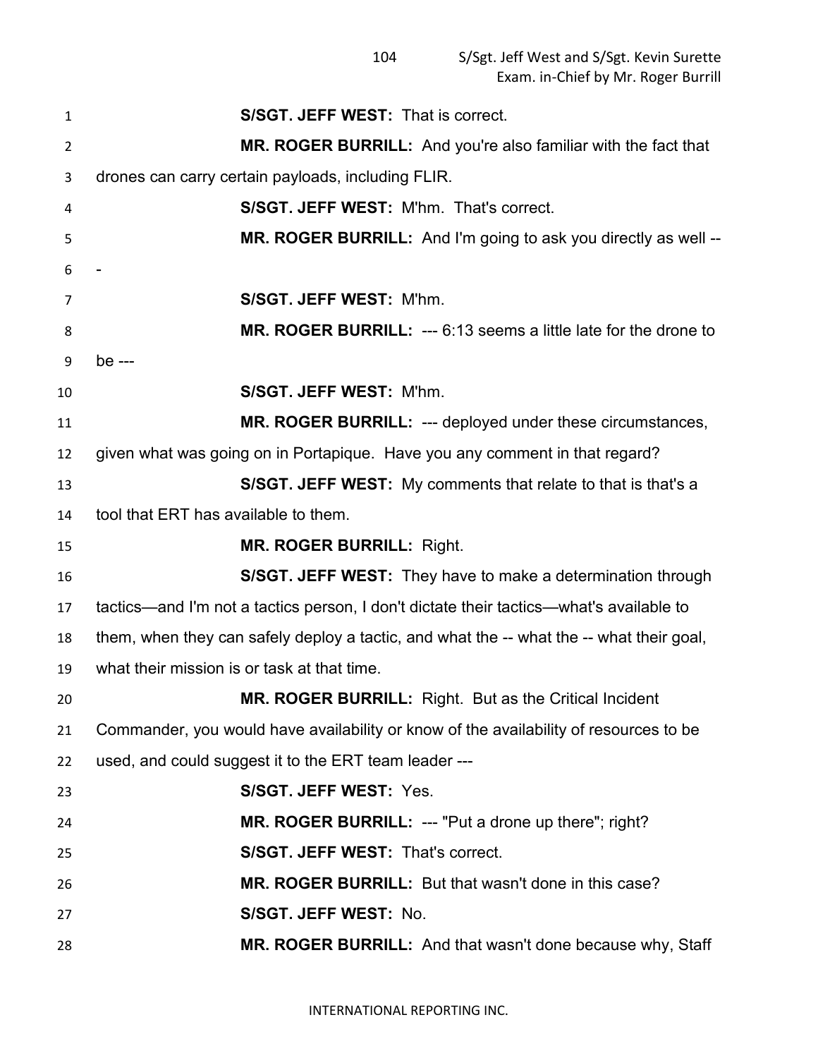**S/SGT. JEFF WEST:** That is correct.

**MR. ROGER BURRILL:** And you're also familiar with the fact that drones can carry certain payloads, including FLIR.

**S/SGT. JEFF WEST:** M'hm. That's correct.

**MR. ROGER BURRILL:** And I'm going to ask you directly as well ---

**S/SGT. JEFF WEST:** M'hm.

**MR. ROGER BURRILL:** --- 6:13 seems a little late for the drone to be ---

**S/SGT. JEFF WEST:** M'hm.

**MR. ROGER BURRILL:** --- deployed under these circumstances, given what was going on in Portapique. Have you any comment in that regard?

**S/SGT. JEFF WEST:** My comments that relate to that is that's a tool that ERT has available to them.

**MR. ROGER BURRILL:** Right.

**S/SGT. JEFF WEST:** They have to make a determination through tactics—and I'm not a tactics person, I don't dictate their tactics—what's available to them, when they can safely deploy a tactic, and what the -- what the -- what their goal, what their mission is or task at that time.

**MR. ROGER BURRILL:** Right. But as the Critical Incident Commander, you would have availability or know of the availability of resources to be used, and could suggest it to the ERT team leader ---

**S/SGT. JEFF WEST:** Yes.

**MR. ROGER BURRILL:** --- "Put a drone up there"; right?

**S/SGT. JEFF WEST:** That's correct.

**MR. ROGER BURRILL:** But that wasn't done in this case?

**S/SGT. JEFF WEST:** No.

**MR. ROGER BURRILL:** And that wasn't done because why, Staff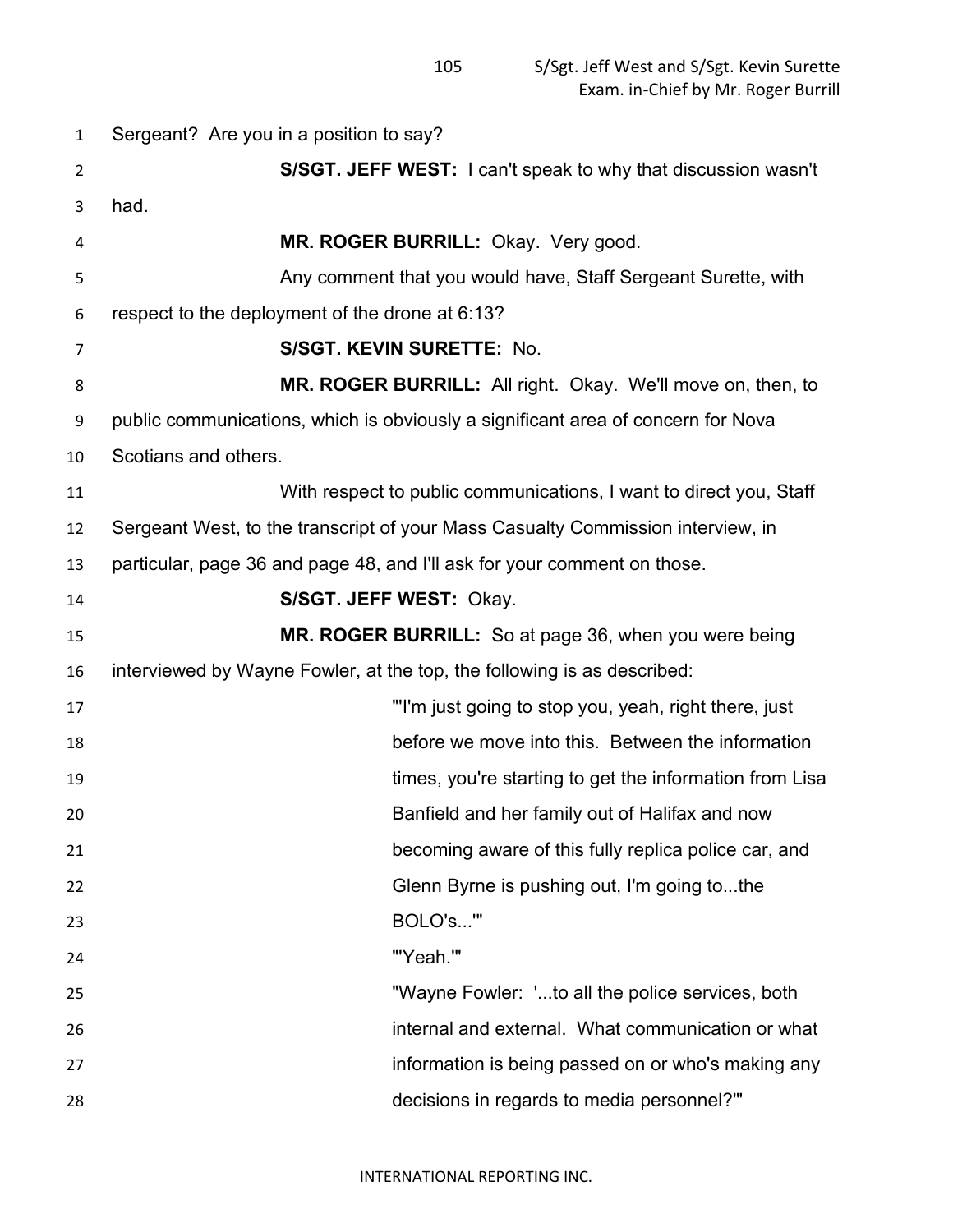Sergeant? Are you in a position to say?

**S/SGT. JEFF WEST:** I can't speak to why that discussion wasn't had.

**MR. ROGER BURRILL:** Okay. Very good.

Any comment that you would have, Staff Sergeant Surette, with respect to the deployment of the drone at 6:13?

**S/SGT. KEVIN SURETTE:** No.

**MR. ROGER BURRILL:** All right. Okay. We'll move on, then, to public communications, which is obviously a significant area of concern for Nova Scotians and others.

With respect to public communications, I want to direct you, Staff Sergeant West, to the transcript of your Mass Casualty Commission interview, in particular, page 36 and page 48, and I'll ask for your comment on those.

**S/SGT. JEFF WEST:** Okay.

**MR. ROGER BURRILL:** So at page 36, when you were being interviewed by Wayne Fowler, at the top, the following is as described:

> "'I'm just going to stop you, yeah, right there, just before we move into this. Between the information times, you're starting to get the information from Lisa Banfield and her family out of Halifax and now becoming aware of this fully replica police car, and Glenn Byrne is pushing out, I'm going to...the BOLO's...'"
>
> "'Yeah.'"
>
> "Wayne Fowler: '...to all the police services, both internal and external. What communication or what information is being passed on or who's making any decisions in regards to media personnel?'"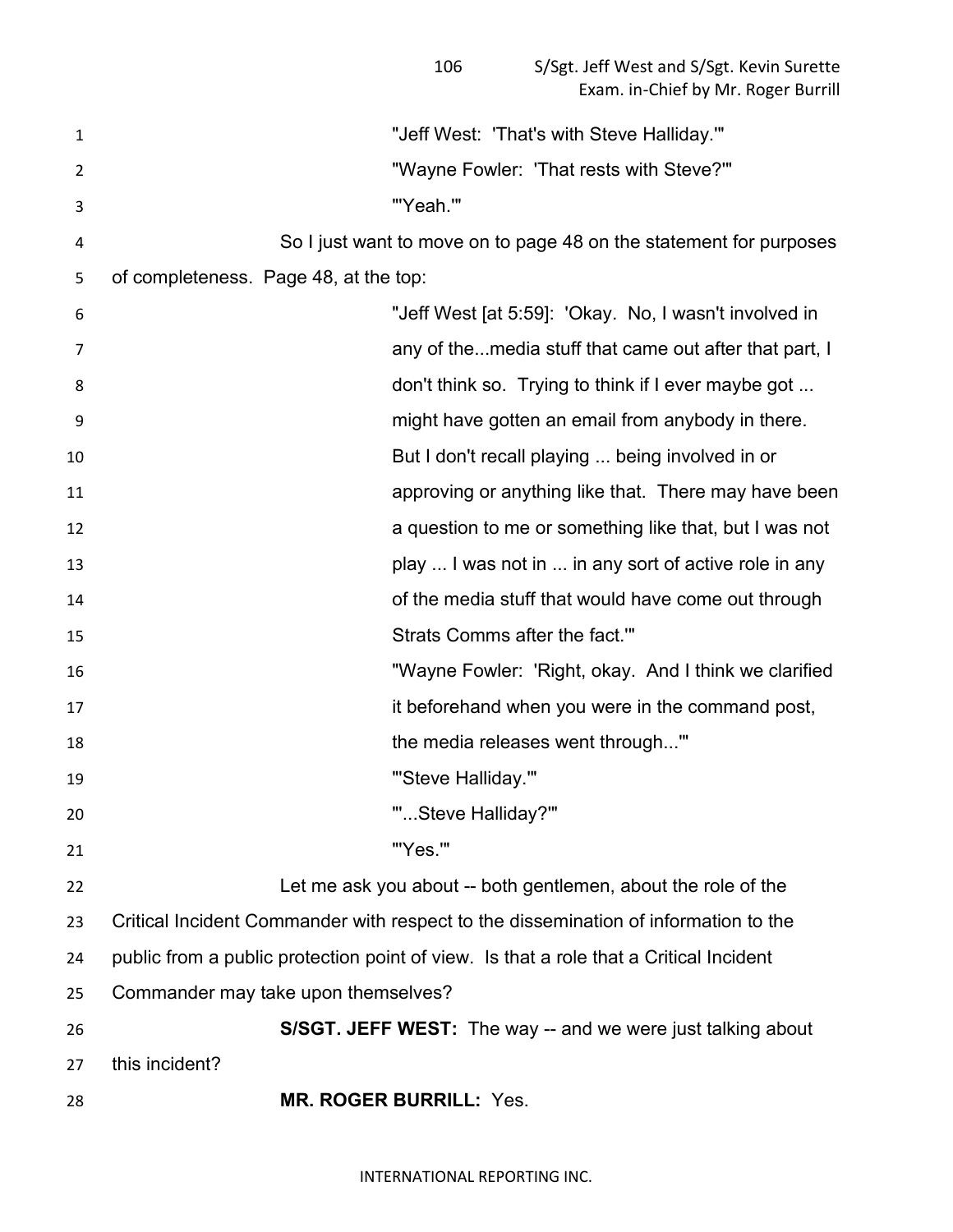"Jeff West: 'That's with Steve Halliday.'"

"Wayne Fowler: 'That rests with Steve?'"

"'Yeah.'"

So I just want to move on to page 48 on the statement for purposes of completeness. Page 48, at the top:

"Jeff West [at 5:59]: 'Okay. No, I wasn't involved in any of the...media stuff that came out after that part, I don't think so. Trying to think if I ever maybe got ... might have gotten an email from anybody in there. But I don't recall playing ... being involved in or approving or anything like that. There may have been a question to me or something like that, but I was not play ... I was not in ... in any sort of active role in any of the media stuff that would have come out through Strats Comms after the fact.'"

"Wayne Fowler: 'Right, okay. And I think we clarified it beforehand when you were in the command post, the media releases went through...'"

"'Steve Halliday.'"

"'...Steve Halliday?'"

"'Yes.'"

Let me ask you about -- both gentlemen, about the role of the Critical Incident Commander with respect to the dissemination of information to the public from a public protection point of view. Is that a role that a Critical Incident Commander may take upon themselves?

**S/SGT. JEFF WEST:** The way -- and we were just talking about this incident?

**MR. ROGER BURRILL:** Yes.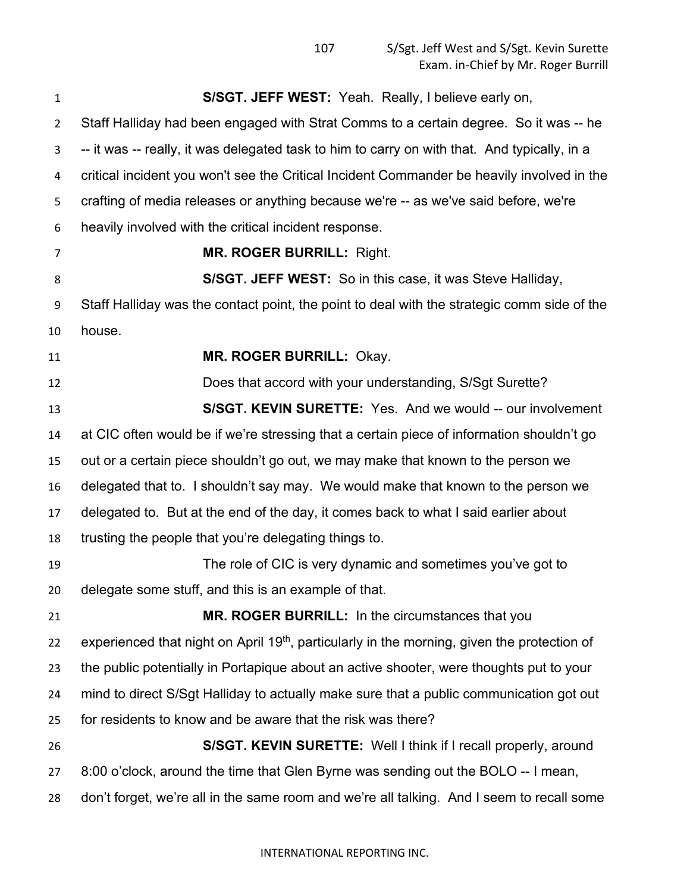**S/SGT. JEFF WEST:** Yeah. Really, I believe early on, Staff Halliday had been engaged with Strat Comms to a certain degree. So it was -- he -- it was -- really, it was delegated task to him to carry on with that. And typically, in a critical incident you won't see the Critical Incident Commander be heavily involved in the crafting of media releases or anything because we're -- as we've said before, we're heavily involved with the critical incident response.

**MR. ROGER BURRILL:** Right.

**S/SGT. JEFF WEST:** So in this case, it was Steve Halliday, Staff Halliday was the contact point, the point to deal with the strategic comm side of the house.

**MR. ROGER BURRILL:** Okay.

Does that accord with your understanding, S/Sgt Surette?

**S/SGT. KEVIN SURETTE:** Yes. And we would -- our involvement at CIC often would be if we're stressing that a certain piece of information shouldn't go out or a certain piece shouldn't go out, we may make that known to the person we delegated that to. I shouldn't say may. We would make that known to the person we delegated to. But at the end of the day, it comes back to what I said earlier about trusting the people that you're delegating things to.

The role of CIC is very dynamic and sometimes you've got to delegate some stuff, and this is an example of that.

**MR. ROGER BURRILL:** In the circumstances that you experienced that night on April 19th, particularly in the morning, given the protection of the public potentially in Portapique about an active shooter, were thoughts put to your mind to direct S/Sgt Halliday to actually make sure that a public communication got out for residents to know and be aware that the risk was there?

**S/SGT. KEVIN SURETTE:** Well I think if I recall properly, around 8:00 o'clock, around the time that Glen Byrne was sending out the BOLO -- I mean, don't forget, we're all in the same room and we're all talking. And I seem to recall some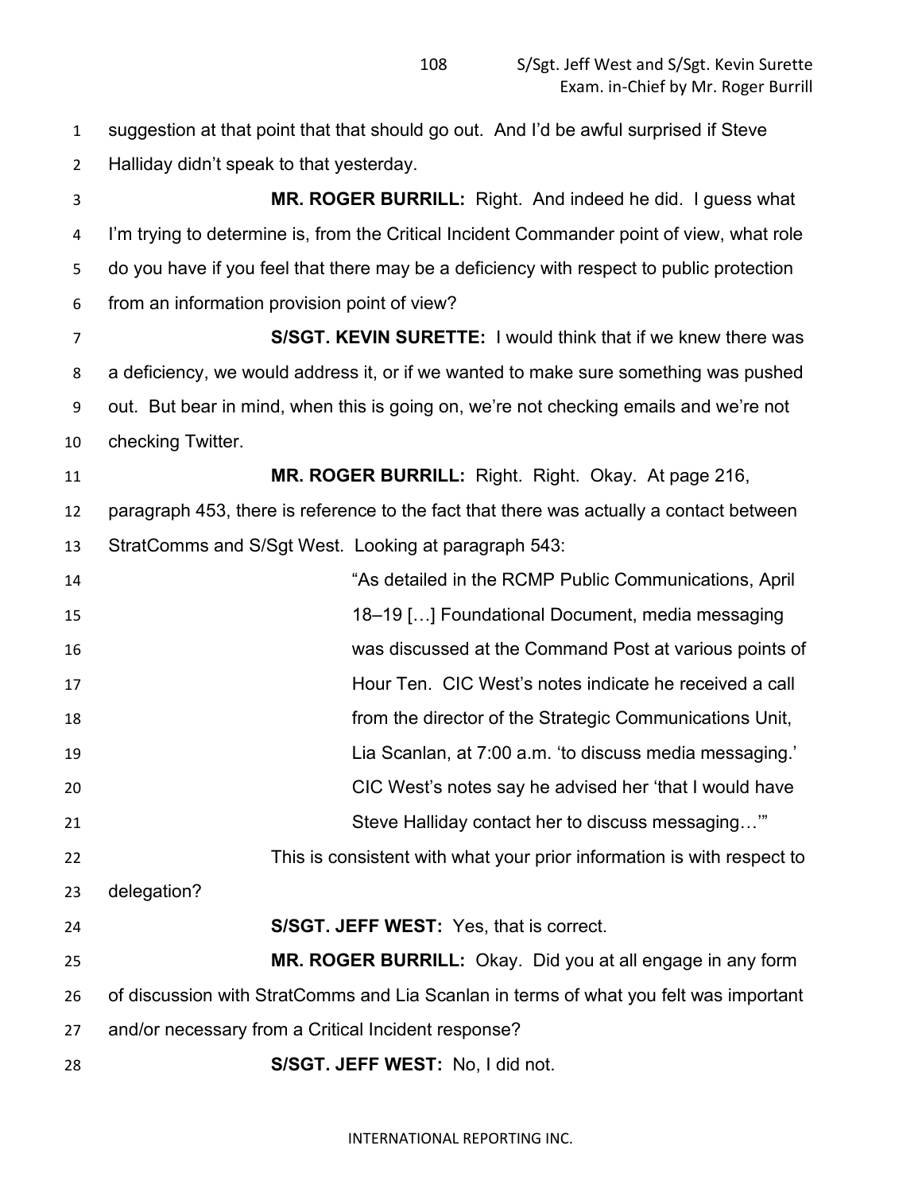suggestion at that point that that should go out. And I'd be awful surprised if Steve Halliday didn't speak to that yesterday.

**MR. ROGER BURRILL:** Right. And indeed he did. I guess what I'm trying to determine is, from the Critical Incident Commander point of view, what role do you have if you feel that there may be a deficiency with respect to public protection from an information provision point of view?

**S/SGT. KEVIN SURETTE:** I would think that if we knew there was a deficiency, we would address it, or if we wanted to make sure something was pushed out. But bear in mind, when this is going on, we're not checking emails and we're not checking Twitter.

**MR. ROGER BURRILL:** Right. Right. Okay. At page 216, paragraph 453, there is reference to the fact that there was actually a contact between StratComms and S/Sgt West. Looking at paragraph 543:

> "As detailed in the RCMP Public Communications, April 18–19 […] Foundational Document, media messaging was discussed at the Command Post at various points of Hour Ten. CIC West's notes indicate he received a call from the director of the Strategic Communications Unit, Lia Scanlan, at 7:00 a.m. 'to discuss media messaging.' CIC West's notes say he advised her 'that I would have Steve Halliday contact her to discuss messaging…'"

This is consistent with what your prior information is with respect to delegation?

**S/SGT. JEFF WEST:** Yes, that is correct.

**MR. ROGER BURRILL:** Okay. Did you at all engage in any form of discussion with StratComms and Lia Scanlan in terms of what you felt was important and/or necessary from a Critical Incident response?

**S/SGT. JEFF WEST:** No, I did not.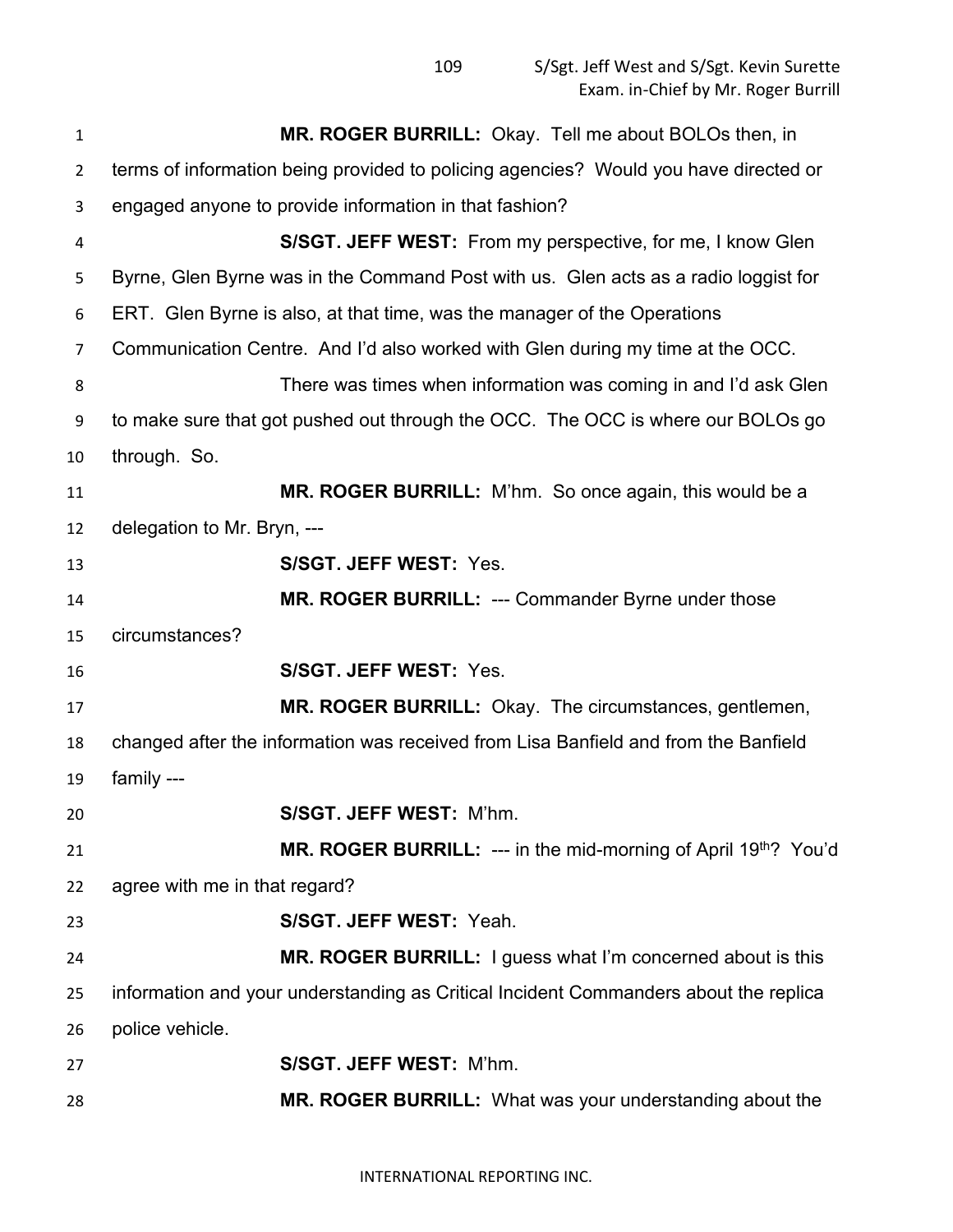**MR. ROGER BURRILL:** Okay. Tell me about BOLOs then, in terms of information being provided to policing agencies? Would you have directed or engaged anyone to provide information in that fashion?

**S/SGT. JEFF WEST:** From my perspective, for me, I know Glen Byrne, Glen Byrne was in the Command Post with us. Glen acts as a radio loggist for ERT. Glen Byrne is also, at that time, was the manager of the Operations Communication Centre. And I'd also worked with Glen during my time at the OCC.

There was times when information was coming in and I'd ask Glen to make sure that got pushed out through the OCC. The OCC is where our BOLOs go through. So.

**MR. ROGER BURRILL:** M'hm. So once again, this would be a delegation to Mr. Bryn, ---

**S/SGT. JEFF WEST:** Yes.

**MR. ROGER BURRILL:** --- Commander Byrne under those circumstances?

**S/SGT. JEFF WEST:** Yes.

**MR. ROGER BURRILL:** Okay. The circumstances, gentlemen, changed after the information was received from Lisa Banfield and from the Banfield family ---

**S/SGT. JEFF WEST:** M'hm.

**MR. ROGER BURRILL:** --- in the mid-morning of April 19th? You'd agree with me in that regard?

**S/SGT. JEFF WEST:** Yeah.

**MR. ROGER BURRILL:** I guess what I'm concerned about is this information and your understanding as Critical Incident Commanders about the replica police vehicle.

**S/SGT. JEFF WEST:** M'hm.

**MR. ROGER BURRILL:** What was your understanding about the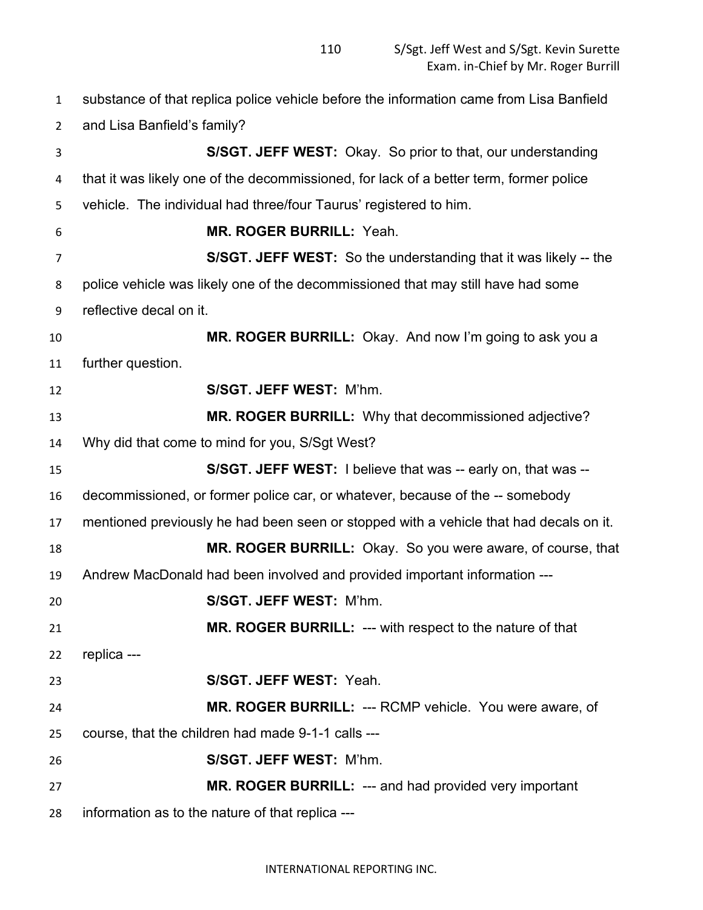substance of that replica police vehicle before the information came from Lisa Banfield and Lisa Banfield's family?

**S/SGT. JEFF WEST:** Okay. So prior to that, our understanding that it was likely one of the decommissioned, for lack of a better term, former police vehicle. The individual had three/four Taurus' registered to him.

**MR. ROGER BURRILL:** Yeah.

**S/SGT. JEFF WEST:** So the understanding that it was likely -- the police vehicle was likely one of the decommissioned that may still have had some reflective decal on it.

**MR. ROGER BURRILL:** Okay. And now I'm going to ask you a further question.

**S/SGT. JEFF WEST:** M'hm.

**MR. ROGER BURRILL:** Why that decommissioned adjective? Why did that come to mind for you, S/Sgt West?

**S/SGT. JEFF WEST:** I believe that was -- early on, that was -- decommissioned, or former police car, or whatever, because of the -- somebody mentioned previously he had been seen or stopped with a vehicle that had decals on it.

**MR. ROGER BURRILL:** Okay. So you were aware, of course, that Andrew MacDonald had been involved and provided important information ---

**S/SGT. JEFF WEST:** M'hm.

**MR. ROGER BURRILL:** --- with respect to the nature of that replica ---

**S/SGT. JEFF WEST:** Yeah.

**MR. ROGER BURRILL:** --- RCMP vehicle. You were aware, of course, that the children had made 9-1-1 calls ---

**S/SGT. JEFF WEST:** M'hm.

**MR. ROGER BURRILL:** --- and had provided very important information as to the nature of that replica ---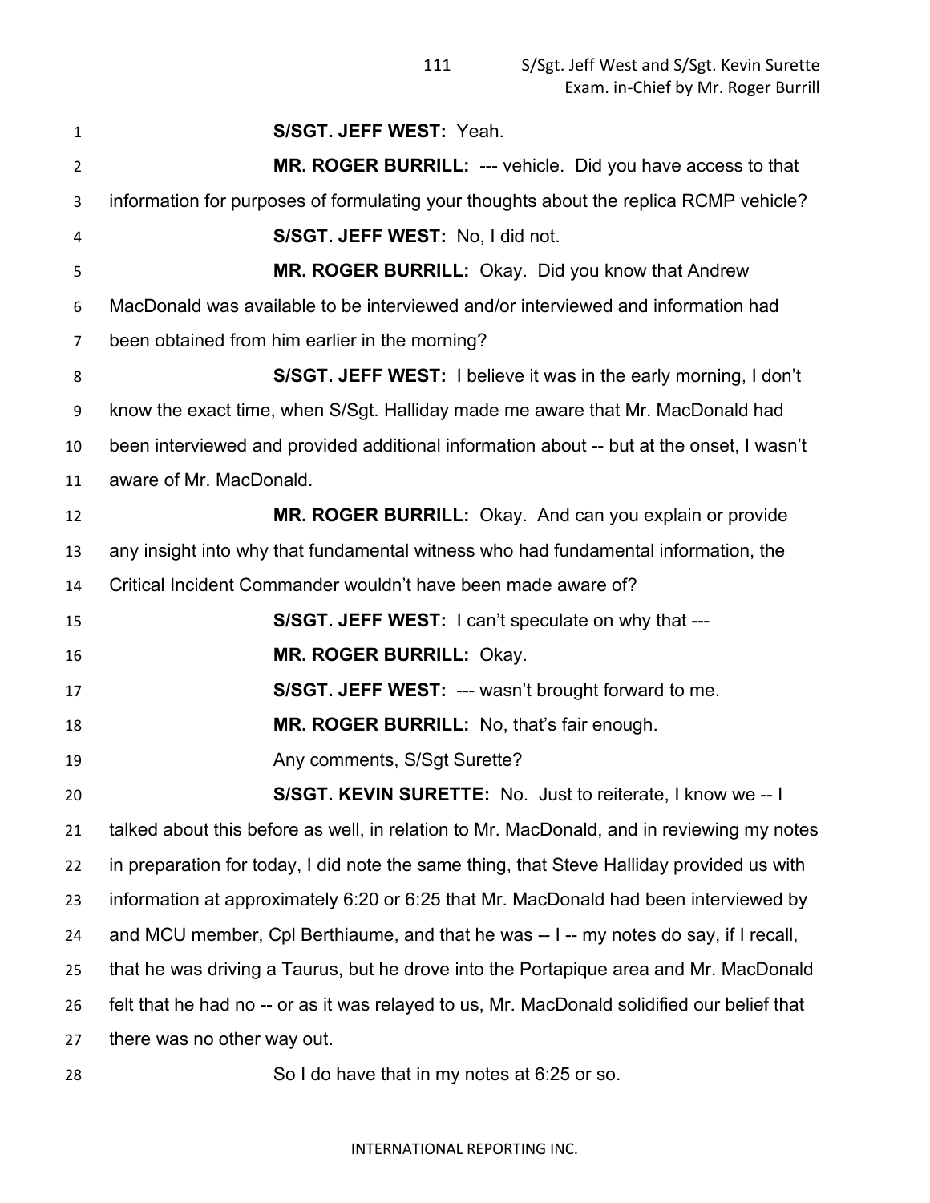**S/SGT. JEFF WEST:** Yeah.

**MR. ROGER BURRILL:** --- vehicle. Did you have access to that information for purposes of formulating your thoughts about the replica RCMP vehicle?

**S/SGT. JEFF WEST:** No, I did not.

**MR. ROGER BURRILL:** Okay. Did you know that Andrew MacDonald was available to be interviewed and/or interviewed and information had been obtained from him earlier in the morning?

**S/SGT. JEFF WEST:** I believe it was in the early morning, I don't know the exact time, when S/Sgt. Halliday made me aware that Mr. MacDonald had been interviewed and provided additional information about -- but at the onset, I wasn't aware of Mr. MacDonald.

**MR. ROGER BURRILL:** Okay. And can you explain or provide any insight into why that fundamental witness who had fundamental information, the Critical Incident Commander wouldn't have been made aware of?

**S/SGT. JEFF WEST:** I can't speculate on why that ---

**MR. ROGER BURRILL:** Okay.

**S/SGT. JEFF WEST:** --- wasn't brought forward to me.

**MR. ROGER BURRILL:** No, that's fair enough.

Any comments, S/Sgt Surette?

**S/SGT. KEVIN SURETTE:** No. Just to reiterate, I know we -- I talked about this before as well, in relation to Mr. MacDonald, and in reviewing my notes in preparation for today, I did note the same thing, that Steve Halliday provided us with information at approximately 6:20 or 6:25 that Mr. MacDonald had been interviewed by and MCU member, Cpl Berthiaume, and that he was -- I -- my notes do say, if I recall, that he was driving a Taurus, but he drove into the Portapique area and Mr. MacDonald felt that he had no -- or as it was relayed to us, Mr. MacDonald solidified our belief that there was no other way out.

So I do have that in my notes at 6:25 or so.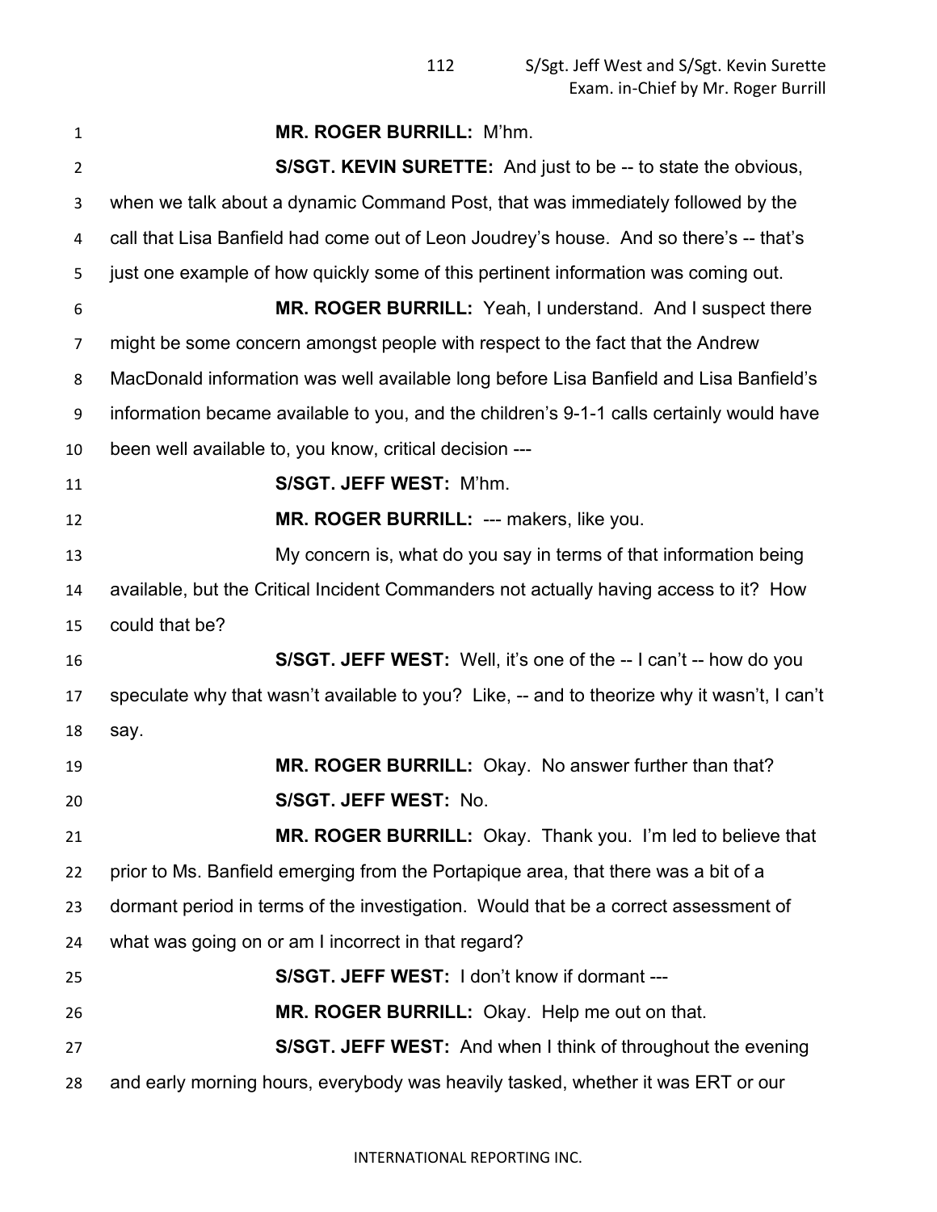**MR. ROGER BURRILL:** M'hm.

**S/SGT. KEVIN SURETTE:** And just to be -- to state the obvious, when we talk about a dynamic Command Post, that was immediately followed by the call that Lisa Banfield had come out of Leon Joudrey's house. And so there's -- that's just one example of how quickly some of this pertinent information was coming out.

**MR. ROGER BURRILL:** Yeah, I understand. And I suspect there might be some concern amongst people with respect to the fact that the Andrew MacDonald information was well available long before Lisa Banfield and Lisa Banfield's information became available to you, and the children's 9-1-1 calls certainly would have been well available to, you know, critical decision ---

**S/SGT. JEFF WEST:** M'hm.

**MR. ROGER BURRILL:** --- makers, like you.

My concern is, what do you say in terms of that information being available, but the Critical Incident Commanders not actually having access to it? How could that be?

**S/SGT. JEFF WEST:** Well, it's one of the -- I can't -- how do you speculate why that wasn't available to you? Like, -- and to theorize why it wasn't, I can't say.

**MR. ROGER BURRILL:** Okay. No answer further than that?

**S/SGT. JEFF WEST:** No.

**MR. ROGER BURRILL:** Okay. Thank you. I'm led to believe that prior to Ms. Banfield emerging from the Portapique area, that there was a bit of a dormant period in terms of the investigation. Would that be a correct assessment of what was going on or am I incorrect in that regard?

**S/SGT. JEFF WEST:** I don't know if dormant ---

**MR. ROGER BURRILL:** Okay. Help me out on that.

**S/SGT. JEFF WEST:** And when I think of throughout the evening and early morning hours, everybody was heavily tasked, whether it was ERT or our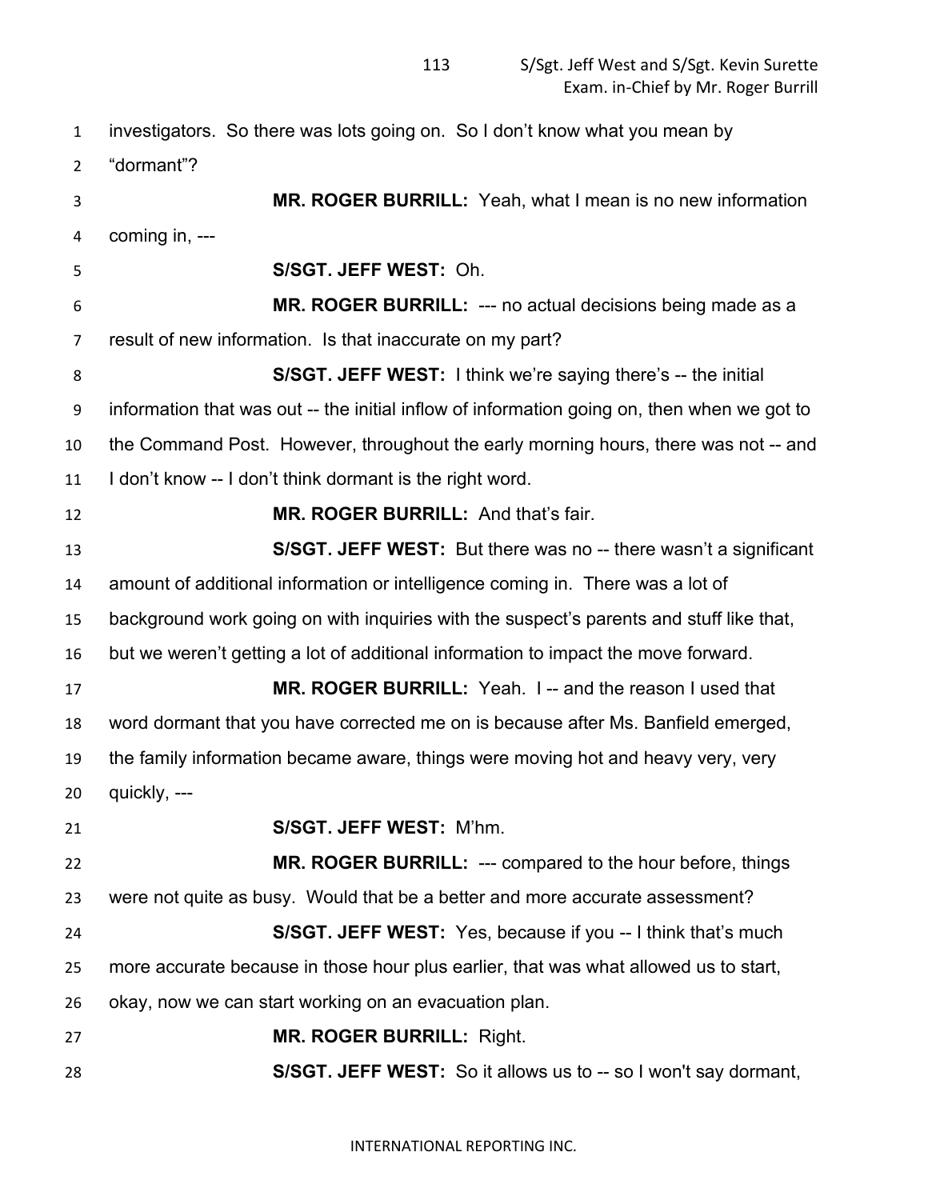investigators. So there was lots going on. So I don't know what you mean by "dormant"?

**MR. ROGER BURRILL:** Yeah, what I mean is no new information coming in, ---

**S/SGT. JEFF WEST:** Oh.

**MR. ROGER BURRILL:** --- no actual decisions being made as a result of new information. Is that inaccurate on my part?

**S/SGT. JEFF WEST:** I think we're saying there's -- the initial information that was out -- the initial inflow of information going on, then when we got to the Command Post. However, throughout the early morning hours, there was not -- and I don't know -- I don't think dormant is the right word.

**MR. ROGER BURRILL:** And that's fair.

**S/SGT. JEFF WEST:** But there was no -- there wasn't a significant amount of additional information or intelligence coming in. There was a lot of background work going on with inquiries with the suspect's parents and stuff like that, but we weren't getting a lot of additional information to impact the move forward.

**MR. ROGER BURRILL:** Yeah. I -- and the reason I used that word dormant that you have corrected me on is because after Ms. Banfield emerged, the family information became aware, things were moving hot and heavy very, very quickly, ---

**S/SGT. JEFF WEST:** M'hm.

**MR. ROGER BURRILL:** --- compared to the hour before, things were not quite as busy. Would that be a better and more accurate assessment?

**S/SGT. JEFF WEST:** Yes, because if you -- I think that's much more accurate because in those hour plus earlier, that was what allowed us to start, okay, now we can start working on an evacuation plan.

**MR. ROGER BURRILL:** Right.

**S/SGT. JEFF WEST:** So it allows us to -- so I won't say dormant,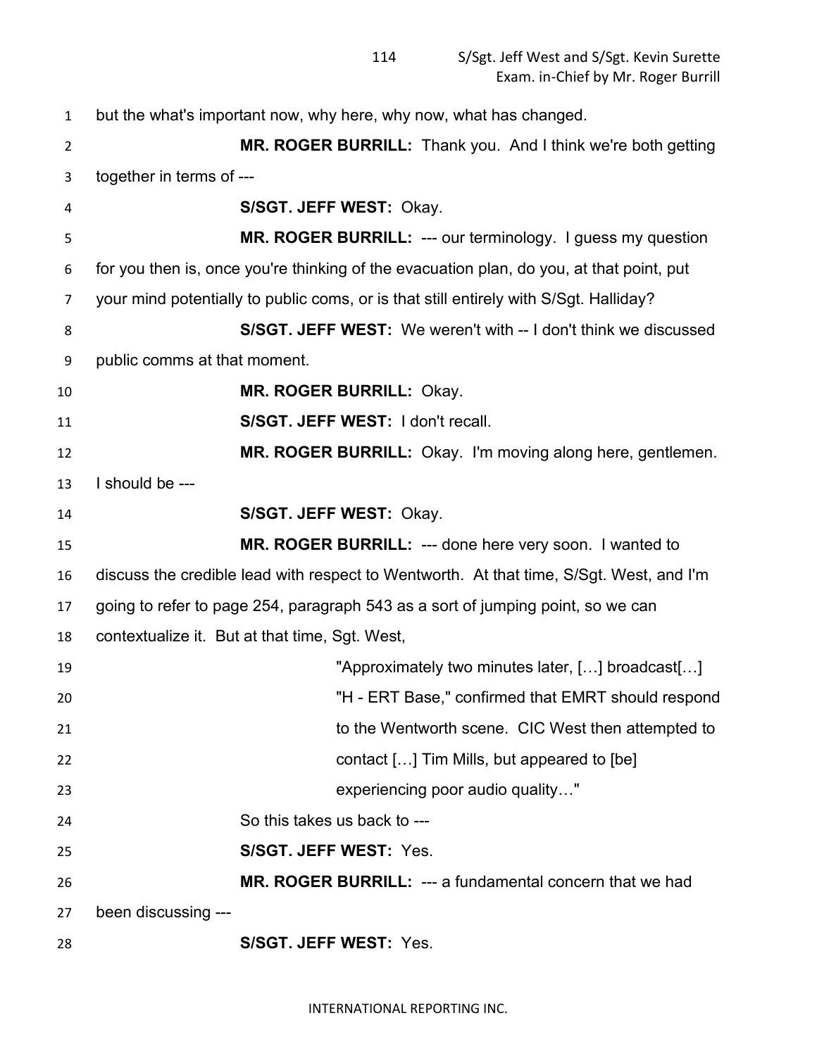but the what's important now, why here, why now, what has changed.

**MR. ROGER BURRILL:** Thank you. And I think we're both getting together in terms of ---

**S/SGT. JEFF WEST:** Okay.

**MR. ROGER BURRILL:** --- our terminology. I guess my question for you then is, once you're thinking of the evacuation plan, do you, at that point, put your mind potentially to public coms, or is that still entirely with S/Sgt. Halliday?

**S/SGT. JEFF WEST:** We weren't with -- I don't think we discussed public comms at that moment.

**MR. ROGER BURRILL:** Okay.

**S/SGT. JEFF WEST:** I don't recall.

**MR. ROGER BURRILL:** Okay. I'm moving along here, gentlemen. I should be ---

**S/SGT. JEFF WEST:** Okay.

**MR. ROGER BURRILL:** --- done here very soon. I wanted to discuss the credible lead with respect to Wentworth. At that time, S/Sgt. West, and I'm going to refer to page 254, paragraph 543 as a sort of jumping point, so we can contextualize it. But at that time, Sgt. West,

> "Approximately two minutes later, […] broadcast[…] "H - ERT Base," confirmed that EMRT should respond to the Wentworth scene. CIC West then attempted to contact […] Tim Mills, but appeared to [be] experiencing poor audio quality…"

So this takes us back to ---

**S/SGT. JEFF WEST:** Yes.

**MR. ROGER BURRILL:** --- a fundamental concern that we had been discussing ---

**S/SGT. JEFF WEST:** Yes.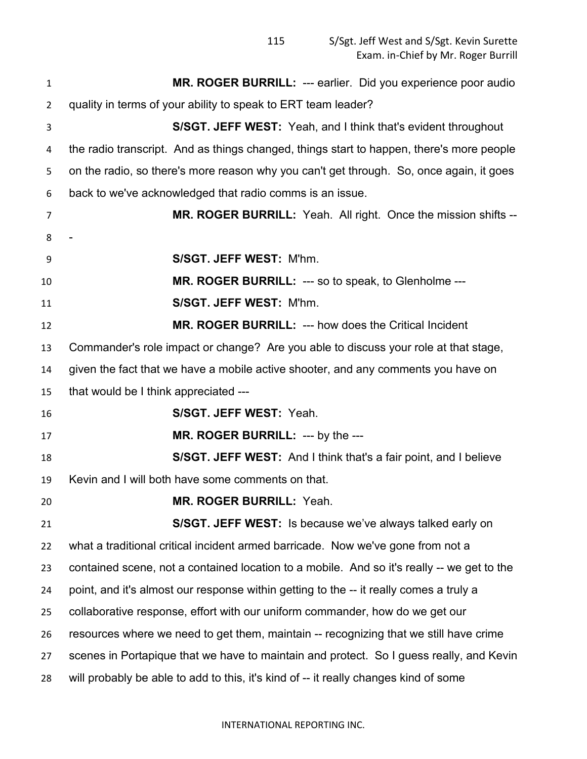**MR. ROGER BURRILL:** --- earlier. Did you experience poor audio quality in terms of your ability to speak to ERT team leader?

**S/SGT. JEFF WEST:** Yeah, and I think that's evident throughout the radio transcript. And as things changed, things start to happen, there's more people on the radio, so there's more reason why you can't get through. So, once again, it goes back to we've acknowledged that radio comms is an issue.

**MR. ROGER BURRILL:** Yeah. All right. Once the mission shifts ---

**S/SGT. JEFF WEST:** M'hm.

**MR. ROGER BURRILL:** --- so to speak, to Glenholme ---

**S/SGT. JEFF WEST:** M'hm.

**MR. ROGER BURRILL:** --- how does the Critical Incident Commander's role impact or change? Are you able to discuss your role at that stage, given the fact that we have a mobile active shooter, and any comments you have on that would be I think appreciated ---

**S/SGT. JEFF WEST:** Yeah.

**MR. ROGER BURRILL:** --- by the ---

**S/SGT. JEFF WEST:** And I think that's a fair point, and I believe Kevin and I will both have some comments on that.

**MR. ROGER BURRILL:** Yeah.

**S/SGT. JEFF WEST:** Is because we've always talked early on what a traditional critical incident armed barricade. Now we've gone from not a contained scene, not a contained location to a mobile. And so it's really -- we get to the point, and it's almost our response within getting to the -- it really comes a truly a collaborative response, effort with our uniform commander, how do we get our resources where we need to get them, maintain -- recognizing that we still have crime scenes in Portapique that we have to maintain and protect. So I guess really, and Kevin will probably be able to add to this, it's kind of -- it really changes kind of some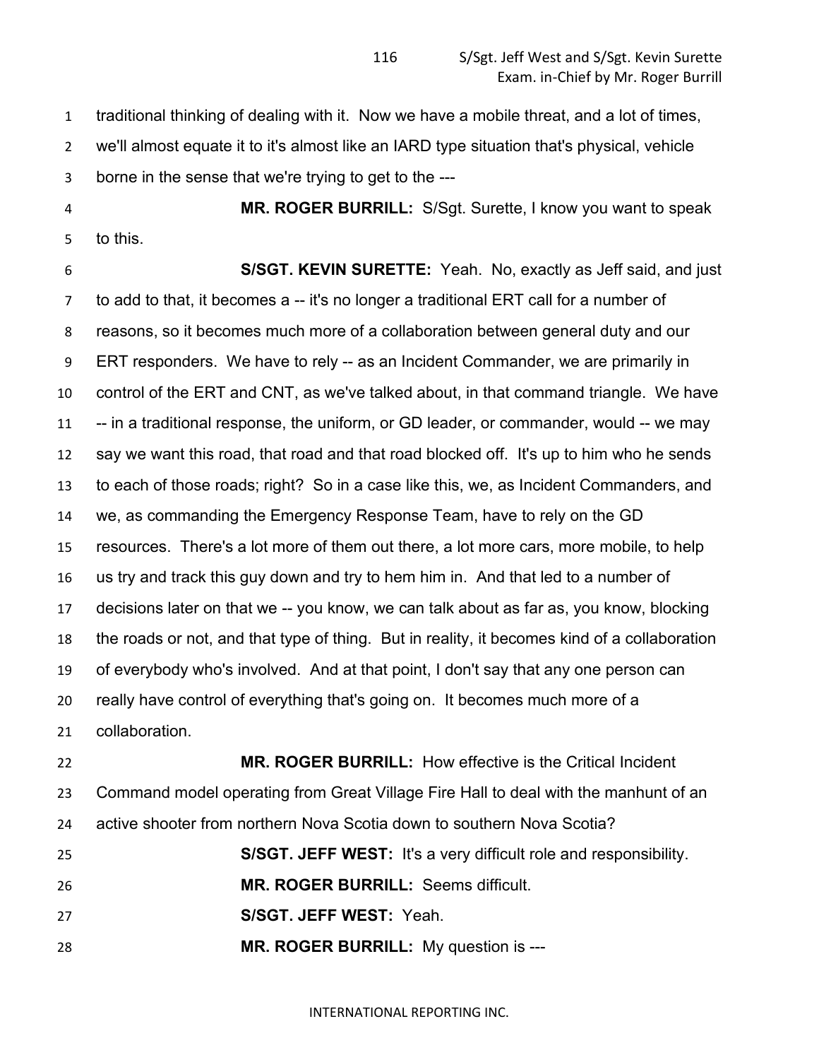traditional thinking of dealing with it. Now we have a mobile threat, and a lot of times, we'll almost equate it to it's almost like an IARD type situation that's physical, vehicle borne in the sense that we're trying to get to the ---

**MR. ROGER BURRILL:** S/Sgt. Surette, I know you want to speak to this.

**S/SGT. KEVIN SURETTE:** Yeah. No, exactly as Jeff said, and just to add to that, it becomes a -- it's no longer a traditional ERT call for a number of reasons, so it becomes much more of a collaboration between general duty and our ERT responders. We have to rely -- as an Incident Commander, we are primarily in control of the ERT and CNT, as we've talked about, in that command triangle. We have -- in a traditional response, the uniform, or GD leader, or commander, would -- we may say we want this road, that road and that road blocked off. It's up to him who he sends to each of those roads; right? So in a case like this, we, as Incident Commanders, and we, as commanding the Emergency Response Team, have to rely on the GD resources. There's a lot more of them out there, a lot more cars, more mobile, to help us try and track this guy down and try to hem him in. And that led to a number of decisions later on that we -- you know, we can talk about as far as, you know, blocking the roads or not, and that type of thing. But in reality, it becomes kind of a collaboration of everybody who's involved. And at that point, I don't say that any one person can really have control of everything that's going on. It becomes much more of a collaboration.

**MR. ROGER BURRILL:** How effective is the Critical Incident Command model operating from Great Village Fire Hall to deal with the manhunt of an active shooter from northern Nova Scotia down to southern Nova Scotia?

**S/SGT. JEFF WEST:** It's a very difficult role and responsibility.

**MR. ROGER BURRILL:** Seems difficult.

**S/SGT. JEFF WEST:** Yeah.

**MR. ROGER BURRILL:** My question is ---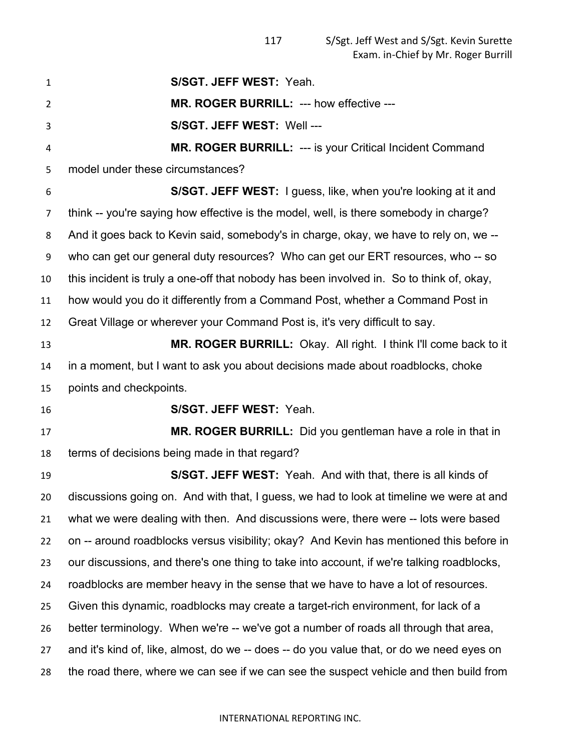**S/SGT. JEFF WEST:** Yeah.

**MR. ROGER BURRILL:** --- how effective ---

**S/SGT. JEFF WEST:** Well ---

**MR. ROGER BURRILL:** --- is your Critical Incident Command model under these circumstances?

**S/SGT. JEFF WEST:** I guess, like, when you're looking at it and think -- you're saying how effective is the model, well, is there somebody in charge? And it goes back to Kevin said, somebody's in charge, okay, we have to rely on, we -- who can get our general duty resources? Who can get our ERT resources, who -- so this incident is truly a one-off that nobody has been involved in. So to think of, okay, how would you do it differently from a Command Post, whether a Command Post in Great Village or wherever your Command Post is, it's very difficult to say.

**MR. ROGER BURRILL:** Okay. All right. I think I'll come back to it in a moment, but I want to ask you about decisions made about roadblocks, choke points and checkpoints.

**S/SGT. JEFF WEST:** Yeah.

**MR. ROGER BURRILL:** Did you gentleman have a role in that in terms of decisions being made in that regard?

**S/SGT. JEFF WEST:** Yeah. And with that, there is all kinds of discussions going on. And with that, I guess, we had to look at timeline we were at and what we were dealing with then. And discussions were, there were -- lots were based on -- around roadblocks versus visibility; okay? And Kevin has mentioned this before in our discussions, and there's one thing to take into account, if we're talking roadblocks, roadblocks are member heavy in the sense that we have to have a lot of resources. Given this dynamic, roadblocks may create a target-rich environment, for lack of a better terminology. When we're -- we've got a number of roads all through that area, and it's kind of, like, almost, do we -- does -- do you value that, or do we need eyes on the road there, where we can see if we can see the suspect vehicle and then build from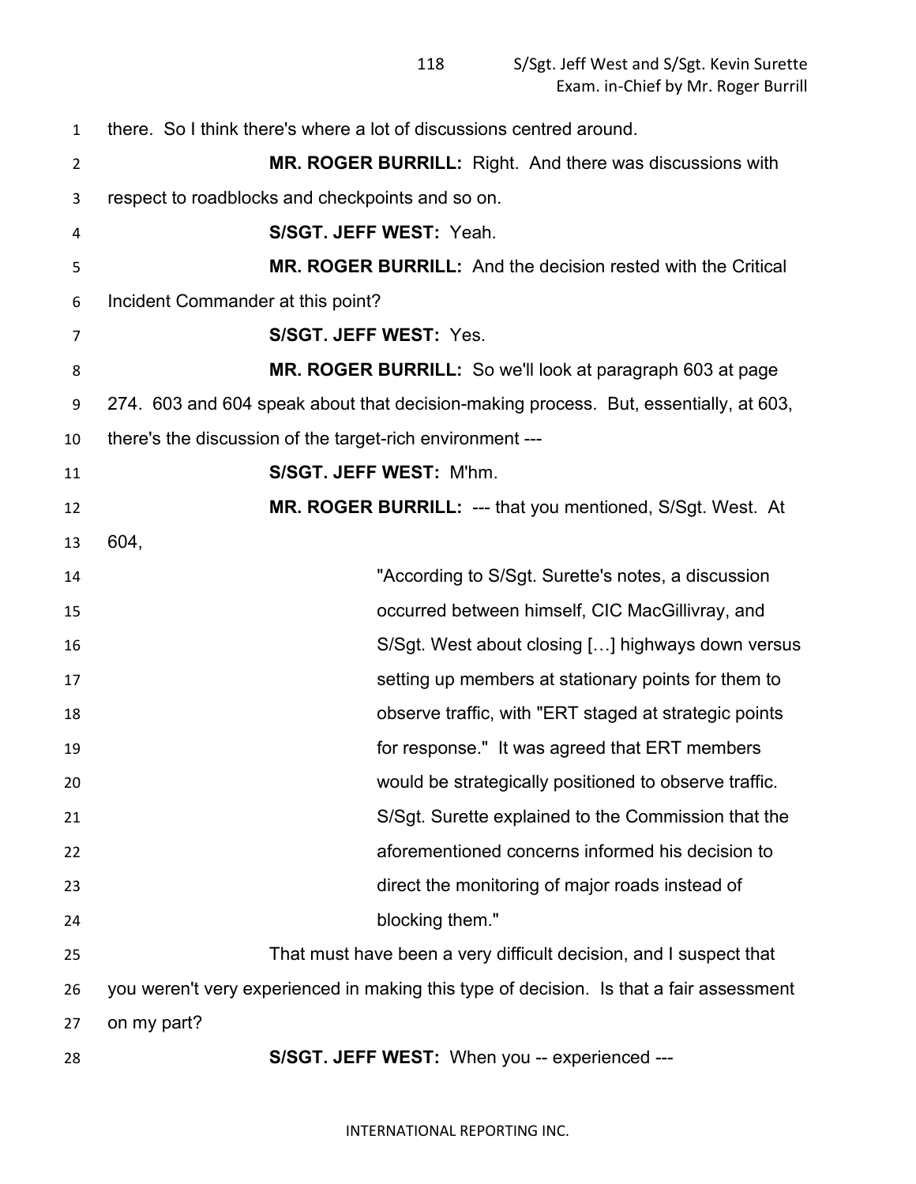there. So I think there's where a lot of discussions centred around.

**MR. ROGER BURRILL:** Right. And there was discussions with respect to roadblocks and checkpoints and so on.

**S/SGT. JEFF WEST:** Yeah.

**MR. ROGER BURRILL:** And the decision rested with the Critical Incident Commander at this point?

**S/SGT. JEFF WEST:** Yes.

**MR. ROGER BURRILL:** So we'll look at paragraph 603 at page 274. 603 and 604 speak about that decision-making process. But, essentially, at 603, there's the discussion of the target-rich environment ---

**S/SGT. JEFF WEST:** M'hm.

**MR. ROGER BURRILL:** --- that you mentioned, S/Sgt. West. At 604,

> "According to S/Sgt. Surette's notes, a discussion occurred between himself, CIC MacGillivray, and S/Sgt. West about closing […] highways down versus setting up members at stationary points for them to observe traffic, with "ERT staged at strategic points for response." It was agreed that ERT members would be strategically positioned to observe traffic. S/Sgt. Surette explained to the Commission that the aforementioned concerns informed his decision to direct the monitoring of major roads instead of blocking them."

That must have been a very difficult decision, and I suspect that you weren't very experienced in making this type of decision. Is that a fair assessment on my part?

**S/SGT. JEFF WEST:** When you -- experienced ---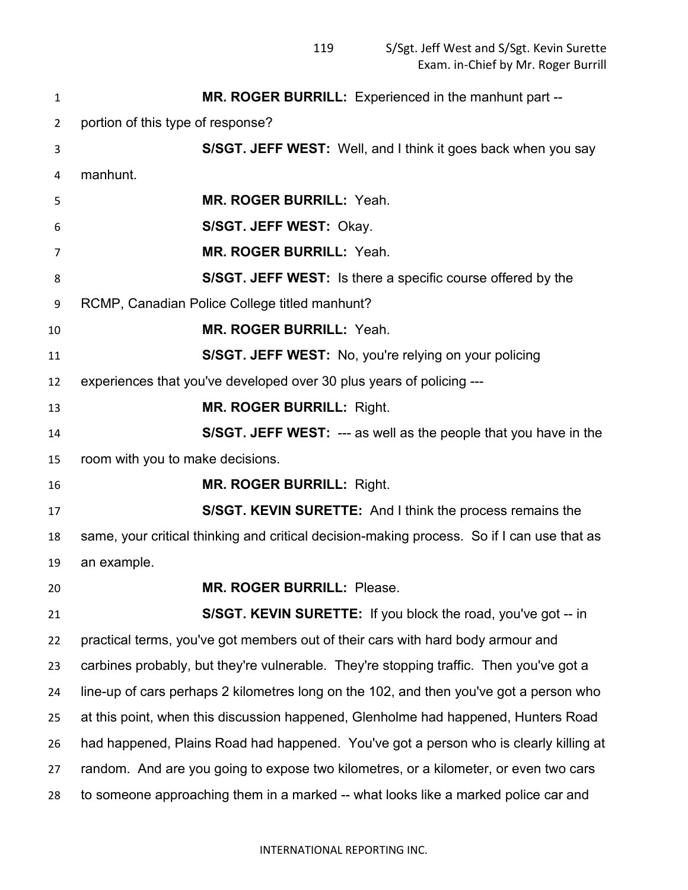**MR. ROGER BURRILL:** Experienced in the manhunt part -- portion of this type of response?

**S/SGT. JEFF WEST:** Well, and I think it goes back when you say manhunt.

**MR. ROGER BURRILL:** Yeah.

**S/SGT. JEFF WEST:** Okay.

**MR. ROGER BURRILL:** Yeah.

**S/SGT. JEFF WEST:** Is there a specific course offered by the RCMP, Canadian Police College titled manhunt?

**MR. ROGER BURRILL:** Yeah.

**S/SGT. JEFF WEST:** No, you're relying on your policing experiences that you've developed over 30 plus years of policing ---

**MR. ROGER BURRILL:** Right.

**S/SGT. JEFF WEST:** --- as well as the people that you have in the room with you to make decisions.

**MR. ROGER BURRILL:** Right.

**S/SGT. KEVIN SURETTE:** And I think the process remains the same, your critical thinking and critical decision-making process. So if I can use that as an example.

**MR. ROGER BURRILL:** Please.

**S/SGT. KEVIN SURETTE:** If you block the road, you've got -- in practical terms, you've got members out of their cars with hard body armour and carbines probably, but they're vulnerable. They're stopping traffic. Then you've got a line-up of cars perhaps 2 kilometres long on the 102, and then you've got a person who at this point, when this discussion happened, Glenholme had happened, Hunters Road had happened, Plains Road had happened. You've got a person who is clearly killing at random. And are you going to expose two kilometres, or a kilometer, or even two cars to someone approaching them in a marked -- what looks like a marked police car and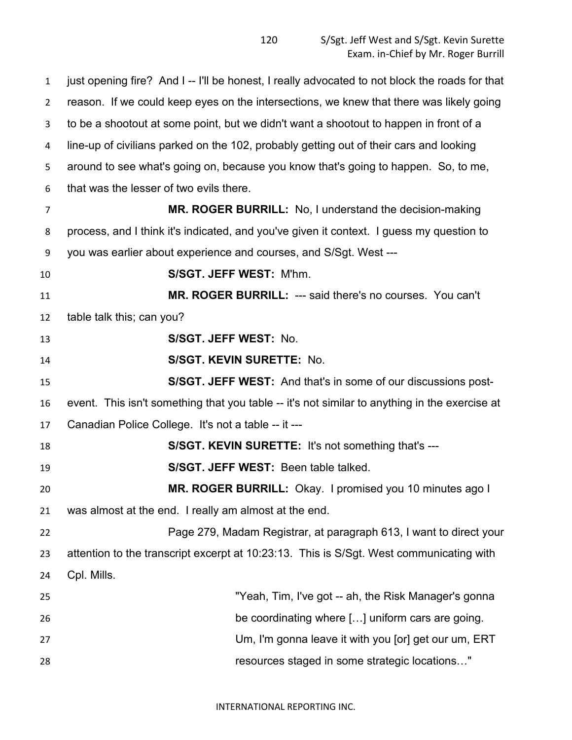just opening fire? And I -- I'll be honest, I really advocated to not block the roads for that reason. If we could keep eyes on the intersections, we knew that there was likely going to be a shootout at some point, but we didn't want a shootout to happen in front of a line-up of civilians parked on the 102, probably getting out of their cars and looking around to see what's going on, because you know that's going to happen. So, to me, that was the lesser of two evils there.

**MR. ROGER BURRILL:** No, I understand the decision-making process, and I think it's indicated, and you've given it context. I guess my question to you was earlier about experience and courses, and S/Sgt. West ---

**S/SGT. JEFF WEST:** M'hm.

**MR. ROGER BURRILL:** --- said there's no courses. You can't table talk this; can you?

**S/SGT. JEFF WEST:** No.

**S/SGT. KEVIN SURETTE:** No.

**S/SGT. JEFF WEST:** And that's in some of our discussions post-event. This isn't something that you table -- it's not similar to anything in the exercise at Canadian Police College. It's not a table -- it ---

**S/SGT. KEVIN SURETTE:** It's not something that's ---

**S/SGT. JEFF WEST:** Been table talked.

**MR. ROGER BURRILL:** Okay. I promised you 10 minutes ago I was almost at the end. I really am almost at the end.

Page 279, Madam Registrar, at paragraph 613, I want to direct your attention to the transcript excerpt at 10:23:13. This is S/Sgt. West communicating with Cpl. Mills.

> "Yeah, Tim, I've got -- ah, the Risk Manager's gonna be coordinating where […] uniform cars are going. Um, I'm gonna leave it with you [or] get our um, ERT resources staged in some strategic locations…"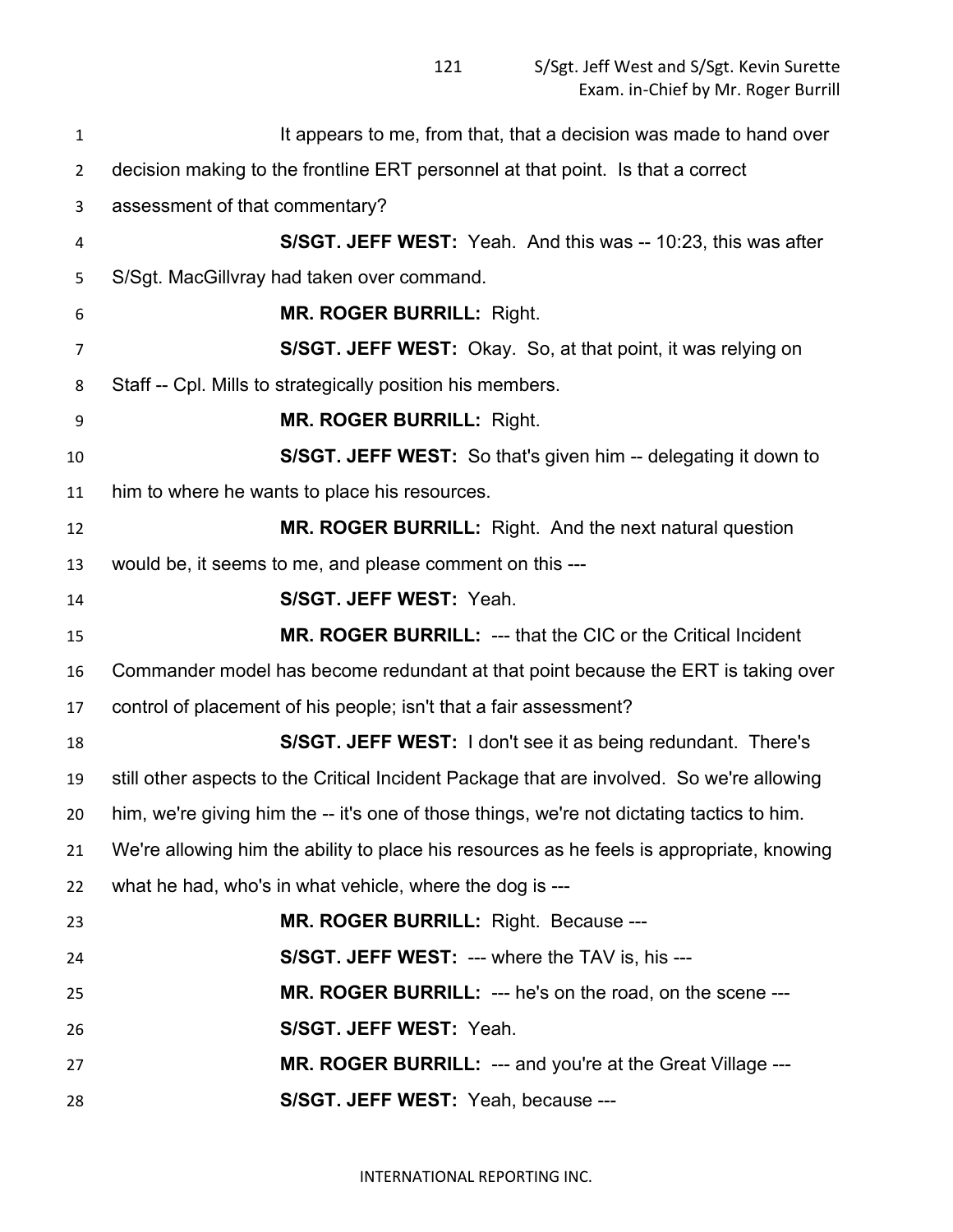It appears to me, from that, that a decision was made to hand over decision making to the frontline ERT personnel at that point. Is that a correct assessment of that commentary?

**S/SGT. JEFF WEST:** Yeah. And this was -- 10:23, this was after S/Sgt. MacGillvray had taken over command.

**MR. ROGER BURRILL:** Right.

**S/SGT. JEFF WEST:** Okay. So, at that point, it was relying on Staff -- Cpl. Mills to strategically position his members.

**MR. ROGER BURRILL:** Right.

**S/SGT. JEFF WEST:** So that's given him -- delegating it down to him to where he wants to place his resources.

**MR. ROGER BURRILL:** Right. And the next natural question would be, it seems to me, and please comment on this ---

**S/SGT. JEFF WEST:** Yeah.

**MR. ROGER BURRILL:** --- that the CIC or the Critical Incident Commander model has become redundant at that point because the ERT is taking over control of placement of his people; isn't that a fair assessment?

**S/SGT. JEFF WEST:** I don't see it as being redundant. There's still other aspects to the Critical Incident Package that are involved. So we're allowing him, we're giving him the -- it's one of those things, we're not dictating tactics to him. We're allowing him the ability to place his resources as he feels is appropriate, knowing what he had, who's in what vehicle, where the dog is ---

**MR. ROGER BURRILL:** Right. Because ---

**S/SGT. JEFF WEST:** --- where the TAV is, his ---

**MR. ROGER BURRILL:** --- he's on the road, on the scene ---

**S/SGT. JEFF WEST:** Yeah.

**MR. ROGER BURRILL:** --- and you're at the Great Village ---

**S/SGT. JEFF WEST:** Yeah, because ---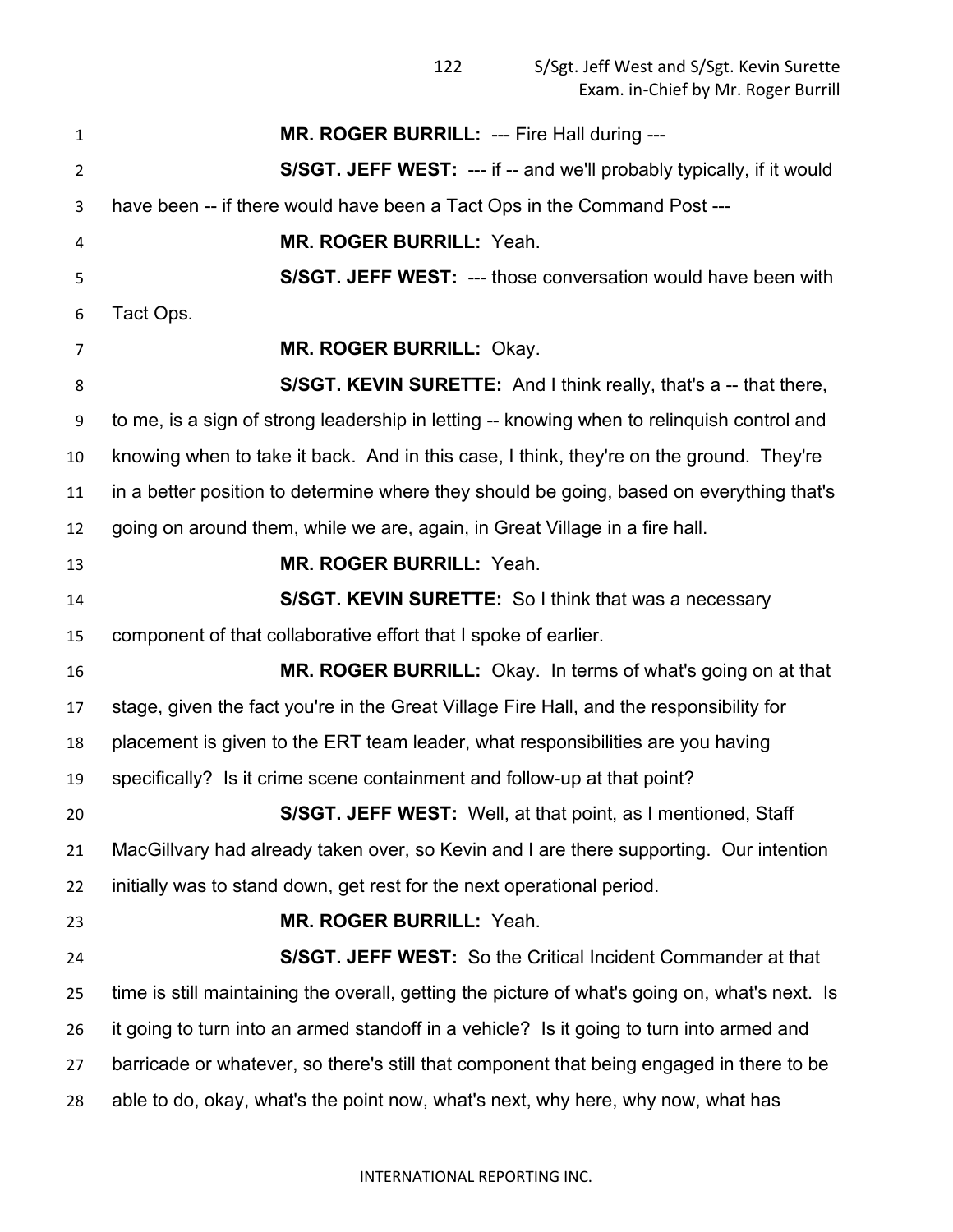**MR. ROGER BURRILL:** --- Fire Hall during ---

**S/SGT. JEFF WEST:** --- if -- and we'll probably typically, if it would have been -- if there would have been a Tact Ops in the Command Post ---

**MR. ROGER BURRILL:** Yeah.

**S/SGT. JEFF WEST:** --- those conversation would have been with Tact Ops.

**MR. ROGER BURRILL:** Okay.

**S/SGT. KEVIN SURETTE:** And I think really, that's a -- that there, to me, is a sign of strong leadership in letting -- knowing when to relinquish control and knowing when to take it back. And in this case, I think, they're on the ground. They're in a better position to determine where they should be going, based on everything that's going on around them, while we are, again, in Great Village in a fire hall.

**MR. ROGER BURRILL:** Yeah.

**S/SGT. KEVIN SURETTE:** So I think that was a necessary component of that collaborative effort that I spoke of earlier.

**MR. ROGER BURRILL:** Okay. In terms of what's going on at that stage, given the fact you're in the Great Village Fire Hall, and the responsibility for placement is given to the ERT team leader, what responsibilities are you having specifically? Is it crime scene containment and follow-up at that point?

**S/SGT. JEFF WEST:** Well, at that point, as I mentioned, Staff MacGillvary had already taken over, so Kevin and I are there supporting. Our intention initially was to stand down, get rest for the next operational period.

**MR. ROGER BURRILL:** Yeah.

**S/SGT. JEFF WEST:** So the Critical Incident Commander at that time is still maintaining the overall, getting the picture of what's going on, what's next. Is it going to turn into an armed standoff in a vehicle? Is it going to turn into armed and barricade or whatever, so there's still that component that being engaged in there to be able to do, okay, what's the point now, what's next, why here, why now, what has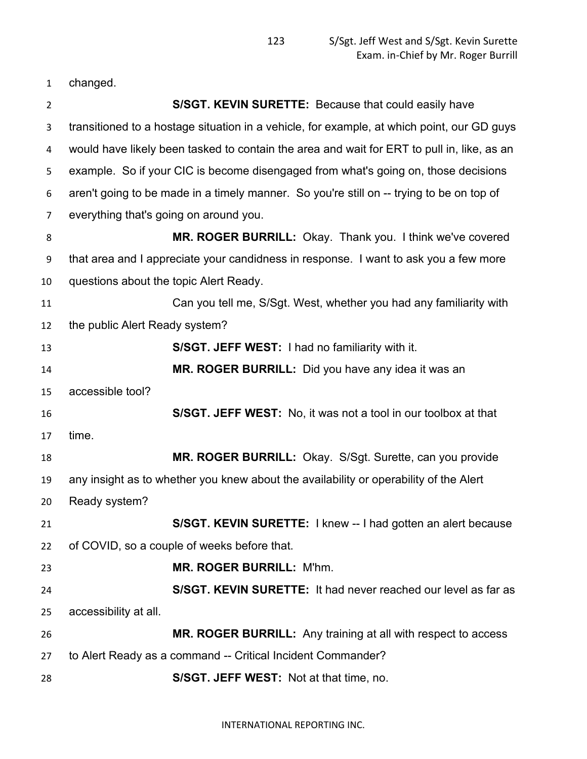changed.

**S/SGT. KEVIN SURETTE:** Because that could easily have transitioned to a hostage situation in a vehicle, for example, at which point, our GD guys would have likely been tasked to contain the area and wait for ERT to pull in, like, as an example. So if your CIC is become disengaged from what's going on, those decisions aren't going to be made in a timely manner. So you're still on -- trying to be on top of everything that's going on around you.

**MR. ROGER BURRILL:** Okay. Thank you. I think we've covered that area and I appreciate your candidness in response. I want to ask you a few more questions about the topic Alert Ready.

Can you tell me, S/Sgt. West, whether you had any familiarity with the public Alert Ready system?

**S/SGT. JEFF WEST:** I had no familiarity with it.

**MR. ROGER BURRILL:** Did you have any idea it was an accessible tool?

**S/SGT. JEFF WEST:** No, it was not a tool in our toolbox at that time.

**MR. ROGER BURRILL:** Okay. S/Sgt. Surette, can you provide any insight as to whether you knew about the availability or operability of the Alert Ready system?

**S/SGT. KEVIN SURETTE:** I knew -- I had gotten an alert because of COVID, so a couple of weeks before that.

**MR. ROGER BURRILL:** M'hm.

**S/SGT. KEVIN SURETTE:** It had never reached our level as far as accessibility at all.

**MR. ROGER BURRILL:** Any training at all with respect to access to Alert Ready as a command -- Critical Incident Commander?

**S/SGT. JEFF WEST:** Not at that time, no.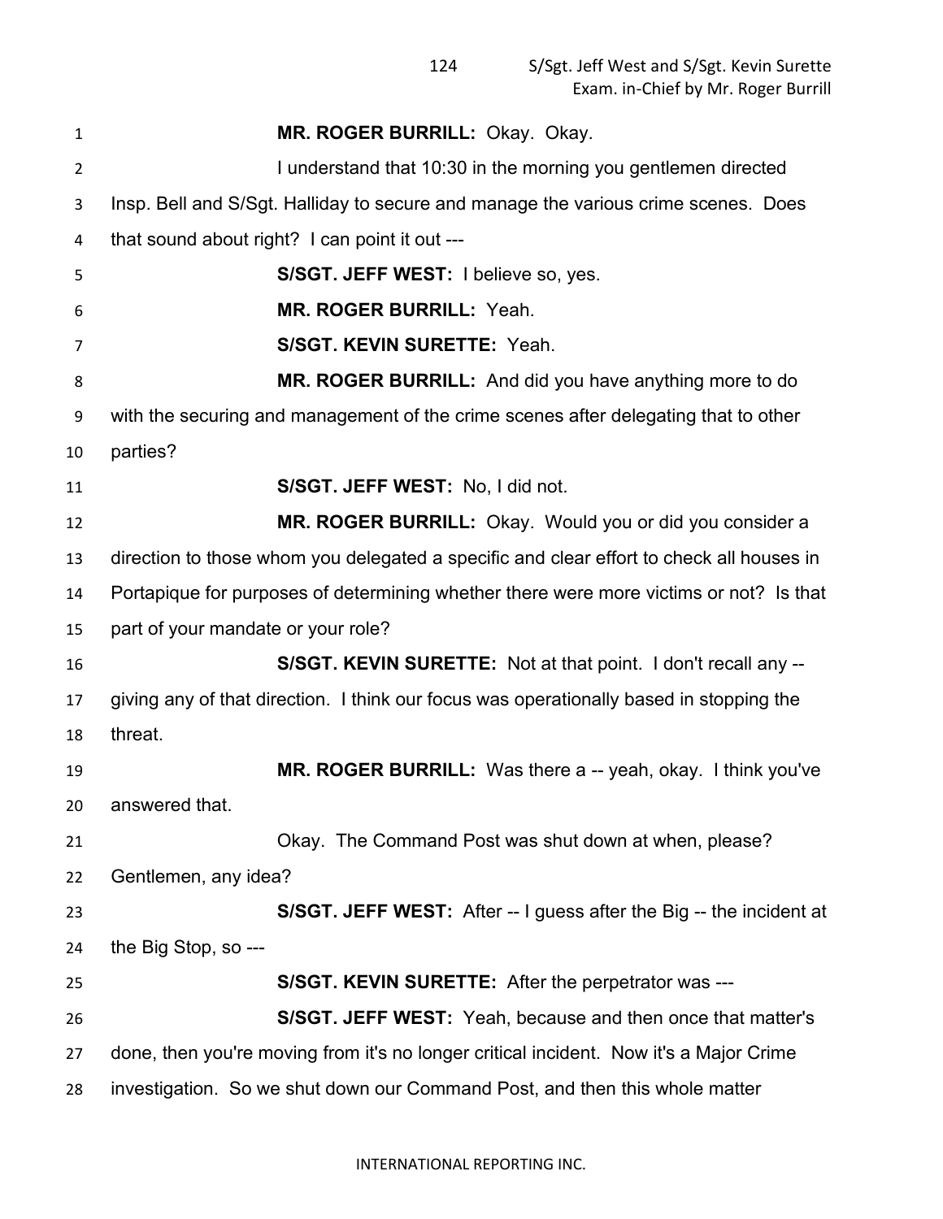**MR. ROGER BURRILL:** Okay. Okay.

I understand that 10:30 in the morning you gentlemen directed Insp. Bell and S/Sgt. Halliday to secure and manage the various crime scenes. Does that sound about right? I can point it out ---

**S/SGT. JEFF WEST:** I believe so, yes.

**MR. ROGER BURRILL:** Yeah.

**S/SGT. KEVIN SURETTE:** Yeah.

**MR. ROGER BURRILL:** And did you have anything more to do with the securing and management of the crime scenes after delegating that to other parties?

**S/SGT. JEFF WEST:** No, I did not.

**MR. ROGER BURRILL:** Okay. Would you or did you consider a direction to those whom you delegated a specific and clear effort to check all houses in Portapique for purposes of determining whether there were more victims or not? Is that part of your mandate or your role?

**S/SGT. KEVIN SURETTE:** Not at that point. I don't recall any -- giving any of that direction. I think our focus was operationally based in stopping the threat.

**MR. ROGER BURRILL:** Was there a -- yeah, okay. I think you've answered that.

Okay. The Command Post was shut down at when, please? Gentlemen, any idea?

**S/SGT. JEFF WEST:** After -- I guess after the Big -- the incident at the Big Stop, so ---

**S/SGT. KEVIN SURETTE:** After the perpetrator was ---

**S/SGT. JEFF WEST:** Yeah, because and then once that matter's done, then you're moving from it's no longer critical incident. Now it's a Major Crime investigation. So we shut down our Command Post, and then this whole matter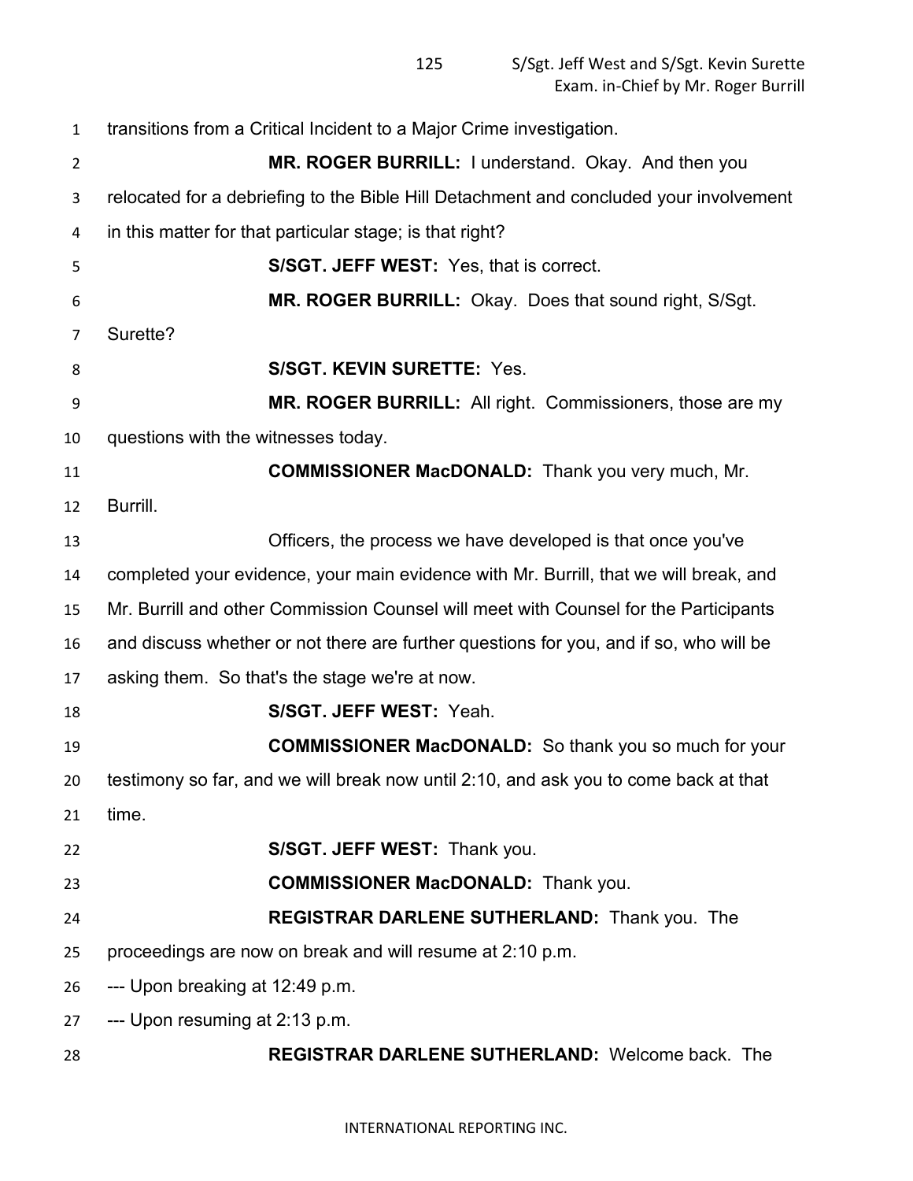transitions from a Critical Incident to a Major Crime investigation.

**MR. ROGER BURRILL:** I understand. Okay. And then you relocated for a debriefing to the Bible Hill Detachment and concluded your involvement in this matter for that particular stage; is that right?

**S/SGT. JEFF WEST:** Yes, that is correct.

**MR. ROGER BURRILL:** Okay. Does that sound right, S/Sgt. Surette?

**S/SGT. KEVIN SURETTE:** Yes.

**MR. ROGER BURRILL:** All right. Commissioners, those are my questions with the witnesses today.

**COMMISSIONER MacDONALD:** Thank you very much, Mr. Burrill.

Officers, the process we have developed is that once you've completed your evidence, your main evidence with Mr. Burrill, that we will break, and Mr. Burrill and other Commission Counsel will meet with Counsel for the Participants and discuss whether or not there are further questions for you, and if so, who will be asking them. So that's the stage we're at now.

**S/SGT. JEFF WEST:** Yeah.

**COMMISSIONER MacDONALD:** So thank you so much for your testimony so far, and we will break now until 2:10, and ask you to come back at that time.

**S/SGT. JEFF WEST:** Thank you.

**COMMISSIONER MacDONALD:** Thank you.

**REGISTRAR DARLENE SUTHERLAND:** Thank you. The proceedings are now on break and will resume at 2:10 p.m.

--- Upon breaking at 12:49 p.m.

--- Upon resuming at 2:13 p.m.

**REGISTRAR DARLENE SUTHERLAND:** Welcome back. The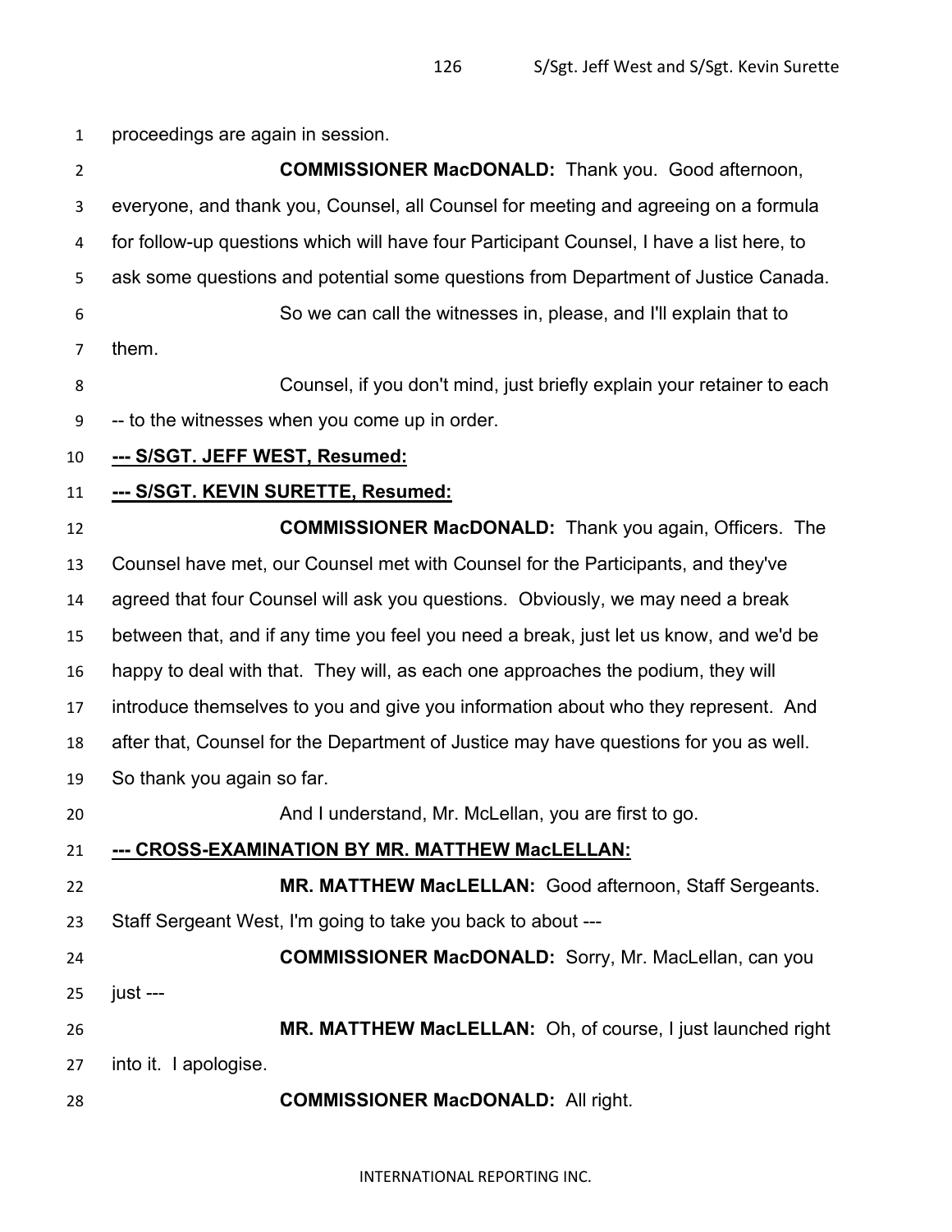proceedings are again in session.

**COMMISSIONER MacDONALD:** Thank you. Good afternoon, everyone, and thank you, Counsel, all Counsel for meeting and agreeing on a formula for follow-up questions which will have four Participant Counsel, I have a list here, to ask some questions and potential some questions from Department of Justice Canada.

So we can call the witnesses in, please, and I'll explain that to them.

Counsel, if you don't mind, just briefly explain your retainer to each -- to the witnesses when you come up in order.

**--- S/SGT. JEFF WEST, Resumed:**

**--- S/SGT. KEVIN SURETTE, Resumed:**

**COMMISSIONER MacDONALD:** Thank you again, Officers. The Counsel have met, our Counsel met with Counsel for the Participants, and they've agreed that four Counsel will ask you questions. Obviously, we may need a break between that, and if any time you feel you need a break, just let us know, and we'd be happy to deal with that. They will, as each one approaches the podium, they will introduce themselves to you and give you information about who they represent. And after that, Counsel for the Department of Justice may have questions for you as well. So thank you again so far.

And I understand, Mr. McLellan, you are first to go.

**--- CROSS-EXAMINATION BY MR. MATTHEW MacLELLAN:**

**MR. MATTHEW MacLELLAN:** Good afternoon, Staff Sergeants. Staff Sergeant West, I'm going to take you back to about ---

**COMMISSIONER MacDONALD:** Sorry, Mr. MacLellan, can you just ---

**MR. MATTHEW MacLELLAN:** Oh, of course, I just launched right into it. I apologise.

**COMMISSIONER MacDONALD:** All right.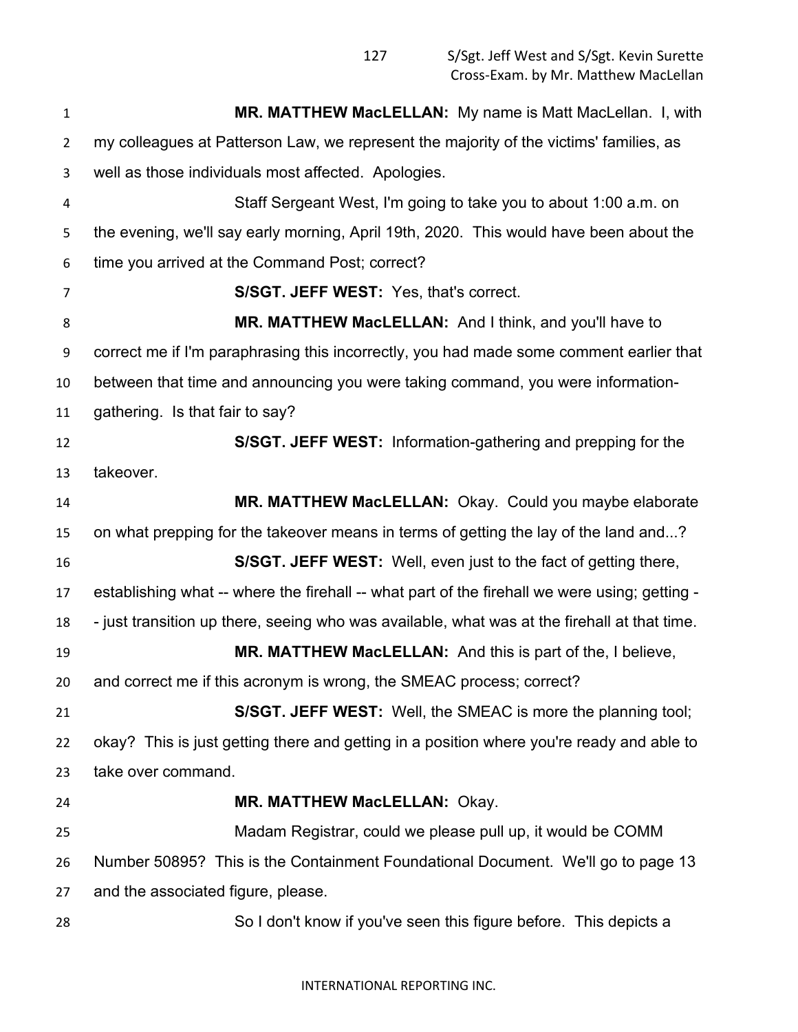**MR. MATTHEW MacLELLAN:** My name is Matt MacLellan. I, with my colleagues at Patterson Law, we represent the majority of the victims' families, as well as those individuals most affected. Apologies.

Staff Sergeant West, I'm going to take you to about 1:00 a.m. on the evening, we'll say early morning, April 19th, 2020. This would have been about the time you arrived at the Command Post; correct?

**S/SGT. JEFF WEST:** Yes, that's correct.

**MR. MATTHEW MacLELLAN:** And I think, and you'll have to correct me if I'm paraphrasing this incorrectly, you had made some comment earlier that between that time and announcing you were taking command, you were information-gathering. Is that fair to say?

**S/SGT. JEFF WEST:** Information-gathering and prepping for the takeover.

**MR. MATTHEW MacLELLAN:** Okay. Could you maybe elaborate on what prepping for the takeover means in terms of getting the lay of the land and...?

**S/SGT. JEFF WEST:** Well, even just to the fact of getting there, establishing what -- where the firehall -- what part of the firehall we were using; getting -- just transition up there, seeing who was available, what was at the firehall at that time.

**MR. MATTHEW MacLELLAN:** And this is part of the, I believe, and correct me if this acronym is wrong, the SMEAC process; correct?

**S/SGT. JEFF WEST:** Well, the SMEAC is more the planning tool; okay? This is just getting there and getting in a position where you're ready and able to take over command.

**MR. MATTHEW MacLELLAN:** Okay.

Madam Registrar, could we please pull up, it would be COMM Number 50895? This is the Containment Foundational Document. We'll go to page 13 and the associated figure, please.

So I don't know if you've seen this figure before. This depicts a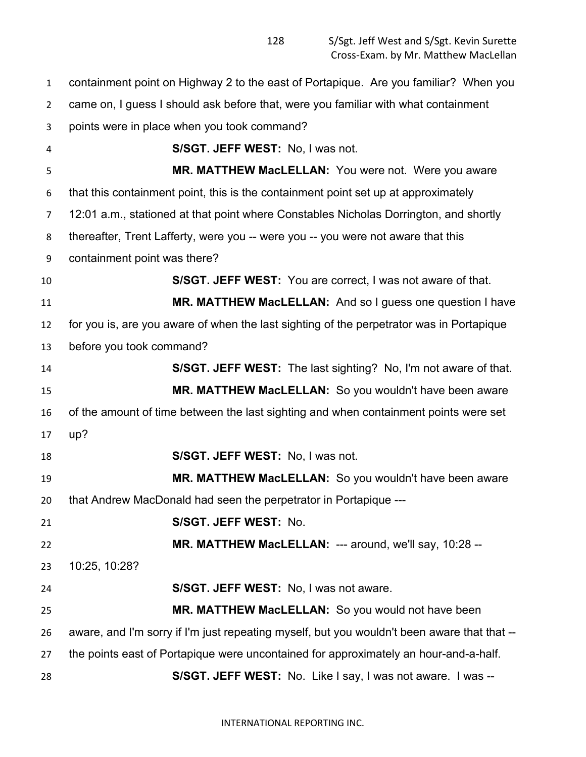containment point on Highway 2 to the east of Portapique. Are you familiar? When you came on, I guess I should ask before that, were you familiar with what containment points were in place when you took command?

**S/SGT. JEFF WEST:** No, I was not.

**MR. MATTHEW MacLELLAN:** You were not. Were you aware that this containment point, this is the containment point set up at approximately 12:01 a.m., stationed at that point where Constables Nicholas Dorrington, and shortly thereafter, Trent Lafferty, were you -- were you -- you were not aware that this containment point was there?

**S/SGT. JEFF WEST:** You are correct, I was not aware of that.

**MR. MATTHEW MacLELLAN:** And so I guess one question I have for you is, are you aware of when the last sighting of the perpetrator was in Portapique before you took command?

**S/SGT. JEFF WEST:** The last sighting? No, I'm not aware of that.

**MR. MATTHEW MacLELLAN:** So you wouldn't have been aware of the amount of time between the last sighting and when containment points were set up?

**S/SGT. JEFF WEST:** No, I was not.

**MR. MATTHEW MacLELLAN:** So you wouldn't have been aware that Andrew MacDonald had seen the perpetrator in Portapique ---

**S/SGT. JEFF WEST:** No.

**MR. MATTHEW MacLELLAN:** --- around, we'll say, 10:28 -- 10:25, 10:28?

**S/SGT. JEFF WEST:** No, I was not aware.

**MR. MATTHEW MacLELLAN:** So you would not have been aware, and I'm sorry if I'm just repeating myself, but you wouldn't been aware that that -- the points east of Portapique were uncontained for approximately an hour-and-a-half.

**S/SGT. JEFF WEST:** No. Like I say, I was not aware. I was --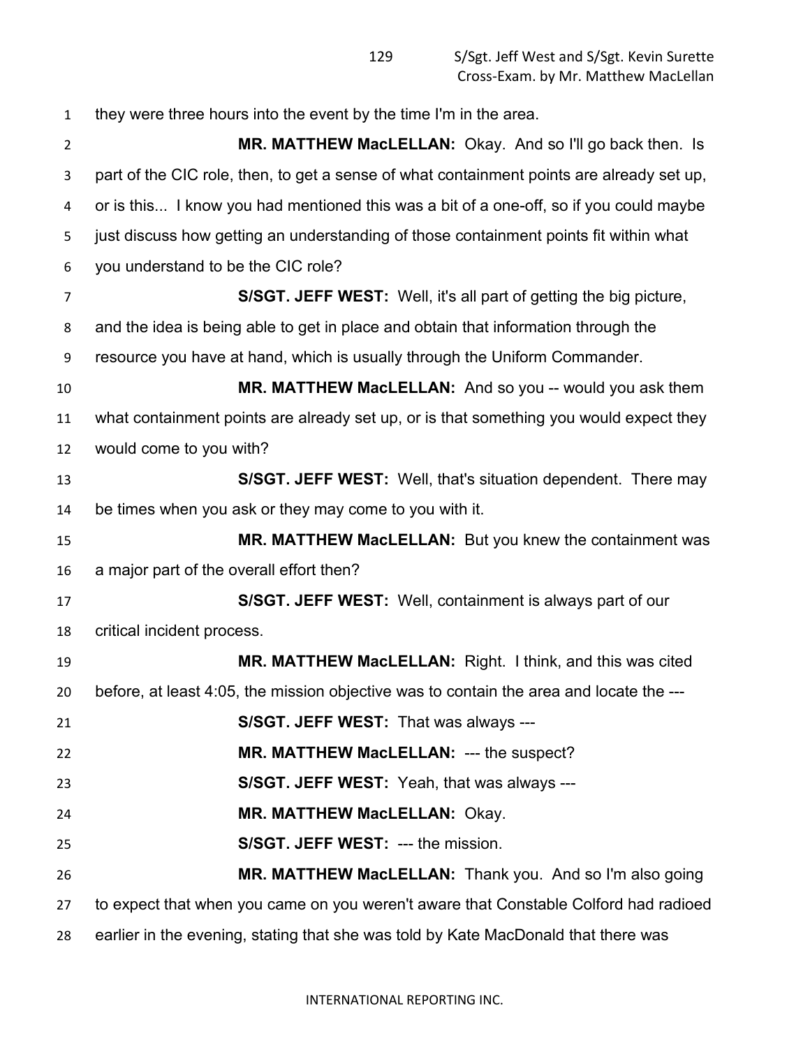they were three hours into the event by the time I'm in the area.

**MR. MATTHEW MacLELLAN:** Okay. And so I'll go back then. Is part of the CIC role, then, to get a sense of what containment points are already set up, or is this... I know you had mentioned this was a bit of a one-off, so if you could maybe just discuss how getting an understanding of those containment points fit within what you understand to be the CIC role?

**S/SGT. JEFF WEST:** Well, it's all part of getting the big picture, and the idea is being able to get in place and obtain that information through the resource you have at hand, which is usually through the Uniform Commander.

**MR. MATTHEW MacLELLAN:** And so you -- would you ask them what containment points are already set up, or is that something you would expect they would come to you with?

**S/SGT. JEFF WEST:** Well, that's situation dependent. There may be times when you ask or they may come to you with it.

**MR. MATTHEW MacLELLAN:** But you knew the containment was a major part of the overall effort then?

**S/SGT. JEFF WEST:** Well, containment is always part of our critical incident process.

**MR. MATTHEW MacLELLAN:** Right. I think, and this was cited before, at least 4:05, the mission objective was to contain the area and locate the ---

**S/SGT. JEFF WEST:** That was always ---

**MR. MATTHEW MacLELLAN:** --- the suspect?

**S/SGT. JEFF WEST:** Yeah, that was always ---

**MR. MATTHEW MacLELLAN:** Okay.

**S/SGT. JEFF WEST:** --- the mission.

**MR. MATTHEW MacLELLAN:** Thank you. And so I'm also going to expect that when you came on you weren't aware that Constable Colford had radioed earlier in the evening, stating that she was told by Kate MacDonald that there was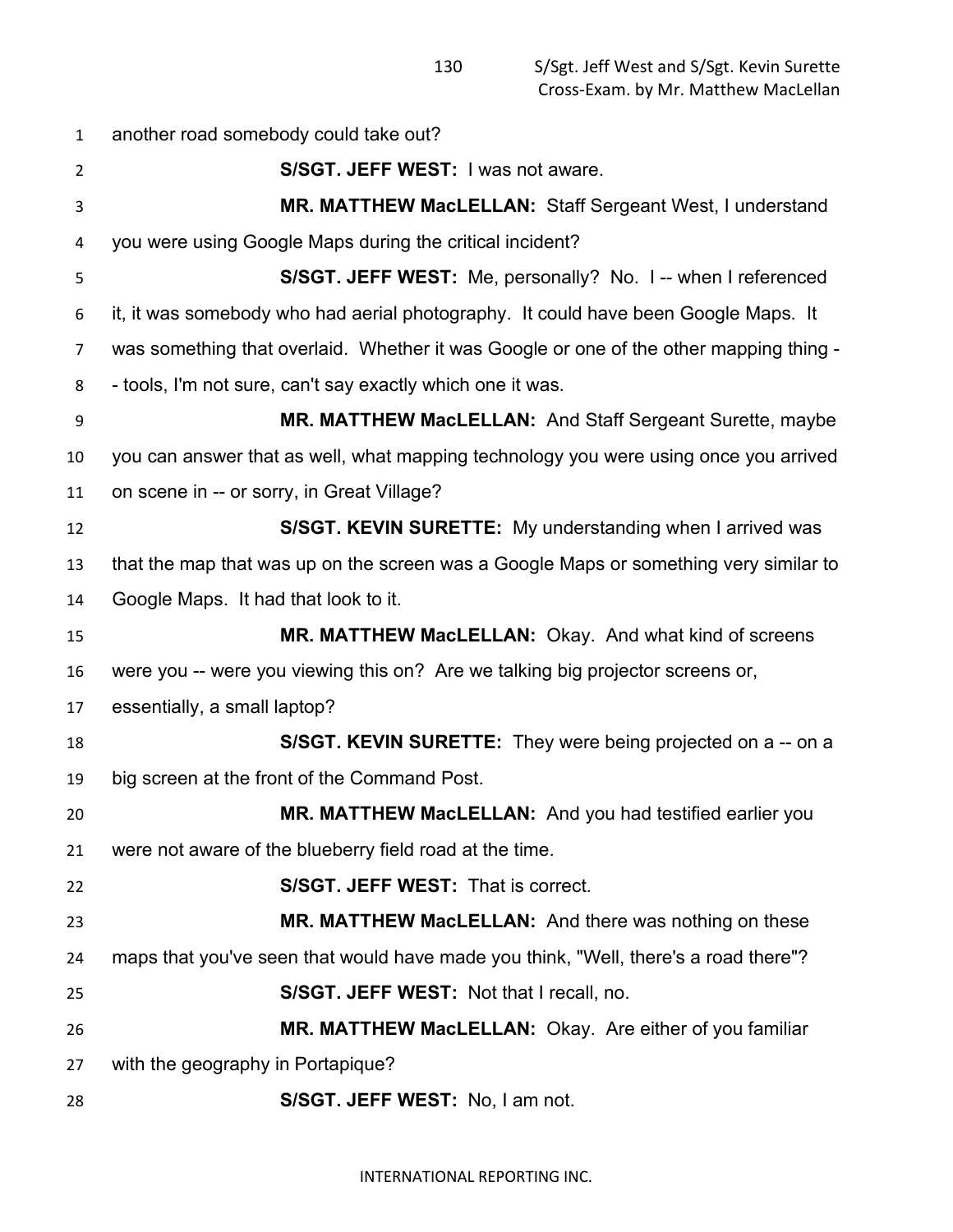another road somebody could take out?

**S/SGT. JEFF WEST:** I was not aware.

**MR. MATTHEW MacLELLAN:** Staff Sergeant West, I understand you were using Google Maps during the critical incident?

**S/SGT. JEFF WEST:** Me, personally? No. I -- when I referenced it, it was somebody who had aerial photography. It could have been Google Maps. It was something that overlaid. Whether it was Google or one of the other mapping thing -- tools, I'm not sure, can't say exactly which one it was.

**MR. MATTHEW MacLELLAN:** And Staff Sergeant Surette, maybe you can answer that as well, what mapping technology you were using once you arrived on scene in -- or sorry, in Great Village?

**S/SGT. KEVIN SURETTE:** My understanding when I arrived was that the map that was up on the screen was a Google Maps or something very similar to Google Maps. It had that look to it.

**MR. MATTHEW MacLELLAN:** Okay. And what kind of screens were you -- were you viewing this on? Are we talking big projector screens or, essentially, a small laptop?

**S/SGT. KEVIN SURETTE:** They were being projected on a -- on a big screen at the front of the Command Post.

**MR. MATTHEW MacLELLAN:** And you had testified earlier you were not aware of the blueberry field road at the time.

**S/SGT. JEFF WEST:** That is correct.

**MR. MATTHEW MacLELLAN:** And there was nothing on these maps that you've seen that would have made you think, "Well, there's a road there"?

**S/SGT. JEFF WEST:** Not that I recall, no.

**MR. MATTHEW MacLELLAN:** Okay. Are either of you familiar with the geography in Portapique?

**S/SGT. JEFF WEST:** No, I am not.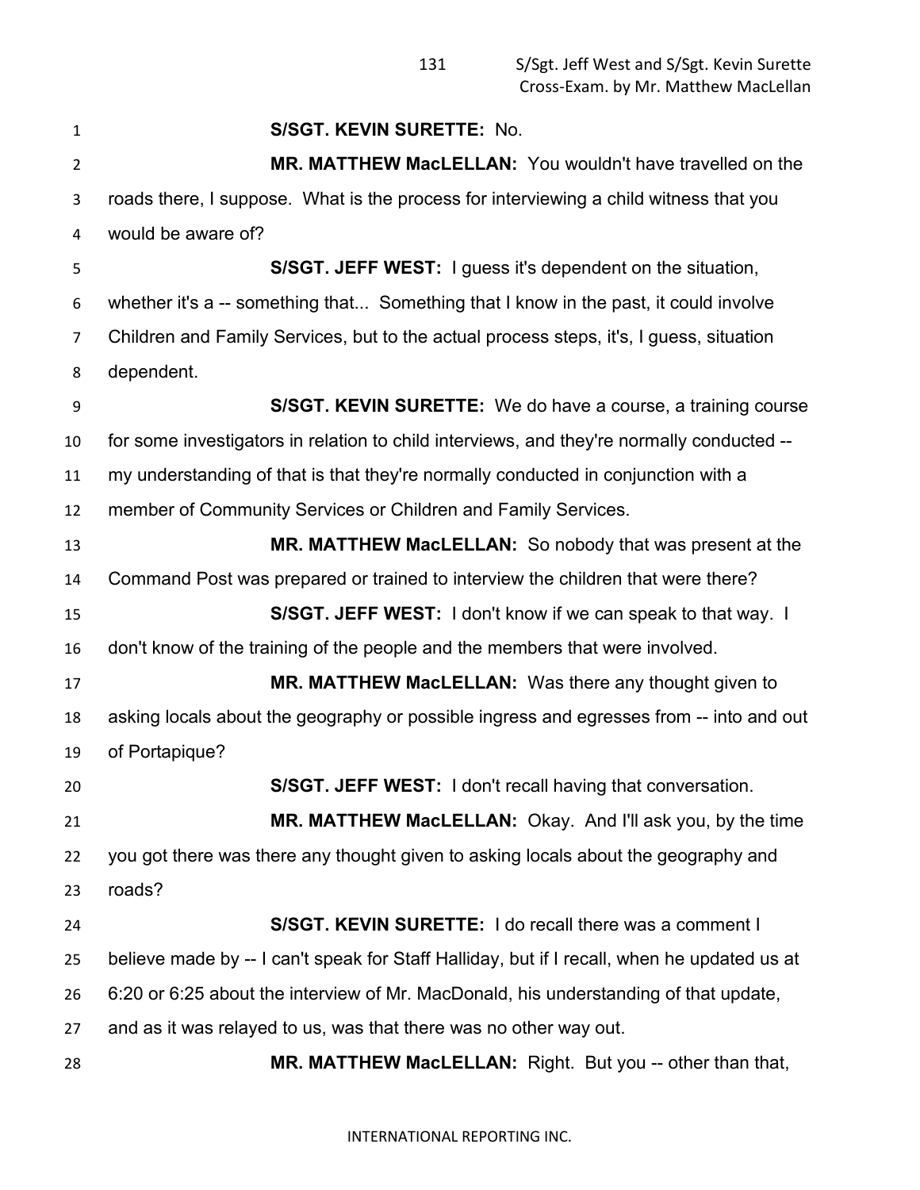**S/SGT. KEVIN SURETTE:** No.

**MR. MATTHEW MacLELLAN:** You wouldn't have travelled on the roads there, I suppose. What is the process for interviewing a child witness that you would be aware of?

**S/SGT. JEFF WEST:** I guess it's dependent on the situation, whether it's a -- something that... Something that I know in the past, it could involve Children and Family Services, but to the actual process steps, it's, I guess, situation dependent.

**S/SGT. KEVIN SURETTE:** We do have a course, a training course for some investigators in relation to child interviews, and they're normally conducted -- my understanding of that is that they're normally conducted in conjunction with a member of Community Services or Children and Family Services.

**MR. MATTHEW MacLELLAN:** So nobody that was present at the Command Post was prepared or trained to interview the children that were there?

**S/SGT. JEFF WEST:** I don't know if we can speak to that way. I don't know of the training of the people and the members that were involved.

**MR. MATTHEW MacLELLAN:** Was there any thought given to asking locals about the geography or possible ingress and egresses from -- into and out of Portapique?

**S/SGT. JEFF WEST:** I don't recall having that conversation.

**MR. MATTHEW MacLELLAN:** Okay. And I'll ask you, by the time you got there was there any thought given to asking locals about the geography and roads?

**S/SGT. KEVIN SURETTE:** I do recall there was a comment I believe made by -- I can't speak for Staff Halliday, but if I recall, when he updated us at 6:20 or 6:25 about the interview of Mr. MacDonald, his understanding of that update, and as it was relayed to us, was that there was no other way out.

**MR. MATTHEW MacLELLAN:** Right. But you -- other than that,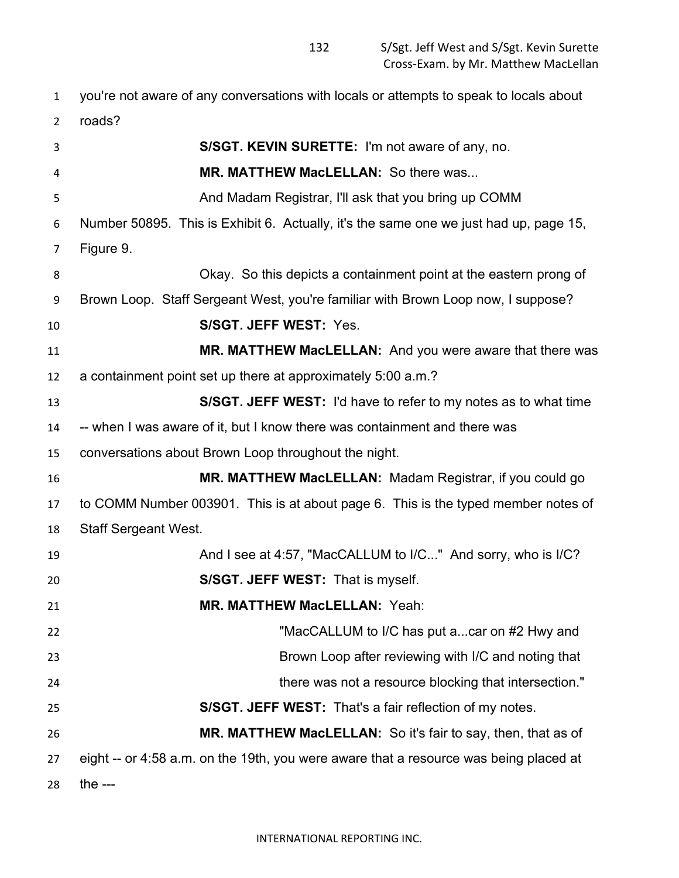you're not aware of any conversations with locals or attempts to speak to locals about roads?

**S/SGT. KEVIN SURETTE:** I'm not aware of any, no.

**MR. MATTHEW MacLELLAN:** So there was...

And Madam Registrar, I'll ask that you bring up COMM Number 50895. This is Exhibit 6. Actually, it's the same one we just had up, page 15, Figure 9.

Okay. So this depicts a containment point at the eastern prong of Brown Loop. Staff Sergeant West, you're familiar with Brown Loop now, I suppose?

**S/SGT. JEFF WEST:** Yes.

**MR. MATTHEW MacLELLAN:** And you were aware that there was a containment point set up there at approximately 5:00 a.m.?

**S/SGT. JEFF WEST:** I'd have to refer to my notes as to what time -- when I was aware of it, but I know there was containment and there was conversations about Brown Loop throughout the night.

**MR. MATTHEW MacLELLAN:** Madam Registrar, if you could go to COMM Number 003901. This is at about page 6. This is the typed member notes of Staff Sergeant West.

And I see at 4:57, "MacCALLUM to I/C..." And sorry, who is I/C?

**S/SGT. JEFF WEST:** That is myself.

**MR. MATTHEW MacLELLAN:** Yeah:

> "MacCALLUM to I/C has put a...car on #2 Hwy and Brown Loop after reviewing with I/C and noting that there was not a resource blocking that intersection."

**S/SGT. JEFF WEST:** That's a fair reflection of my notes.

**MR. MATTHEW MacLELLAN:** So it's fair to say, then, that as of eight -- or 4:58 a.m. on the 19th, you were aware that a resource was being placed at the ---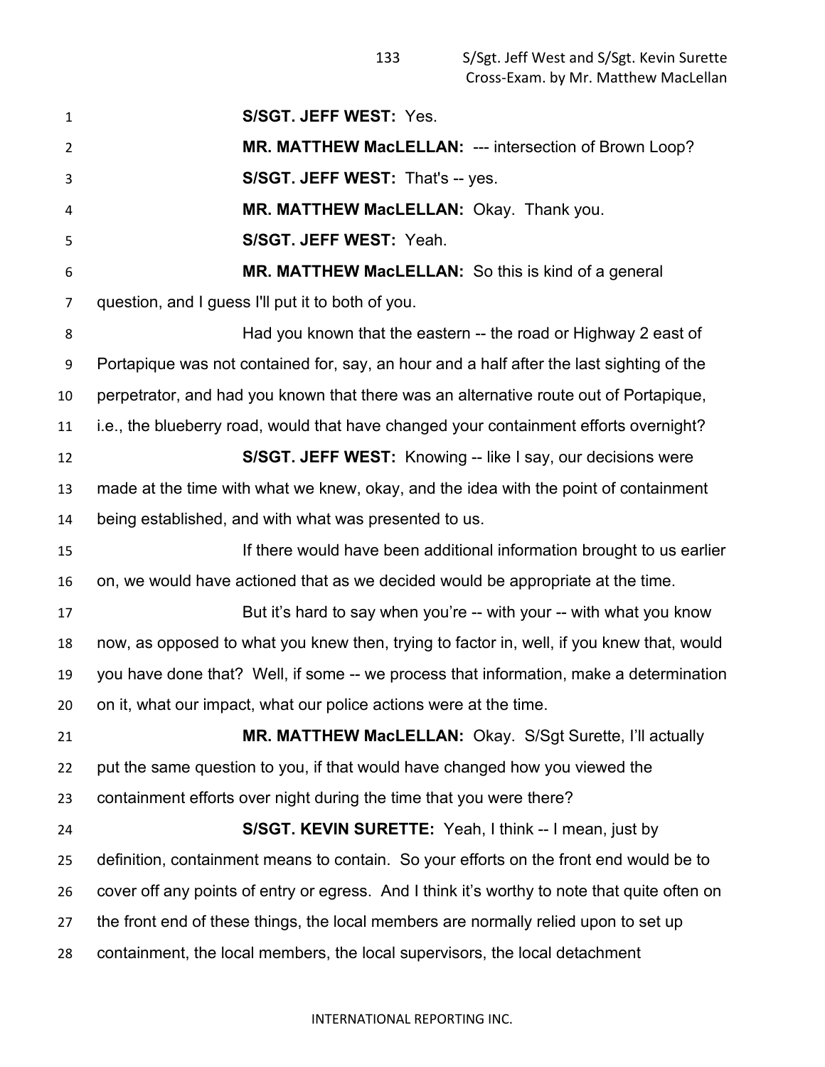**S/SGT. JEFF WEST:** Yes.

**MR. MATTHEW MacLELLAN:** --- intersection of Brown Loop?

**S/SGT. JEFF WEST:** That's -- yes.

**MR. MATTHEW MacLELLAN:** Okay. Thank you.

**S/SGT. JEFF WEST:** Yeah.

**MR. MATTHEW MacLELLAN:** So this is kind of a general question, and I guess I'll put it to both of you.

Had you known that the eastern -- the road or Highway 2 east of Portapique was not contained for, say, an hour and a half after the last sighting of the perpetrator, and had you known that there was an alternative route out of Portapique, i.e., the blueberry road, would that have changed your containment efforts overnight?

**S/SGT. JEFF WEST:** Knowing -- like I say, our decisions were made at the time with what we knew, okay, and the idea with the point of containment being established, and with what was presented to us.

If there would have been additional information brought to us earlier on, we would have actioned that as we decided would be appropriate at the time.

But it's hard to say when you're -- with your -- with what you know now, as opposed to what you knew then, trying to factor in, well, if you knew that, would you have done that? Well, if some -- we process that information, make a determination on it, what our impact, what our police actions were at the time.

**MR. MATTHEW MacLELLAN:** Okay. S/Sgt Surette, I'll actually put the same question to you, if that would have changed how you viewed the containment efforts over night during the time that you were there?

**S/SGT. KEVIN SURETTE:** Yeah, I think -- I mean, just by definition, containment means to contain. So your efforts on the front end would be to cover off any points of entry or egress. And I think it's worthy to note that quite often on the front end of these things, the local members are normally relied upon to set up containment, the local members, the local supervisors, the local detachment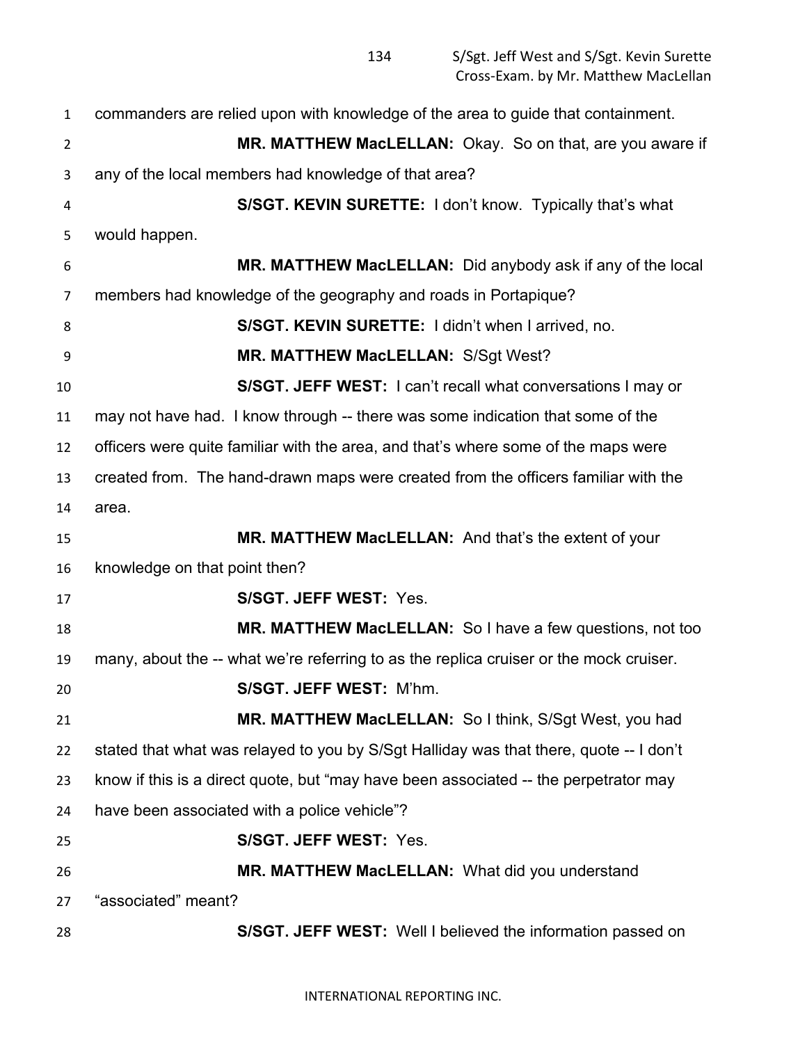commanders are relied upon with knowledge of the area to guide that containment.

**MR. MATTHEW MacLELLAN:** Okay. So on that, are you aware if any of the local members had knowledge of that area?

**S/SGT. KEVIN SURETTE:** I don't know. Typically that's what would happen.

**MR. MATTHEW MacLELLAN:** Did anybody ask if any of the local members had knowledge of the geography and roads in Portapique?

**S/SGT. KEVIN SURETTE:** I didn't when I arrived, no.

**MR. MATTHEW MacLELLAN:** S/Sgt West?

**S/SGT. JEFF WEST:** I can't recall what conversations I may or may not have had. I know through -- there was some indication that some of the officers were quite familiar with the area, and that's where some of the maps were created from. The hand-drawn maps were created from the officers familiar with the area.

**MR. MATTHEW MacLELLAN:** And that's the extent of your knowledge on that point then?

**S/SGT. JEFF WEST:** Yes.

**MR. MATTHEW MacLELLAN:** So I have a few questions, not too many, about the -- what we're referring to as the replica cruiser or the mock cruiser.

**S/SGT. JEFF WEST:** M'hm.

**MR. MATTHEW MacLELLAN:** So I think, S/Sgt West, you had stated that what was relayed to you by S/Sgt Halliday was that there, quote -- I don't know if this is a direct quote, but "may have been associated -- the perpetrator may have been associated with a police vehicle"?

**S/SGT. JEFF WEST:** Yes.

**MR. MATTHEW MacLELLAN:** What did you understand "associated" meant?

**S/SGT. JEFF WEST:** Well I believed the information passed on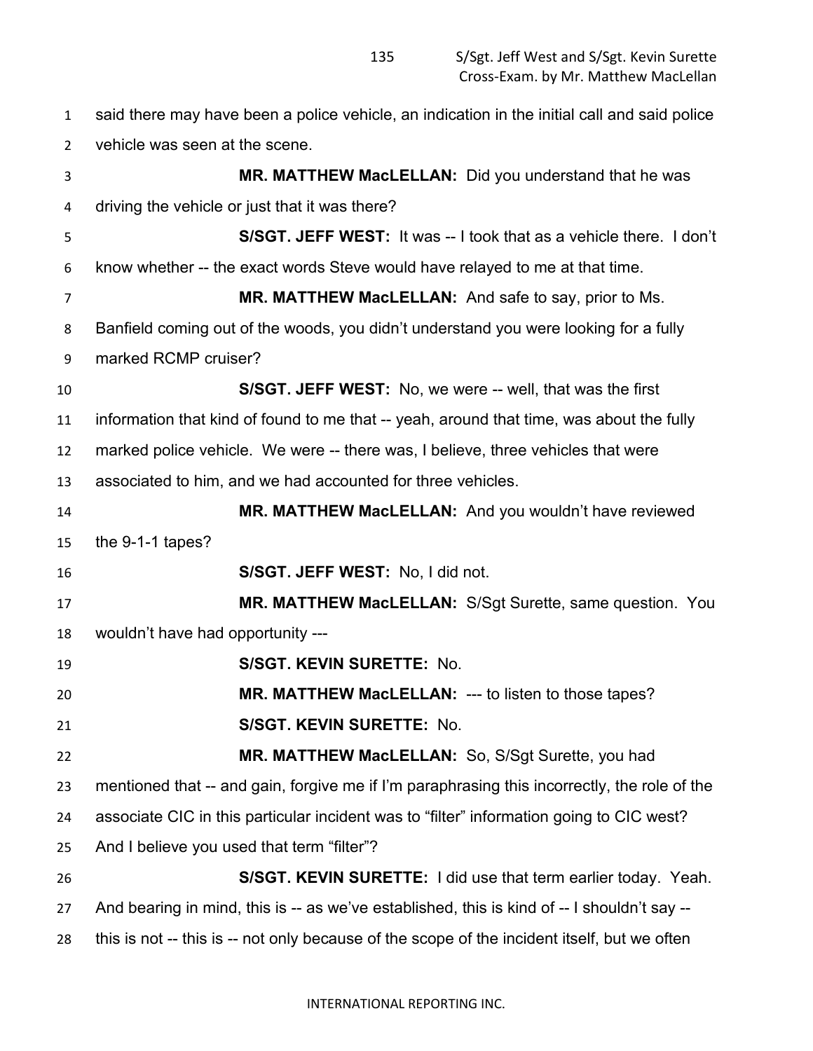said there may have been a police vehicle, an indication in the initial call and said police vehicle was seen at the scene.

**MR. MATTHEW MacLELLAN:** Did you understand that he was driving the vehicle or just that it was there?

**S/SGT. JEFF WEST:** It was -- I took that as a vehicle there. I don't know whether -- the exact words Steve would have relayed to me at that time.

**MR. MATTHEW MacLELLAN:** And safe to say, prior to Ms. Banfield coming out of the woods, you didn't understand you were looking for a fully marked RCMP cruiser?

**S/SGT. JEFF WEST:** No, we were -- well, that was the first information that kind of found to me that -- yeah, around that time, was about the fully marked police vehicle. We were -- there was, I believe, three vehicles that were associated to him, and we had accounted for three vehicles.

**MR. MATTHEW MacLELLAN:** And you wouldn't have reviewed the 9-1-1 tapes?

**S/SGT. JEFF WEST:** No, I did not.

**MR. MATTHEW MacLELLAN:** S/Sgt Surette, same question. You wouldn't have had opportunity ---

**S/SGT. KEVIN SURETTE:** No.

**MR. MATTHEW MacLELLAN:** --- to listen to those tapes?

**S/SGT. KEVIN SURETTE:** No.

**MR. MATTHEW MacLELLAN:** So, S/Sgt Surette, you had mentioned that -- and gain, forgive me if I'm paraphrasing this incorrectly, the role of the associate CIC in this particular incident was to "filter" information going to CIC west? And I believe you used that term "filter"?

**S/SGT. KEVIN SURETTE:** I did use that term earlier today. Yeah. And bearing in mind, this is -- as we've established, this is kind of -- I shouldn't say -- this is not -- this is -- not only because of the scope of the incident itself, but we often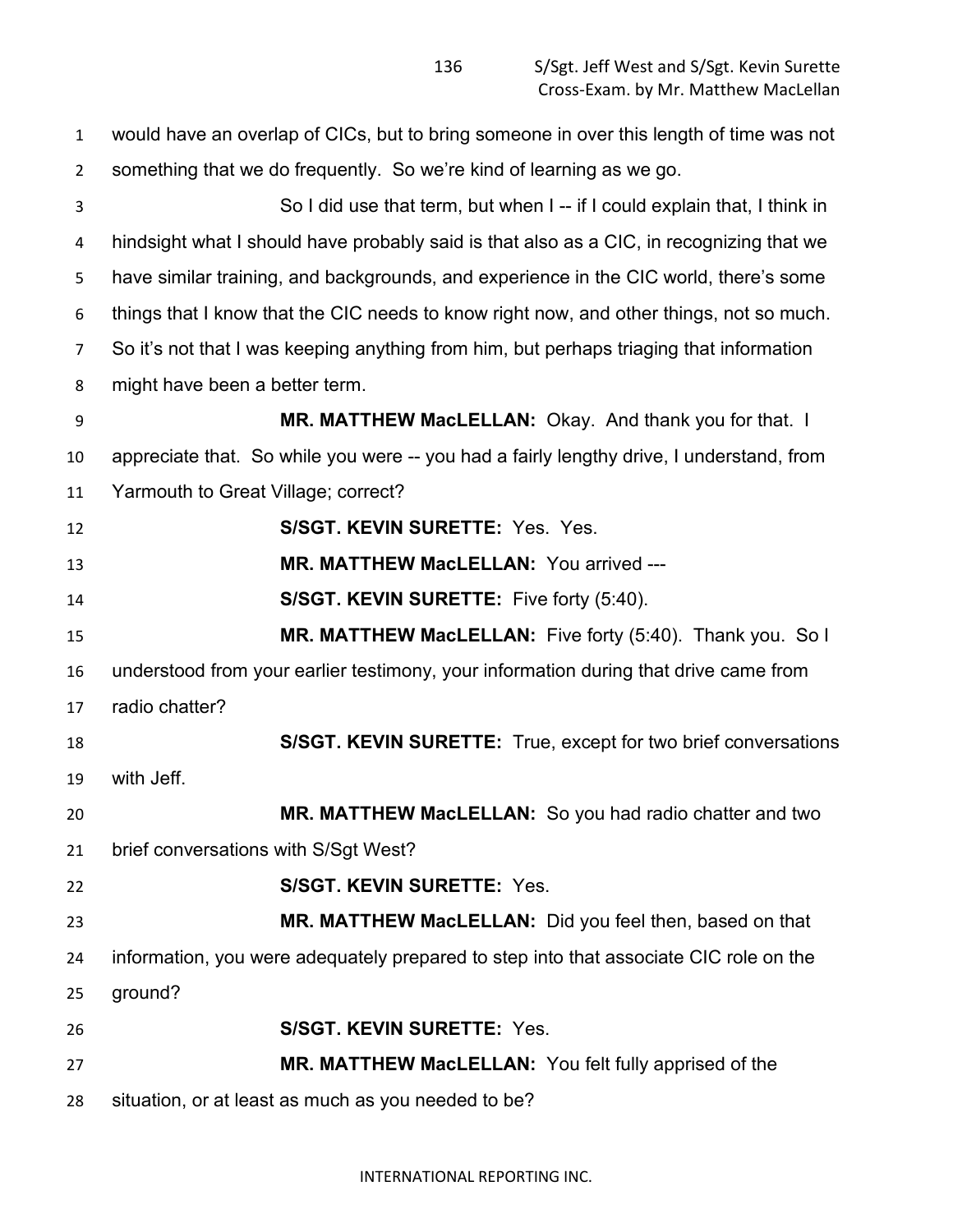would have an overlap of CICs, but to bring someone in over this length of time was not something that we do frequently. So we're kind of learning as we go.

So I did use that term, but when I -- if I could explain that, I think in hindsight what I should have probably said is that also as a CIC, in recognizing that we have similar training, and backgrounds, and experience in the CIC world, there's some things that I know that the CIC needs to know right now, and other things, not so much. So it's not that I was keeping anything from him, but perhaps triaging that information might have been a better term.

**MR. MATTHEW MacLELLAN:** Okay. And thank you for that. I appreciate that. So while you were -- you had a fairly lengthy drive, I understand, from Yarmouth to Great Village; correct?

**S/SGT. KEVIN SURETTE:** Yes. Yes.

**MR. MATTHEW MacLELLAN:** You arrived ---

**S/SGT. KEVIN SURETTE:** Five forty (5:40).

**MR. MATTHEW MacLELLAN:** Five forty (5:40). Thank you. So I understood from your earlier testimony, your information during that drive came from radio chatter?

**S/SGT. KEVIN SURETTE:** True, except for two brief conversations with Jeff.

**MR. MATTHEW MacLELLAN:** So you had radio chatter and two brief conversations with S/Sgt West?

**S/SGT. KEVIN SURETTE:** Yes.

**MR. MATTHEW MacLELLAN:** Did you feel then, based on that information, you were adequately prepared to step into that associate CIC role on the ground?

**S/SGT. KEVIN SURETTE:** Yes.

**MR. MATTHEW MacLELLAN:** You felt fully apprised of the situation, or at least as much as you needed to be?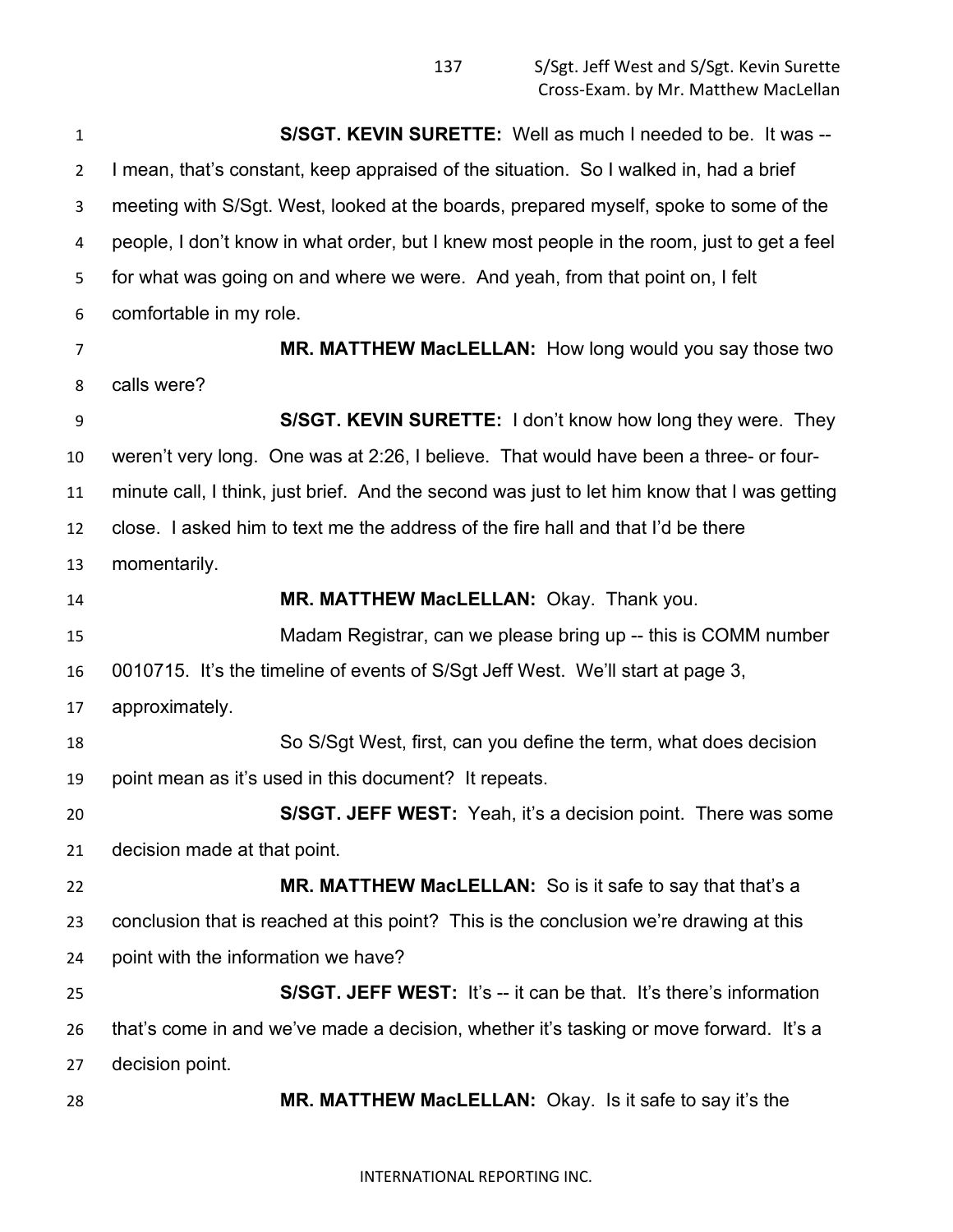**S/SGT. KEVIN SURETTE:** Well as much I needed to be. It was -- I mean, that's constant, keep appraised of the situation. So I walked in, had a brief meeting with S/Sgt. West, looked at the boards, prepared myself, spoke to some of the people, I don't know in what order, but I knew most people in the room, just to get a feel for what was going on and where we were. And yeah, from that point on, I felt comfortable in my role.

**MR. MATTHEW MacLELLAN:** How long would you say those two calls were?

**S/SGT. KEVIN SURETTE:** I don't know how long they were. They weren't very long. One was at 2:26, I believe. That would have been a three- or four-minute call, I think, just brief. And the second was just to let him know that I was getting close. I asked him to text me the address of the fire hall and that I'd be there momentarily.

**MR. MATTHEW MacLELLAN:** Okay. Thank you.

Madam Registrar, can we please bring up -- this is COMM number 0010715. It's the timeline of events of S/Sgt Jeff West. We'll start at page 3, approximately.

So S/Sgt West, first, can you define the term, what does decision point mean as it's used in this document? It repeats.

**S/SGT. JEFF WEST:** Yeah, it's a decision point. There was some decision made at that point.

**MR. MATTHEW MacLELLAN:** So is it safe to say that that's a conclusion that is reached at this point? This is the conclusion we're drawing at this point with the information we have?

**S/SGT. JEFF WEST:** It's -- it can be that. It's there's information that's come in and we've made a decision, whether it's tasking or move forward. It's a decision point.

**MR. MATTHEW MacLELLAN:** Okay. Is it safe to say it's the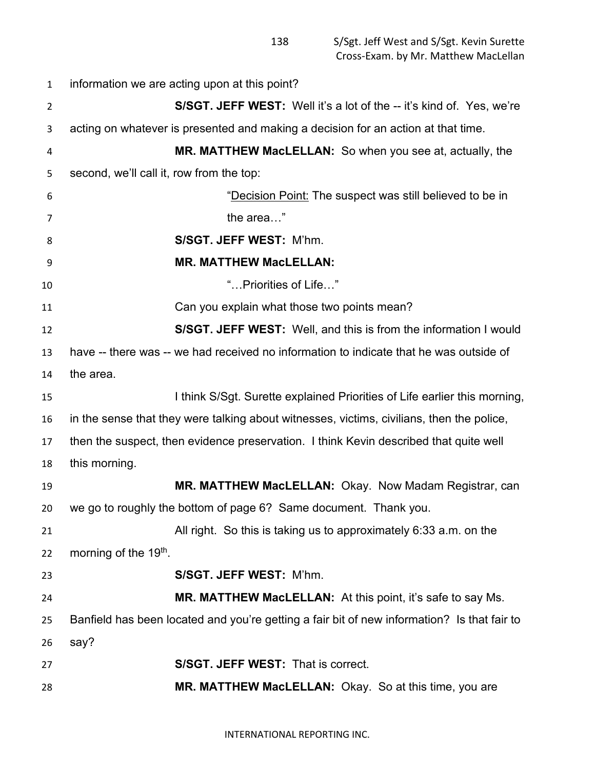information we are acting upon at this point?

**S/SGT. JEFF WEST:** Well it's a lot of the -- it's kind of. Yes, we're acting on whatever is presented and making a decision for an action at that time.

**MR. MATTHEW MacLELLAN:** So when you see at, actually, the second, we'll call it, row from the top:

> "Decision Point: The suspect was still believed to be in the area…"

**S/SGT. JEFF WEST:** M'hm.

**MR. MATTHEW MacLELLAN:**

> "…Priorities of Life…"

Can you explain what those two points mean?

**S/SGT. JEFF WEST:** Well, and this is from the information I would have -- there was -- we had received no information to indicate that he was outside of the area.

I think S/Sgt. Surette explained Priorities of Life earlier this morning, in the sense that they were talking about witnesses, victims, civilians, then the police, then the suspect, then evidence preservation. I think Kevin described that quite well this morning.

**MR. MATTHEW MacLELLAN:** Okay. Now Madam Registrar, can we go to roughly the bottom of page 6? Same document. Thank you.

All right. So this is taking us to approximately 6:33 a.m. on the morning of the 19th.

**S/SGT. JEFF WEST:** M'hm.

**MR. MATTHEW MacLELLAN:** At this point, it's safe to say Ms. Banfield has been located and you're getting a fair bit of new information? Is that fair to say?

**S/SGT. JEFF WEST:** That is correct.

**MR. MATTHEW MacLELLAN:** Okay. So at this time, you are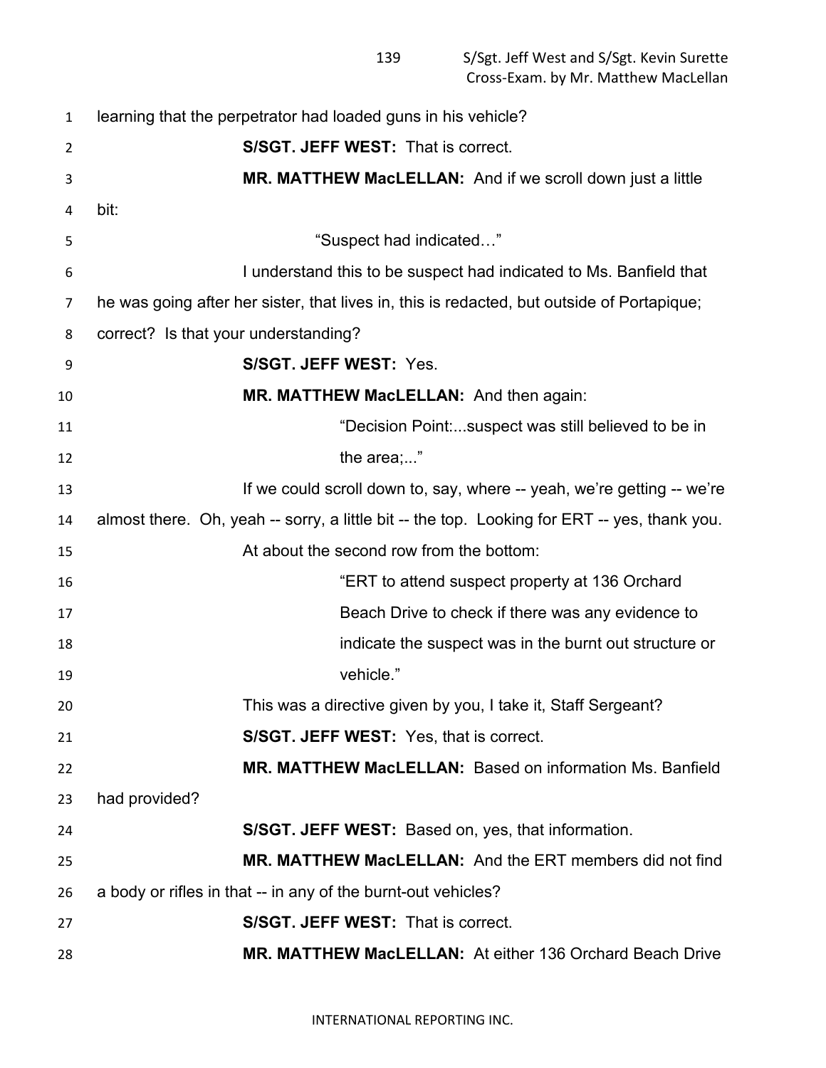learning that the perpetrator had loaded guns in his vehicle?

**S/SGT. JEFF WEST:** That is correct.

**MR. MATTHEW MacLELLAN:** And if we scroll down just a little bit:

> "Suspect had indicated…"

I understand this to be suspect had indicated to Ms. Banfield that he was going after her sister, that lives in, this is redacted, but outside of Portapique; correct? Is that your understanding?

**S/SGT. JEFF WEST:** Yes.

**MR. MATTHEW MacLELLAN:** And then again:

> "Decision Point:...suspect was still believed to be in the area;..."

If we could scroll down to, say, where -- yeah, we're getting -- we're almost there. Oh, yeah -- sorry, a little bit -- the top. Looking for ERT -- yes, thank you.

At about the second row from the bottom:

> "ERT to attend suspect property at 136 Orchard Beach Drive to check if there was any evidence to indicate the suspect was in the burnt out structure or vehicle."

This was a directive given by you, I take it, Staff Sergeant?

**S/SGT. JEFF WEST:** Yes, that is correct.

**MR. MATTHEW MacLELLAN:** Based on information Ms. Banfield had provided?

**S/SGT. JEFF WEST:** Based on, yes, that information.

**MR. MATTHEW MacLELLAN:** And the ERT members did not find a body or rifles in that -- in any of the burnt-out vehicles?

**S/SGT. JEFF WEST:** That is correct.

**MR. MATTHEW MacLELLAN:** At either 136 Orchard Beach Drive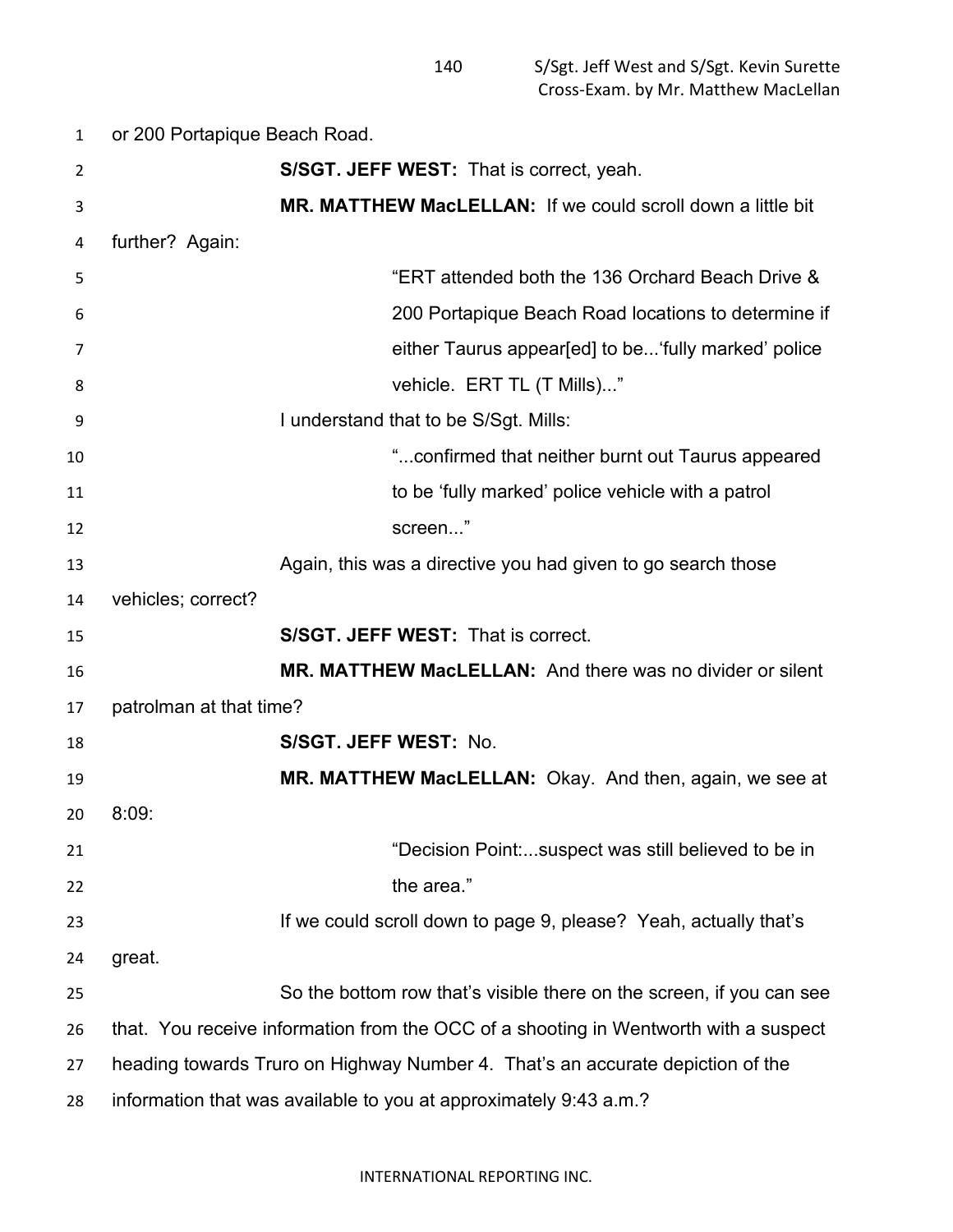or 200 Portapique Beach Road.

**S/SGT. JEFF WEST:** That is correct, yeah.

**MR. MATTHEW MacLELLAN:** If we could scroll down a little bit further? Again:

> "ERT attended both the 136 Orchard Beach Drive & 200 Portapique Beach Road locations to determine if either Taurus appear[ed] to be...'fully marked' police vehicle. ERT TL (T Mills)..."

I understand that to be S/Sgt. Mills:

> "...confirmed that neither burnt out Taurus appeared to be 'fully marked' police vehicle with a patrol screen..."

Again, this was a directive you had given to go search those vehicles; correct?

**S/SGT. JEFF WEST:** That is correct.

**MR. MATTHEW MacLELLAN:** And there was no divider or silent patrolman at that time?

**S/SGT. JEFF WEST:** No.

**MR. MATTHEW MacLELLAN:** Okay. And then, again, we see at 8:09:

> "Decision Point:...suspect was still believed to be in the area."

If we could scroll down to page 9, please? Yeah, actually that's great.

So the bottom row that's visible there on the screen, if you can see that. You receive information from the OCC of a shooting in Wentworth with a suspect heading towards Truro on Highway Number 4. That's an accurate depiction of the information that was available to you at approximately 9:43 a.m.?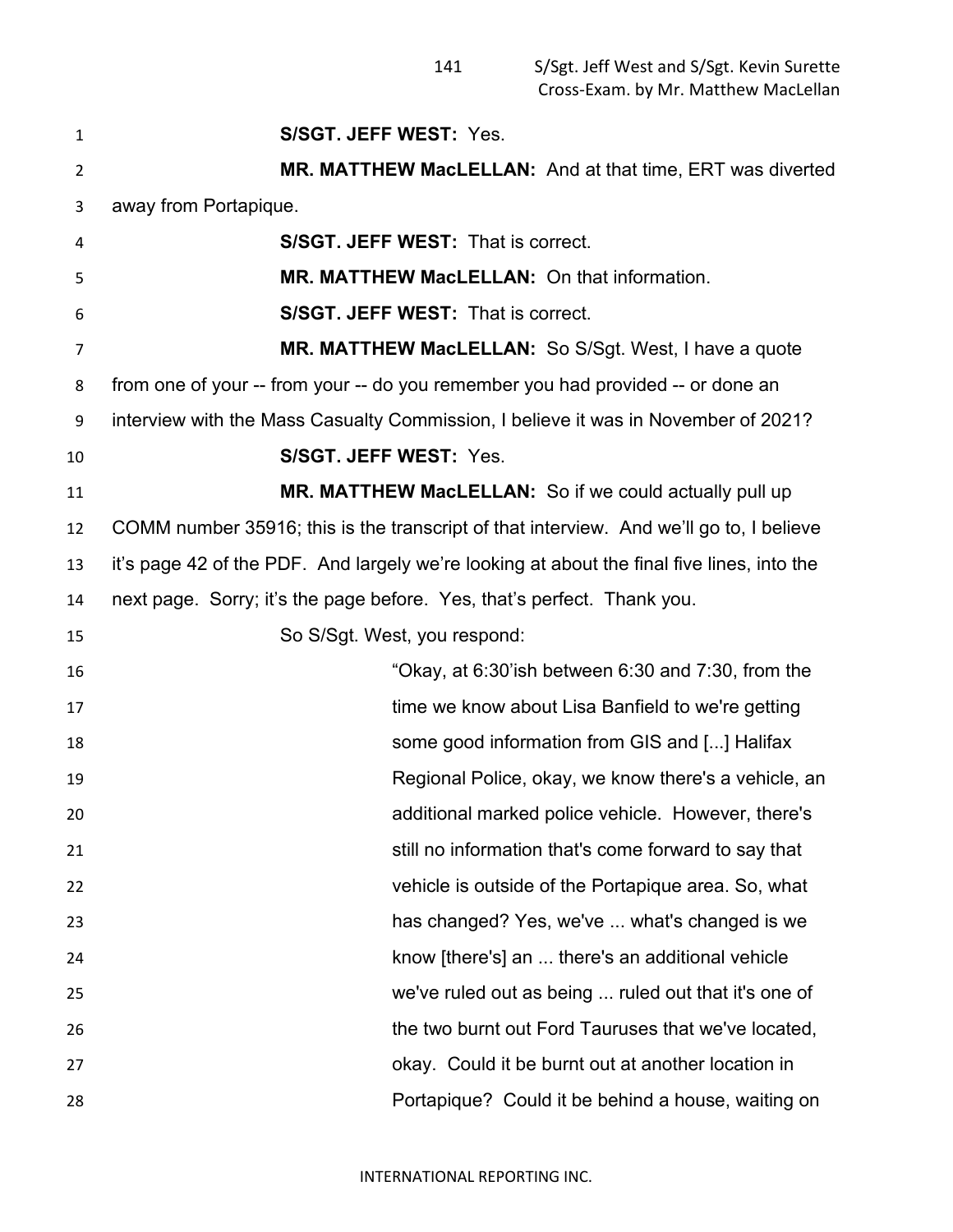**S/SGT. JEFF WEST:** Yes.

**MR. MATTHEW MacLELLAN:** And at that time, ERT was diverted away from Portapique.

**S/SGT. JEFF WEST:** That is correct.

**MR. MATTHEW MacLELLAN:** On that information.

**S/SGT. JEFF WEST:** That is correct.

**MR. MATTHEW MacLELLAN:** So S/Sgt. West, I have a quote from one of your -- from your -- do you remember you had provided -- or done an interview with the Mass Casualty Commission, I believe it was in November of 2021?

**S/SGT. JEFF WEST:** Yes.

**MR. MATTHEW MacLELLAN:** So if we could actually pull up COMM number 35916; this is the transcript of that interview. And we'll go to, I believe it's page 42 of the PDF. And largely we're looking at about the final five lines, into the next page. Sorry; it's the page before. Yes, that's perfect. Thank you.

So S/Sgt. West, you respond:

> "Okay, at 6:30'ish between 6:30 and 7:30, from the time we know about Lisa Banfield to we're getting some good information from GIS and [...] Halifax Regional Police, okay, we know there's a vehicle, an additional marked police vehicle. However, there's still no information that's come forward to say that vehicle is outside of the Portapique area. So, what has changed? Yes, we've ... what's changed is we know [there's] an ... there's an additional vehicle we've ruled out as being ... ruled out that it's one of the two burnt out Ford Tauruses that we've located, okay. Could it be burnt out at another location in Portapique? Could it be behind a house, waiting on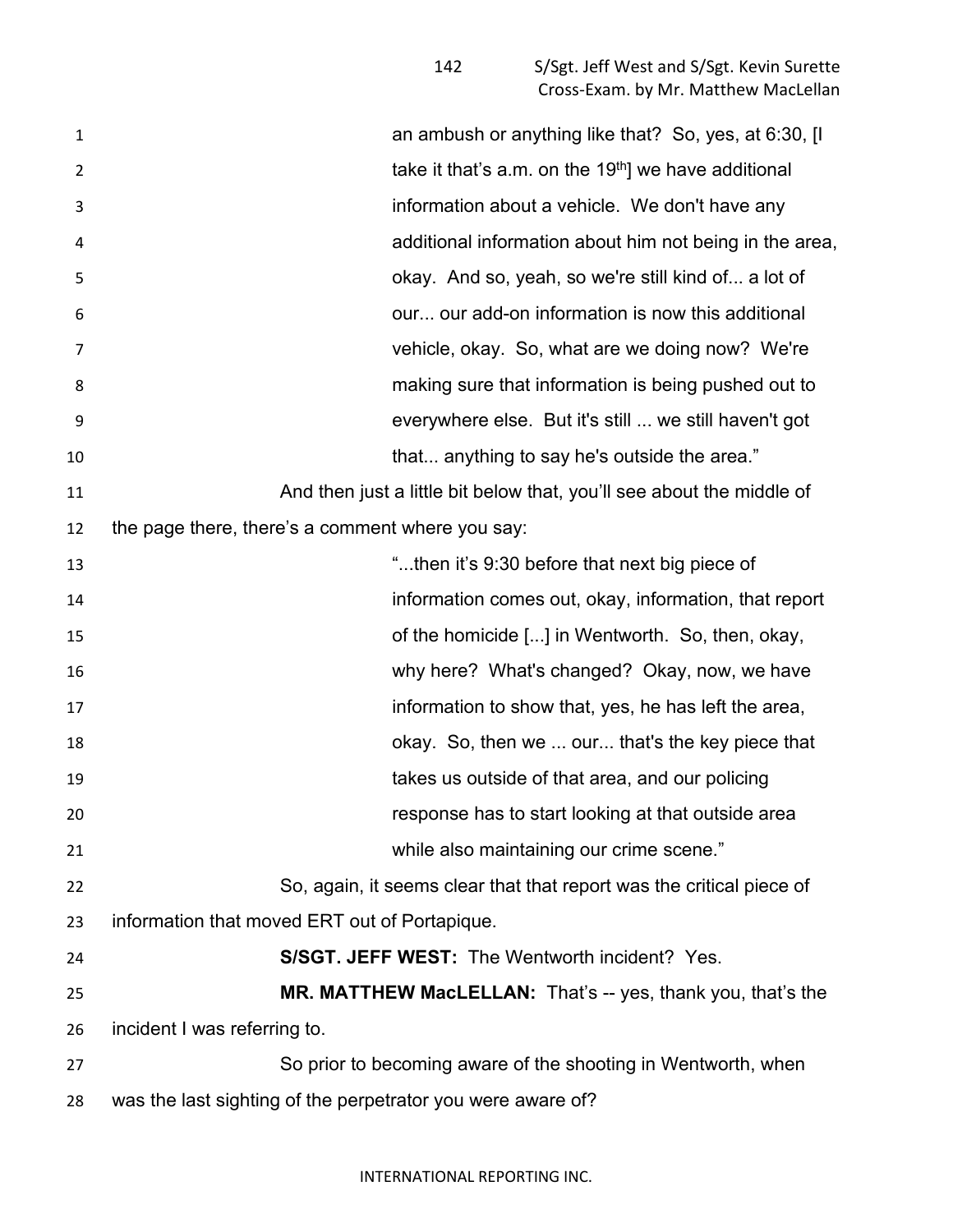an ambush or anything like that? So, yes, at 6:30, [I take it that's a.m. on the 19th] we have additional information about a vehicle. We don't have any additional information about him not being in the area, okay. And so, yeah, so we're still kind of... a lot of our... our add-on information is now this additional vehicle, okay. So, what are we doing now? We're making sure that information is being pushed out to everywhere else. But it's still ... we still haven't got that... anything to say he's outside the area."

And then just a little bit below that, you'll see about the middle of the page there, there's a comment where you say:

> "...then it's 9:30 before that next big piece of information comes out, okay, information, that report of the homicide [...] in Wentworth. So, then, okay, why here? What's changed? Okay, now, we have information to show that, yes, he has left the area, okay. So, then we ... our... that's the key piece that takes us outside of that area, and our policing response has to start looking at that outside area while also maintaining our crime scene."

So, again, it seems clear that that report was the critical piece of information that moved ERT out of Portapique.

**S/SGT. JEFF WEST:** The Wentworth incident? Yes.

**MR. MATTHEW MacLELLAN:** That's -- yes, thank you, that's the incident I was referring to.

So prior to becoming aware of the shooting in Wentworth, when was the last sighting of the perpetrator you were aware of?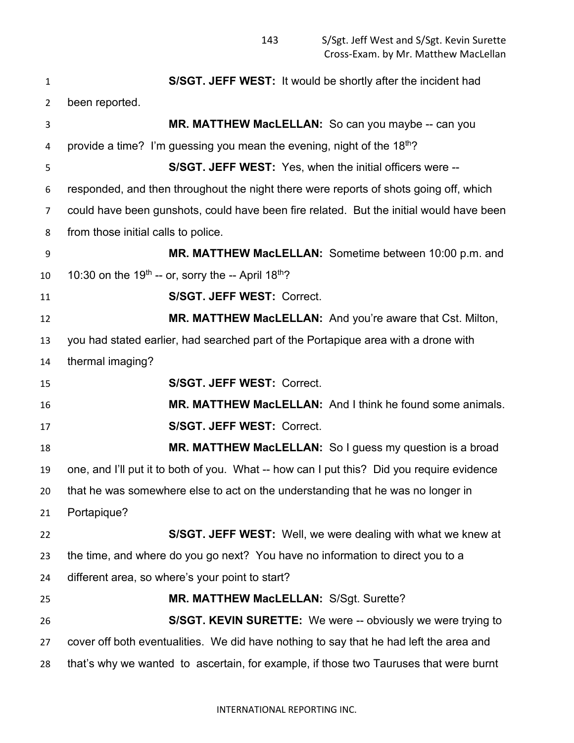**S/SGT. JEFF WEST:** It would be shortly after the incident had been reported.

**MR. MATTHEW MacLELLAN:** So can you maybe -- can you provide a time? I'm guessing you mean the evening, night of the 18th?

**S/SGT. JEFF WEST:** Yes, when the initial officers were -- responded, and then throughout the night there were reports of shots going off, which could have been gunshots, could have been fire related. But the initial would have been from those initial calls to police.

**MR. MATTHEW MacLELLAN:** Sometime between 10:00 p.m. and 10:30 on the 19th -- or, sorry the -- April 18th?

**S/SGT. JEFF WEST:** Correct.

**MR. MATTHEW MacLELLAN:** And you're aware that Cst. Milton, you had stated earlier, had searched part of the Portapique area with a drone with thermal imaging?

**S/SGT. JEFF WEST:** Correct.

**MR. MATTHEW MacLELLAN:** And I think he found some animals.

**S/SGT. JEFF WEST:** Correct.

**MR. MATTHEW MacLELLAN:** So I guess my question is a broad one, and I'll put it to both of you. What -- how can I put this? Did you require evidence that he was somewhere else to act on the understanding that he was no longer in Portapique?

**S/SGT. JEFF WEST:** Well, we were dealing with what we knew at the time, and where do you go next? You have no information to direct you to a different area, so where's your point to start?

**MR. MATTHEW MacLELLAN:** S/Sgt. Surette?

**S/SGT. KEVIN SURETTE:** We were -- obviously we were trying to cover off both eventualities. We did have nothing to say that he had left the area and that's why we wanted to ascertain, for example, if those two Tauruses that were burnt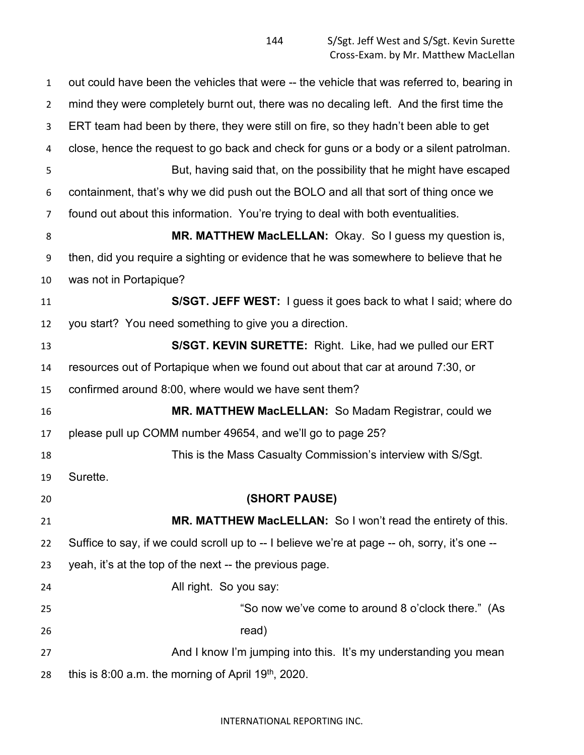out could have been the vehicles that were -- the vehicle that was referred to, bearing in mind they were completely burnt out, there was no decaling left. And the first time the ERT team had been by there, they were still on fire, so they hadn't been able to get close, hence the request to go back and check for guns or a body or a silent patrolman.

But, having said that, on the possibility that he might have escaped containment, that's why we did push out the BOLO and all that sort of thing once we found out about this information. You're trying to deal with both eventualities.

**MR. MATTHEW MacLELLAN:** Okay. So I guess my question is, then, did you require a sighting or evidence that he was somewhere to believe that he was not in Portapique?

**S/SGT. JEFF WEST:** I guess it goes back to what I said; where do you start? You need something to give you a direction.

**S/SGT. KEVIN SURETTE:** Right. Like, had we pulled our ERT resources out of Portapique when we found out about that car at around 7:30, or confirmed around 8:00, where would we have sent them?

**MR. MATTHEW MacLELLAN:** So Madam Registrar, could we please pull up COMM number 49654, and we'll go to page 25?

This is the Mass Casualty Commission's interview with S/Sgt. Surette.

**(SHORT PAUSE)**

**MR. MATTHEW MacLELLAN:** So I won't read the entirety of this. Suffice to say, if we could scroll up to -- I believe we're at page -- oh, sorry, it's one -- yeah, it's at the top of the next -- the previous page.

All right. So you say:

> "So now we've come to around 8 o'clock there." (As read)

And I know I'm jumping into this. It's my understanding you mean this is 8:00 a.m. the morning of April 19th, 2020.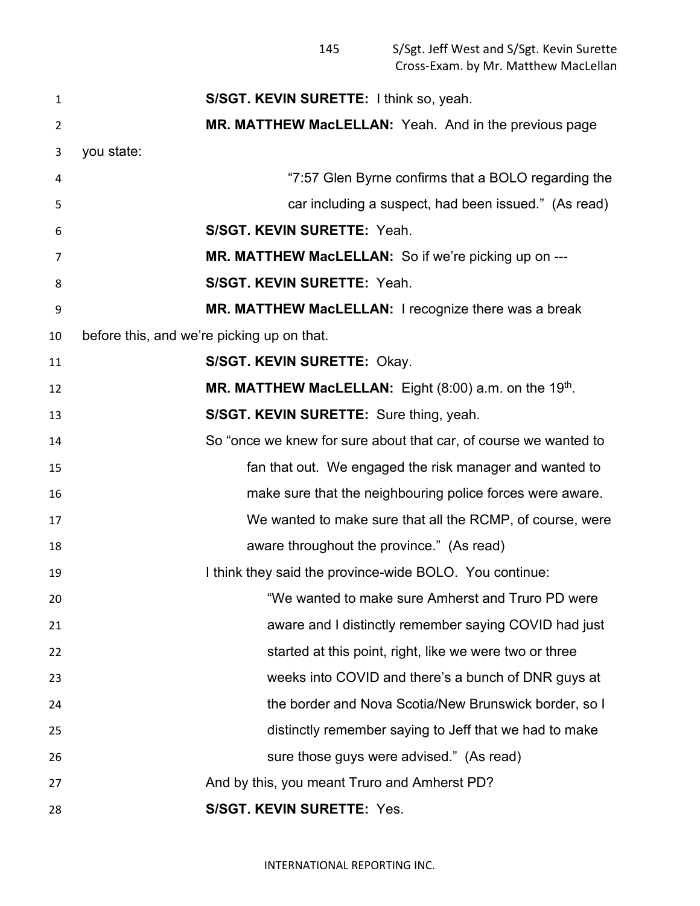**S/SGT. KEVIN SURETTE:** I think so, yeah.

**MR. MATTHEW MacLELLAN:** Yeah. And in the previous page you state:

> "7:57 Glen Byrne confirms that a BOLO regarding the car including a suspect, had been issued." (As read)

**S/SGT. KEVIN SURETTE:** Yeah.

**MR. MATTHEW MacLELLAN:** So if we're picking up on ---

**S/SGT. KEVIN SURETTE:** Yeah.

**MR. MATTHEW MacLELLAN:** I recognize there was a break before this, and we're picking up on that.

**S/SGT. KEVIN SURETTE:** Okay.

**MR. MATTHEW MacLELLAN:** Eight (8:00) a.m. on the 19th.

**S/SGT. KEVIN SURETTE:** Sure thing, yeah.

So "once we knew for sure about that car, of course we wanted to fan that out. We engaged the risk manager and wanted to make sure that the neighbouring police forces were aware. We wanted to make sure that all the RCMP, of course, were aware throughout the province." (As read)

I think they said the province-wide BOLO. You continue:

> "We wanted to make sure Amherst and Truro PD were aware and I distinctly remember saying COVID had just started at this point, right, like we were two or three weeks into COVID and there's a bunch of DNR guys at the border and Nova Scotia/New Brunswick border, so I distinctly remember saying to Jeff that we had to make sure those guys were advised." (As read)

And by this, you meant Truro and Amherst PD?

**S/SGT. KEVIN SURETTE:** Yes.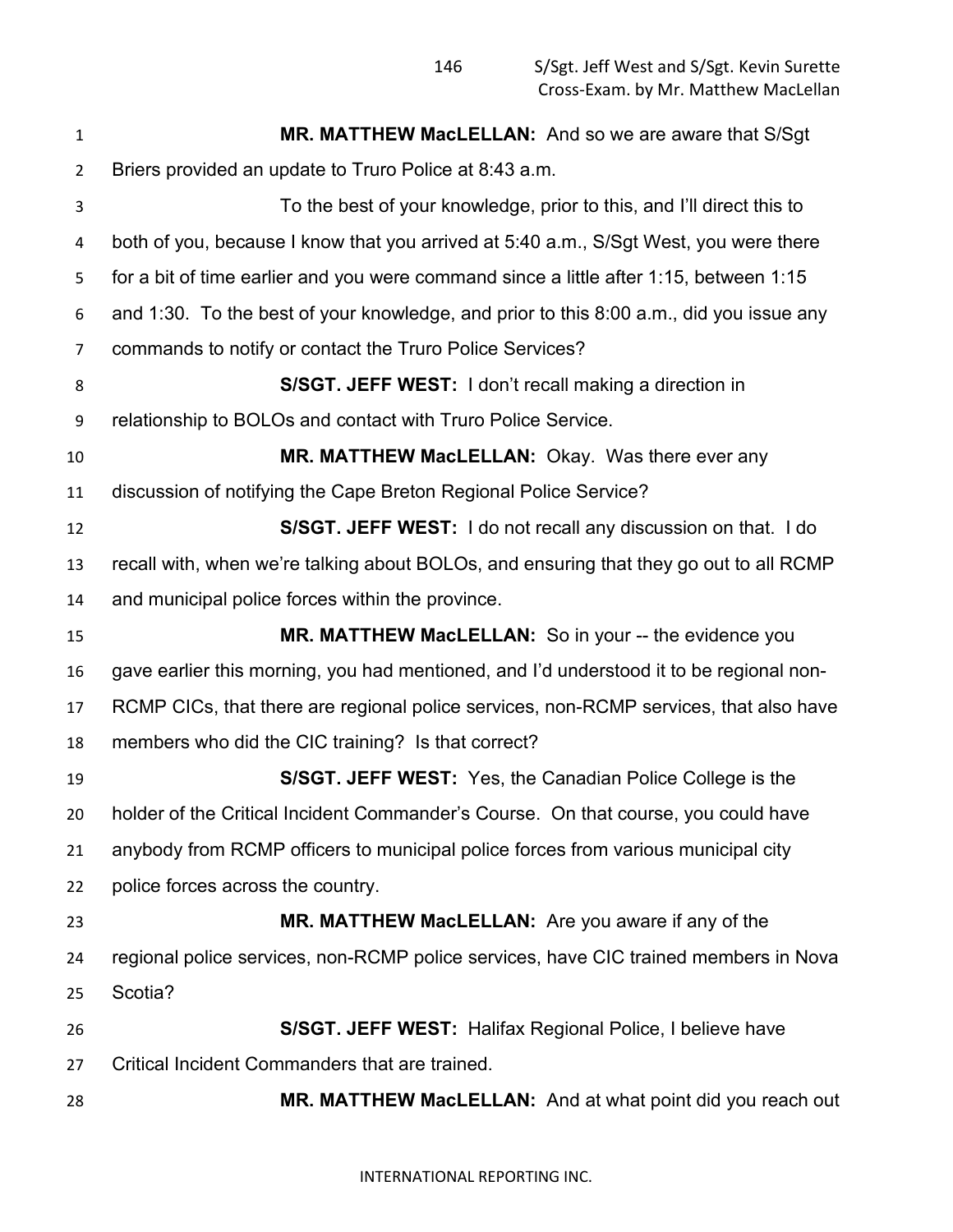**MR. MATTHEW MacLELLAN:** And so we are aware that S/Sgt Briers provided an update to Truro Police at 8:43 a.m.

To the best of your knowledge, prior to this, and I'll direct this to both of you, because I know that you arrived at 5:40 a.m., S/Sgt West, you were there for a bit of time earlier and you were command since a little after 1:15, between 1:15 and 1:30. To the best of your knowledge, and prior to this 8:00 a.m., did you issue any commands to notify or contact the Truro Police Services?

**S/SGT. JEFF WEST:** I don't recall making a direction in relationship to BOLOs and contact with Truro Police Service.

**MR. MATTHEW MacLELLAN:** Okay. Was there ever any discussion of notifying the Cape Breton Regional Police Service?

**S/SGT. JEFF WEST:** I do not recall any discussion on that. I do recall with, when we're talking about BOLOs, and ensuring that they go out to all RCMP and municipal police forces within the province.

**MR. MATTHEW MacLELLAN:** So in your -- the evidence you gave earlier this morning, you had mentioned, and I'd understood it to be regional non-RCMP CICs, that there are regional police services, non-RCMP services, that also have members who did the CIC training? Is that correct?

**S/SGT. JEFF WEST:** Yes, the Canadian Police College is the holder of the Critical Incident Commander's Course. On that course, you could have anybody from RCMP officers to municipal police forces from various municipal city police forces across the country.

**MR. MATTHEW MacLELLAN:** Are you aware if any of the regional police services, non-RCMP police services, have CIC trained members in Nova Scotia?

**S/SGT. JEFF WEST:** Halifax Regional Police, I believe have Critical Incident Commanders that are trained.

**MR. MATTHEW MacLELLAN:** And at what point did you reach out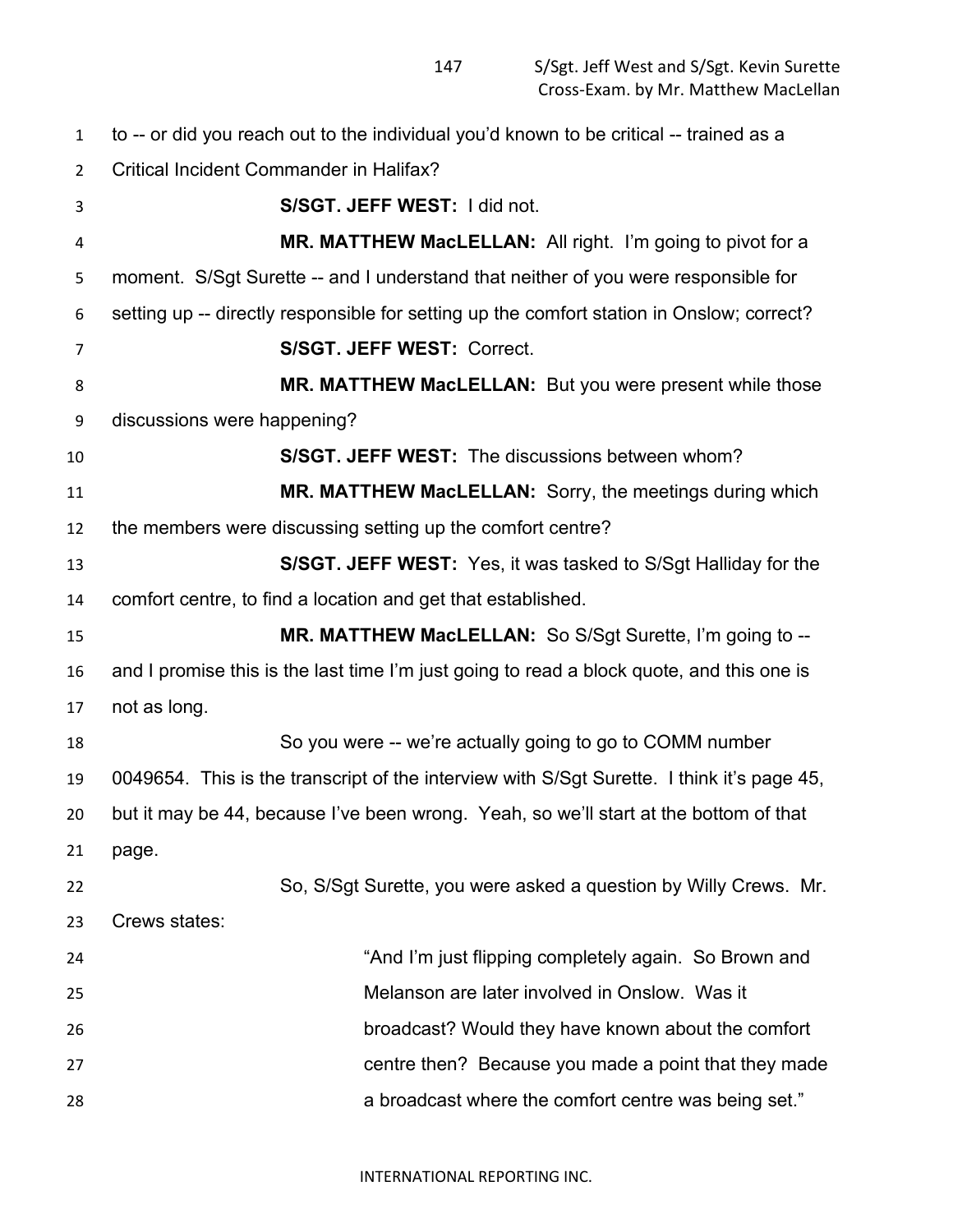to -- or did you reach out to the individual you'd known to be critical -- trained as a Critical Incident Commander in Halifax?

**S/SGT. JEFF WEST:** I did not.

**MR. MATTHEW MacLELLAN:** All right. I'm going to pivot for a moment. S/Sgt Surette -- and I understand that neither of you were responsible for setting up -- directly responsible for setting up the comfort station in Onslow; correct?

**S/SGT. JEFF WEST:** Correct.

**MR. MATTHEW MacLELLAN:** But you were present while those discussions were happening?

**S/SGT. JEFF WEST:** The discussions between whom?

**MR. MATTHEW MacLELLAN:** Sorry, the meetings during which the members were discussing setting up the comfort centre?

**S/SGT. JEFF WEST:** Yes, it was tasked to S/Sgt Halliday for the comfort centre, to find a location and get that established.

**MR. MATTHEW MacLELLAN:** So S/Sgt Surette, I'm going to -- and I promise this is the last time I'm just going to read a block quote, and this one is not as long.

So you were -- we're actually going to go to COMM number 0049654. This is the transcript of the interview with S/Sgt Surette. I think it's page 45, but it may be 44, because I've been wrong. Yeah, so we'll start at the bottom of that page.

So, S/Sgt Surette, you were asked a question by Willy Crews. Mr. Crews states:

> "And I'm just flipping completely again. So Brown and Melanson are later involved in Onslow. Was it broadcast? Would they have known about the comfort centre then? Because you made a point that they made a broadcast where the comfort centre was being set."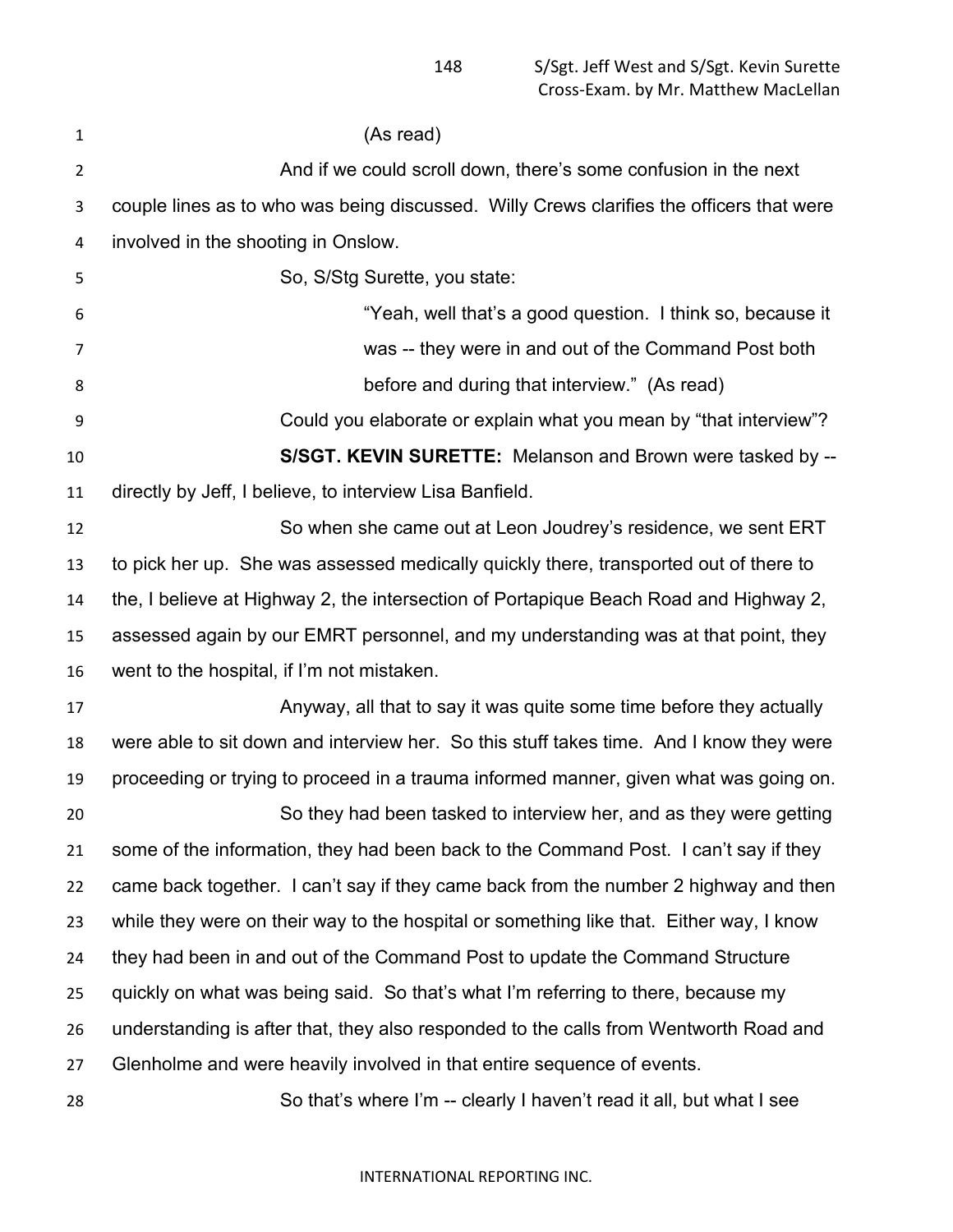(As read)

And if we could scroll down, there's some confusion in the next couple lines as to who was being discussed. Willy Crews clarifies the officers that were involved in the shooting in Onslow.

So, S/Stg Surette, you state:

> "Yeah, well that's a good question. I think so, because it was -- they were in and out of the Command Post both before and during that interview." (As read)

Could you elaborate or explain what you mean by "that interview"?

**S/SGT. KEVIN SURETTE:** Melanson and Brown were tasked by -- directly by Jeff, I believe, to interview Lisa Banfield.

So when she came out at Leon Joudrey's residence, we sent ERT to pick her up. She was assessed medically quickly there, transported out of there to the, I believe at Highway 2, the intersection of Portapique Beach Road and Highway 2, assessed again by our EMRT personnel, and my understanding was at that point, they went to the hospital, if I'm not mistaken.

Anyway, all that to say it was quite some time before they actually were able to sit down and interview her. So this stuff takes time. And I know they were proceeding or trying to proceed in a trauma informed manner, given what was going on.

So they had been tasked to interview her, and as they were getting some of the information, they had been back to the Command Post. I can't say if they came back together. I can't say if they came back from the number 2 highway and then while they were on their way to the hospital or something like that. Either way, I know they had been in and out of the Command Post to update the Command Structure quickly on what was being said. So that's what I'm referring to there, because my understanding is after that, they also responded to the calls from Wentworth Road and Glenholme and were heavily involved in that entire sequence of events.

So that's where I'm -- clearly I haven't read it all, but what I see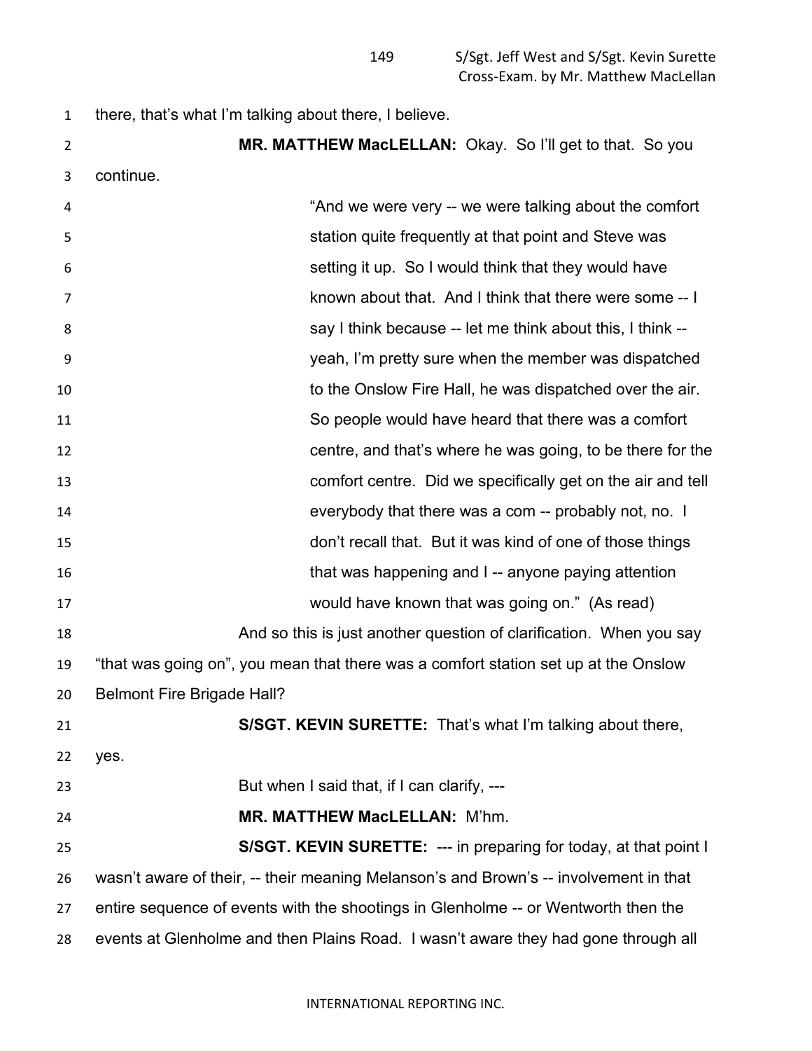there, that's what I'm talking about there, I believe.

**MR. MATTHEW MacLELLAN:** Okay. So I'll get to that. So you continue.

> "And we were very -- we were talking about the comfort station quite frequently at that point and Steve was setting it up. So I would think that they would have known about that. And I think that there were some -- I say I think because -- let me think about this, I think -- yeah, I'm pretty sure when the member was dispatched to the Onslow Fire Hall, he was dispatched over the air. So people would have heard that there was a comfort centre, and that's where he was going, to be there for the comfort centre. Did we specifically get on the air and tell everybody that there was a com -- probably not, no. I don't recall that. But it was kind of one of those things that was happening and I -- anyone paying attention would have known that was going on." (As read)

And so this is just another question of clarification. When you say "that was going on", you mean that there was a comfort station set up at the Onslow Belmont Fire Brigade Hall?

**S/SGT. KEVIN SURETTE:** That's what I'm talking about there, yes.

But when I said that, if I can clarify, ---

**MR. MATTHEW MacLELLAN:** M'hm.

**S/SGT. KEVIN SURETTE:** --- in preparing for today, at that point I wasn't aware of their, -- their meaning Melanson's and Brown's -- involvement in that entire sequence of events with the shootings in Glenholme -- or Wentworth then the events at Glenholme and then Plains Road. I wasn't aware they had gone through all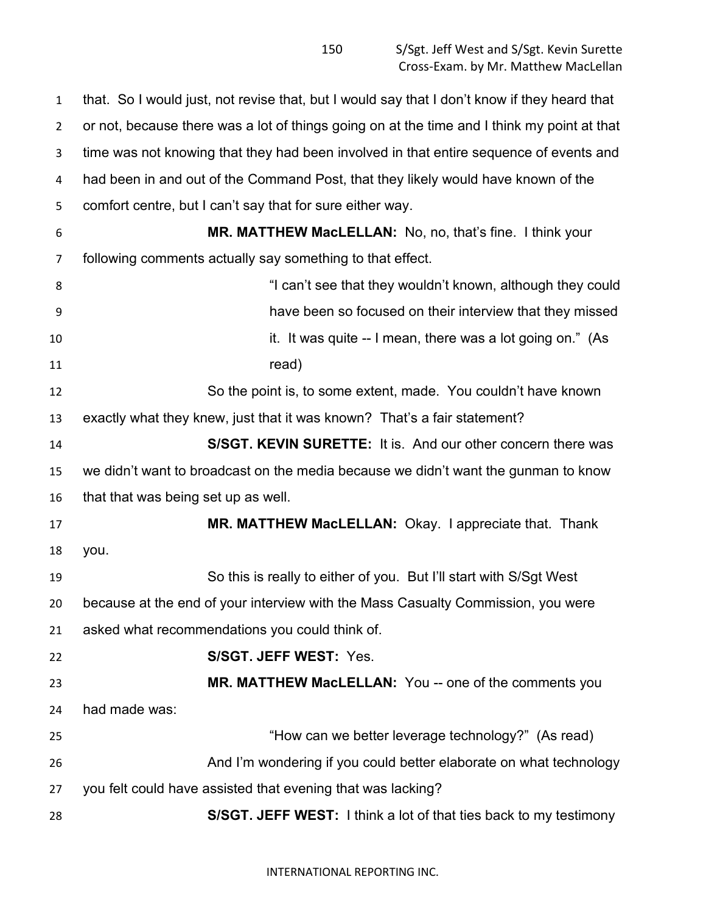that. So I would just, not revise that, but I would say that I don't know if they heard that or not, because there was a lot of things going on at the time and I think my point at that time was not knowing that they had been involved in that entire sequence of events and had been in and out of the Command Post, that they likely would have known of the comfort centre, but I can't say that for sure either way.

**MR. MATTHEW MacLELLAN:** No, no, that's fine. I think your following comments actually say something to that effect.

> "I can't see that they wouldn't known, although they could have been so focused on their interview that they missed it. It was quite -- I mean, there was a lot going on." (As read)

So the point is, to some extent, made. You couldn't have known exactly what they knew, just that it was known? That's a fair statement?

**S/SGT. KEVIN SURETTE:** It is. And our other concern there was we didn't want to broadcast on the media because we didn't want the gunman to know that that was being set up as well.

**MR. MATTHEW MacLELLAN:** Okay. I appreciate that. Thank you.

So this is really to either of you. But I'll start with S/Sgt West because at the end of your interview with the Mass Casualty Commission, you were asked what recommendations you could think of.

**S/SGT. JEFF WEST:** Yes.

**MR. MATTHEW MacLELLAN:** You -- one of the comments you had made was:

> "How can we better leverage technology?" (As read)

And I'm wondering if you could better elaborate on what technology you felt could have assisted that evening that was lacking?

**S/SGT. JEFF WEST:** I think a lot of that ties back to my testimony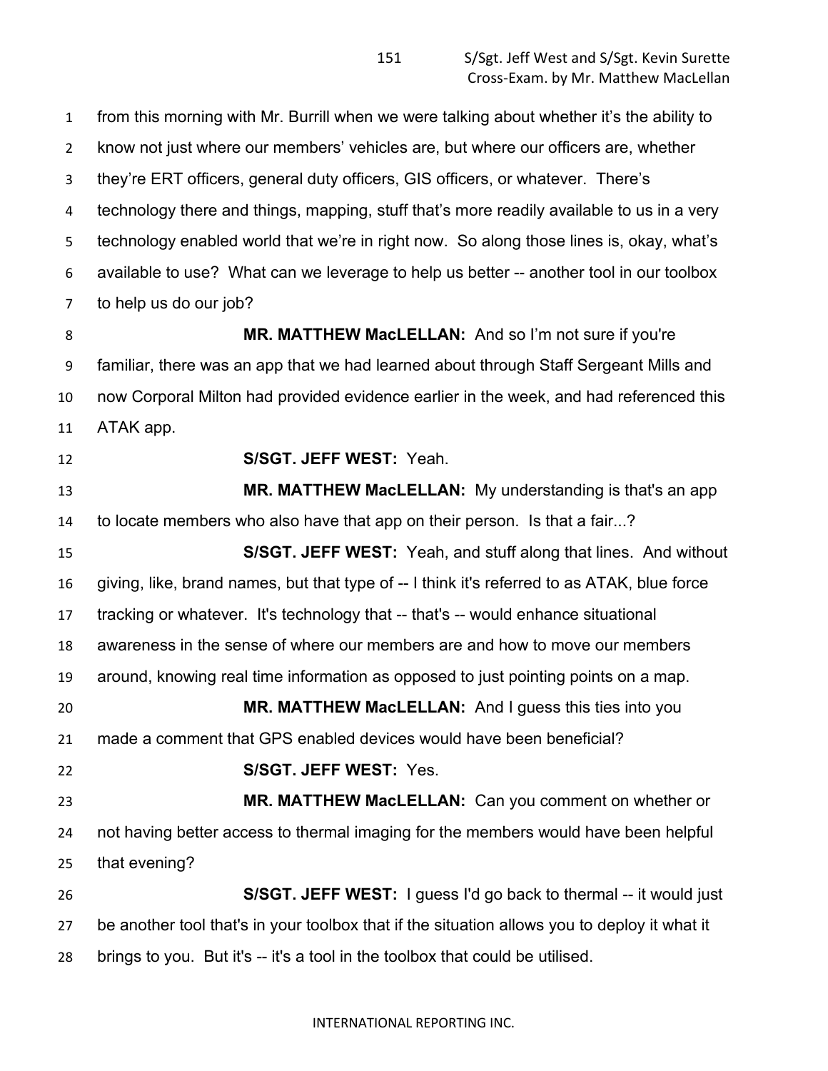from this morning with Mr. Burrill when we were talking about whether it's the ability to know not just where our members' vehicles are, but where our officers are, whether they're ERT officers, general duty officers, GIS officers, or whatever. There's technology there and things, mapping, stuff that's more readily available to us in a very technology enabled world that we're in right now. So along those lines is, okay, what's available to use? What can we leverage to help us better -- another tool in our toolbox to help us do our job?

**MR. MATTHEW MacLELLAN:** And so I'm not sure if you're familiar, there was an app that we had learned about through Staff Sergeant Mills and now Corporal Milton had provided evidence earlier in the week, and had referenced this ATAK app.

**S/SGT. JEFF WEST:** Yeah.

**MR. MATTHEW MacLELLAN:** My understanding is that's an app to locate members who also have that app on their person. Is that a fair...?

**S/SGT. JEFF WEST:** Yeah, and stuff along that lines. And without giving, like, brand names, but that type of -- I think it's referred to as ATAK, blue force tracking or whatever. It's technology that -- that's -- would enhance situational awareness in the sense of where our members are and how to move our members around, knowing real time information as opposed to just pointing points on a map.

**MR. MATTHEW MacLELLAN:** And I guess this ties into you made a comment that GPS enabled devices would have been beneficial?

**S/SGT. JEFF WEST:** Yes.

**MR. MATTHEW MacLELLAN:** Can you comment on whether or not having better access to thermal imaging for the members would have been helpful that evening?

**S/SGT. JEFF WEST:** I guess I'd go back to thermal -- it would just be another tool that's in your toolbox that if the situation allows you to deploy it what it brings to you. But it's -- it's a tool in the toolbox that could be utilised.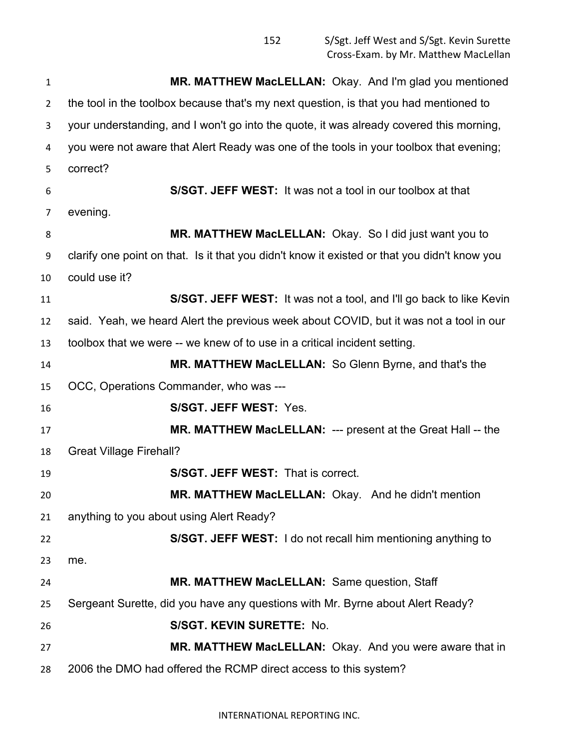**MR. MATTHEW MacLELLAN:** Okay. And I'm glad you mentioned the tool in the toolbox because that's my next question, is that you had mentioned to your understanding, and I won't go into the quote, it was already covered this morning, you were not aware that Alert Ready was one of the tools in your toolbox that evening; correct?

**S/SGT. JEFF WEST:** It was not a tool in our toolbox at that evening.

**MR. MATTHEW MacLELLAN:** Okay. So I did just want you to clarify one point on that. Is it that you didn't know it existed or that you didn't know you could use it?

**S/SGT. JEFF WEST:** It was not a tool, and I'll go back to like Kevin said. Yeah, we heard Alert the previous week about COVID, but it was not a tool in our toolbox that we were -- we knew of to use in a critical incident setting.

**MR. MATTHEW MacLELLAN:** So Glenn Byrne, and that's the OCC, Operations Commander, who was ---

**S/SGT. JEFF WEST:** Yes.

**MR. MATTHEW MacLELLAN:** --- present at the Great Hall -- the Great Village Firehall?

**S/SGT. JEFF WEST:** That is correct.

**MR. MATTHEW MacLELLAN:** Okay. And he didn't mention anything to you about using Alert Ready?

**S/SGT. JEFF WEST:** I do not recall him mentioning anything to me.

**MR. MATTHEW MacLELLAN:** Same question, Staff Sergeant Surette, did you have any questions with Mr. Byrne about Alert Ready?

**S/SGT. KEVIN SURETTE:** No.

**MR. MATTHEW MacLELLAN:** Okay. And you were aware that in 2006 the DMO had offered the RCMP direct access to this system?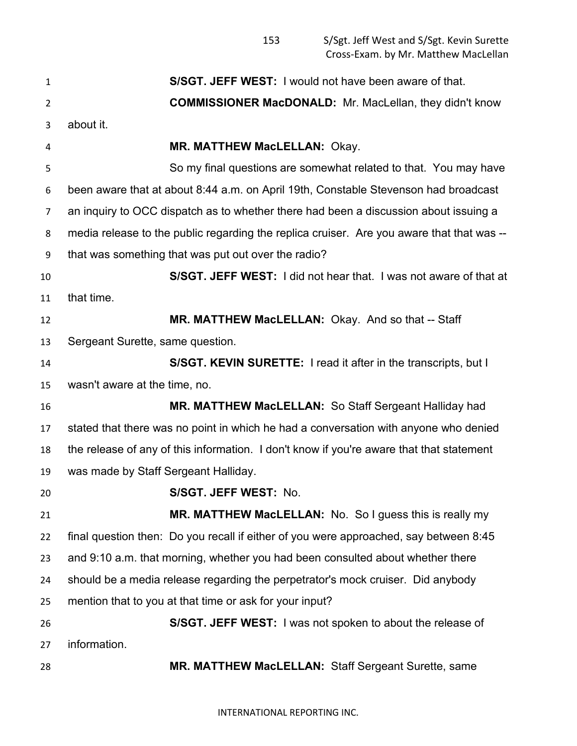**S/SGT. JEFF WEST:** I would not have been aware of that.

**COMMISSIONER MacDONALD:** Mr. MacLellan, they didn't know about it.

**MR. MATTHEW MacLELLAN:** Okay.

So my final questions are somewhat related to that. You may have been aware that at about 8:44 a.m. on April 19th, Constable Stevenson had broadcast an inquiry to OCC dispatch as to whether there had been a discussion about issuing a media release to the public regarding the replica cruiser. Are you aware that that was -- that was something that was put out over the radio?

**S/SGT. JEFF WEST:** I did not hear that. I was not aware of that at that time.

**MR. MATTHEW MacLELLAN:** Okay. And so that -- Staff Sergeant Surette, same question.

**S/SGT. KEVIN SURETTE:** I read it after in the transcripts, but I wasn't aware at the time, no.

**MR. MATTHEW MacLELLAN:** So Staff Sergeant Halliday had stated that there was no point in which he had a conversation with anyone who denied the release of any of this information. I don't know if you're aware that that statement was made by Staff Sergeant Halliday.

**S/SGT. JEFF WEST:** No.

**MR. MATTHEW MacLELLAN:** No. So I guess this is really my final question then: Do you recall if either of you were approached, say between 8:45 and 9:10 a.m. that morning, whether you had been consulted about whether there should be a media release regarding the perpetrator's mock cruiser. Did anybody mention that to you at that time or ask for your input?

**S/SGT. JEFF WEST:** I was not spoken to about the release of information.

**MR. MATTHEW MacLELLAN:** Staff Sergeant Surette, same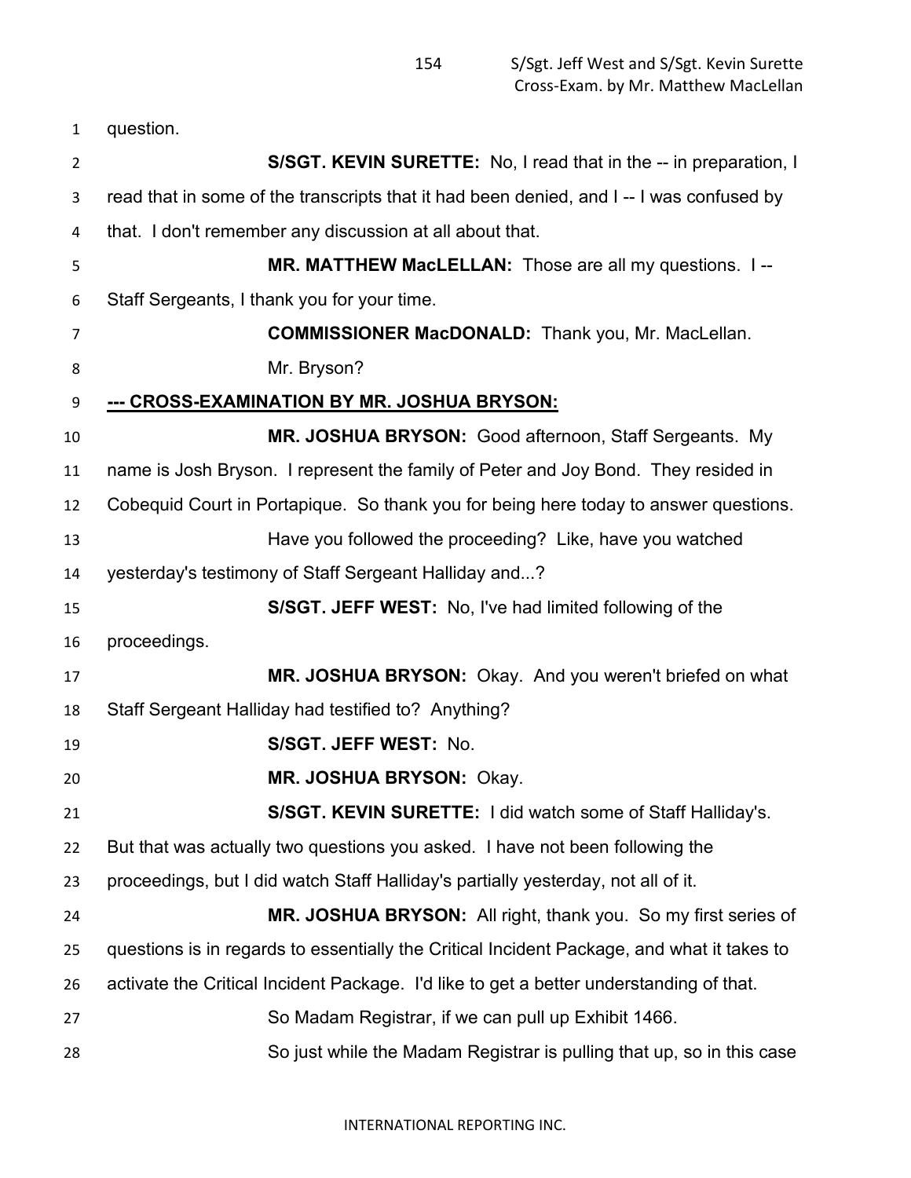question.

**S/SGT. KEVIN SURETTE:** No, I read that in the -- in preparation, I read that in some of the transcripts that it had been denied, and I -- I was confused by that. I don't remember any discussion at all about that.

**MR. MATTHEW MacLELLAN:** Those are all my questions. I -- Staff Sergeants, I thank you for your time.

**COMMISSIONER MacDONALD:** Thank you, Mr. MacLellan.

Mr. Bryson?

**--- CROSS-EXAMINATION BY MR. JOSHUA BRYSON:**

**MR. JOSHUA BRYSON:** Good afternoon, Staff Sergeants. My name is Josh Bryson. I represent the family of Peter and Joy Bond. They resided in Cobequid Court in Portapique. So thank you for being here today to answer questions.

Have you followed the proceeding? Like, have you watched yesterday's testimony of Staff Sergeant Halliday and...?

**S/SGT. JEFF WEST:** No, I've had limited following of the proceedings.

**MR. JOSHUA BRYSON:** Okay. And you weren't briefed on what Staff Sergeant Halliday had testified to? Anything?

**S/SGT. JEFF WEST:** No.

**MR. JOSHUA BRYSON:** Okay.

**S/SGT. KEVIN SURETTE:** I did watch some of Staff Halliday's. But that was actually two questions you asked. I have not been following the proceedings, but I did watch Staff Halliday's partially yesterday, not all of it.

**MR. JOSHUA BRYSON:** All right, thank you. So my first series of questions is in regards to essentially the Critical Incident Package, and what it takes to activate the Critical Incident Package. I'd like to get a better understanding of that.

So Madam Registrar, if we can pull up Exhibit 1466.

So just while the Madam Registrar is pulling that up, so in this case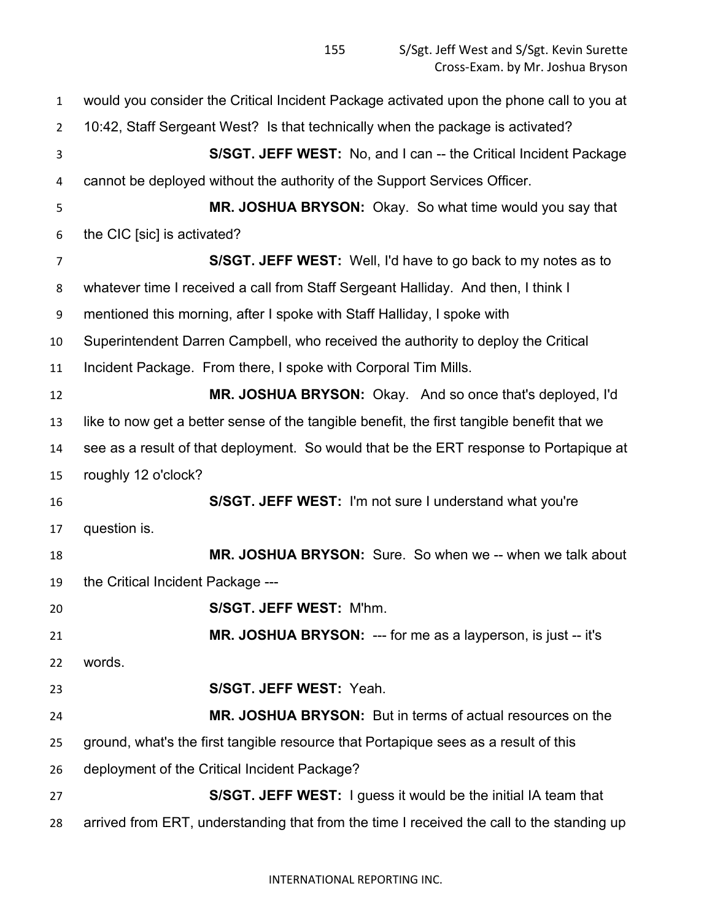would you consider the Critical Incident Package activated upon the phone call to you at 10:42, Staff Sergeant West? Is that technically when the package is activated?

**S/SGT. JEFF WEST:** No, and I can -- the Critical Incident Package cannot be deployed without the authority of the Support Services Officer.

**MR. JOSHUA BRYSON:** Okay. So what time would you say that the CIC [sic] is activated?

**S/SGT. JEFF WEST:** Well, I'd have to go back to my notes as to whatever time I received a call from Staff Sergeant Halliday. And then, I think I mentioned this morning, after I spoke with Staff Halliday, I spoke with Superintendent Darren Campbell, who received the authority to deploy the Critical Incident Package. From there, I spoke with Corporal Tim Mills.

**MR. JOSHUA BRYSON:** Okay. And so once that's deployed, I'd like to now get a better sense of the tangible benefit, the first tangible benefit that we see as a result of that deployment. So would that be the ERT response to Portapique at roughly 12 o'clock?

**S/SGT. JEFF WEST:** I'm not sure I understand what you're question is.

**MR. JOSHUA BRYSON:** Sure. So when we -- when we talk about the Critical Incident Package ---

**S/SGT. JEFF WEST:** M'hm.

**MR. JOSHUA BRYSON:** --- for me as a layperson, is just -- it's words.

**S/SGT. JEFF WEST:** Yeah.

**MR. JOSHUA BRYSON:** But in terms of actual resources on the ground, what's the first tangible resource that Portapique sees as a result of this deployment of the Critical Incident Package?

**S/SGT. JEFF WEST:** I guess it would be the initial IA team that arrived from ERT, understanding that from the time I received the call to the standing up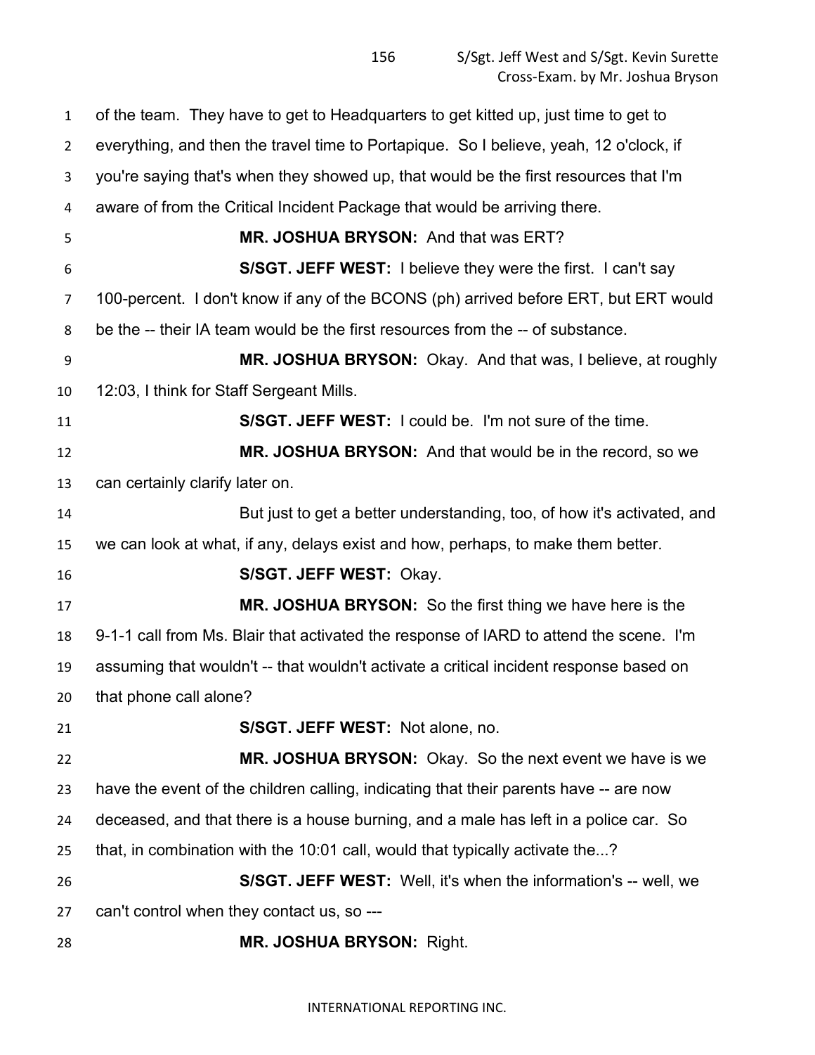of the team. They have to get to Headquarters to get kitted up, just time to get to everything, and then the travel time to Portapique. So I believe, yeah, 12 o'clock, if you're saying that's when they showed up, that would be the first resources that I'm aware of from the Critical Incident Package that would be arriving there.

**MR. JOSHUA BRYSON:** And that was ERT?

**S/SGT. JEFF WEST:** I believe they were the first. I can't say 100-percent. I don't know if any of the BCONS (ph) arrived before ERT, but ERT would be the -- their IA team would be the first resources from the -- of substance.

**MR. JOSHUA BRYSON:** Okay. And that was, I believe, at roughly 12:03, I think for Staff Sergeant Mills.

**S/SGT. JEFF WEST:** I could be. I'm not sure of the time.

**MR. JOSHUA BRYSON:** And that would be in the record, so we can certainly clarify later on.

But just to get a better understanding, too, of how it's activated, and we can look at what, if any, delays exist and how, perhaps, to make them better.

**S/SGT. JEFF WEST:** Okay.

**MR. JOSHUA BRYSON:** So the first thing we have here is the 9-1-1 call from Ms. Blair that activated the response of IARD to attend the scene. I'm assuming that wouldn't -- that wouldn't activate a critical incident response based on that phone call alone?

**S/SGT. JEFF WEST:** Not alone, no.

**MR. JOSHUA BRYSON:** Okay. So the next event we have is we have the event of the children calling, indicating that their parents have -- are now deceased, and that there is a house burning, and a male has left in a police car. So that, in combination with the 10:01 call, would that typically activate the...?

**S/SGT. JEFF WEST:** Well, it's when the information's -- well, we can't control when they contact us, so ---

**MR. JOSHUA BRYSON:** Right.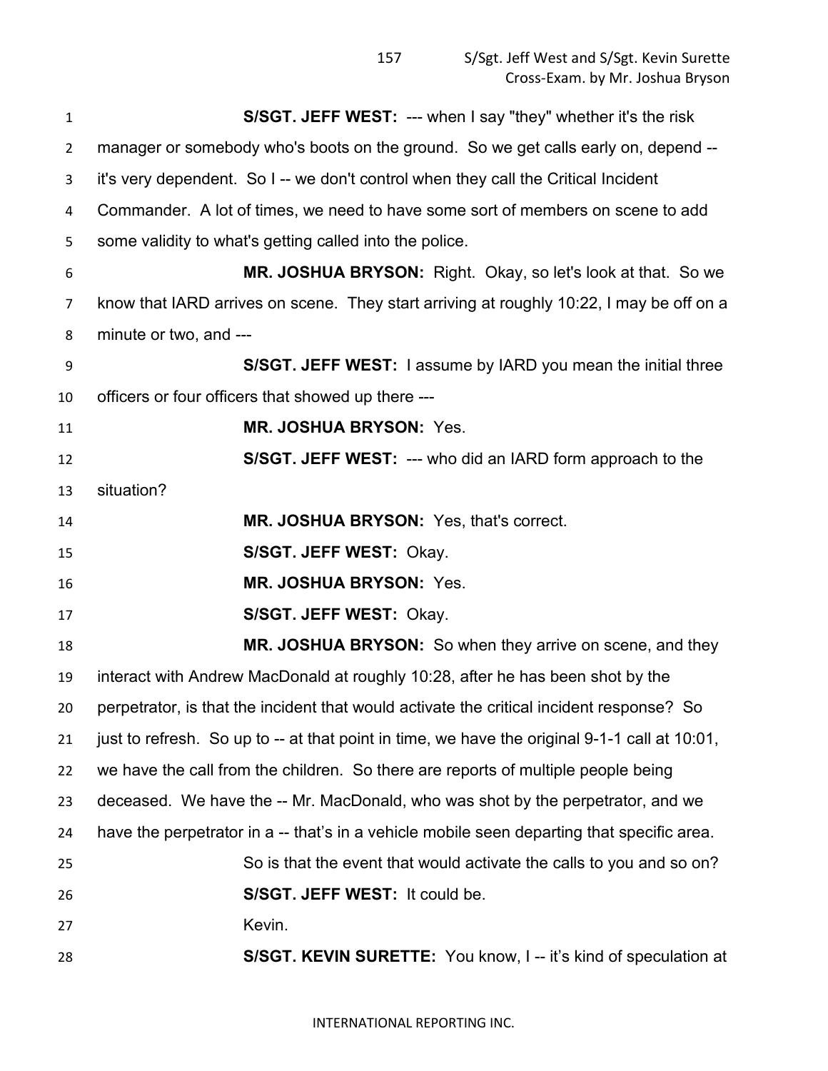**S/SGT. JEFF WEST:** --- when I say "they" whether it's the risk manager or somebody who's boots on the ground. So we get calls early on, depend -- it's very dependent. So I -- we don't control when they call the Critical Incident Commander. A lot of times, we need to have some sort of members on scene to add some validity to what's getting called into the police.

**MR. JOSHUA BRYSON:** Right. Okay, so let's look at that. So we know that IARD arrives on scene. They start arriving at roughly 10:22, I may be off on a minute or two, and ---

**S/SGT. JEFF WEST:** I assume by IARD you mean the initial three officers or four officers that showed up there ---

**MR. JOSHUA BRYSON:** Yes.

**S/SGT. JEFF WEST:** --- who did an IARD form approach to the situation?

**MR. JOSHUA BRYSON:** Yes, that's correct.

**S/SGT. JEFF WEST:** Okay.

**MR. JOSHUA BRYSON:** Yes.

**S/SGT. JEFF WEST:** Okay.

**MR. JOSHUA BRYSON:** So when they arrive on scene, and they interact with Andrew MacDonald at roughly 10:28, after he has been shot by the perpetrator, is that the incident that would activate the critical incident response? So just to refresh. So up to -- at that point in time, we have the original 9-1-1 call at 10:01, we have the call from the children. So there are reports of multiple people being deceased. We have the -- Mr. MacDonald, who was shot by the perpetrator, and we have the perpetrator in a -- that's in a vehicle mobile seen departing that specific area.

So is that the event that would activate the calls to you and so on?

**S/SGT. JEFF WEST:** It could be.

Kevin.

**S/SGT. KEVIN SURETTE:** You know, I -- it's kind of speculation at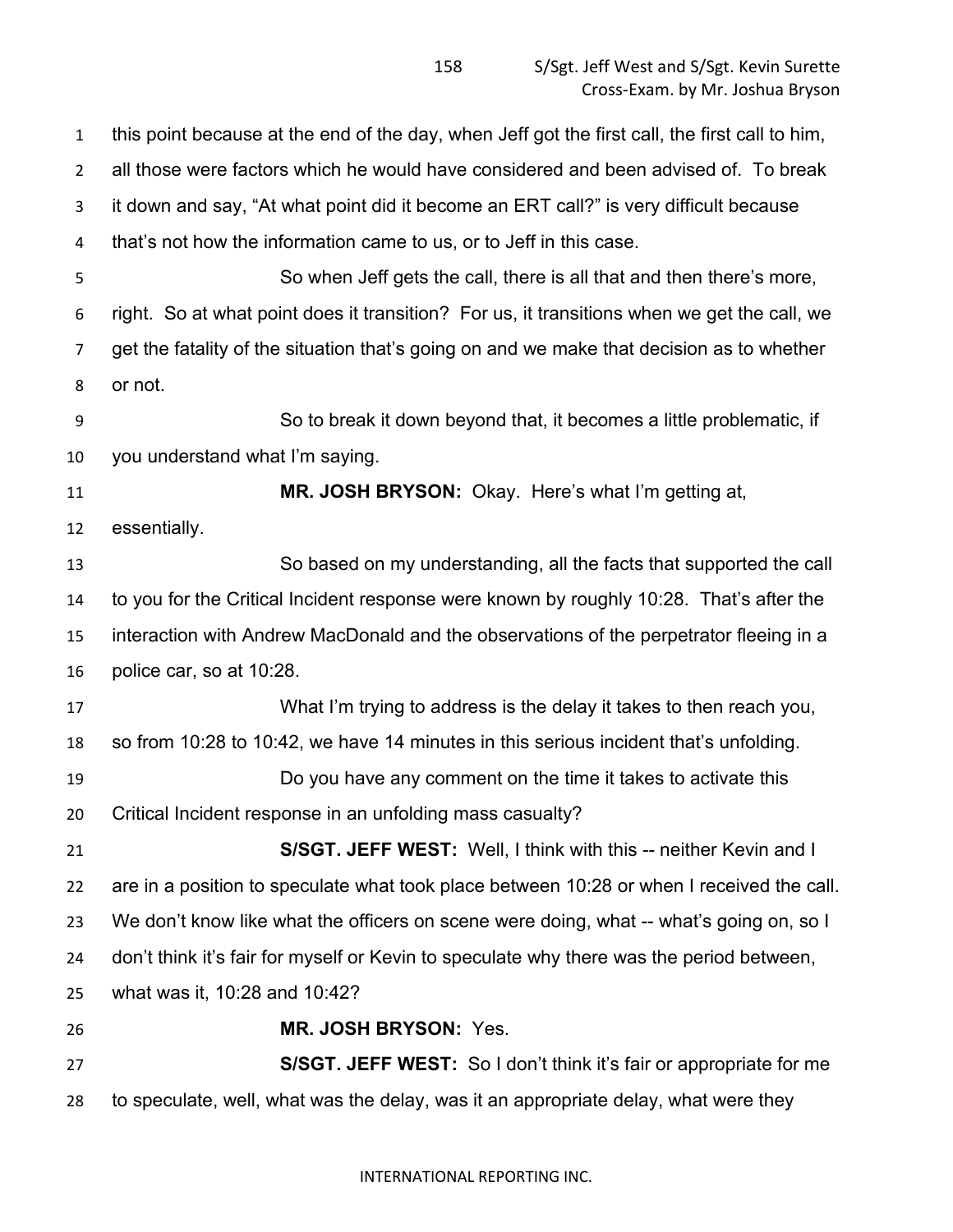this point because at the end of the day, when Jeff got the first call, the first call to him, all those were factors which he would have considered and been advised of. To break it down and say, "At what point did it become an ERT call?" is very difficult because that's not how the information came to us, or to Jeff in this case.

So when Jeff gets the call, there is all that and then there's more, right. So at what point does it transition? For us, it transitions when we get the call, we get the fatality of the situation that's going on and we make that decision as to whether or not.

So to break it down beyond that, it becomes a little problematic, if you understand what I'm saying.

**MR. JOSH BRYSON:** Okay. Here's what I'm getting at, essentially.

So based on my understanding, all the facts that supported the call to you for the Critical Incident response were known by roughly 10:28. That's after the interaction with Andrew MacDonald and the observations of the perpetrator fleeing in a police car, so at 10:28.

What I'm trying to address is the delay it takes to then reach you, so from 10:28 to 10:42, we have 14 minutes in this serious incident that's unfolding.

Do you have any comment on the time it takes to activate this Critical Incident response in an unfolding mass casualty?

**S/SGT. JEFF WEST:** Well, I think with this -- neither Kevin and I are in a position to speculate what took place between 10:28 or when I received the call. We don't know like what the officers on scene were doing, what -- what's going on, so I don't think it's fair for myself or Kevin to speculate why there was the period between, what was it, 10:28 and 10:42?

**MR. JOSH BRYSON:** Yes.

**S/SGT. JEFF WEST:** So I don't think it's fair or appropriate for me to speculate, well, what was the delay, was it an appropriate delay, what were they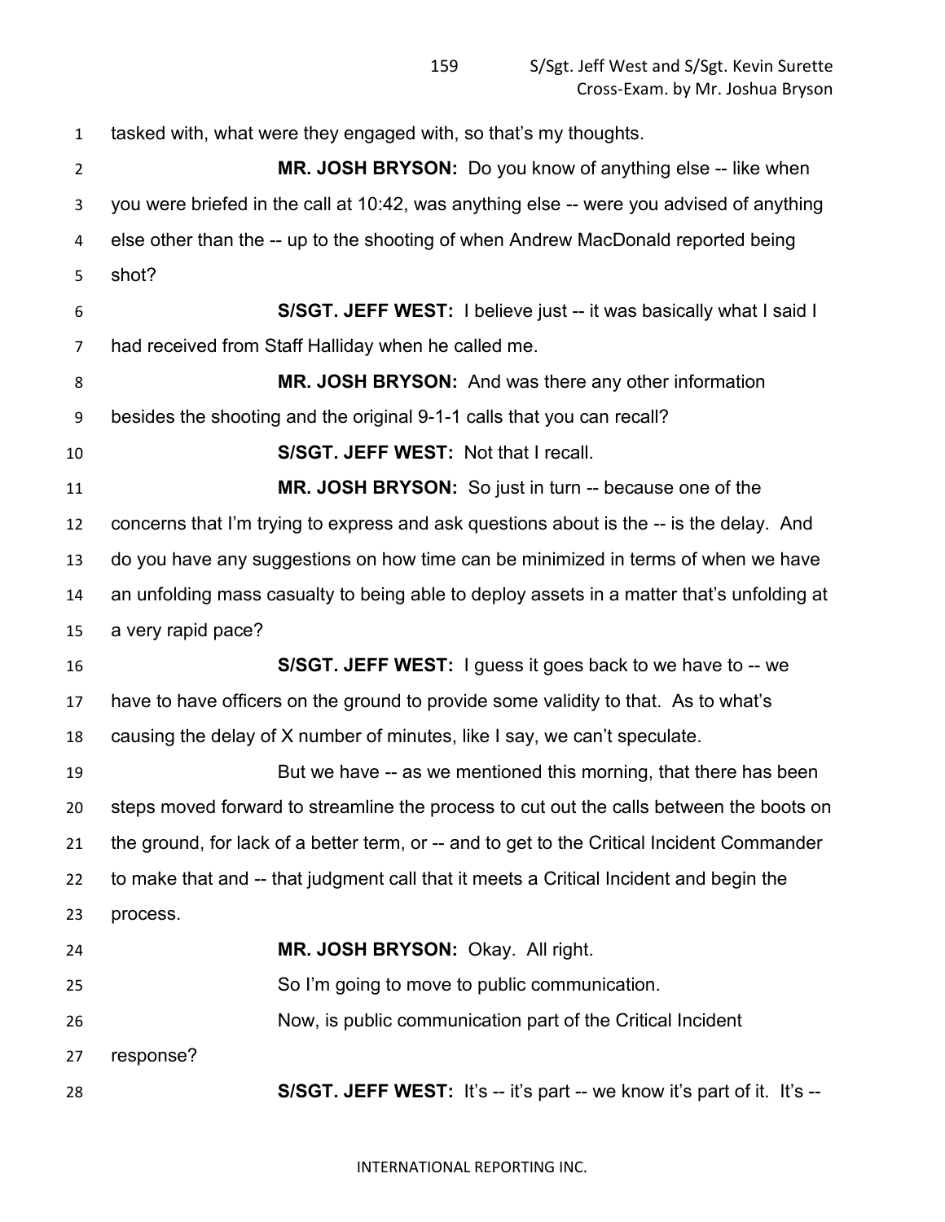tasked with, what were they engaged with, so that's my thoughts.

**MR. JOSH BRYSON:** Do you know of anything else -- like when you were briefed in the call at 10:42, was anything else -- were you advised of anything else other than the -- up to the shooting of when Andrew MacDonald reported being shot?

**S/SGT. JEFF WEST:** I believe just -- it was basically what I said I had received from Staff Halliday when he called me.

**MR. JOSH BRYSON:** And was there any other information besides the shooting and the original 9-1-1 calls that you can recall?

**S/SGT. JEFF WEST:** Not that I recall.

**MR. JOSH BRYSON:** So just in turn -- because one of the concerns that I'm trying to express and ask questions about is the -- is the delay. And do you have any suggestions on how time can be minimized in terms of when we have an unfolding mass casualty to being able to deploy assets in a matter that's unfolding at a very rapid pace?

**S/SGT. JEFF WEST:** I guess it goes back to we have to -- we have to have officers on the ground to provide some validity to that. As to what's causing the delay of X number of minutes, like I say, we can't speculate.

But we have -- as we mentioned this morning, that there has been steps moved forward to streamline the process to cut out the calls between the boots on the ground, for lack of a better term, or -- and to get to the Critical Incident Commander to make that and -- that judgment call that it meets a Critical Incident and begin the process.

**MR. JOSH BRYSON:** Okay. All right.

So I'm going to move to public communication.

Now, is public communication part of the Critical Incident response?

**S/SGT. JEFF WEST:** It's -- it's part -- we know it's part of it. It's --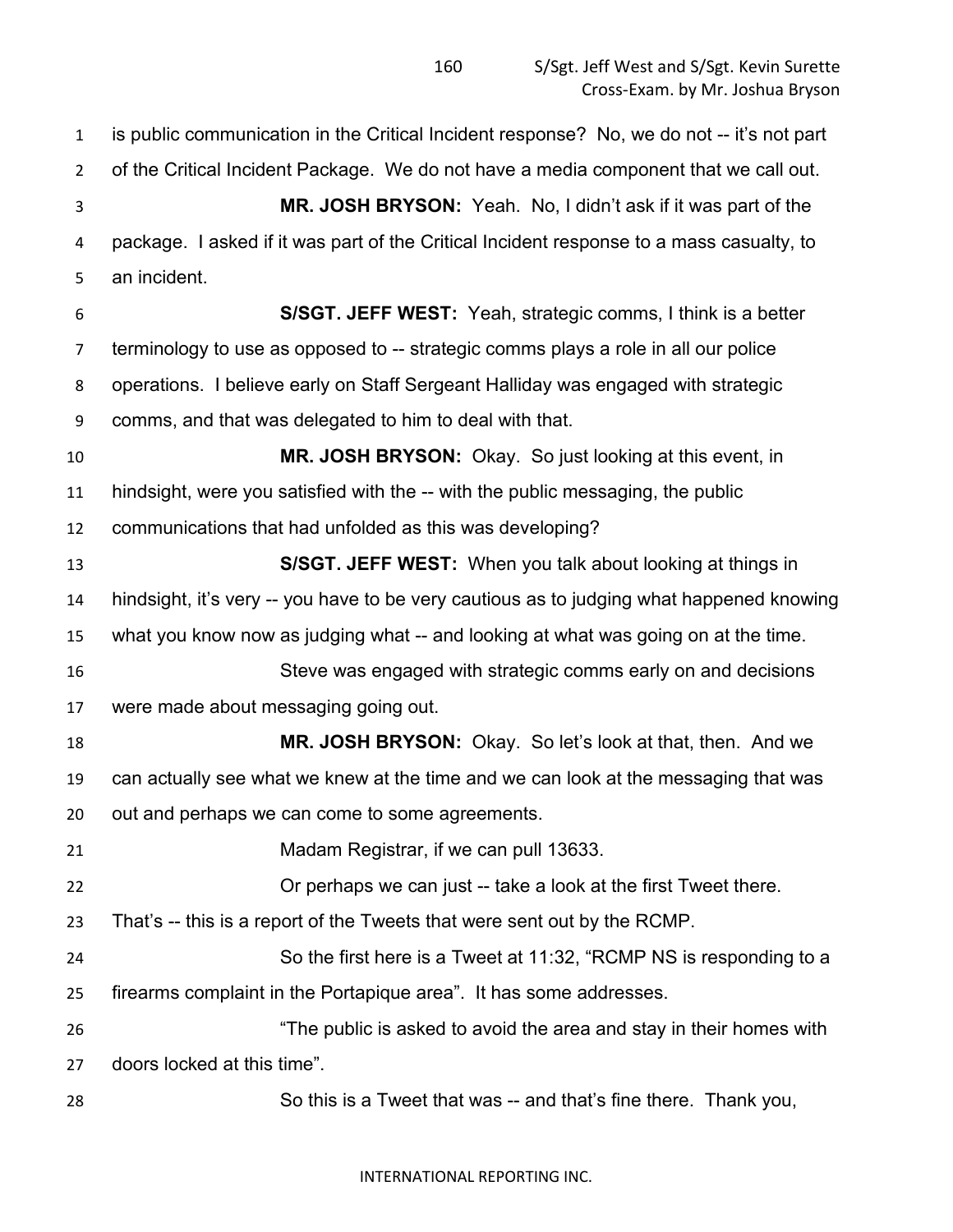is public communication in the Critical Incident response? No, we do not -- it's not part of the Critical Incident Package. We do not have a media component that we call out.

**MR. JOSH BRYSON:** Yeah. No, I didn't ask if it was part of the package. I asked if it was part of the Critical Incident response to a mass casualty, to an incident.

**S/SGT. JEFF WEST:** Yeah, strategic comms, I think is a better terminology to use as opposed to -- strategic comms plays a role in all our police operations. I believe early on Staff Sergeant Halliday was engaged with strategic comms, and that was delegated to him to deal with that.

**MR. JOSH BRYSON:** Okay. So just looking at this event, in hindsight, were you satisfied with the -- with the public messaging, the public communications that had unfolded as this was developing?

**S/SGT. JEFF WEST:** When you talk about looking at things in hindsight, it's very -- you have to be very cautious as to judging what happened knowing what you know now as judging what -- and looking at what was going on at the time.

Steve was engaged with strategic comms early on and decisions were made about messaging going out.

**MR. JOSH BRYSON:** Okay. So let's look at that, then. And we can actually see what we knew at the time and we can look at the messaging that was out and perhaps we can come to some agreements.

Madam Registrar, if we can pull 13633.

Or perhaps we can just -- take a look at the first Tweet there. That's -- this is a report of the Tweets that were sent out by the RCMP.

So the first here is a Tweet at 11:32, "RCMP NS is responding to a firearms complaint in the Portapique area". It has some addresses.

"The public is asked to avoid the area and stay in their homes with doors locked at this time".

So this is a Tweet that was -- and that's fine there. Thank you,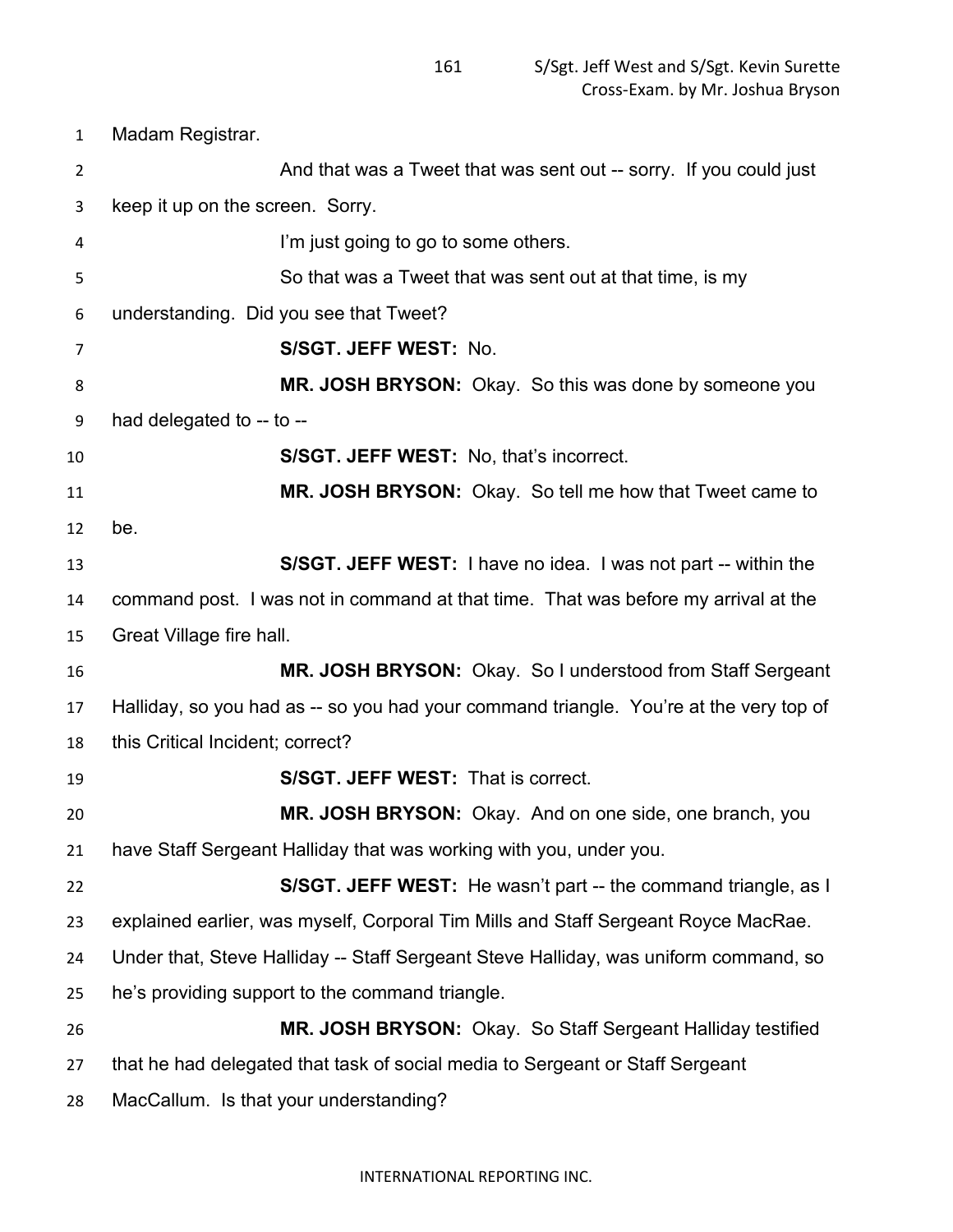Madam Registrar.

And that was a Tweet that was sent out -- sorry. If you could just keep it up on the screen. Sorry.

I'm just going to go to some others.

So that was a Tweet that was sent out at that time, is my understanding. Did you see that Tweet?

**S/SGT. JEFF WEST:** No.

**MR. JOSH BRYSON:** Okay. So this was done by someone you had delegated to -- to --

**S/SGT. JEFF WEST:** No, that's incorrect.

**MR. JOSH BRYSON:** Okay. So tell me how that Tweet came to be.

**S/SGT. JEFF WEST:** I have no idea. I was not part -- within the command post. I was not in command at that time. That was before my arrival at the Great Village fire hall.

**MR. JOSH BRYSON:** Okay. So I understood from Staff Sergeant Halliday, so you had as -- so you had your command triangle. You're at the very top of this Critical Incident; correct?

**S/SGT. JEFF WEST:** That is correct.

**MR. JOSH BRYSON:** Okay. And on one side, one branch, you have Staff Sergeant Halliday that was working with you, under you.

**S/SGT. JEFF WEST:** He wasn't part -- the command triangle, as I explained earlier, was myself, Corporal Tim Mills and Staff Sergeant Royce MacRae. Under that, Steve Halliday -- Staff Sergeant Steve Halliday, was uniform command, so he's providing support to the command triangle.

**MR. JOSH BRYSON:** Okay. So Staff Sergeant Halliday testified that he had delegated that task of social media to Sergeant or Staff Sergeant MacCallum. Is that your understanding?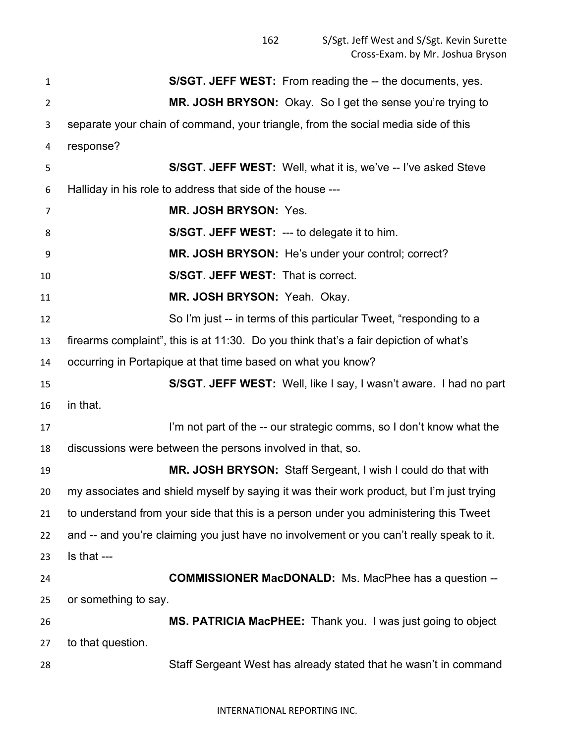**S/SGT. JEFF WEST:** From reading the -- the documents, yes.

**MR. JOSH BRYSON:** Okay. So I get the sense you're trying to separate your chain of command, your triangle, from the social media side of this response?

**S/SGT. JEFF WEST:** Well, what it is, we've -- I've asked Steve Halliday in his role to address that side of the house ---

**MR. JOSH BRYSON:** Yes.

**S/SGT. JEFF WEST:** --- to delegate it to him.

**MR. JOSH BRYSON:** He's under your control; correct?

**S/SGT. JEFF WEST:** That is correct.

**MR. JOSH BRYSON:** Yeah. Okay.

So I'm just -- in terms of this particular Tweet, "responding to a firearms complaint", this is at 11:30. Do you think that's a fair depiction of what's occurring in Portapique at that time based on what you know?

**S/SGT. JEFF WEST:** Well, like I say, I wasn't aware. I had no part in that.

I'm not part of the -- our strategic comms, so I don't know what the discussions were between the persons involved in that, so.

**MR. JOSH BRYSON:** Staff Sergeant, I wish I could do that with my associates and shield myself by saying it was their work product, but I'm just trying to understand from your side that this is a person under you administering this Tweet and -- and you're claiming you just have no involvement or you can't really speak to it. Is that ---

**COMMISSIONER MacDONALD:** Ms. MacPhee has a question -- or something to say.

**MS. PATRICIA MacPHEE:** Thank you. I was just going to object to that question.

Staff Sergeant West has already stated that he wasn't in command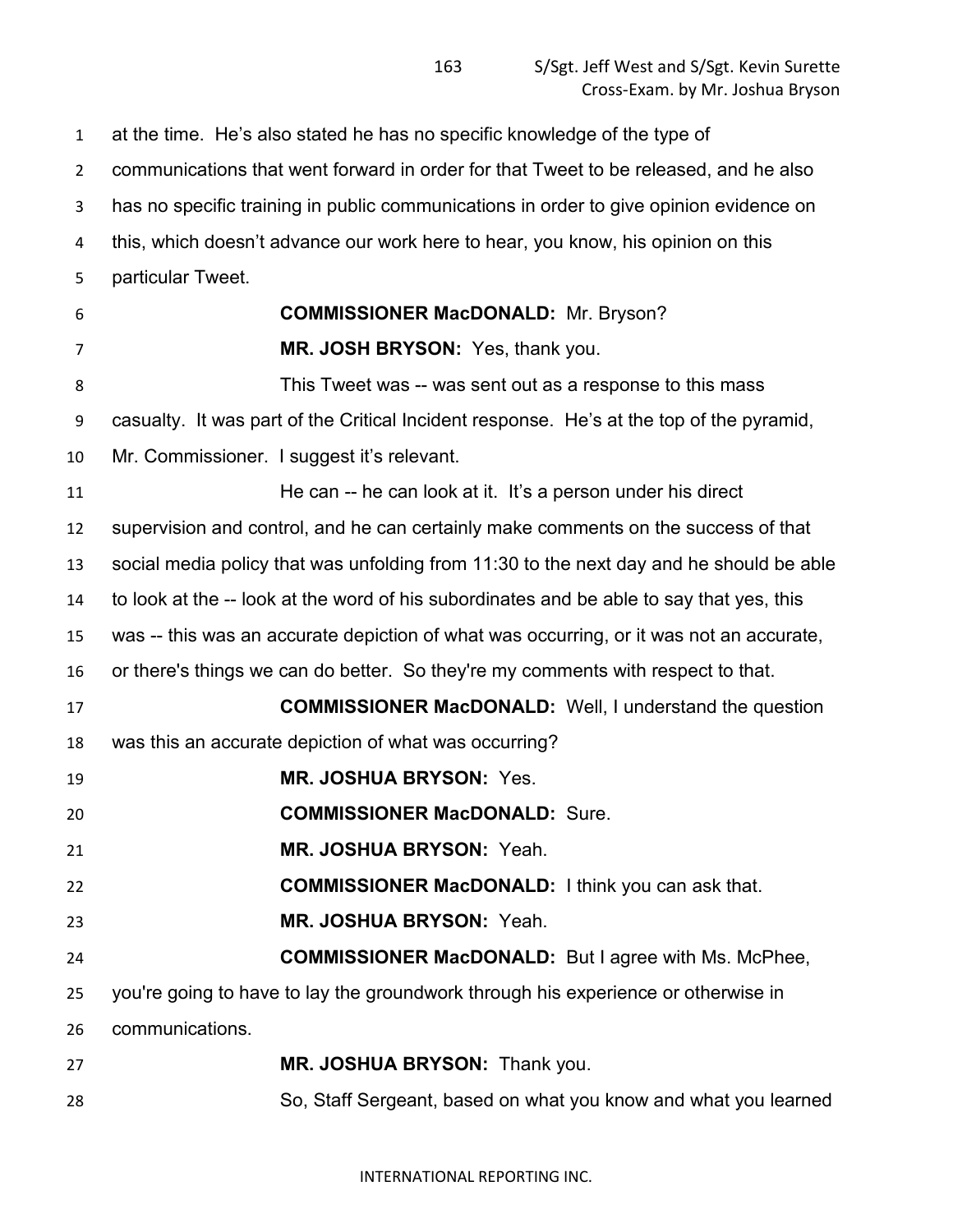at the time. He's also stated he has no specific knowledge of the type of communications that went forward in order for that Tweet to be released, and he also has no specific training in public communications in order to give opinion evidence on this, which doesn't advance our work here to hear, you know, his opinion on this particular Tweet.

**COMMISSIONER MacDONALD:** Mr. Bryson?

**MR. JOSH BRYSON:** Yes, thank you.

This Tweet was -- was sent out as a response to this mass casualty. It was part of the Critical Incident response. He's at the top of the pyramid, Mr. Commissioner. I suggest it's relevant.

He can -- he can look at it. It's a person under his direct supervision and control, and he can certainly make comments on the success of that social media policy that was unfolding from 11:30 to the next day and he should be able to look at the -- look at the word of his subordinates and be able to say that yes, this was -- this was an accurate depiction of what was occurring, or it was not an accurate, or there's things we can do better. So they're my comments with respect to that.

**COMMISSIONER MacDONALD:** Well, I understand the question was this an accurate depiction of what was occurring?

**MR. JOSHUA BRYSON:** Yes.

**COMMISSIONER MacDONALD:** Sure.

**MR. JOSHUA BRYSON:** Yeah.

**COMMISSIONER MacDONALD:** I think you can ask that.

**MR. JOSHUA BRYSON:** Yeah.

**COMMISSIONER MacDONALD:** But I agree with Ms. McPhee, you're going to have to lay the groundwork through his experience or otherwise in communications.

**MR. JOSHUA BRYSON:** Thank you.

So, Staff Sergeant, based on what you know and what you learned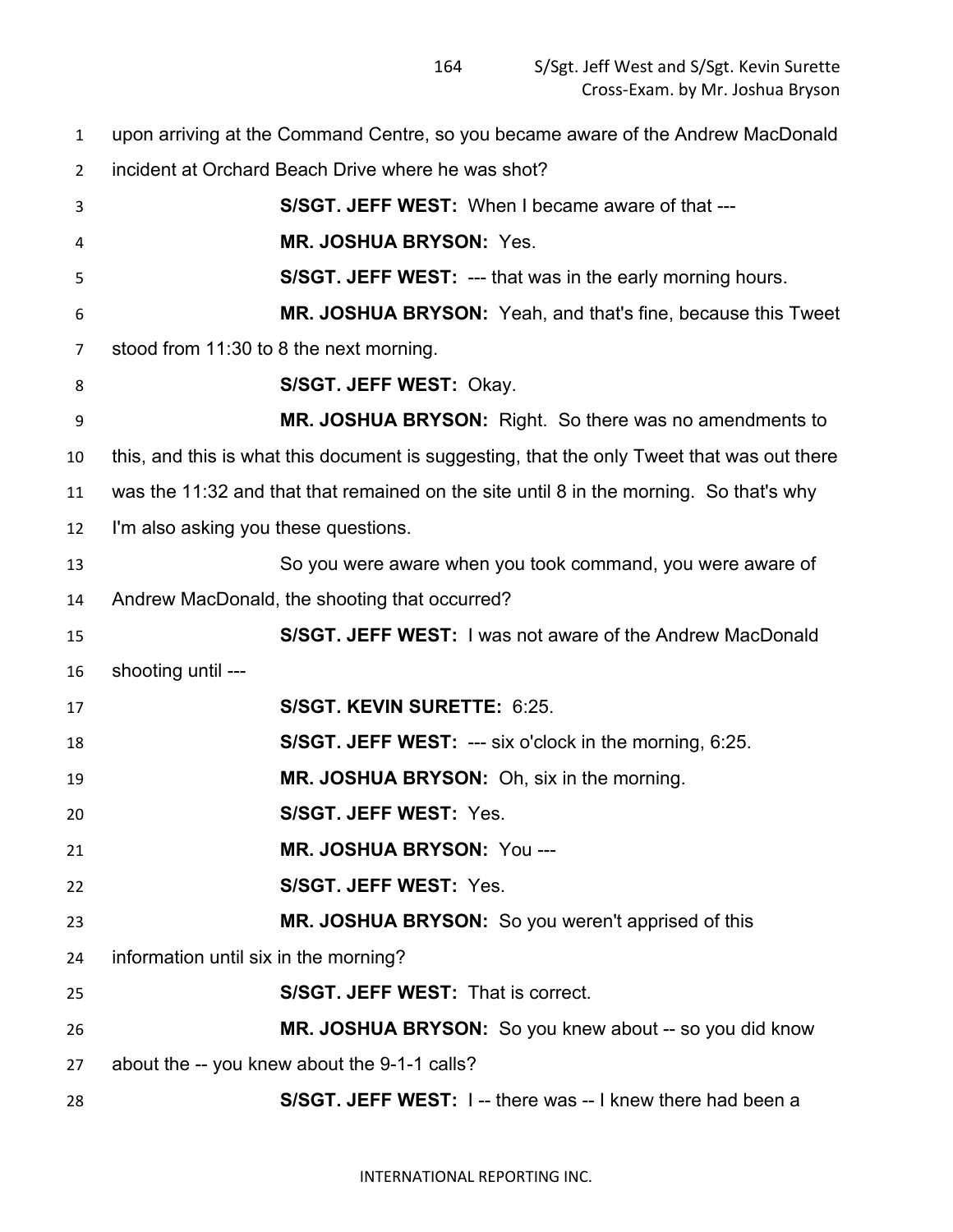upon arriving at the Command Centre, so you became aware of the Andrew MacDonald incident at Orchard Beach Drive where he was shot?

**S/SGT. JEFF WEST:** When I became aware of that ---

**MR. JOSHUA BRYSON:** Yes.

**S/SGT. JEFF WEST:** --- that was in the early morning hours.

**MR. JOSHUA BRYSON:** Yeah, and that's fine, because this Tweet stood from 11:30 to 8 the next morning.

**S/SGT. JEFF WEST:** Okay.

**MR. JOSHUA BRYSON:** Right. So there was no amendments to this, and this is what this document is suggesting, that the only Tweet that was out there was the 11:32 and that that remained on the site until 8 in the morning. So that's why I'm also asking you these questions.

So you were aware when you took command, you were aware of Andrew MacDonald, the shooting that occurred?

**S/SGT. JEFF WEST:** I was not aware of the Andrew MacDonald shooting until ---

**S/SGT. KEVIN SURETTE:** 6:25.

**S/SGT. JEFF WEST:** --- six o'clock in the morning, 6:25.

**MR. JOSHUA BRYSON:** Oh, six in the morning.

**S/SGT. JEFF WEST:** Yes.

**MR. JOSHUA BRYSON:** You ---

**S/SGT. JEFF WEST:** Yes.

**MR. JOSHUA BRYSON:** So you weren't apprised of this information until six in the morning?

**S/SGT. JEFF WEST:** That is correct.

**MR. JOSHUA BRYSON:** So you knew about -- so you did know about the -- you knew about the 9-1-1 calls?

**S/SGT. JEFF WEST:** I -- there was -- I knew there had been a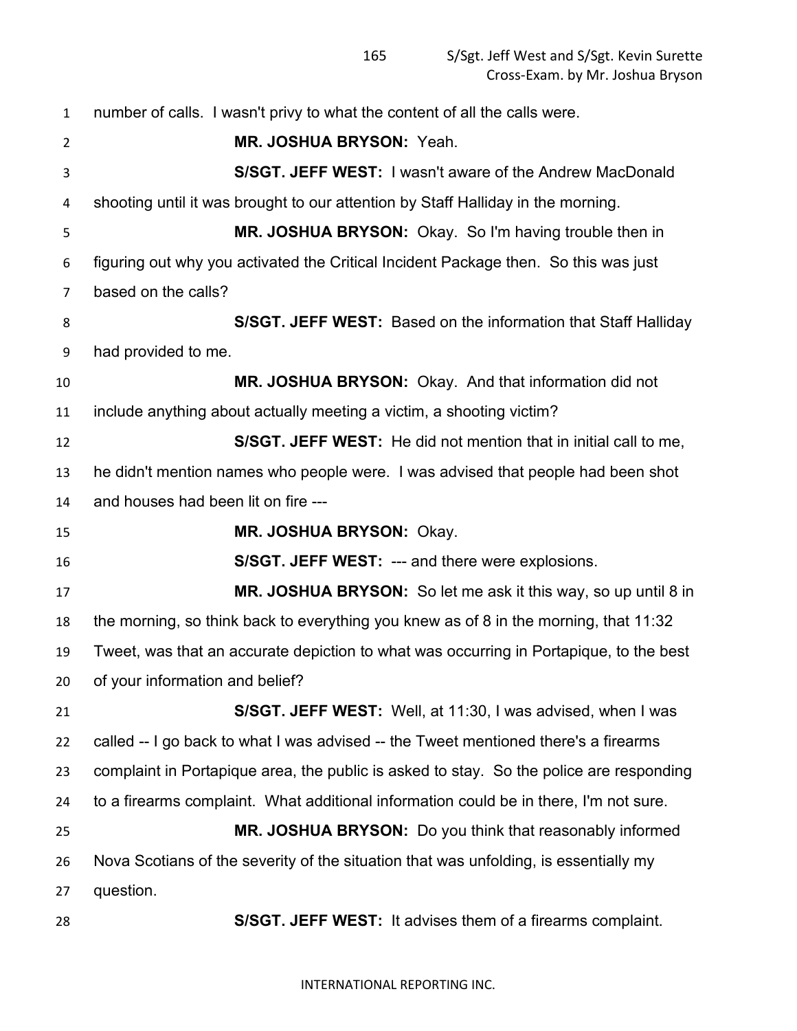number of calls. I wasn't privy to what the content of all the calls were.

**MR. JOSHUA BRYSON:** Yeah.

**S/SGT. JEFF WEST:** I wasn't aware of the Andrew MacDonald shooting until it was brought to our attention by Staff Halliday in the morning.

**MR. JOSHUA BRYSON:** Okay. So I'm having trouble then in figuring out why you activated the Critical Incident Package then. So this was just based on the calls?

**S/SGT. JEFF WEST:** Based on the information that Staff Halliday had provided to me.

**MR. JOSHUA BRYSON:** Okay. And that information did not include anything about actually meeting a victim, a shooting victim?

**S/SGT. JEFF WEST:** He did not mention that in initial call to me, he didn't mention names who people were. I was advised that people had been shot and houses had been lit on fire ---

**MR. JOSHUA BRYSON:** Okay.

**S/SGT. JEFF WEST:** --- and there were explosions.

**MR. JOSHUA BRYSON:** So let me ask it this way, so up until 8 in the morning, so think back to everything you knew as of 8 in the morning, that 11:32 Tweet, was that an accurate depiction to what was occurring in Portapique, to the best of your information and belief?

**S/SGT. JEFF WEST:** Well, at 11:30, I was advised, when I was called -- I go back to what I was advised -- the Tweet mentioned there's a firearms complaint in Portapique area, the public is asked to stay. So the police are responding to a firearms complaint. What additional information could be in there, I'm not sure.

**MR. JOSHUA BRYSON:** Do you think that reasonably informed Nova Scotians of the severity of the situation that was unfolding, is essentially my question.

**S/SGT. JEFF WEST:** It advises them of a firearms complaint.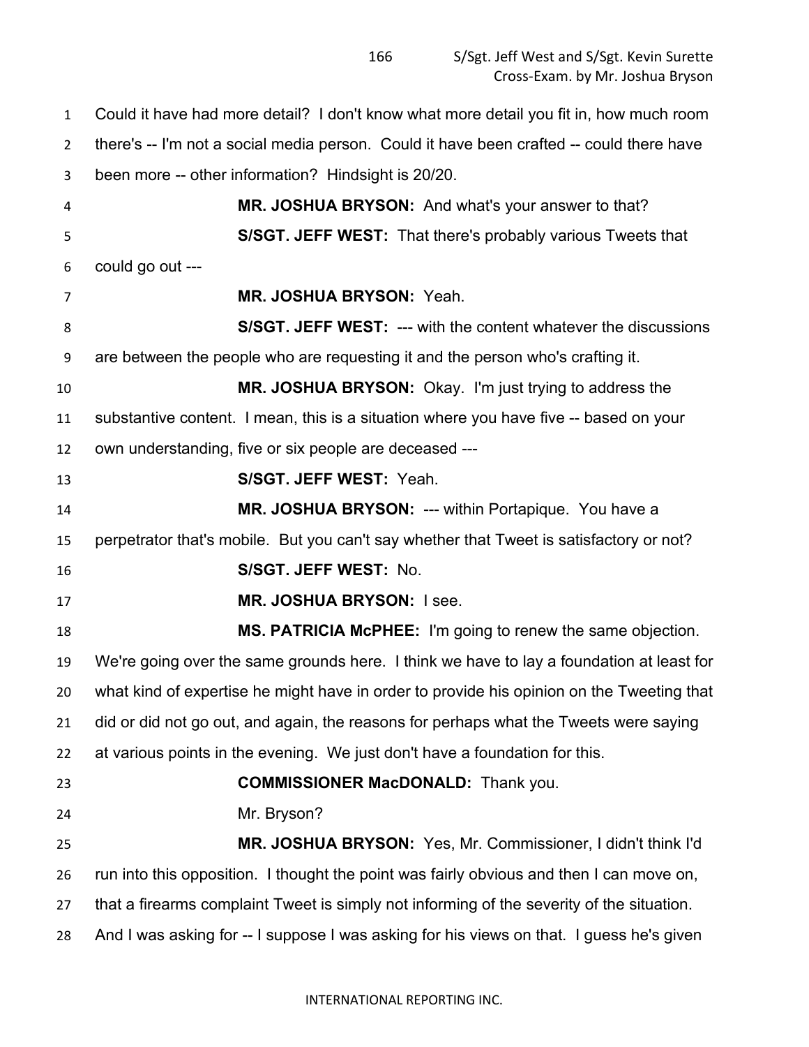Could it have had more detail? I don't know what more detail you fit in, how much room there's -- I'm not a social media person. Could it have been crafted -- could there have been more -- other information? Hindsight is 20/20.

**MR. JOSHUA BRYSON:** And what's your answer to that?

**S/SGT. JEFF WEST:** That there's probably various Tweets that could go out ---

**MR. JOSHUA BRYSON:** Yeah.

**S/SGT. JEFF WEST:** --- with the content whatever the discussions are between the people who are requesting it and the person who's crafting it.

**MR. JOSHUA BRYSON:** Okay. I'm just trying to address the substantive content. I mean, this is a situation where you have five -- based on your own understanding, five or six people are deceased ---

**S/SGT. JEFF WEST:** Yeah.

**MR. JOSHUA BRYSON:** --- within Portapique. You have a perpetrator that's mobile. But you can't say whether that Tweet is satisfactory or not?

**S/SGT. JEFF WEST:** No.

**MR. JOSHUA BRYSON:** I see.

**MS. PATRICIA McPHEE:** I'm going to renew the same objection. We're going over the same grounds here. I think we have to lay a foundation at least for what kind of expertise he might have in order to provide his opinion on the Tweeting that did or did not go out, and again, the reasons for perhaps what the Tweets were saying at various points in the evening. We just don't have a foundation for this.

**COMMISSIONER MacDONALD:** Thank you.

Mr. Bryson?

**MR. JOSHUA BRYSON:** Yes, Mr. Commissioner, I didn't think I'd run into this opposition. I thought the point was fairly obvious and then I can move on, that a firearms complaint Tweet is simply not informing of the severity of the situation. And I was asking for -- I suppose I was asking for his views on that. I guess he's given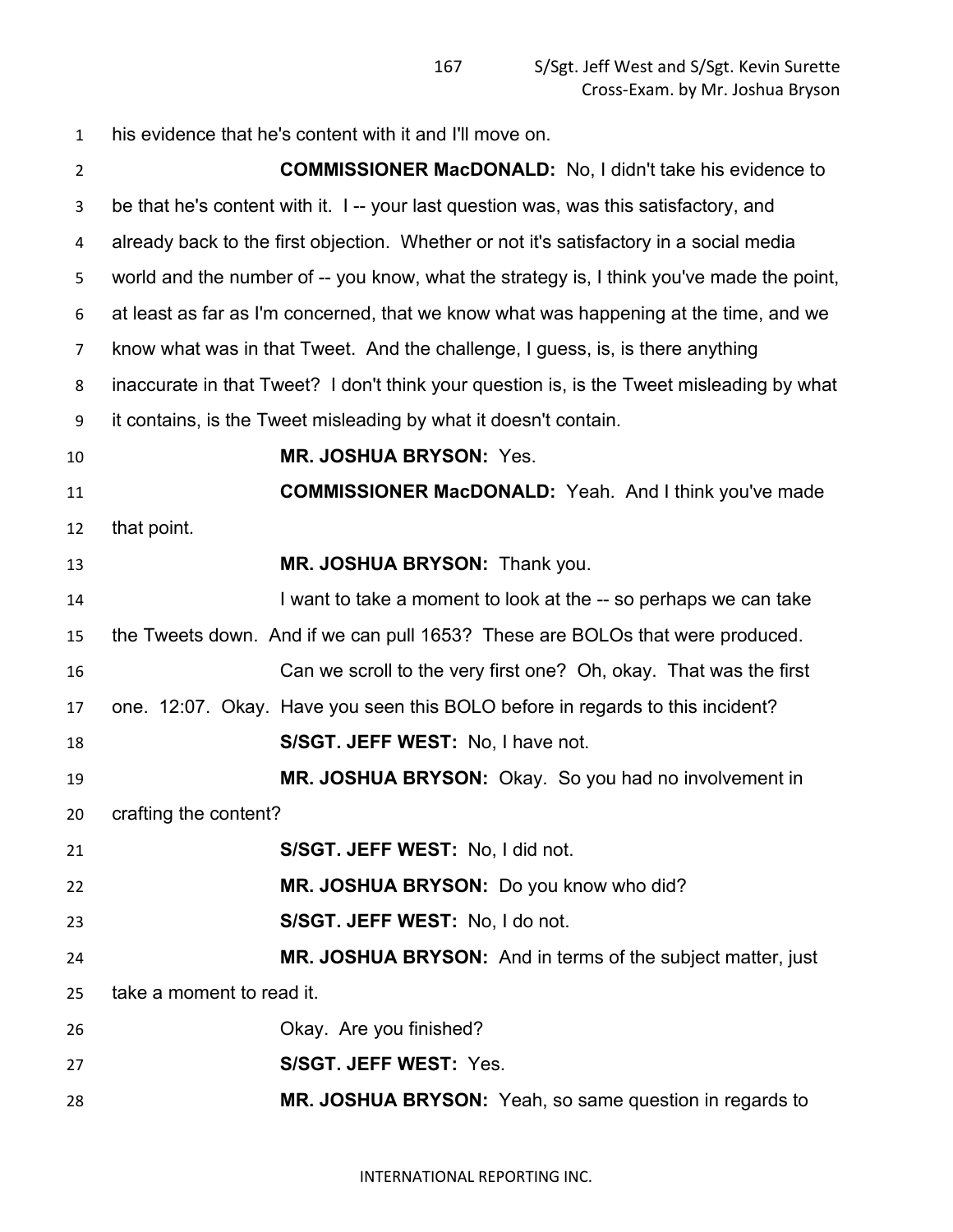his evidence that he's content with it and I'll move on.

**COMMISSIONER MacDONALD:** No, I didn't take his evidence to be that he's content with it. I -- your last question was, was this satisfactory, and already back to the first objection. Whether or not it's satisfactory in a social media world and the number of -- you know, what the strategy is, I think you've made the point, at least as far as I'm concerned, that we know what was happening at the time, and we know what was in that Tweet. And the challenge, I guess, is, is there anything inaccurate in that Tweet? I don't think your question is, is the Tweet misleading by what it contains, is the Tweet misleading by what it doesn't contain.

**MR. JOSHUA BRYSON:** Yes.

**COMMISSIONER MacDONALD:** Yeah. And I think you've made that point.

**MR. JOSHUA BRYSON:** Thank you.

I want to take a moment to look at the -- so perhaps we can take the Tweets down. And if we can pull 1653? These are BOLOs that were produced.

Can we scroll to the very first one? Oh, okay. That was the first one. 12:07. Okay. Have you seen this BOLO before in regards to this incident?

**S/SGT. JEFF WEST:** No, I have not.

**MR. JOSHUA BRYSON:** Okay. So you had no involvement in crafting the content?

**S/SGT. JEFF WEST:** No, I did not.

**MR. JOSHUA BRYSON:** Do you know who did?

**S/SGT. JEFF WEST:** No, I do not.

**MR. JOSHUA BRYSON:** And in terms of the subject matter, just take a moment to read it.

Okay. Are you finished?

**S/SGT. JEFF WEST:** Yes.

**MR. JOSHUA BRYSON:** Yeah, so same question in regards to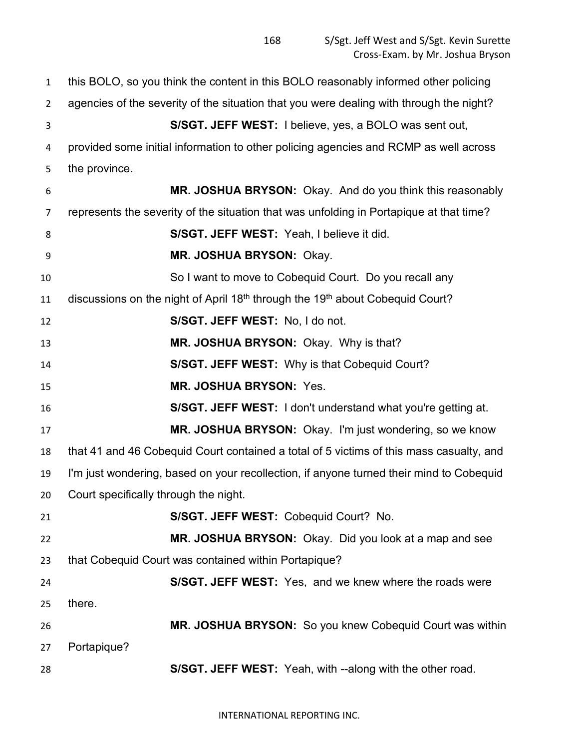this BOLO, so you think the content in this BOLO reasonably informed other policing agencies of the severity of the situation that you were dealing with through the night?

**S/SGT. JEFF WEST:** I believe, yes, a BOLO was sent out, provided some initial information to other policing agencies and RCMP as well across the province.

**MR. JOSHUA BRYSON:** Okay. And do you think this reasonably represents the severity of the situation that was unfolding in Portapique at that time?

**S/SGT. JEFF WEST:** Yeah, I believe it did.

**MR. JOSHUA BRYSON:** Okay.

So I want to move to Cobequid Court. Do you recall any discussions on the night of April 18th through the 19th about Cobequid Court?

**S/SGT. JEFF WEST:** No, I do not.

**MR. JOSHUA BRYSON:** Okay. Why is that?

**S/SGT. JEFF WEST:** Why is that Cobequid Court?

**MR. JOSHUA BRYSON:** Yes.

**S/SGT. JEFF WEST:** I don't understand what you're getting at.

**MR. JOSHUA BRYSON:** Okay. I'm just wondering, so we know that 41 and 46 Cobequid Court contained a total of 5 victims of this mass casualty, and I'm just wondering, based on your recollection, if anyone turned their mind to Cobequid Court specifically through the night.

**S/SGT. JEFF WEST:** Cobequid Court? No.

**MR. JOSHUA BRYSON:** Okay. Did you look at a map and see that Cobequid Court was contained within Portapique?

**S/SGT. JEFF WEST:** Yes, and we knew where the roads were there.

**MR. JOSHUA BRYSON:** So you knew Cobequid Court was within Portapique?

**S/SGT. JEFF WEST:** Yeah, with --along with the other road.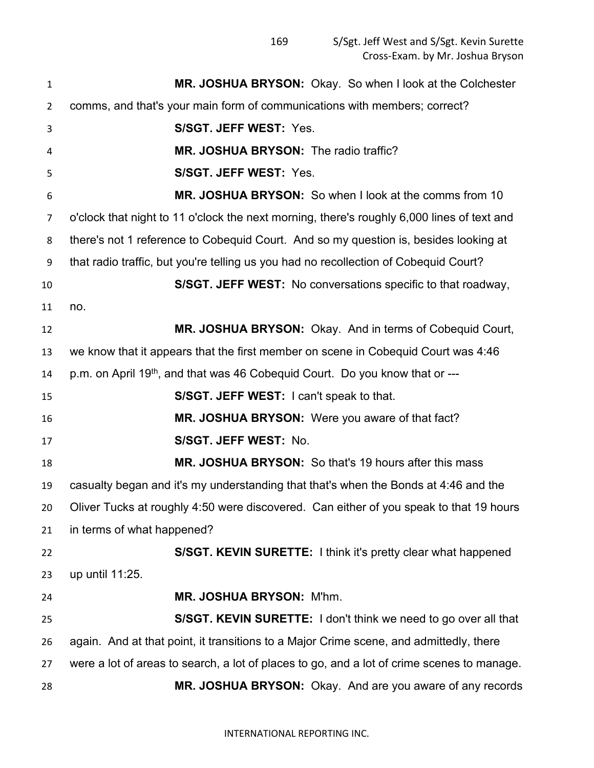**MR. JOSHUA BRYSON:** Okay. So when I look at the Colchester comms, and that's your main form of communications with members; correct?

**S/SGT. JEFF WEST:** Yes.

**MR. JOSHUA BRYSON:** The radio traffic?

**S/SGT. JEFF WEST:** Yes.

**MR. JOSHUA BRYSON:** So when I look at the comms from 10 o'clock that night to 11 o'clock the next morning, there's roughly 6,000 lines of text and there's not 1 reference to Cobequid Court. And so my question is, besides looking at that radio traffic, but you're telling us you had no recollection of Cobequid Court?

**S/SGT. JEFF WEST:** No conversations specific to that roadway, no.

**MR. JOSHUA BRYSON:** Okay. And in terms of Cobequid Court, we know that it appears that the first member on scene in Cobequid Court was 4:46 p.m. on April 19th, and that was 46 Cobequid Court. Do you know that or ---

**S/SGT. JEFF WEST:** I can't speak to that.

**MR. JOSHUA BRYSON:** Were you aware of that fact?

**S/SGT. JEFF WEST:** No.

**MR. JOSHUA BRYSON:** So that's 19 hours after this mass casualty began and it's my understanding that that's when the Bonds at 4:46 and the Oliver Tucks at roughly 4:50 were discovered. Can either of you speak to that 19 hours in terms of what happened?

**S/SGT. KEVIN SURETTE:** I think it's pretty clear what happened up until 11:25.

**MR. JOSHUA BRYSON:** M'hm.

**S/SGT. KEVIN SURETTE:** I don't think we need to go over all that again. And at that point, it transitions to a Major Crime scene, and admittedly, there were a lot of areas to search, a lot of places to go, and a lot of crime scenes to manage.

**MR. JOSHUA BRYSON:** Okay. And are you aware of any records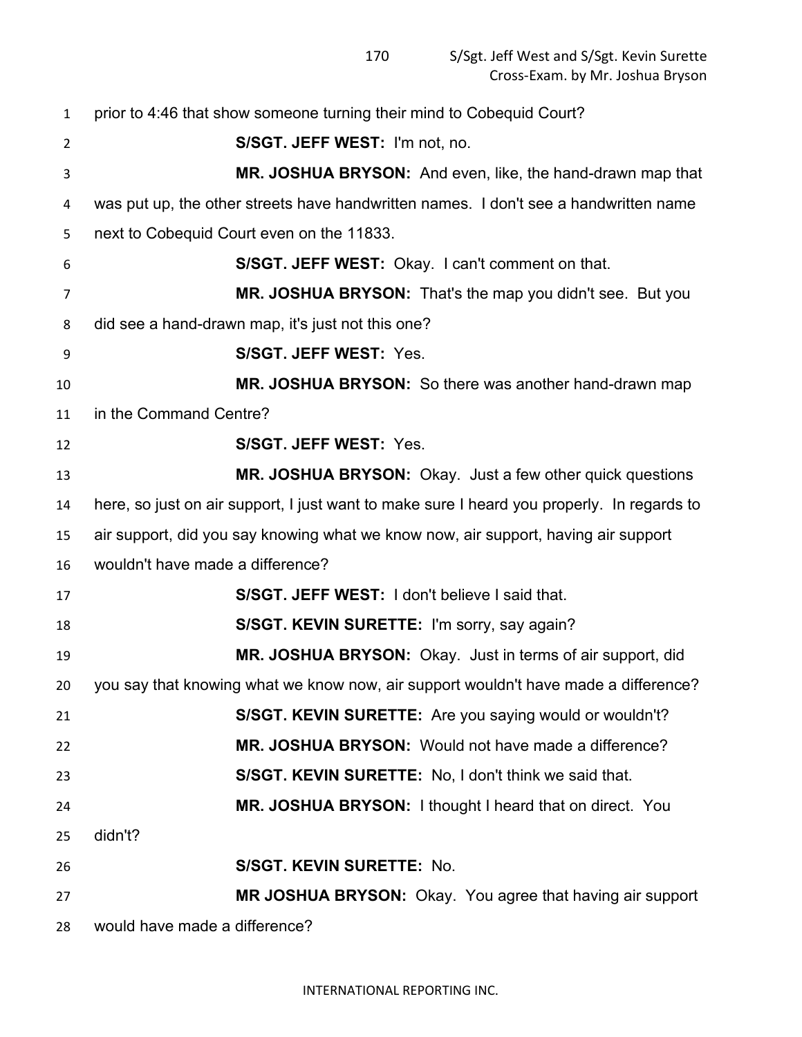prior to 4:46 that show someone turning their mind to Cobequid Court?

**S/SGT. JEFF WEST:** I'm not, no.

**MR. JOSHUA BRYSON:** And even, like, the hand-drawn map that was put up, the other streets have handwritten names. I don't see a handwritten name next to Cobequid Court even on the 11833.

**S/SGT. JEFF WEST:** Okay. I can't comment on that.

**MR. JOSHUA BRYSON:** That's the map you didn't see. But you did see a hand-drawn map, it's just not this one?

**S/SGT. JEFF WEST:** Yes.

**MR. JOSHUA BRYSON:** So there was another hand-drawn map in the Command Centre?

**S/SGT. JEFF WEST:** Yes.

**MR. JOSHUA BRYSON:** Okay. Just a few other quick questions here, so just on air support, I just want to make sure I heard you properly. In regards to air support, did you say knowing what we know now, air support, having air support wouldn't have made a difference?

**S/SGT. JEFF WEST:** I don't believe I said that.

**S/SGT. KEVIN SURETTE:** I'm sorry, say again?

**MR. JOSHUA BRYSON:** Okay. Just in terms of air support, did you say that knowing what we know now, air support wouldn't have made a difference?

**S/SGT. KEVIN SURETTE:** Are you saying would or wouldn't?

**MR. JOSHUA BRYSON:** Would not have made a difference?

**S/SGT. KEVIN SURETTE:** No, I don't think we said that.

**MR. JOSHUA BRYSON:** I thought I heard that on direct. You didn't?

**S/SGT. KEVIN SURETTE:** No.

**MR JOSHUA BRYSON:** Okay. You agree that having air support would have made a difference?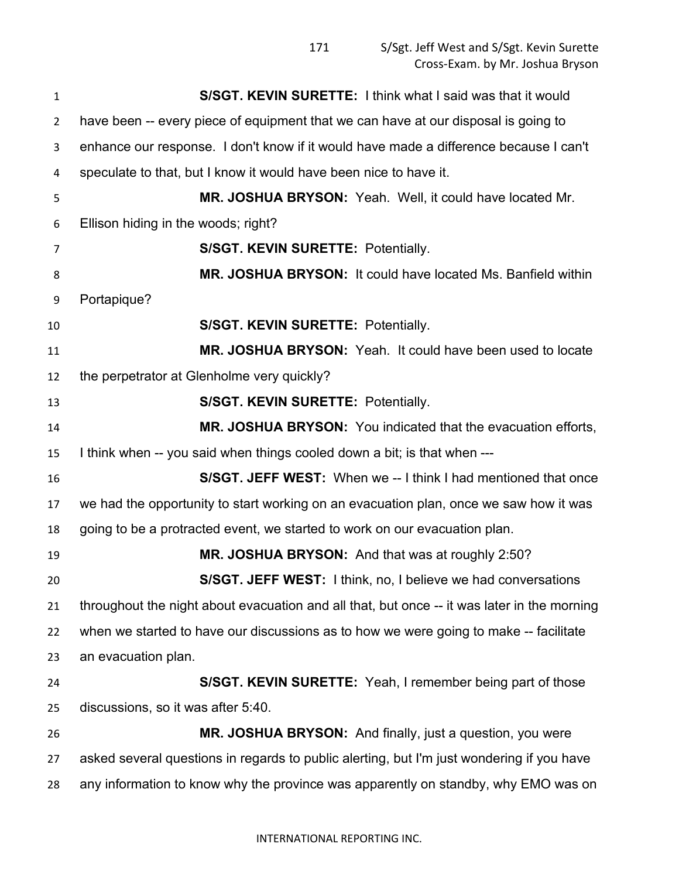**S/SGT. KEVIN SURETTE:** I think what I said was that it would have been -- every piece of equipment that we can have at our disposal is going to enhance our response. I don't know if it would have made a difference because I can't speculate to that, but I know it would have been nice to have it.

**MR. JOSHUA BRYSON:** Yeah. Well, it could have located Mr. Ellison hiding in the woods; right?

**S/SGT. KEVIN SURETTE:** Potentially.

**MR. JOSHUA BRYSON:** It could have located Ms. Banfield within Portapique?

**S/SGT. KEVIN SURETTE:** Potentially.

**MR. JOSHUA BRYSON:** Yeah. It could have been used to locate the perpetrator at Glenholme very quickly?

**S/SGT. KEVIN SURETTE:** Potentially.

**MR. JOSHUA BRYSON:** You indicated that the evacuation efforts, I think when -- you said when things cooled down a bit; is that when ---

**S/SGT. JEFF WEST:** When we -- I think I had mentioned that once we had the opportunity to start working on an evacuation plan, once we saw how it was going to be a protracted event, we started to work on our evacuation plan.

**MR. JOSHUA BRYSON:** And that was at roughly 2:50?

**S/SGT. JEFF WEST:** I think, no, I believe we had conversations throughout the night about evacuation and all that, but once -- it was later in the morning when we started to have our discussions as to how we were going to make -- facilitate an evacuation plan.

**S/SGT. KEVIN SURETTE:** Yeah, I remember being part of those discussions, so it was after 5:40.

**MR. JOSHUA BRYSON:** And finally, just a question, you were asked several questions in regards to public alerting, but I'm just wondering if you have any information to know why the province was apparently on standby, why EMO was on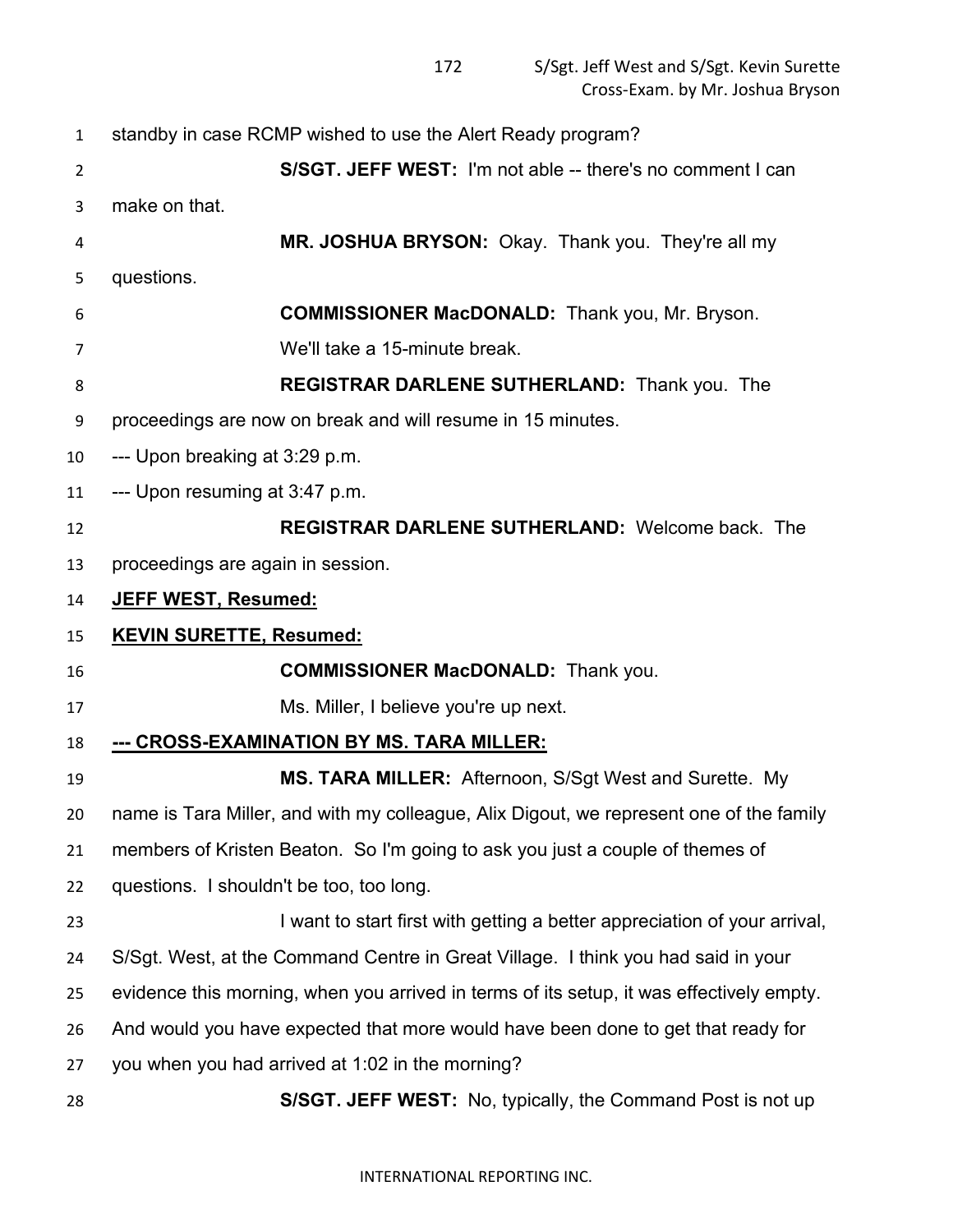standby in case RCMP wished to use the Alert Ready program?

**S/SGT. JEFF WEST:** I'm not able -- there's no comment I can make on that.

**MR. JOSHUA BRYSON:** Okay. Thank you. They're all my questions.

**COMMISSIONER MacDONALD:** Thank you, Mr. Bryson.

We'll take a 15-minute break.

**REGISTRAR DARLENE SUTHERLAND:** Thank you. The proceedings are now on break and will resume in 15 minutes.

--- Upon breaking at 3:29 p.m.

--- Upon resuming at 3:47 p.m.

**REGISTRAR DARLENE SUTHERLAND:** Welcome back. The proceedings are again in session.

**JEFF WEST, Resumed:**

**KEVIN SURETTE, Resumed:**

**COMMISSIONER MacDONALD:** Thank you.

Ms. Miller, I believe you're up next.

**--- CROSS-EXAMINATION BY MS. TARA MILLER:**

**MS. TARA MILLER:** Afternoon, S/Sgt West and Surette. My name is Tara Miller, and with my colleague, Alix Digout, we represent one of the family members of Kristen Beaton. So I'm going to ask you just a couple of themes of questions. I shouldn't be too, too long.

I want to start first with getting a better appreciation of your arrival, S/Sgt. West, at the Command Centre in Great Village. I think you had said in your evidence this morning, when you arrived in terms of its setup, it was effectively empty. And would you have expected that more would have been done to get that ready for you when you had arrived at 1:02 in the morning?

**S/SGT. JEFF WEST:** No, typically, the Command Post is not up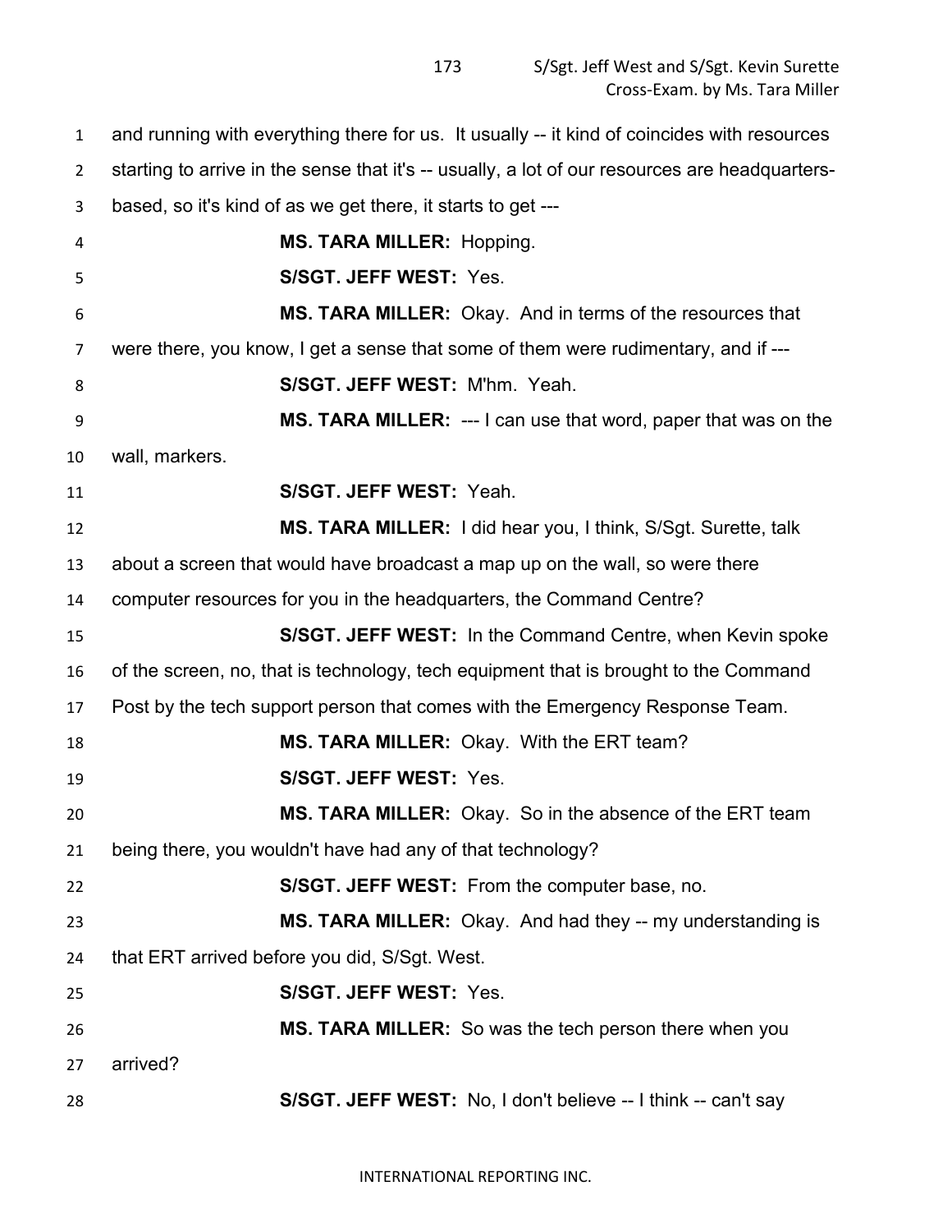and running with everything there for us. It usually -- it kind of coincides with resources starting to arrive in the sense that it's -- usually, a lot of our resources are headquarters-based, so it's kind of as we get there, it starts to get ---

**MS. TARA MILLER:** Hopping.

**S/SGT. JEFF WEST:** Yes.

**MS. TARA MILLER:** Okay. And in terms of the resources that were there, you know, I get a sense that some of them were rudimentary, and if ---

**S/SGT. JEFF WEST:** M'hm. Yeah.

**MS. TARA MILLER:** --- I can use that word, paper that was on the wall, markers.

**S/SGT. JEFF WEST:** Yeah.

**MS. TARA MILLER:** I did hear you, I think, S/Sgt. Surette, talk about a screen that would have broadcast a map up on the wall, so were there computer resources for you in the headquarters, the Command Centre?

**S/SGT. JEFF WEST:** In the Command Centre, when Kevin spoke of the screen, no, that is technology, tech equipment that is brought to the Command Post by the tech support person that comes with the Emergency Response Team.

**MS. TARA MILLER:** Okay. With the ERT team?

**S/SGT. JEFF WEST:** Yes.

**MS. TARA MILLER:** Okay. So in the absence of the ERT team being there, you wouldn't have had any of that technology?

**S/SGT. JEFF WEST:** From the computer base, no.

**MS. TARA MILLER:** Okay. And had they -- my understanding is that ERT arrived before you did, S/Sgt. West.

**S/SGT. JEFF WEST:** Yes.

**MS. TARA MILLER:** So was the tech person there when you arrived?

**S/SGT. JEFF WEST:** No, I don't believe -- I think -- can't say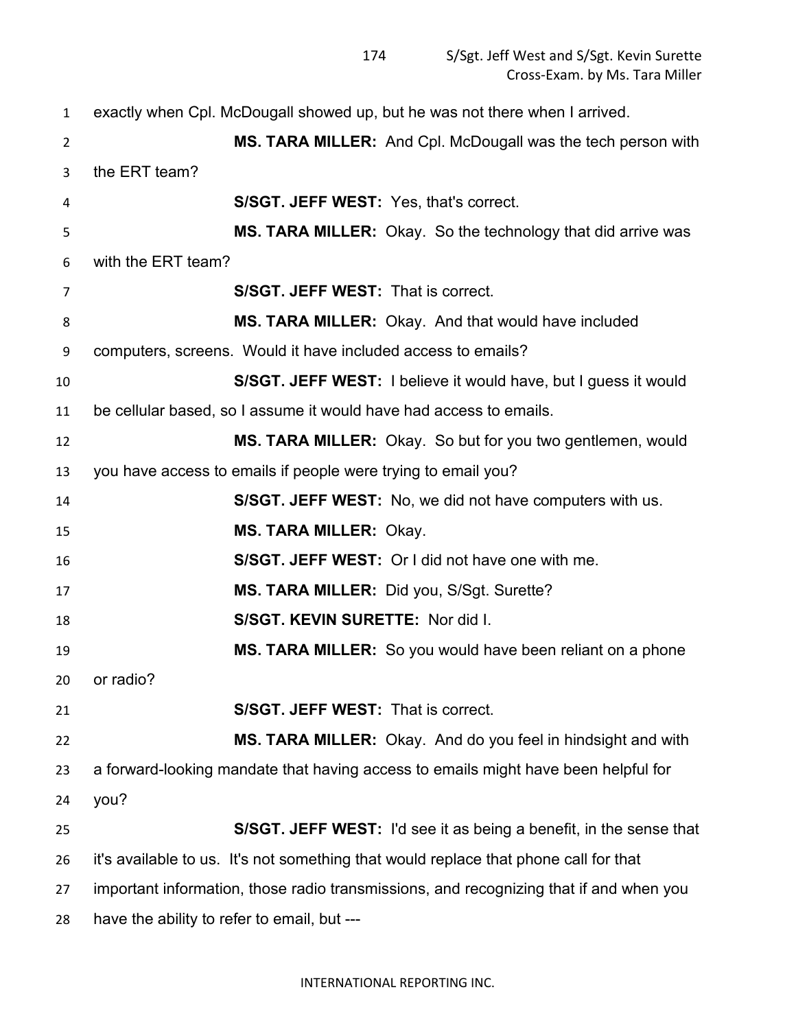exactly when Cpl. McDougall showed up, but he was not there when I arrived.

**MS. TARA MILLER:** And Cpl. McDougall was the tech person with the ERT team?

**S/SGT. JEFF WEST:** Yes, that's correct.

**MS. TARA MILLER:** Okay. So the technology that did arrive was with the ERT team?

**S/SGT. JEFF WEST:** That is correct.

**MS. TARA MILLER:** Okay. And that would have included computers, screens. Would it have included access to emails?

**S/SGT. JEFF WEST:** I believe it would have, but I guess it would be cellular based, so I assume it would have had access to emails.

**MS. TARA MILLER:** Okay. So but for you two gentlemen, would you have access to emails if people were trying to email you?

**S/SGT. JEFF WEST:** No, we did not have computers with us.

**MS. TARA MILLER:** Okay.

**S/SGT. JEFF WEST:** Or I did not have one with me.

**MS. TARA MILLER:** Did you, S/Sgt. Surette?

**S/SGT. KEVIN SURETTE:** Nor did I.

**MS. TARA MILLER:** So you would have been reliant on a phone or radio?

**S/SGT. JEFF WEST:** That is correct.

**MS. TARA MILLER:** Okay. And do you feel in hindsight and with a forward-looking mandate that having access to emails might have been helpful for you?

**S/SGT. JEFF WEST:** I'd see it as being a benefit, in the sense that it's available to us. It's not something that would replace that phone call for that important information, those radio transmissions, and recognizing that if and when you have the ability to refer to email, but ---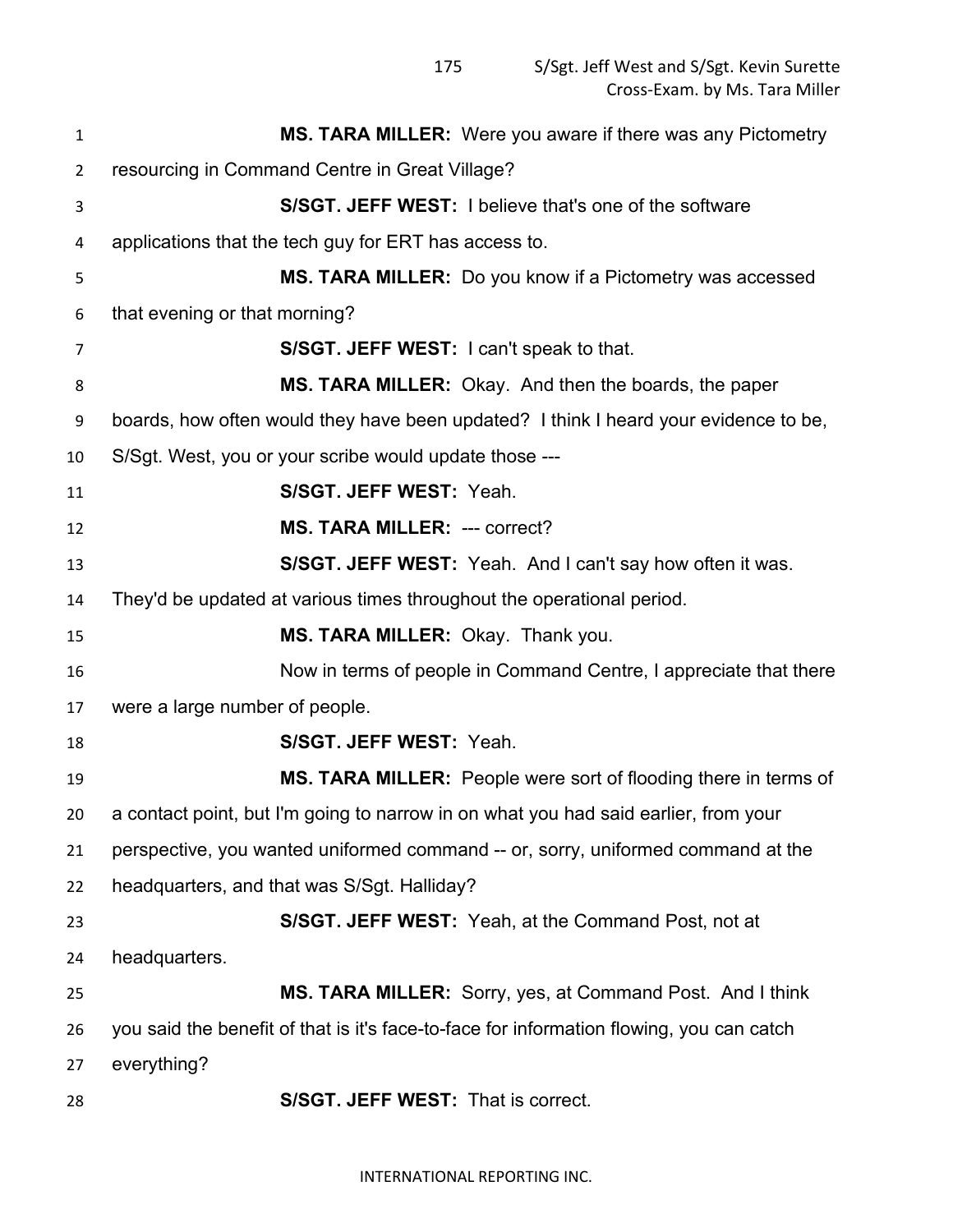**MS. TARA MILLER:** Were you aware if there was any Pictometry resourcing in Command Centre in Great Village?

**S/SGT. JEFF WEST:** I believe that's one of the software applications that the tech guy for ERT has access to.

**MS. TARA MILLER:** Do you know if a Pictometry was accessed that evening or that morning?

**S/SGT. JEFF WEST:** I can't speak to that.

**MS. TARA MILLER:** Okay. And then the boards, the paper boards, how often would they have been updated? I think I heard your evidence to be, S/Sgt. West, you or your scribe would update those ---

**S/SGT. JEFF WEST:** Yeah.

**MS. TARA MILLER:** --- correct?

**S/SGT. JEFF WEST:** Yeah. And I can't say how often it was. They'd be updated at various times throughout the operational period.

**MS. TARA MILLER:** Okay. Thank you.

Now in terms of people in Command Centre, I appreciate that there were a large number of people.

**S/SGT. JEFF WEST:** Yeah.

**MS. TARA MILLER:** People were sort of flooding there in terms of a contact point, but I'm going to narrow in on what you had said earlier, from your perspective, you wanted uniformed command -- or, sorry, uniformed command at the headquarters, and that was S/Sgt. Halliday?

**S/SGT. JEFF WEST:** Yeah, at the Command Post, not at headquarters.

**MS. TARA MILLER:** Sorry, yes, at Command Post. And I think you said the benefit of that is it's face-to-face for information flowing, you can catch everything?

**S/SGT. JEFF WEST:** That is correct.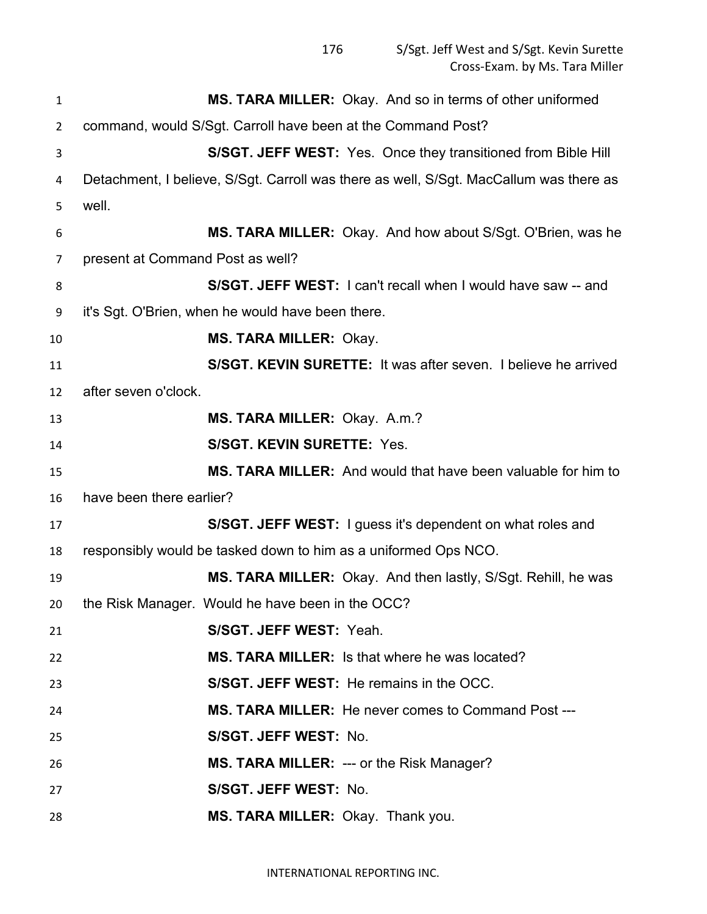**MS. TARA MILLER:** Okay. And so in terms of other uniformed command, would S/Sgt. Carroll have been at the Command Post?

**S/SGT. JEFF WEST:** Yes. Once they transitioned from Bible Hill Detachment, I believe, S/Sgt. Carroll was there as well, S/Sgt. MacCallum was there as well.

**MS. TARA MILLER:** Okay. And how about S/Sgt. O'Brien, was he present at Command Post as well?

**S/SGT. JEFF WEST:** I can't recall when I would have saw -- and it's Sgt. O'Brien, when he would have been there.

**MS. TARA MILLER:** Okay.

**S/SGT. KEVIN SURETTE:** It was after seven. I believe he arrived after seven o'clock.

**MS. TARA MILLER:** Okay. A.m.?

**S/SGT. KEVIN SURETTE:** Yes.

**MS. TARA MILLER:** And would that have been valuable for him to have been there earlier?

**S/SGT. JEFF WEST:** I guess it's dependent on what roles and responsibly would be tasked down to him as a uniformed Ops NCO.

**MS. TARA MILLER:** Okay. And then lastly, S/Sgt. Rehill, he was the Risk Manager. Would he have been in the OCC?

**S/SGT. JEFF WEST:** Yeah.

**MS. TARA MILLER:** Is that where he was located?

**S/SGT. JEFF WEST:** He remains in the OCC.

**MS. TARA MILLER:** He never comes to Command Post ---

**S/SGT. JEFF WEST:** No.

**MS. TARA MILLER:** --- or the Risk Manager?

**S/SGT. JEFF WEST:** No.

**MS. TARA MILLER:** Okay. Thank you.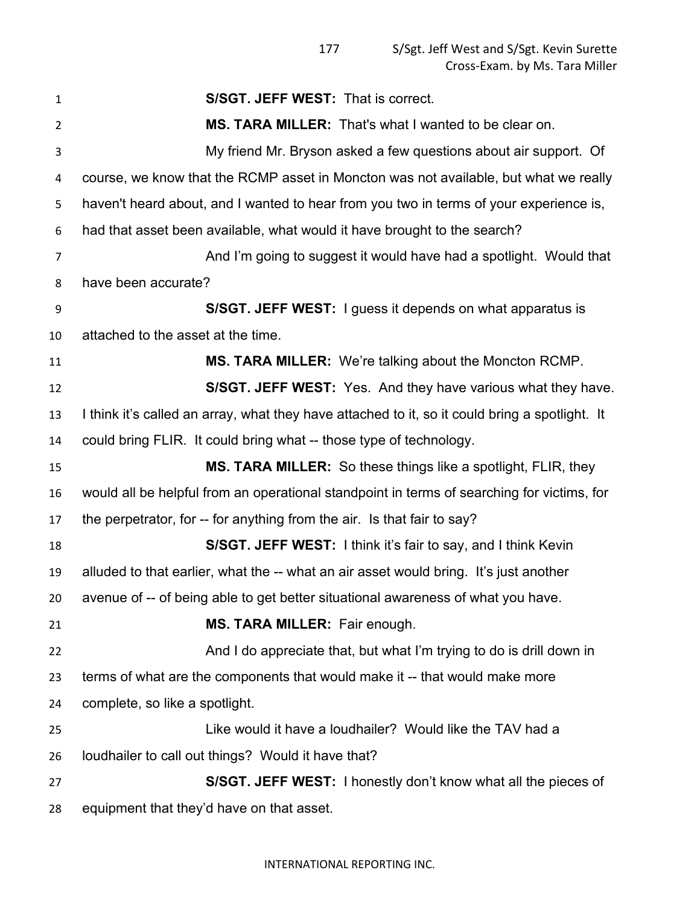**S/SGT. JEFF WEST:** That is correct.

**MS. TARA MILLER:** That's what I wanted to be clear on.

My friend Mr. Bryson asked a few questions about air support. Of course, we know that the RCMP asset in Moncton was not available, but what we really haven't heard about, and I wanted to hear from you two in terms of your experience is, had that asset been available, what would it have brought to the search?

And I'm going to suggest it would have had a spotlight. Would that have been accurate?

**S/SGT. JEFF WEST:** I guess it depends on what apparatus is attached to the asset at the time.

**MS. TARA MILLER:** We're talking about the Moncton RCMP.

**S/SGT. JEFF WEST:** Yes. And they have various what they have. I think it's called an array, what they have attached to it, so it could bring a spotlight. It could bring FLIR. It could bring what -- those type of technology.

**MS. TARA MILLER:** So these things like a spotlight, FLIR, they would all be helpful from an operational standpoint in terms of searching for victims, for the perpetrator, for -- for anything from the air. Is that fair to say?

**S/SGT. JEFF WEST:** I think it's fair to say, and I think Kevin alluded to that earlier, what the -- what an air asset would bring. It's just another avenue of -- of being able to get better situational awareness of what you have.

**MS. TARA MILLER:** Fair enough.

And I do appreciate that, but what I'm trying to do is drill down in terms of what are the components that would make it -- that would make more complete, so like a spotlight.

Like would it have a loudhailer? Would like the TAV had a loudhailer to call out things? Would it have that?

**S/SGT. JEFF WEST:** I honestly don't know what all the pieces of equipment that they'd have on that asset.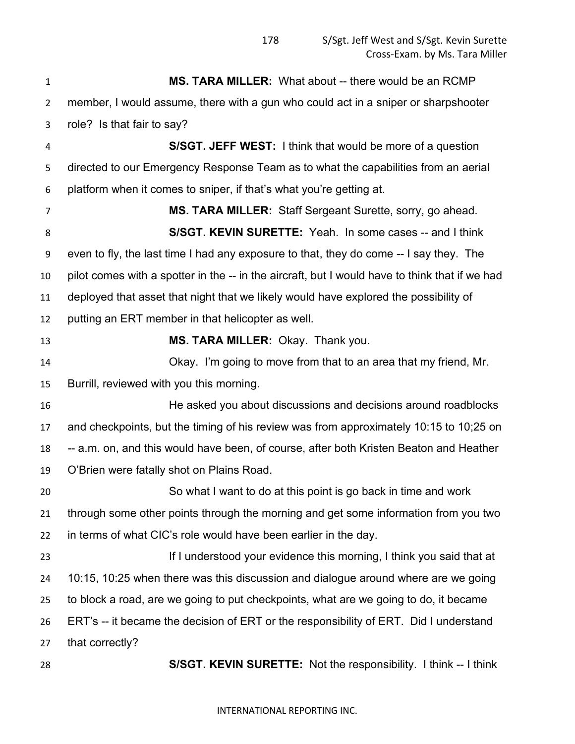**MS. TARA MILLER:** What about -- there would be an RCMP member, I would assume, there with a gun who could act in a sniper or sharpshooter role? Is that fair to say?

**S/SGT. JEFF WEST:** I think that would be more of a question directed to our Emergency Response Team as to what the capabilities from an aerial platform when it comes to sniper, if that's what you're getting at.

**MS. TARA MILLER:** Staff Sergeant Surette, sorry, go ahead.

**S/SGT. KEVIN SURETTE:** Yeah. In some cases -- and I think even to fly, the last time I had any exposure to that, they do come -- I say they. The pilot comes with a spotter in the -- in the aircraft, but I would have to think that if we had deployed that asset that night that we likely would have explored the possibility of putting an ERT member in that helicopter as well.

**MS. TARA MILLER:** Okay. Thank you.

Okay. I'm going to move from that to an area that my friend, Mr. Burrill, reviewed with you this morning.

He asked you about discussions and decisions around roadblocks and checkpoints, but the timing of his review was from approximately 10:15 to 10;25 on -- a.m. on, and this would have been, of course, after both Kristen Beaton and Heather O'Brien were fatally shot on Plains Road.

So what I want to do at this point is go back in time and work through some other points through the morning and get some information from you two in terms of what CIC's role would have been earlier in the day.

If I understood your evidence this morning, I think you said that at 10:15, 10:25 when there was this discussion and dialogue around where are we going to block a road, are we going to put checkpoints, what are we going to do, it became ERT's -- it became the decision of ERT or the responsibility of ERT. Did I understand that correctly?

**S/SGT. KEVIN SURETTE:** Not the responsibility. I think -- I think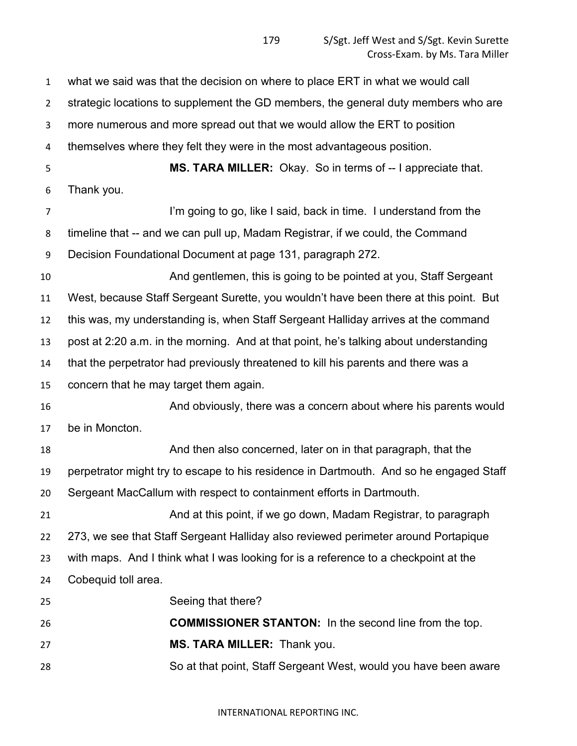what we said was that the decision on where to place ERT in what we would call strategic locations to supplement the GD members, the general duty members who are more numerous and more spread out that we would allow the ERT to position themselves where they felt they were in the most advantageous position.

**MS. TARA MILLER:** Okay. So in terms of -- I appreciate that. Thank you.

I'm going to go, like I said, back in time. I understand from the timeline that -- and we can pull up, Madam Registrar, if we could, the Command Decision Foundational Document at page 131, paragraph 272.

And gentlemen, this is going to be pointed at you, Staff Sergeant West, because Staff Sergeant Surette, you wouldn't have been there at this point. But this was, my understanding is, when Staff Sergeant Halliday arrives at the command post at 2:20 a.m. in the morning. And at that point, he's talking about understanding that the perpetrator had previously threatened to kill his parents and there was a concern that he may target them again.

And obviously, there was a concern about where his parents would be in Moncton.

And then also concerned, later on in that paragraph, that the perpetrator might try to escape to his residence in Dartmouth. And so he engaged Staff Sergeant MacCallum with respect to containment efforts in Dartmouth.

And at this point, if we go down, Madam Registrar, to paragraph 273, we see that Staff Sergeant Halliday also reviewed perimeter around Portapique with maps. And I think what I was looking for is a reference to a checkpoint at the Cobequid toll area.

Seeing that there?

**COMMISSIONER STANTON:** In the second line from the top.

**MS. TARA MILLER:** Thank you.

So at that point, Staff Sergeant West, would you have been aware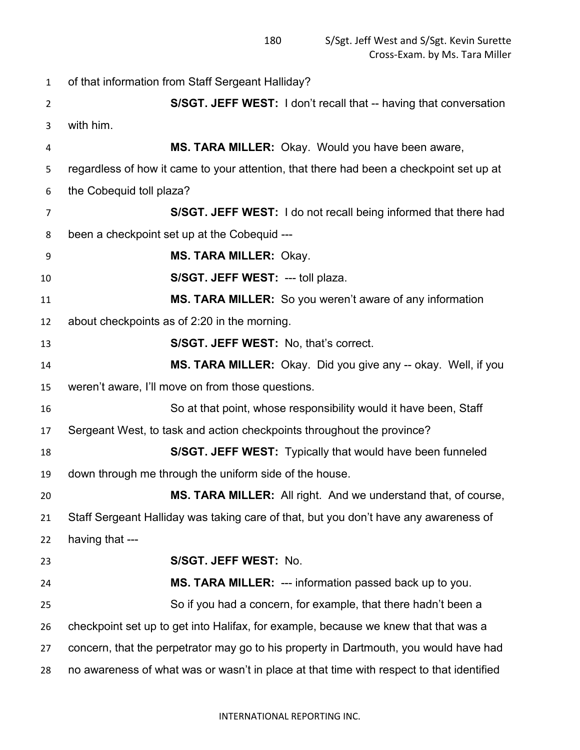of that information from Staff Sergeant Halliday?

**S/SGT. JEFF WEST:** I don't recall that -- having that conversation with him.

**MS. TARA MILLER:** Okay. Would you have been aware, regardless of how it came to your attention, that there had been a checkpoint set up at the Cobequid toll plaza?

**S/SGT. JEFF WEST:** I do not recall being informed that there had been a checkpoint set up at the Cobequid ---

**MS. TARA MILLER:** Okay.

**S/SGT. JEFF WEST:** --- toll plaza.

**MS. TARA MILLER:** So you weren't aware of any information about checkpoints as of 2:20 in the morning.

**S/SGT. JEFF WEST:** No, that's correct.

**MS. TARA MILLER:** Okay. Did you give any -- okay. Well, if you weren't aware, I'll move on from those questions.

So at that point, whose responsibility would it have been, Staff Sergeant West, to task and action checkpoints throughout the province?

**S/SGT. JEFF WEST:** Typically that would have been funneled down through me through the uniform side of the house.

**MS. TARA MILLER:** All right. And we understand that, of course, Staff Sergeant Halliday was taking care of that, but you don't have any awareness of having that ---

**S/SGT. JEFF WEST:** No.

**MS. TARA MILLER:** --- information passed back up to you.

So if you had a concern, for example, that there hadn't been a checkpoint set up to get into Halifax, for example, because we knew that that was a concern, that the perpetrator may go to his property in Dartmouth, you would have had no awareness of what was or wasn't in place at that time with respect to that identified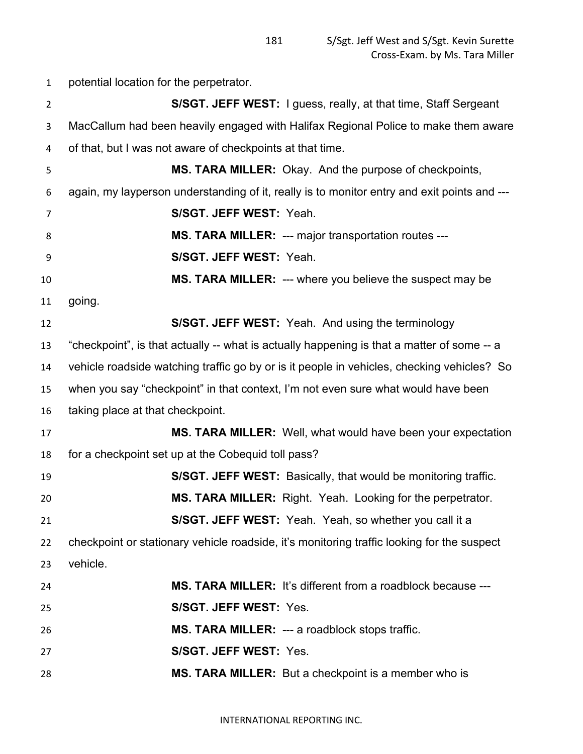potential location for the perpetrator.

**S/SGT. JEFF WEST:** I guess, really, at that time, Staff Sergeant MacCallum had been heavily engaged with Halifax Regional Police to make them aware of that, but I was not aware of checkpoints at that time.

**MS. TARA MILLER:** Okay. And the purpose of checkpoints, again, my layperson understanding of it, really is to monitor entry and exit points and ---

**S/SGT. JEFF WEST:** Yeah.

**MS. TARA MILLER:** --- major transportation routes ---

**S/SGT. JEFF WEST:** Yeah.

**MS. TARA MILLER:** --- where you believe the suspect may be going.

**S/SGT. JEFF WEST:** Yeah. And using the terminology "checkpoint", is that actually -- what is actually happening is that a matter of some -- a vehicle roadside watching traffic go by or is it people in vehicles, checking vehicles? So when you say "checkpoint" in that context, I'm not even sure what would have been taking place at that checkpoint.

**MS. TARA MILLER:** Well, what would have been your expectation for a checkpoint set up at the Cobequid toll pass?

**S/SGT. JEFF WEST:** Basically, that would be monitoring traffic.

**MS. TARA MILLER:** Right. Yeah. Looking for the perpetrator.

**S/SGT. JEFF WEST:** Yeah. Yeah, so whether you call it a checkpoint or stationary vehicle roadside, it's monitoring traffic looking for the suspect vehicle.

**MS. TARA MILLER:** It's different from a roadblock because ---

**S/SGT. JEFF WEST:** Yes.

**MS. TARA MILLER:** --- a roadblock stops traffic.

**S/SGT. JEFF WEST:** Yes.

**MS. TARA MILLER:** But a checkpoint is a member who is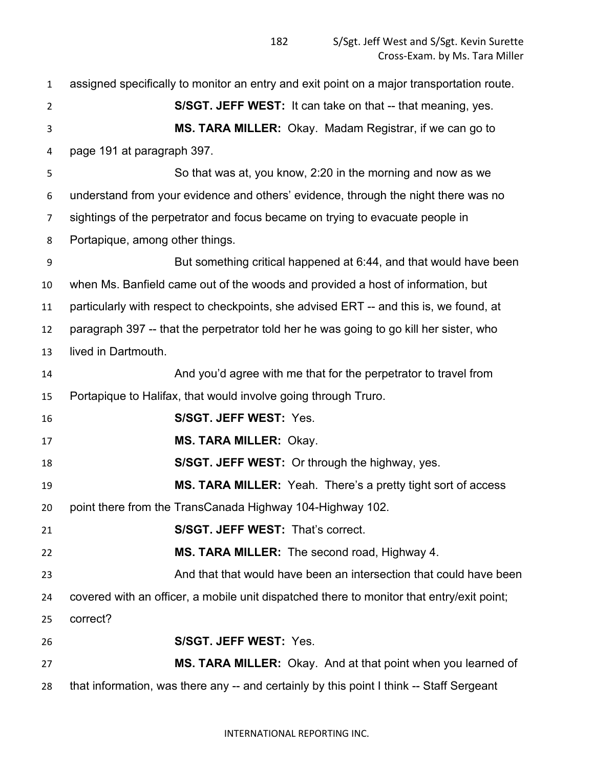assigned specifically to monitor an entry and exit point on a major transportation route.

**S/SGT. JEFF WEST:** It can take on that -- that meaning, yes.

**MS. TARA MILLER:** Okay. Madam Registrar, if we can go to page 191 at paragraph 397.

So that was at, you know, 2:20 in the morning and now as we understand from your evidence and others' evidence, through the night there was no sightings of the perpetrator and focus became on trying to evacuate people in Portapique, among other things.

But something critical happened at 6:44, and that would have been when Ms. Banfield came out of the woods and provided a host of information, but particularly with respect to checkpoints, she advised ERT -- and this is, we found, at paragraph 397 -- that the perpetrator told her he was going to go kill her sister, who lived in Dartmouth.

And you'd agree with me that for the perpetrator to travel from Portapique to Halifax, that would involve going through Truro.

**S/SGT. JEFF WEST:** Yes.

**MS. TARA MILLER:** Okay.

**S/SGT. JEFF WEST:** Or through the highway, yes.

**MS. TARA MILLER:** Yeah. There's a pretty tight sort of access point there from the TransCanada Highway 104-Highway 102.

**S/SGT. JEFF WEST:** That's correct.

**MS. TARA MILLER:** The second road, Highway 4.

And that that would have been an intersection that could have been covered with an officer, a mobile unit dispatched there to monitor that entry/exit point; correct?

**S/SGT. JEFF WEST:** Yes.

**MS. TARA MILLER:** Okay. And at that point when you learned of that information, was there any -- and certainly by this point I think -- Staff Sergeant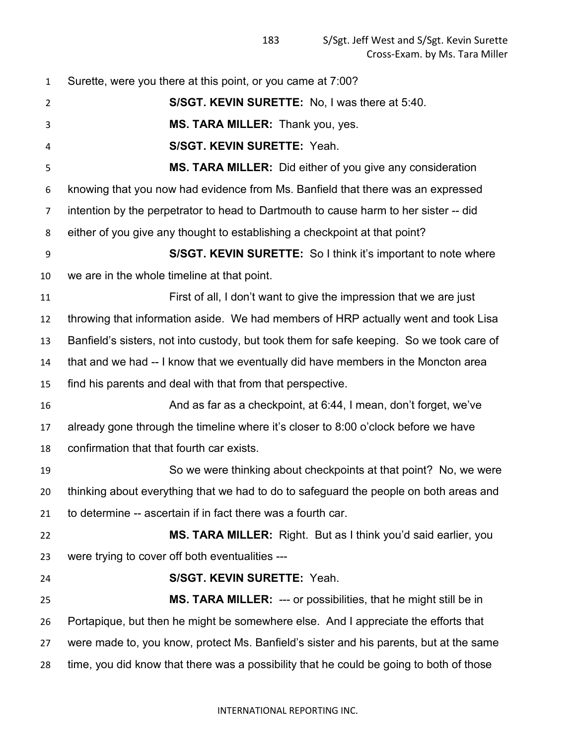Surette, were you there at this point, or you came at 7:00?

**S/SGT. KEVIN SURETTE:** No, I was there at 5:40.

**MS. TARA MILLER:** Thank you, yes.

**S/SGT. KEVIN SURETTE:** Yeah.

**MS. TARA MILLER:** Did either of you give any consideration knowing that you now had evidence from Ms. Banfield that there was an expressed intention by the perpetrator to head to Dartmouth to cause harm to her sister -- did either of you give any thought to establishing a checkpoint at that point?

**S/SGT. KEVIN SURETTE:** So I think it's important to note where we are in the whole timeline at that point.

First of all, I don't want to give the impression that we are just throwing that information aside. We had members of HRP actually went and took Lisa Banfield's sisters, not into custody, but took them for safe keeping. So we took care of that and we had -- I know that we eventually did have members in the Moncton area find his parents and deal with that from that perspective.

And as far as a checkpoint, at 6:44, I mean, don't forget, we've already gone through the timeline where it's closer to 8:00 o'clock before we have confirmation that that fourth car exists.

So we were thinking about checkpoints at that point? No, we were thinking about everything that we had to do to safeguard the people on both areas and to determine -- ascertain if in fact there was a fourth car.

**MS. TARA MILLER:** Right. But as I think you'd said earlier, you were trying to cover off both eventualities ---

**S/SGT. KEVIN SURETTE:** Yeah.

**MS. TARA MILLER:** --- or possibilities, that he might still be in Portapique, but then he might be somewhere else. And I appreciate the efforts that were made to, you know, protect Ms. Banfield's sister and his parents, but at the same time, you did know that there was a possibility that he could be going to both of those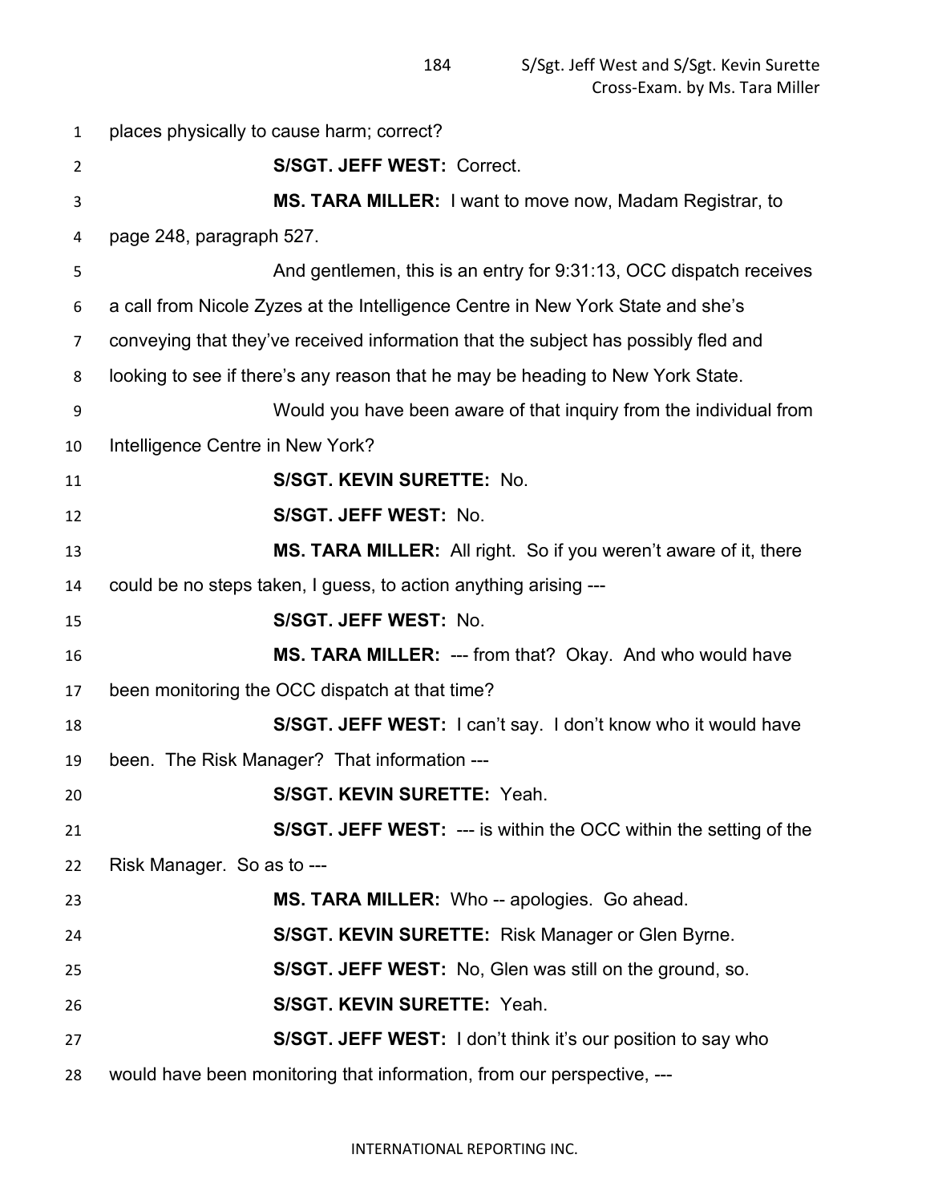places physically to cause harm; correct?

**S/SGT. JEFF WEST:** Correct.

**MS. TARA MILLER:** I want to move now, Madam Registrar, to page 248, paragraph 527.

And gentlemen, this is an entry for 9:31:13, OCC dispatch receives a call from Nicole Zyzes at the Intelligence Centre in New York State and she's conveying that they've received information that the subject has possibly fled and looking to see if there's any reason that he may be heading to New York State.

Would you have been aware of that inquiry from the individual from Intelligence Centre in New York?

**S/SGT. KEVIN SURETTE:** No.

**S/SGT. JEFF WEST:** No.

**MS. TARA MILLER:** All right. So if you weren't aware of it, there could be no steps taken, I guess, to action anything arising ---

**S/SGT. JEFF WEST:** No.

**MS. TARA MILLER:** --- from that? Okay. And who would have been monitoring the OCC dispatch at that time?

**S/SGT. JEFF WEST:** I can't say. I don't know who it would have been. The Risk Manager? That information ---

**S/SGT. KEVIN SURETTE:** Yeah.

**S/SGT. JEFF WEST:** --- is within the OCC within the setting of the Risk Manager. So as to ---

**MS. TARA MILLER:** Who -- apologies. Go ahead.

**S/SGT. KEVIN SURETTE:** Risk Manager or Glen Byrne.

**S/SGT. JEFF WEST:** No, Glen was still on the ground, so.

**S/SGT. KEVIN SURETTE:** Yeah.

**S/SGT. JEFF WEST:** I don't think it's our position to say who would have been monitoring that information, from our perspective, ---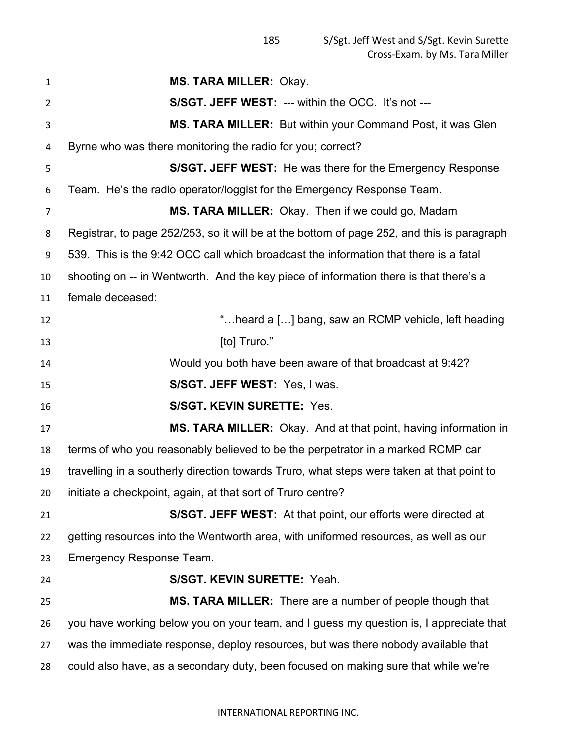**MS. TARA MILLER:** Okay.

**S/SGT. JEFF WEST:** --- within the OCC. It's not ---

**MS. TARA MILLER:** But within your Command Post, it was Glen Byrne who was there monitoring the radio for you; correct?

**S/SGT. JEFF WEST:** He was there for the Emergency Response Team. He's the radio operator/loggist for the Emergency Response Team.

**MS. TARA MILLER:** Okay. Then if we could go, Madam Registrar, to page 252/253, so it will be at the bottom of page 252, and this is paragraph 539. This is the 9:42 OCC call which broadcast the information that there is a fatal shooting on -- in Wentworth. And the key piece of information there is that there's a female deceased:

> "…heard a […] bang, saw an RCMP vehicle, left heading [to] Truro."

Would you both have been aware of that broadcast at 9:42?

**S/SGT. JEFF WEST:** Yes, I was.

**S/SGT. KEVIN SURETTE:** Yes.

**MS. TARA MILLER:** Okay. And at that point, having information in terms of who you reasonably believed to be the perpetrator in a marked RCMP car travelling in a southerly direction towards Truro, what steps were taken at that point to initiate a checkpoint, again, at that sort of Truro centre?

**S/SGT. JEFF WEST:** At that point, our efforts were directed at getting resources into the Wentworth area, with uniformed resources, as well as our Emergency Response Team.

**S/SGT. KEVIN SURETTE:** Yeah.

**MS. TARA MILLER:** There are a number of people though that you have working below you on your team, and I guess my question is, I appreciate that was the immediate response, deploy resources, but was there nobody available that could also have, as a secondary duty, been focused on making sure that while we're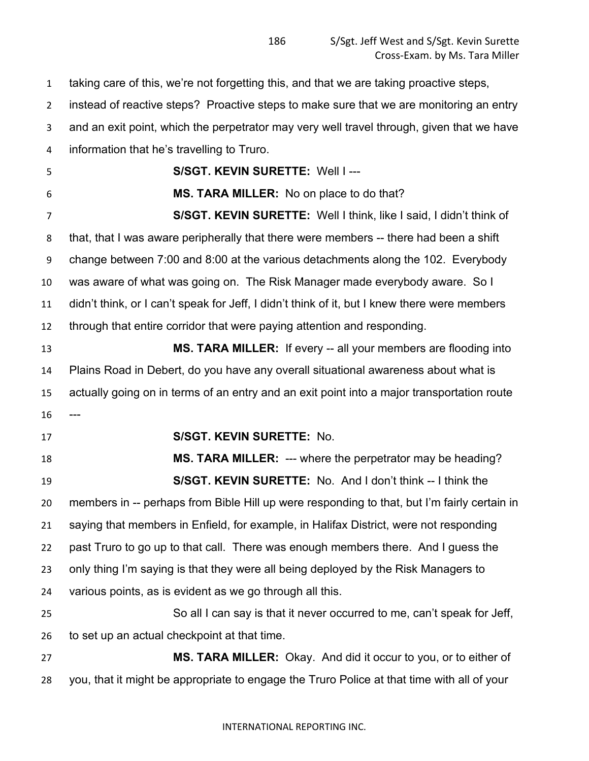taking care of this, we're not forgetting this, and that we are taking proactive steps, instead of reactive steps? Proactive steps to make sure that we are monitoring an entry and an exit point, which the perpetrator may very well travel through, given that we have information that he's travelling to Truro.

**S/SGT. KEVIN SURETTE:** Well I ---

**MS. TARA MILLER:** No on place to do that?

**S/SGT. KEVIN SURETTE:** Well I think, like I said, I didn't think of that, that I was aware peripherally that there were members -- there had been a shift change between 7:00 and 8:00 at the various detachments along the 102. Everybody was aware of what was going on. The Risk Manager made everybody aware. So I didn't think, or I can't speak for Jeff, I didn't think of it, but I knew there were members through that entire corridor that were paying attention and responding.

**MS. TARA MILLER:** If every -- all your members are flooding into Plains Road in Debert, do you have any overall situational awareness about what is actually going on in terms of an entry and an exit point into a major transportation route ---

**S/SGT. KEVIN SURETTE:** No.

**MS. TARA MILLER:** --- where the perpetrator may be heading?

**S/SGT. KEVIN SURETTE:** No. And I don't think -- I think the members in -- perhaps from Bible Hill up were responding to that, but I'm fairly certain in saying that members in Enfield, for example, in Halifax District, were not responding past Truro to go up to that call. There was enough members there. And I guess the only thing I'm saying is that they were all being deployed by the Risk Managers to various points, as is evident as we go through all this.

So all I can say is that it never occurred to me, can't speak for Jeff, to set up an actual checkpoint at that time.

**MS. TARA MILLER:** Okay. And did it occur to you, or to either of you, that it might be appropriate to engage the Truro Police at that time with all of your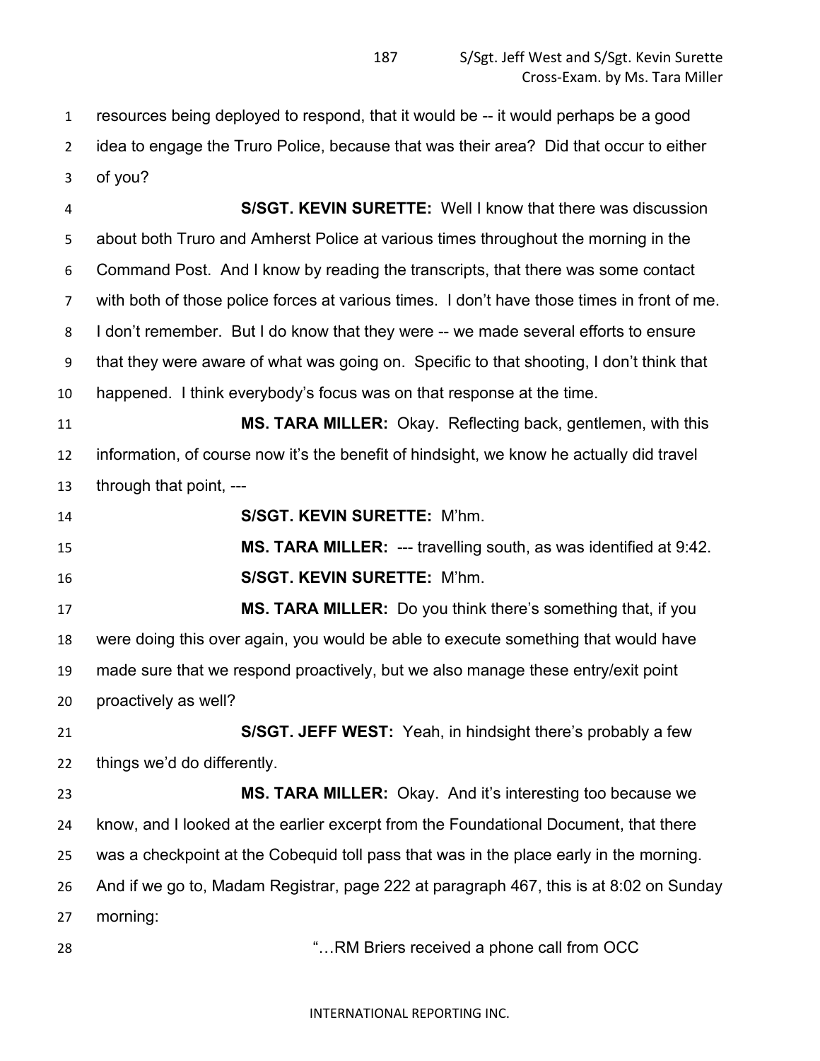resources being deployed to respond, that it would be -- it would perhaps be a good idea to engage the Truro Police, because that was their area? Did that occur to either of you?

**S/SGT. KEVIN SURETTE:** Well I know that there was discussion about both Truro and Amherst Police at various times throughout the morning in the Command Post. And I know by reading the transcripts, that there was some contact with both of those police forces at various times. I don't have those times in front of me. I don't remember. But I do know that they were -- we made several efforts to ensure that they were aware of what was going on. Specific to that shooting, I don't think that happened. I think everybody's focus was on that response at the time.

**MS. TARA MILLER:** Okay. Reflecting back, gentlemen, with this information, of course now it's the benefit of hindsight, we know he actually did travel through that point, ---

**S/SGT. KEVIN SURETTE:** M'hm.

**MS. TARA MILLER:** --- travelling south, as was identified at 9:42.

**S/SGT. KEVIN SURETTE:** M'hm.

**MS. TARA MILLER:** Do you think there's something that, if you were doing this over again, you would be able to execute something that would have made sure that we respond proactively, but we also manage these entry/exit point proactively as well?

**S/SGT. JEFF WEST:** Yeah, in hindsight there's probably a few things we'd do differently.

**MS. TARA MILLER:** Okay. And it's interesting too because we know, and I looked at the earlier excerpt from the Foundational Document, that there was a checkpoint at the Cobequid toll pass that was in the place early in the morning. And if we go to, Madam Registrar, page 222 at paragraph 467, this is at 8:02 on Sunday morning:

"…RM Briers received a phone call from OCC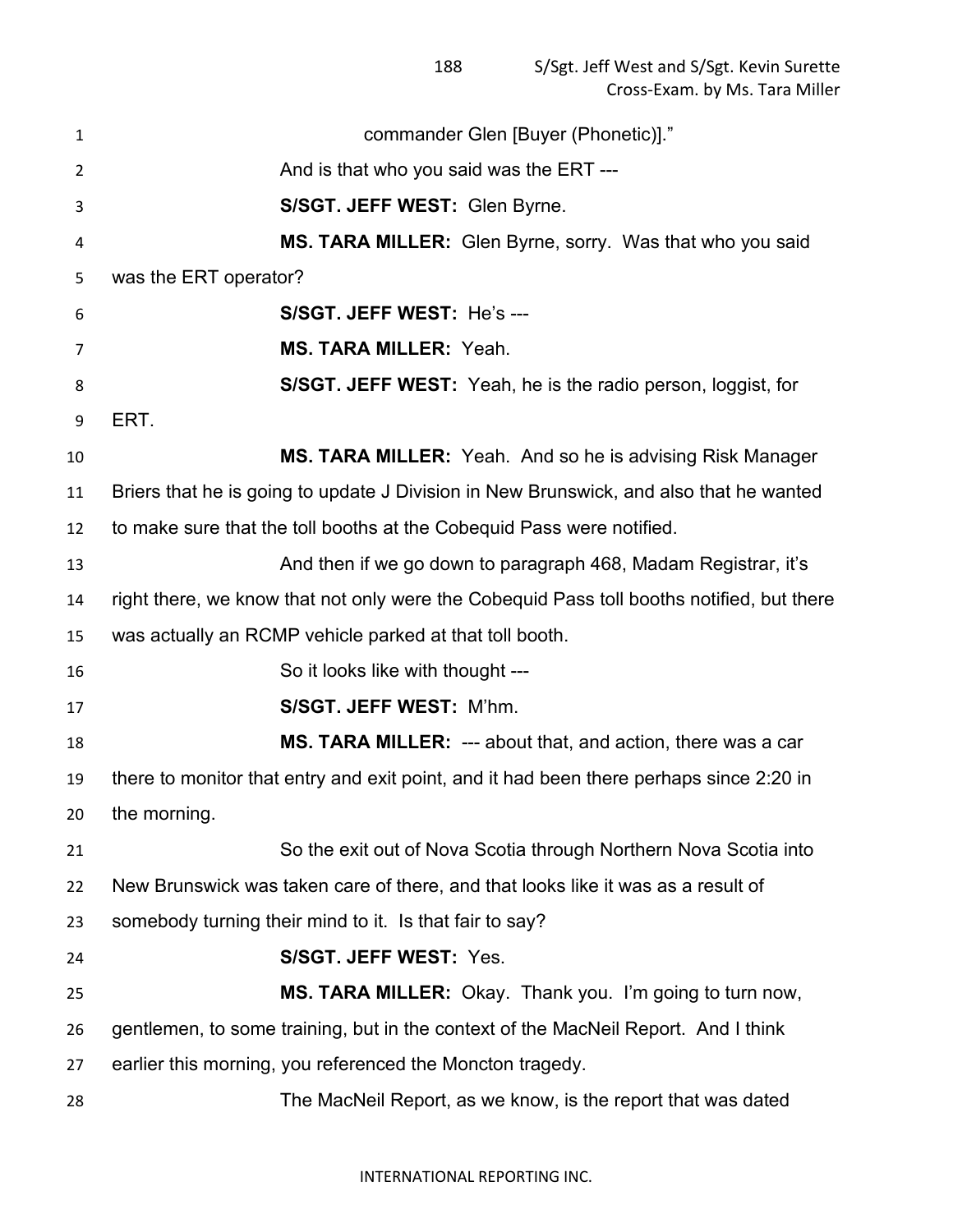commander Glen [Buyer (Phonetic)]."

And is that who you said was the ERT ---

**S/SGT. JEFF WEST:** Glen Byrne.

**MS. TARA MILLER:** Glen Byrne, sorry. Was that who you said was the ERT operator?

**S/SGT. JEFF WEST:** He's ---

**MS. TARA MILLER:** Yeah.

**S/SGT. JEFF WEST:** Yeah, he is the radio person, loggist, for ERT.

**MS. TARA MILLER:** Yeah. And so he is advising Risk Manager Briers that he is going to update J Division in New Brunswick, and also that he wanted to make sure that the toll booths at the Cobequid Pass were notified.

And then if we go down to paragraph 468, Madam Registrar, it's right there, we know that not only were the Cobequid Pass toll booths notified, but there was actually an RCMP vehicle parked at that toll booth.

So it looks like with thought ---

**S/SGT. JEFF WEST:** M'hm.

**MS. TARA MILLER:** --- about that, and action, there was a car there to monitor that entry and exit point, and it had been there perhaps since 2:20 in the morning.

So the exit out of Nova Scotia through Northern Nova Scotia into New Brunswick was taken care of there, and that looks like it was as a result of somebody turning their mind to it. Is that fair to say?

**S/SGT. JEFF WEST:** Yes.

**MS. TARA MILLER:** Okay. Thank you. I'm going to turn now, gentlemen, to some training, but in the context of the MacNeil Report. And I think earlier this morning, you referenced the Moncton tragedy.

The MacNeil Report, as we know, is the report that was dated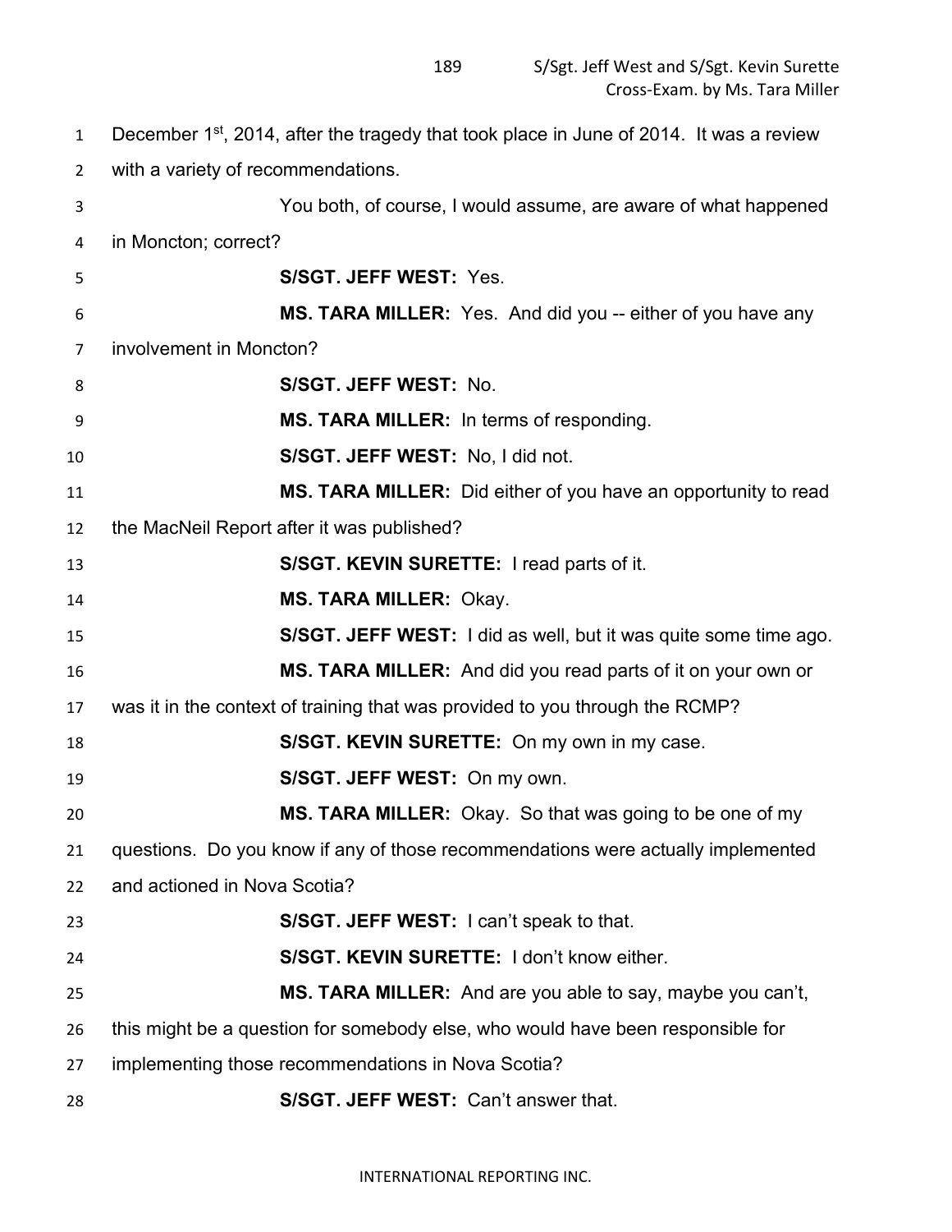December 1st, 2014, after the tragedy that took place in June of 2014. It was a review with a variety of recommendations.

You both, of course, I would assume, are aware of what happened in Moncton; correct?

**S/SGT. JEFF WEST:** Yes.

**MS. TARA MILLER:** Yes. And did you -- either of you have any involvement in Moncton?

**S/SGT. JEFF WEST:** No.

**MS. TARA MILLER:** In terms of responding.

**S/SGT. JEFF WEST:** No, I did not.

**MS. TARA MILLER:** Did either of you have an opportunity to read the MacNeil Report after it was published?

**S/SGT. KEVIN SURETTE:** I read parts of it.

**MS. TARA MILLER:** Okay.

**S/SGT. JEFF WEST:** I did as well, but it was quite some time ago.

**MS. TARA MILLER:** And did you read parts of it on your own or was it in the context of training that was provided to you through the RCMP?

**S/SGT. KEVIN SURETTE:** On my own in my case.

**S/SGT. JEFF WEST:** On my own.

**MS. TARA MILLER:** Okay. So that was going to be one of my questions. Do you know if any of those recommendations were actually implemented and actioned in Nova Scotia?

**S/SGT. JEFF WEST:** I can't speak to that.

**S/SGT. KEVIN SURETTE:** I don't know either.

**MS. TARA MILLER:** And are you able to say, maybe you can't, this might be a question for somebody else, who would have been responsible for implementing those recommendations in Nova Scotia?

**S/SGT. JEFF WEST:** Can't answer that.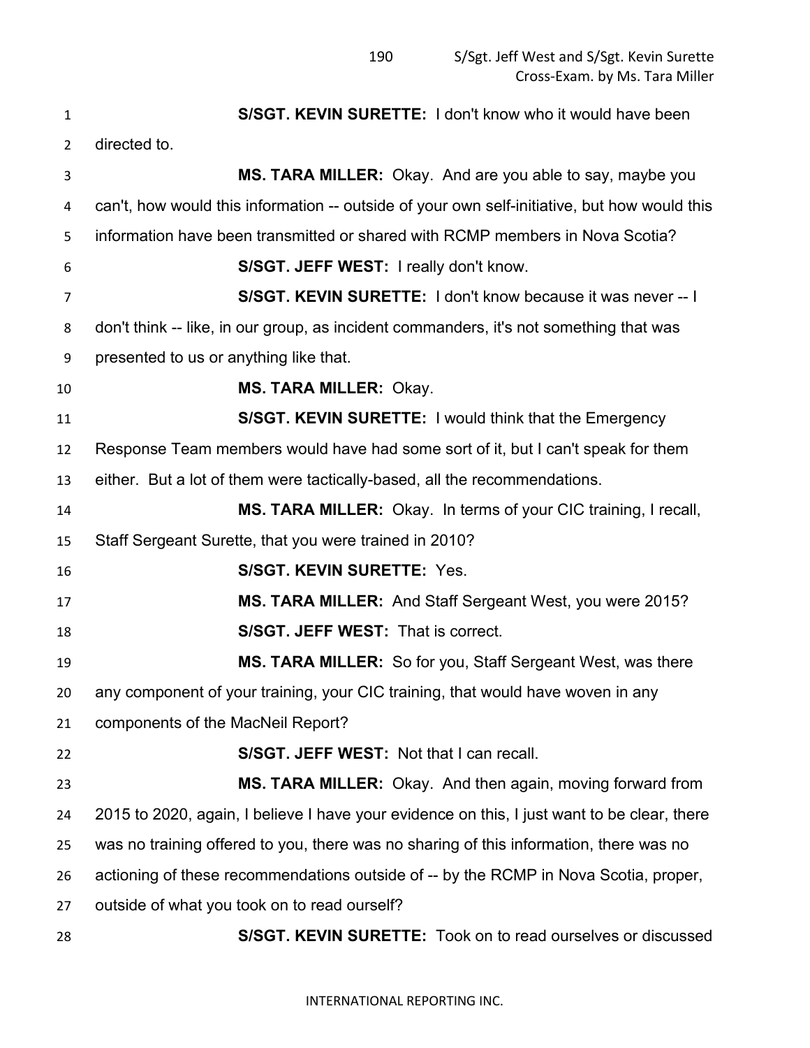**S/SGT. KEVIN SURETTE:** I don't know who it would have been directed to.

**MS. TARA MILLER:** Okay. And are you able to say, maybe you can't, how would this information -- outside of your own self-initiative, but how would this information have been transmitted or shared with RCMP members in Nova Scotia?

**S/SGT. JEFF WEST:** I really don't know.

**S/SGT. KEVIN SURETTE:** I don't know because it was never -- I don't think -- like, in our group, as incident commanders, it's not something that was presented to us or anything like that.

**MS. TARA MILLER:** Okay.

**S/SGT. KEVIN SURETTE:** I would think that the Emergency Response Team members would have had some sort of it, but I can't speak for them either. But a lot of them were tactically-based, all the recommendations.

**MS. TARA MILLER:** Okay. In terms of your CIC training, I recall, Staff Sergeant Surette, that you were trained in 2010?

**S/SGT. KEVIN SURETTE:** Yes.

**MS. TARA MILLER:** And Staff Sergeant West, you were 2015?

**S/SGT. JEFF WEST:** That is correct.

**MS. TARA MILLER:** So for you, Staff Sergeant West, was there any component of your training, your CIC training, that would have woven in any components of the MacNeil Report?

**S/SGT. JEFF WEST:** Not that I can recall.

**MS. TARA MILLER:** Okay. And then again, moving forward from 2015 to 2020, again, I believe I have your evidence on this, I just want to be clear, there was no training offered to you, there was no sharing of this information, there was no actioning of these recommendations outside of -- by the RCMP in Nova Scotia, proper, outside of what you took on to read ourself?

**S/SGT. KEVIN SURETTE:** Took on to read ourselves or discussed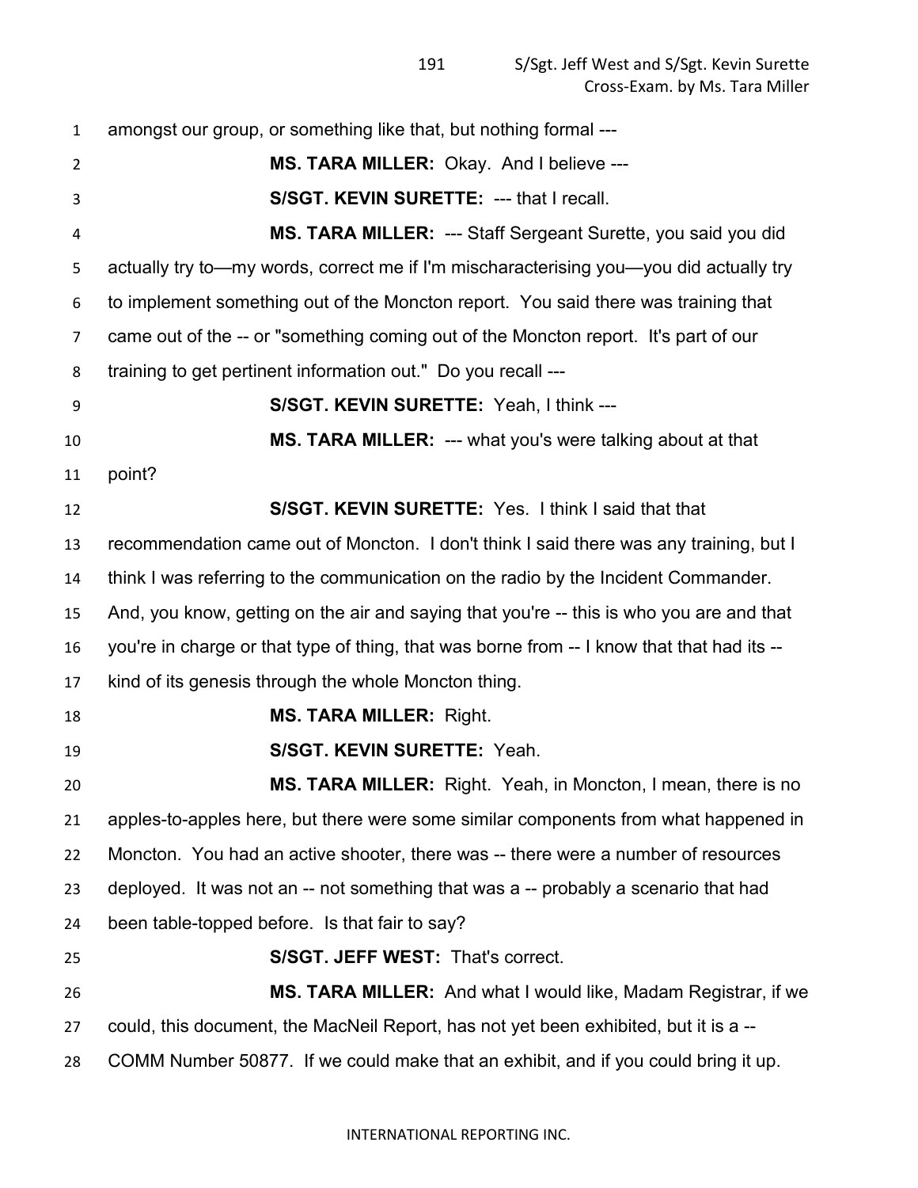amongst our group, or something like that, but nothing formal ---

**MS. TARA MILLER:** Okay. And I believe ---

**S/SGT. KEVIN SURETTE:** --- that I recall.

**MS. TARA MILLER:** --- Staff Sergeant Surette, you said you did actually try to—my words, correct me if I'm mischaracterising you—you did actually try to implement something out of the Moncton report. You said there was training that came out of the -- or "something coming out of the Moncton report. It's part of our training to get pertinent information out." Do you recall ---

**S/SGT. KEVIN SURETTE:** Yeah, I think ---

**MS. TARA MILLER:** --- what you's were talking about at that point?

**S/SGT. KEVIN SURETTE:** Yes. I think I said that that recommendation came out of Moncton. I don't think I said there was any training, but I think I was referring to the communication on the radio by the Incident Commander. And, you know, getting on the air and saying that you're -- this is who you are and that you're in charge or that type of thing, that was borne from -- I know that that had its -- kind of its genesis through the whole Moncton thing.

**MS. TARA MILLER:** Right.

**S/SGT. KEVIN SURETTE:** Yeah.

**MS. TARA MILLER:** Right. Yeah, in Moncton, I mean, there is no apples-to-apples here, but there were some similar components from what happened in Moncton. You had an active shooter, there was -- there were a number of resources deployed. It was not an -- not something that was a -- probably a scenario that had been table-topped before. Is that fair to say?

**S/SGT. JEFF WEST:** That's correct.

**MS. TARA MILLER:** And what I would like, Madam Registrar, if we could, this document, the MacNeil Report, has not yet been exhibited, but it is a -- COMM Number 50877. If we could make that an exhibit, and if you could bring it up.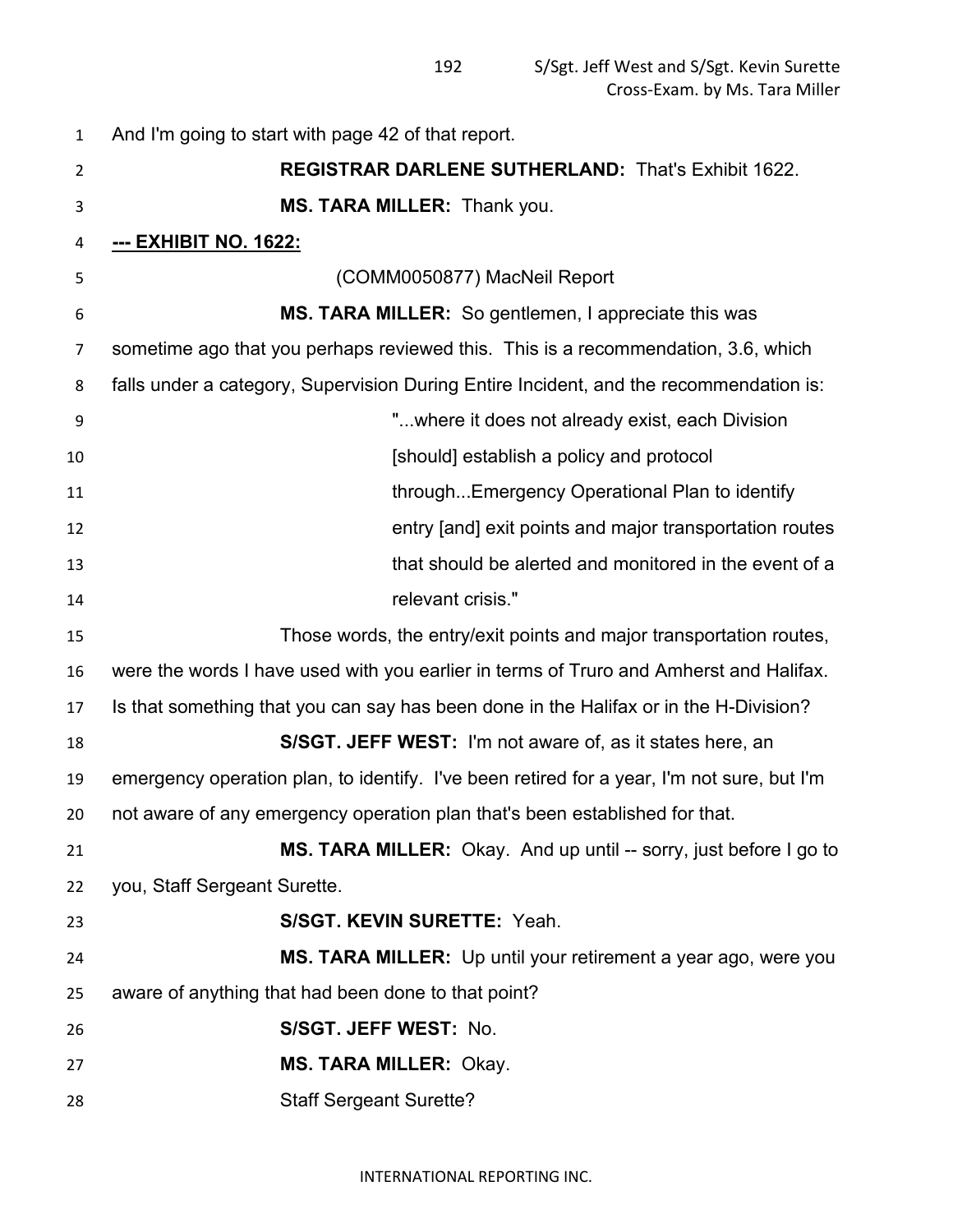And I'm going to start with page 42 of that report.

**REGISTRAR DARLENE SUTHERLAND:** That's Exhibit 1622.

**MS. TARA MILLER:** Thank you.

**--- EXHIBIT NO. 1622:**

(COMM0050877) MacNeil Report

**MS. TARA MILLER:** So gentlemen, I appreciate this was sometime ago that you perhaps reviewed this. This is a recommendation, 3.6, which falls under a category, Supervision During Entire Incident, and the recommendation is:

> "...where it does not already exist, each Division [should] establish a policy and protocol through...Emergency Operational Plan to identify entry [and] exit points and major transportation routes that should be alerted and monitored in the event of a relevant crisis."

Those words, the entry/exit points and major transportation routes, were the words I have used with you earlier in terms of Truro and Amherst and Halifax. Is that something that you can say has been done in the Halifax or in the H-Division?

**S/SGT. JEFF WEST:** I'm not aware of, as it states here, an emergency operation plan, to identify. I've been retired for a year, I'm not sure, but I'm not aware of any emergency operation plan that's been established for that.

**MS. TARA MILLER:** Okay. And up until -- sorry, just before I go to you, Staff Sergeant Surette.

**S/SGT. KEVIN SURETTE:** Yeah.

**MS. TARA MILLER:** Up until your retirement a year ago, were you aware of anything that had been done to that point?

**S/SGT. JEFF WEST:** No.

**MS. TARA MILLER:** Okay.

Staff Sergeant Surette?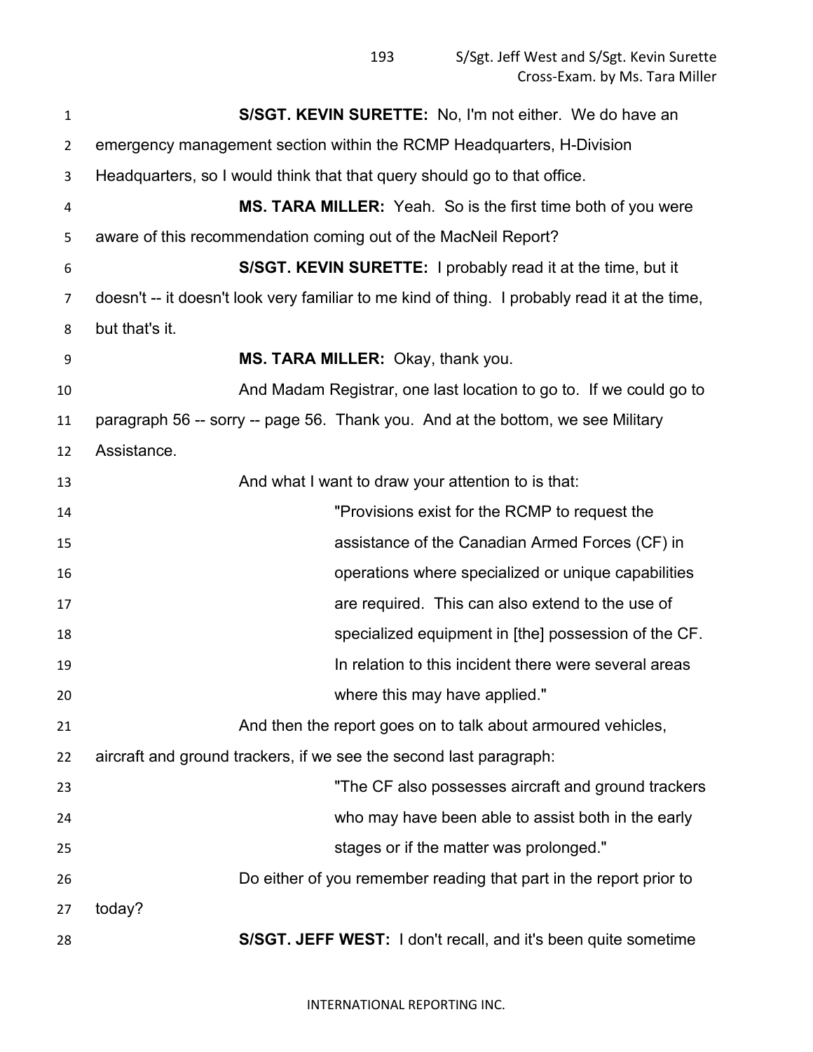**S/SGT. KEVIN SURETTE:** No, I'm not either. We do have an emergency management section within the RCMP Headquarters, H-Division Headquarters, so I would think that that query should go to that office.

**MS. TARA MILLER:** Yeah. So is the first time both of you were aware of this recommendation coming out of the MacNeil Report?

**S/SGT. KEVIN SURETTE:** I probably read it at the time, but it doesn't -- it doesn't look very familiar to me kind of thing. I probably read it at the time, but that's it.

**MS. TARA MILLER:** Okay, thank you.

And Madam Registrar, one last location to go to. If we could go to paragraph 56 -- sorry -- page 56. Thank you. And at the bottom, we see Military Assistance.

And what I want to draw your attention to is that:

> "Provisions exist for the RCMP to request the assistance of the Canadian Armed Forces (CF) in operations where specialized or unique capabilities are required. This can also extend to the use of specialized equipment in [the] possession of the CF. In relation to this incident there were several areas where this may have applied."

And then the report goes on to talk about armoured vehicles, aircraft and ground trackers, if we see the second last paragraph:

> "The CF also possesses aircraft and ground trackers who may have been able to assist both in the early stages or if the matter was prolonged."

Do either of you remember reading that part in the report prior to today?

**S/SGT. JEFF WEST:** I don't recall, and it's been quite sometime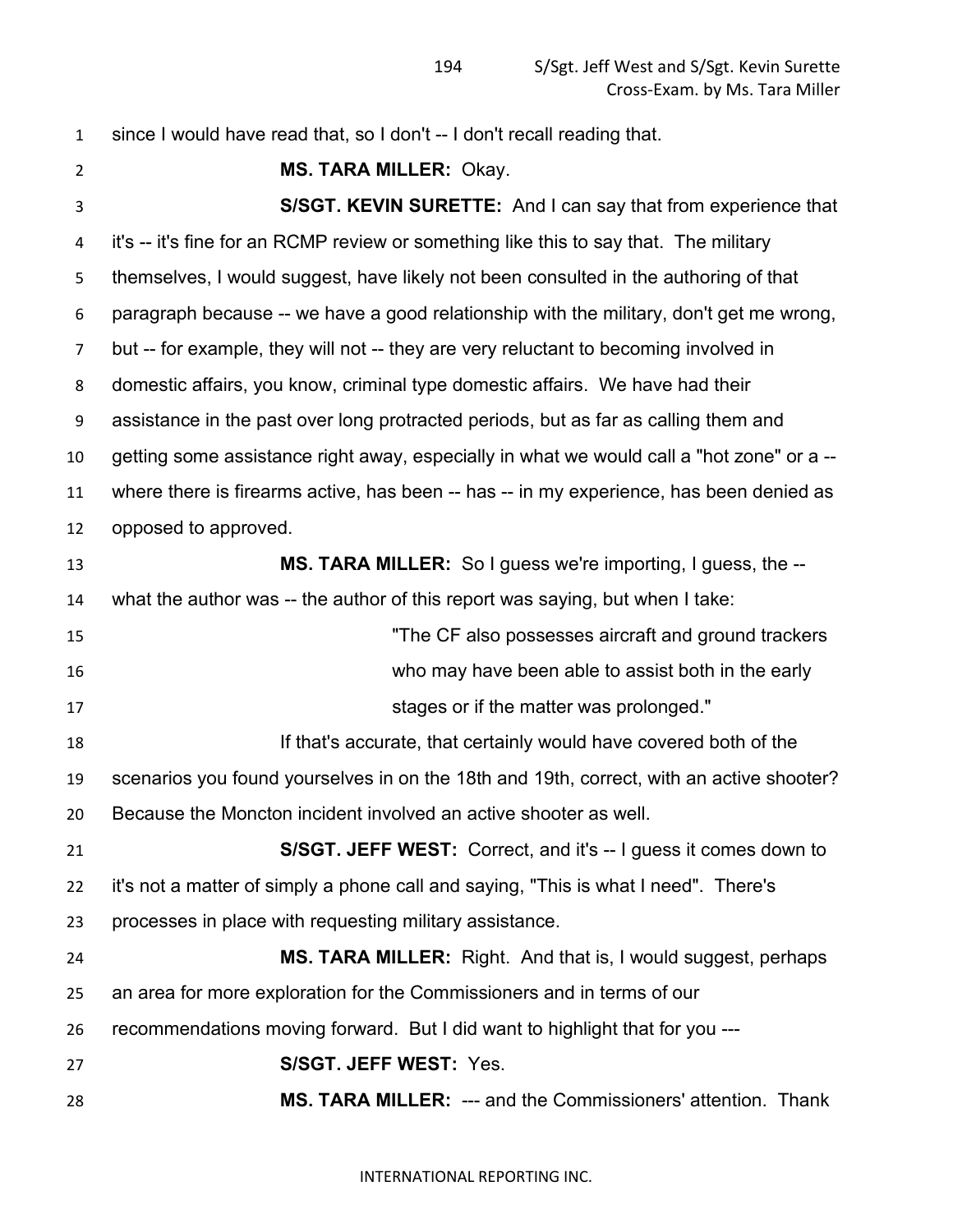since I would have read that, so I don't -- I don't recall reading that.

**MS. TARA MILLER:** Okay.

**S/SGT. KEVIN SURETTE:** And I can say that from experience that it's -- it's fine for an RCMP review or something like this to say that. The military themselves, I would suggest, have likely not been consulted in the authoring of that paragraph because -- we have a good relationship with the military, don't get me wrong, but -- for example, they will not -- they are very reluctant to becoming involved in domestic affairs, you know, criminal type domestic affairs. We have had their assistance in the past over long protracted periods, but as far as calling them and getting some assistance right away, especially in what we would call a "hot zone" or a -- where there is firearms active, has been -- has -- in my experience, has been denied as opposed to approved.

**MS. TARA MILLER:** So I guess we're importing, I guess, the -- what the author was -- the author of this report was saying, but when I take:

> "The CF also possesses aircraft and ground trackers who may have been able to assist both in the early stages or if the matter was prolonged."

If that's accurate, that certainly would have covered both of the scenarios you found yourselves in on the 18th and 19th, correct, with an active shooter? Because the Moncton incident involved an active shooter as well.

**S/SGT. JEFF WEST:** Correct, and it's -- I guess it comes down to it's not a matter of simply a phone call and saying, "This is what I need". There's processes in place with requesting military assistance.

**MS. TARA MILLER:** Right. And that is, I would suggest, perhaps an area for more exploration for the Commissioners and in terms of our recommendations moving forward. But I did want to highlight that for you ---

**S/SGT. JEFF WEST:** Yes.

**MS. TARA MILLER:** --- and the Commissioners' attention. Thank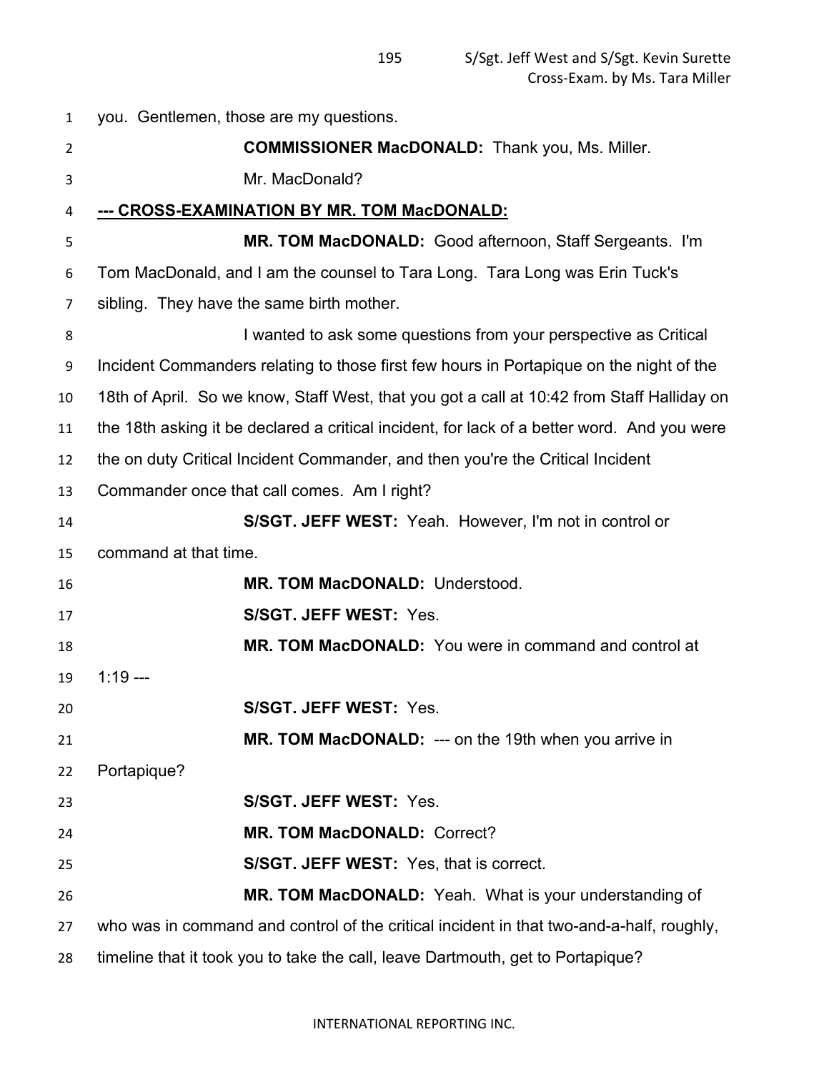you. Gentlemen, those are my questions.

**COMMISSIONER MacDONALD:** Thank you, Ms. Miller.

Mr. MacDonald?

**--- CROSS-EXAMINATION BY MR. TOM MacDONALD:**

**MR. TOM MacDONALD:** Good afternoon, Staff Sergeants. I'm Tom MacDonald, and I am the counsel to Tara Long. Tara Long was Erin Tuck's sibling. They have the same birth mother.

I wanted to ask some questions from your perspective as Critical Incident Commanders relating to those first few hours in Portapique on the night of the 18th of April. So we know, Staff West, that you got a call at 10:42 from Staff Halliday on the 18th asking it be declared a critical incident, for lack of a better word. And you were the on duty Critical Incident Commander, and then you're the Critical Incident Commander once that call comes. Am I right?

**S/SGT. JEFF WEST:** Yeah. However, I'm not in control or command at that time.

**MR. TOM MacDONALD:** Understood.

**S/SGT. JEFF WEST:** Yes.

**MR. TOM MacDONALD:** You were in command and control at 1:19 ---

**S/SGT. JEFF WEST:** Yes.

**MR. TOM MacDONALD:** --- on the 19th when you arrive in Portapique?

**S/SGT. JEFF WEST:** Yes.

**MR. TOM MacDONALD:** Correct?

**S/SGT. JEFF WEST:** Yes, that is correct.

**MR. TOM MacDONALD:** Yeah. What is your understanding of who was in command and control of the critical incident in that two-and-a-half, roughly, timeline that it took you to take the call, leave Dartmouth, get to Portapique?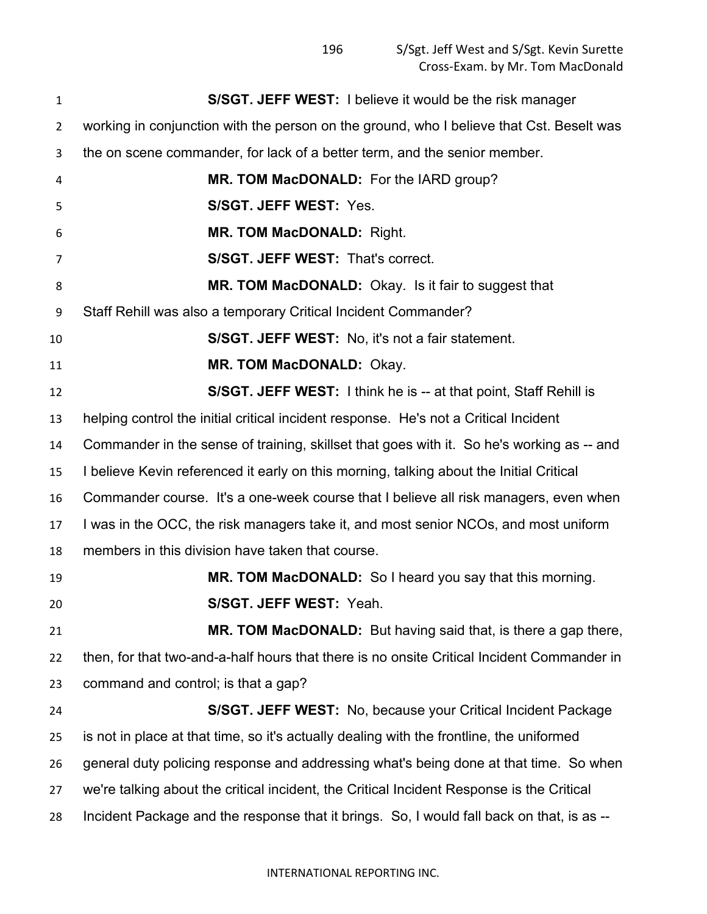**S/SGT. JEFF WEST:** I believe it would be the risk manager working in conjunction with the person on the ground, who I believe that Cst. Beselt was the on scene commander, for lack of a better term, and the senior member.

**MR. TOM MacDONALD:** For the IARD group?

**S/SGT. JEFF WEST:** Yes.

**MR. TOM MacDONALD:** Right.

**S/SGT. JEFF WEST:** That's correct.

**MR. TOM MacDONALD:** Okay. Is it fair to suggest that Staff Rehill was also a temporary Critical Incident Commander?

**S/SGT. JEFF WEST:** No, it's not a fair statement.

**MR. TOM MacDONALD:** Okay.

**S/SGT. JEFF WEST:** I think he is -- at that point, Staff Rehill is helping control the initial critical incident response. He's not a Critical Incident Commander in the sense of training, skillset that goes with it. So he's working as -- and I believe Kevin referenced it early on this morning, talking about the Initial Critical Commander course. It's a one-week course that I believe all risk managers, even when I was in the OCC, the risk managers take it, and most senior NCOs, and most uniform members in this division have taken that course.

**MR. TOM MacDONALD:** So I heard you say that this morning.

**S/SGT. JEFF WEST:** Yeah.

**MR. TOM MacDONALD:** But having said that, is there a gap there, then, for that two-and-a-half hours that there is no onsite Critical Incident Commander in command and control; is that a gap?

**S/SGT. JEFF WEST:** No, because your Critical Incident Package is not in place at that time, so it's actually dealing with the frontline, the uniformed general duty policing response and addressing what's being done at that time. So when we're talking about the critical incident, the Critical Incident Response is the Critical Incident Package and the response that it brings. So, I would fall back on that, is as --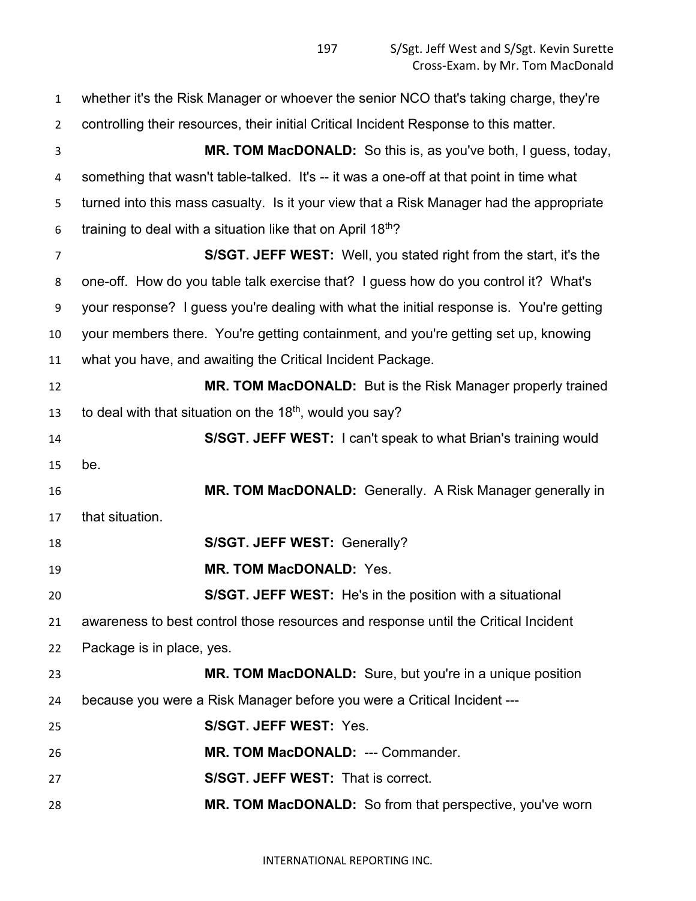whether it's the Risk Manager or whoever the senior NCO that's taking charge, they're controlling their resources, their initial Critical Incident Response to this matter.

**MR. TOM MacDONALD:** So this is, as you've both, I guess, today, something that wasn't table-talked. It's -- it was a one-off at that point in time what turned into this mass casualty. Is it your view that a Risk Manager had the appropriate training to deal with a situation like that on April 18th?

**S/SGT. JEFF WEST:** Well, you stated right from the start, it's the one-off. How do you table talk exercise that? I guess how do you control it? What's your response? I guess you're dealing with what the initial response is. You're getting your members there. You're getting containment, and you're getting set up, knowing what you have, and awaiting the Critical Incident Package.

**MR. TOM MacDONALD:** But is the Risk Manager properly trained to deal with that situation on the 18th, would you say?

**S/SGT. JEFF WEST:** I can't speak to what Brian's training would be.

**MR. TOM MacDONALD:** Generally. A Risk Manager generally in that situation.

**S/SGT. JEFF WEST:** Generally?

**MR. TOM MacDONALD:** Yes.

**S/SGT. JEFF WEST:** He's in the position with a situational awareness to best control those resources and response until the Critical Incident Package is in place, yes.

**MR. TOM MacDONALD:** Sure, but you're in a unique position because you were a Risk Manager before you were a Critical Incident ---

**S/SGT. JEFF WEST:** Yes.

**MR. TOM MacDONALD:** --- Commander.

**S/SGT. JEFF WEST:** That is correct.

**MR. TOM MacDONALD:** So from that perspective, you've worn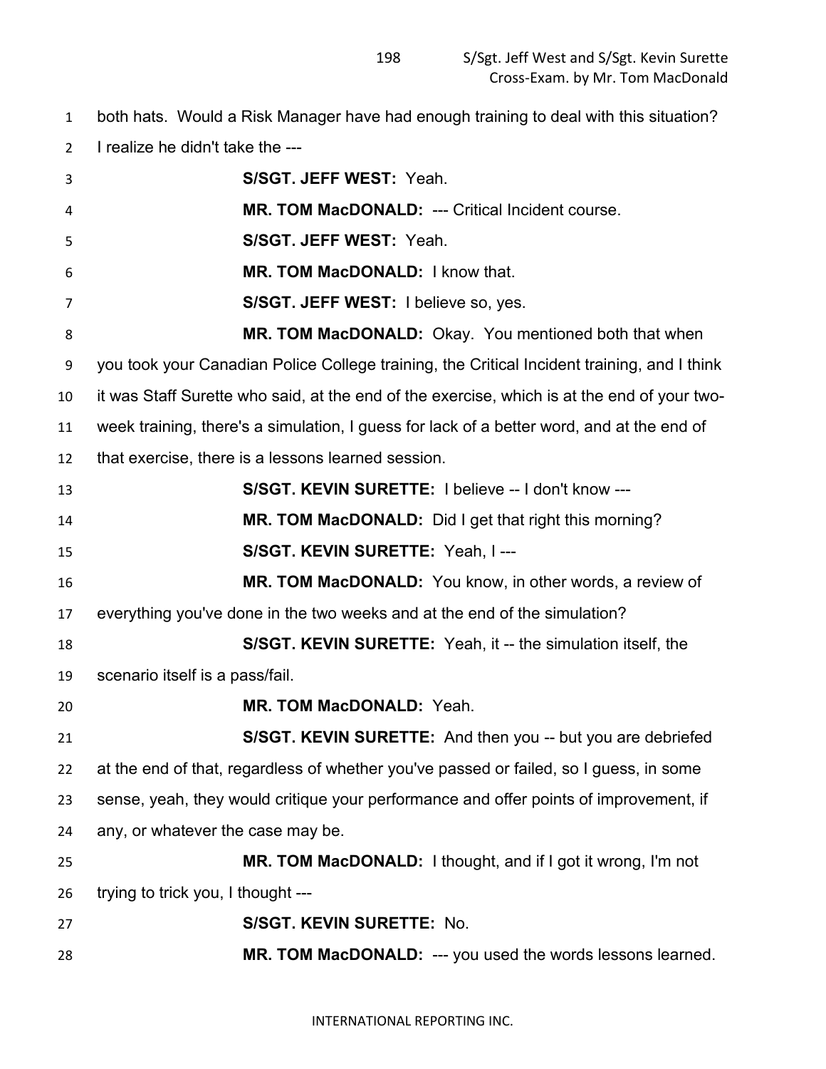both hats. Would a Risk Manager have had enough training to deal with this situation? I realize he didn't take the ---

**S/SGT. JEFF WEST:** Yeah.

**MR. TOM MacDONALD:** --- Critical Incident course.

**S/SGT. JEFF WEST:** Yeah.

**MR. TOM MacDONALD:** I know that.

**S/SGT. JEFF WEST:** I believe so, yes.

**MR. TOM MacDONALD:** Okay. You mentioned both that when you took your Canadian Police College training, the Critical Incident training, and I think it was Staff Surette who said, at the end of the exercise, which is at the end of your two-week training, there's a simulation, I guess for lack of a better word, and at the end of that exercise, there is a lessons learned session.

**S/SGT. KEVIN SURETTE:** I believe -- I don't know ---

**MR. TOM MacDONALD:** Did I get that right this morning?

**S/SGT. KEVIN SURETTE:** Yeah, I ---

**MR. TOM MacDONALD:** You know, in other words, a review of everything you've done in the two weeks and at the end of the simulation?

**S/SGT. KEVIN SURETTE:** Yeah, it -- the simulation itself, the scenario itself is a pass/fail.

**MR. TOM MacDONALD:** Yeah.

**S/SGT. KEVIN SURETTE:** And then you -- but you are debriefed at the end of that, regardless of whether you've passed or failed, so I guess, in some sense, yeah, they would critique your performance and offer points of improvement, if any, or whatever the case may be.

**MR. TOM MacDONALD:** I thought, and if I got it wrong, I'm not trying to trick you, I thought ---

**S/SGT. KEVIN SURETTE:** No.

**MR. TOM MacDONALD:** --- you used the words lessons learned.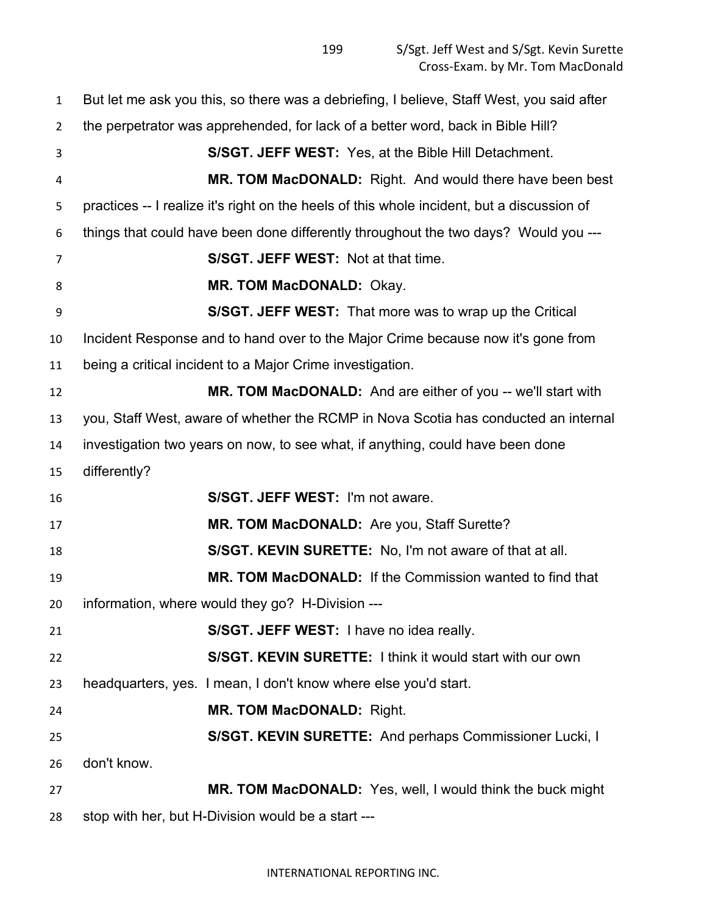But let me ask you this, so there was a debriefing, I believe, Staff West, you said after the perpetrator was apprehended, for lack of a better word, back in Bible Hill?

**S/SGT. JEFF WEST:** Yes, at the Bible Hill Detachment.

**MR. TOM MacDONALD:** Right. And would there have been best practices -- I realize it's right on the heels of this whole incident, but a discussion of things that could have been done differently throughout the two days? Would you ---

**S/SGT. JEFF WEST:** Not at that time.

**MR. TOM MacDONALD:** Okay.

**S/SGT. JEFF WEST:** That more was to wrap up the Critical Incident Response and to hand over to the Major Crime because now it's gone from being a critical incident to a Major Crime investigation.

**MR. TOM MacDONALD:** And are either of you -- we'll start with you, Staff West, aware of whether the RCMP in Nova Scotia has conducted an internal investigation two years on now, to see what, if anything, could have been done differently?

**S/SGT. JEFF WEST:** I'm not aware.

**MR. TOM MacDONALD:** Are you, Staff Surette?

**S/SGT. KEVIN SURETTE:** No, I'm not aware of that at all.

**MR. TOM MacDONALD:** If the Commission wanted to find that information, where would they go? H-Division ---

**S/SGT. JEFF WEST:** I have no idea really.

**S/SGT. KEVIN SURETTE:** I think it would start with our own headquarters, yes. I mean, I don't know where else you'd start.

**MR. TOM MacDONALD:** Right.

**S/SGT. KEVIN SURETTE:** And perhaps Commissioner Lucki, I don't know.

**MR. TOM MacDONALD:** Yes, well, I would think the buck might stop with her, but H-Division would be a start ---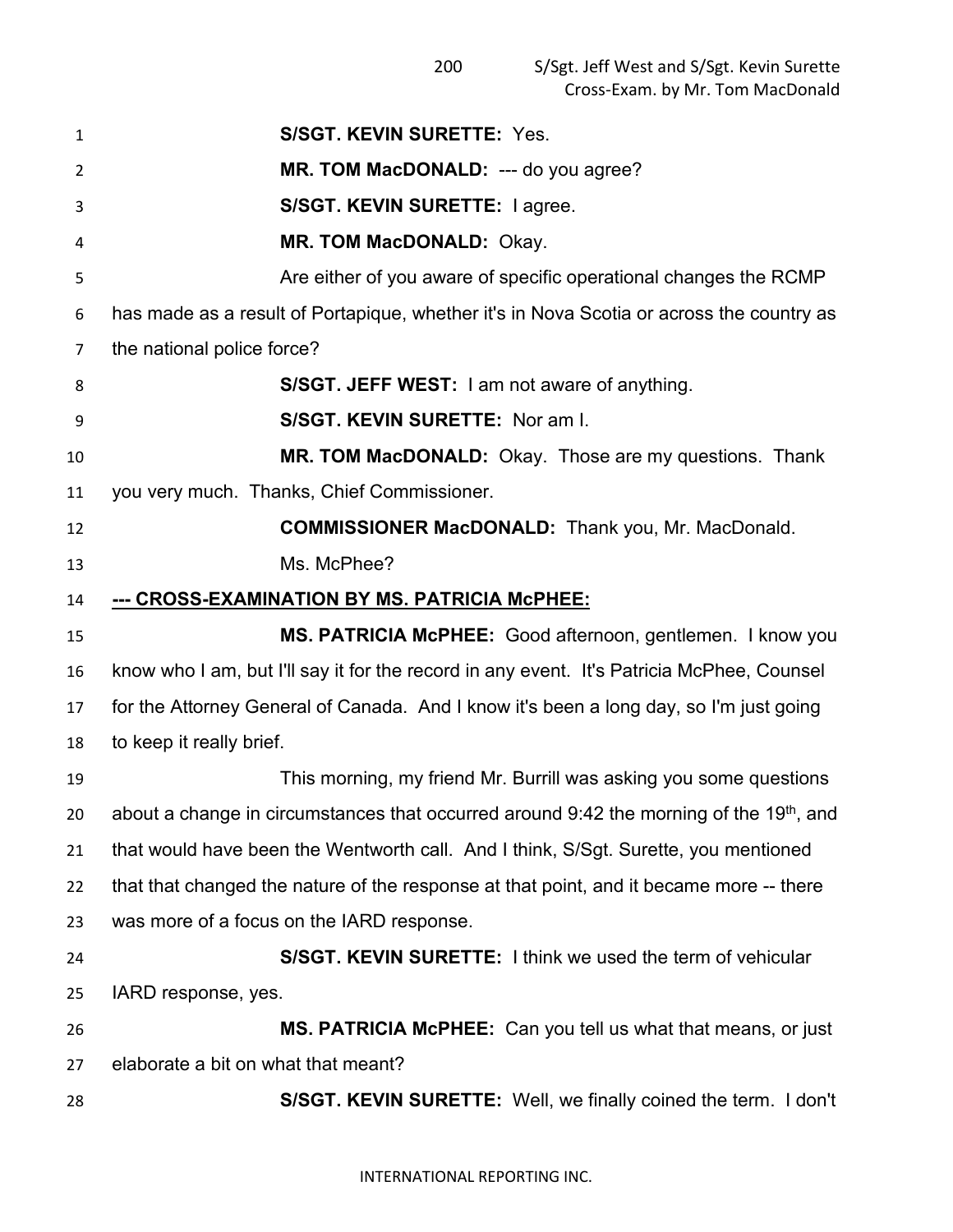**S/SGT. KEVIN SURETTE:** Yes.

**MR. TOM MacDONALD:** --- do you agree?

**S/SGT. KEVIN SURETTE:** I agree.

**MR. TOM MacDONALD:** Okay.

Are either of you aware of specific operational changes the RCMP has made as a result of Portapique, whether it's in Nova Scotia or across the country as the national police force?

**S/SGT. JEFF WEST:** I am not aware of anything.

**S/SGT. KEVIN SURETTE:** Nor am I.

**MR. TOM MacDONALD:** Okay. Those are my questions. Thank you very much. Thanks, Chief Commissioner.

**COMMISSIONER MacDONALD:** Thank you, Mr. MacDonald.

Ms. McPhee?

**--- CROSS-EXAMINATION BY MS. PATRICIA McPHEE:**

**MS. PATRICIA McPHEE:** Good afternoon, gentlemen. I know you know who I am, but I'll say it for the record in any event. It's Patricia McPhee, Counsel for the Attorney General of Canada. And I know it's been a long day, so I'm just going to keep it really brief.

This morning, my friend Mr. Burrill was asking you some questions about a change in circumstances that occurred around 9:42 the morning of the 19th, and that would have been the Wentworth call. And I think, S/Sgt. Surette, you mentioned that that changed the nature of the response at that point, and it became more -- there was more of a focus on the IARD response.

**S/SGT. KEVIN SURETTE:** I think we used the term of vehicular IARD response, yes.

**MS. PATRICIA McPHEE:** Can you tell us what that means, or just elaborate a bit on what that meant?

**S/SGT. KEVIN SURETTE:** Well, we finally coined the term. I don't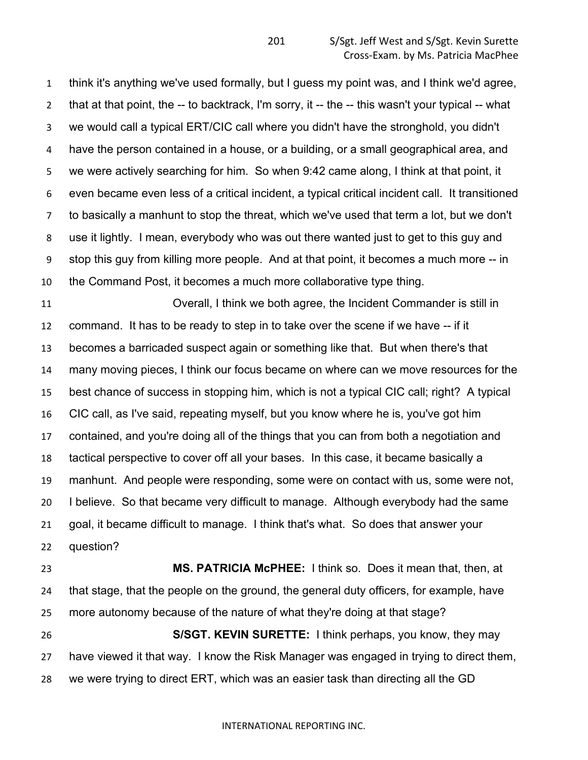think it's anything we've used formally, but I guess my point was, and I think we'd agree, that at that point, the -- to backtrack, I'm sorry, it -- the -- this wasn't your typical -- what we would call a typical ERT/CIC call where you didn't have the stronghold, you didn't have the person contained in a house, or a building, or a small geographical area, and we were actively searching for him. So when 9:42 came along, I think at that point, it even became even less of a critical incident, a typical critical incident call. It transitioned to basically a manhunt to stop the threat, which we've used that term a lot, but we don't use it lightly. I mean, everybody who was out there wanted just to get to this guy and stop this guy from killing more people. And at that point, it becomes a much more -- in the Command Post, it becomes a much more collaborative type thing.

Overall, I think we both agree, the Incident Commander is still in command. It has to be ready to step in to take over the scene if we have -- if it becomes a barricaded suspect again or something like that. But when there's that many moving pieces, I think our focus became on where can we move resources for the best chance of success in stopping him, which is not a typical CIC call; right? A typical CIC call, as I've said, repeating myself, but you know where he is, you've got him contained, and you're doing all of the things that you can from both a negotiation and tactical perspective to cover off all your bases. In this case, it became basically a manhunt. And people were responding, some were on contact with us, some were not, I believe. So that became very difficult to manage. Although everybody had the same goal, it became difficult to manage. I think that's what. So does that answer your question?

**MS. PATRICIA McPHEE:** I think so. Does it mean that, then, at that stage, that the people on the ground, the general duty officers, for example, have more autonomy because of the nature of what they're doing at that stage?

**S/SGT. KEVIN SURETTE:** I think perhaps, you know, they may have viewed it that way. I know the Risk Manager was engaged in trying to direct them, we were trying to direct ERT, which was an easier task than directing all the GD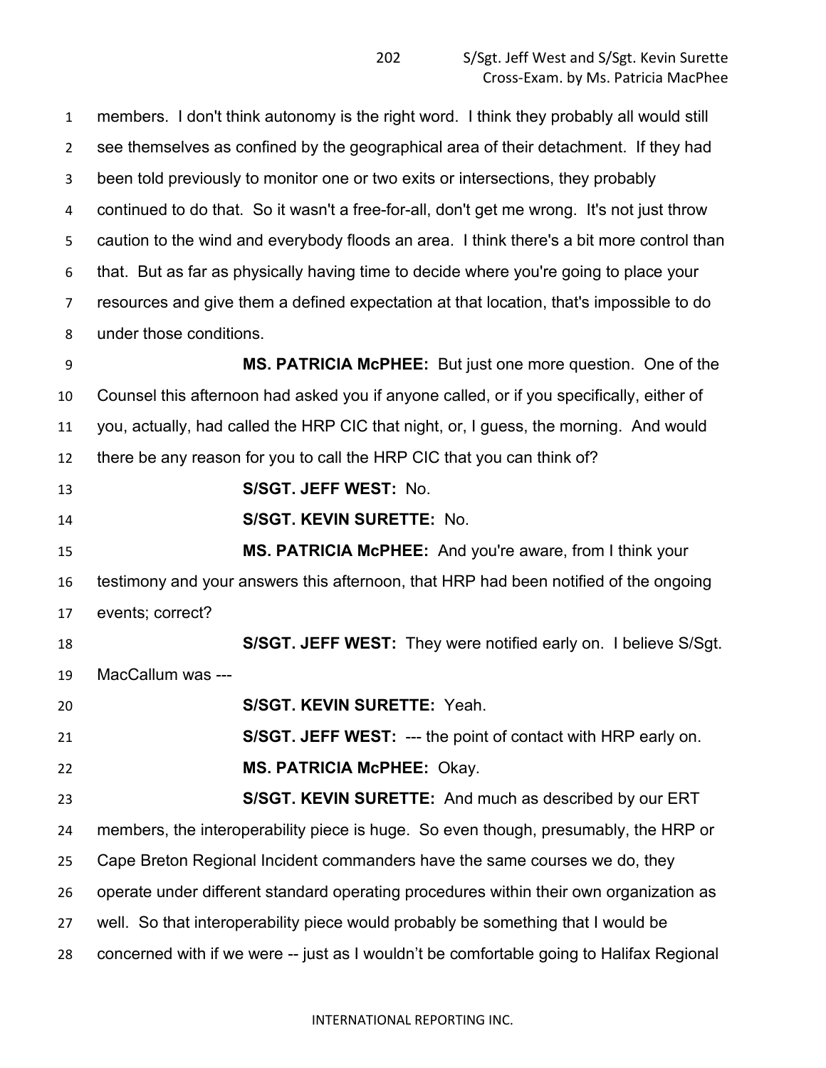members. I don't think autonomy is the right word. I think they probably all would still see themselves as confined by the geographical area of their detachment. If they had been told previously to monitor one or two exits or intersections, they probably continued to do that. So it wasn't a free-for-all, don't get me wrong. It's not just throw caution to the wind and everybody floods an area. I think there's a bit more control than that. But as far as physically having time to decide where you're going to place your resources and give them a defined expectation at that location, that's impossible to do under those conditions.

**MS. PATRICIA McPHEE:** But just one more question. One of the Counsel this afternoon had asked you if anyone called, or if you specifically, either of you, actually, had called the HRP CIC that night, or, I guess, the morning. And would there be any reason for you to call the HRP CIC that you can think of?

**S/SGT. JEFF WEST:** No.

**S/SGT. KEVIN SURETTE:** No.

**MS. PATRICIA McPHEE:** And you're aware, from I think your testimony and your answers this afternoon, that HRP had been notified of the ongoing events; correct?

**S/SGT. JEFF WEST:** They were notified early on. I believe S/Sgt. MacCallum was ---

**S/SGT. KEVIN SURETTE:** Yeah.

**S/SGT. JEFF WEST:** --- the point of contact with HRP early on.

**MS. PATRICIA McPHEE:** Okay.

**S/SGT. KEVIN SURETTE:** And much as described by our ERT members, the interoperability piece is huge. So even though, presumably, the HRP or Cape Breton Regional Incident commanders have the same courses we do, they operate under different standard operating procedures within their own organization as well. So that interoperability piece would probably be something that I would be concerned with if we were -- just as I wouldn't be comfortable going to Halifax Regional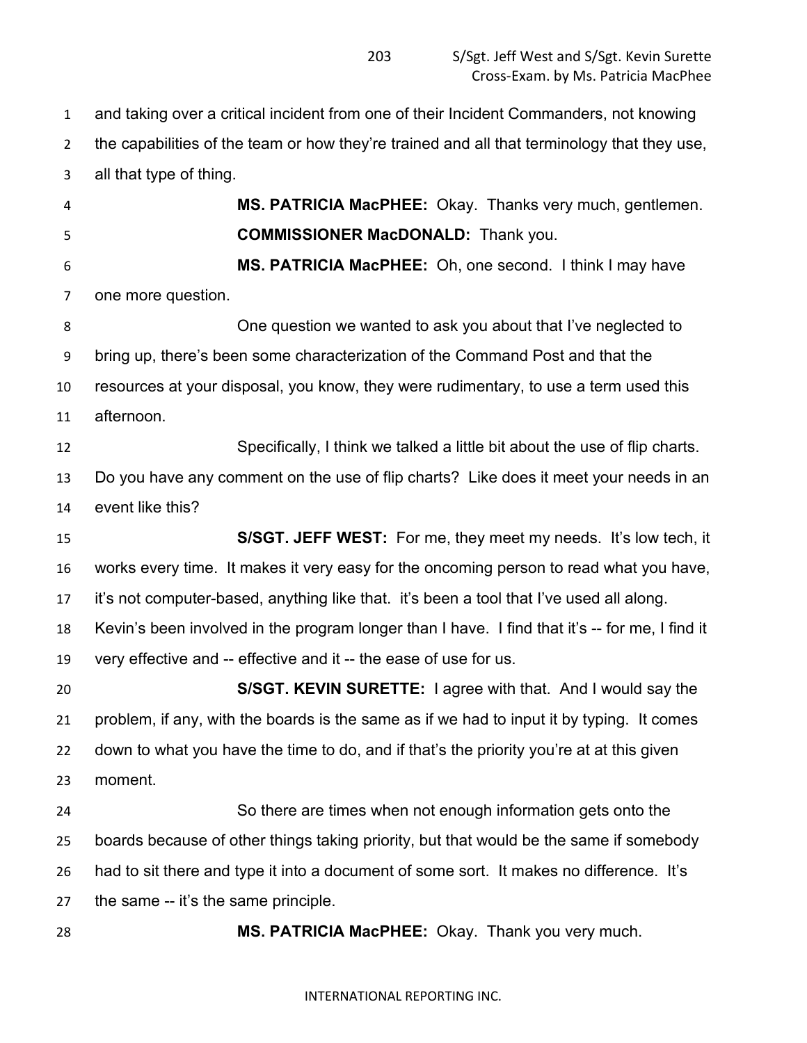and taking over a critical incident from one of their Incident Commanders, not knowing the capabilities of the team or how they're trained and all that terminology that they use, all that type of thing.

**MS. PATRICIA MacPHEE:** Okay. Thanks very much, gentlemen.

**COMMISSIONER MacDONALD:** Thank you.

**MS. PATRICIA MacPHEE:** Oh, one second. I think I may have one more question.

One question we wanted to ask you about that I've neglected to bring up, there's been some characterization of the Command Post and that the resources at your disposal, you know, they were rudimentary, to use a term used this afternoon.

Specifically, I think we talked a little bit about the use of flip charts. Do you have any comment on the use of flip charts? Like does it meet your needs in an event like this?

**S/SGT. JEFF WEST:** For me, they meet my needs. It's low tech, it works every time. It makes it very easy for the oncoming person to read what you have, it's not computer-based, anything like that. it's been a tool that I've used all along. Kevin's been involved in the program longer than I have. I find that it's -- for me, I find it very effective and -- effective and it -- the ease of use for us.

**S/SGT. KEVIN SURETTE:** I agree with that. And I would say the problem, if any, with the boards is the same as if we had to input it by typing. It comes down to what you have the time to do, and if that's the priority you're at at this given moment.

So there are times when not enough information gets onto the boards because of other things taking priority, but that would be the same if somebody had to sit there and type it into a document of some sort. It makes no difference. It's the same -- it's the same principle.

**MS. PATRICIA MacPHEE:** Okay. Thank you very much.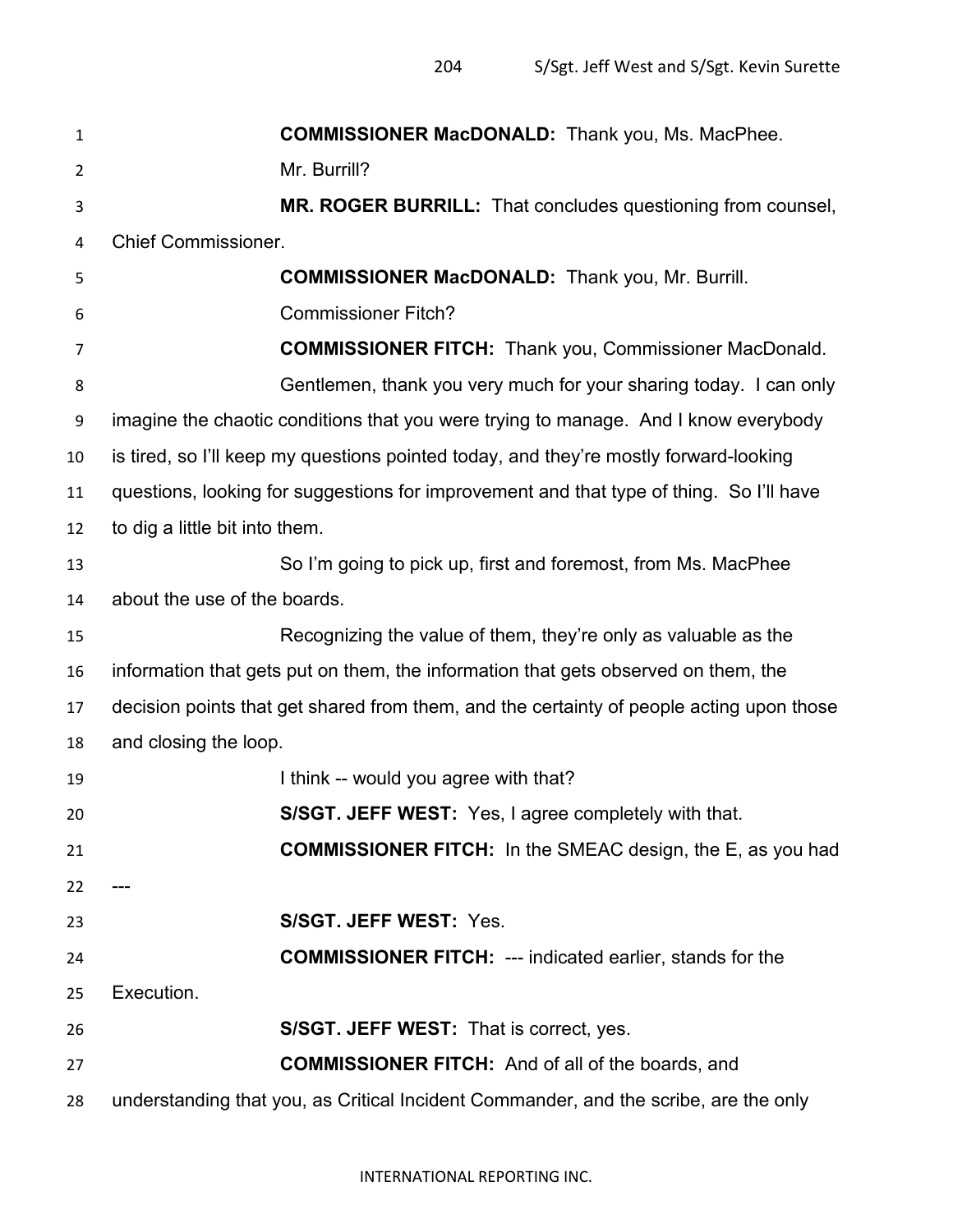**COMMISSIONER MacDONALD:** Thank you, Ms. MacPhee.

Mr. Burrill?

**MR. ROGER BURRILL:** That concludes questioning from counsel, Chief Commissioner.

**COMMISSIONER MacDONALD:** Thank you, Mr. Burrill.

Commissioner Fitch?

**COMMISSIONER FITCH:** Thank you, Commissioner MacDonald.

Gentlemen, thank you very much for your sharing today. I can only imagine the chaotic conditions that you were trying to manage. And I know everybody is tired, so I'll keep my questions pointed today, and they're mostly forward-looking questions, looking for suggestions for improvement and that type of thing. So I'll have to dig a little bit into them.

So I'm going to pick up, first and foremost, from Ms. MacPhee about the use of the boards.

Recognizing the value of them, they're only as valuable as the information that gets put on them, the information that gets observed on them, the decision points that get shared from them, and the certainty of people acting upon those and closing the loop.

I think -- would you agree with that?

**S/SGT. JEFF WEST:** Yes, I agree completely with that.

**COMMISSIONER FITCH:** In the SMEAC design, the E, as you had ---

**S/SGT. JEFF WEST:** Yes.

**COMMISSIONER FITCH:** --- indicated earlier, stands for the Execution.

**S/SGT. JEFF WEST:** That is correct, yes.

**COMMISSIONER FITCH:** And of all of the boards, and understanding that you, as Critical Incident Commander, and the scribe, are the only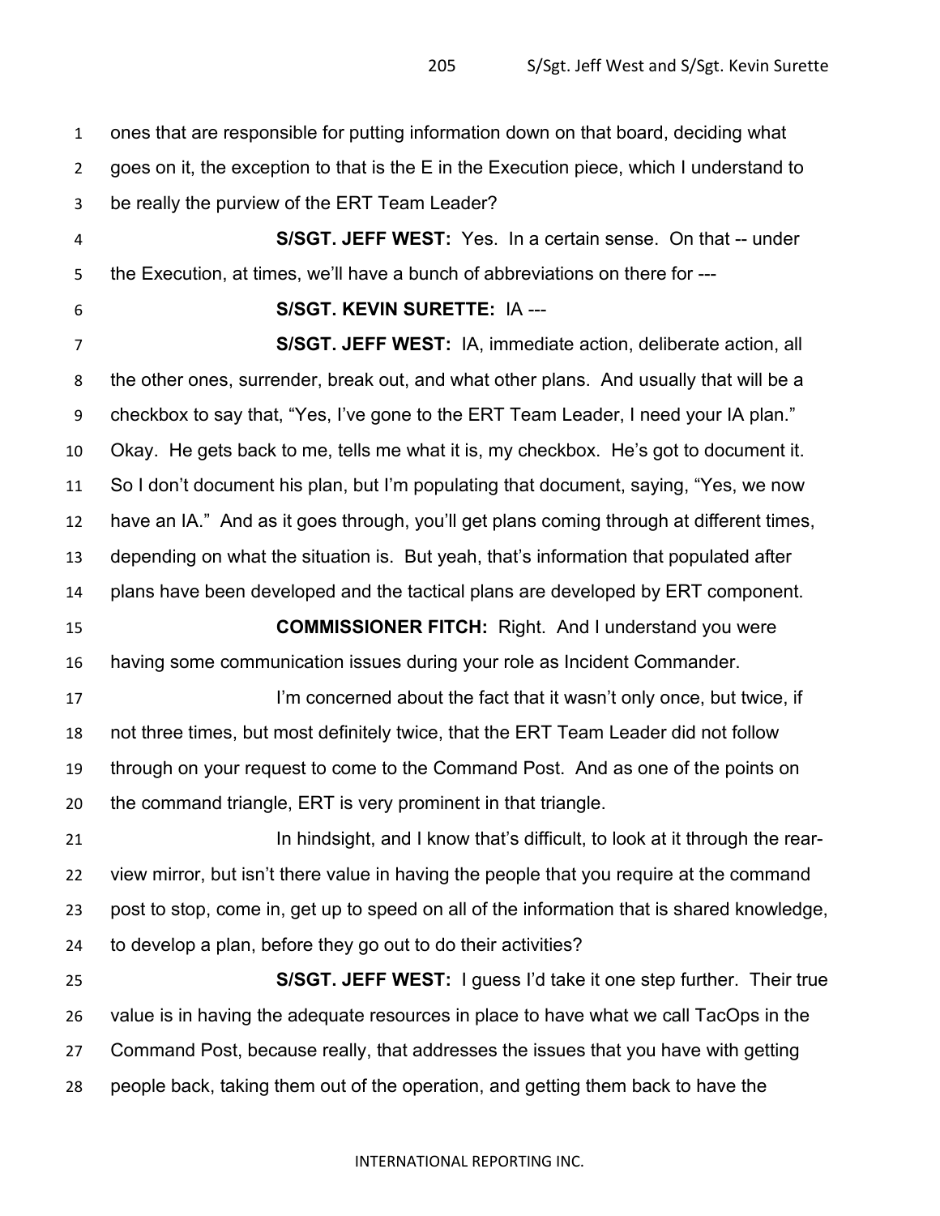ones that are responsible for putting information down on that board, deciding what goes on it, the exception to that is the E in the Execution piece, which I understand to be really the purview of the ERT Team Leader?

**S/SGT. JEFF WEST:** Yes. In a certain sense. On that -- under the Execution, at times, we'll have a bunch of abbreviations on there for ---

**S/SGT. KEVIN SURETTE:** IA ---

**S/SGT. JEFF WEST:** IA, immediate action, deliberate action, all the other ones, surrender, break out, and what other plans. And usually that will be a checkbox to say that, "Yes, I've gone to the ERT Team Leader, I need your IA plan." Okay. He gets back to me, tells me what it is, my checkbox. He's got to document it. So I don't document his plan, but I'm populating that document, saying, "Yes, we now have an IA." And as it goes through, you'll get plans coming through at different times, depending on what the situation is. But yeah, that's information that populated after plans have been developed and the tactical plans are developed by ERT component.

**COMMISSIONER FITCH:** Right. And I understand you were having some communication issues during your role as Incident Commander.

I'm concerned about the fact that it wasn't only once, but twice, if not three times, but most definitely twice, that the ERT Team Leader did not follow through on your request to come to the Command Post. And as one of the points on the command triangle, ERT is very prominent in that triangle.

In hindsight, and I know that's difficult, to look at it through the rear-view mirror, but isn't there value in having the people that you require at the command post to stop, come in, get up to speed on all of the information that is shared knowledge, to develop a plan, before they go out to do their activities?

**S/SGT. JEFF WEST:** I guess I'd take it one step further. Their true value is in having the adequate resources in place to have what we call TacOps in the Command Post, because really, that addresses the issues that you have with getting people back, taking them out of the operation, and getting them back to have the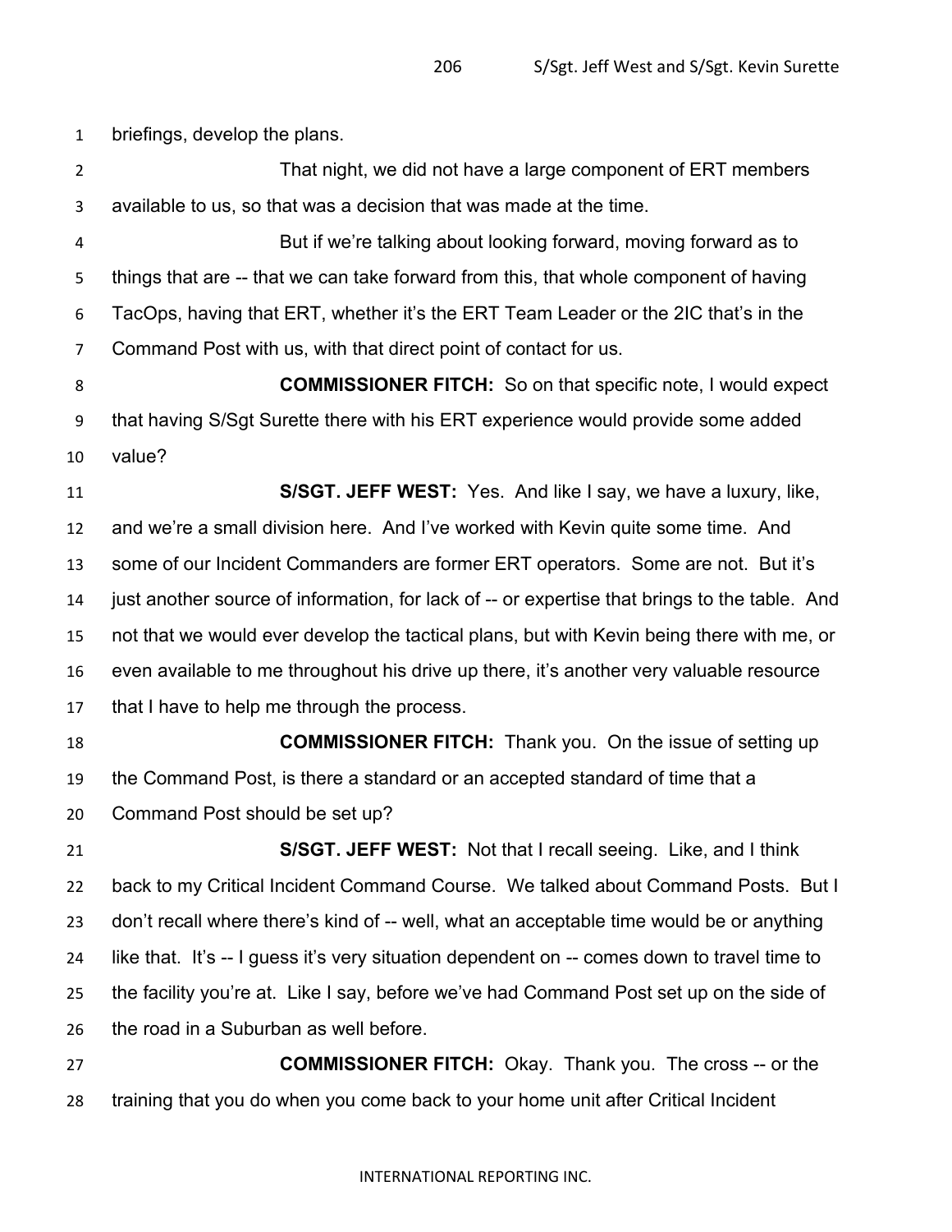briefings, develop the plans.

That night, we did not have a large component of ERT members available to us, so that was a decision that was made at the time.

But if we're talking about looking forward, moving forward as to things that are -- that we can take forward from this, that whole component of having TacOps, having that ERT, whether it's the ERT Team Leader or the 2IC that's in the Command Post with us, with that direct point of contact for us.

**COMMISSIONER FITCH:** So on that specific note, I would expect that having S/Sgt Surette there with his ERT experience would provide some added value?

**S/SGT. JEFF WEST:** Yes. And like I say, we have a luxury, like, and we're a small division here. And I've worked with Kevin quite some time. And some of our Incident Commanders are former ERT operators. Some are not. But it's just another source of information, for lack of -- or expertise that brings to the table. And not that we would ever develop the tactical plans, but with Kevin being there with me, or even available to me throughout his drive up there, it's another very valuable resource that I have to help me through the process.

**COMMISSIONER FITCH:** Thank you. On the issue of setting up the Command Post, is there a standard or an accepted standard of time that a Command Post should be set up?

**S/SGT. JEFF WEST:** Not that I recall seeing. Like, and I think back to my Critical Incident Command Course. We talked about Command Posts. But I don't recall where there's kind of -- well, what an acceptable time would be or anything like that. It's -- I guess it's very situation dependent on -- comes down to travel time to the facility you're at. Like I say, before we've had Command Post set up on the side of the road in a Suburban as well before.

**COMMISSIONER FITCH:** Okay. Thank you. The cross -- or the training that you do when you come back to your home unit after Critical Incident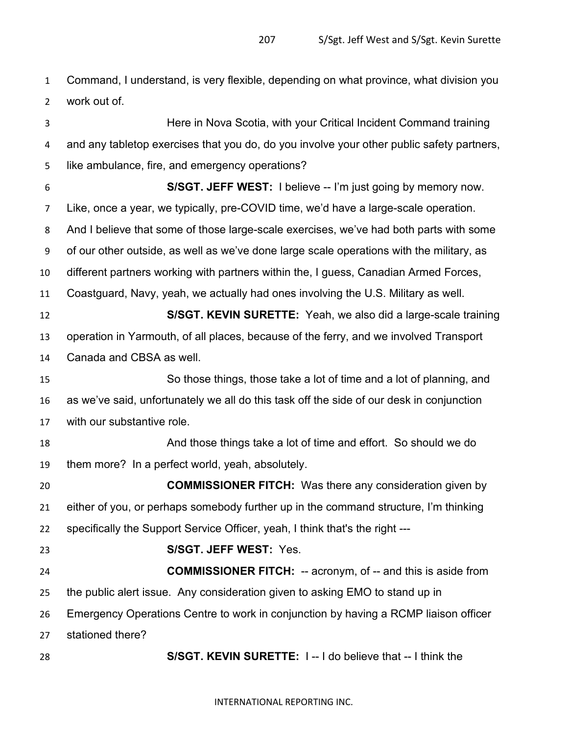Command, I understand, is very flexible, depending on what province, what division you work out of.

Here in Nova Scotia, with your Critical Incident Command training and any tabletop exercises that you do, do you involve your other public safety partners, like ambulance, fire, and emergency operations?

**S/SGT. JEFF WEST:** I believe -- I'm just going by memory now. Like, once a year, we typically, pre-COVID time, we'd have a large-scale operation. And I believe that some of those large-scale exercises, we've had both parts with some of our other outside, as well as we've done large scale operations with the military, as different partners working with partners within the, I guess, Canadian Armed Forces, Coastguard, Navy, yeah, we actually had ones involving the U.S. Military as well.

**S/SGT. KEVIN SURETTE:** Yeah, we also did a large-scale training operation in Yarmouth, of all places, because of the ferry, and we involved Transport Canada and CBSA as well.

So those things, those take a lot of time and a lot of planning, and as we've said, unfortunately we all do this task off the side of our desk in conjunction with our substantive role.

And those things take a lot of time and effort. So should we do them more? In a perfect world, yeah, absolutely.

**COMMISSIONER FITCH:** Was there any consideration given by either of you, or perhaps somebody further up in the command structure, I'm thinking specifically the Support Service Officer, yeah, I think that's the right ---

**S/SGT. JEFF WEST:** Yes.

**COMMISSIONER FITCH:** -- acronym, of -- and this is aside from the public alert issue. Any consideration given to asking EMO to stand up in Emergency Operations Centre to work in conjunction by having a RCMP liaison officer stationed there?

**S/SGT. KEVIN SURETTE:** I -- I do believe that -- I think the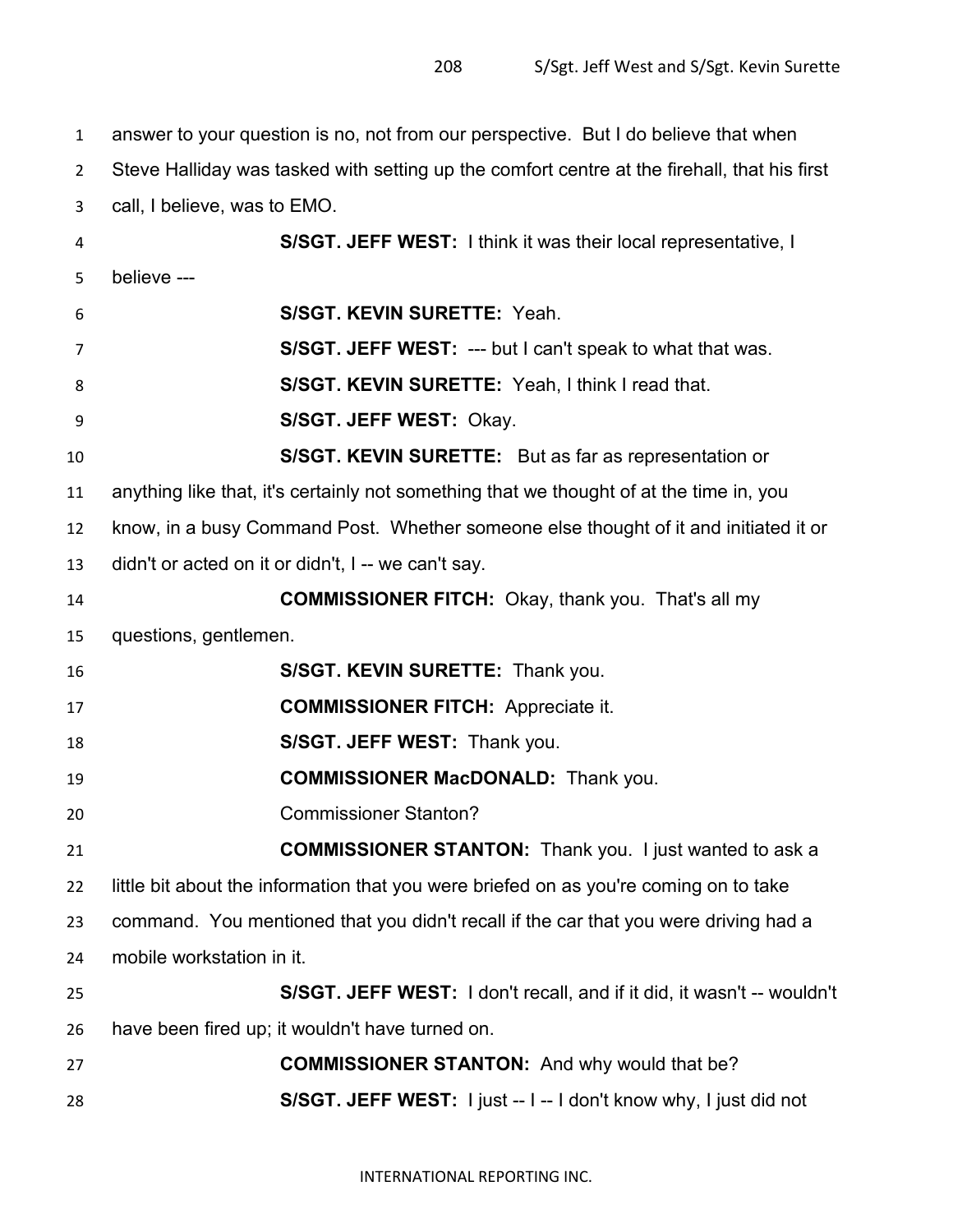answer to your question is no, not from our perspective. But I do believe that when Steve Halliday was tasked with setting up the comfort centre at the firehall, that his first call, I believe, was to EMO.

**S/SGT. JEFF WEST:** I think it was their local representative, I believe ---

**S/SGT. KEVIN SURETTE:** Yeah.

**S/SGT. JEFF WEST:** --- but I can't speak to what that was.

**S/SGT. KEVIN SURETTE:** Yeah, I think I read that.

**S/SGT. JEFF WEST:** Okay.

**S/SGT. KEVIN SURETTE:** But as far as representation or anything like that, it's certainly not something that we thought of at the time in, you know, in a busy Command Post. Whether someone else thought of it and initiated it or didn't or acted on it or didn't, I -- we can't say.

**COMMISSIONER FITCH:** Okay, thank you. That's all my questions, gentlemen.

**S/SGT. KEVIN SURETTE:** Thank you.

**COMMISSIONER FITCH:** Appreciate it.

**S/SGT. JEFF WEST:** Thank you.

**COMMISSIONER MacDONALD:** Thank you.

Commissioner Stanton?

**COMMISSIONER STANTON:** Thank you. I just wanted to ask a little bit about the information that you were briefed on as you're coming on to take command. You mentioned that you didn't recall if the car that you were driving had a mobile workstation in it.

**S/SGT. JEFF WEST:** I don't recall, and if it did, it wasn't -- wouldn't have been fired up; it wouldn't have turned on.

**COMMISSIONER STANTON:** And why would that be?

**S/SGT. JEFF WEST:** I just -- I -- I don't know why, I just did not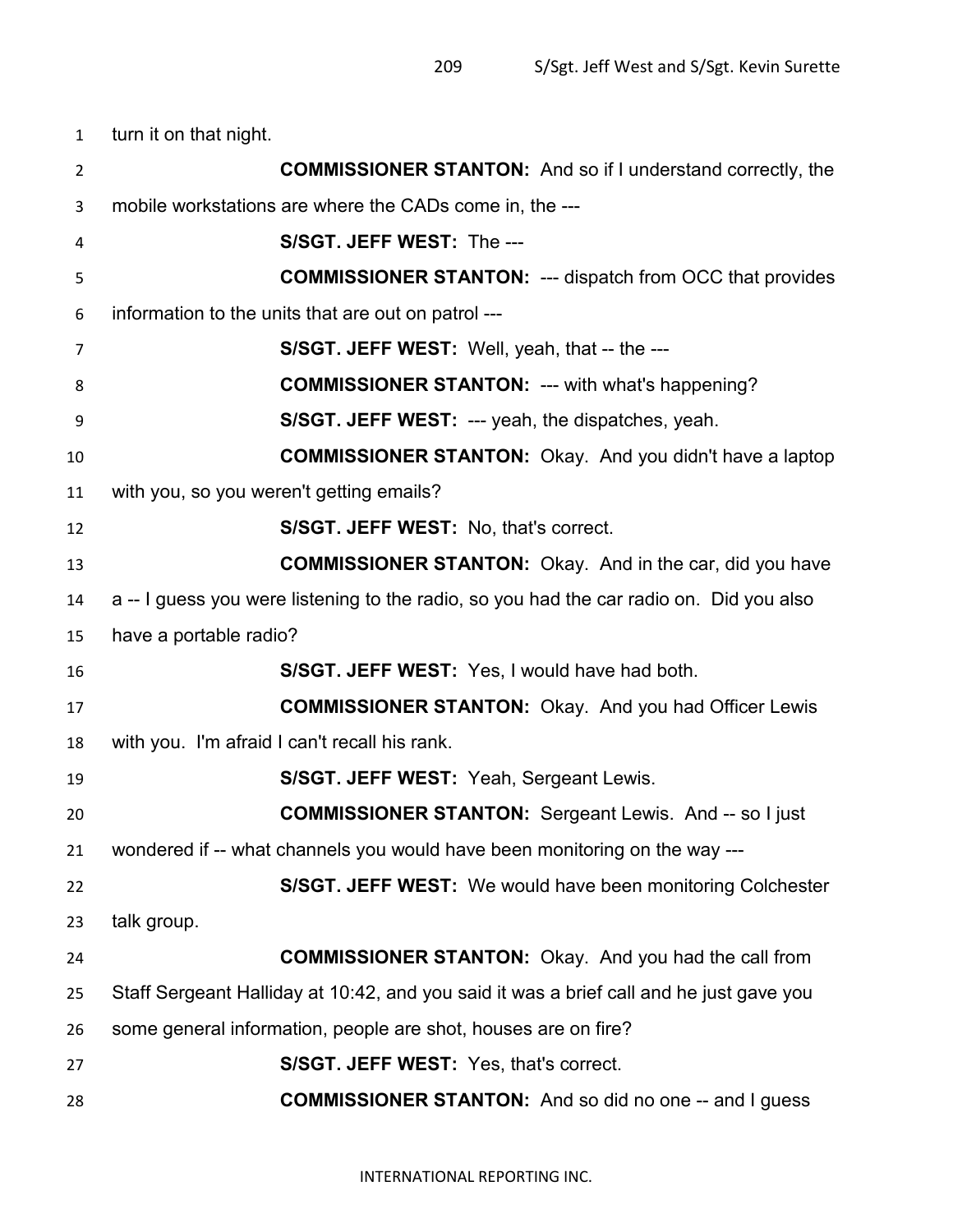turn it on that night.

**COMMISSIONER STANTON:** And so if I understand correctly, the mobile workstations are where the CADs come in, the ---

**S/SGT. JEFF WEST:** The ---

**COMMISSIONER STANTON:** --- dispatch from OCC that provides information to the units that are out on patrol ---

**S/SGT. JEFF WEST:** Well, yeah, that -- the ---

**COMMISSIONER STANTON:** --- with what's happening?

**S/SGT. JEFF WEST:** --- yeah, the dispatches, yeah.

**COMMISSIONER STANTON:** Okay. And you didn't have a laptop with you, so you weren't getting emails?

**S/SGT. JEFF WEST:** No, that's correct.

**COMMISSIONER STANTON:** Okay. And in the car, did you have a -- I guess you were listening to the radio, so you had the car radio on. Did you also have a portable radio?

**S/SGT. JEFF WEST:** Yes, I would have had both.

**COMMISSIONER STANTON:** Okay. And you had Officer Lewis with you. I'm afraid I can't recall his rank.

**S/SGT. JEFF WEST:** Yeah, Sergeant Lewis.

**COMMISSIONER STANTON:** Sergeant Lewis. And -- so I just wondered if -- what channels you would have been monitoring on the way ---

**S/SGT. JEFF WEST:** We would have been monitoring Colchester talk group.

**COMMISSIONER STANTON:** Okay. And you had the call from Staff Sergeant Halliday at 10:42, and you said it was a brief call and he just gave you some general information, people are shot, houses are on fire?

**S/SGT. JEFF WEST:** Yes, that's correct.

**COMMISSIONER STANTON:** And so did no one -- and I guess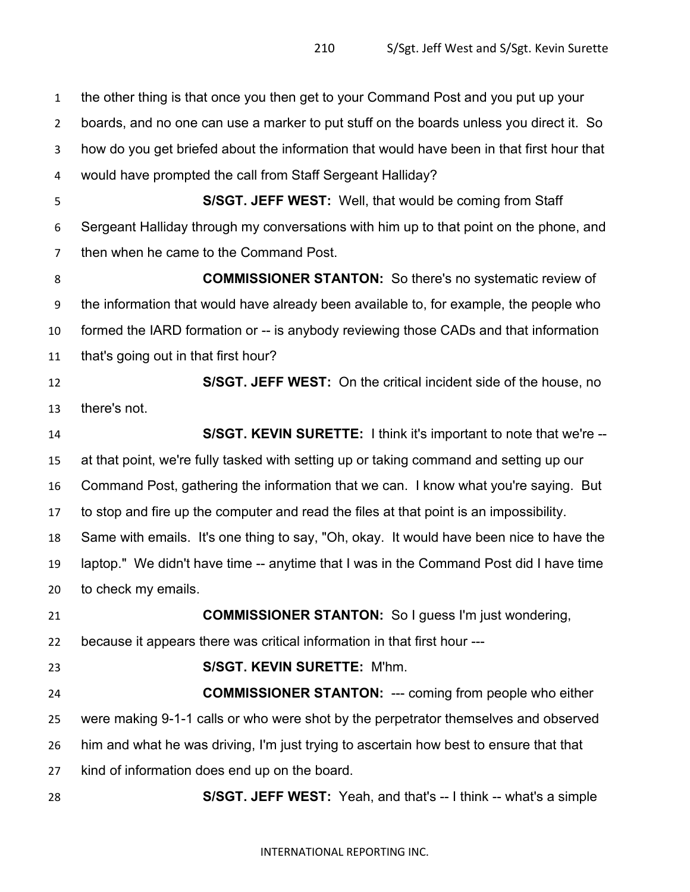the other thing is that once you then get to your Command Post and you put up your boards, and no one can use a marker to put stuff on the boards unless you direct it. So how do you get briefed about the information that would have been in that first hour that would have prompted the call from Staff Sergeant Halliday?

**S/SGT. JEFF WEST:** Well, that would be coming from Staff Sergeant Halliday through my conversations with him up to that point on the phone, and then when he came to the Command Post.

**COMMISSIONER STANTON:** So there's no systematic review of the information that would have already been available to, for example, the people who formed the IARD formation or -- is anybody reviewing those CADs and that information that's going out in that first hour?

**S/SGT. JEFF WEST:** On the critical incident side of the house, no there's not.

**S/SGT. KEVIN SURETTE:** I think it's important to note that we're -- at that point, we're fully tasked with setting up or taking command and setting up our Command Post, gathering the information that we can. I know what you're saying. But to stop and fire up the computer and read the files at that point is an impossibility. Same with emails. It's one thing to say, "Oh, okay. It would have been nice to have the laptop." We didn't have time -- anytime that I was in the Command Post did I have time to check my emails.

**COMMISSIONER STANTON:** So I guess I'm just wondering, because it appears there was critical information in that first hour ---

**S/SGT. KEVIN SURETTE:** M'hm.

**COMMISSIONER STANTON:** --- coming from people who either were making 9-1-1 calls or who were shot by the perpetrator themselves and observed him and what he was driving, I'm just trying to ascertain how best to ensure that that kind of information does end up on the board.

**S/SGT. JEFF WEST:** Yeah, and that's -- I think -- what's a simple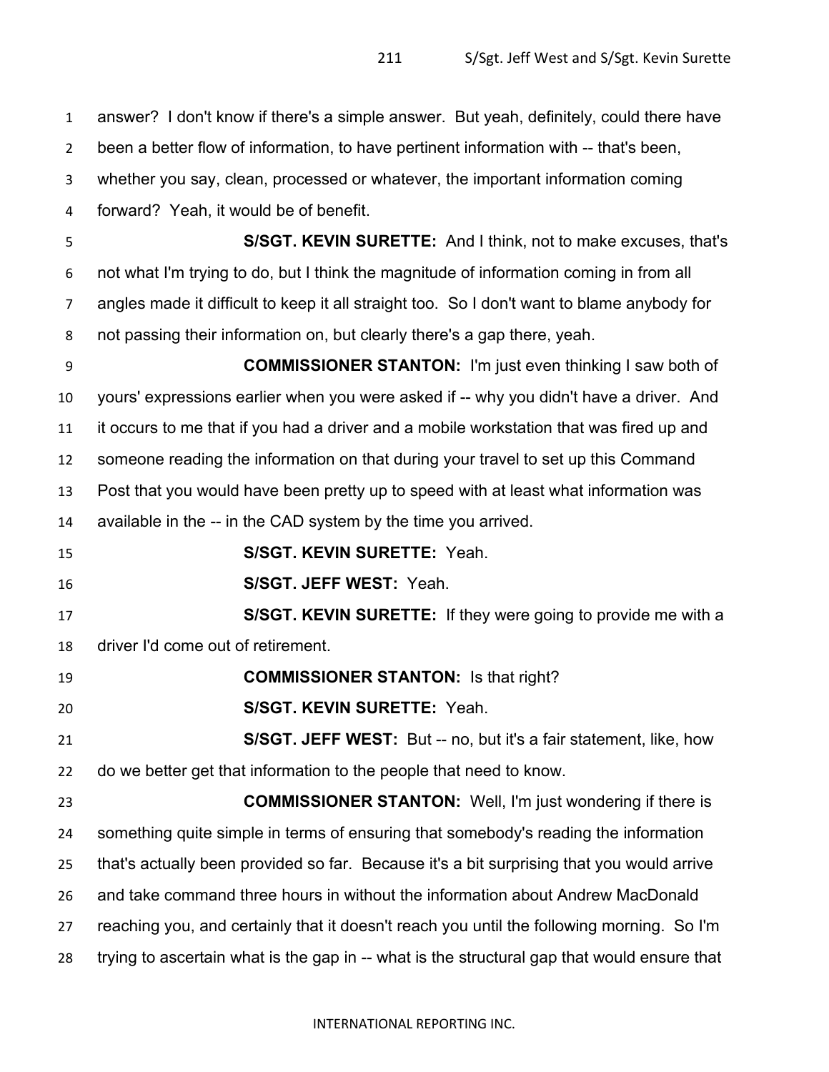answer? I don't know if there's a simple answer. But yeah, definitely, could there have been a better flow of information, to have pertinent information with -- that's been, whether you say, clean, processed or whatever, the important information coming forward? Yeah, it would be of benefit.

**S/SGT. KEVIN SURETTE:** And I think, not to make excuses, that's not what I'm trying to do, but I think the magnitude of information coming in from all angles made it difficult to keep it all straight too. So I don't want to blame anybody for not passing their information on, but clearly there's a gap there, yeah.

**COMMISSIONER STANTON:** I'm just even thinking I saw both of yours' expressions earlier when you were asked if -- why you didn't have a driver. And it occurs to me that if you had a driver and a mobile workstation that was fired up and someone reading the information on that during your travel to set up this Command Post that you would have been pretty up to speed with at least what information was available in the -- in the CAD system by the time you arrived.

**S/SGT. KEVIN SURETTE:** Yeah.

**S/SGT. JEFF WEST:** Yeah.

**S/SGT. KEVIN SURETTE:** If they were going to provide me with a driver I'd come out of retirement.

**COMMISSIONER STANTON:** Is that right?

**S/SGT. KEVIN SURETTE:** Yeah.

**S/SGT. JEFF WEST:** But -- no, but it's a fair statement, like, how do we better get that information to the people that need to know.

**COMMISSIONER STANTON:** Well, I'm just wondering if there is something quite simple in terms of ensuring that somebody's reading the information that's actually been provided so far. Because it's a bit surprising that you would arrive and take command three hours in without the information about Andrew MacDonald reaching you, and certainly that it doesn't reach you until the following morning. So I'm trying to ascertain what is the gap in -- what is the structural gap that would ensure that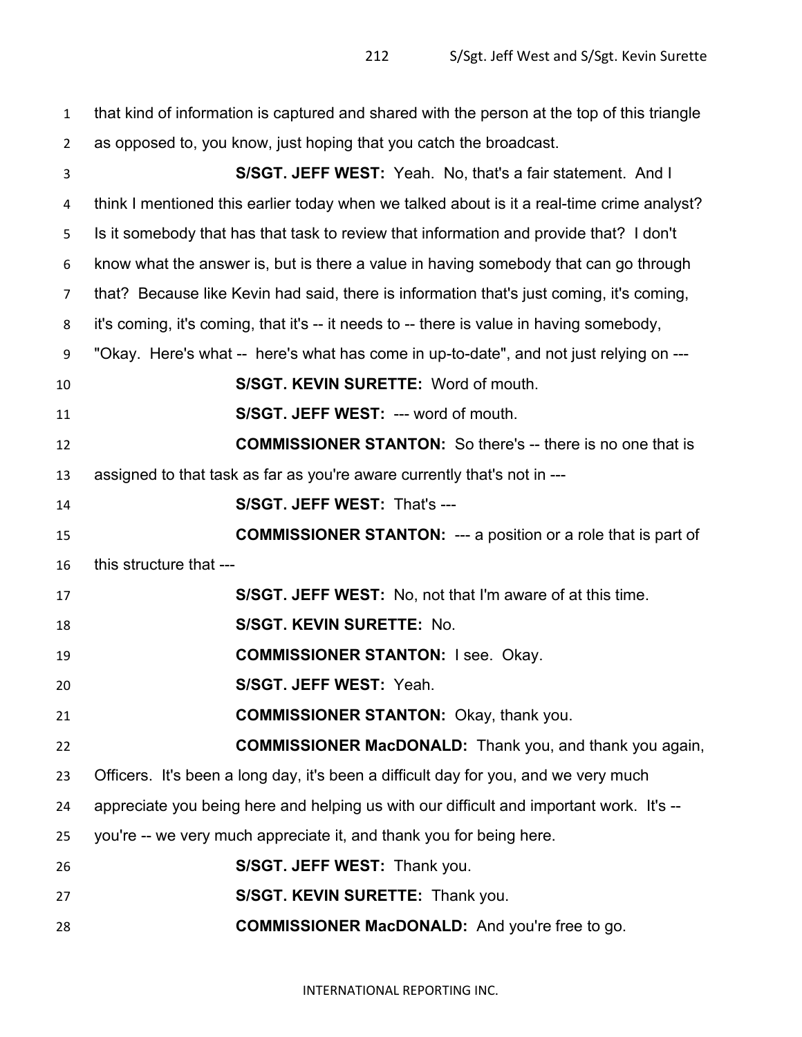that kind of information is captured and shared with the person at the top of this triangle as opposed to, you know, just hoping that you catch the broadcast.

**S/SGT. JEFF WEST:** Yeah. No, that's a fair statement. And I think I mentioned this earlier today when we talked about is it a real-time crime analyst? Is it somebody that has that task to review that information and provide that? I don't know what the answer is, but is there a value in having somebody that can go through that? Because like Kevin had said, there is information that's just coming, it's coming, it's coming, it's coming, that it's -- it needs to -- there is value in having somebody, "Okay. Here's what -- here's what has come in up-to-date", and not just relying on ---

**S/SGT. KEVIN SURETTE:** Word of mouth.

**S/SGT. JEFF WEST:** --- word of mouth.

**COMMISSIONER STANTON:** So there's -- there is no one that is assigned to that task as far as you're aware currently that's not in ---

**S/SGT. JEFF WEST:** That's ---

**COMMISSIONER STANTON:** --- a position or a role that is part of this structure that ---

**S/SGT. JEFF WEST:** No, not that I'm aware of at this time.

**S/SGT. KEVIN SURETTE:** No.

**COMMISSIONER STANTON:** I see. Okay.

**S/SGT. JEFF WEST:** Yeah.

**COMMISSIONER STANTON:** Okay, thank you.

**COMMISSIONER MacDONALD:** Thank you, and thank you again, Officers. It's been a long day, it's been a difficult day for you, and we very much appreciate you being here and helping us with our difficult and important work. It's -- you're -- we very much appreciate it, and thank you for being here.

**S/SGT. JEFF WEST:** Thank you.

**S/SGT. KEVIN SURETTE:** Thank you.

**COMMISSIONER MacDONALD:** And you're free to go.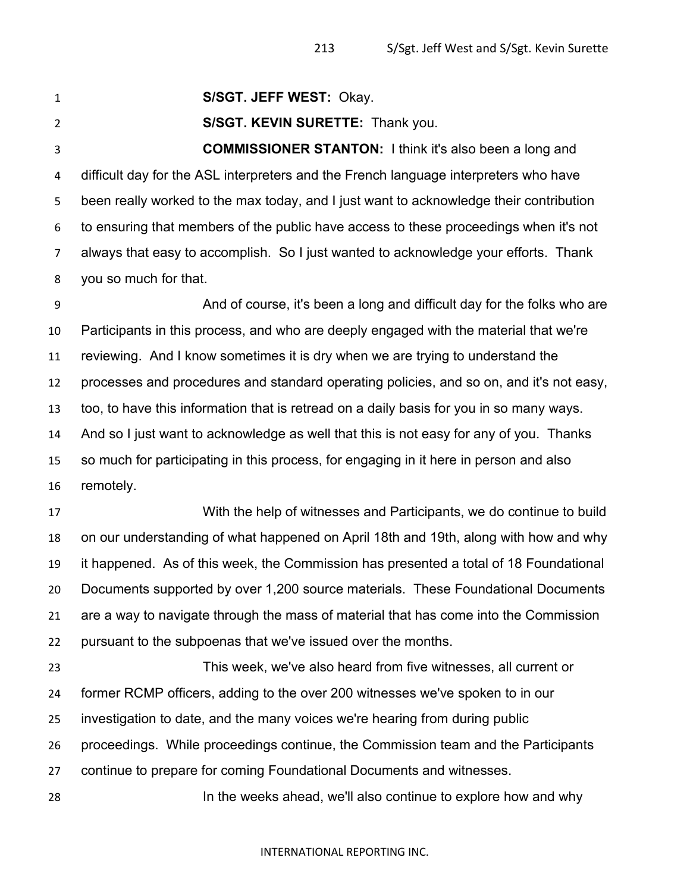**S/SGT. JEFF WEST:** Okay.

**S/SGT. KEVIN SURETTE:** Thank you.

**COMMISSIONER STANTON:** I think it's also been a long and difficult day for the ASL interpreters and the French language interpreters who have been really worked to the max today, and I just want to acknowledge their contribution to ensuring that members of the public have access to these proceedings when it's not always that easy to accomplish. So I just wanted to acknowledge your efforts. Thank you so much for that.

And of course, it's been a long and difficult day for the folks who are Participants in this process, and who are deeply engaged with the material that we're reviewing. And I know sometimes it is dry when we are trying to understand the processes and procedures and standard operating policies, and so on, and it's not easy, too, to have this information that is retread on a daily basis for you in so many ways. And so I just want to acknowledge as well that this is not easy for any of you. Thanks so much for participating in this process, for engaging in it here in person and also remotely.

With the help of witnesses and Participants, we do continue to build on our understanding of what happened on April 18th and 19th, along with how and why it happened. As of this week, the Commission has presented a total of 18 Foundational Documents supported by over 1,200 source materials. These Foundational Documents are a way to navigate through the mass of material that has come into the Commission pursuant to the subpoenas that we've issued over the months.

This week, we've also heard from five witnesses, all current or former RCMP officers, adding to the over 200 witnesses we've spoken to in our investigation to date, and the many voices we're hearing from during public proceedings. While proceedings continue, the Commission team and the Participants continue to prepare for coming Foundational Documents and witnesses.

In the weeks ahead, we'll also continue to explore how and why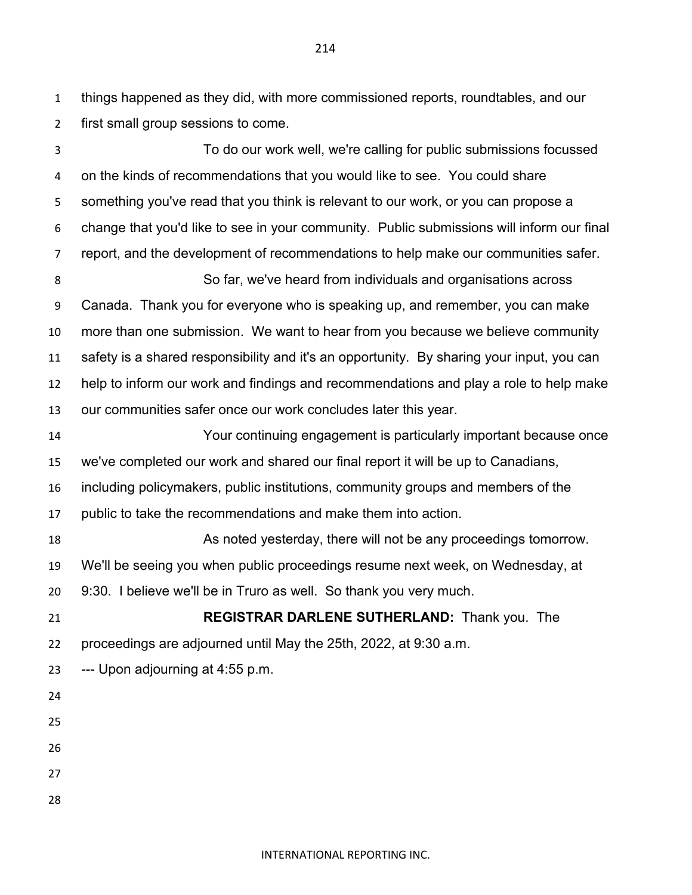things happened as they did, with more commissioned reports, roundtables, and our first small group sessions to come.

To do our work well, we're calling for public submissions focussed on the kinds of recommendations that you would like to see. You could share something you've read that you think is relevant to our work, or you can propose a change that you'd like to see in your community. Public submissions will inform our final report, and the development of recommendations to help make our communities safer.

So far, we've heard from individuals and organisations across Canada. Thank you for everyone who is speaking up, and remember, you can make more than one submission. We want to hear from you because we believe community safety is a shared responsibility and it's an opportunity. By sharing your input, you can help to inform our work and findings and recommendations and play a role to help make our communities safer once our work concludes later this year.

Your continuing engagement is particularly important because once we've completed our work and shared our final report it will be up to Canadians, including policymakers, public institutions, community groups and members of the public to take the recommendations and make them into action.

As noted yesterday, there will not be any proceedings tomorrow. We'll be seeing you when public proceedings resume next week, on Wednesday, at 9:30. I believe we'll be in Truro as well. So thank you very much.

**REGISTRAR DARLENE SUTHERLAND:** Thank you. The proceedings are adjourned until May the 25th, 2022, at 9:30 a.m.

--- Upon adjourning at 4:55 p.m.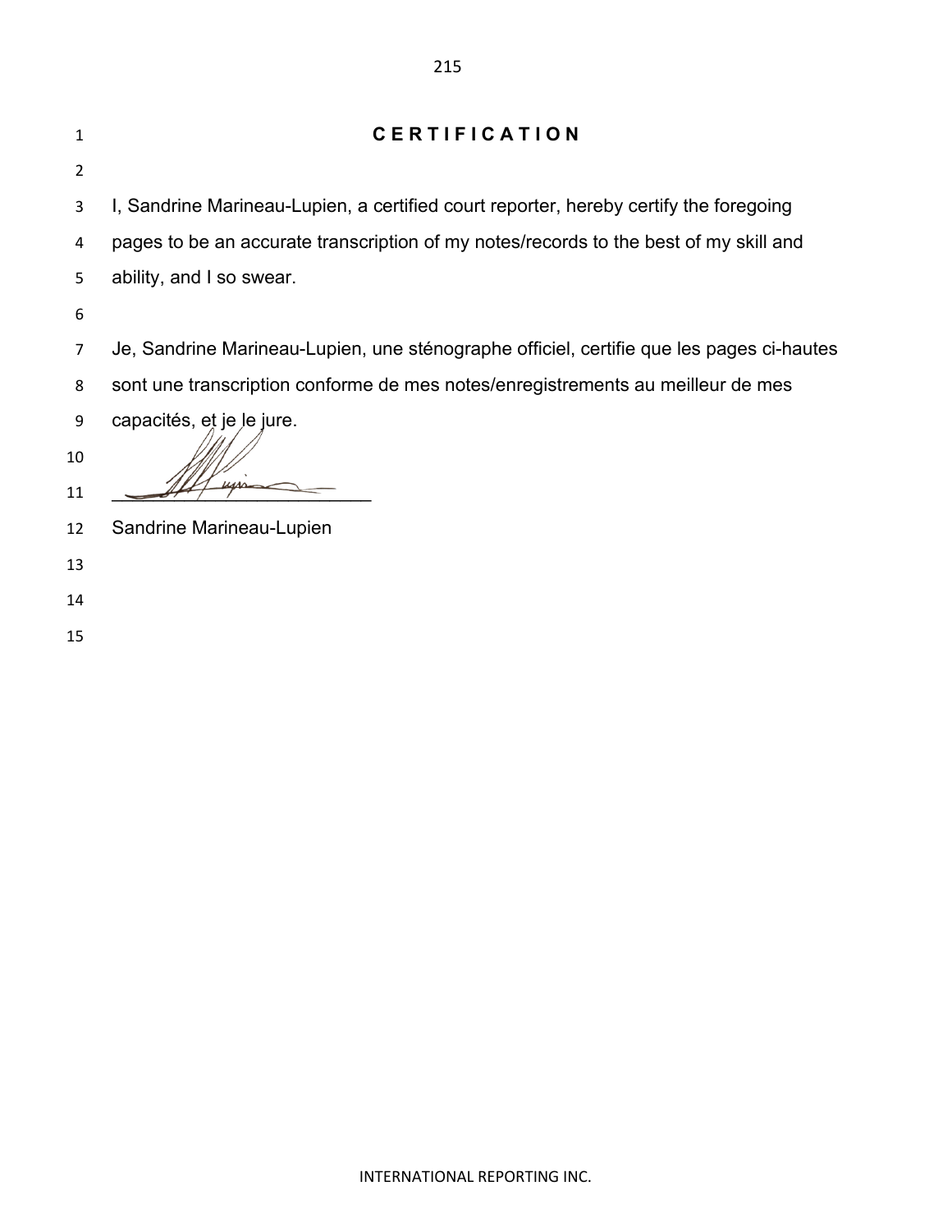# C E R T I F I C A T I O N

I, Sandrine Marineau-Lupien, a certified court reporter, hereby certify the foregoing pages to be an accurate transcription of my notes/records to the best of my skill and ability, and I so swear.

Je, Sandrine Marineau-Lupien, une sténographe officiel, certifie que les pages ci-hautes sont une transcription conforme de mes notes/enregistrements au meilleur de mes capacités, et je le jure.

\_\_\_\_\_\_\_\_\_\_\_\_\_\_\_\_\_\_\_\_\_\_\_\_\_\_\_\_

Sandrine Marineau-Lupien